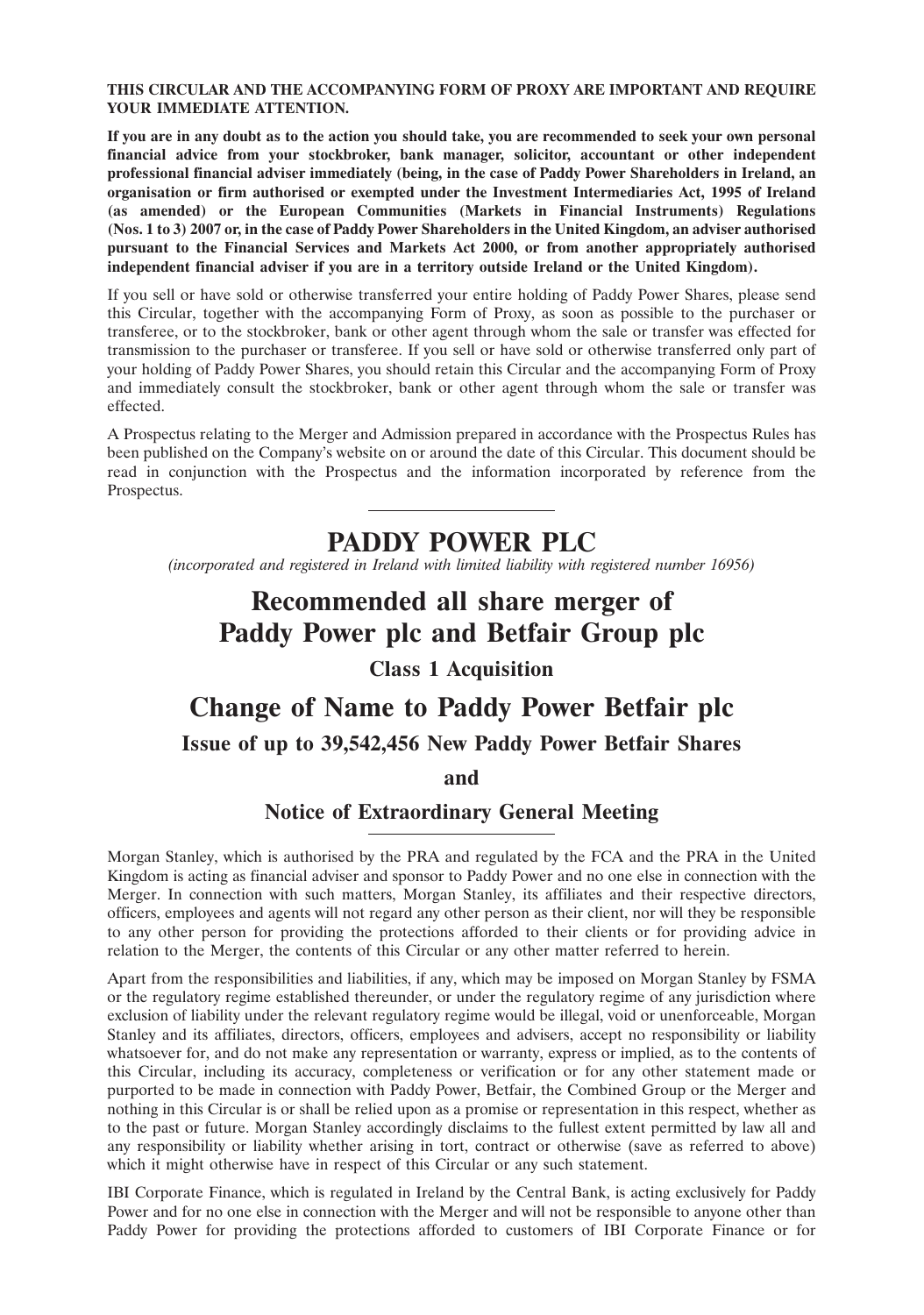**THIS CIRCULAR AND THE ACCOMPANYING FORM OF PROXY ARE IMPORTANT AND REQUIRE YOUR IMMEDIATE ATTENTION.**

**If you are in any doubt as to the action you should take, you are recommended to seek your own personal financial advice from your stockbroker, bank manager, solicitor, accountant or other independent professional financial adviser immediately (being, in the case of Paddy Power Shareholders in Ireland, an organisation or firm authorised or exempted under the Investment Intermediaries Act, 1995 of Ireland (as amended) or the European Communities (Markets in Financial Instruments) Regulations (Nos. 1 to 3) 2007 or, in the case of Paddy Power Shareholders in the United Kingdom, an adviser authorised pursuant to the Financial Services and Markets Act 2000, or from another appropriately authorised independent financial adviser if you are in a territory outside Ireland or the United Kingdom).**

If you sell or have sold or otherwise transferred your entire holding of Paddy Power Shares, please send this Circular, together with the accompanying Form of Proxy, as soon as possible to the purchaser or transferee, or to the stockbroker, bank or other agent through whom the sale or transfer was effected for transmission to the purchaser or transferee. If you sell or have sold or otherwise transferred only part of your holding of Paddy Power Shares, you should retain this Circular and the accompanying Form of Proxy and immediately consult the stockbroker, bank or other agent through whom the sale or transfer was effected.

A Prospectus relating to the Merger and Admission prepared in accordance with the Prospectus Rules has been published on the Company's website on or around the date of this Circular. This document should be read in conjunction with the Prospectus and the information incorporated by reference from the Prospectus.

---

# PADDY POWER PLC

*(incorporated and registered in Ireland with limited liability with registered number 16956)*

# Recommended all share merger of Paddy Power plc and Betfair Group plc

### Class 1 Acquisition

# Change of Name to Paddy Power Betfair plc

### Issue of up to 39,542,456 New Paddy Power Betfair Shares

### and

### Notice of Extraordinary General Meeting

---

Morgan Stanley, which is authorised by the PRA and regulated by the FCA and the PRA in the United Kingdom is acting as financial adviser and sponsor to Paddy Power and no one else in connection with the Merger. In connection with such matters, Morgan Stanley, its affiliates and their respective directors, officers, employees and agents will not regard any other person as their client, nor will they be responsible to any other person for providing the protections afforded to their clients or for providing advice in relation to the Merger, the contents of this Circular or any other matter referred to herein.

Apart from the responsibilities and liabilities, if any, which may be imposed on Morgan Stanley by FSMA or the regulatory regime established thereunder, or under the regulatory regime of any jurisdiction where exclusion of liability under the relevant regulatory regime would be illegal, void or unenforceable, Morgan Stanley and its affiliates, directors, officers, employees and advisers, accept no responsibility or liability whatsoever for, and do not make any representation or warranty, express or implied, as to the contents of this Circular, including its accuracy, completeness or verification or for any other statement made or purported to be made in connection with Paddy Power, Betfair, the Combined Group or the Merger and nothing in this Circular is or shall be relied upon as a promise or representation in this respect, whether as to the past or future. Morgan Stanley accordingly disclaims to the fullest extent permitted by law all and any responsibility or liability whether arising in tort, contract or otherwise (save as referred to above) which it might otherwise have in respect of this Circular or any such statement.

IBI Corporate Finance, which is regulated in Ireland by the Central Bank, is acting exclusively for Paddy Power and for no one else in connection with the Merger and will not be responsible to anyone other than Paddy Power for providing the protections afforded to customers of IBI Corporate Finance or for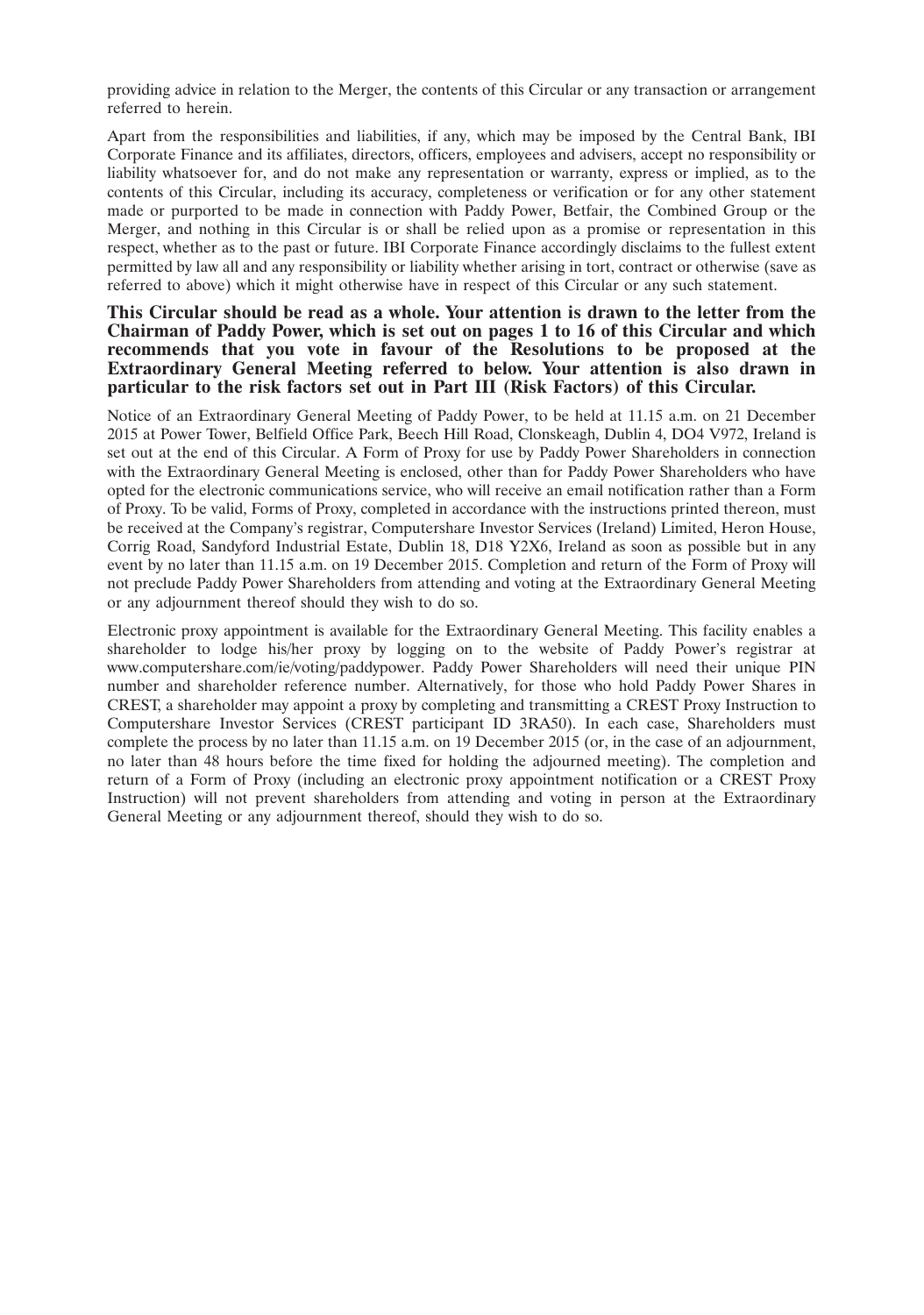providing advice in relation to the Merger, the contents of this Circular or any transaction or arrangement referred to herein.

Apart from the responsibilities and liabilities, if any, which may be imposed by the Central Bank, IBI Corporate Finance and its affiliates, directors, officers, employees and advisers, accept no responsibility or liability whatsoever for, and do not make any representation or warranty, express or implied, as to the contents of this Circular, including its accuracy, completeness or verification or for any other statement made or purported to be made in connection with Paddy Power, Betfair, the Combined Group or the Merger, and nothing in this Circular is or shall be relied upon as a promise or representation in this respect, whether as to the past or future. IBI Corporate Finance accordingly disclaims to the fullest extent permitted by law all and any responsibility or liability whether arising in tort, contract or otherwise (save as referred to above) which it might otherwise have in respect of this Circular or any such statement.

**This Circular should be read as a whole. Your attention is drawn to the letter from the Chairman of Paddy Power, which is set out on pages 1 to 16 of this Circular and which recommends that you vote in favour of the Resolutions to be proposed at the Extraordinary General Meeting referred to below. Your attention is also drawn in particular to the risk factors set out in Part III (Risk Factors) of this Circular.**

Notice of an Extraordinary General Meeting of Paddy Power, to be held at 11.15 a.m. on 21 December 2015 at Power Tower, Belfield Office Park, Beech Hill Road, Clonskeagh, Dublin 4, DO4 V972, Ireland is set out at the end of this Circular. A Form of Proxy for use by Paddy Power Shareholders in connection with the Extraordinary General Meeting is enclosed, other than for Paddy Power Shareholders who have opted for the electronic communications service, who will receive an email notification rather than a Form of Proxy. To be valid, Forms of Proxy, completed in accordance with the instructions printed thereon, must be received at the Company's registrar, Computershare Investor Services (Ireland) Limited, Heron House, Corrig Road, Sandyford Industrial Estate, Dublin 18, D18 Y2X6, Ireland as soon as possible but in any event by no later than 11.15 a.m. on 19 December 2015. Completion and return of the Form of Proxy will not preclude Paddy Power Shareholders from attending and voting at the Extraordinary General Meeting or any adjournment thereof should they wish to do so.

Electronic proxy appointment is available for the Extraordinary General Meeting. This facility enables a shareholder to lodge his/her proxy by logging on to the website of Paddy Power's registrar at www.computershare.com/ie/voting/paddypower. Paddy Power Shareholders will need their unique PIN number and shareholder reference number. Alternatively, for those who hold Paddy Power Shares in CREST, a shareholder may appoint a proxy by completing and transmitting a CREST Proxy Instruction to Computershare Investor Services (CREST participant ID 3RA50). In each case, Shareholders must complete the process by no later than 11.15 a.m. on 19 December 2015 (or, in the case of an adjournment, no later than 48 hours before the time fixed for holding the adjourned meeting). The completion and return of a Form of Proxy (including an electronic proxy appointment notification or a CREST Proxy Instruction) will not prevent shareholders from attending and voting in person at the Extraordinary General Meeting or any adjournment thereof, should they wish to do so.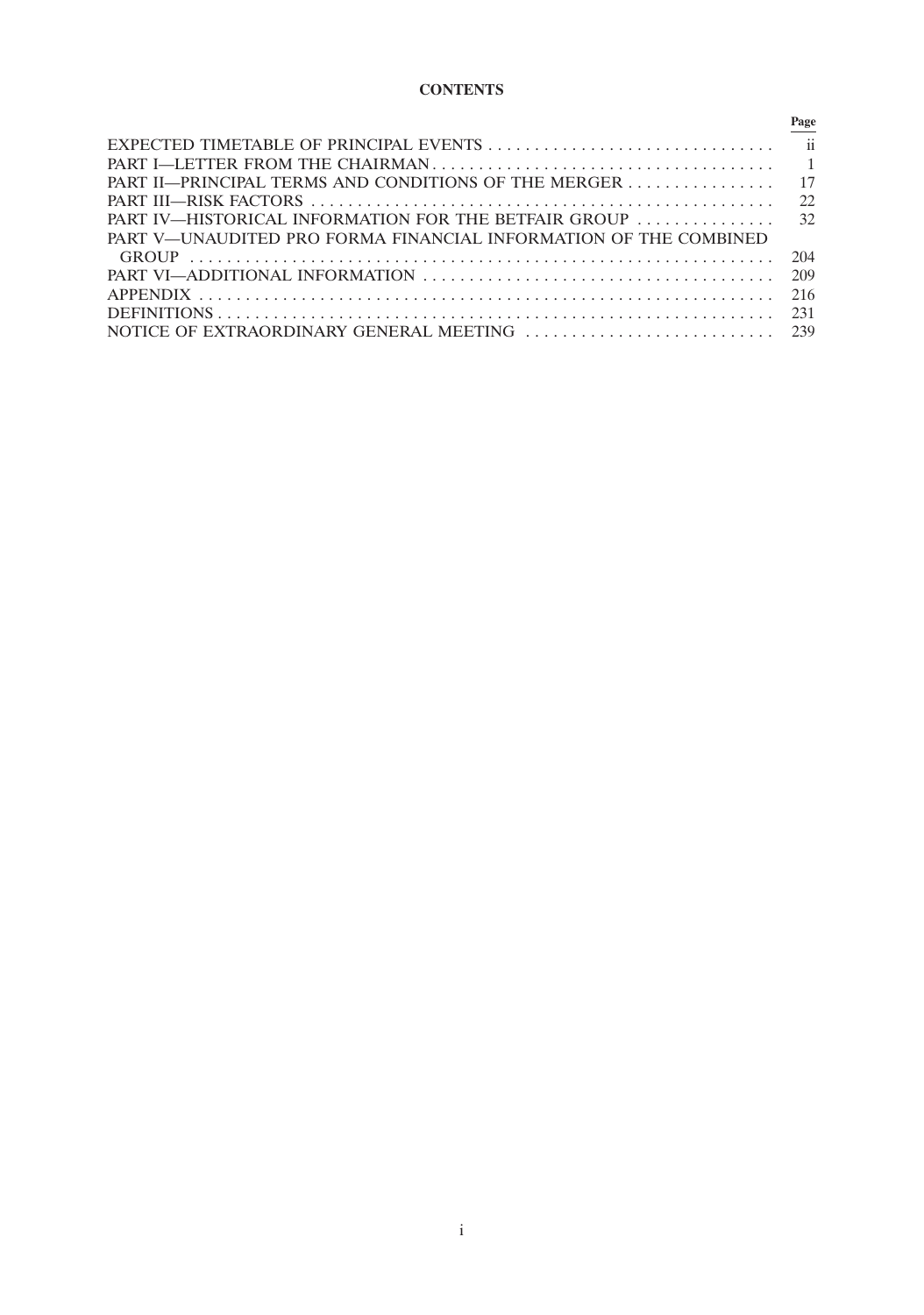# CONTENTS

| | Page |
|---|---|
| EXPECTED TIMETABLE OF PRINCIPAL EVENTS | ii |
| PART I—LETTER FROM THE CHAIRMAN | 1 |
| PART II—PRINCIPAL TERMS AND CONDITIONS OF THE MERGER | 17 |
| PART III—RISK FACTORS | 22 |
| PART IV—HISTORICAL INFORMATION FOR THE BETFAIR GROUP | 32 |
| PART V—UNAUDITED PRO FORMA FINANCIAL INFORMATION OF THE COMBINED GROUP | 204 |
| PART VI—ADDITIONAL INFORMATION | 209 |
| APPENDIX | 216 |
| DEFINITIONS | 231 |
| NOTICE OF EXTRAORDINARY GENERAL MEETING | 239 |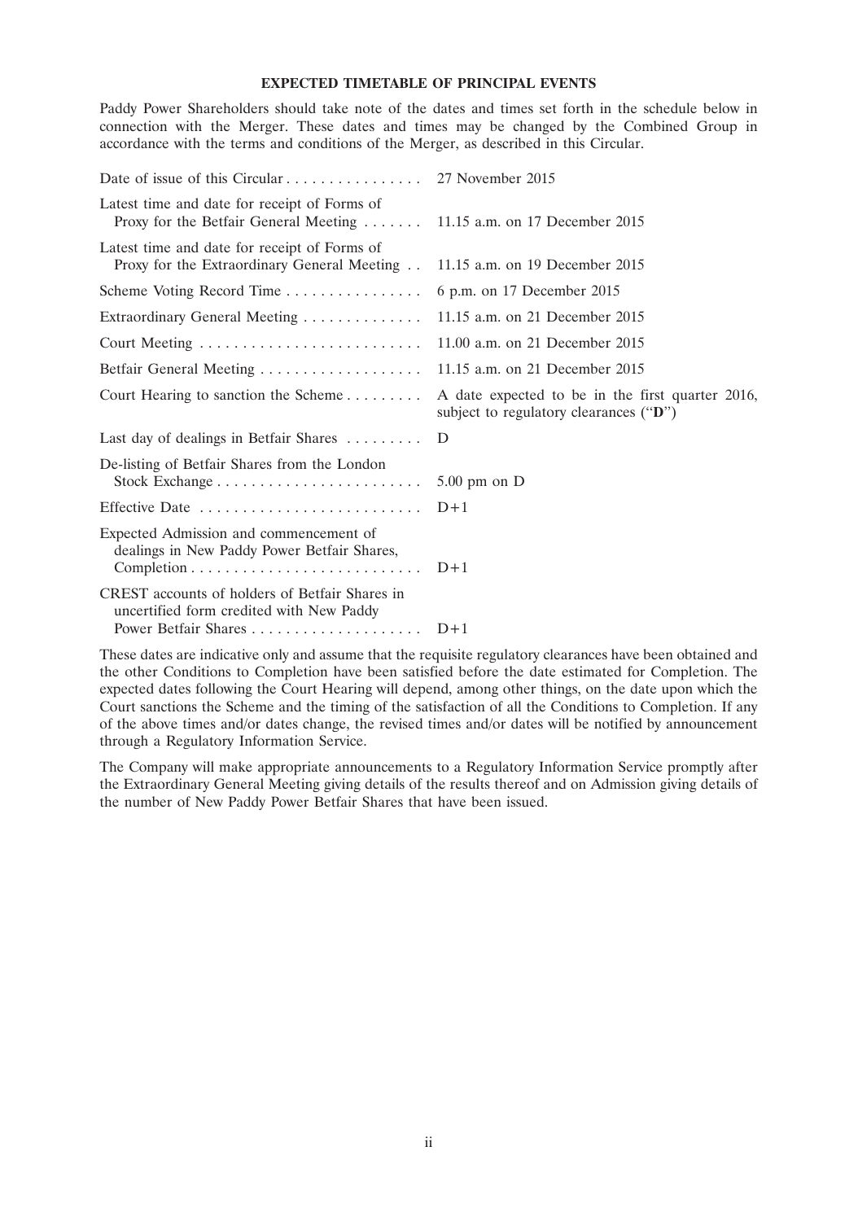# EXPECTED TIMETABLE OF PRINCIPAL EVENTS

Paddy Power Shareholders should take note of the dates and times set forth in the schedule below in connection with the Merger. These dates and times may be changed by the Combined Group in accordance with the terms and conditions of the Merger, as described in this Circular.

| | |
|---|---|
| Date of issue of this Circular | 27 November 2015 |
| Latest time and date for receipt of Forms of Proxy for the Betfair General Meeting | 11.15 a.m. on 17 December 2015 |
| Latest time and date for receipt of Forms of Proxy for the Extraordinary General Meeting | 11.15 a.m. on 19 December 2015 |
| Scheme Voting Record Time | 6 p.m. on 17 December 2015 |
| Extraordinary General Meeting | 11.15 a.m. on 21 December 2015 |
| Court Meeting | 11.00 a.m. on 21 December 2015 |
| Betfair General Meeting | 11.15 a.m. on 21 December 2015 |
| Court Hearing to sanction the Scheme | A date expected to be in the first quarter 2016, subject to regulatory clearances ("**D**") |
| Last day of dealings in Betfair Shares | D |
| De-listing of Betfair Shares from the London Stock Exchange | 5.00 pm on D |
| Effective Date | D+1 |
| Expected Admission and commencement of dealings in New Paddy Power Betfair Shares, Completion | D+1 |
| CREST accounts of holders of Betfair Shares in uncertified form credited with New Paddy Power Betfair Shares | D+1 |

These dates are indicative only and assume that the requisite regulatory clearances have been obtained and the other Conditions to Completion have been satisfied before the date estimated for Completion. The expected dates following the Court Hearing will depend, among other things, on the date upon which the Court sanctions the Scheme and the timing of the satisfaction of all the Conditions to Completion. If any of the above times and/or dates change, the revised times and/or dates will be notified by announcement through a Regulatory Information Service.

The Company will make appropriate announcements to a Regulatory Information Service promptly after the Extraordinary General Meeting giving details of the results thereof and on Admission giving details of the number of New Paddy Power Betfair Shares that have been issued.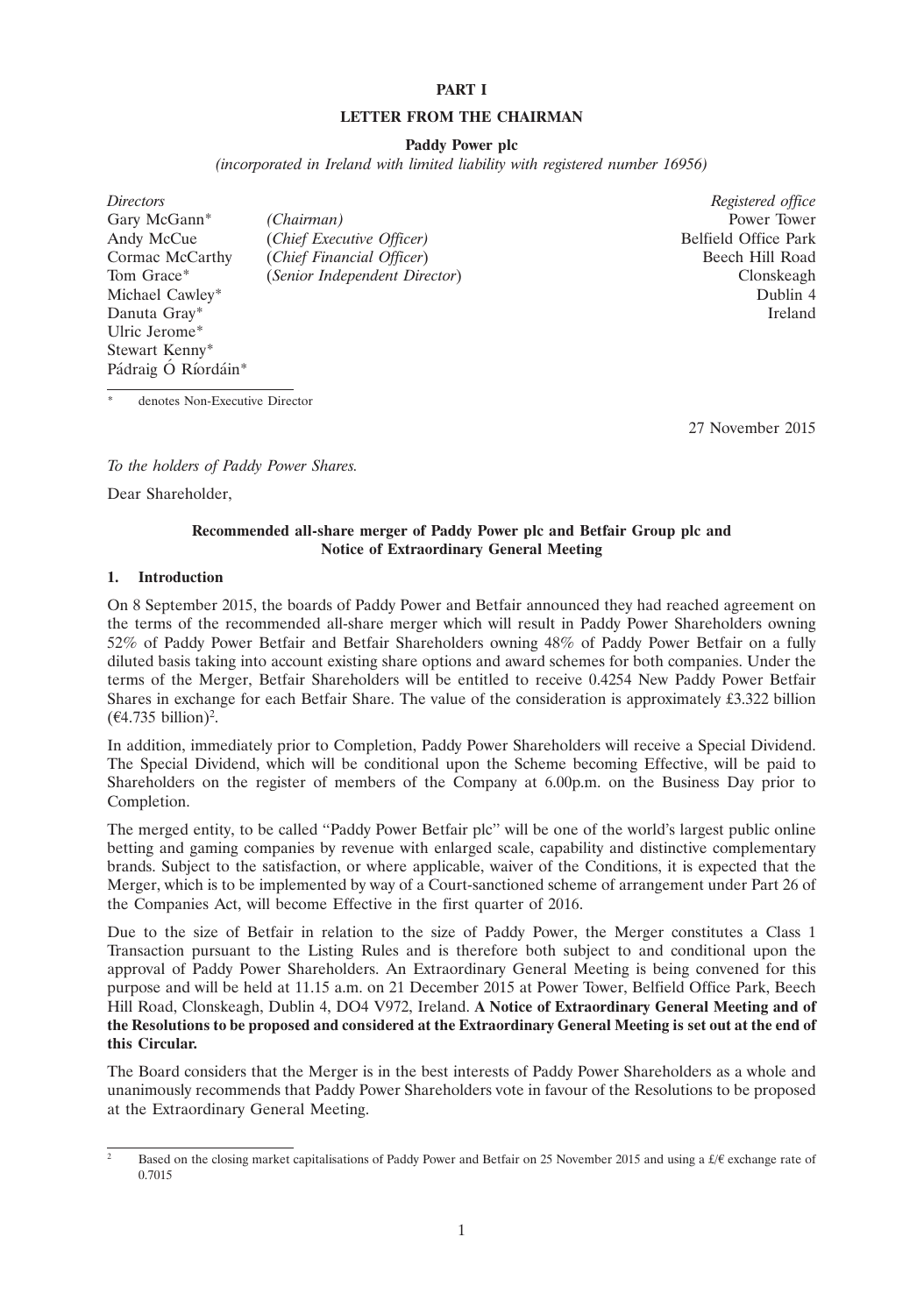# PART I

## LETTER FROM THE CHAIRMAN

**Paddy Power plc**

*(incorporated in Ireland with limited liability with registered number 16956)*

| *Directors* | | *Registered office* |
|---|---|---|
| Gary McGann* | *(Chairman)* | Power Tower |
| Andy McCue | (*Chief Executive Officer*) | Belfield Office Park |
| Cormac McCarthy | (*Chief Financial Officer*) | Beech Hill Road |
| Tom Grace* | (*Senior Independent Director*) | Clonskeagh |
| Michael Cawley* | | Dublin 4 |
| Danuta Gray* | | Ireland |
| Ulric Jerome* | | |
| Stewart Kenny* | | |
| Pádraig Ó Ríordáin* | | |

\* denotes Non-Executive Director

27 November 2015

*To the holders of Paddy Power Shares.*

Dear Shareholder,

**Recommended all-share merger of Paddy Power plc and Betfair Group plc and Notice of Extraordinary General Meeting**

**1. Introduction**

On 8 September 2015, the boards of Paddy Power and Betfair announced they had reached agreement on the terms of the recommended all-share merger which will result in Paddy Power Shareholders owning 52% of Paddy Power Betfair and Betfair Shareholders owning 48% of Paddy Power Betfair on a fully diluted basis taking into account existing share options and award schemes for both companies. Under the terms of the Merger, Betfair Shareholders will be entitled to receive 0.4254 New Paddy Power Betfair Shares in exchange for each Betfair Share. The value of the consideration is approximately £3.322 billion (€4.735 billion)[2].

In addition, immediately prior to Completion, Paddy Power Shareholders will receive a Special Dividend. The Special Dividend, which will be conditional upon the Scheme becoming Effective, will be paid to Shareholders on the register of members of the Company at 6.00p.m. on the Business Day prior to Completion.

The merged entity, to be called "Paddy Power Betfair plc" will be one of the world's largest public online betting and gaming companies by revenue with enlarged scale, capability and distinctive complementary brands. Subject to the satisfaction, or where applicable, waiver of the Conditions, it is expected that the Merger, which is to be implemented by way of a Court-sanctioned scheme of arrangement under Part 26 of the Companies Act, will become Effective in the first quarter of 2016.

Due to the size of Betfair in relation to the size of Paddy Power, the Merger constitutes a Class 1 Transaction pursuant to the Listing Rules and is therefore both subject to and conditional upon the approval of Paddy Power Shareholders. An Extraordinary General Meeting is being convened for this purpose and will be held at 11.15 a.m. on 21 December 2015 at Power Tower, Belfield Office Park, Beech Hill Road, Clonskeagh, Dublin 4, DO4 V972, Ireland. **A Notice of Extraordinary General Meeting and of the Resolutions to be proposed and considered at the Extraordinary General Meeting is set out at the end of this Circular.**

The Board considers that the Merger is in the best interests of Paddy Power Shareholders as a whole and unanimously recommends that Paddy Power Shareholders vote in favour of the Resolutions to be proposed at the Extraordinary General Meeting.

[2] Based on the closing market capitalisations of Paddy Power and Betfair on 25 November 2015 and using a £/€ exchange rate of 0.7015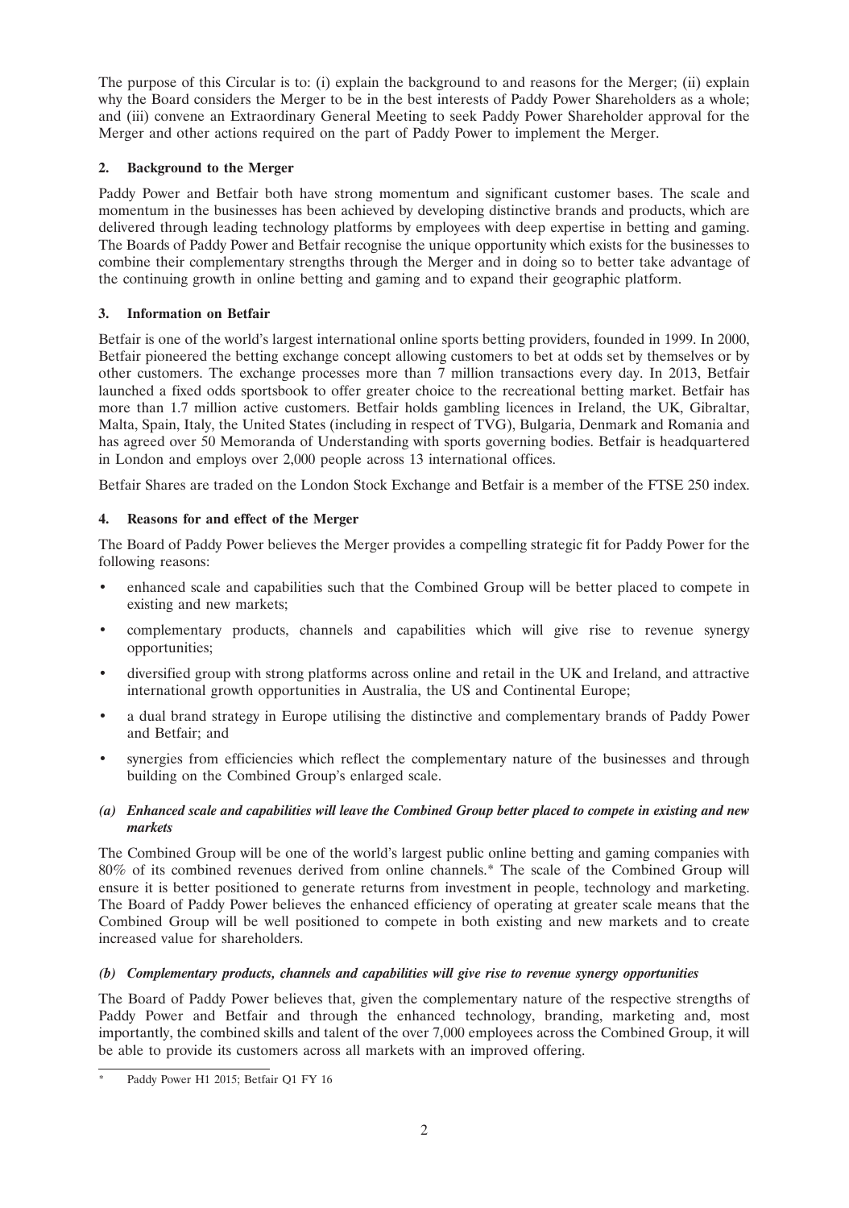The purpose of this Circular is to: (i) explain the background to and reasons for the Merger; (ii) explain why the Board considers the Merger to be in the best interests of Paddy Power Shareholders as a whole; and (iii) convene an Extraordinary General Meeting to seek Paddy Power Shareholder approval for the Merger and other actions required on the part of Paddy Power to implement the Merger.

## 2. Background to the Merger

Paddy Power and Betfair both have strong momentum and significant customer bases. The scale and momentum in the businesses has been achieved by developing distinctive brands and products, which are delivered through leading technology platforms by employees with deep expertise in betting and gaming. The Boards of Paddy Power and Betfair recognise the unique opportunity which exists for the businesses to combine their complementary strengths through the Merger and in doing so to better take advantage of the continuing growth in online betting and gaming and to expand their geographic platform.

## 3. Information on Betfair

Betfair is one of the world's largest international online sports betting providers, founded in 1999. In 2000, Betfair pioneered the betting exchange concept allowing customers to bet at odds set by themselves or by other customers. The exchange processes more than 7 million transactions every day. In 2013, Betfair launched a fixed odds sportsbook to offer greater choice to the recreational betting market. Betfair has more than 1.7 million active customers. Betfair holds gambling licences in Ireland, the UK, Gibraltar, Malta, Spain, Italy, the United States (including in respect of TVG), Bulgaria, Denmark and Romania and has agreed over 50 Memoranda of Understanding with sports governing bodies. Betfair is headquartered in London and employs over 2,000 people across 13 international offices.

Betfair Shares are traded on the London Stock Exchange and Betfair is a member of the FTSE 250 index.

## 4. Reasons for and effect of the Merger

The Board of Paddy Power believes the Merger provides a compelling strategic fit for Paddy Power for the following reasons:

- enhanced scale and capabilities such that the Combined Group will be better placed to compete in existing and new markets;
- complementary products, channels and capabilities which will give rise to revenue synergy opportunities;
- diversified group with strong platforms across online and retail in the UK and Ireland, and attractive international growth opportunities in Australia, the US and Continental Europe;
- a dual brand strategy in Europe utilising the distinctive and complementary brands of Paddy Power and Betfair; and
- synergies from efficiencies which reflect the complementary nature of the businesses and through building on the Combined Group's enlarged scale.

### *(a) Enhanced scale and capabilities will leave the Combined Group better placed to compete in existing and new markets*

The Combined Group will be one of the world's largest public online betting and gaming companies with 80% of its combined revenues derived from online channels.* The scale of the Combined Group will ensure it is better positioned to generate returns from investment in people, technology and marketing. The Board of Paddy Power believes the enhanced efficiency of operating at greater scale means that the Combined Group will be well positioned to compete in both existing and new markets and to create increased value for shareholders.

### *(b) Complementary products, channels and capabilities will give rise to revenue synergy opportunities*

The Board of Paddy Power believes that, given the complementary nature of the respective strengths of Paddy Power and Betfair and through the enhanced technology, branding, marketing and, most importantly, the combined skills and talent of the over 7,000 employees across the Combined Group, it will be able to provide its customers across all markets with an improved offering.

---

\* Paddy Power H1 2015; Betfair Q1 FY 16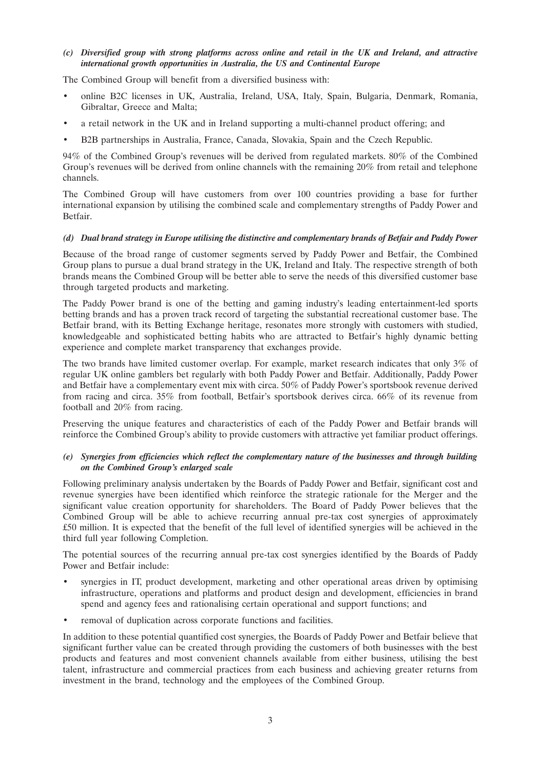***(c) Diversified group with strong platforms across online and retail in the UK and Ireland, and attractive international growth opportunities in Australia, the US and Continental Europe***

The Combined Group will benefit from a diversified business with:

- online B2C licenses in UK, Australia, Ireland, USA, Italy, Spain, Bulgaria, Denmark, Romania, Gibraltar, Greece and Malta;
- a retail network in the UK and in Ireland supporting a multi-channel product offering; and
- B2B partnerships in Australia, France, Canada, Slovakia, Spain and the Czech Republic.

94% of the Combined Group's revenues will be derived from regulated markets. 80% of the Combined Group's revenues will be derived from online channels with the remaining 20% from retail and telephone channels.

The Combined Group will have customers from over 100 countries providing a base for further international expansion by utilising the combined scale and complementary strengths of Paddy Power and Betfair.

***(d) Dual brand strategy in Europe utilising the distinctive and complementary brands of Betfair and Paddy Power***

Because of the broad range of customer segments served by Paddy Power and Betfair, the Combined Group plans to pursue a dual brand strategy in the UK, Ireland and Italy. The respective strength of both brands means the Combined Group will be better able to serve the needs of this diversified customer base through targeted products and marketing.

The Paddy Power brand is one of the betting and gaming industry's leading entertainment-led sports betting brands and has a proven track record of targeting the substantial recreational customer base. The Betfair brand, with its Betting Exchange heritage, resonates more strongly with customers with studied, knowledgeable and sophisticated betting habits who are attracted to Betfair's highly dynamic betting experience and complete market transparency that exchanges provide.

The two brands have limited customer overlap. For example, market research indicates that only 3% of regular UK online gamblers bet regularly with both Paddy Power and Betfair. Additionally, Paddy Power and Betfair have a complementary event mix with circa. 50% of Paddy Power's sportsbook revenue derived from racing and circa. 35% from football, Betfair's sportsbook derives circa. 66% of its revenue from football and 20% from racing.

Preserving the unique features and characteristics of each of the Paddy Power and Betfair brands will reinforce the Combined Group's ability to provide customers with attractive yet familiar product offerings.

***(e) Synergies from efficiencies which reflect the complementary nature of the businesses and through building on the Combined Group's enlarged scale***

Following preliminary analysis undertaken by the Boards of Paddy Power and Betfair, significant cost and revenue synergies have been identified which reinforce the strategic rationale for the Merger and the significant value creation opportunity for shareholders. The Board of Paddy Power believes that the Combined Group will be able to achieve recurring annual pre-tax cost synergies of approximately £50 million. It is expected that the benefit of the full level of identified synergies will be achieved in the third full year following Completion.

The potential sources of the recurring annual pre-tax cost synergies identified by the Boards of Paddy Power and Betfair include:

- synergies in IT, product development, marketing and other operational areas driven by optimising infrastructure, operations and platforms and product design and development, efficiencies in brand spend and agency fees and rationalising certain operational and support functions; and
- removal of duplication across corporate functions and facilities.

In addition to these potential quantified cost synergies, the Boards of Paddy Power and Betfair believe that significant further value can be created through providing the customers of both businesses with the best products and features and most convenient channels available from either business, utilising the best talent, infrastructure and commercial practices from each business and achieving greater returns from investment in the brand, technology and the employees of the Combined Group.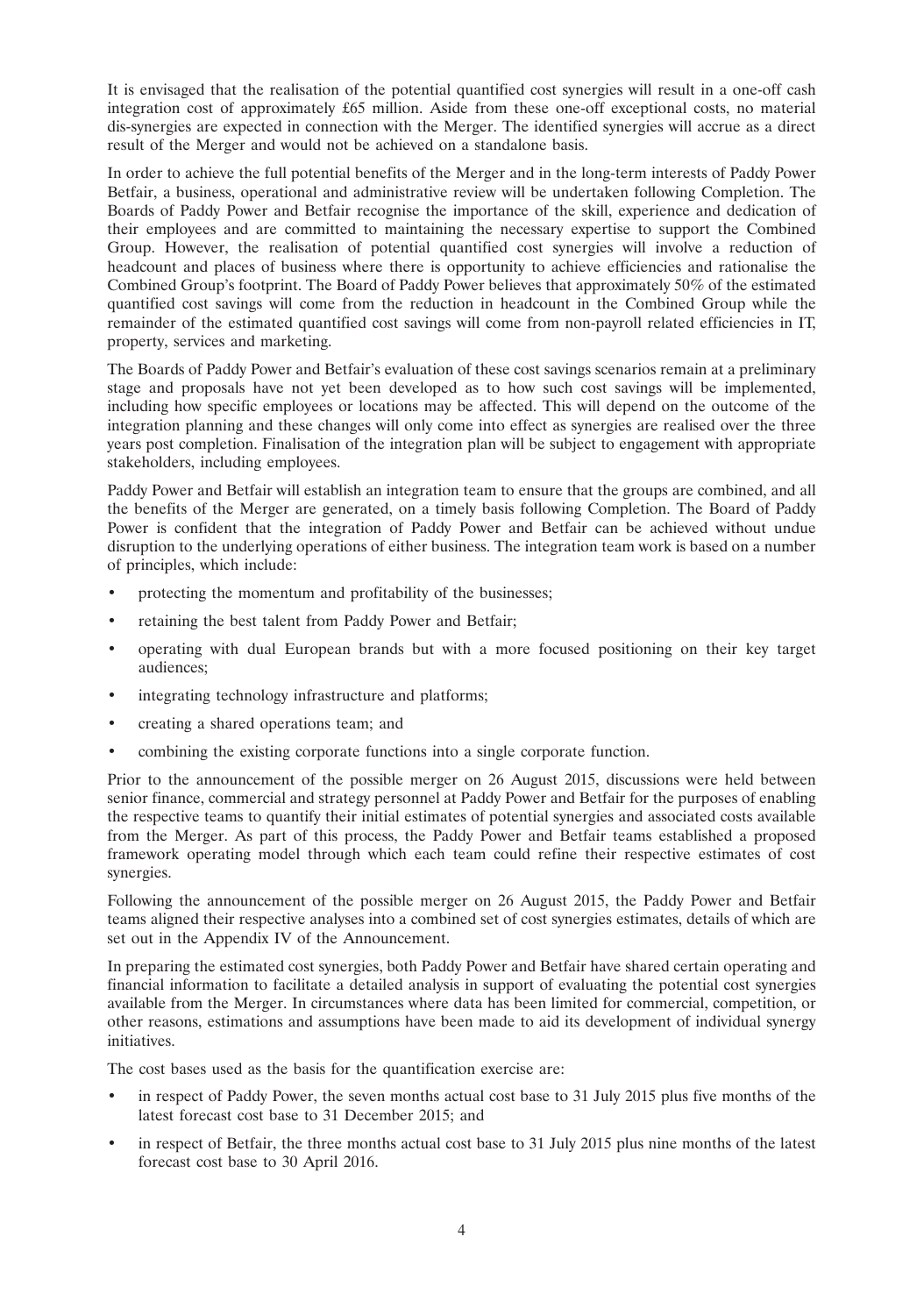It is envisaged that the realisation of the potential quantified cost synergies will result in a one-off cash integration cost of approximately £65 million. Aside from these one-off exceptional costs, no material dis-synergies are expected in connection with the Merger. The identified synergies will accrue as a direct result of the Merger and would not be achieved on a standalone basis.

In order to achieve the full potential benefits of the Merger and in the long-term interests of Paddy Power Betfair, a business, operational and administrative review will be undertaken following Completion. The Boards of Paddy Power and Betfair recognise the importance of the skill, experience and dedication of their employees and are committed to maintaining the necessary expertise to support the Combined Group. However, the realisation of potential quantified cost synergies will involve a reduction of headcount and places of business where there is opportunity to achieve efficiencies and rationalise the Combined Group's footprint. The Board of Paddy Power believes that approximately 50% of the estimated quantified cost savings will come from the reduction in headcount in the Combined Group while the remainder of the estimated quantified cost savings will come from non-payroll related efficiencies in IT, property, services and marketing.

The Boards of Paddy Power and Betfair's evaluation of these cost savings scenarios remain at a preliminary stage and proposals have not yet been developed as to how such cost savings will be implemented, including how specific employees or locations may be affected. This will depend on the outcome of the integration planning and these changes will only come into effect as synergies are realised over the three years post completion. Finalisation of the integration plan will be subject to engagement with appropriate stakeholders, including employees.

Paddy Power and Betfair will establish an integration team to ensure that the groups are combined, and all the benefits of the Merger are generated, on a timely basis following Completion. The Board of Paddy Power is confident that the integration of Paddy Power and Betfair can be achieved without undue disruption to the underlying operations of either business. The integration team work is based on a number of principles, which include:

- protecting the momentum and profitability of the businesses;
- retaining the best talent from Paddy Power and Betfair;
- operating with dual European brands but with a more focused positioning on their key target audiences;
- integrating technology infrastructure and platforms;
- creating a shared operations team; and
- combining the existing corporate functions into a single corporate function.

Prior to the announcement of the possible merger on 26 August 2015, discussions were held between senior finance, commercial and strategy personnel at Paddy Power and Betfair for the purposes of enabling the respective teams to quantify their initial estimates of potential synergies and associated costs available from the Merger. As part of this process, the Paddy Power and Betfair teams established a proposed framework operating model through which each team could refine their respective estimates of cost synergies.

Following the announcement of the possible merger on 26 August 2015, the Paddy Power and Betfair teams aligned their respective analyses into a combined set of cost synergies estimates, details of which are set out in the Appendix IV of the Announcement.

In preparing the estimated cost synergies, both Paddy Power and Betfair have shared certain operating and financial information to facilitate a detailed analysis in support of evaluating the potential cost synergies available from the Merger. In circumstances where data has been limited for commercial, competition, or other reasons, estimations and assumptions have been made to aid its development of individual synergy initiatives.

The cost bases used as the basis for the quantification exercise are:

- in respect of Paddy Power, the seven months actual cost base to 31 July 2015 plus five months of the latest forecast cost base to 31 December 2015; and
- in respect of Betfair, the three months actual cost base to 31 July 2015 plus nine months of the latest forecast cost base to 30 April 2016.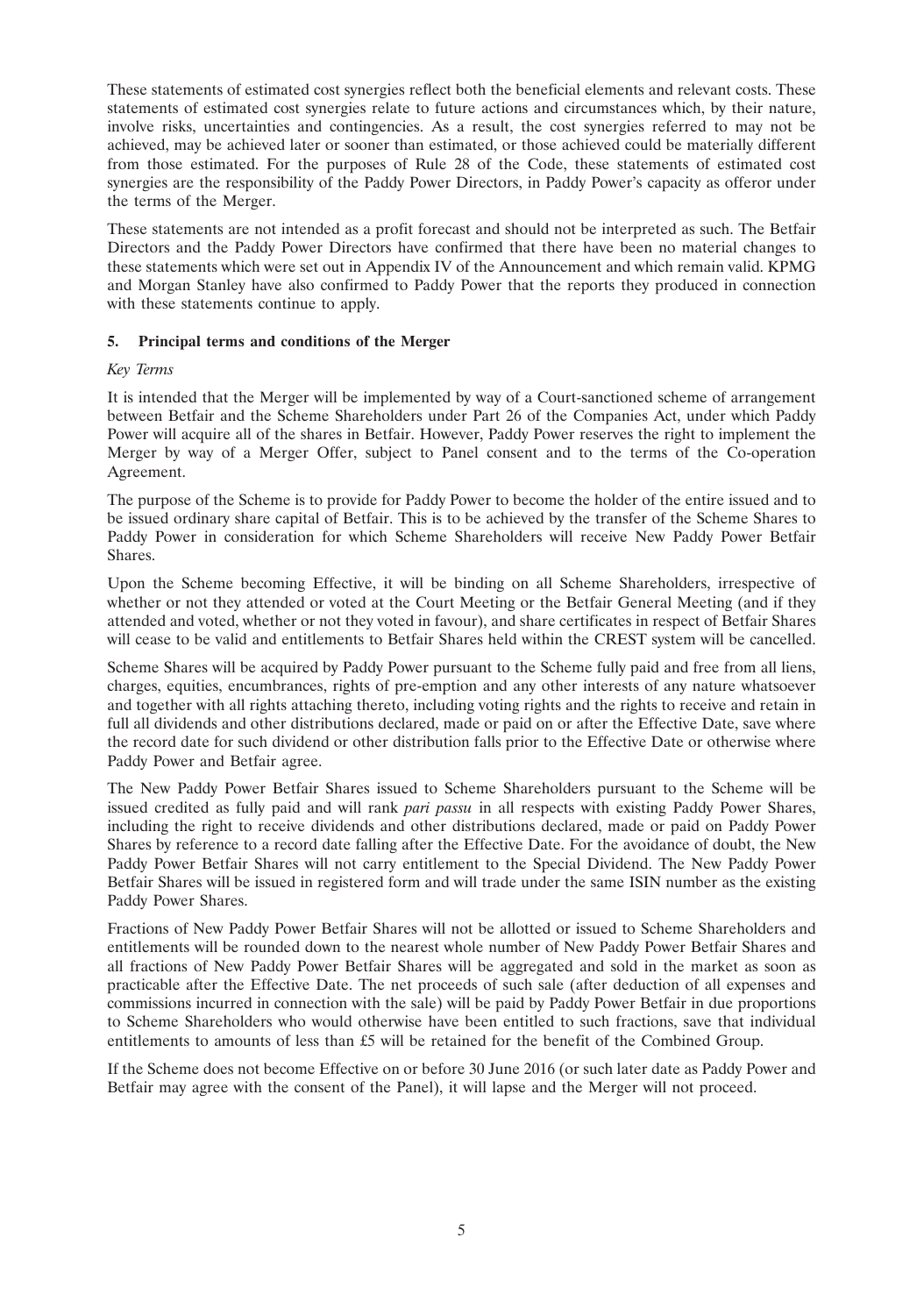These statements of estimated cost synergies reflect both the beneficial elements and relevant costs. These statements of estimated cost synergies relate to future actions and circumstances which, by their nature, involve risks, uncertainties and contingencies. As a result, the cost synergies referred to may not be achieved, may be achieved later or sooner than estimated, or those achieved could be materially different from those estimated. For the purposes of Rule 28 of the Code, these statements of estimated cost synergies are the responsibility of the Paddy Power Directors, in Paddy Power's capacity as offeror under the terms of the Merger.

These statements are not intended as a profit forecast and should not be interpreted as such. The Betfair Directors and the Paddy Power Directors have confirmed that there have been no material changes to these statements which were set out in Appendix IV of the Announcement and which remain valid. KPMG and Morgan Stanley have also confirmed to Paddy Power that the reports they produced in connection with these statements continue to apply.

## 5. Principal terms and conditions of the Merger

*Key Terms*

It is intended that the Merger will be implemented by way of a Court-sanctioned scheme of arrangement between Betfair and the Scheme Shareholders under Part 26 of the Companies Act, under which Paddy Power will acquire all of the shares in Betfair. However, Paddy Power reserves the right to implement the Merger by way of a Merger Offer, subject to Panel consent and to the terms of the Co-operation Agreement.

The purpose of the Scheme is to provide for Paddy Power to become the holder of the entire issued and to be issued ordinary share capital of Betfair. This is to be achieved by the transfer of the Scheme Shares to Paddy Power in consideration for which Scheme Shareholders will receive New Paddy Power Betfair Shares.

Upon the Scheme becoming Effective, it will be binding on all Scheme Shareholders, irrespective of whether or not they attended or voted at the Court Meeting or the Betfair General Meeting (and if they attended and voted, whether or not they voted in favour), and share certificates in respect of Betfair Shares will cease to be valid and entitlements to Betfair Shares held within the CREST system will be cancelled.

Scheme Shares will be acquired by Paddy Power pursuant to the Scheme fully paid and free from all liens, charges, equities, encumbrances, rights of pre-emption and any other interests of any nature whatsoever and together with all rights attaching thereto, including voting rights and the rights to receive and retain in full all dividends and other distributions declared, made or paid on or after the Effective Date, save where the record date for such dividend or other distribution falls prior to the Effective Date or otherwise where Paddy Power and Betfair agree.

The New Paddy Power Betfair Shares issued to Scheme Shareholders pursuant to the Scheme will be issued credited as fully paid and will rank *pari passu* in all respects with existing Paddy Power Shares, including the right to receive dividends and other distributions declared, made or paid on Paddy Power Shares by reference to a record date falling after the Effective Date. For the avoidance of doubt, the New Paddy Power Betfair Shares will not carry entitlement to the Special Dividend. The New Paddy Power Betfair Shares will be issued in registered form and will trade under the same ISIN number as the existing Paddy Power Shares.

Fractions of New Paddy Power Betfair Shares will not be allotted or issued to Scheme Shareholders and entitlements will be rounded down to the nearest whole number of New Paddy Power Betfair Shares and all fractions of New Paddy Power Betfair Shares will be aggregated and sold in the market as soon as practicable after the Effective Date. The net proceeds of such sale (after deduction of all expenses and commissions incurred in connection with the sale) will be paid by Paddy Power Betfair in due proportions to Scheme Shareholders who would otherwise have been entitled to such fractions, save that individual entitlements to amounts of less than £5 will be retained for the benefit of the Combined Group.

If the Scheme does not become Effective on or before 30 June 2016 (or such later date as Paddy Power and Betfair may agree with the consent of the Panel), it will lapse and the Merger will not proceed.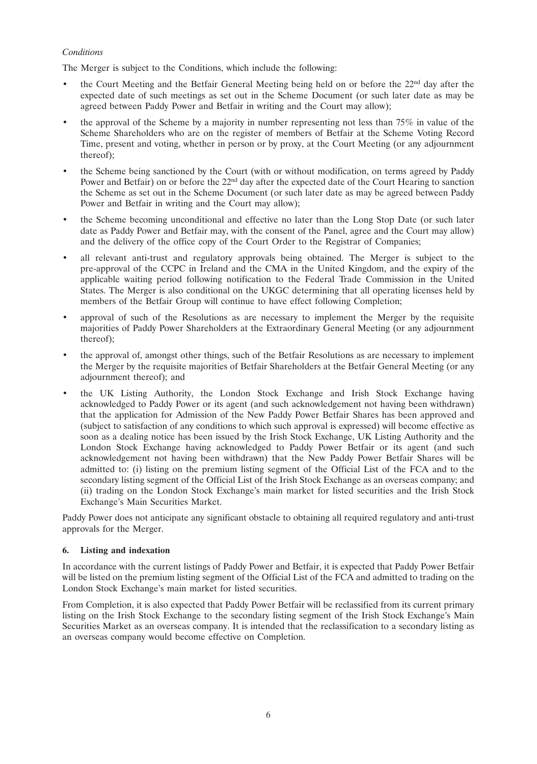*Conditions*

The Merger is subject to the Conditions, which include the following:

- the Court Meeting and the Betfair General Meeting being held on or before the 22nd day after the expected date of such meetings as set out in the Scheme Document (or such later date as may be agreed between Paddy Power and Betfair in writing and the Court may allow);
- the approval of the Scheme by a majority in number representing not less than 75% in value of the Scheme Shareholders who are on the register of members of Betfair at the Scheme Voting Record Time, present and voting, whether in person or by proxy, at the Court Meeting (or any adjournment thereof);
- the Scheme being sanctioned by the Court (with or without modification, on terms agreed by Paddy Power and Betfair) on or before the 22nd day after the expected date of the Court Hearing to sanction the Scheme as set out in the Scheme Document (or such later date as may be agreed between Paddy Power and Betfair in writing and the Court may allow);
- the Scheme becoming unconditional and effective no later than the Long Stop Date (or such later date as Paddy Power and Betfair may, with the consent of the Panel, agree and the Court may allow) and the delivery of the office copy of the Court Order to the Registrar of Companies;
- all relevant anti-trust and regulatory approvals being obtained. The Merger is subject to the pre-approval of the CCPC in Ireland and the CMA in the United Kingdom, and the expiry of the applicable waiting period following notification to the Federal Trade Commission in the United States. The Merger is also conditional on the UKGC determining that all operating licenses held by members of the Betfair Group will continue to have effect following Completion;
- approval of such of the Resolutions as are necessary to implement the Merger by the requisite majorities of Paddy Power Shareholders at the Extraordinary General Meeting (or any adjournment thereof);
- the approval of, amongst other things, such of the Betfair Resolutions as are necessary to implement the Merger by the requisite majorities of Betfair Shareholders at the Betfair General Meeting (or any adjournment thereof); and
- the UK Listing Authority, the London Stock Exchange and Irish Stock Exchange having acknowledged to Paddy Power or its agent (and such acknowledgement not having been withdrawn) that the application for Admission of the New Paddy Power Betfair Shares has been approved and (subject to satisfaction of any conditions to which such approval is expressed) will become effective as soon as a dealing notice has been issued by the Irish Stock Exchange, UK Listing Authority and the London Stock Exchange having acknowledged to Paddy Power Betfair or its agent (and such acknowledgement not having been withdrawn) that the New Paddy Power Betfair Shares will be admitted to: (i) listing on the premium listing segment of the Official List of the FCA and to the secondary listing segment of the Official List of the Irish Stock Exchange as an overseas company; and (ii) trading on the London Stock Exchange's main market for listed securities and the Irish Stock Exchange's Main Securities Market.

Paddy Power does not anticipate any significant obstacle to obtaining all required regulatory and anti-trust approvals for the Merger.

## 6. Listing and indexation

In accordance with the current listings of Paddy Power and Betfair, it is expected that Paddy Power Betfair will be listed on the premium listing segment of the Official List of the FCA and admitted to trading on the London Stock Exchange's main market for listed securities.

From Completion, it is also expected that Paddy Power Betfair will be reclassified from its current primary listing on the Irish Stock Exchange to the secondary listing segment of the Irish Stock Exchange's Main Securities Market as an overseas company. It is intended that the reclassification to a secondary listing as an overseas company would become effective on Completion.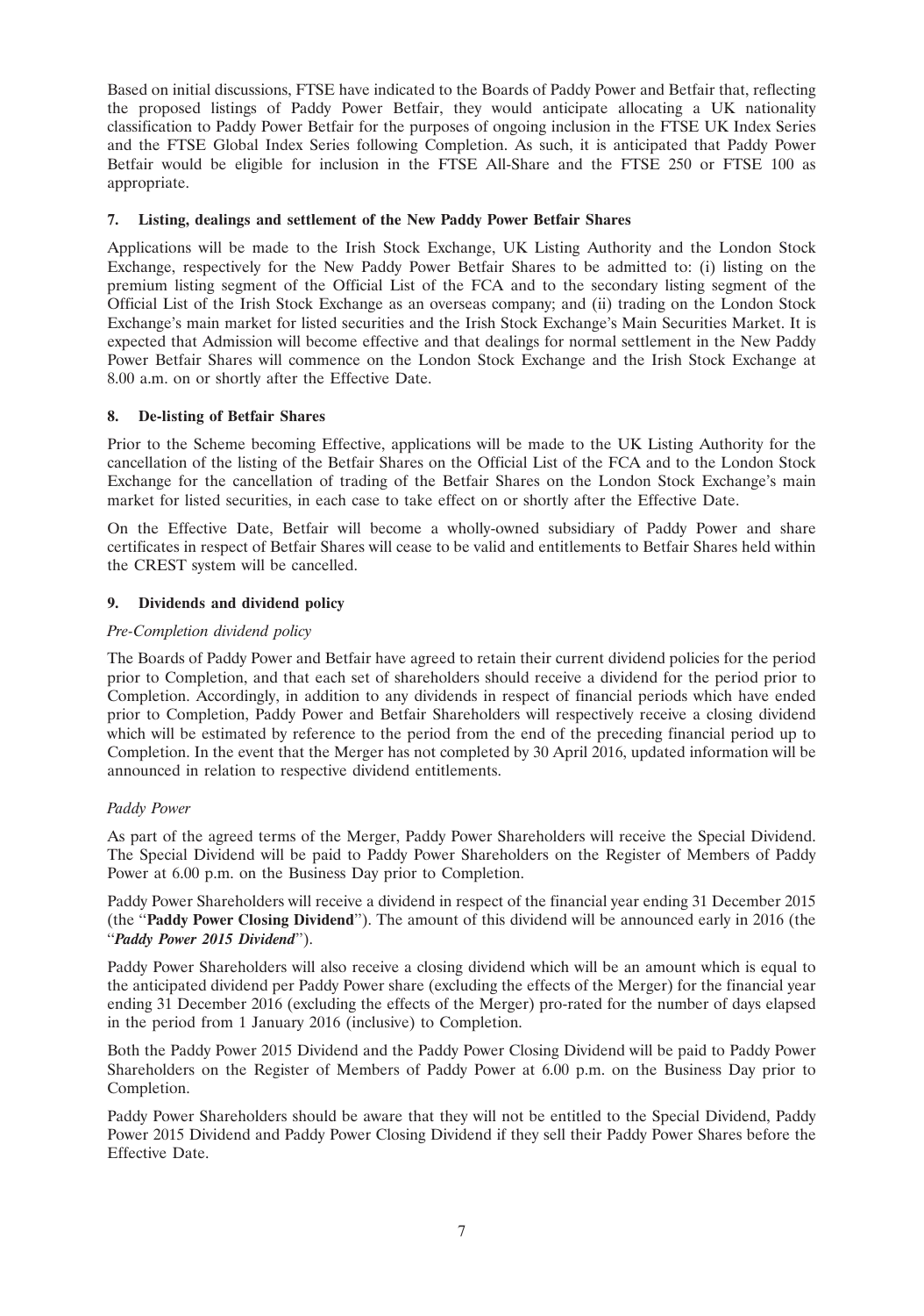Based on initial discussions, FTSE have indicated to the Boards of Paddy Power and Betfair that, reflecting the proposed listings of Paddy Power Betfair, they would anticipate allocating a UK nationality classification to Paddy Power Betfair for the purposes of ongoing inclusion in the FTSE UK Index Series and the FTSE Global Index Series following Completion. As such, it is anticipated that Paddy Power Betfair would be eligible for inclusion in the FTSE All-Share and the FTSE 250 or FTSE 100 as appropriate.

## 7. Listing, dealings and settlement of the New Paddy Power Betfair Shares

Applications will be made to the Irish Stock Exchange, UK Listing Authority and the London Stock Exchange, respectively for the New Paddy Power Betfair Shares to be admitted to: (i) listing on the premium listing segment of the Official List of the FCA and to the secondary listing segment of the Official List of the Irish Stock Exchange as an overseas company; and (ii) trading on the London Stock Exchange's main market for listed securities and the Irish Stock Exchange's Main Securities Market. It is expected that Admission will become effective and that dealings for normal settlement in the New Paddy Power Betfair Shares will commence on the London Stock Exchange and the Irish Stock Exchange at 8.00 a.m. on or shortly after the Effective Date.

## 8. De-listing of Betfair Shares

Prior to the Scheme becoming Effective, applications will be made to the UK Listing Authority for the cancellation of the listing of the Betfair Shares on the Official List of the FCA and to the London Stock Exchange for the cancellation of trading of the Betfair Shares on the London Stock Exchange's main market for listed securities, in each case to take effect on or shortly after the Effective Date.

On the Effective Date, Betfair will become a wholly-owned subsidiary of Paddy Power and share certificates in respect of Betfair Shares will cease to be valid and entitlements to Betfair Shares held within the CREST system will be cancelled.

## 9. Dividends and dividend policy

*Pre-Completion dividend policy*

The Boards of Paddy Power and Betfair have agreed to retain their current dividend policies for the period prior to Completion, and that each set of shareholders should receive a dividend for the period prior to Completion. Accordingly, in addition to any dividends in respect of financial periods which have ended prior to Completion, Paddy Power and Betfair Shareholders will respectively receive a closing dividend which will be estimated by reference to the period from the end of the preceding financial period up to Completion. In the event that the Merger has not completed by 30 April 2016, updated information will be announced in relation to respective dividend entitlements.

*Paddy Power*

As part of the agreed terms of the Merger, Paddy Power Shareholders will receive the Special Dividend. The Special Dividend will be paid to Paddy Power Shareholders on the Register of Members of Paddy Power at 6.00 p.m. on the Business Day prior to Completion.

Paddy Power Shareholders will receive a dividend in respect of the financial year ending 31 December 2015 (the "**Paddy Power Closing Dividend**"). The amount of this dividend will be announced early in 2016 (the "***Paddy Power 2015 Dividend***").

Paddy Power Shareholders will also receive a closing dividend which will be an amount which is equal to the anticipated dividend per Paddy Power share (excluding the effects of the Merger) for the financial year ending 31 December 2016 (excluding the effects of the Merger) pro-rated for the number of days elapsed in the period from 1 January 2016 (inclusive) to Completion.

Both the Paddy Power 2015 Dividend and the Paddy Power Closing Dividend will be paid to Paddy Power Shareholders on the Register of Members of Paddy Power at 6.00 p.m. on the Business Day prior to Completion.

Paddy Power Shareholders should be aware that they will not be entitled to the Special Dividend, Paddy Power 2015 Dividend and Paddy Power Closing Dividend if they sell their Paddy Power Shares before the Effective Date.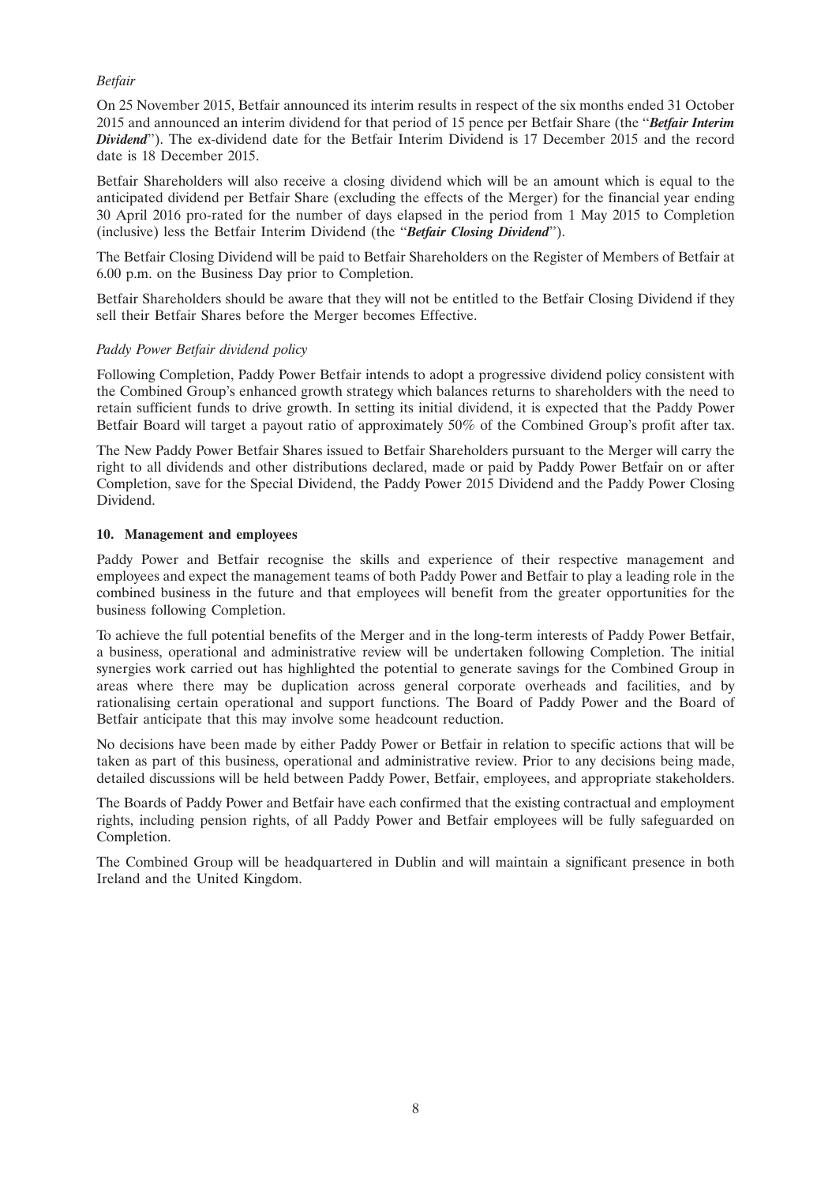*Betfair*

On 25 November 2015, Betfair announced its interim results in respect of the six months ended 31 October 2015 and announced an interim dividend for that period of 15 pence per Betfair Share (the "***Betfair Interim Dividend***"). The ex-dividend date for the Betfair Interim Dividend is 17 December 2015 and the record date is 18 December 2015.

Betfair Shareholders will also receive a closing dividend which will be an amount which is equal to the anticipated dividend per Betfair Share (excluding the effects of the Merger) for the financial year ending 30 April 2016 pro-rated for the number of days elapsed in the period from 1 May 2015 to Completion (inclusive) less the Betfair Interim Dividend (the "***Betfair Closing Dividend***").

The Betfair Closing Dividend will be paid to Betfair Shareholders on the Register of Members of Betfair at 6.00 p.m. on the Business Day prior to Completion.

Betfair Shareholders should be aware that they will not be entitled to the Betfair Closing Dividend if they sell their Betfair Shares before the Merger becomes Effective.

*Paddy Power Betfair dividend policy*

Following Completion, Paddy Power Betfair intends to adopt a progressive dividend policy consistent with the Combined Group's enhanced growth strategy which balances returns to shareholders with the need to retain sufficient funds to drive growth. In setting its initial dividend, it is expected that the Paddy Power Betfair Board will target a payout ratio of approximately 50% of the Combined Group's profit after tax.

The New Paddy Power Betfair Shares issued to Betfair Shareholders pursuant to the Merger will carry the right to all dividends and other distributions declared, made or paid by Paddy Power Betfair on or after Completion, save for the Special Dividend, the Paddy Power 2015 Dividend and the Paddy Power Closing Dividend.

**10. Management and employees**

Paddy Power and Betfair recognise the skills and experience of their respective management and employees and expect the management teams of both Paddy Power and Betfair to play a leading role in the combined business in the future and that employees will benefit from the greater opportunities for the business following Completion.

To achieve the full potential benefits of the Merger and in the long-term interests of Paddy Power Betfair, a business, operational and administrative review will be undertaken following Completion. The initial synergies work carried out has highlighted the potential to generate savings for the Combined Group in areas where there may be duplication across general corporate overheads and facilities, and by rationalising certain operational and support functions. The Board of Paddy Power and the Board of Betfair anticipate that this may involve some headcount reduction.

No decisions have been made by either Paddy Power or Betfair in relation to specific actions that will be taken as part of this business, operational and administrative review. Prior to any decisions being made, detailed discussions will be held between Paddy Power, Betfair, employees, and appropriate stakeholders.

The Boards of Paddy Power and Betfair have each confirmed that the existing contractual and employment rights, including pension rights, of all Paddy Power and Betfair employees will be fully safeguarded on Completion.

The Combined Group will be headquartered in Dublin and will maintain a significant presence in both Ireland and the United Kingdom.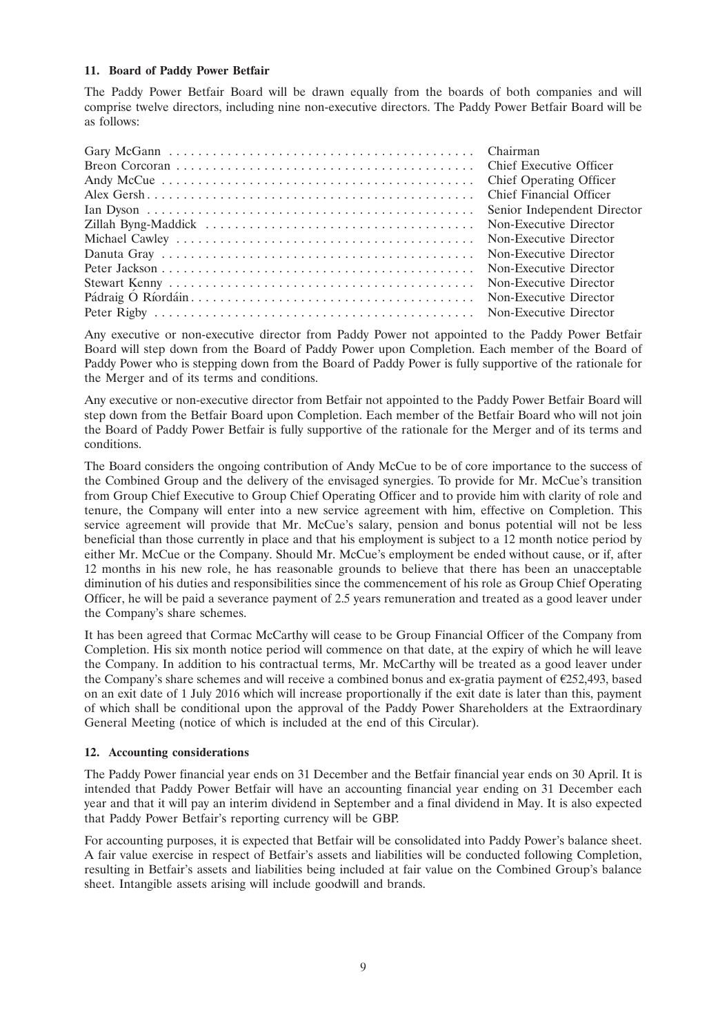### 11. Board of Paddy Power Betfair

The Paddy Power Betfair Board will be drawn equally from the boards of both companies and will comprise twelve directors, including nine non-executive directors. The Paddy Power Betfair Board will be as follows:

| | |
|---|---|
| Gary McGann | Chairman |
| Breon Corcoran | Chief Executive Officer |
| Andy McCue | Chief Operating Officer |
| Alex Gersh | Chief Financial Officer |
| Ian Dyson | Senior Independent Director |
| Zillah Byng-Maddick | Non-Executive Director |
| Michael Cawley | Non-Executive Director |
| Danuta Gray | Non-Executive Director |
| Peter Jackson | Non-Executive Director |
| Stewart Kenny | Non-Executive Director |
| Pádraig Ó Ríordáin | Non-Executive Director |
| Peter Rigby | Non-Executive Director |

Any executive or non-executive director from Paddy Power not appointed to the Paddy Power Betfair Board will step down from the Board of Paddy Power upon Completion. Each member of the Board of Paddy Power who is stepping down from the Board of Paddy Power is fully supportive of the rationale for the Merger and of its terms and conditions.

Any executive or non-executive director from Betfair not appointed to the Paddy Power Betfair Board will step down from the Betfair Board upon Completion. Each member of the Betfair Board who will not join the Board of Paddy Power Betfair is fully supportive of the rationale for the Merger and of its terms and conditions.

The Board considers the ongoing contribution of Andy McCue to be of core importance to the success of the Combined Group and the delivery of the envisaged synergies. To provide for Mr. McCue's transition from Group Chief Executive to Group Chief Operating Officer and to provide him with clarity of role and tenure, the Company will enter into a new service agreement with him, effective on Completion. This service agreement will provide that Mr. McCue's salary, pension and bonus potential will not be less beneficial than those currently in place and that his employment is subject to a 12 month notice period by either Mr. McCue or the Company. Should Mr. McCue's employment be ended without cause, or if, after 12 months in his new role, he has reasonable grounds to believe that there has been an unacceptable diminution of his duties and responsibilities since the commencement of his role as Group Chief Operating Officer, he will be paid a severance payment of 2.5 years remuneration and treated as a good leaver under the Company's share schemes.

It has been agreed that Cormac McCarthy will cease to be Group Financial Officer of the Company from Completion. His six month notice period will commence on that date, at the expiry of which he will leave the Company. In addition to his contractual terms, Mr. McCarthy will be treated as a good leaver under the Company's share schemes and will receive a combined bonus and ex-gratia payment of €252,493, based on an exit date of 1 July 2016 which will increase proportionally if the exit date is later than this, payment of which shall be conditional upon the approval of the Paddy Power Shareholders at the Extraordinary General Meeting (notice of which is included at the end of this Circular).

### 12. Accounting considerations

The Paddy Power financial year ends on 31 December and the Betfair financial year ends on 30 April. It is intended that Paddy Power Betfair will have an accounting financial year ending on 31 December each year and that it will pay an interim dividend in September and a final dividend in May. It is also expected that Paddy Power Betfair's reporting currency will be GBP.

For accounting purposes, it is expected that Betfair will be consolidated into Paddy Power's balance sheet. A fair value exercise in respect of Betfair's assets and liabilities will be conducted following Completion, resulting in Betfair's assets and liabilities being included at fair value on the Combined Group's balance sheet. Intangible assets arising will include goodwill and brands.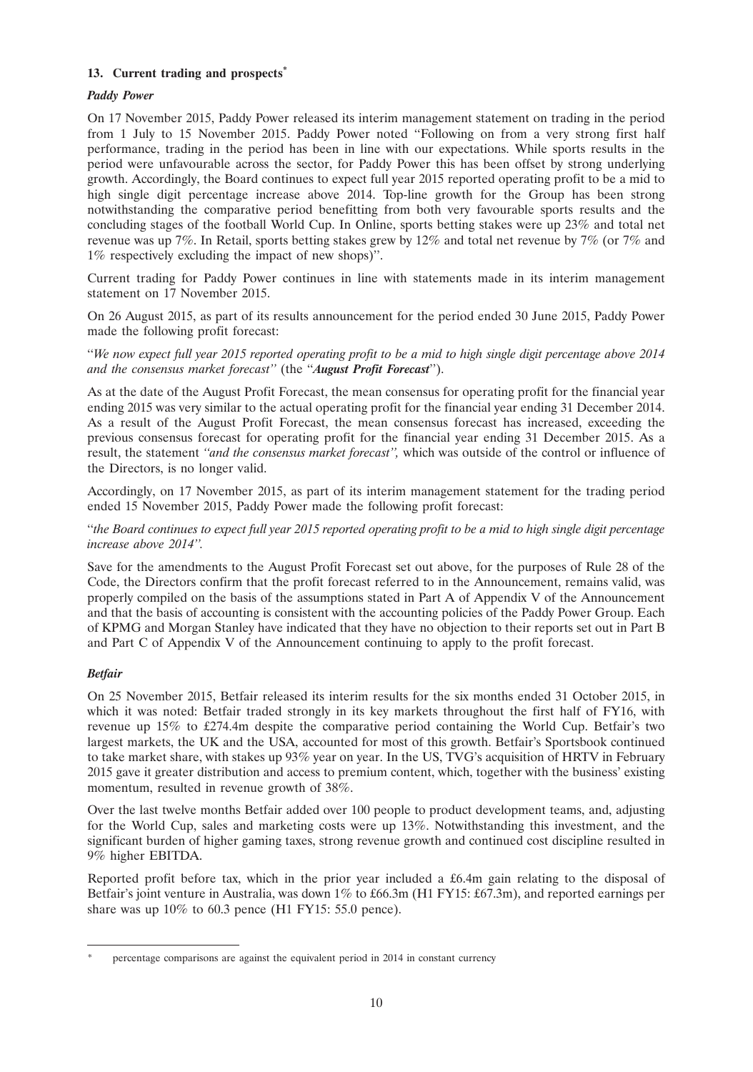### 13. Current trading and prospects*

#### *Paddy Power*

On 17 November 2015, Paddy Power released its interim management statement on trading in the period from 1 July to 15 November 2015. Paddy Power noted "Following on from a very strong first half performance, trading in the period has been in line with our expectations. While sports results in the period were unfavourable across the sector, for Paddy Power this has been offset by strong underlying growth. Accordingly, the Board continues to expect full year 2015 reported operating profit to be a mid to high single digit percentage increase above 2014. Top-line growth for the Group has been strong notwithstanding the comparative period benefitting from both very favourable sports results and the concluding stages of the football World Cup. In Online, sports betting stakes were up 23% and total net revenue was up 7%. In Retail, sports betting stakes grew by 12% and total net revenue by 7% (or 7% and 1% respectively excluding the impact of new shops)".

Current trading for Paddy Power continues in line with statements made in its interim management statement on 17 November 2015.

On 26 August 2015, as part of its results announcement for the period ended 30 June 2015, Paddy Power made the following profit forecast:

"*We now expect full year 2015 reported operating profit to be a mid to high single digit percentage above 2014 and the consensus market forecast*" (the "***August Profit Forecast***").

As at the date of the August Profit Forecast, the mean consensus for operating profit for the financial year ending 2015 was very similar to the actual operating profit for the financial year ending 31 December 2014. As a result of the August Profit Forecast, the mean consensus forecast has increased, exceeding the previous consensus forecast for operating profit for the financial year ending 31 December 2015. As a result, the statement *"and the consensus market forecast",* which was outside of the control or influence of the Directors, is no longer valid.

Accordingly, on 17 November 2015, as part of its interim management statement for the trading period ended 15 November 2015, Paddy Power made the following profit forecast:

"*the Board continues to expect full year 2015 reported operating profit to be a mid to high single digit percentage increase above 2014*".

Save for the amendments to the August Profit Forecast set out above, for the purposes of Rule 28 of the Code, the Directors confirm that the profit forecast referred to in the Announcement, remains valid, was properly compiled on the basis of the assumptions stated in Part A of Appendix V of the Announcement and that the basis of accounting is consistent with the accounting policies of the Paddy Power Group. Each of KPMG and Morgan Stanley have indicated that they have no objection to their reports set out in Part B and Part C of Appendix V of the Announcement continuing to apply to the profit forecast.

#### *Betfair*

On 25 November 2015, Betfair released its interim results for the six months ended 31 October 2015, in which it was noted: Betfair traded strongly in its key markets throughout the first half of FY16, with revenue up 15% to £274.4m despite the comparative period containing the World Cup. Betfair's two largest markets, the UK and the USA, accounted for most of this growth. Betfair's Sportsbook continued to take market share, with stakes up 93% year on year. In the US, TVG's acquisition of HRTV in February 2015 gave it greater distribution and access to premium content, which, together with the business' existing momentum, resulted in revenue growth of 38%.

Over the last twelve months Betfair added over 100 people to product development teams, and, adjusting for the World Cup, sales and marketing costs were up 13%. Notwithstanding this investment, and the significant burden of higher gaming taxes, strong revenue growth and continued cost discipline resulted in 9% higher EBITDA.

Reported profit before tax, which in the prior year included a £6.4m gain relating to the disposal of Betfair's joint venture in Australia, was down 1% to £66.3m (H1 FY15: £67.3m), and reported earnings per share was up 10% to 60.3 pence (H1 FY15: 55.0 pence).

---

\* percentage comparisons are against the equivalent period in 2014 in constant currency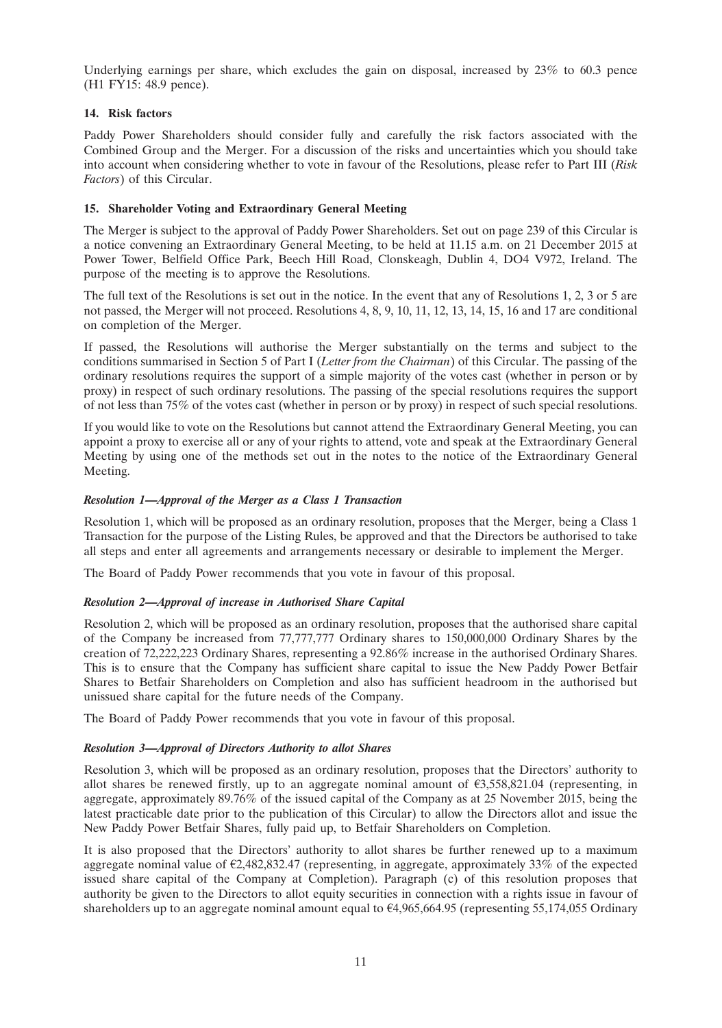Underlying earnings per share, which excludes the gain on disposal, increased by 23% to 60.3 pence (H1 FY15: 48.9 pence).

## 14. Risk factors

Paddy Power Shareholders should consider fully and carefully the risk factors associated with the Combined Group and the Merger. For a discussion of the risks and uncertainties which you should take into account when considering whether to vote in favour of the Resolutions, please refer to Part III (*Risk Factors*) of this Circular.

## 15. Shareholder Voting and Extraordinary General Meeting

The Merger is subject to the approval of Paddy Power Shareholders. Set out on page 239 of this Circular is a notice convening an Extraordinary General Meeting, to be held at 11.15 a.m. on 21 December 2015 at Power Tower, Belfield Office Park, Beech Hill Road, Clonskeagh, Dublin 4, DO4 V972, Ireland. The purpose of the meeting is to approve the Resolutions.

The full text of the Resolutions is set out in the notice. In the event that any of Resolutions 1, 2, 3 or 5 are not passed, the Merger will not proceed. Resolutions 4, 8, 9, 10, 11, 12, 13, 14, 15, 16 and 17 are conditional on completion of the Merger.

If passed, the Resolutions will authorise the Merger substantially on the terms and subject to the conditions summarised in Section 5 of Part I (*Letter from the Chairman*) of this Circular. The passing of the ordinary resolutions requires the support of a simple majority of the votes cast (whether in person or by proxy) in respect of such ordinary resolutions. The passing of the special resolutions requires the support of not less than 75% of the votes cast (whether in person or by proxy) in respect of such special resolutions.

If you would like to vote on the Resolutions but cannot attend the Extraordinary General Meeting, you can appoint a proxy to exercise all or any of your rights to attend, vote and speak at the Extraordinary General Meeting by using one of the methods set out in the notes to the notice of the Extraordinary General Meeting.

### *Resolution 1—Approval of the Merger as a Class 1 Transaction*

Resolution 1, which will be proposed as an ordinary resolution, proposes that the Merger, being a Class 1 Transaction for the purpose of the Listing Rules, be approved and that the Directors be authorised to take all steps and enter all agreements and arrangements necessary or desirable to implement the Merger.

The Board of Paddy Power recommends that you vote in favour of this proposal.

### *Resolution 2—Approval of increase in Authorised Share Capital*

Resolution 2, which will be proposed as an ordinary resolution, proposes that the authorised share capital of the Company be increased from 77,777,777 Ordinary shares to 150,000,000 Ordinary Shares by the creation of 72,222,223 Ordinary Shares, representing a 92.86% increase in the authorised Ordinary Shares. This is to ensure that the Company has sufficient share capital to issue the New Paddy Power Betfair Shares to Betfair Shareholders on Completion and also has sufficient headroom in the authorised but unissued share capital for the future needs of the Company.

The Board of Paddy Power recommends that you vote in favour of this proposal.

### *Resolution 3—Approval of Directors Authority to allot Shares*

Resolution 3, which will be proposed as an ordinary resolution, proposes that the Directors' authority to allot shares be renewed firstly, up to an aggregate nominal amount of €3,558,821.04 (representing, in aggregate, approximately 89.76% of the issued capital of the Company as at 25 November 2015, being the latest practicable date prior to the publication of this Circular) to allow the Directors allot and issue the New Paddy Power Betfair Shares, fully paid up, to Betfair Shareholders on Completion.

It is also proposed that the Directors' authority to allot shares be further renewed up to a maximum aggregate nominal value of €2,482,832.47 (representing, in aggregate, approximately 33% of the expected issued share capital of the Company at Completion). Paragraph (c) of this resolution proposes that authority be given to the Directors to allot equity securities in connection with a rights issue in favour of shareholders up to an aggregate nominal amount equal to €4,965,664.95 (representing 55,174,055 Ordinary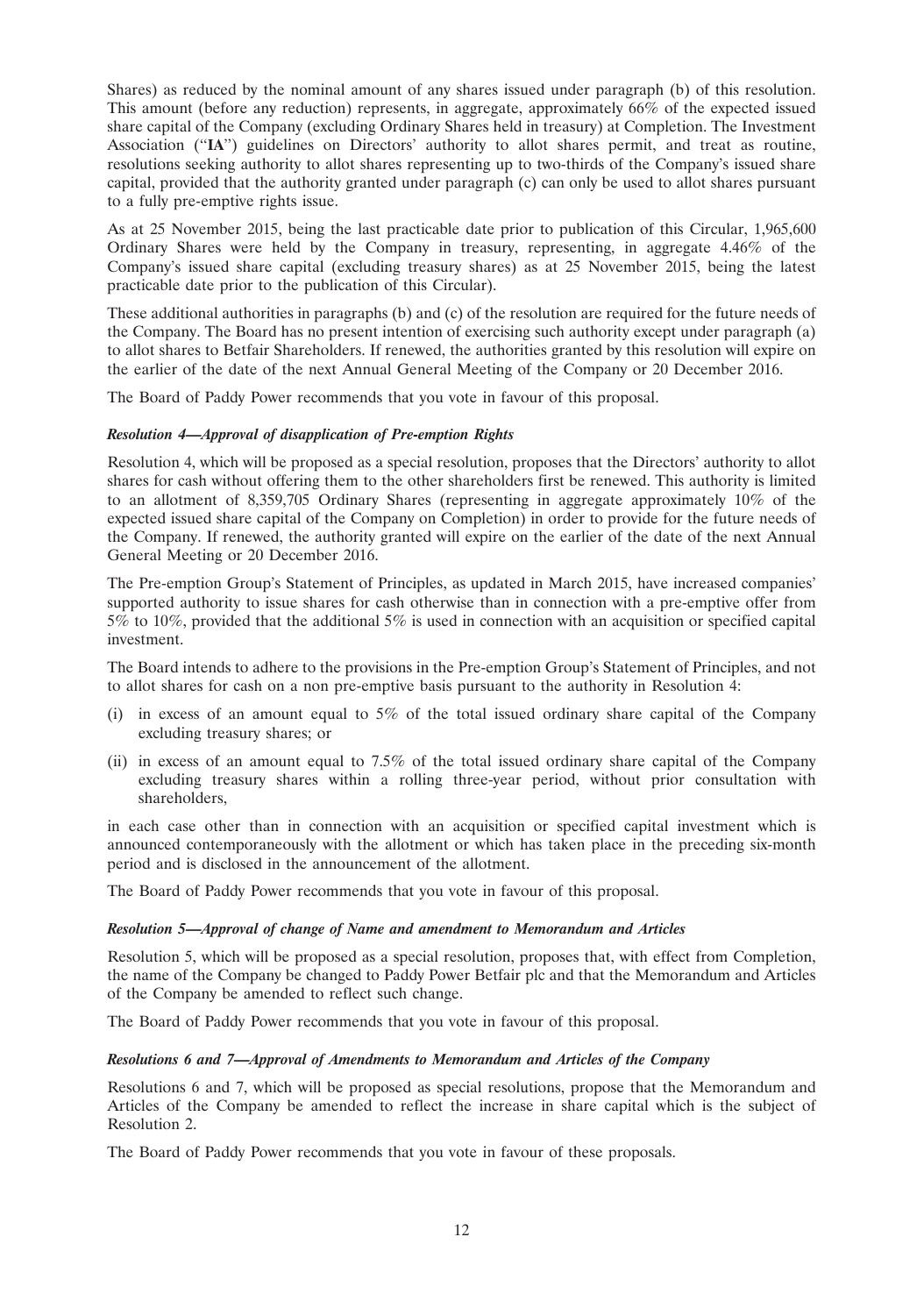Shares) as reduced by the nominal amount of any shares issued under paragraph (b) of this resolution. This amount (before any reduction) represents, in aggregate, approximately 66% of the expected issued share capital of the Company (excluding Ordinary Shares held in treasury) at Completion. The Investment Association ("**IA**") guidelines on Directors' authority to allot shares permit, and treat as routine, resolutions seeking authority to allot shares representing up to two-thirds of the Company's issued share capital, provided that the authority granted under paragraph (c) can only be used to allot shares pursuant to a fully pre-emptive rights issue.

As at 25 November 2015, being the last practicable date prior to publication of this Circular, 1,965,600 Ordinary Shares were held by the Company in treasury, representing, in aggregate 4.46% of the Company's issued share capital (excluding treasury shares) as at 25 November 2015, being the latest practicable date prior to the publication of this Circular).

These additional authorities in paragraphs (b) and (c) of the resolution are required for the future needs of the Company. The Board has no present intention of exercising such authority except under paragraph (a) to allot shares to Betfair Shareholders. If renewed, the authorities granted by this resolution will expire on the earlier of the date of the next Annual General Meeting of the Company or 20 December 2016.

The Board of Paddy Power recommends that you vote in favour of this proposal.

***Resolution 4—Approval of disapplication of Pre-emption Rights***

Resolution 4, which will be proposed as a special resolution, proposes that the Directors' authority to allot shares for cash without offering them to the other shareholders first be renewed. This authority is limited to an allotment of 8,359,705 Ordinary Shares (representing in aggregate approximately 10% of the expected issued share capital of the Company on Completion) in order to provide for the future needs of the Company. If renewed, the authority granted will expire on the earlier of the date of the next Annual General Meeting or 20 December 2016.

The Pre-emption Group's Statement of Principles, as updated in March 2015, have increased companies' supported authority to issue shares for cash otherwise than in connection with a pre-emptive offer from 5% to 10%, provided that the additional 5% is used in connection with an acquisition or specified capital investment.

The Board intends to adhere to the provisions in the Pre-emption Group's Statement of Principles, and not to allot shares for cash on a non pre-emptive basis pursuant to the authority in Resolution 4:

(i) in excess of an amount equal to 5% of the total issued ordinary share capital of the Company excluding treasury shares; or

(ii) in excess of an amount equal to 7.5% of the total issued ordinary share capital of the Company excluding treasury shares within a rolling three-year period, without prior consultation with shareholders,

in each case other than in connection with an acquisition or specified capital investment which is announced contemporaneously with the allotment or which has taken place in the preceding six-month period and is disclosed in the announcement of the allotment.

The Board of Paddy Power recommends that you vote in favour of this proposal.

***Resolution 5—Approval of change of Name and amendment to Memorandum and Articles***

Resolution 5, which will be proposed as a special resolution, proposes that, with effect from Completion, the name of the Company be changed to Paddy Power Betfair plc and that the Memorandum and Articles of the Company be amended to reflect such change.

The Board of Paddy Power recommends that you vote in favour of this proposal.

***Resolutions 6 and 7—Approval of Amendments to Memorandum and Articles of the Company***

Resolutions 6 and 7, which will be proposed as special resolutions, propose that the Memorandum and Articles of the Company be amended to reflect the increase in share capital which is the subject of Resolution 2.

The Board of Paddy Power recommends that you vote in favour of these proposals.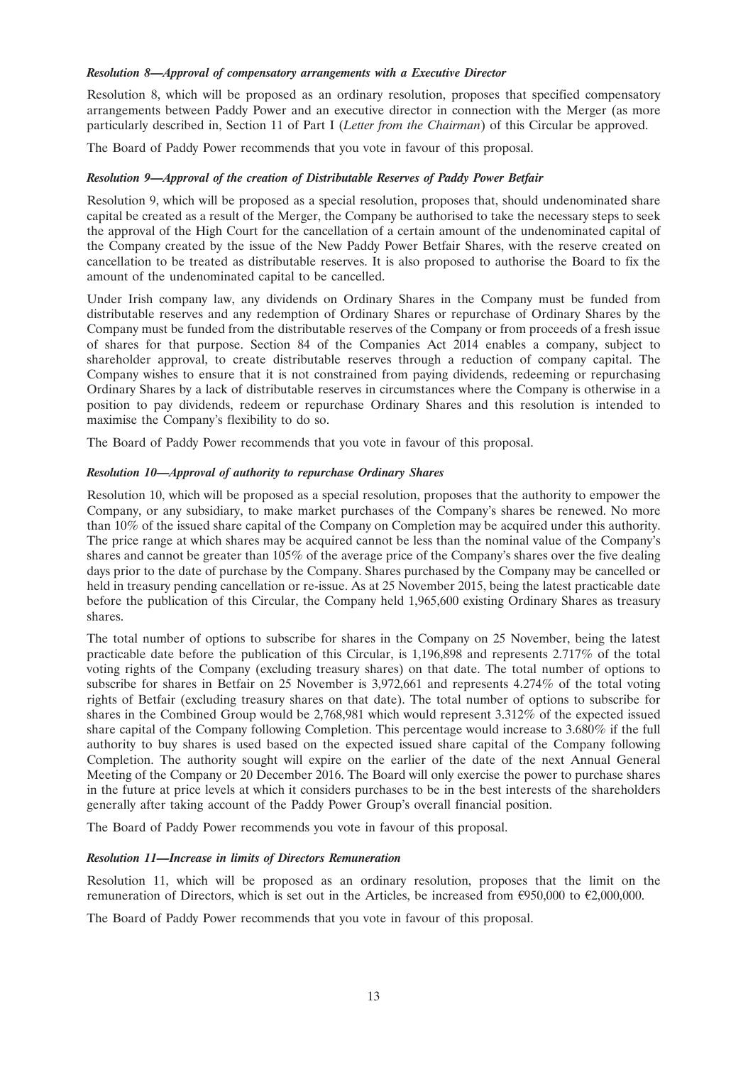***Resolution 8—Approval of compensatory arrangements with a Executive Director***

Resolution 8, which will be proposed as an ordinary resolution, proposes that specified compensatory arrangements between Paddy Power and an executive director in connection with the Merger (as more particularly described in, Section 11 of Part I (*Letter from the Chairman*) of this Circular be approved.

The Board of Paddy Power recommends that you vote in favour of this proposal.

***Resolution 9—Approval of the creation of Distributable Reserves of Paddy Power Betfair***

Resolution 9, which will be proposed as a special resolution, proposes that, should undenominated share capital be created as a result of the Merger, the Company be authorised to take the necessary steps to seek the approval of the High Court for the cancellation of a certain amount of the undenominated capital of the Company created by the issue of the New Paddy Power Betfair Shares, with the reserve created on cancellation to be treated as distributable reserves. It is also proposed to authorise the Board to fix the amount of the undenominated capital to be cancelled.

Under Irish company law, any dividends on Ordinary Shares in the Company must be funded from distributable reserves and any redemption of Ordinary Shares or repurchase of Ordinary Shares by the Company must be funded from the distributable reserves of the Company or from proceeds of a fresh issue of shares for that purpose. Section 84 of the Companies Act 2014 enables a company, subject to shareholder approval, to create distributable reserves through a reduction of company capital. The Company wishes to ensure that it is not constrained from paying dividends, redeeming or repurchasing Ordinary Shares by a lack of distributable reserves in circumstances where the Company is otherwise in a position to pay dividends, redeem or repurchase Ordinary Shares and this resolution is intended to maximise the Company's flexibility to do so.

The Board of Paddy Power recommends that you vote in favour of this proposal.

***Resolution 10—Approval of authority to repurchase Ordinary Shares***

Resolution 10, which will be proposed as a special resolution, proposes that the authority to empower the Company, or any subsidiary, to make market purchases of the Company's shares be renewed. No more than 10% of the issued share capital of the Company on Completion may be acquired under this authority. The price range at which shares may be acquired cannot be less than the nominal value of the Company's shares and cannot be greater than 105% of the average price of the Company's shares over the five dealing days prior to the date of purchase by the Company. Shares purchased by the Company may be cancelled or held in treasury pending cancellation or re-issue. As at 25 November 2015, being the latest practicable date before the publication of this Circular, the Company held 1,965,600 existing Ordinary Shares as treasury shares.

The total number of options to subscribe for shares in the Company on 25 November, being the latest practicable date before the publication of this Circular, is 1,196,898 and represents 2.717% of the total voting rights of the Company (excluding treasury shares) on that date. The total number of options to subscribe for shares in Betfair on 25 November is 3,972,661 and represents 4.274% of the total voting rights of Betfair (excluding treasury shares on that date). The total number of options to subscribe for shares in the Combined Group would be 2,768,981 which would represent 3.312% of the expected issued share capital of the Company following Completion. This percentage would increase to 3.680% if the full authority to buy shares is used based on the expected issued share capital of the Company following Completion. The authority sought will expire on the earlier of the date of the next Annual General Meeting of the Company or 20 December 2016. The Board will only exercise the power to purchase shares in the future at price levels at which it considers purchases to be in the best interests of the shareholders generally after taking account of the Paddy Power Group's overall financial position.

The Board of Paddy Power recommends you vote in favour of this proposal.

***Resolution 11—Increase in limits of Directors Remuneration***

Resolution 11, which will be proposed as an ordinary resolution, proposes that the limit on the remuneration of Directors, which is set out in the Articles, be increased from €950,000 to €2,000,000.

The Board of Paddy Power recommends that you vote in favour of this proposal.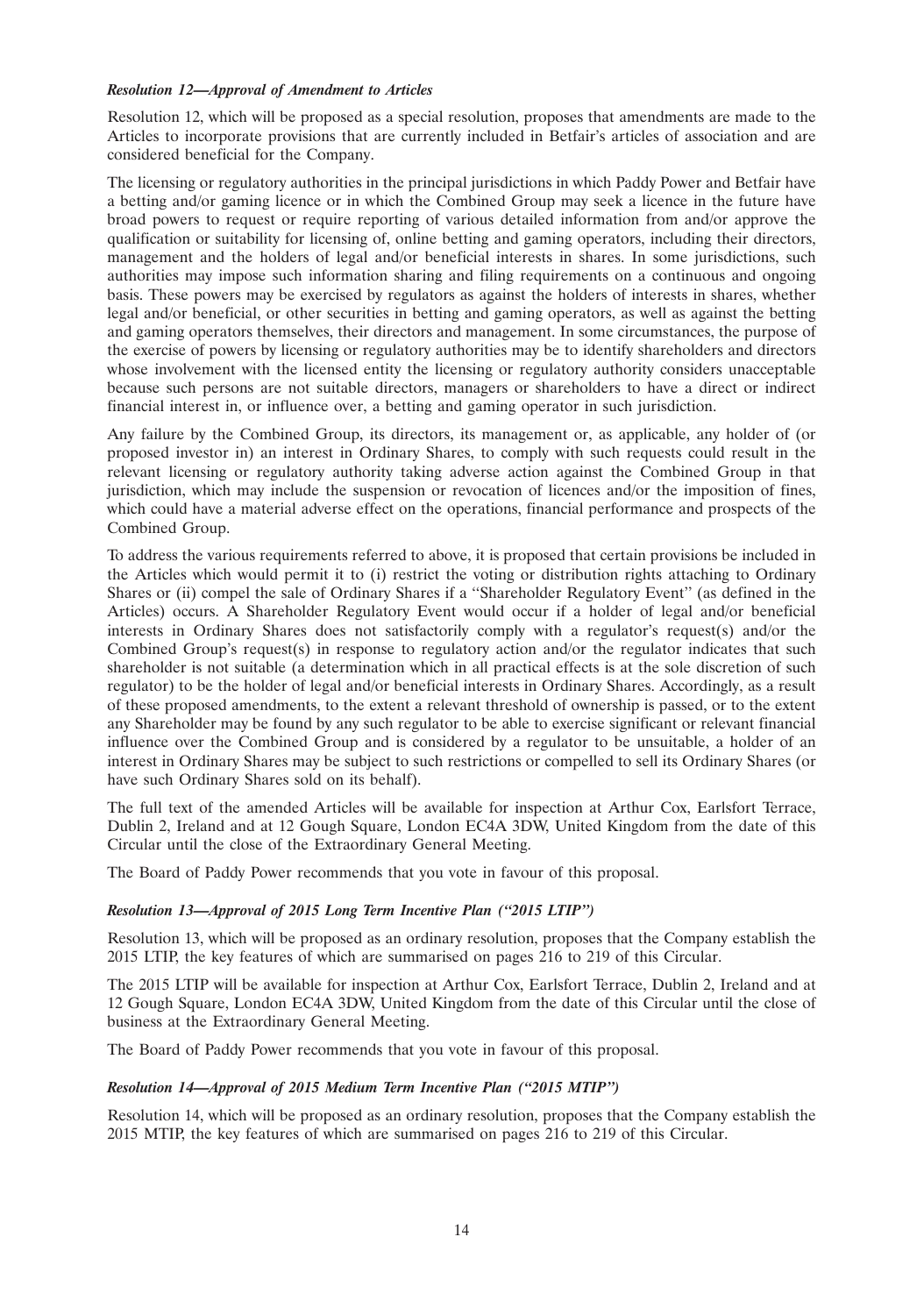***Resolution 12—Approval of Amendment to Articles***

Resolution 12, which will be proposed as a special resolution, proposes that amendments are made to the Articles to incorporate provisions that are currently included in Betfair's articles of association and are considered beneficial for the Company.

The licensing or regulatory authorities in the principal jurisdictions in which Paddy Power and Betfair have a betting and/or gaming licence or in which the Combined Group may seek a licence in the future have broad powers to request or require reporting of various detailed information from and/or approve the qualification or suitability for licensing of, online betting and gaming operators, including their directors, management and the holders of legal and/or beneficial interests in shares. In some jurisdictions, such authorities may impose such information sharing and filing requirements on a continuous and ongoing basis. These powers may be exercised by regulators as against the holders of interests in shares, whether legal and/or beneficial, or other securities in betting and gaming operators, as well as against the betting and gaming operators themselves, their directors and management. In some circumstances, the purpose of the exercise of powers by licensing or regulatory authorities may be to identify shareholders and directors whose involvement with the licensed entity the licensing or regulatory authority considers unacceptable because such persons are not suitable directors, managers or shareholders to have a direct or indirect financial interest in, or influence over, a betting and gaming operator in such jurisdiction.

Any failure by the Combined Group, its directors, its management or, as applicable, any holder of (or proposed investor in) an interest in Ordinary Shares, to comply with such requests could result in the relevant licensing or regulatory authority taking adverse action against the Combined Group in that jurisdiction, which may include the suspension or revocation of licences and/or the imposition of fines, which could have a material adverse effect on the operations, financial performance and prospects of the Combined Group.

To address the various requirements referred to above, it is proposed that certain provisions be included in the Articles which would permit it to (i) restrict the voting or distribution rights attaching to Ordinary Shares or (ii) compel the sale of Ordinary Shares if a ''Shareholder Regulatory Event'' (as defined in the Articles) occurs. A Shareholder Regulatory Event would occur if a holder of legal and/or beneficial interests in Ordinary Shares does not satisfactorily comply with a regulator's request(s) and/or the Combined Group's request(s) in response to regulatory action and/or the regulator indicates that such shareholder is not suitable (a determination which in all practical effects is at the sole discretion of such regulator) to be the holder of legal and/or beneficial interests in Ordinary Shares. Accordingly, as a result of these proposed amendments, to the extent a relevant threshold of ownership is passed, or to the extent any Shareholder may be found by any such regulator to be able to exercise significant or relevant financial influence over the Combined Group and is considered by a regulator to be unsuitable, a holder of an interest in Ordinary Shares may be subject to such restrictions or compelled to sell its Ordinary Shares (or have such Ordinary Shares sold on its behalf).

The full text of the amended Articles will be available for inspection at Arthur Cox, Earlsfort Terrace, Dublin 2, Ireland and at 12 Gough Square, London EC4A 3DW, United Kingdom from the date of this Circular until the close of the Extraordinary General Meeting.

The Board of Paddy Power recommends that you vote in favour of this proposal.

***Resolution 13—Approval of 2015 Long Term Incentive Plan (''2015 LTIP'')***

Resolution 13, which will be proposed as an ordinary resolution, proposes that the Company establish the 2015 LTIP, the key features of which are summarised on pages 216 to 219 of this Circular.

The 2015 LTIP will be available for inspection at Arthur Cox, Earlsfort Terrace, Dublin 2, Ireland and at 12 Gough Square, London EC4A 3DW, United Kingdom from the date of this Circular until the close of business at the Extraordinary General Meeting.

The Board of Paddy Power recommends that you vote in favour of this proposal.

***Resolution 14—Approval of 2015 Medium Term Incentive Plan (''2015 MTIP'')***

Resolution 14, which will be proposed as an ordinary resolution, proposes that the Company establish the 2015 MTIP, the key features of which are summarised on pages 216 to 219 of this Circular.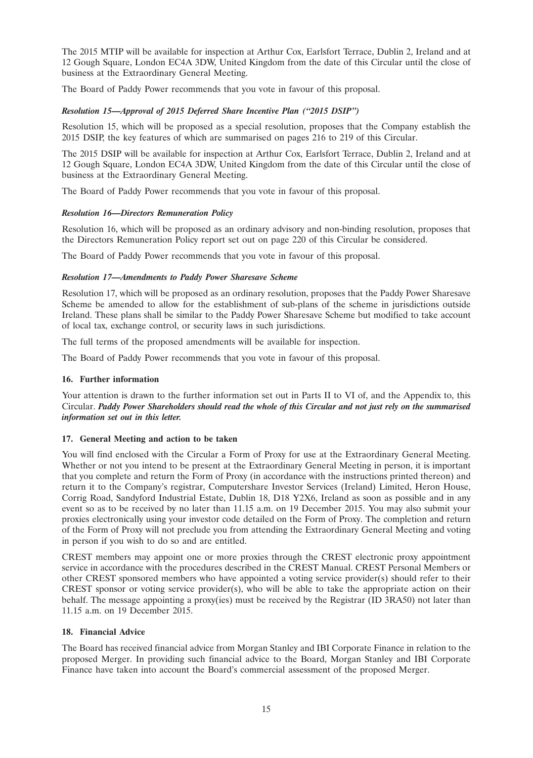The 2015 MTIP will be available for inspection at Arthur Cox, Earlsfort Terrace, Dublin 2, Ireland and at 12 Gough Square, London EC4A 3DW, United Kingdom from the date of this Circular until the close of business at the Extraordinary General Meeting.

The Board of Paddy Power recommends that you vote in favour of this proposal.

***Resolution 15—Approval of 2015 Deferred Share Incentive Plan ("2015 DSIP")***

Resolution 15, which will be proposed as a special resolution, proposes that the Company establish the 2015 DSIP, the key features of which are summarised on pages 216 to 219 of this Circular.

The 2015 DSIP will be available for inspection at Arthur Cox, Earlsfort Terrace, Dublin 2, Ireland and at 12 Gough Square, London EC4A 3DW, United Kingdom from the date of this Circular until the close of business at the Extraordinary General Meeting.

The Board of Paddy Power recommends that you vote in favour of this proposal.

***Resolution 16—Directors Remuneration Policy***

Resolution 16, which will be proposed as an ordinary advisory and non-binding resolution, proposes that the Directors Remuneration Policy report set out on page 220 of this Circular be considered.

The Board of Paddy Power recommends that you vote in favour of this proposal.

***Resolution 17—Amendments to Paddy Power Sharesave Scheme***

Resolution 17, which will be proposed as an ordinary resolution, proposes that the Paddy Power Sharesave Scheme be amended to allow for the establishment of sub-plans of the scheme in jurisdictions outside Ireland. These plans shall be similar to the Paddy Power Sharesave Scheme but modified to take account of local tax, exchange control, or security laws in such jurisdictions.

The full terms of the proposed amendments will be available for inspection.

The Board of Paddy Power recommends that you vote in favour of this proposal.

### 16. Further information

Your attention is drawn to the further information set out in Parts II to VI of, and the Appendix to, this Circular. ***Paddy Power Shareholders should read the whole of this Circular and not just rely on the summarised information set out in this letter.***

### 17. General Meeting and action to be taken

You will find enclosed with the Circular a Form of Proxy for use at the Extraordinary General Meeting. Whether or not you intend to be present at the Extraordinary General Meeting in person, it is important that you complete and return the Form of Proxy (in accordance with the instructions printed thereon) and return it to the Company's registrar, Computershare Investor Services (Ireland) Limited, Heron House, Corrig Road, Sandyford Industrial Estate, Dublin 18, D18 Y2X6, Ireland as soon as possible and in any event so as to be received by no later than 11.15 a.m. on 19 December 2015. You may also submit your proxies electronically using your investor code detailed on the Form of Proxy. The completion and return of the Form of Proxy will not preclude you from attending the Extraordinary General Meeting and voting in person if you wish to do so and are entitled.

CREST members may appoint one or more proxies through the CREST electronic proxy appointment service in accordance with the procedures described in the CREST Manual. CREST Personal Members or other CREST sponsored members who have appointed a voting service provider(s) should refer to their CREST sponsor or voting service provider(s), who will be able to take the appropriate action on their behalf. The message appointing a proxy(ies) must be received by the Registrar (ID 3RA50) not later than 11.15 a.m. on 19 December 2015.

### 18. Financial Advice

The Board has received financial advice from Morgan Stanley and IBI Corporate Finance in relation to the proposed Merger. In providing such financial advice to the Board, Morgan Stanley and IBI Corporate Finance have taken into account the Board's commercial assessment of the proposed Merger.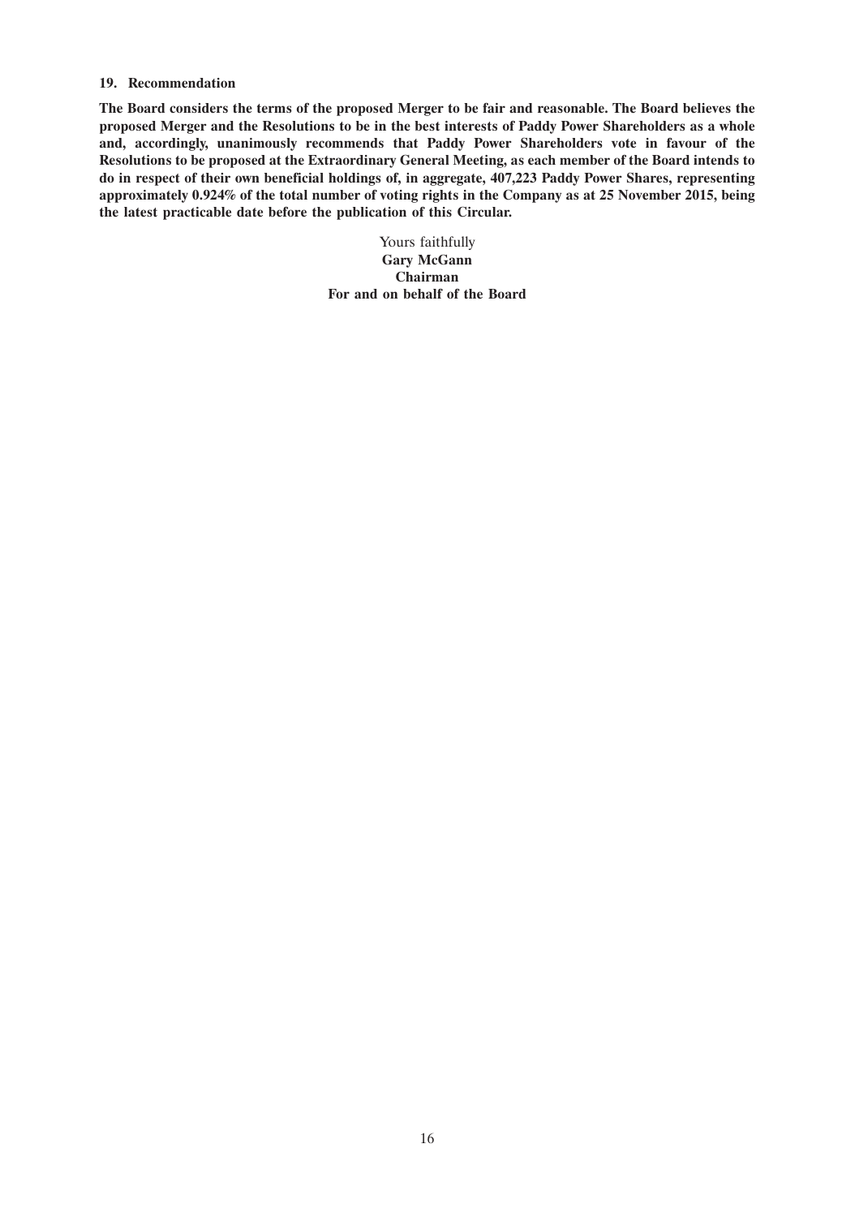### 19. Recommendation

**The Board considers the terms of the proposed Merger to be fair and reasonable. The Board believes the proposed Merger and the Resolutions to be in the best interests of Paddy Power Shareholders as a whole and, accordingly, unanimously recommends that Paddy Power Shareholders vote in favour of the Resolutions to be proposed at the Extraordinary General Meeting, as each member of the Board intends to do in respect of their own beneficial holdings of, in aggregate, 407,223 Paddy Power Shares, representing approximately 0.924% of the total number of voting rights in the Company as at 25 November 2015, being the latest practicable date before the publication of this Circular.**

Yours faithfully
**Gary McGann**
**Chairman**
**For and on behalf of the Board**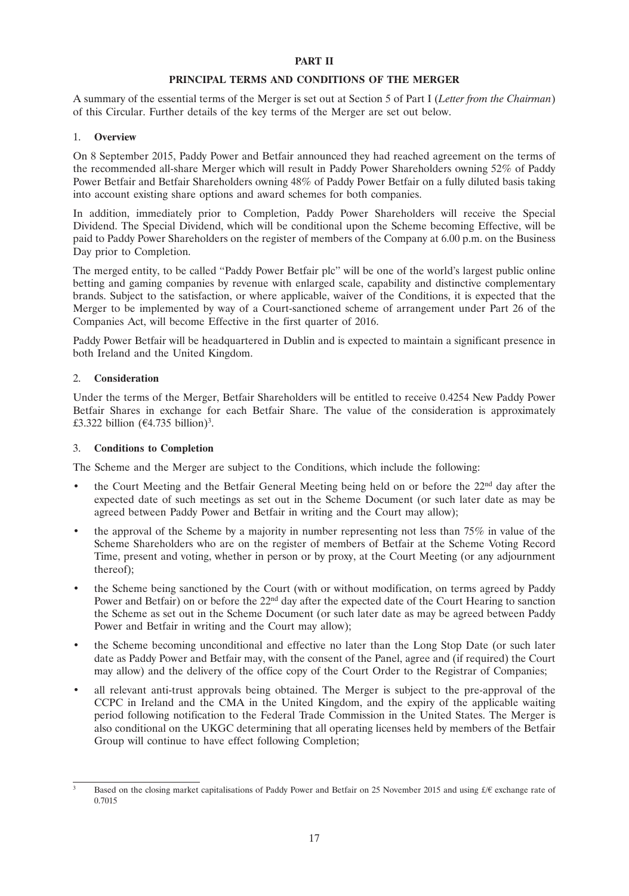# PART II

## PRINCIPAL TERMS AND CONDITIONS OF THE MERGER

A summary of the essential terms of the Merger is set out at Section 5 of Part I (*Letter from the Chairman*) of this Circular. Further details of the key terms of the Merger are set out below.

### 1. Overview

On 8 September 2015, Paddy Power and Betfair announced they had reached agreement on the terms of the recommended all-share Merger which will result in Paddy Power Shareholders owning 52% of Paddy Power Betfair and Betfair Shareholders owning 48% of Paddy Power Betfair on a fully diluted basis taking into account existing share options and award schemes for both companies.

In addition, immediately prior to Completion, Paddy Power Shareholders will receive the Special Dividend. The Special Dividend, which will be conditional upon the Scheme becoming Effective, will be paid to Paddy Power Shareholders on the register of members of the Company at 6.00 p.m. on the Business Day prior to Completion.

The merged entity, to be called "Paddy Power Betfair plc" will be one of the world's largest public online betting and gaming companies by revenue with enlarged scale, capability and distinctive complementary brands. Subject to the satisfaction, or where applicable, waiver of the Conditions, it is expected that the Merger to be implemented by way of a Court-sanctioned scheme of arrangement under Part 26 of the Companies Act, will become Effective in the first quarter of 2016.

Paddy Power Betfair will be headquartered in Dublin and is expected to maintain a significant presence in both Ireland and the United Kingdom.

### 2. Consideration

Under the terms of the Merger, Betfair Shareholders will be entitled to receive 0.4254 New Paddy Power Betfair Shares in exchange for each Betfair Share. The value of the consideration is approximately £3.322 billion (€4.735 billion)[3].

### 3. Conditions to Completion

The Scheme and the Merger are subject to the Conditions, which include the following:

- the Court Meeting and the Betfair General Meeting being held on or before the 22nd day after the expected date of such meetings as set out in the Scheme Document (or such later date as may be agreed between Paddy Power and Betfair in writing and the Court may allow);
- the approval of the Scheme by a majority in number representing not less than 75% in value of the Scheme Shareholders who are on the register of members of Betfair at the Scheme Voting Record Time, present and voting, whether in person or by proxy, at the Court Meeting (or any adjournment thereof);
- the Scheme being sanctioned by the Court (with or without modification, on terms agreed by Paddy Power and Betfair) on or before the 22nd day after the expected date of the Court Hearing to sanction the Scheme as set out in the Scheme Document (or such later date as may be agreed between Paddy Power and Betfair in writing and the Court may allow);
- the Scheme becoming unconditional and effective no later than the Long Stop Date (or such later date as Paddy Power and Betfair may, with the consent of the Panel, agree and (if required) the Court may allow) and the delivery of the office copy of the Court Order to the Registrar of Companies;
- all relevant anti-trust approvals being obtained. The Merger is subject to the pre-approval of the CCPC in Ireland and the CMA in the United Kingdom, and the expiry of the applicable waiting period following notification to the Federal Trade Commission in the United States. The Merger is also conditional on the UKGC determining that all operating licenses held by members of the Betfair Group will continue to have effect following Completion;

---

[3] Based on the closing market capitalisations of Paddy Power and Betfair on 25 November 2015 and using £/€ exchange rate of 0.7015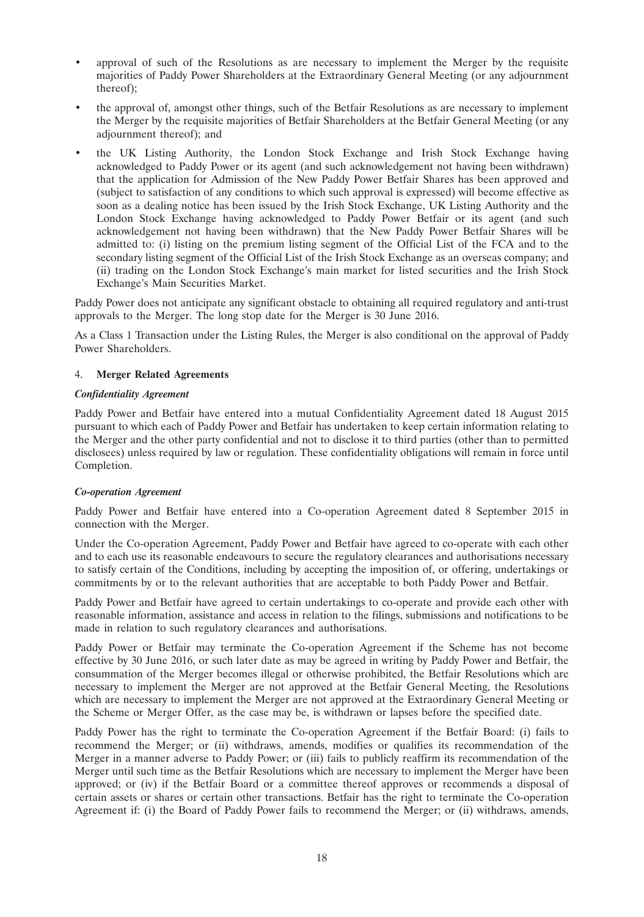- approval of such of the Resolutions as are necessary to implement the Merger by the requisite majorities of Paddy Power Shareholders at the Extraordinary General Meeting (or any adjournment thereof);
- the approval of, amongst other things, such of the Betfair Resolutions as are necessary to implement the Merger by the requisite majorities of Betfair Shareholders at the Betfair General Meeting (or any adjournment thereof); and
- the UK Listing Authority, the London Stock Exchange and Irish Stock Exchange having acknowledged to Paddy Power or its agent (and such acknowledgement not having been withdrawn) that the application for Admission of the New Paddy Power Betfair Shares has been approved and (subject to satisfaction of any conditions to which such approval is expressed) will become effective as soon as a dealing notice has been issued by the Irish Stock Exchange, UK Listing Authority and the London Stock Exchange having acknowledged to Paddy Power Betfair or its agent (and such acknowledgement not having been withdrawn) that the New Paddy Power Betfair Shares will be admitted to: (i) listing on the premium listing segment of the Official List of the FCA and to the secondary listing segment of the Official List of the Irish Stock Exchange as an overseas company; and (ii) trading on the London Stock Exchange's main market for listed securities and the Irish Stock Exchange's Main Securities Market.

Paddy Power does not anticipate any significant obstacle to obtaining all required regulatory and anti-trust approvals to the Merger. The long stop date for the Merger is 30 June 2016.

As a Class 1 Transaction under the Listing Rules, the Merger is also conditional on the approval of Paddy Power Shareholders.

4. **Merger Related Agreements**

***Confidentiality Agreement***

Paddy Power and Betfair have entered into a mutual Confidentiality Agreement dated 18 August 2015 pursuant to which each of Paddy Power and Betfair has undertaken to keep certain information relating to the Merger and the other party confidential and not to disclose it to third parties (other than to permitted disclosees) unless required by law or regulation. These confidentiality obligations will remain in force until Completion.

***Co-operation Agreement***

Paddy Power and Betfair have entered into a Co-operation Agreement dated 8 September 2015 in connection with the Merger.

Under the Co-operation Agreement, Paddy Power and Betfair have agreed to co-operate with each other and to each use its reasonable endeavours to secure the regulatory clearances and authorisations necessary to satisfy certain of the Conditions, including by accepting the imposition of, or offering, undertakings or commitments by or to the relevant authorities that are acceptable to both Paddy Power and Betfair.

Paddy Power and Betfair have agreed to certain undertakings to co-operate and provide each other with reasonable information, assistance and access in relation to the filings, submissions and notifications to be made in relation to such regulatory clearances and authorisations.

Paddy Power or Betfair may terminate the Co-operation Agreement if the Scheme has not become effective by 30 June 2016, or such later date as may be agreed in writing by Paddy Power and Betfair, the consummation of the Merger becomes illegal or otherwise prohibited, the Betfair Resolutions which are necessary to implement the Merger are not approved at the Betfair General Meeting, the Resolutions which are necessary to implement the Merger are not approved at the Extraordinary General Meeting or the Scheme or Merger Offer, as the case may be, is withdrawn or lapses before the specified date.

Paddy Power has the right to terminate the Co-operation Agreement if the Betfair Board: (i) fails to recommend the Merger; or (ii) withdraws, amends, modifies or qualifies its recommendation of the Merger in a manner adverse to Paddy Power; or (iii) fails to publicly reaffirm its recommendation of the Merger until such time as the Betfair Resolutions which are necessary to implement the Merger have been approved; or (iv) if the Betfair Board or a committee thereof approves or recommends a disposal of certain assets or shares or certain other transactions. Betfair has the right to terminate the Co-operation Agreement if: (i) the Board of Paddy Power fails to recommend the Merger; or (ii) withdraws, amends,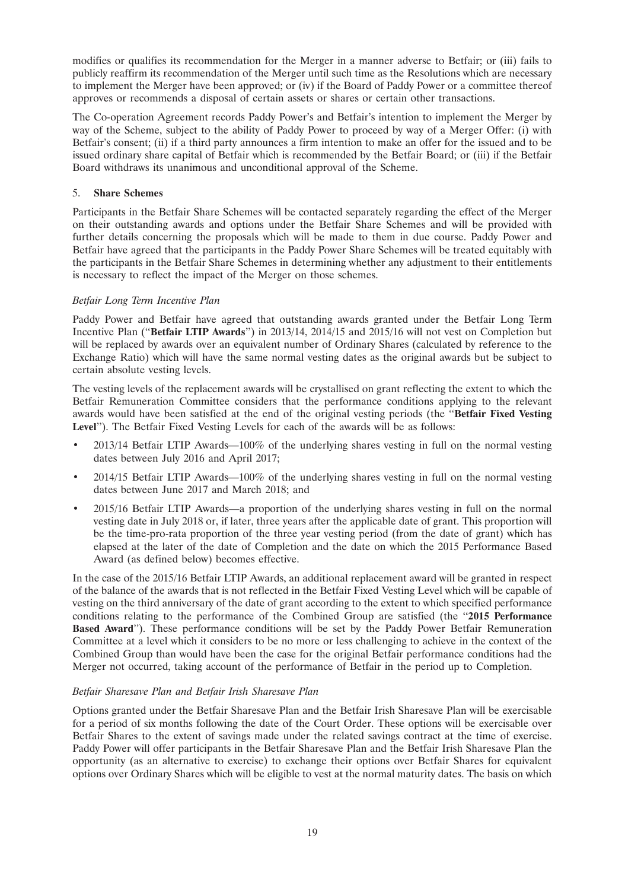modifies or qualifies its recommendation for the Merger in a manner adverse to Betfair; or (iii) fails to publicly reaffirm its recommendation of the Merger until such time as the Resolutions which are necessary to implement the Merger have been approved; or (iv) if the Board of Paddy Power or a committee thereof approves or recommends a disposal of certain assets or shares or certain other transactions.

The Co-operation Agreement records Paddy Power's and Betfair's intention to implement the Merger by way of the Scheme, subject to the ability of Paddy Power to proceed by way of a Merger Offer: (i) with Betfair's consent; (ii) if a third party announces a firm intention to make an offer for the issued and to be issued ordinary share capital of Betfair which is recommended by the Betfair Board; or (iii) if the Betfair Board withdraws its unanimous and unconditional approval of the Scheme.

## 5. Share Schemes

Participants in the Betfair Share Schemes will be contacted separately regarding the effect of the Merger on their outstanding awards and options under the Betfair Share Schemes and will be provided with further details concerning the proposals which will be made to them in due course. Paddy Power and Betfair have agreed that the participants in the Paddy Power Share Schemes will be treated equitably with the participants in the Betfair Share Schemes in determining whether any adjustment to their entitlements is necessary to reflect the impact of the Merger on those schemes.

*Betfair Long Term Incentive Plan*

Paddy Power and Betfair have agreed that outstanding awards granted under the Betfair Long Term Incentive Plan (''**Betfair LTIP Awards**'') in 2013/14, 2014/15 and 2015/16 will not vest on Completion but will be replaced by awards over an equivalent number of Ordinary Shares (calculated by reference to the Exchange Ratio) which will have the same normal vesting dates as the original awards but be subject to certain absolute vesting levels.

The vesting levels of the replacement awards will be crystallised on grant reflecting the extent to which the Betfair Remuneration Committee considers that the performance conditions applying to the relevant awards would have been satisfied at the end of the original vesting periods (the ''**Betfair Fixed Vesting Level**''). The Betfair Fixed Vesting Levels for each of the awards will be as follows:

- 2013/14 Betfair LTIP Awards—100% of the underlying shares vesting in full on the normal vesting dates between July 2016 and April 2017;
- 2014/15 Betfair LTIP Awards—100% of the underlying shares vesting in full on the normal vesting dates between June 2017 and March 2018; and
- 2015/16 Betfair LTIP Awards—a proportion of the underlying shares vesting in full on the normal vesting date in July 2018 or, if later, three years after the applicable date of grant. This proportion will be the time-pro-rata proportion of the three year vesting period (from the date of grant) which has elapsed at the later of the date of Completion and the date on which the 2015 Performance Based Award (as defined below) becomes effective.

In the case of the 2015/16 Betfair LTIP Awards, an additional replacement award will be granted in respect of the balance of the awards that is not reflected in the Betfair Fixed Vesting Level which will be capable of vesting on the third anniversary of the date of grant according to the extent to which specified performance conditions relating to the performance of the Combined Group are satisfied (the ''**2015 Performance Based Award**''). These performance conditions will be set by the Paddy Power Betfair Remuneration Committee at a level which it considers to be no more or less challenging to achieve in the context of the Combined Group than would have been the case for the original Betfair performance conditions had the Merger not occurred, taking account of the performance of Betfair in the period up to Completion.

*Betfair Sharesave Plan and Betfair Irish Sharesave Plan*

Options granted under the Betfair Sharesave Plan and the Betfair Irish Sharesave Plan will be exercisable for a period of six months following the date of the Court Order. These options will be exercisable over Betfair Shares to the extent of savings made under the related savings contract at the time of exercise. Paddy Power will offer participants in the Betfair Sharesave Plan and the Betfair Irish Sharesave Plan the opportunity (as an alternative to exercise) to exchange their options over Betfair Shares for equivalent options over Ordinary Shares which will be eligible to vest at the normal maturity dates. The basis on which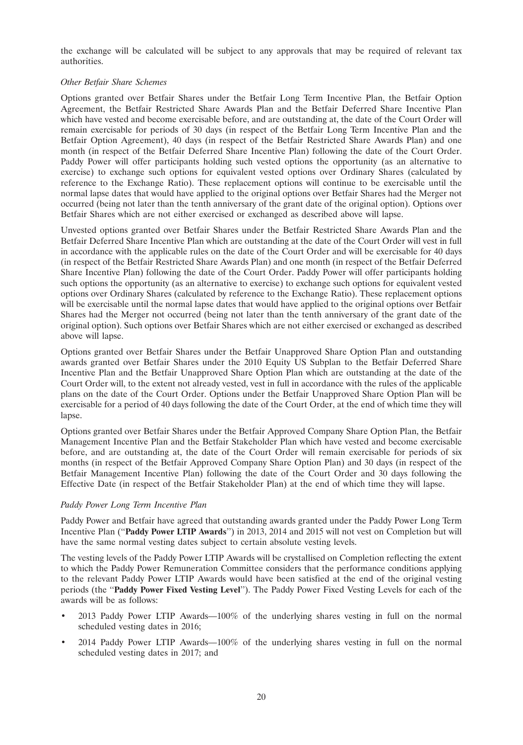the exchange will be calculated will be subject to any approvals that may be required of relevant tax authorities.

*Other Betfair Share Schemes*

Options granted over Betfair Shares under the Betfair Long Term Incentive Plan, the Betfair Option Agreement, the Betfair Restricted Share Awards Plan and the Betfair Deferred Share Incentive Plan which have vested and become exercisable before, and are outstanding at, the date of the Court Order will remain exercisable for periods of 30 days (in respect of the Betfair Long Term Incentive Plan and the Betfair Option Agreement), 40 days (in respect of the Betfair Restricted Share Awards Plan) and one month (in respect of the Betfair Deferred Share Incentive Plan) following the date of the Court Order. Paddy Power will offer participants holding such vested options the opportunity (as an alternative to exercise) to exchange such options for equivalent vested options over Ordinary Shares (calculated by reference to the Exchange Ratio). These replacement options will continue to be exercisable until the normal lapse dates that would have applied to the original options over Betfair Shares had the Merger not occurred (being not later than the tenth anniversary of the grant date of the original option). Options over Betfair Shares which are not either exercised or exchanged as described above will lapse.

Unvested options granted over Betfair Shares under the Betfair Restricted Share Awards Plan and the Betfair Deferred Share Incentive Plan which are outstanding at the date of the Court Order will vest in full in accordance with the applicable rules on the date of the Court Order and will be exercisable for 40 days (in respect of the Betfair Restricted Share Awards Plan) and one month (in respect of the Betfair Deferred Share Incentive Plan) following the date of the Court Order. Paddy Power will offer participants holding such options the opportunity (as an alternative to exercise) to exchange such options for equivalent vested options over Ordinary Shares (calculated by reference to the Exchange Ratio). These replacement options will be exercisable until the normal lapse dates that would have applied to the original options over Betfair Shares had the Merger not occurred (being not later than the tenth anniversary of the grant date of the original option). Such options over Betfair Shares which are not either exercised or exchanged as described above will lapse.

Options granted over Betfair Shares under the Betfair Unapproved Share Option Plan and outstanding awards granted over Betfair Shares under the 2010 Equity US Subplan to the Betfair Deferred Share Incentive Plan and the Betfair Unapproved Share Option Plan which are outstanding at the date of the Court Order will, to the extent not already vested, vest in full in accordance with the rules of the applicable plans on the date of the Court Order. Options under the Betfair Unapproved Share Option Plan will be exercisable for a period of 40 days following the date of the Court Order, at the end of which time they will lapse.

Options granted over Betfair Shares under the Betfair Approved Company Share Option Plan, the Betfair Management Incentive Plan and the Betfair Stakeholder Plan which have vested and become exercisable before, and are outstanding at, the date of the Court Order will remain exercisable for periods of six months (in respect of the Betfair Approved Company Share Option Plan) and 30 days (in respect of the Betfair Management Incentive Plan) following the date of the Court Order and 30 days following the Effective Date (in respect of the Betfair Stakeholder Plan) at the end of which time they will lapse.

*Paddy Power Long Term Incentive Plan*

Paddy Power and Betfair have agreed that outstanding awards granted under the Paddy Power Long Term Incentive Plan (''**Paddy Power LTIP Awards**'') in 2013, 2014 and 2015 will not vest on Completion but will have the same normal vesting dates subject to certain absolute vesting levels.

The vesting levels of the Paddy Power LTIP Awards will be crystallised on Completion reflecting the extent to which the Paddy Power Remuneration Committee considers that the performance conditions applying to the relevant Paddy Power LTIP Awards would have been satisfied at the end of the original vesting periods (the ''**Paddy Power Fixed Vesting Level**''). The Paddy Power Fixed Vesting Levels for each of the awards will be as follows:

- 2013 Paddy Power LTIP Awards—100% of the underlying shares vesting in full on the normal scheduled vesting dates in 2016;
- 2014 Paddy Power LTIP Awards—100% of the underlying shares vesting in full on the normal scheduled vesting dates in 2017; and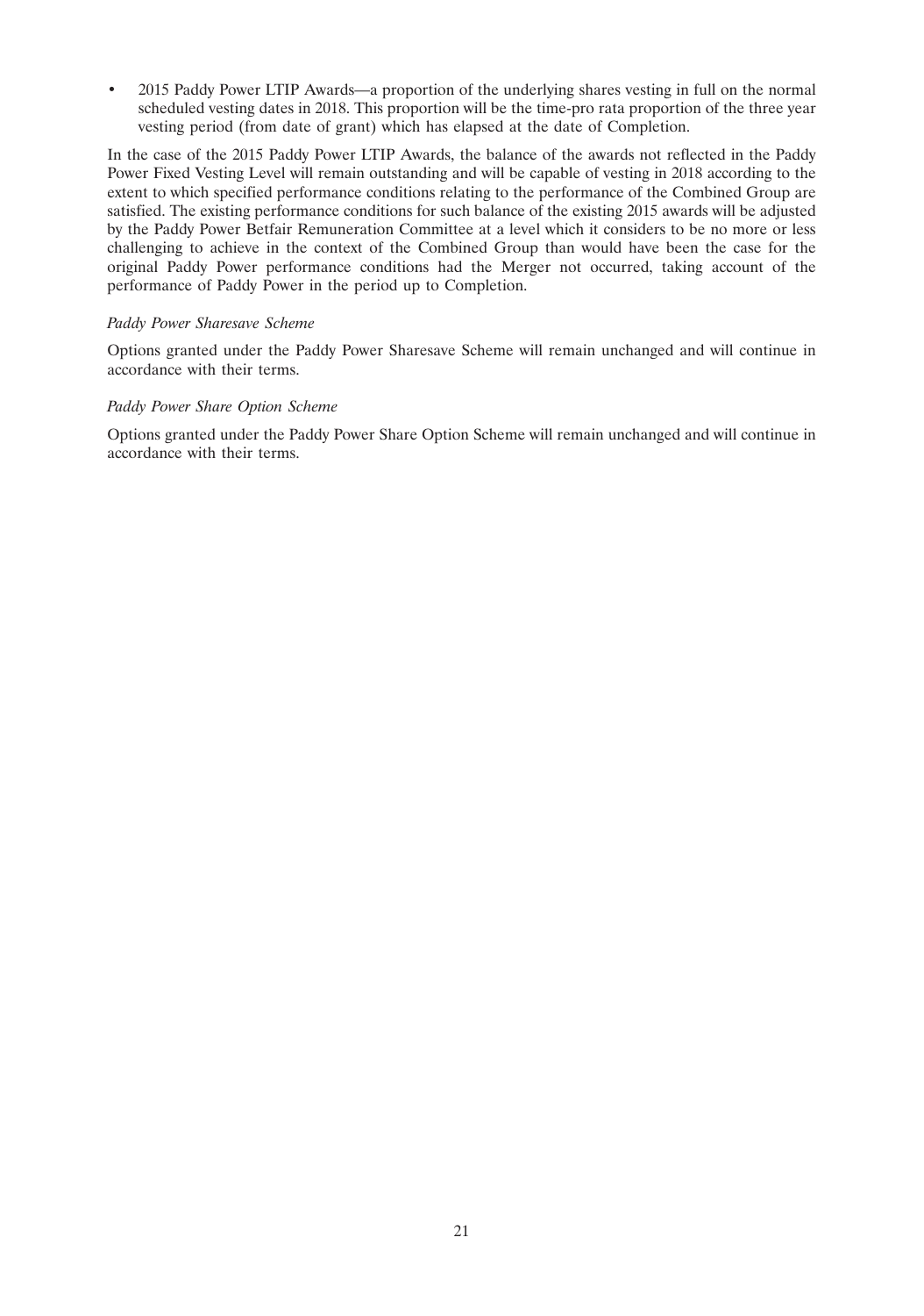- 2015 Paddy Power LTIP Awards—a proportion of the underlying shares vesting in full on the normal scheduled vesting dates in 2018. This proportion will be the time-pro rata proportion of the three year vesting period (from date of grant) which has elapsed at the date of Completion.

In the case of the 2015 Paddy Power LTIP Awards, the balance of the awards not reflected in the Paddy Power Fixed Vesting Level will remain outstanding and will be capable of vesting in 2018 according to the extent to which specified performance conditions relating to the performance of the Combined Group are satisfied. The existing performance conditions for such balance of the existing 2015 awards will be adjusted by the Paddy Power Betfair Remuneration Committee at a level which it considers to be no more or less challenging to achieve in the context of the Combined Group than would have been the case for the original Paddy Power performance conditions had the Merger not occurred, taking account of the performance of Paddy Power in the period up to Completion.

*Paddy Power Sharesave Scheme*

Options granted under the Paddy Power Sharesave Scheme will remain unchanged and will continue in accordance with their terms.

*Paddy Power Share Option Scheme*

Options granted under the Paddy Power Share Option Scheme will remain unchanged and will continue in accordance with their terms.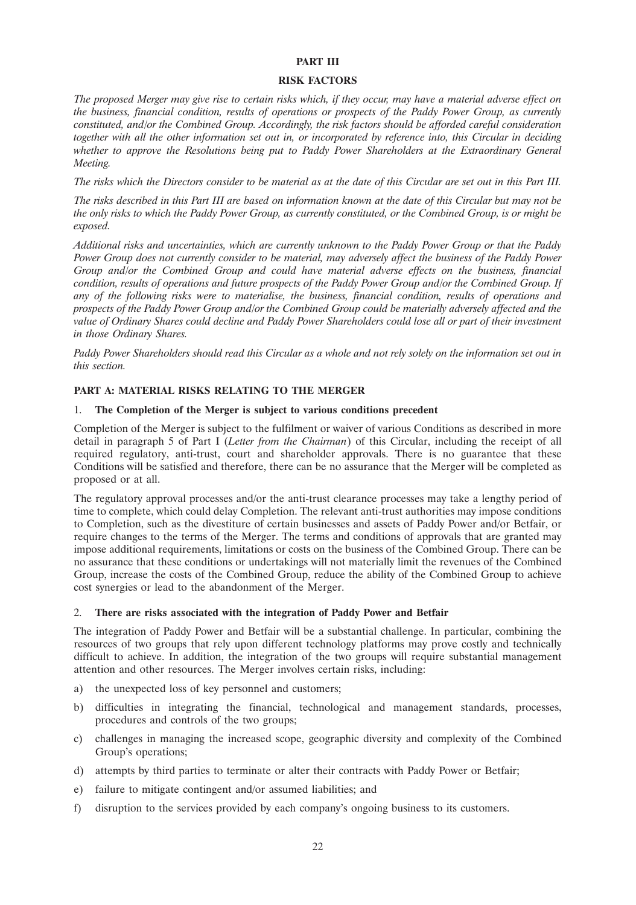# PART III

## RISK FACTORS

*The proposed Merger may give rise to certain risks which, if they occur, may have a material adverse effect on the business, financial condition, results of operations or prospects of the Paddy Power Group, as currently constituted, and/or the Combined Group. Accordingly, the risk factors should be afforded careful consideration together with all the other information set out in, or incorporated by reference into, this Circular in deciding whether to approve the Resolutions being put to Paddy Power Shareholders at the Extraordinary General Meeting.*

*The risks which the Directors consider to be material as at the date of this Circular are set out in this Part III.*

*The risks described in this Part III are based on information known at the date of this Circular but may not be the only risks to which the Paddy Power Group, as currently constituted, or the Combined Group, is or might be exposed.*

*Additional risks and uncertainties, which are currently unknown to the Paddy Power Group or that the Paddy Power Group does not currently consider to be material, may adversely affect the business of the Paddy Power Group and/or the Combined Group and could have material adverse effects on the business, financial condition, results of operations and future prospects of the Paddy Power Group and/or the Combined Group. If any of the following risks were to materialise, the business, financial condition, results of operations and prospects of the Paddy Power Group and/or the Combined Group could be materially adversely affected and the value of Ordinary Shares could decline and Paddy Power Shareholders could lose all or part of their investment in those Ordinary Shares.*

*Paddy Power Shareholders should read this Circular as a whole and not rely solely on the information set out in this section.*

### PART A: MATERIAL RISKS RELATING TO THE MERGER

#### 1. The Completion of the Merger is subject to various conditions precedent

Completion of the Merger is subject to the fulfilment or waiver of various Conditions as described in more detail in paragraph 5 of Part I (*Letter from the Chairman*) of this Circular, including the receipt of all required regulatory, anti-trust, court and shareholder approvals. There is no guarantee that these Conditions will be satisfied and therefore, there can be no assurance that the Merger will be completed as proposed or at all.

The regulatory approval processes and/or the anti-trust clearance processes may take a lengthy period of time to complete, which could delay Completion. The relevant anti-trust authorities may impose conditions to Completion, such as the divestiture of certain businesses and assets of Paddy Power and/or Betfair, or require changes to the terms of the Merger. The terms and conditions of approvals that are granted may impose additional requirements, limitations or costs on the business of the Combined Group. There can be no assurance that these conditions or undertakings will not materially limit the revenues of the Combined Group, increase the costs of the Combined Group, reduce the ability of the Combined Group to achieve cost synergies or lead to the abandonment of the Merger.

#### 2. There are risks associated with the integration of Paddy Power and Betfair

The integration of Paddy Power and Betfair will be a substantial challenge. In particular, combining the resources of two groups that rely upon different technology platforms may prove costly and technically difficult to achieve. In addition, the integration of the two groups will require substantial management attention and other resources. The Merger involves certain risks, including:

a) the unexpected loss of key personnel and customers;

b) difficulties in integrating the financial, technological and management standards, processes, procedures and controls of the two groups;

c) challenges in managing the increased scope, geographic diversity and complexity of the Combined Group's operations;

d) attempts by third parties to terminate or alter their contracts with Paddy Power or Betfair;

e) failure to mitigate contingent and/or assumed liabilities; and

f) disruption to the services provided by each company's ongoing business to its customers.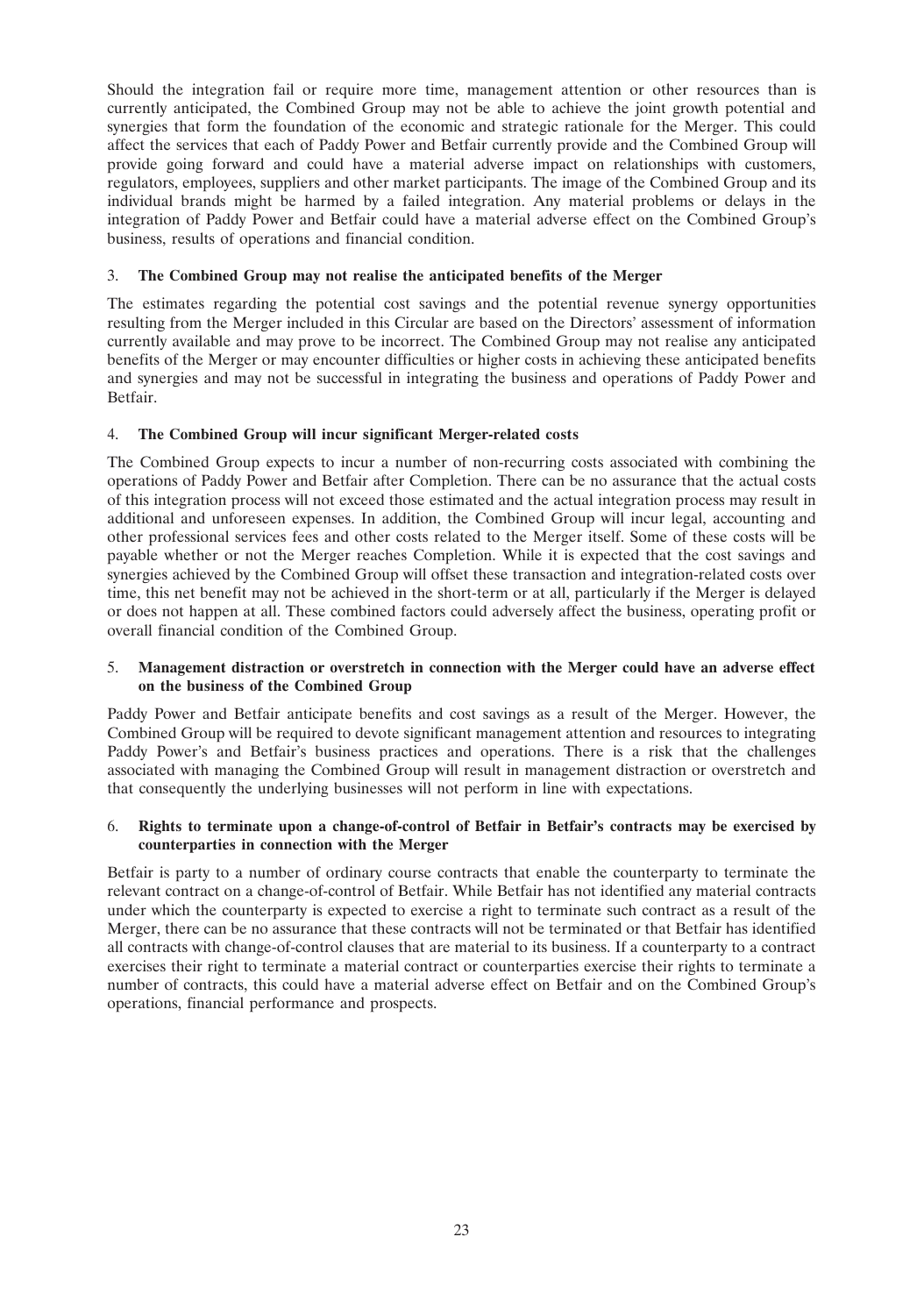Should the integration fail or require more time, management attention or other resources than is currently anticipated, the Combined Group may not be able to achieve the joint growth potential and synergies that form the foundation of the economic and strategic rationale for the Merger. This could affect the services that each of Paddy Power and Betfair currently provide and the Combined Group will provide going forward and could have a material adverse impact on relationships with customers, regulators, employees, suppliers and other market participants. The image of the Combined Group and its individual brands might be harmed by a failed integration. Any material problems or delays in the integration of Paddy Power and Betfair could have a material adverse effect on the Combined Group's business, results of operations and financial condition.

### 3. **The Combined Group may not realise the anticipated benefits of the Merger**

The estimates regarding the potential cost savings and the potential revenue synergy opportunities resulting from the Merger included in this Circular are based on the Directors' assessment of information currently available and may prove to be incorrect. The Combined Group may not realise any anticipated benefits of the Merger or may encounter difficulties or higher costs in achieving these anticipated benefits and synergies and may not be successful in integrating the business and operations of Paddy Power and Betfair.

### 4. **The Combined Group will incur significant Merger-related costs**

The Combined Group expects to incur a number of non-recurring costs associated with combining the operations of Paddy Power and Betfair after Completion. There can be no assurance that the actual costs of this integration process will not exceed those estimated and the actual integration process may result in additional and unforeseen expenses. In addition, the Combined Group will incur legal, accounting and other professional services fees and other costs related to the Merger itself. Some of these costs will be payable whether or not the Merger reaches Completion. While it is expected that the cost savings and synergies achieved by the Combined Group will offset these transaction and integration-related costs over time, this net benefit may not be achieved in the short-term or at all, particularly if the Merger is delayed or does not happen at all. These combined factors could adversely affect the business, operating profit or overall financial condition of the Combined Group.

### 5. **Management distraction or overstretch in connection with the Merger could have an adverse effect on the business of the Combined Group**

Paddy Power and Betfair anticipate benefits and cost savings as a result of the Merger. However, the Combined Group will be required to devote significant management attention and resources to integrating Paddy Power's and Betfair's business practices and operations. There is a risk that the challenges associated with managing the Combined Group will result in management distraction or overstretch and that consequently the underlying businesses will not perform in line with expectations.

### 6. **Rights to terminate upon a change-of-control of Betfair in Betfair's contracts may be exercised by counterparties in connection with the Merger**

Betfair is party to a number of ordinary course contracts that enable the counterparty to terminate the relevant contract on a change-of-control of Betfair. While Betfair has not identified any material contracts under which the counterparty is expected to exercise a right to terminate such contract as a result of the Merger, there can be no assurance that these contracts will not be terminated or that Betfair has identified all contracts with change-of-control clauses that are material to its business. If a counterparty to a contract exercises their right to terminate a material contract or counterparties exercise their rights to terminate a number of contracts, this could have a material adverse effect on Betfair and on the Combined Group's operations, financial performance and prospects.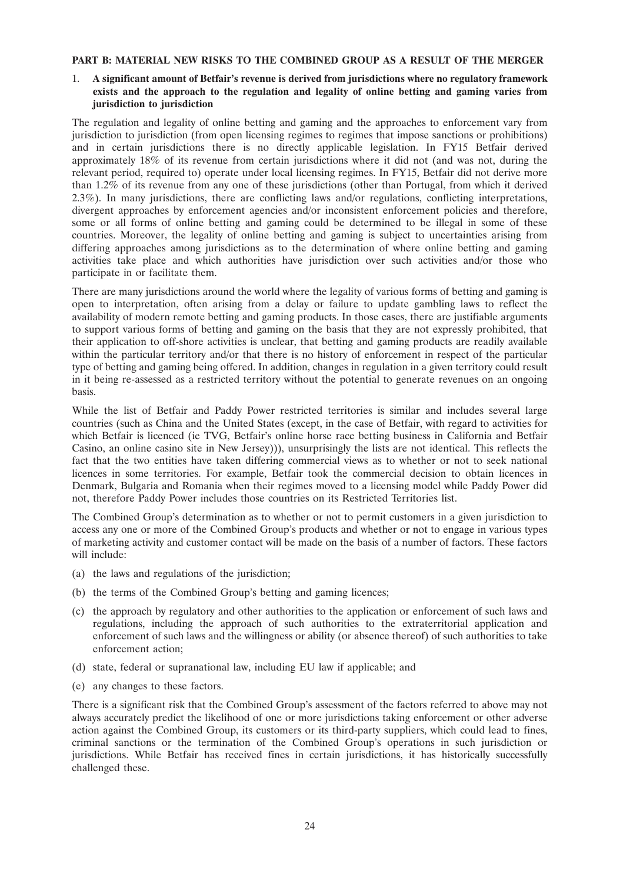## PART B: MATERIAL NEW RISKS TO THE COMBINED GROUP AS A RESULT OF THE MERGER

### 1. A significant amount of Betfair's revenue is derived from jurisdictions where no regulatory framework exists and the approach to the regulation and legality of online betting and gaming varies from jurisdiction to jurisdiction

The regulation and legality of online betting and gaming and the approaches to enforcement vary from jurisdiction to jurisdiction (from open licensing regimes to regimes that impose sanctions or prohibitions) and in certain jurisdictions there is no directly applicable legislation. In FY15 Betfair derived approximately 18% of its revenue from certain jurisdictions where it did not (and was not, during the relevant period, required to) operate under local licensing regimes. In FY15, Betfair did not derive more than 1.2% of its revenue from any one of these jurisdictions (other than Portugal, from which it derived 2.3%). In many jurisdictions, there are conflicting laws and/or regulations, conflicting interpretations, divergent approaches by enforcement agencies and/or inconsistent enforcement policies and therefore, some or all forms of online betting and gaming could be determined to be illegal in some of these countries. Moreover, the legality of online betting and gaming is subject to uncertainties arising from differing approaches among jurisdictions as to the determination of where online betting and gaming activities take place and which authorities have jurisdiction over such activities and/or those who participate in or facilitate them.

There are many jurisdictions around the world where the legality of various forms of betting and gaming is open to interpretation, often arising from a delay or failure to update gambling laws to reflect the availability of modern remote betting and gaming products. In those cases, there are justifiable arguments to support various forms of betting and gaming on the basis that they are not expressly prohibited, that their application to off-shore activities is unclear, that betting and gaming products are readily available within the particular territory and/or that there is no history of enforcement in respect of the particular type of betting and gaming being offered. In addition, changes in regulation in a given territory could result in it being re-assessed as a restricted territory without the potential to generate revenues on an ongoing basis.

While the list of Betfair and Paddy Power restricted territories is similar and includes several large countries (such as China and the United States (except, in the case of Betfair, with regard to activities for which Betfair is licenced (ie TVG, Betfair's online horse race betting business in California and Betfair Casino, an online casino site in New Jersey))), unsurprisingly the lists are not identical. This reflects the fact that the two entities have taken differing commercial views as to whether or not to seek national licences in some territories. For example, Betfair took the commercial decision to obtain licences in Denmark, Bulgaria and Romania when their regimes moved to a licensing model while Paddy Power did not, therefore Paddy Power includes those countries on its Restricted Territories list.

The Combined Group's determination as to whether or not to permit customers in a given jurisdiction to access any one or more of the Combined Group's products and whether or not to engage in various types of marketing activity and customer contact will be made on the basis of a number of factors. These factors will include:

(a) the laws and regulations of the jurisdiction;

(b) the terms of the Combined Group's betting and gaming licences;

(c) the approach by regulatory and other authorities to the application or enforcement of such laws and regulations, including the approach of such authorities to the extraterritorial application and enforcement of such laws and the willingness or ability (or absence thereof) of such authorities to take enforcement action;

(d) state, federal or supranational law, including EU law if applicable; and

(e) any changes to these factors.

There is a significant risk that the Combined Group's assessment of the factors referred to above may not always accurately predict the likelihood of one or more jurisdictions taking enforcement or other adverse action against the Combined Group, its customers or its third-party suppliers, which could lead to fines, criminal sanctions or the termination of the Combined Group's operations in such jurisdiction or jurisdictions. While Betfair has received fines in certain jurisdictions, it has historically successfully challenged these.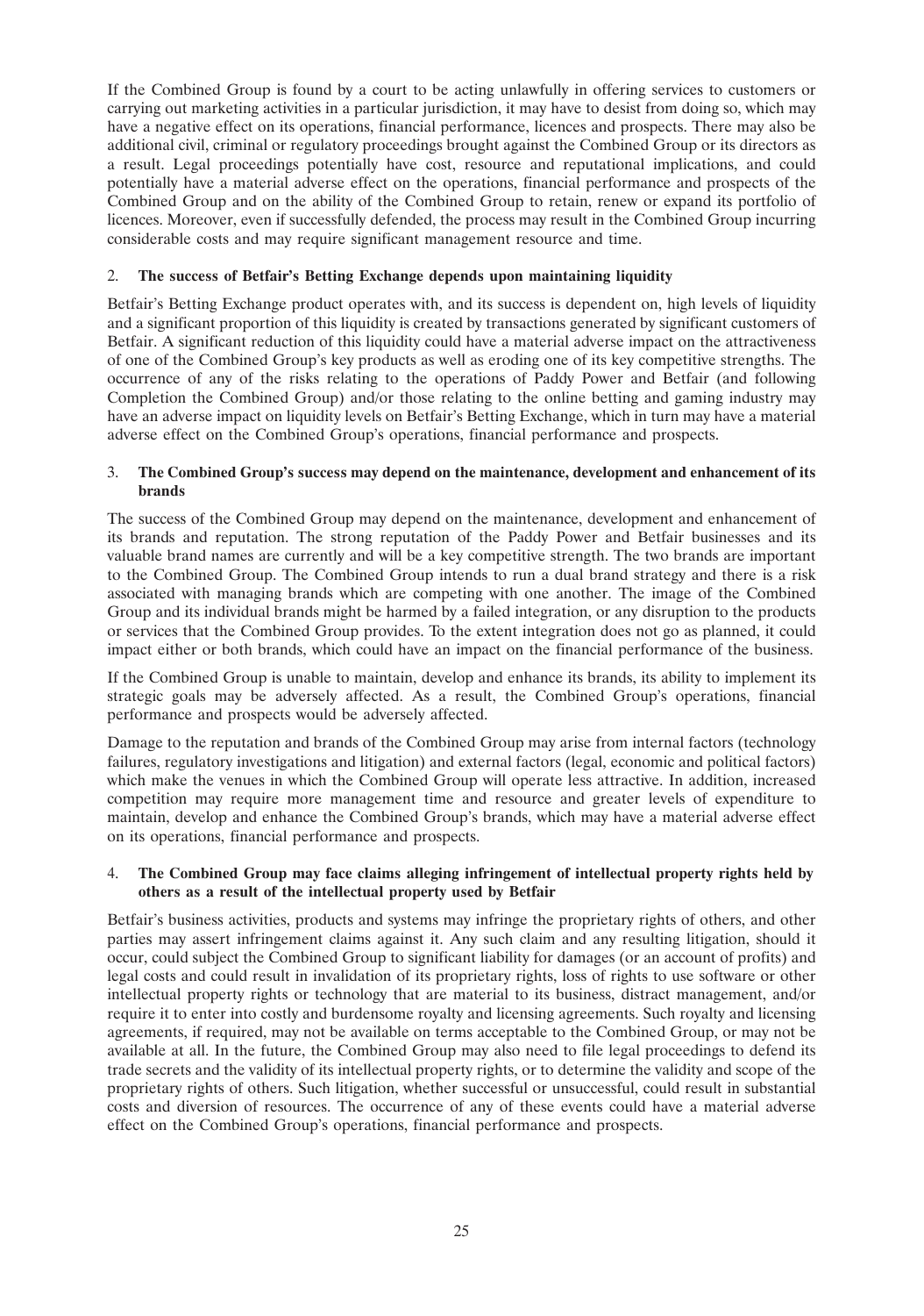If the Combined Group is found by a court to be acting unlawfully in offering services to customers or carrying out marketing activities in a particular jurisdiction, it may have to desist from doing so, which may have a negative effect on its operations, financial performance, licences and prospects. There may also be additional civil, criminal or regulatory proceedings brought against the Combined Group or its directors as a result. Legal proceedings potentially have cost, resource and reputational implications, and could potentially have a material adverse effect on the operations, financial performance and prospects of the Combined Group and on the ability of the Combined Group to retain, renew or expand its portfolio of licences. Moreover, even if successfully defended, the process may result in the Combined Group incurring considerable costs and may require significant management resource and time.

## 2. The success of Betfair's Betting Exchange depends upon maintaining liquidity

Betfair's Betting Exchange product operates with, and its success is dependent on, high levels of liquidity and a significant proportion of this liquidity is created by transactions generated by significant customers of Betfair. A significant reduction of this liquidity could have a material adverse impact on the attractiveness of one of the Combined Group's key products as well as eroding one of its key competitive strengths. The occurrence of any of the risks relating to the operations of Paddy Power and Betfair (and following Completion the Combined Group) and/or those relating to the online betting and gaming industry may have an adverse impact on liquidity levels on Betfair's Betting Exchange, which in turn may have a material adverse effect on the Combined Group's operations, financial performance and prospects.

## 3. The Combined Group's success may depend on the maintenance, development and enhancement of its brands

The success of the Combined Group may depend on the maintenance, development and enhancement of its brands and reputation. The strong reputation of the Paddy Power and Betfair businesses and its valuable brand names are currently and will be a key competitive strength. The two brands are important to the Combined Group. The Combined Group intends to run a dual brand strategy and there is a risk associated with managing brands which are competing with one another. The image of the Combined Group and its individual brands might be harmed by a failed integration, or any disruption to the products or services that the Combined Group provides. To the extent integration does not go as planned, it could impact either or both brands, which could have an impact on the financial performance of the business.

If the Combined Group is unable to maintain, develop and enhance its brands, its ability to implement its strategic goals may be adversely affected. As a result, the Combined Group's operations, financial performance and prospects would be adversely affected.

Damage to the reputation and brands of the Combined Group may arise from internal factors (technology failures, regulatory investigations and litigation) and external factors (legal, economic and political factors) which make the venues in which the Combined Group will operate less attractive. In addition, increased competition may require more management time and resource and greater levels of expenditure to maintain, develop and enhance the Combined Group's brands, which may have a material adverse effect on its operations, financial performance and prospects.

## 4. The Combined Group may face claims alleging infringement of intellectual property rights held by others as a result of the intellectual property used by Betfair

Betfair's business activities, products and systems may infringe the proprietary rights of others, and other parties may assert infringement claims against it. Any such claim and any resulting litigation, should it occur, could subject the Combined Group to significant liability for damages (or an account of profits) and legal costs and could result in invalidation of its proprietary rights, loss of rights to use software or other intellectual property rights or technology that are material to its business, distract management, and/or require it to enter into costly and burdensome royalty and licensing agreements. Such royalty and licensing agreements, if required, may not be available on terms acceptable to the Combined Group, or may not be available at all. In the future, the Combined Group may also need to file legal proceedings to defend its trade secrets and the validity of its intellectual property rights, or to determine the validity and scope of the proprietary rights of others. Such litigation, whether successful or unsuccessful, could result in substantial costs and diversion of resources. The occurrence of any of these events could have a material adverse effect on the Combined Group's operations, financial performance and prospects.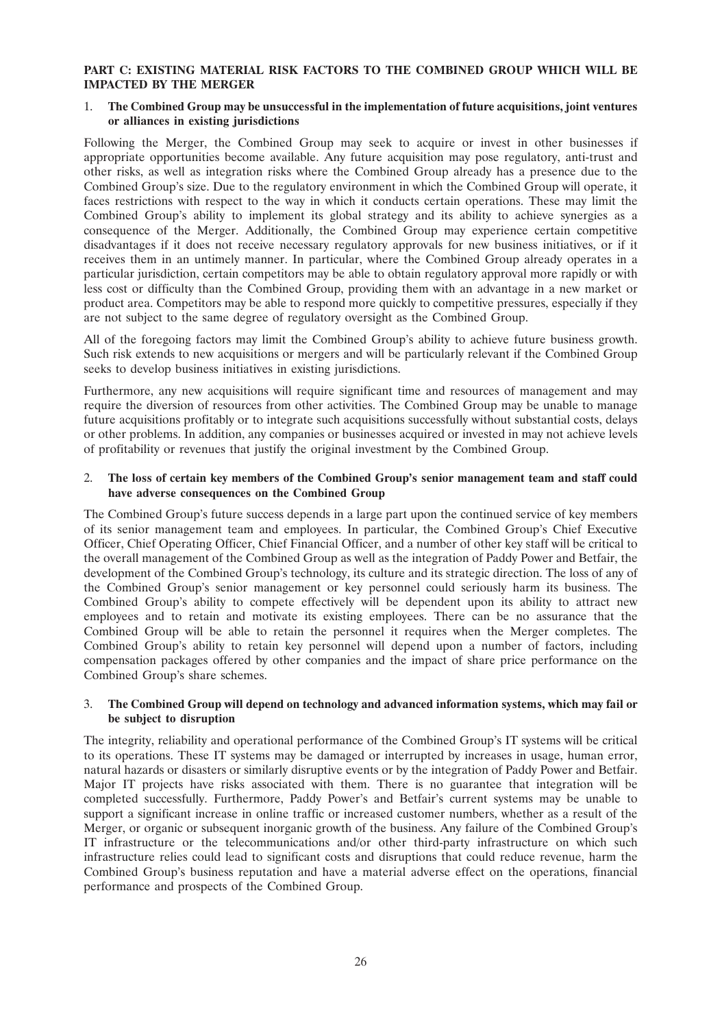**PART C: EXISTING MATERIAL RISK FACTORS TO THE COMBINED GROUP WHICH WILL BE IMPACTED BY THE MERGER**

1. **The Combined Group may be unsuccessful in the implementation of future acquisitions, joint ventures or alliances in existing jurisdictions**

Following the Merger, the Combined Group may seek to acquire or invest in other businesses if appropriate opportunities become available. Any future acquisition may pose regulatory, anti-trust and other risks, as well as integration risks where the Combined Group already has a presence due to the Combined Group's size. Due to the regulatory environment in which the Combined Group will operate, it faces restrictions with respect to the way in which it conducts certain operations. These may limit the Combined Group's ability to implement its global strategy and its ability to achieve synergies as a consequence of the Merger. Additionally, the Combined Group may experience certain competitive disadvantages if it does not receive necessary regulatory approvals for new business initiatives, or if it receives them in an untimely manner. In particular, where the Combined Group already operates in a particular jurisdiction, certain competitors may be able to obtain regulatory approval more rapidly or with less cost or difficulty than the Combined Group, providing them with an advantage in a new market or product area. Competitors may be able to respond more quickly to competitive pressures, especially if they are not subject to the same degree of regulatory oversight as the Combined Group.

All of the foregoing factors may limit the Combined Group's ability to achieve future business growth. Such risk extends to new acquisitions or mergers and will be particularly relevant if the Combined Group seeks to develop business initiatives in existing jurisdictions.

Furthermore, any new acquisitions will require significant time and resources of management and may require the diversion of resources from other activities. The Combined Group may be unable to manage future acquisitions profitably or to integrate such acquisitions successfully without substantial costs, delays or other problems. In addition, any companies or businesses acquired or invested in may not achieve levels of profitability or revenues that justify the original investment by the Combined Group.

2. **The loss of certain key members of the Combined Group's senior management team and staff could have adverse consequences on the Combined Group**

The Combined Group's future success depends in a large part upon the continued service of key members of its senior management team and employees. In particular, the Combined Group's Chief Executive Officer, Chief Operating Officer, Chief Financial Officer, and a number of other key staff will be critical to the overall management of the Combined Group as well as the integration of Paddy Power and Betfair, the development of the Combined Group's technology, its culture and its strategic direction. The loss of any of the Combined Group's senior management or key personnel could seriously harm its business. The Combined Group's ability to compete effectively will be dependent upon its ability to attract new employees and to retain and motivate its existing employees. There can be no assurance that the Combined Group will be able to retain the personnel it requires when the Merger completes. The Combined Group's ability to retain key personnel will depend upon a number of factors, including compensation packages offered by other companies and the impact of share price performance on the Combined Group's share schemes.

3. **The Combined Group will depend on technology and advanced information systems, which may fail or be subject to disruption**

The integrity, reliability and operational performance of the Combined Group's IT systems will be critical to its operations. These IT systems may be damaged or interrupted by increases in usage, human error, natural hazards or disasters or similarly disruptive events or by the integration of Paddy Power and Betfair. Major IT projects have risks associated with them. There is no guarantee that integration will be completed successfully. Furthermore, Paddy Power's and Betfair's current systems may be unable to support a significant increase in online traffic or increased customer numbers, whether as a result of the Merger, or organic or subsequent inorganic growth of the business. Any failure of the Combined Group's IT infrastructure or the telecommunications and/or other third-party infrastructure on which such infrastructure relies could lead to significant costs and disruptions that could reduce revenue, harm the Combined Group's business reputation and have a material adverse effect on the operations, financial performance and prospects of the Combined Group.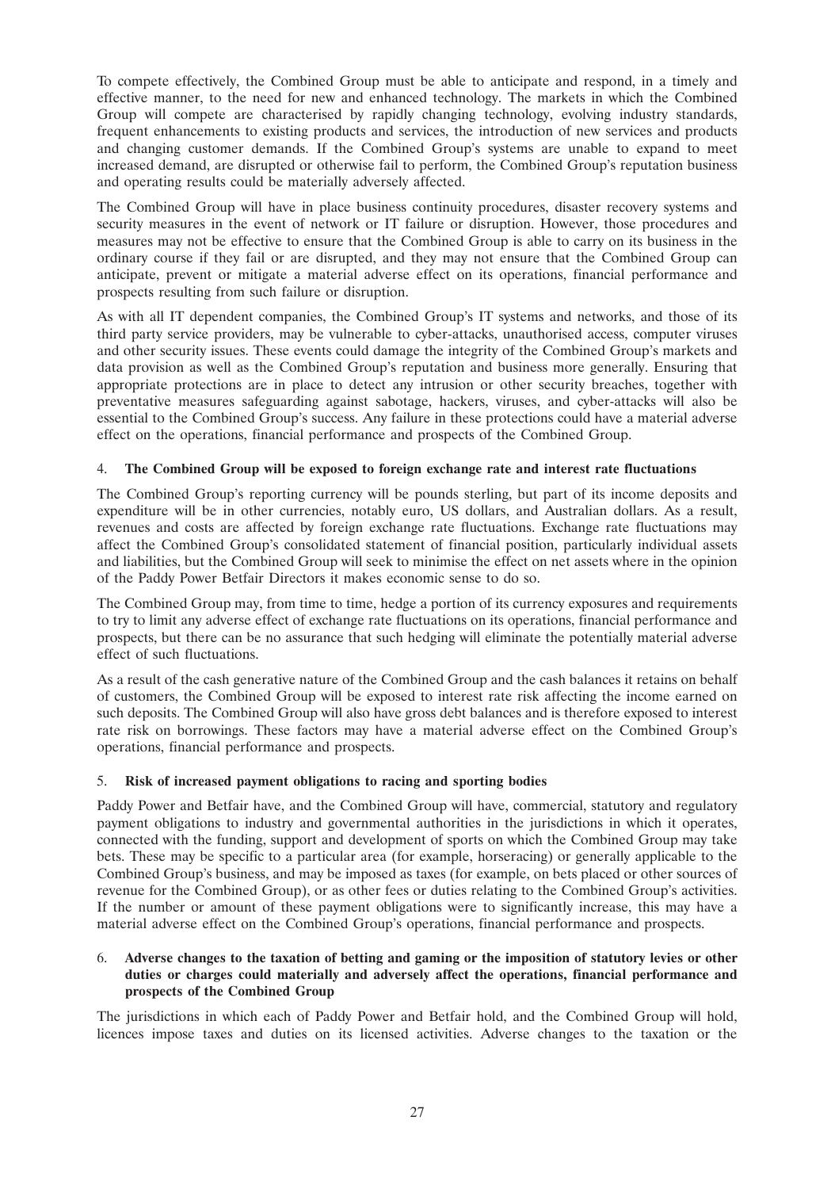To compete effectively, the Combined Group must be able to anticipate and respond, in a timely and effective manner, to the need for new and enhanced technology. The markets in which the Combined Group will compete are characterised by rapidly changing technology, evolving industry standards, frequent enhancements to existing products and services, the introduction of new services and products and changing customer demands. If the Combined Group's systems are unable to expand to meet increased demand, are disrupted or otherwise fail to perform, the Combined Group's reputation business and operating results could be materially adversely affected.

The Combined Group will have in place business continuity procedures, disaster recovery systems and security measures in the event of network or IT failure or disruption. However, those procedures and measures may not be effective to ensure that the Combined Group is able to carry on its business in the ordinary course if they fail or are disrupted, and they may not ensure that the Combined Group can anticipate, prevent or mitigate a material adverse effect on its operations, financial performance and prospects resulting from such failure or disruption.

As with all IT dependent companies, the Combined Group's IT systems and networks, and those of its third party service providers, may be vulnerable to cyber-attacks, unauthorised access, computer viruses and other security issues. These events could damage the integrity of the Combined Group's markets and data provision as well as the Combined Group's reputation and business more generally. Ensuring that appropriate protections are in place to detect any intrusion or other security breaches, together with preventative measures safeguarding against sabotage, hackers, viruses, and cyber-attacks will also be essential to the Combined Group's success. Any failure in these protections could have a material adverse effect on the operations, financial performance and prospects of the Combined Group.

4. **The Combined Group will be exposed to foreign exchange rate and interest rate fluctuations**

The Combined Group's reporting currency will be pounds sterling, but part of its income deposits and expenditure will be in other currencies, notably euro, US dollars, and Australian dollars. As a result, revenues and costs are affected by foreign exchange rate fluctuations. Exchange rate fluctuations may affect the Combined Group's consolidated statement of financial position, particularly individual assets and liabilities, but the Combined Group will seek to minimise the effect on net assets where in the opinion of the Paddy Power Betfair Directors it makes economic sense to do so.

The Combined Group may, from time to time, hedge a portion of its currency exposures and requirements to try to limit any adverse effect of exchange rate fluctuations on its operations, financial performance and prospects, but there can be no assurance that such hedging will eliminate the potentially material adverse effect of such fluctuations.

As a result of the cash generative nature of the Combined Group and the cash balances it retains on behalf of customers, the Combined Group will be exposed to interest rate risk affecting the income earned on such deposits. The Combined Group will also have gross debt balances and is therefore exposed to interest rate risk on borrowings. These factors may have a material adverse effect on the Combined Group's operations, financial performance and prospects.

5. **Risk of increased payment obligations to racing and sporting bodies**

Paddy Power and Betfair have, and the Combined Group will have, commercial, statutory and regulatory payment obligations to industry and governmental authorities in the jurisdictions in which it operates, connected with the funding, support and development of sports on which the Combined Group may take bets. These may be specific to a particular area (for example, horseracing) or generally applicable to the Combined Group's business, and may be imposed as taxes (for example, on bets placed or other sources of revenue for the Combined Group), or as other fees or duties relating to the Combined Group's activities. If the number or amount of these payment obligations were to significantly increase, this may have a material adverse effect on the Combined Group's operations, financial performance and prospects.

6. **Adverse changes to the taxation of betting and gaming or the imposition of statutory levies or other duties or charges could materially and adversely affect the operations, financial performance and prospects of the Combined Group**

The jurisdictions in which each of Paddy Power and Betfair hold, and the Combined Group will hold, licences impose taxes and duties on its licensed activities. Adverse changes to the taxation or the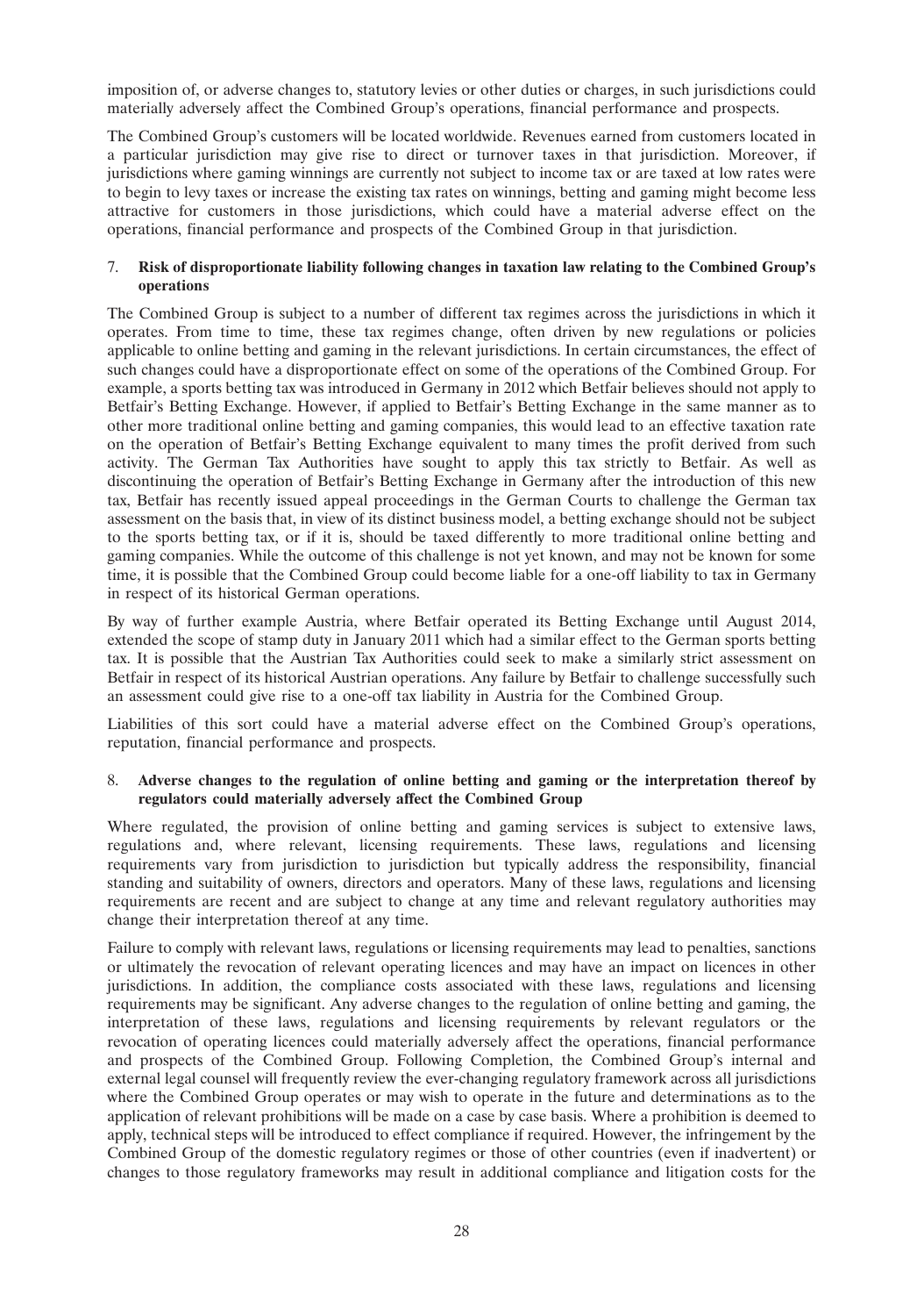imposition of, or adverse changes to, statutory levies or other duties or charges, in such jurisdictions could materially adversely affect the Combined Group's operations, financial performance and prospects.

The Combined Group's customers will be located worldwide. Revenues earned from customers located in a particular jurisdiction may give rise to direct or turnover taxes in that jurisdiction. Moreover, if jurisdictions where gaming winnings are currently not subject to income tax or are taxed at low rates were to begin to levy taxes or increase the existing tax rates on winnings, betting and gaming might become less attractive for customers in those jurisdictions, which could have a material adverse effect on the operations, financial performance and prospects of the Combined Group in that jurisdiction.

#### 7. **Risk of disproportionate liability following changes in taxation law relating to the Combined Group's operations**

The Combined Group is subject to a number of different tax regimes across the jurisdictions in which it operates. From time to time, these tax regimes change, often driven by new regulations or policies applicable to online betting and gaming in the relevant jurisdictions. In certain circumstances, the effect of such changes could have a disproportionate effect on some of the operations of the Combined Group. For example, a sports betting tax was introduced in Germany in 2012 which Betfair believes should not apply to Betfair's Betting Exchange. However, if applied to Betfair's Betting Exchange in the same manner as to other more traditional online betting and gaming companies, this would lead to an effective taxation rate on the operation of Betfair's Betting Exchange equivalent to many times the profit derived from such activity. The German Tax Authorities have sought to apply this tax strictly to Betfair. As well as discontinuing the operation of Betfair's Betting Exchange in Germany after the introduction of this new tax, Betfair has recently issued appeal proceedings in the German Courts to challenge the German tax assessment on the basis that, in view of its distinct business model, a betting exchange should not be subject to the sports betting tax, or if it is, should be taxed differently to more traditional online betting and gaming companies. While the outcome of this challenge is not yet known, and may not be known for some time, it is possible that the Combined Group could become liable for a one-off liability to tax in Germany in respect of its historical German operations.

By way of further example Austria, where Betfair operated its Betting Exchange until August 2014, extended the scope of stamp duty in January 2011 which had a similar effect to the German sports betting tax. It is possible that the Austrian Tax Authorities could seek to make a similarly strict assessment on Betfair in respect of its historical Austrian operations. Any failure by Betfair to challenge successfully such an assessment could give rise to a one-off tax liability in Austria for the Combined Group.

Liabilities of this sort could have a material adverse effect on the Combined Group's operations, reputation, financial performance and prospects.

#### 8. **Adverse changes to the regulation of online betting and gaming or the interpretation thereof by regulators could materially adversely affect the Combined Group**

Where regulated, the provision of online betting and gaming services is subject to extensive laws, regulations and, where relevant, licensing requirements. These laws, regulations and licensing requirements vary from jurisdiction to jurisdiction but typically address the responsibility, financial standing and suitability of owners, directors and operators. Many of these laws, regulations and licensing requirements are recent and are subject to change at any time and relevant regulatory authorities may change their interpretation thereof at any time.

Failure to comply with relevant laws, regulations or licensing requirements may lead to penalties, sanctions or ultimately the revocation of relevant operating licences and may have an impact on licences in other jurisdictions. In addition, the compliance costs associated with these laws, regulations and licensing requirements may be significant. Any adverse changes to the regulation of online betting and gaming, the interpretation of these laws, regulations and licensing requirements by relevant regulators or the revocation of operating licences could materially adversely affect the operations, financial performance and prospects of the Combined Group. Following Completion, the Combined Group's internal and external legal counsel will frequently review the ever-changing regulatory framework across all jurisdictions where the Combined Group operates or may wish to operate in the future and determinations as to the application of relevant prohibitions will be made on a case by case basis. Where a prohibition is deemed to apply, technical steps will be introduced to effect compliance if required. However, the infringement by the Combined Group of the domestic regulatory regimes or those of other countries (even if inadvertent) or changes to those regulatory frameworks may result in additional compliance and litigation costs for the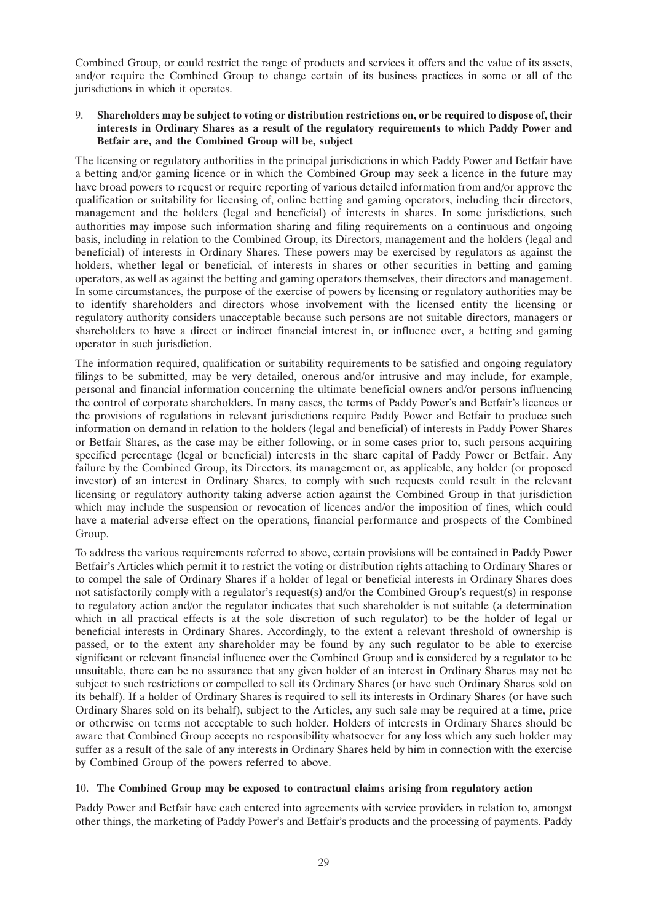Combined Group, or could restrict the range of products and services it offers and the value of its assets, and/or require the Combined Group to change certain of its business practices in some or all of the jurisdictions in which it operates.

9. **Shareholders may be subject to voting or distribution restrictions on, or be required to dispose of, their interests in Ordinary Shares as a result of the regulatory requirements to which Paddy Power and Betfair are, and the Combined Group will be, subject**

The licensing or regulatory authorities in the principal jurisdictions in which Paddy Power and Betfair have a betting and/or gaming licence or in which the Combined Group may seek a licence in the future may have broad powers to request or require reporting of various detailed information from and/or approve the qualification or suitability for licensing of, online betting and gaming operators, including their directors, management and the holders (legal and beneficial) of interests in shares. In some jurisdictions, such authorities may impose such information sharing and filing requirements on a continuous and ongoing basis, including in relation to the Combined Group, its Directors, management and the holders (legal and beneficial) of interests in Ordinary Shares. These powers may be exercised by regulators as against the holders, whether legal or beneficial, of interests in shares or other securities in betting and gaming operators, as well as against the betting and gaming operators themselves, their directors and management. In some circumstances, the purpose of the exercise of powers by licensing or regulatory authorities may be to identify shareholders and directors whose involvement with the licensed entity the licensing or regulatory authority considers unacceptable because such persons are not suitable directors, managers or shareholders to have a direct or indirect financial interest in, or influence over, a betting and gaming operator in such jurisdiction.

The information required, qualification or suitability requirements to be satisfied and ongoing regulatory filings to be submitted, may be very detailed, onerous and/or intrusive and may include, for example, personal and financial information concerning the ultimate beneficial owners and/or persons influencing the control of corporate shareholders. In many cases, the terms of Paddy Power's and Betfair's licences or the provisions of regulations in relevant jurisdictions require Paddy Power and Betfair to produce such information on demand in relation to the holders (legal and beneficial) of interests in Paddy Power Shares or Betfair Shares, as the case may be either following, or in some cases prior to, such persons acquiring specified percentage (legal or beneficial) interests in the share capital of Paddy Power or Betfair. Any failure by the Combined Group, its Directors, its management or, as applicable, any holder (or proposed investor) of an interest in Ordinary Shares, to comply with such requests could result in the relevant licensing or regulatory authority taking adverse action against the Combined Group in that jurisdiction which may include the suspension or revocation of licences and/or the imposition of fines, which could have a material adverse effect on the operations, financial performance and prospects of the Combined Group.

To address the various requirements referred to above, certain provisions will be contained in Paddy Power Betfair's Articles which permit it to restrict the voting or distribution rights attaching to Ordinary Shares or to compel the sale of Ordinary Shares if a holder of legal or beneficial interests in Ordinary Shares does not satisfactorily comply with a regulator's request(s) and/or the Combined Group's request(s) in response to regulatory action and/or the regulator indicates that such shareholder is not suitable (a determination which in all practical effects is at the sole discretion of such regulator) to be the holder of legal or beneficial interests in Ordinary Shares. Accordingly, to the extent a relevant threshold of ownership is passed, or to the extent any shareholder may be found by any such regulator to be able to exercise significant or relevant financial influence over the Combined Group and is considered by a regulator to be unsuitable, there can be no assurance that any given holder of an interest in Ordinary Shares may not be subject to such restrictions or compelled to sell its Ordinary Shares (or have such Ordinary Shares sold on its behalf). If a holder of Ordinary Shares is required to sell its interests in Ordinary Shares (or have such Ordinary Shares sold on its behalf), subject to the Articles, any such sale may be required at a time, price or otherwise on terms not acceptable to such holder. Holders of interests in Ordinary Shares should be aware that Combined Group accepts no responsibility whatsoever for any loss which any such holder may suffer as a result of the sale of any interests in Ordinary Shares held by him in connection with the exercise by Combined Group of the powers referred to above.

10. **The Combined Group may be exposed to contractual claims arising from regulatory action**

Paddy Power and Betfair have each entered into agreements with service providers in relation to, amongst other things, the marketing of Paddy Power's and Betfair's products and the processing of payments. Paddy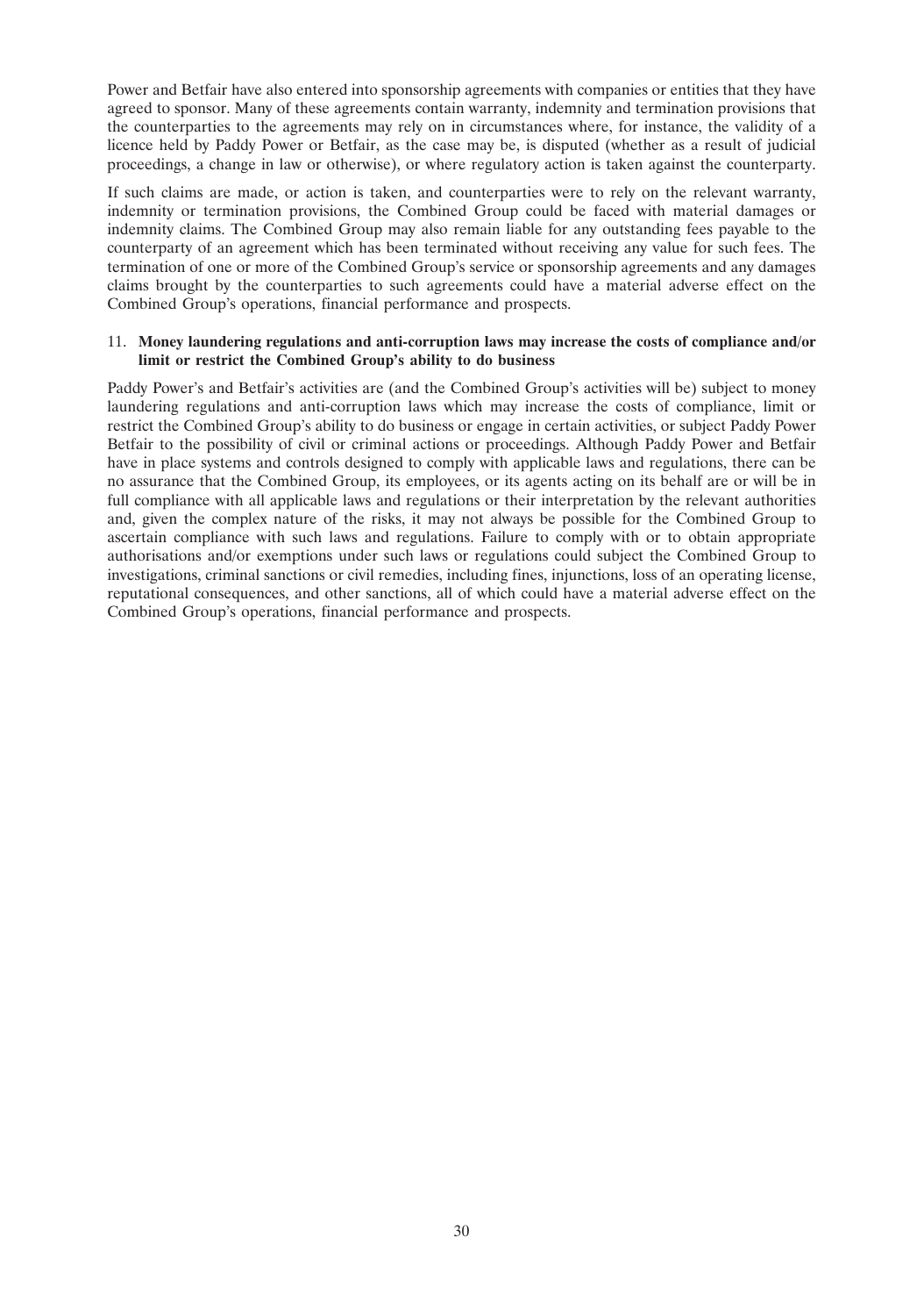Power and Betfair have also entered into sponsorship agreements with companies or entities that they have agreed to sponsor. Many of these agreements contain warranty, indemnity and termination provisions that the counterparties to the agreements may rely on in circumstances where, for instance, the validity of a licence held by Paddy Power or Betfair, as the case may be, is disputed (whether as a result of judicial proceedings, a change in law or otherwise), or where regulatory action is taken against the counterparty.

If such claims are made, or action is taken, and counterparties were to rely on the relevant warranty, indemnity or termination provisions, the Combined Group could be faced with material damages or indemnity claims. The Combined Group may also remain liable for any outstanding fees payable to the counterparty of an agreement which has been terminated without receiving any value for such fees. The termination of one or more of the Combined Group's service or sponsorship agreements and any damages claims brought by the counterparties to such agreements could have a material adverse effect on the Combined Group's operations, financial performance and prospects.

11. **Money laundering regulations and anti-corruption laws may increase the costs of compliance and/or limit or restrict the Combined Group's ability to do business**

Paddy Power's and Betfair's activities are (and the Combined Group's activities will be) subject to money laundering regulations and anti-corruption laws which may increase the costs of compliance, limit or restrict the Combined Group's ability to do business or engage in certain activities, or subject Paddy Power Betfair to the possibility of civil or criminal actions or proceedings. Although Paddy Power and Betfair have in place systems and controls designed to comply with applicable laws and regulations, there can be no assurance that the Combined Group, its employees, or its agents acting on its behalf are or will be in full compliance with all applicable laws and regulations or their interpretation by the relevant authorities and, given the complex nature of the risks, it may not always be possible for the Combined Group to ascertain compliance with such laws and regulations. Failure to comply with or to obtain appropriate authorisations and/or exemptions under such laws or regulations could subject the Combined Group to investigations, criminal sanctions or civil remedies, including fines, injunctions, loss of an operating license, reputational consequences, and other sanctions, all of which could have a material adverse effect on the Combined Group's operations, financial performance and prospects.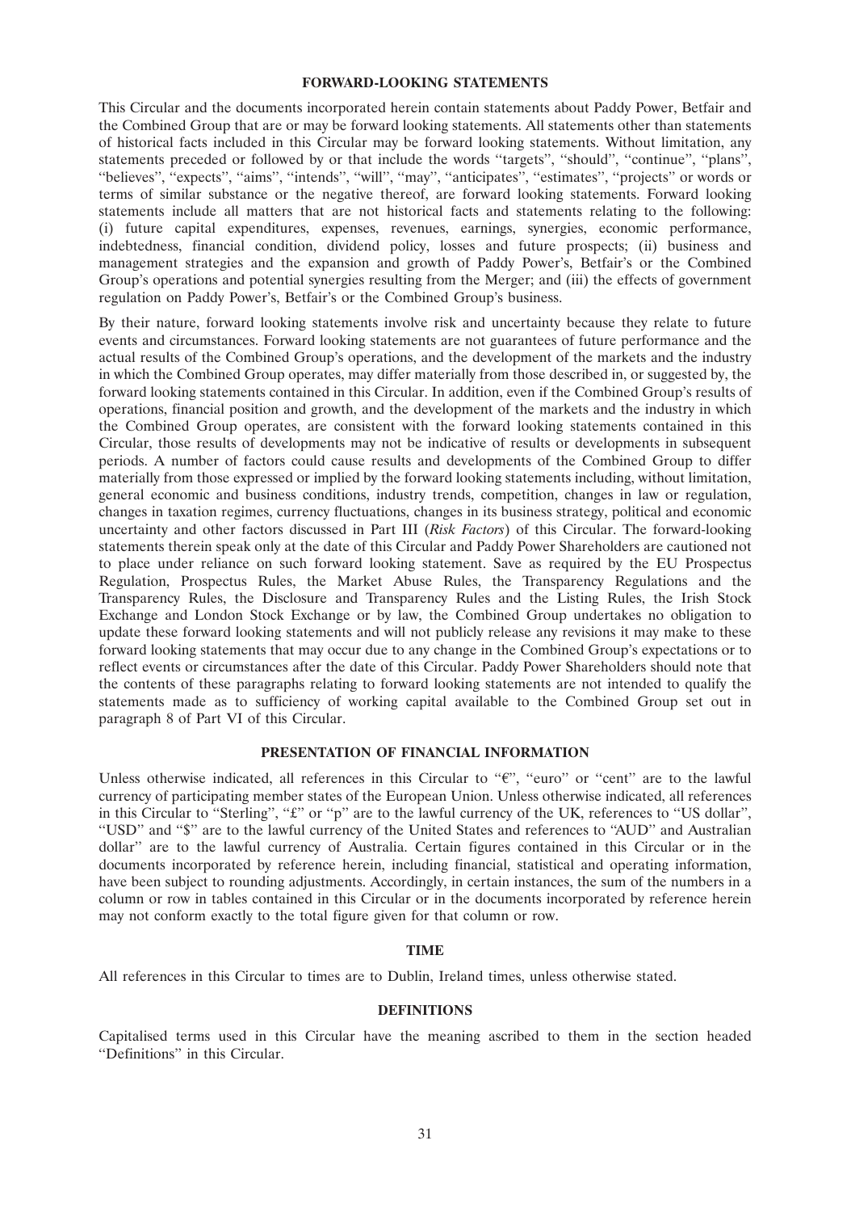## FORWARD-LOOKING STATEMENTS

This Circular and the documents incorporated herein contain statements about Paddy Power, Betfair and the Combined Group that are or may be forward looking statements. All statements other than statements of historical facts included in this Circular may be forward looking statements. Without limitation, any statements preceded or followed by or that include the words "targets", "should", "continue", "plans", "believes", "expects", "aims", "intends", "will", "may", "anticipates", "estimates", "projects" or words or terms of similar substance or the negative thereof, are forward looking statements. Forward looking statements include all matters that are not historical facts and statements relating to the following: (i) future capital expenditures, expenses, revenues, earnings, synergies, economic performance, indebtedness, financial condition, dividend policy, losses and future prospects; (ii) business and management strategies and the expansion and growth of Paddy Power's, Betfair's or the Combined Group's operations and potential synergies resulting from the Merger; and (iii) the effects of government regulation on Paddy Power's, Betfair's or the Combined Group's business.

By their nature, forward looking statements involve risk and uncertainty because they relate to future events and circumstances. Forward looking statements are not guarantees of future performance and the actual results of the Combined Group's operations, and the development of the markets and the industry in which the Combined Group operates, may differ materially from those described in, or suggested by, the forward looking statements contained in this Circular. In addition, even if the Combined Group's results of operations, financial position and growth, and the development of the markets and the industry in which the Combined Group operates, are consistent with the forward looking statements contained in this Circular, those results of developments may not be indicative of results or developments in subsequent periods. A number of factors could cause results and developments of the Combined Group to differ materially from those expressed or implied by the forward looking statements including, without limitation, general economic and business conditions, industry trends, competition, changes in law or regulation, changes in taxation regimes, currency fluctuations, changes in its business strategy, political and economic uncertainty and other factors discussed in Part III (*Risk Factors*) of this Circular. The forward-looking statements therein speak only at the date of this Circular and Paddy Power Shareholders are cautioned not to place under reliance on such forward looking statement. Save as required by the EU Prospectus Regulation, Prospectus Rules, the Market Abuse Rules, the Transparency Regulations and the Transparency Rules, the Disclosure and Transparency Rules and the Listing Rules, the Irish Stock Exchange and London Stock Exchange or by law, the Combined Group undertakes no obligation to update these forward looking statements and will not publicly release any revisions it may make to these forward looking statements that may occur due to any change in the Combined Group's expectations or to reflect events or circumstances after the date of this Circular. Paddy Power Shareholders should note that the contents of these paragraphs relating to forward looking statements are not intended to qualify the statements made as to sufficiency of working capital available to the Combined Group set out in paragraph 8 of Part VI of this Circular.

## PRESENTATION OF FINANCIAL INFORMATION

Unless otherwise indicated, all references in this Circular to "€", "euro" or "cent" are to the lawful currency of participating member states of the European Union. Unless otherwise indicated, all references in this Circular to "Sterling", "£" or "p" are to the lawful currency of the UK, references to "US dollar", "USD" and "$" are to the lawful currency of the United States and references to "AUD" and Australian dollar" are to the lawful currency of Australia. Certain figures contained in this Circular or in the documents incorporated by reference herein, including financial, statistical and operating information, have been subject to rounding adjustments. Accordingly, in certain instances, the sum of the numbers in a column or row in tables contained in this Circular or in the documents incorporated by reference herein may not conform exactly to the total figure given for that column or row.

## TIME

All references in this Circular to times are to Dublin, Ireland times, unless otherwise stated.

## DEFINITIONS

Capitalised terms used in this Circular have the meaning ascribed to them in the section headed "Definitions" in this Circular.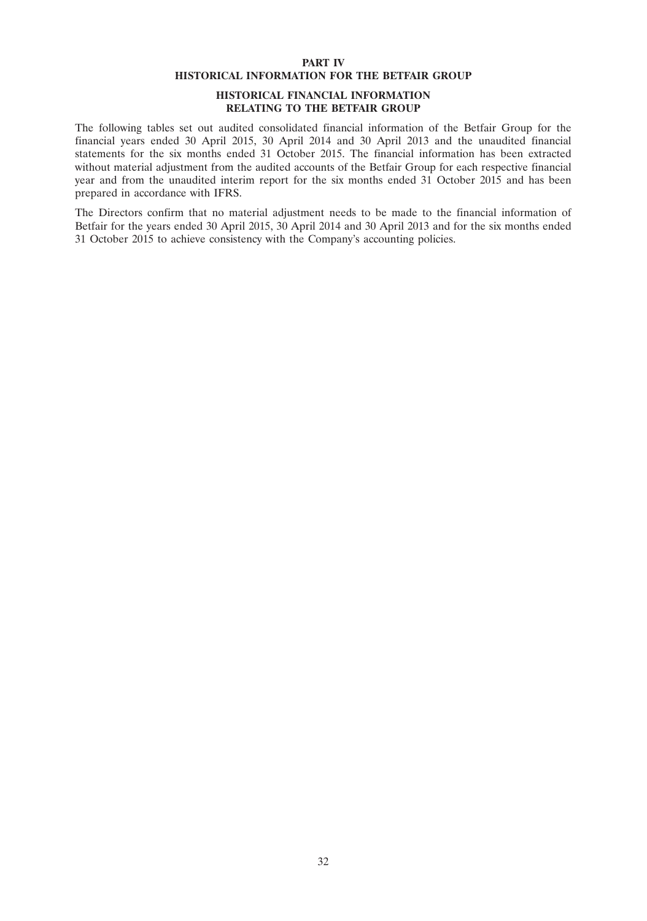# PART IV
# HISTORICAL INFORMATION FOR THE BETFAIR GROUP

## HISTORICAL FINANCIAL INFORMATION RELATING TO THE BETFAIR GROUP

The following tables set out audited consolidated financial information of the Betfair Group for the financial years ended 30 April 2015, 30 April 2014 and 30 April 2013 and the unaudited financial statements for the six months ended 31 October 2015. The financial information has been extracted without material adjustment from the audited accounts of the Betfair Group for each respective financial year and from the unaudited interim report for the six months ended 31 October 2015 and has been prepared in accordance with IFRS.

The Directors confirm that no material adjustment needs to be made to the financial information of Betfair for the years ended 30 April 2015, 30 April 2014 and 30 April 2013 and for the six months ended 31 October 2015 to achieve consistency with the Company's accounting policies.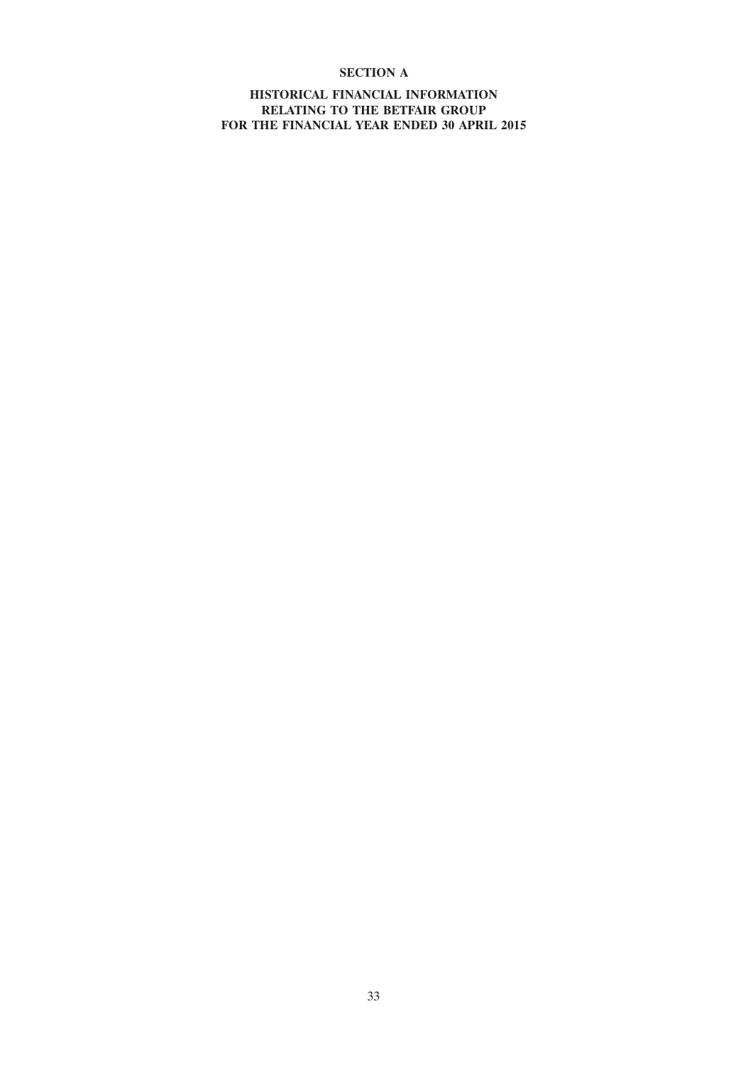# SECTION A

## HISTORICAL FINANCIAL INFORMATION RELATING TO THE BETFAIR GROUP FOR THE FINANCIAL YEAR ENDED 30 APRIL 2015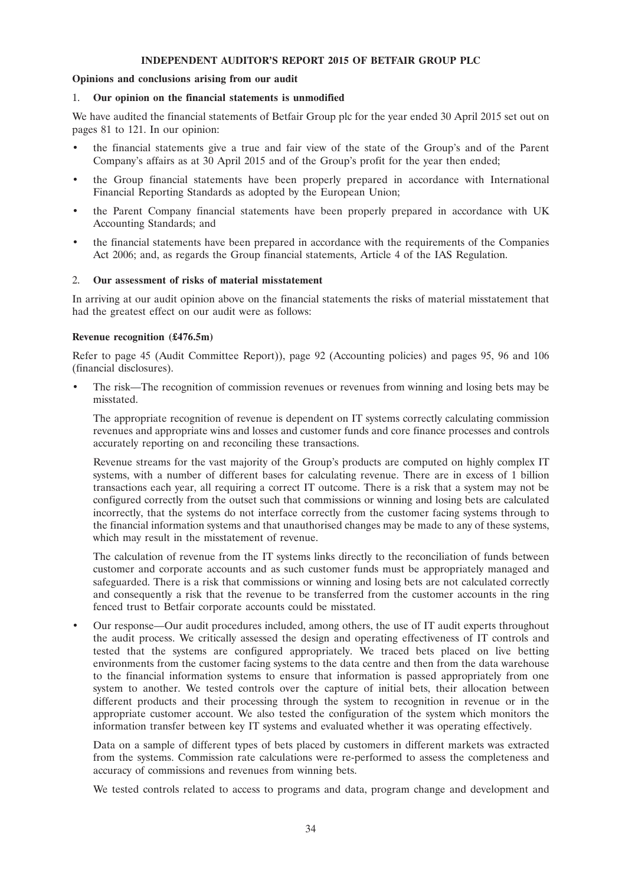# INDEPENDENT AUDITOR'S REPORT 2015 OF BETFAIR GROUP PLC

**Opinions and conclusions arising from our audit**

1. **Our opinion on the financial statements is unmodified**

We have audited the financial statements of Betfair Group plc for the year ended 30 April 2015 set out on pages 81 to 121. In our opinion:

- the financial statements give a true and fair view of the state of the Group's and of the Parent Company's affairs as at 30 April 2015 and of the Group's profit for the year then ended;
- the Group financial statements have been properly prepared in accordance with International Financial Reporting Standards as adopted by the European Union;
- the Parent Company financial statements have been properly prepared in accordance with UK Accounting Standards; and
- the financial statements have been prepared in accordance with the requirements of the Companies Act 2006; and, as regards the Group financial statements, Article 4 of the IAS Regulation.

2. **Our assessment of risks of material misstatement**

In arriving at our audit opinion above on the financial statements the risks of material misstatement that had the greatest effect on our audit were as follows:

**Revenue recognition (£476.5m)**

Refer to page 45 (Audit Committee Report)), page 92 (Accounting policies) and pages 95, 96 and 106 (financial disclosures).

- The risk—The recognition of commission revenues or revenues from winning and losing bets may be misstated.

  The appropriate recognition of revenue is dependent on IT systems correctly calculating commission revenues and appropriate wins and losses and customer funds and core finance processes and controls accurately reporting on and reconciling these transactions.

  Revenue streams for the vast majority of the Group's products are computed on highly complex IT systems, with a number of different bases for calculating revenue. There are in excess of 1 billion transactions each year, all requiring a correct IT outcome. There is a risk that a system may not be configured correctly from the outset such that commissions or winning and losing bets are calculated incorrectly, that the systems do not interface correctly from the customer facing systems through to the financial information systems and that unauthorised changes may be made to any of these systems, which may result in the misstatement of revenue.

  The calculation of revenue from the IT systems links directly to the reconciliation of funds between customer and corporate accounts and as such customer funds must be appropriately managed and safeguarded. There is a risk that commissions or winning and losing bets are not calculated correctly and consequently a risk that the revenue to be transferred from the customer accounts in the ring fenced trust to Betfair corporate accounts could be misstated.

- Our response—Our audit procedures included, among others, the use of IT audit experts throughout the audit process. We critically assessed the design and operating effectiveness of IT controls and tested that the systems are configured appropriately. We traced bets placed on live betting environments from the customer facing systems to the data centre and then from the data warehouse to the financial information systems to ensure that information is passed appropriately from one system to another. We tested controls over the capture of initial bets, their allocation between different products and their processing through the system to recognition in revenue or in the appropriate customer account. We also tested the configuration of the system which monitors the information transfer between key IT systems and evaluated whether it was operating effectively.

  Data on a sample of different types of bets placed by customers in different markets was extracted from the systems. Commission rate calculations were re-performed to assess the completeness and accuracy of commissions and revenues from winning bets.

  We tested controls related to access to programs and data, program change and development and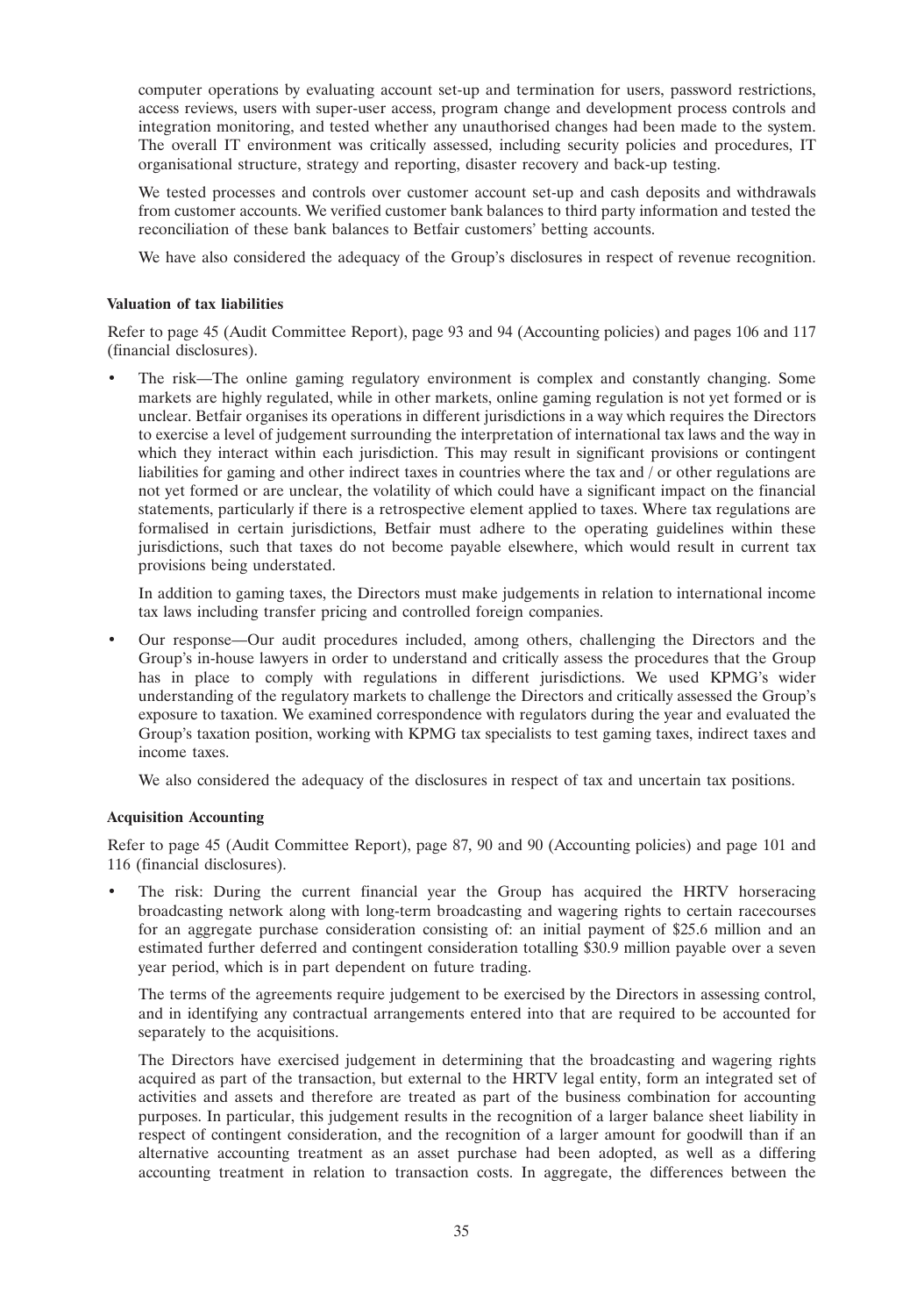computer operations by evaluating account set-up and termination for users, password restrictions, access reviews, users with super-user access, program change and development process controls and integration monitoring, and tested whether any unauthorised changes had been made to the system. The overall IT environment was critically assessed, including security policies and procedures, IT organisational structure, strategy and reporting, disaster recovery and back-up testing.

We tested processes and controls over customer account set-up and cash deposits and withdrawals from customer accounts. We verified customer bank balances to third party information and tested the reconciliation of these bank balances to Betfair customers' betting accounts.

We have also considered the adequacy of the Group's disclosures in respect of revenue recognition.

**Valuation of tax liabilities**

Refer to page 45 (Audit Committee Report), page 93 and 94 (Accounting policies) and pages 106 and 117 (financial disclosures).

- The risk—The online gaming regulatory environment is complex and constantly changing. Some markets are highly regulated, while in other markets, online gaming regulation is not yet formed or is unclear. Betfair organises its operations in different jurisdictions in a way which requires the Directors to exercise a level of judgement surrounding the interpretation of international tax laws and the way in which they interact within each jurisdiction. This may result in significant provisions or contingent liabilities for gaming and other indirect taxes in countries where the tax and / or other regulations are not yet formed or are unclear, the volatility of which could have a significant impact on the financial statements, particularly if there is a retrospective element applied to taxes. Where tax regulations are formalised in certain jurisdictions, Betfair must adhere to the operating guidelines within these jurisdictions, such that taxes do not become payable elsewhere, which would result in current tax provisions being understated.

  In addition to gaming taxes, the Directors must make judgements in relation to international income tax laws including transfer pricing and controlled foreign companies.

- Our response—Our audit procedures included, among others, challenging the Directors and the Group's in-house lawyers in order to understand and critically assess the procedures that the Group has in place to comply with regulations in different jurisdictions. We used KPMG's wider understanding of the regulatory markets to challenge the Directors and critically assessed the Group's exposure to taxation. We examined correspondence with regulators during the year and evaluated the Group's taxation position, working with KPMG tax specialists to test gaming taxes, indirect taxes and income taxes.

  We also considered the adequacy of the disclosures in respect of tax and uncertain tax positions.

**Acquisition Accounting**

Refer to page 45 (Audit Committee Report), page 87, 90 and 90 (Accounting policies) and page 101 and 116 (financial disclosures).

- The risk: During the current financial year the Group has acquired the HRTV horseracing broadcasting network along with long-term broadcasting and wagering rights to certain racecourses for an aggregate purchase consideration consisting of: an initial payment of $25.6 million and an estimated further deferred and contingent consideration totalling $30.9 million payable over a seven year period, which is in part dependent on future trading.

  The terms of the agreements require judgement to be exercised by the Directors in assessing control, and in identifying any contractual arrangements entered into that are required to be accounted for separately to the acquisitions.

  The Directors have exercised judgement in determining that the broadcasting and wagering rights acquired as part of the transaction, but external to the HRTV legal entity, form an integrated set of activities and assets and therefore are treated as part of the business combination for accounting purposes. In particular, this judgement results in the recognition of a larger balance sheet liability in respect of contingent consideration, and the recognition of a larger amount for goodwill than if an alternative accounting treatment as an asset purchase had been adopted, as well as a differing accounting treatment in relation to transaction costs. In aggregate, the differences between the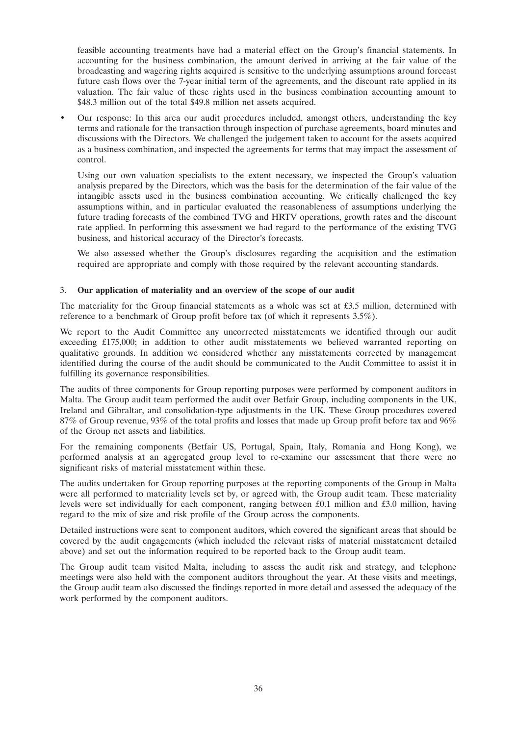feasible accounting treatments have had a material effect on the Group's financial statements. In accounting for the business combination, the amount derived in arriving at the fair value of the broadcasting and wagering rights acquired is sensitive to the underlying assumptions around forecast future cash flows over the 7-year initial term of the agreements, and the discount rate applied in its valuation. The fair value of these rights used in the business combination accounting amount to $48.3 million out of the total $49.8 million net assets acquired.

- Our response: In this area our audit procedures included, amongst others, understanding the key terms and rationale for the transaction through inspection of purchase agreements, board minutes and discussions with the Directors. We challenged the judgement taken to account for the assets acquired as a business combination, and inspected the agreements for terms that may impact the assessment of control.

  Using our own valuation specialists to the extent necessary, we inspected the Group's valuation analysis prepared by the Directors, which was the basis for the determination of the fair value of the intangible assets used in the business combination accounting. We critically challenged the key assumptions within, and in particular evaluated the reasonableness of assumptions underlying the future trading forecasts of the combined TVG and HRTV operations, growth rates and the discount rate applied. In performing this assessment we had regard to the performance of the existing TVG business, and historical accuracy of the Director's forecasts.

  We also assessed whether the Group's disclosures regarding the acquisition and the estimation required are appropriate and comply with those required by the relevant accounting standards.

3. **Our application of materiality and an overview of the scope of our audit**

The materiality for the Group financial statements as a whole was set at £3.5 million, determined with reference to a benchmark of Group profit before tax (of which it represents 3.5%).

We report to the Audit Committee any uncorrected misstatements we identified through our audit exceeding £175,000; in addition to other audit misstatements we believed warranted reporting on qualitative grounds. In addition we considered whether any misstatements corrected by management identified during the course of the audit should be communicated to the Audit Committee to assist it in fulfilling its governance responsibilities.

The audits of three components for Group reporting purposes were performed by component auditors in Malta. The Group audit team performed the audit over Betfair Group, including components in the UK, Ireland and Gibraltar, and consolidation-type adjustments in the UK. These Group procedures covered 87% of Group revenue, 93% of the total profits and losses that made up Group profit before tax and 96% of the Group net assets and liabilities.

For the remaining components (Betfair US, Portugal, Spain, Italy, Romania and Hong Kong), we performed analysis at an aggregated group level to re-examine our assessment that there were no significant risks of material misstatement within these.

The audits undertaken for Group reporting purposes at the reporting components of the Group in Malta were all performed to materiality levels set by, or agreed with, the Group audit team. These materiality levels were set individually for each component, ranging between £0.1 million and £3.0 million, having regard to the mix of size and risk profile of the Group across the components.

Detailed instructions were sent to component auditors, which covered the significant areas that should be covered by the audit engagements (which included the relevant risks of material misstatement detailed above) and set out the information required to be reported back to the Group audit team.

The Group audit team visited Malta, including to assess the audit risk and strategy, and telephone meetings were also held with the component auditors throughout the year. At these visits and meetings, the Group audit team also discussed the findings reported in more detail and assessed the adequacy of the work performed by the component auditors.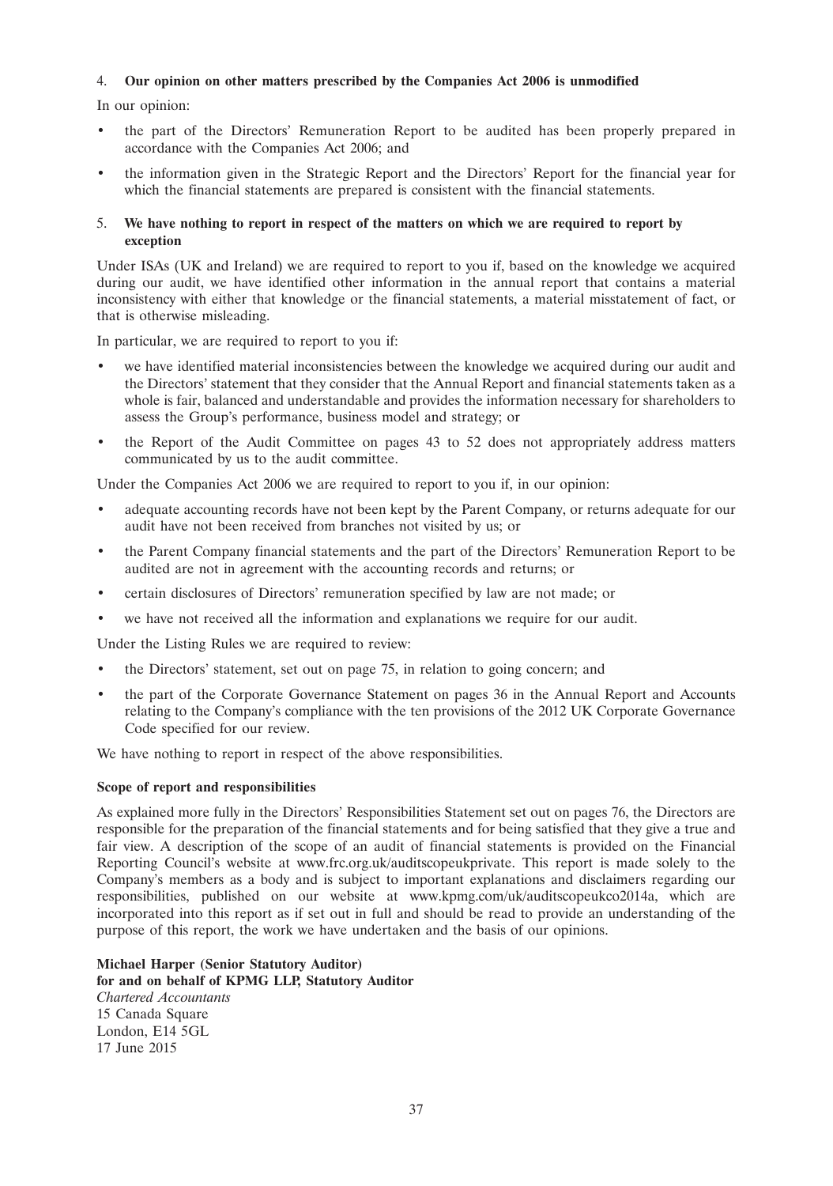### 4. **Our opinion on other matters prescribed by the Companies Act 2006 is unmodified**

In our opinion:

- the part of the Directors' Remuneration Report to be audited has been properly prepared in accordance with the Companies Act 2006; and
- the information given in the Strategic Report and the Directors' Report for the financial year for which the financial statements are prepared is consistent with the financial statements.

### 5. **We have nothing to report in respect of the matters on which we are required to report by exception**

Under ISAs (UK and Ireland) we are required to report to you if, based on the knowledge we acquired during our audit, we have identified other information in the annual report that contains a material inconsistency with either that knowledge or the financial statements, a material misstatement of fact, or that is otherwise misleading.

In particular, we are required to report to you if:

- we have identified material inconsistencies between the knowledge we acquired during our audit and the Directors' statement that they consider that the Annual Report and financial statements taken as a whole is fair, balanced and understandable and provides the information necessary for shareholders to assess the Group's performance, business model and strategy; or
- the Report of the Audit Committee on pages 43 to 52 does not appropriately address matters communicated by us to the audit committee.

Under the Companies Act 2006 we are required to report to you if, in our opinion:

- adequate accounting records have not been kept by the Parent Company, or returns adequate for our audit have not been received from branches not visited by us; or
- the Parent Company financial statements and the part of the Directors' Remuneration Report to be audited are not in agreement with the accounting records and returns; or
- certain disclosures of Directors' remuneration specified by law are not made; or
- we have not received all the information and explanations we require for our audit.

Under the Listing Rules we are required to review:

- the Directors' statement, set out on page 75, in relation to going concern; and
- the part of the Corporate Governance Statement on pages 36 in the Annual Report and Accounts relating to the Company's compliance with the ten provisions of the 2012 UK Corporate Governance Code specified for our review.

We have nothing to report in respect of the above responsibilities.

**Scope of report and responsibilities**

As explained more fully in the Directors' Responsibilities Statement set out on pages 76, the Directors are responsible for the preparation of the financial statements and for being satisfied that they give a true and fair view. A description of the scope of an audit of financial statements is provided on the Financial Reporting Council's website at www.frc.org.uk/auditscopeukprivate. This report is made solely to the Company's members as a body and is subject to important explanations and disclaimers regarding our responsibilities, published on our website at www.kpmg.com/uk/auditscopeukco2014a, which are incorporated into this report as if set out in full and should be read to provide an understanding of the purpose of this report, the work we have undertaken and the basis of our opinions.

**Michael Harper (Senior Statutory Auditor)**
**for and on behalf of KPMG LLP, Statutory Auditor**
*Chartered Accountants*
15 Canada Square
London, E14 5GL
17 June 2015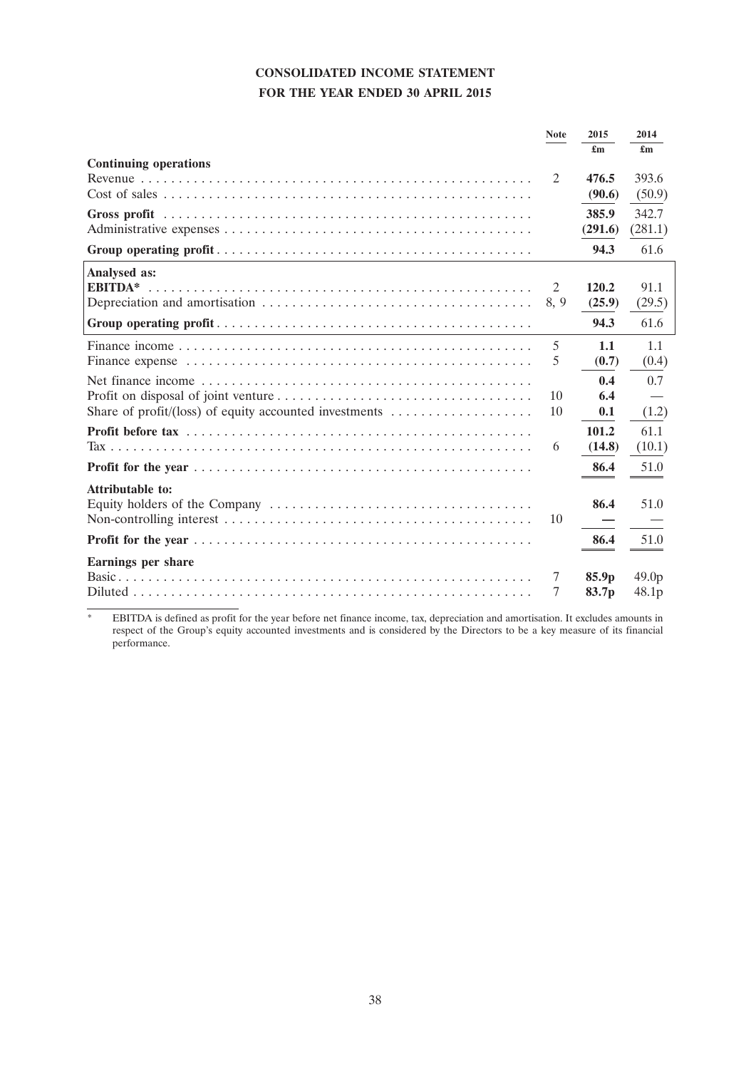# CONSOLIDATED INCOME STATEMENT
## FOR THE YEAR ENDED 30 APRIL 2015

| | Note | 2015 £m | 2014 £m |
|---|---|---|---|
| **Continuing operations** | | | |
| Revenue | 2 | **476.5** | 393.6 |
| Cost of sales | | **(90.6)** | (50.9) |
| **Gross profit** | | **385.9** | 342.7 |
| Administrative expenses | | **(291.6)** | (281.1) |
| **Group operating profit** | | **94.3** | 61.6 |
| **Analysed as:** | | | |
| **EBITDA*** | 2 | **120.2** | 91.1 |
| Depreciation and amortisation | 8, 9 | **(25.9)** | (29.5) |
| **Group operating profit** | | **94.3** | 61.6 |
| Finance income | 5 | **1.1** | 1.1 |
| Finance expense | 5 | **(0.7)** | (0.4) |
| Net finance income | | **0.4** | 0.7 |
| Profit on disposal of joint venture | 10 | **6.4** | — |
| Share of profit/(loss) of equity accounted investments | 10 | **0.1** | (1.2) |
| **Profit before tax** | | **101.2** | 61.1 |
| Tax | 6 | **(14.8)** | (10.1) |
| **Profit for the year** | | **86.4** | 51.0 |
| **Attributable to:** | | | |
| Equity holders of the Company | | **86.4** | 51.0 |
| Non-controlling interest | 10 | **—** | — |
| **Profit for the year** | | **86.4** | 51.0 |
| **Earnings per share** | | | |
| Basic | 7 | **85.9p** | 49.0p |
| Diluted | 7 | **83.7p** | 48.1p |

\* EBITDA is defined as profit for the year before net finance income, tax, depreciation and amortisation. It excludes amounts in respect of the Group's equity accounted investments and is considered by the Directors to be a key measure of its financial performance.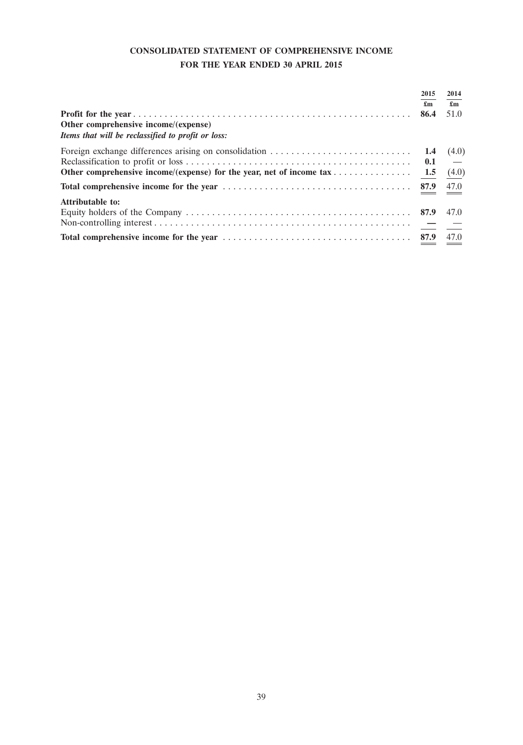# CONSOLIDATED STATEMENT OF COMPREHENSIVE INCOME
## FOR THE YEAR ENDED 30 APRIL 2015

| | 2015 | 2014 |
|---|---|---|
| | £m | £m |
| **Profit for the year** | **86.4** | 51.0 |
| **Other comprehensive income/(expense)** | | |
| ***Items that will be reclassified to profit or loss:*** | | |
| Foreign exchange differences arising on consolidation | **1.4** | (4.0) |
| Reclassification to profit or loss | **0.1** | — |
| **Other comprehensive income/(expense) for the year, net of income tax** | **1.5** | (4.0) |
| **Total comprehensive income for the year** | **87.9** | 47.0 |
| **Attributable to:** | | |
| Equity holders of the Company | **87.9** | 47.0 |
| Non-controlling interest | **—** | — |
| **Total comprehensive income for the year** | **87.9** | 47.0 |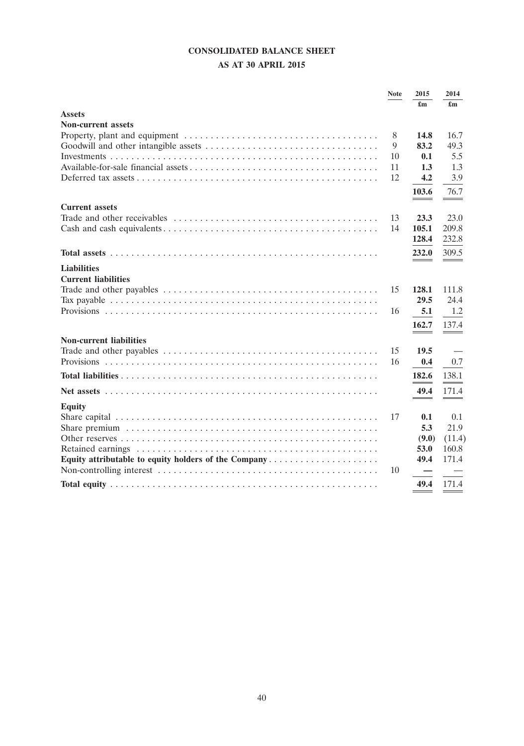# CONSOLIDATED BALANCE SHEET

## AS AT 30 APRIL 2015

| | Note | 2015 £m | 2014 £m |
|---|---|---|---|
| **Assets** | | | |
| **Non-current assets** | | | |
| Property, plant and equipment | 8 | **14.8** | 16.7 |
| Goodwill and other intangible assets | 9 | **83.2** | 49.3 |
| Investments | 10 | **0.1** | 5.5 |
| Available-for-sale financial assets | 11 | **1.3** | 1.3 |
| Deferred tax assets | 12 | **4.2** | 3.9 |
| | | **103.6** | 76.7 |
| **Current assets** | | | |
| Trade and other receivables | 13 | **23.3** | 23.0 |
| Cash and cash equivalents | 14 | **105.1** | 209.8 |
| | | **128.4** | 232.8 |
| **Total assets** | | **232.0** | 309.5 |
| **Liabilities** | | | |
| **Current liabilities** | | | |
| Trade and other payables | 15 | **128.1** | 111.8 |
| Tax payable | | **29.5** | 24.4 |
| Provisions | 16 | **5.1** | 1.2 |
| | | **162.7** | 137.4 |
| **Non-current liabilities** | | | |
| Trade and other payables | 15 | **19.5** | — |
| Provisions | 16 | **0.4** | 0.7 |
| **Total liabilities** | | **182.6** | 138.1 |
| **Net assets** | | **49.4** | 171.4 |
| **Equity** | | | |
| Share capital | 17 | **0.1** | 0.1 |
| Share premium | | **5.3** | 21.9 |
| Other reserves | | **(9.0)** | (11.4) |
| Retained earnings | | **53.0** | 160.8 |
| **Equity attributable to equity holders of the Company** | | **49.4** | 171.4 |
| Non-controlling interest | 10 | **—** | — |
| **Total equity** | | **49.4** | 171.4 |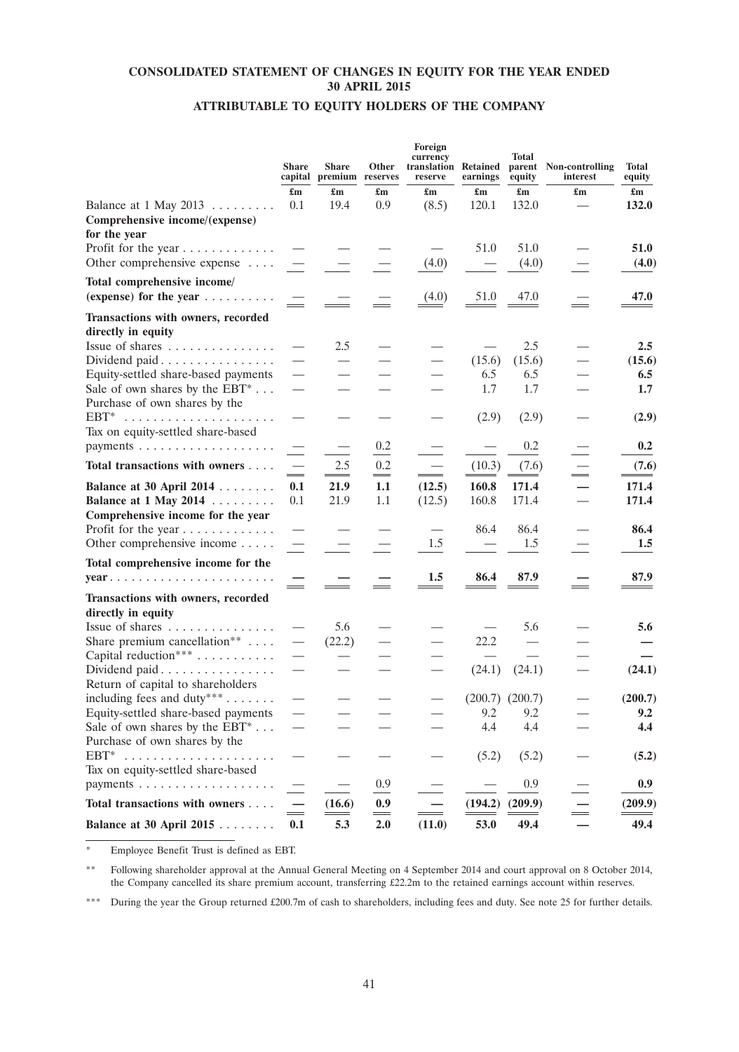# CONSOLIDATED STATEMENT OF CHANGES IN EQUITY FOR THE YEAR ENDED 30 APRIL 2015

## ATTRIBUTABLE TO EQUITY HOLDERS OF THE COMPANY

| | Share capital | Share premium | Other reserves | Foreign currency translation reserve | Retained earnings | Total parent equity | Non-controlling interest | Total equity |
|---|---|---|---|---|---|---|---|---|
| | £m | £m | £m | £m | £m | £m | £m | £m |
| Balance at 1 May 2013 | 0.1 | 19.4 | 0.9 | (8.5) | 120.1 | 132.0 | — | **132.0** |
| **Comprehensive income/(expense) for the year** | | | | | | | | |
| Profit for the year | — | — | — | — | 51.0 | 51.0 | — | **51.0** |
| Other comprehensive expense | — | — | — | (4.0) | — | (4.0) | — | **(4.0)** |
| **Total comprehensive income/ (expense) for the year** | — | — | — | (4.0) | 51.0 | 47.0 | — | **47.0** |
| **Transactions with owners, recorded directly in equity** | | | | | | | | |
| Issue of shares | — | 2.5 | — | — | — | 2.5 | — | **2.5** |
| Dividend paid | — | — | — | — | (15.6) | (15.6) | — | **(15.6)** |
| Equity-settled share-based payments | — | — | — | — | 6.5 | 6.5 | — | **6.5** |
| Sale of own shares by the EBT* | — | — | — | — | 1.7 | 1.7 | — | **1.7** |
| Purchase of own shares by the EBT* | — | — | — | — | (2.9) | (2.9) | — | **(2.9)** |
| Tax on equity-settled share-based payments | — | — | 0.2 | — | — | 0.2 | — | **0.2** |
| **Total transactions with owners** | — | 2.5 | 0.2 | — | (10.3) | (7.6) | — | **(7.6)** |
| **Balance at 30 April 2014** | **0.1** | **21.9** | **1.1** | **(12.5)** | **160.8** | **171.4** | **—** | **171.4** |
| **Balance at 1 May 2014** | 0.1 | 21.9 | 1.1 | (12.5) | 160.8 | 171.4 | — | **171.4** |
| **Comprehensive income for the year** | | | | | | | | |
| Profit for the year | — | — | — | — | 86.4 | 86.4 | — | **86.4** |
| Other comprehensive income | — | — | — | 1.5 | — | 1.5 | — | **1.5** |
| **Total comprehensive income for the year** | **—** | **—** | **—** | **1.5** | **86.4** | **87.9** | **—** | **87.9** |
| **Transactions with owners, recorded directly in equity** | | | | | | | | |
| Issue of shares | — | 5.6 | — | — | — | 5.6 | — | **5.6** |
| Share premium cancellation** | — | (22.2) | — | — | 22.2 | — | — | **—** |
| Capital reduction*** | — | — | — | — | — | — | — | **—** |
| Dividend paid | — | — | — | — | (24.1) | (24.1) | — | **(24.1)** |
| Return of capital to shareholders including fees and duty*** | — | — | — | — | (200.7) | (200.7) | — | **(200.7)** |
| Equity-settled share-based payments | — | — | — | — | 9.2 | 9.2 | — | **9.2** |
| Sale of own shares by the EBT* | — | — | — | — | 4.4 | 4.4 | — | **4.4** |
| Purchase of own shares by the EBT* | — | — | — | — | (5.2) | (5.2) | — | **(5.2)** |
| Tax on equity-settled share-based payments | — | — | 0.9 | — | — | 0.9 | — | **0.9** |
| **Total transactions with owners** | **—** | **(16.6)** | **0.9** | **—** | **(194.2)** | **(209.9)** | **—** | **(209.9)** |
| **Balance at 30 April 2015** | **0.1** | **5.3** | **2.0** | **(11.0)** | **53.0** | **49.4** | **—** | **49.4** |

\* Employee Benefit Trust is defined as EBT.

\*\* Following shareholder approval at the Annual General Meeting on 4 September 2014 and court approval on 8 October 2014, the Company cancelled its share premium account, transferring £22.2m to the retained earnings account within reserves.

\*\*\* During the year the Group returned £200.7m of cash to shareholders, including fees and duty. See note 25 for further details.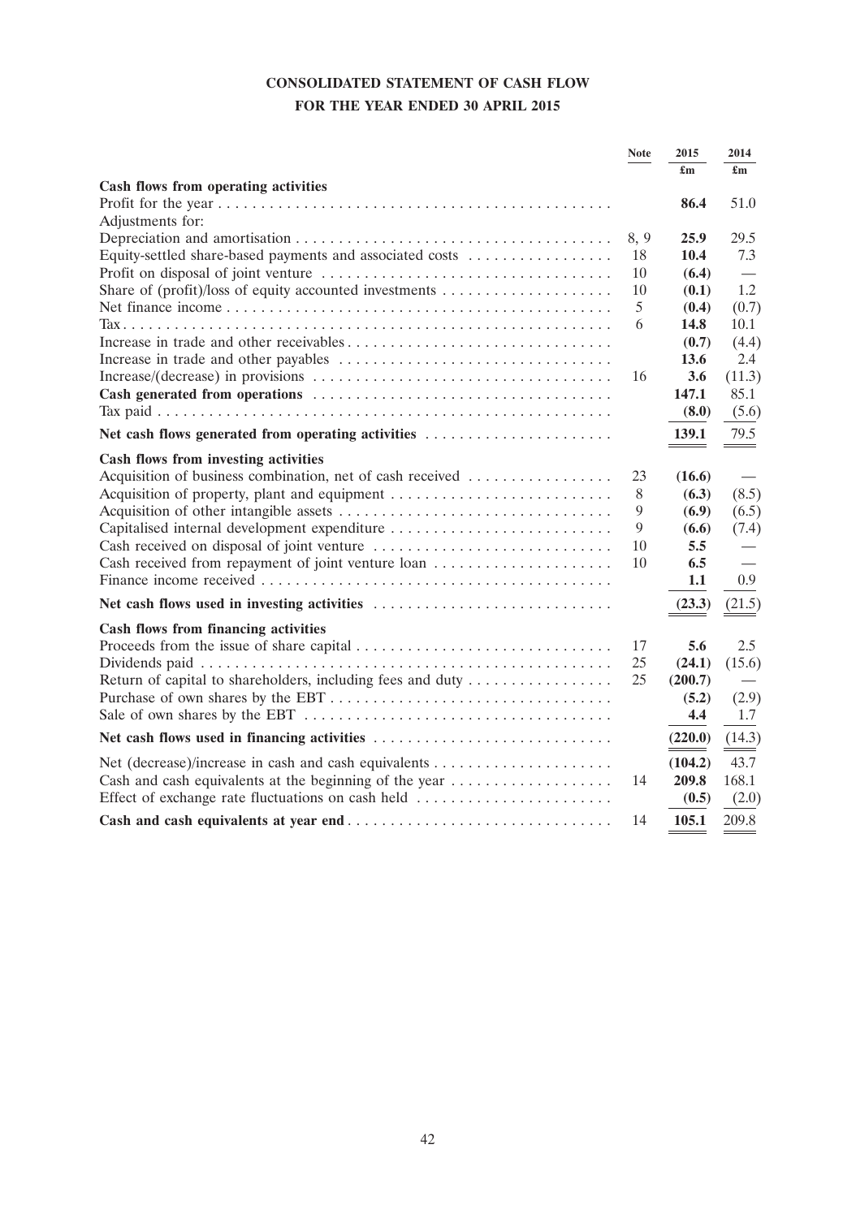# CONSOLIDATED STATEMENT OF CASH FLOW

## FOR THE YEAR ENDED 30 APRIL 2015

| | Note | 2015 £m | 2014 £m |
|---|---|---|---|
| **Cash flows from operating activities** | | | |
| Profit for the year | | **86.4** | 51.0 |
| Adjustments for: | | | |
| Depreciation and amortisation | 8, 9 | **25.9** | 29.5 |
| Equity-settled share-based payments and associated costs | 18 | **10.4** | 7.3 |
| Profit on disposal of joint venture | 10 | **(6.4)** | — |
| Share of (profit)/loss of equity accounted investments | 10 | **(0.1)** | 1.2 |
| Net finance income | 5 | **(0.4)** | (0.7) |
| Tax | 6 | **14.8** | 10.1 |
| Increase in trade and other receivables | | **(0.7)** | (4.4) |
| Increase in trade and other payables | | **13.6** | 2.4 |
| Increase/(decrease) in provisions | 16 | **3.6** | (11.3) |
| **Cash generated from operations** | | **147.1** | 85.1 |
| Tax paid | | **(8.0)** | (5.6) |
| **Net cash flows generated from operating activities** | | **139.1** | 79.5 |
| **Cash flows from investing activities** | | | |
| Acquisition of business combination, net of cash received | 23 | **(16.6)** | — |
| Acquisition of property, plant and equipment | 8 | **(6.3)** | (8.5) |
| Acquisition of other intangible assets | 9 | **(6.9)** | (6.5) |
| Capitalised internal development expenditure | 9 | **(6.6)** | (7.4) |
| Cash received on disposal of joint venture | 10 | **5.5** | — |
| Cash received from repayment of joint venture loan | 10 | **6.5** | — |
| Finance income received | | **1.1** | 0.9 |
| **Net cash flows used in investing activities** | | **(23.3)** | (21.5) |
| **Cash flows from financing activities** | | | |
| Proceeds from the issue of share capital | 17 | **5.6** | 2.5 |
| Dividends paid | 25 | **(24.1)** | (15.6) |
| Return of capital to shareholders, including fees and duty | 25 | **(200.7)** | — |
| Purchase of own shares by the EBT | | **(5.2)** | (2.9) |
| Sale of own shares by the EBT | | **4.4** | 1.7 |
| **Net cash flows used in financing activities** | | **(220.0)** | (14.3) |
| Net (decrease)/increase in cash and cash equivalents | | **(104.2)** | 43.7 |
| Cash and cash equivalents at the beginning of the year | 14 | **209.8** | 168.1 |
| Effect of exchange rate fluctuations on cash held | | **(0.5)** | (2.0) |
| **Cash and cash equivalents at year end** | 14 | **105.1** | 209.8 |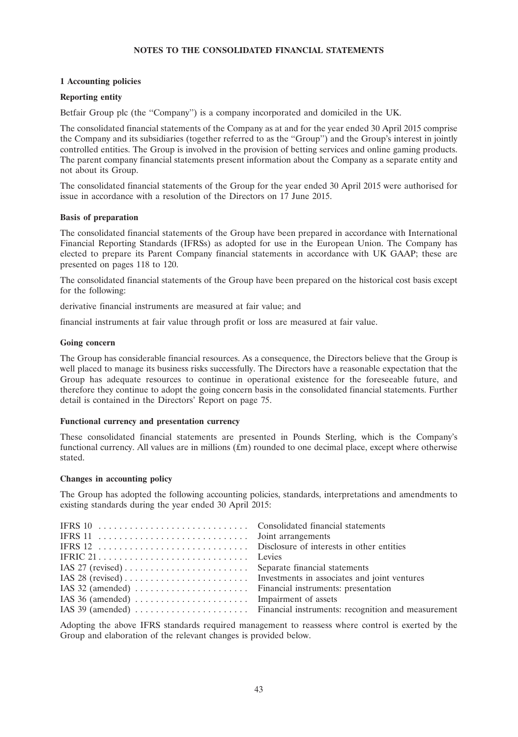# NOTES TO THE CONSOLIDATED FINANCIAL STATEMENTS

## 1 Accounting policies

### Reporting entity

Betfair Group plc (the "Company") is a company incorporated and domiciled in the UK.

The consolidated financial statements of the Company as at and for the year ended 30 April 2015 comprise the Company and its subsidiaries (together referred to as the "Group") and the Group's interest in jointly controlled entities. The Group is involved in the provision of betting services and online gaming products. The parent company financial statements present information about the Company as a separate entity and not about its Group.

The consolidated financial statements of the Group for the year ended 30 April 2015 were authorised for issue in accordance with a resolution of the Directors on 17 June 2015.

### Basis of preparation

The consolidated financial statements of the Group have been prepared in accordance with International Financial Reporting Standards (IFRSs) as adopted for use in the European Union. The Company has elected to prepare its Parent Company financial statements in accordance with UK GAAP; these are presented on pages 118 to 120.

The consolidated financial statements of the Group have been prepared on the historical cost basis except for the following:

derivative financial instruments are measured at fair value; and

financial instruments at fair value through profit or loss are measured at fair value.

### Going concern

The Group has considerable financial resources. As a consequence, the Directors believe that the Group is well placed to manage its business risks successfully. The Directors have a reasonable expectation that the Group has adequate resources to continue in operational existence for the foreseeable future, and therefore they continue to adopt the going concern basis in the consolidated financial statements. Further detail is contained in the Directors' Report on page 75.

### Functional currency and presentation currency

These consolidated financial statements are presented in Pounds Sterling, which is the Company's functional currency. All values are in millions (£m) rounded to one decimal place, except where otherwise stated.

### Changes in accounting policy

The Group has adopted the following accounting policies, standards, interpretations and amendments to existing standards during the year ended 30 April 2015:

| Standard | Description |
|---|---|
| IFRS 10 | Consolidated financial statements |
| IFRS 11 | Joint arrangements |
| IFRS 12 | Disclosure of interests in other entities |
| IFRIC 21 | Levies |
| IAS 27 (revised) | Separate financial statements |
| IAS 28 (revised) | Investments in associates and joint ventures |
| IAS 32 (amended) | Financial instruments: presentation |
| IAS 36 (amended) | Impairment of assets |
| IAS 39 (amended) | Financial instruments: recognition and measurement |

Adopting the above IFRS standards required management to reassess where control is exerted by the Group and elaboration of the relevant changes is provided below.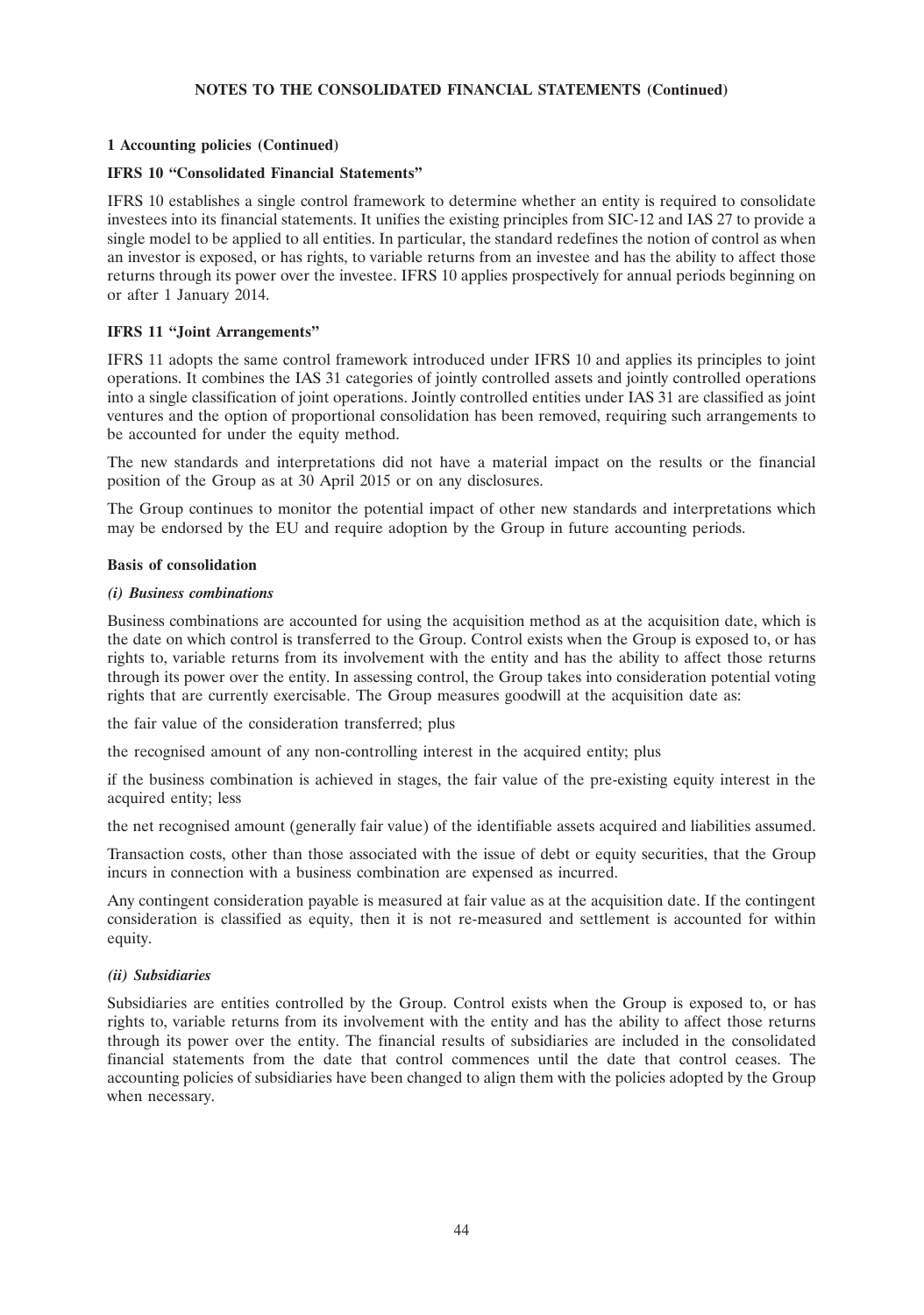**NOTES TO THE CONSOLIDATED FINANCIAL STATEMENTS (Continued)**

**1 Accounting policies (Continued)**

**IFRS 10 "Consolidated Financial Statements"**

IFRS 10 establishes a single control framework to determine whether an entity is required to consolidate investees into its financial statements. It unifies the existing principles from SIC-12 and IAS 27 to provide a single model to be applied to all entities. In particular, the standard redefines the notion of control as when an investor is exposed, or has rights, to variable returns from an investee and has the ability to affect those returns through its power over the investee. IFRS 10 applies prospectively for annual periods beginning on or after 1 January 2014.

**IFRS 11 "Joint Arrangements"**

IFRS 11 adopts the same control framework introduced under IFRS 10 and applies its principles to joint operations. It combines the IAS 31 categories of jointly controlled assets and jointly controlled operations into a single classification of joint operations. Jointly controlled entities under IAS 31 are classified as joint ventures and the option of proportional consolidation has been removed, requiring such arrangements to be accounted for under the equity method.

The new standards and interpretations did not have a material impact on the results or the financial position of the Group as at 30 April 2015 or on any disclosures.

The Group continues to monitor the potential impact of other new standards and interpretations which may be endorsed by the EU and require adoption by the Group in future accounting periods.

**Basis of consolidation**

***(i) Business combinations***

Business combinations are accounted for using the acquisition method as at the acquisition date, which is the date on which control is transferred to the Group. Control exists when the Group is exposed to, or has rights to, variable returns from its involvement with the entity and has the ability to affect those returns through its power over the entity. In assessing control, the Group takes into consideration potential voting rights that are currently exercisable. The Group measures goodwill at the acquisition date as:

the fair value of the consideration transferred; plus

the recognised amount of any non-controlling interest in the acquired entity; plus

if the business combination is achieved in stages, the fair value of the pre-existing equity interest in the acquired entity; less

the net recognised amount (generally fair value) of the identifiable assets acquired and liabilities assumed.

Transaction costs, other than those associated with the issue of debt or equity securities, that the Group incurs in connection with a business combination are expensed as incurred.

Any contingent consideration payable is measured at fair value as at the acquisition date. If the contingent consideration is classified as equity, then it is not re-measured and settlement is accounted for within equity.

***(ii) Subsidiaries***

Subsidiaries are entities controlled by the Group. Control exists when the Group is exposed to, or has rights to, variable returns from its involvement with the entity and has the ability to affect those returns through its power over the entity. The financial results of subsidiaries are included in the consolidated financial statements from the date that control commences until the date that control ceases. The accounting policies of subsidiaries have been changed to align them with the policies adopted by the Group when necessary.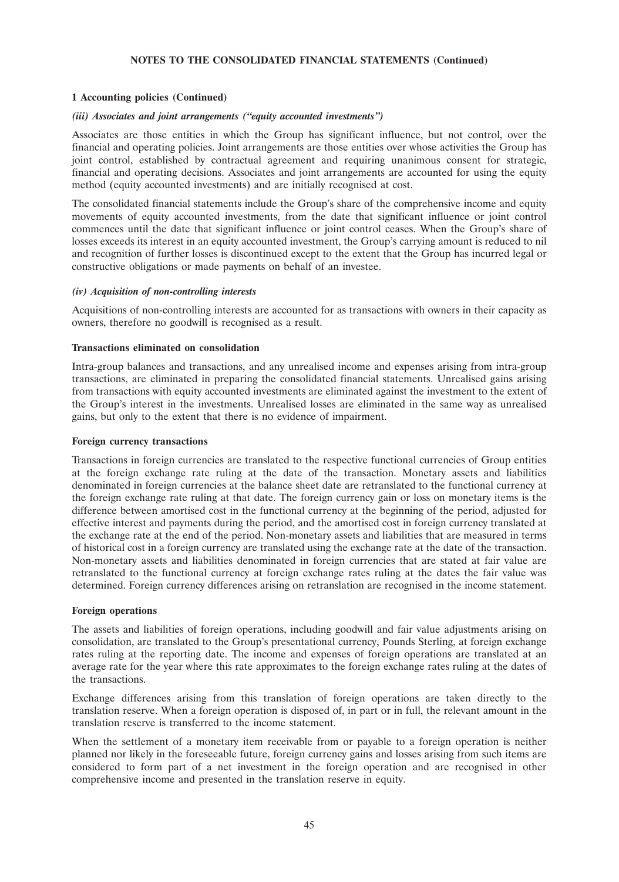## NOTES TO THE CONSOLIDATED FINANCIAL STATEMENTS (Continued)

### 1 Accounting policies (Continued)

***(iii) Associates and joint arrangements ("equity accounted investments")***

Associates are those entities in which the Group has significant influence, but not control, over the financial and operating policies. Joint arrangements are those entities over whose activities the Group has joint control, established by contractual agreement and requiring unanimous consent for strategic, financial and operating decisions. Associates and joint arrangements are accounted for using the equity method (equity accounted investments) and are initially recognised at cost.

The consolidated financial statements include the Group's share of the comprehensive income and equity movements of equity accounted investments, from the date that significant influence or joint control commences until the date that significant influence or joint control ceases. When the Group's share of losses exceeds its interest in an equity accounted investment, the Group's carrying amount is reduced to nil and recognition of further losses is discontinued except to the extent that the Group has incurred legal or constructive obligations or made payments on behalf of an investee.

***(iv) Acquisition of non-controlling interests***

Acquisitions of non-controlling interests are accounted for as transactions with owners in their capacity as owners, therefore no goodwill is recognised as a result.

**Transactions eliminated on consolidation**

Intra-group balances and transactions, and any unrealised income and expenses arising from intra-group transactions, are eliminated in preparing the consolidated financial statements. Unrealised gains arising from transactions with equity accounted investments are eliminated against the investment to the extent of the Group's interest in the investments. Unrealised losses are eliminated in the same way as unrealised gains, but only to the extent that there is no evidence of impairment.

**Foreign currency transactions**

Transactions in foreign currencies are translated to the respective functional currencies of Group entities at the foreign exchange rate ruling at the date of the transaction. Monetary assets and liabilities denominated in foreign currencies at the balance sheet date are retranslated to the functional currency at the foreign exchange rate ruling at that date. The foreign currency gain or loss on monetary items is the difference between amortised cost in the functional currency at the beginning of the period, adjusted for effective interest and payments during the period, and the amortised cost in foreign currency translated at the exchange rate at the end of the period. Non-monetary assets and liabilities that are measured in terms of historical cost in a foreign currency are translated using the exchange rate at the date of the transaction. Non-monetary assets and liabilities denominated in foreign currencies that are stated at fair value are retranslated to the functional currency at foreign exchange rates ruling at the dates the fair value was determined. Foreign currency differences arising on retranslation are recognised in the income statement.

**Foreign operations**

The assets and liabilities of foreign operations, including goodwill and fair value adjustments arising on consolidation, are translated to the Group's presentational currency, Pounds Sterling, at foreign exchange rates ruling at the reporting date. The income and expenses of foreign operations are translated at an average rate for the year where this rate approximates to the foreign exchange rates ruling at the dates of the transactions.

Exchange differences arising from this translation of foreign operations are taken directly to the translation reserve. When a foreign operation is disposed of, in part or in full, the relevant amount in the translation reserve is transferred to the income statement.

When the settlement of a monetary item receivable from or payable to a foreign operation is neither planned nor likely in the foreseeable future, foreign currency gains and losses arising from such items are considered to form part of a net investment in the foreign operation and are recognised in other comprehensive income and presented in the translation reserve in equity.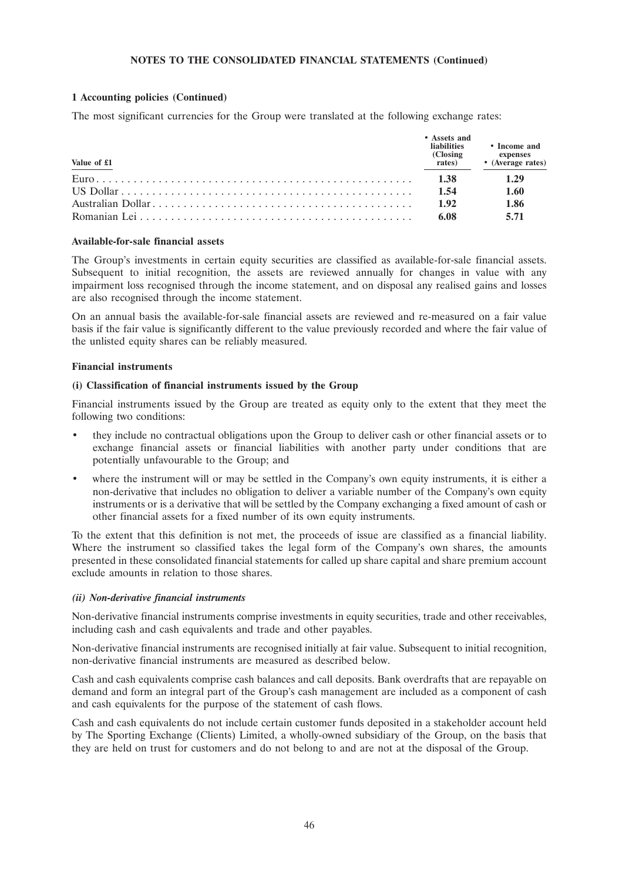## NOTES TO THE CONSOLIDATED FINANCIAL STATEMENTS (Continued)

### 1 Accounting policies (Continued)

The most significant currencies for the Group were translated at the following exchange rates:

| Value of £1 | • Assets and liabilities (Closing rates) | • Income and expenses • (Average rates) |
|---|---|---|
| Euro | **1.38** | **1.29** |
| US Dollar | **1.54** | **1.60** |
| Australian Dollar | **1.92** | **1.86** |
| Romanian Lei | **6.08** | **5.71** |

#### Available-for-sale financial assets

The Group's investments in certain equity securities are classified as available-for-sale financial assets. Subsequent to initial recognition, the assets are reviewed annually for changes in value with any impairment loss recognised through the income statement, and on disposal any realised gains and losses are also recognised through the income statement.

On an annual basis the available-for-sale financial assets are reviewed and re-measured on a fair value basis if the fair value is significantly different to the value previously recorded and where the fair value of the unlisted equity shares can be reliably measured.

#### Financial instruments

#### (i) Classification of financial instruments issued by the Group

Financial instruments issued by the Group are treated as equity only to the extent that they meet the following two conditions:

- they include no contractual obligations upon the Group to deliver cash or other financial assets or to exchange financial assets or financial liabilities with another party under conditions that are potentially unfavourable to the Group; and
- where the instrument will or may be settled in the Company's own equity instruments, it is either a non-derivative that includes no obligation to deliver a variable number of the Company's own equity instruments or is a derivative that will be settled by the Company exchanging a fixed amount of cash or other financial assets for a fixed number of its own equity instruments.

To the extent that this definition is not met, the proceeds of issue are classified as a financial liability. Where the instrument so classified takes the legal form of the Company's own shares, the amounts presented in these consolidated financial statements for called up share capital and share premium account exclude amounts in relation to those shares.

#### *(ii) Non-derivative financial instruments*

Non-derivative financial instruments comprise investments in equity securities, trade and other receivables, including cash and cash equivalents and trade and other payables.

Non-derivative financial instruments are recognised initially at fair value. Subsequent to initial recognition, non-derivative financial instruments are measured as described below.

Cash and cash equivalents comprise cash balances and call deposits. Bank overdrafts that are repayable on demand and form an integral part of the Group's cash management are included as a component of cash and cash equivalents for the purpose of the statement of cash flows.

Cash and cash equivalents do not include certain customer funds deposited in a stakeholder account held by The Sporting Exchange (Clients) Limited, a wholly-owned subsidiary of the Group, on the basis that they are held on trust for customers and do not belong to and are not at the disposal of the Group.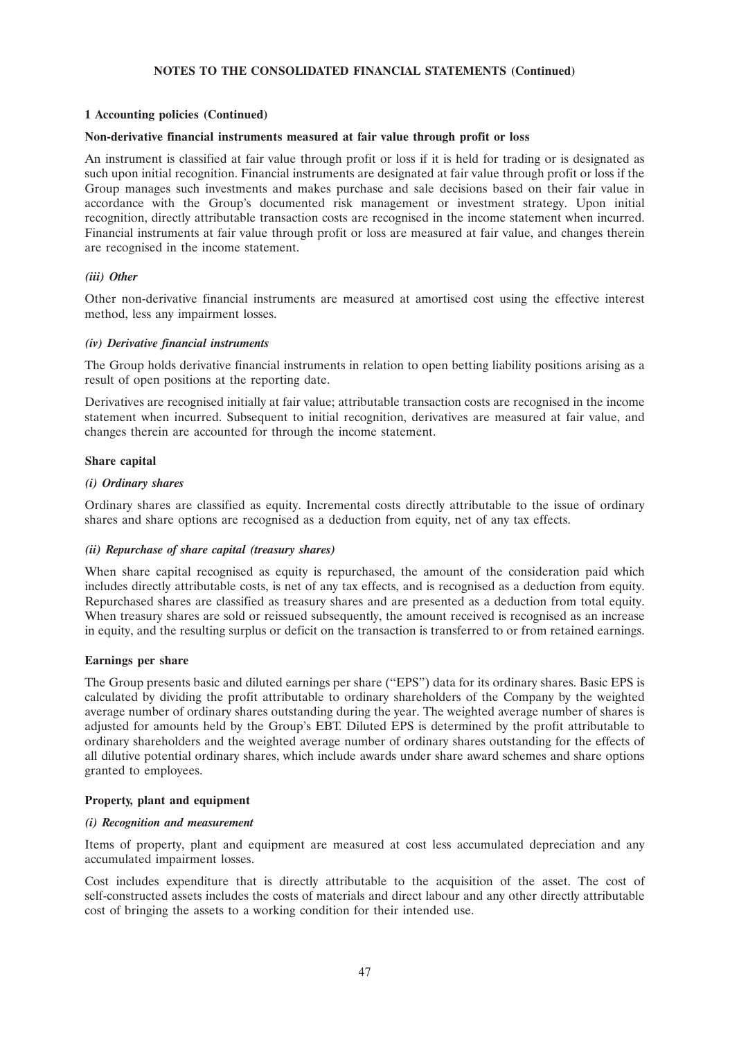## NOTES TO THE CONSOLIDATED FINANCIAL STATEMENTS (Continued)

### 1 Accounting policies (Continued)

**Non-derivative financial instruments measured at fair value through profit or loss**

An instrument is classified at fair value through profit or loss if it is held for trading or is designated as such upon initial recognition. Financial instruments are designated at fair value through profit or loss if the Group manages such investments and makes purchase and sale decisions based on their fair value in accordance with the Group's documented risk management or investment strategy. Upon initial recognition, directly attributable transaction costs are recognised in the income statement when incurred. Financial instruments at fair value through profit or loss are measured at fair value, and changes therein are recognised in the income statement.

***(iii) Other***

Other non-derivative financial instruments are measured at amortised cost using the effective interest method, less any impairment losses.

***(iv) Derivative financial instruments***

The Group holds derivative financial instruments in relation to open betting liability positions arising as a result of open positions at the reporting date.

Derivatives are recognised initially at fair value; attributable transaction costs are recognised in the income statement when incurred. Subsequent to initial recognition, derivatives are measured at fair value, and changes therein are accounted for through the income statement.

**Share capital**

***(i) Ordinary shares***

Ordinary shares are classified as equity. Incremental costs directly attributable to the issue of ordinary shares and share options are recognised as a deduction from equity, net of any tax effects.

***(ii) Repurchase of share capital (treasury shares)***

When share capital recognised as equity is repurchased, the amount of the consideration paid which includes directly attributable costs, is net of any tax effects, and is recognised as a deduction from equity. Repurchased shares are classified as treasury shares and are presented as a deduction from total equity. When treasury shares are sold or reissued subsequently, the amount received is recognised as an increase in equity, and the resulting surplus or deficit on the transaction is transferred to or from retained earnings.

**Earnings per share**

The Group presents basic and diluted earnings per share ("EPS") data for its ordinary shares. Basic EPS is calculated by dividing the profit attributable to ordinary shareholders of the Company by the weighted average number of ordinary shares outstanding during the year. The weighted average number of shares is adjusted for amounts held by the Group's EBT. Diluted EPS is determined by the profit attributable to ordinary shareholders and the weighted average number of ordinary shares outstanding for the effects of all dilutive potential ordinary shares, which include awards under share award schemes and share options granted to employees.

**Property, plant and equipment**

***(i) Recognition and measurement***

Items of property, plant and equipment are measured at cost less accumulated depreciation and any accumulated impairment losses.

Cost includes expenditure that is directly attributable to the acquisition of the asset. The cost of self-constructed assets includes the costs of materials and direct labour and any other directly attributable cost of bringing the assets to a working condition for their intended use.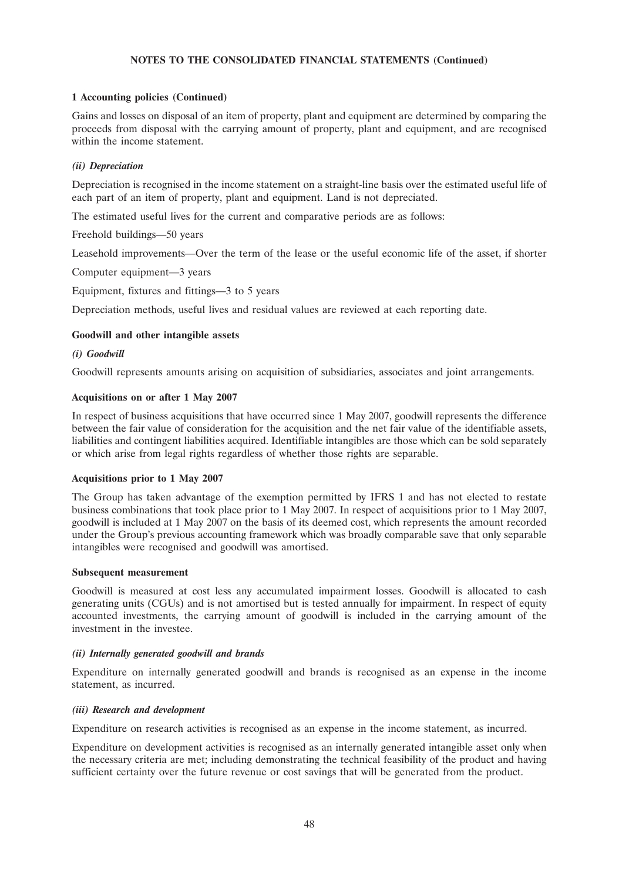## NOTES TO THE CONSOLIDATED FINANCIAL STATEMENTS (Continued)

### 1 Accounting policies (Continued)

Gains and losses on disposal of an item of property, plant and equipment are determined by comparing the proceeds from disposal with the carrying amount of property, plant and equipment, and are recognised within the income statement.

#### *(ii) Depreciation*

Depreciation is recognised in the income statement on a straight-line basis over the estimated useful life of each part of an item of property, plant and equipment. Land is not depreciated.

The estimated useful lives for the current and comparative periods are as follows:

Freehold buildings—50 years

Leasehold improvements—Over the term of the lease or the useful economic life of the asset, if shorter

Computer equipment—3 years

Equipment, fixtures and fittings—3 to 5 years

Depreciation methods, useful lives and residual values are reviewed at each reporting date.

### Goodwill and other intangible assets

#### *(i) Goodwill*

Goodwill represents amounts arising on acquisition of subsidiaries, associates and joint arrangements.

#### Acquisitions on or after 1 May 2007

In respect of business acquisitions that have occurred since 1 May 2007, goodwill represents the difference between the fair value of consideration for the acquisition and the net fair value of the identifiable assets, liabilities and contingent liabilities acquired. Identifiable intangibles are those which can be sold separately or which arise from legal rights regardless of whether those rights are separable.

#### Acquisitions prior to 1 May 2007

The Group has taken advantage of the exemption permitted by IFRS 1 and has not elected to restate business combinations that took place prior to 1 May 2007. In respect of acquisitions prior to 1 May 2007, goodwill is included at 1 May 2007 on the basis of its deemed cost, which represents the amount recorded under the Group's previous accounting framework which was broadly comparable save that only separable intangibles were recognised and goodwill was amortised.

#### Subsequent measurement

Goodwill is measured at cost less any accumulated impairment losses. Goodwill is allocated to cash generating units (CGUs) and is not amortised but is tested annually for impairment. In respect of equity accounted investments, the carrying amount of goodwill is included in the carrying amount of the investment in the investee.

#### *(ii) Internally generated goodwill and brands*

Expenditure on internally generated goodwill and brands is recognised as an expense in the income statement, as incurred.

#### *(iii) Research and development*

Expenditure on research activities is recognised as an expense in the income statement, as incurred.

Expenditure on development activities is recognised as an internally generated intangible asset only when the necessary criteria are met; including demonstrating the technical feasibility of the product and having sufficient certainty over the future revenue or cost savings that will be generated from the product.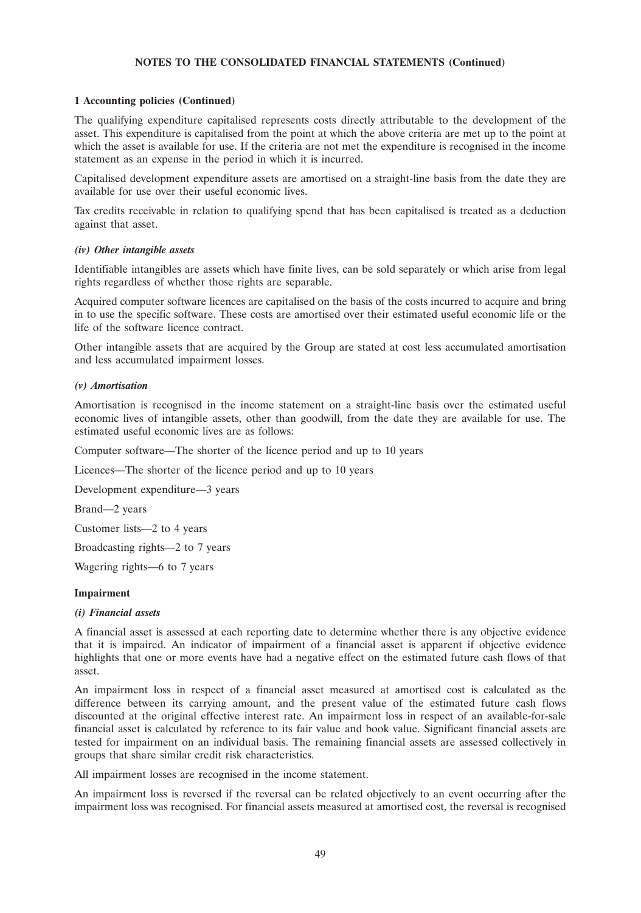## NOTES TO THE CONSOLIDATED FINANCIAL STATEMENTS (Continued)

### 1 Accounting policies (Continued)

The qualifying expenditure capitalised represents costs directly attributable to the development of the asset. This expenditure is capitalised from the point at which the above criteria are met up to the point at which the asset is available for use. If the criteria are not met the expenditure is recognised in the income statement as an expense in the period in which it is incurred.

Capitalised development expenditure assets are amortised on a straight-line basis from the date they are available for use over their useful economic lives.

Tax credits receivable in relation to qualifying spend that has been capitalised is treated as a deduction against that asset.

***(iv) Other intangible assets***

Identifiable intangibles are assets which have finite lives, can be sold separately or which arise from legal rights regardless of whether those rights are separable.

Acquired computer software licences are capitalised on the basis of the costs incurred to acquire and bring in to use the specific software. These costs are amortised over their estimated useful economic life or the life of the software licence contract.

Other intangible assets that are acquired by the Group are stated at cost less accumulated amortisation and less accumulated impairment losses.

***(v) Amortisation***

Amortisation is recognised in the income statement on a straight-line basis over the estimated useful economic lives of intangible assets, other than goodwill, from the date they are available for use. The estimated useful economic lives are as follows:

Computer software—The shorter of the licence period and up to 10 years

Licences—The shorter of the licence period and up to 10 years

Development expenditure—3 years

Brand—2 years

Customer lists—2 to 4 years

Broadcasting rights—2 to 7 years

Wagering rights—6 to 7 years

**Impairment**

***(i) Financial assets***

A financial asset is assessed at each reporting date to determine whether there is any objective evidence that it is impaired. An indicator of impairment of a financial asset is apparent if objective evidence highlights that one or more events have had a negative effect on the estimated future cash flows of that asset.

An impairment loss in respect of a financial asset measured at amortised cost is calculated as the difference between its carrying amount, and the present value of the estimated future cash flows discounted at the original effective interest rate. An impairment loss in respect of an available-for-sale financial asset is calculated by reference to its fair value and book value. Significant financial assets are tested for impairment on an individual basis. The remaining financial assets are assessed collectively in groups that share similar credit risk characteristics.

All impairment losses are recognised in the income statement.

An impairment loss is reversed if the reversal can be related objectively to an event occurring after the impairment loss was recognised. For financial assets measured at amortised cost, the reversal is recognised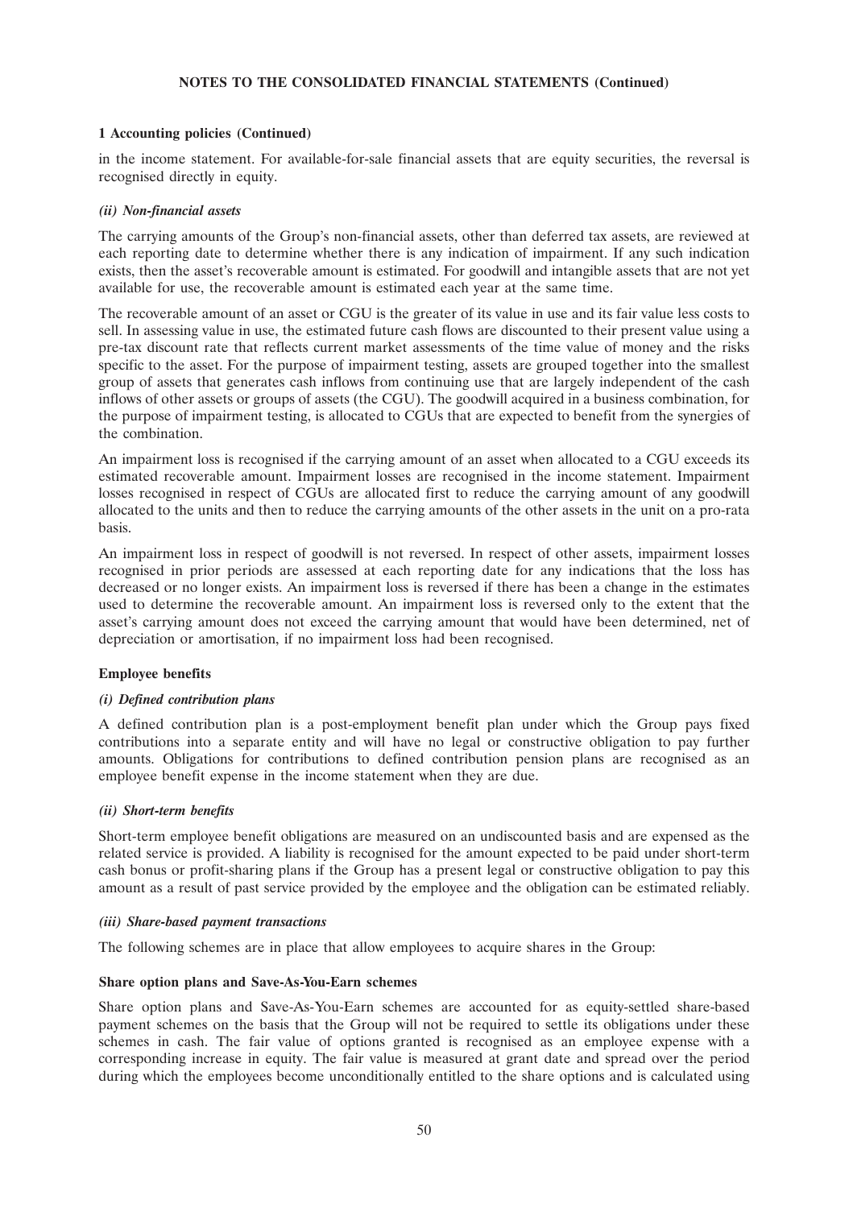### 1 Accounting policies (Continued)

in the income statement. For available-for-sale financial assets that are equity securities, the reversal is recognised directly in equity.

*(ii) Non-financial assets*

The carrying amounts of the Group's non-financial assets, other than deferred tax assets, are reviewed at each reporting date to determine whether there is any indication of impairment. If any such indication exists, then the asset's recoverable amount is estimated. For goodwill and intangible assets that are not yet available for use, the recoverable amount is estimated each year at the same time.

The recoverable amount of an asset or CGU is the greater of its value in use and its fair value less costs to sell. In assessing value in use, the estimated future cash flows are discounted to their present value using a pre-tax discount rate that reflects current market assessments of the time value of money and the risks specific to the asset. For the purpose of impairment testing, assets are grouped together into the smallest group of assets that generates cash inflows from continuing use that are largely independent of the cash inflows of other assets or groups of assets (the CGU). The goodwill acquired in a business combination, for the purpose of impairment testing, is allocated to CGUs that are expected to benefit from the synergies of the combination.

An impairment loss is recognised if the carrying amount of an asset when allocated to a CGU exceeds its estimated recoverable amount. Impairment losses are recognised in the income statement. Impairment losses recognised in respect of CGUs are allocated first to reduce the carrying amount of any goodwill allocated to the units and then to reduce the carrying amounts of the other assets in the unit on a pro-rata basis.

An impairment loss in respect of goodwill is not reversed. In respect of other assets, impairment losses recognised in prior periods are assessed at each reporting date for any indications that the loss has decreased or no longer exists. An impairment loss is reversed if there has been a change in the estimates used to determine the recoverable amount. An impairment loss is reversed only to the extent that the asset's carrying amount does not exceed the carrying amount that would have been determined, net of depreciation or amortisation, if no impairment loss had been recognised.

**Employee benefits**

*(i) Defined contribution plans*

A defined contribution plan is a post-employment benefit plan under which the Group pays fixed contributions into a separate entity and will have no legal or constructive obligation to pay further amounts. Obligations for contributions to defined contribution pension plans are recognised as an employee benefit expense in the income statement when they are due.

*(ii) Short-term benefits*

Short-term employee benefit obligations are measured on an undiscounted basis and are expensed as the related service is provided. A liability is recognised for the amount expected to be paid under short-term cash bonus or profit-sharing plans if the Group has a present legal or constructive obligation to pay this amount as a result of past service provided by the employee and the obligation can be estimated reliably.

*(iii) Share-based payment transactions*

The following schemes are in place that allow employees to acquire shares in the Group:

**Share option plans and Save-As-You-Earn schemes**

Share option plans and Save-As-You-Earn schemes are accounted for as equity-settled share-based payment schemes on the basis that the Group will not be required to settle its obligations under these schemes in cash. The fair value of options granted is recognised as an employee expense with a corresponding increase in equity. The fair value is measured at grant date and spread over the period during which the employees become unconditionally entitled to the share options and is calculated using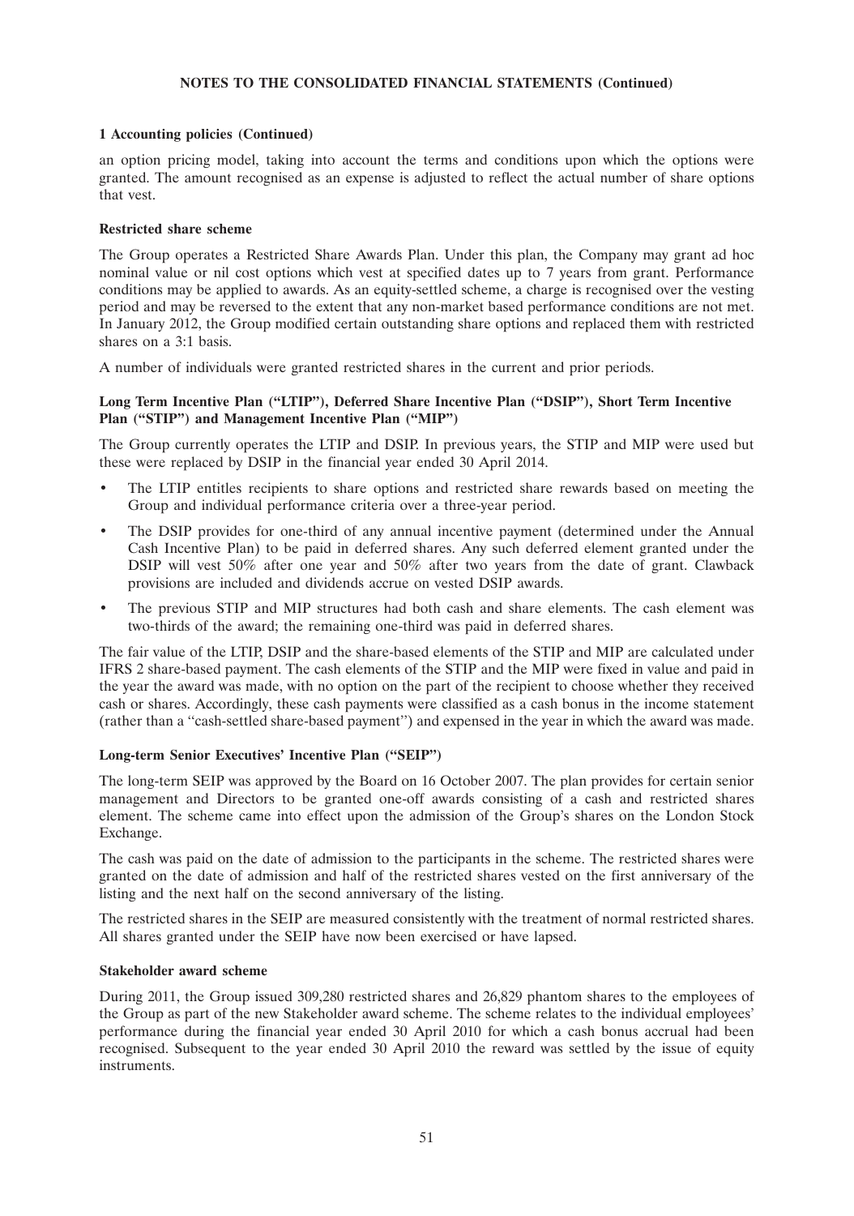## 1 Accounting policies (Continued)

an option pricing model, taking into account the terms and conditions upon which the options were granted. The amount recognised as an expense is adjusted to reflect the actual number of share options that vest.

### Restricted share scheme

The Group operates a Restricted Share Awards Plan. Under this plan, the Company may grant ad hoc nominal value or nil cost options which vest at specified dates up to 7 years from grant. Performance conditions may be applied to awards. As an equity-settled scheme, a charge is recognised over the vesting period and may be reversed to the extent that any non-market based performance conditions are not met. In January 2012, the Group modified certain outstanding share options and replaced them with restricted shares on a 3:1 basis.

A number of individuals were granted restricted shares in the current and prior periods.

### Long Term Incentive Plan ("LTIP"), Deferred Share Incentive Plan ("DSIP"), Short Term Incentive Plan ("STIP") and Management Incentive Plan ("MIP")

The Group currently operates the LTIP and DSIP. In previous years, the STIP and MIP were used but these were replaced by DSIP in the financial year ended 30 April 2014.

- The LTIP entitles recipients to share options and restricted share rewards based on meeting the Group and individual performance criteria over a three-year period.
- The DSIP provides for one-third of any annual incentive payment (determined under the Annual Cash Incentive Plan) to be paid in deferred shares. Any such deferred element granted under the DSIP will vest 50% after one year and 50% after two years from the date of grant. Clawback provisions are included and dividends accrue on vested DSIP awards.
- The previous STIP and MIP structures had both cash and share elements. The cash element was two-thirds of the award; the remaining one-third was paid in deferred shares.

The fair value of the LTIP, DSIP and the share-based elements of the STIP and MIP are calculated under IFRS 2 share-based payment. The cash elements of the STIP and the MIP were fixed in value and paid in the year the award was made, with no option on the part of the recipient to choose whether they received cash or shares. Accordingly, these cash payments were classified as a cash bonus in the income statement (rather than a "cash-settled share-based payment") and expensed in the year in which the award was made.

### Long-term Senior Executives' Incentive Plan ("SEIP")

The long-term SEIP was approved by the Board on 16 October 2007. The plan provides for certain senior management and Directors to be granted one-off awards consisting of a cash and restricted shares element. The scheme came into effect upon the admission of the Group's shares on the London Stock Exchange.

The cash was paid on the date of admission to the participants in the scheme. The restricted shares were granted on the date of admission and half of the restricted shares vested on the first anniversary of the listing and the next half on the second anniversary of the listing.

The restricted shares in the SEIP are measured consistently with the treatment of normal restricted shares. All shares granted under the SEIP have now been exercised or have lapsed.

### Stakeholder award scheme

During 2011, the Group issued 309,280 restricted shares and 26,829 phantom shares to the employees of the Group as part of the new Stakeholder award scheme. The scheme relates to the individual employees' performance during the financial year ended 30 April 2010 for which a cash bonus accrual had been recognised. Subsequent to the year ended 30 April 2010 the reward was settled by the issue of equity instruments.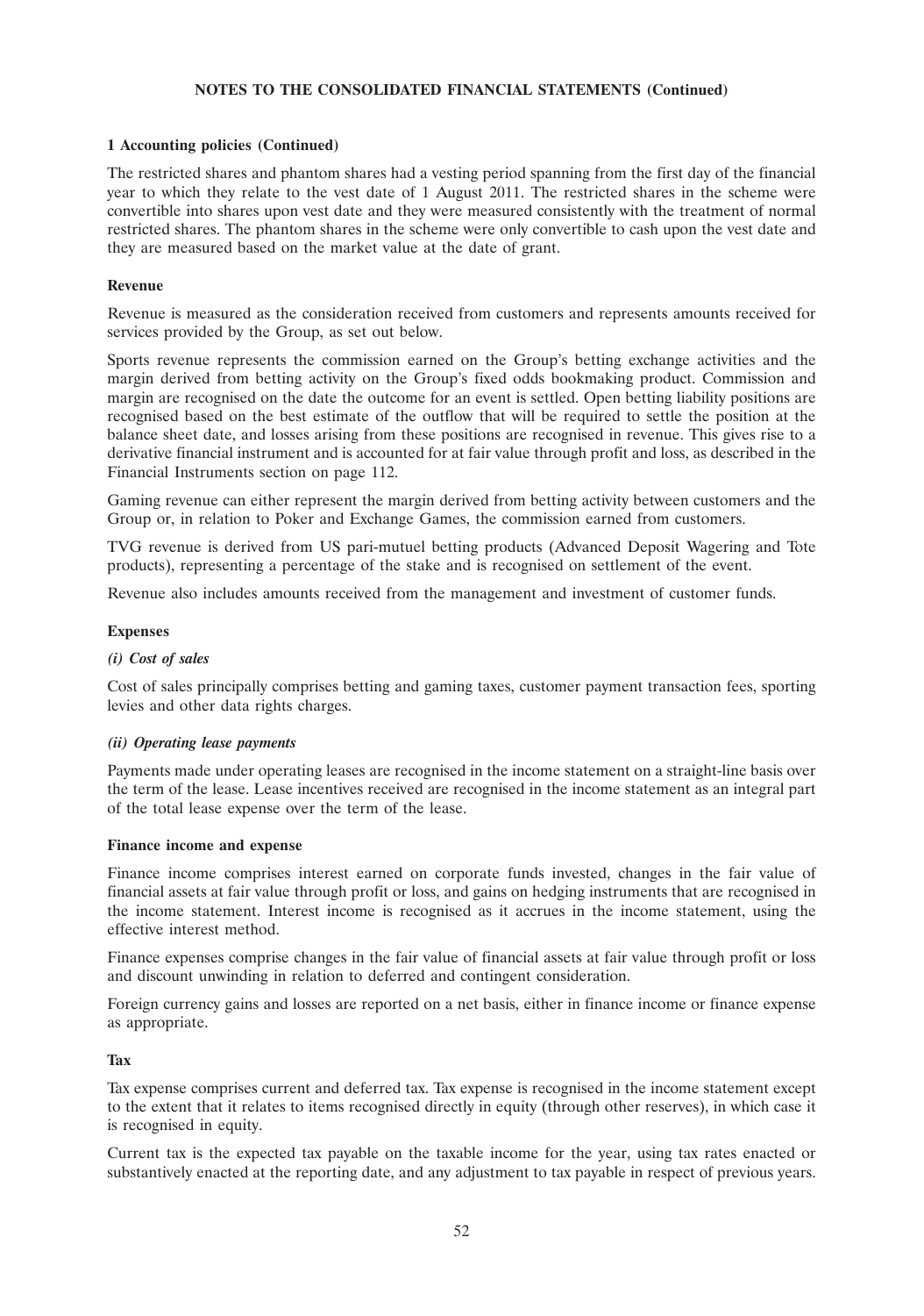**1 Accounting policies (Continued)**

The restricted shares and phantom shares had a vesting period spanning from the first day of the financial year to which they relate to the vest date of 1 August 2011. The restricted shares in the scheme were convertible into shares upon vest date and they were measured consistently with the treatment of normal restricted shares. The phantom shares in the scheme were only convertible to cash upon the vest date and they are measured based on the market value at the date of grant.

**Revenue**

Revenue is measured as the consideration received from customers and represents amounts received for services provided by the Group, as set out below.

Sports revenue represents the commission earned on the Group's betting exchange activities and the margin derived from betting activity on the Group's fixed odds bookmaking product. Commission and margin are recognised on the date the outcome for an event is settled. Open betting liability positions are recognised based on the best estimate of the outflow that will be required to settle the position at the balance sheet date, and losses arising from these positions are recognised in revenue. This gives rise to a derivative financial instrument and is accounted for at fair value through profit and loss, as described in the Financial Instruments section on page 112.

Gaming revenue can either represent the margin derived from betting activity between customers and the Group or, in relation to Poker and Exchange Games, the commission earned from customers.

TVG revenue is derived from US pari-mutuel betting products (Advanced Deposit Wagering and Tote products), representing a percentage of the stake and is recognised on settlement of the event.

Revenue also includes amounts received from the management and investment of customer funds.

**Expenses**

***(i) Cost of sales***

Cost of sales principally comprises betting and gaming taxes, customer payment transaction fees, sporting levies and other data rights charges.

***(ii) Operating lease payments***

Payments made under operating leases are recognised in the income statement on a straight-line basis over the term of the lease. Lease incentives received are recognised in the income statement as an integral part of the total lease expense over the term of the lease.

**Finance income and expense**

Finance income comprises interest earned on corporate funds invested, changes in the fair value of financial assets at fair value through profit or loss, and gains on hedging instruments that are recognised in the income statement. Interest income is recognised as it accrues in the income statement, using the effective interest method.

Finance expenses comprise changes in the fair value of financial assets at fair value through profit or loss and discount unwinding in relation to deferred and contingent consideration.

Foreign currency gains and losses are reported on a net basis, either in finance income or finance expense as appropriate.

**Tax**

Tax expense comprises current and deferred tax. Tax expense is recognised in the income statement except to the extent that it relates to items recognised directly in equity (through other reserves), in which case it is recognised in equity.

Current tax is the expected tax payable on the taxable income for the year, using tax rates enacted or substantively enacted at the reporting date, and any adjustment to tax payable in respect of previous years.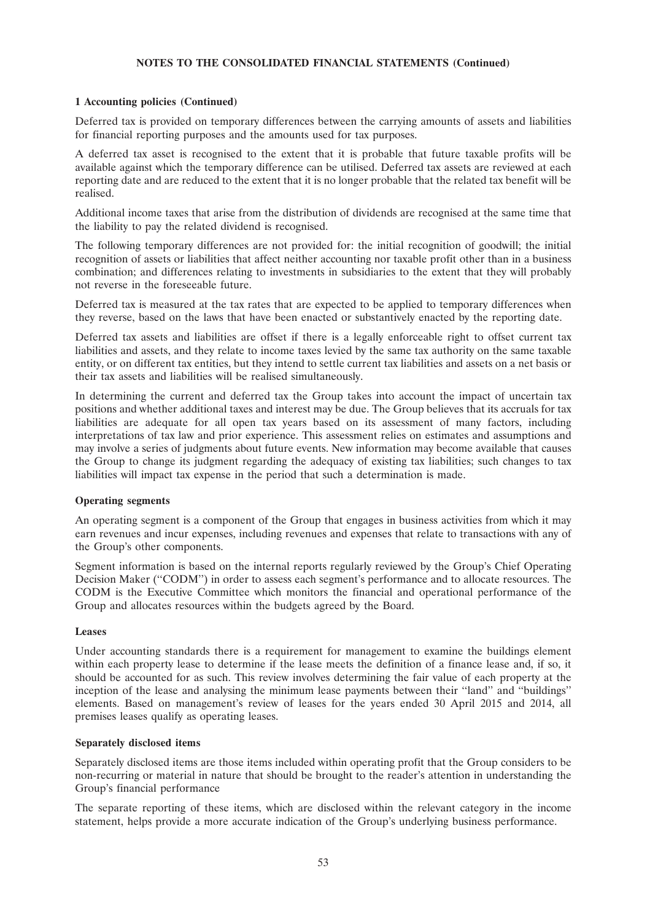**NOTES TO THE CONSOLIDATED FINANCIAL STATEMENTS (Continued)**

**1 Accounting policies (Continued)**

Deferred tax is provided on temporary differences between the carrying amounts of assets and liabilities for financial reporting purposes and the amounts used for tax purposes.

A deferred tax asset is recognised to the extent that it is probable that future taxable profits will be available against which the temporary difference can be utilised. Deferred tax assets are reviewed at each reporting date and are reduced to the extent that it is no longer probable that the related tax benefit will be realised.

Additional income taxes that arise from the distribution of dividends are recognised at the same time that the liability to pay the related dividend is recognised.

The following temporary differences are not provided for: the initial recognition of goodwill; the initial recognition of assets or liabilities that affect neither accounting nor taxable profit other than in a business combination; and differences relating to investments in subsidiaries to the extent that they will probably not reverse in the foreseeable future.

Deferred tax is measured at the tax rates that are expected to be applied to temporary differences when they reverse, based on the laws that have been enacted or substantively enacted by the reporting date.

Deferred tax assets and liabilities are offset if there is a legally enforceable right to offset current tax liabilities and assets, and they relate to income taxes levied by the same tax authority on the same taxable entity, or on different tax entities, but they intend to settle current tax liabilities and assets on a net basis or their tax assets and liabilities will be realised simultaneously.

In determining the current and deferred tax the Group takes into account the impact of uncertain tax positions and whether additional taxes and interest may be due. The Group believes that its accruals for tax liabilities are adequate for all open tax years based on its assessment of many factors, including interpretations of tax law and prior experience. This assessment relies on estimates and assumptions and may involve a series of judgments about future events. New information may become available that causes the Group to change its judgment regarding the adequacy of existing tax liabilities; such changes to tax liabilities will impact tax expense in the period that such a determination is made.

**Operating segments**

An operating segment is a component of the Group that engages in business activities from which it may earn revenues and incur expenses, including revenues and expenses that relate to transactions with any of the Group's other components.

Segment information is based on the internal reports regularly reviewed by the Group's Chief Operating Decision Maker ("CODM") in order to assess each segment's performance and to allocate resources. The CODM is the Executive Committee which monitors the financial and operational performance of the Group and allocates resources within the budgets agreed by the Board.

**Leases**

Under accounting standards there is a requirement for management to examine the buildings element within each property lease to determine if the lease meets the definition of a finance lease and, if so, it should be accounted for as such. This review involves determining the fair value of each property at the inception of the lease and analysing the minimum lease payments between their "land" and "buildings" elements. Based on management's review of leases for the years ended 30 April 2015 and 2014, all premises leases qualify as operating leases.

**Separately disclosed items**

Separately disclosed items are those items included within operating profit that the Group considers to be non-recurring or material in nature that should be brought to the reader's attention in understanding the Group's financial performance

The separate reporting of these items, which are disclosed within the relevant category in the income statement, helps provide a more accurate indication of the Group's underlying business performance.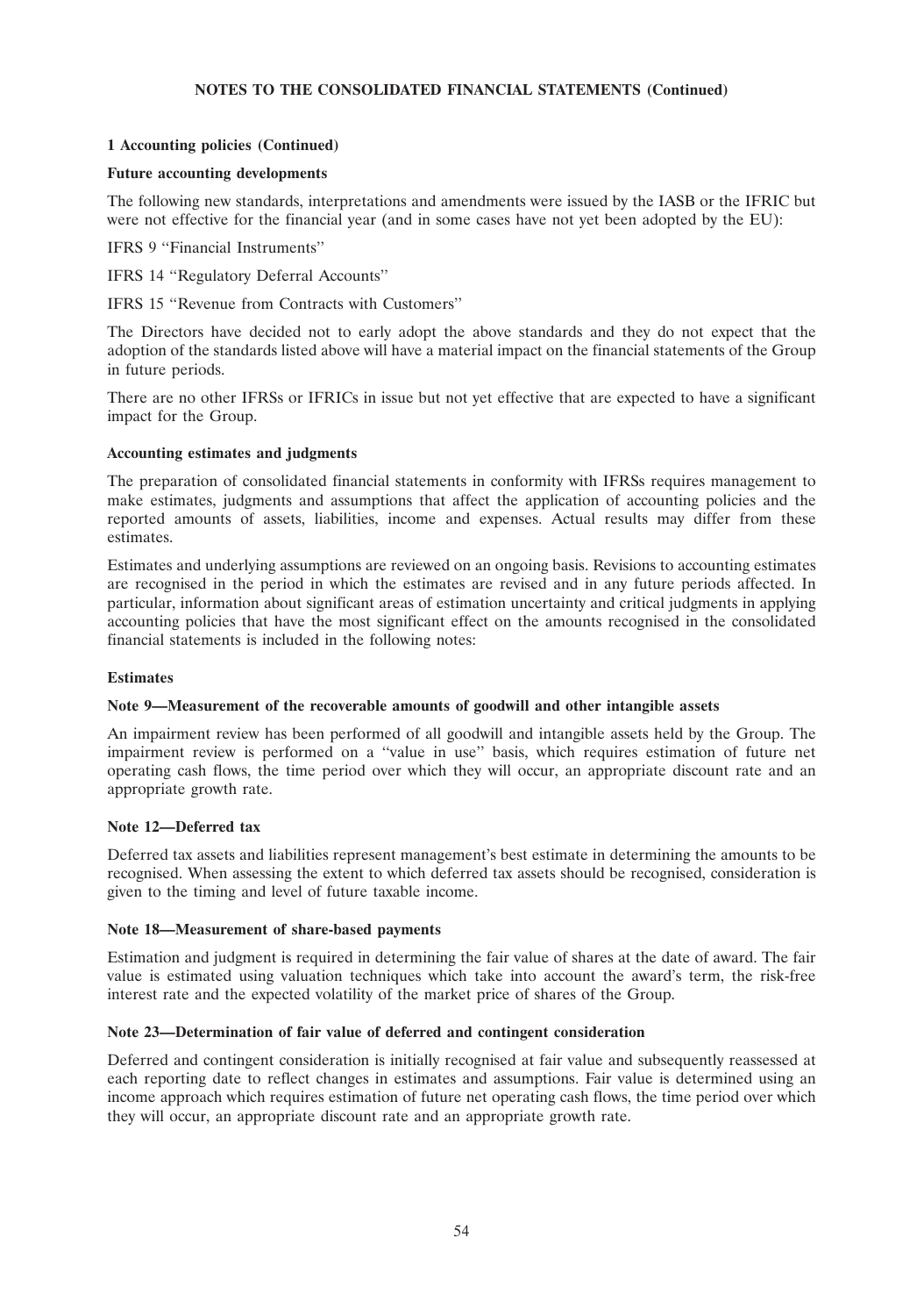## NOTES TO THE CONSOLIDATED FINANCIAL STATEMENTS (Continued)

### 1 Accounting policies (Continued)

**Future accounting developments**

The following new standards, interpretations and amendments were issued by the IASB or the IFRIC but were not effective for the financial year (and in some cases have not yet been adopted by the EU):

IFRS 9 ''Financial Instruments''

IFRS 14 ''Regulatory Deferral Accounts''

IFRS 15 ''Revenue from Contracts with Customers''

The Directors have decided not to early adopt the above standards and they do not expect that the adoption of the standards listed above will have a material impact on the financial statements of the Group in future periods.

There are no other IFRSs or IFRICs in issue but not yet effective that are expected to have a significant impact for the Group.

**Accounting estimates and judgments**

The preparation of consolidated financial statements in conformity with IFRSs requires management to make estimates, judgments and assumptions that affect the application of accounting policies and the reported amounts of assets, liabilities, income and expenses. Actual results may differ from these estimates.

Estimates and underlying assumptions are reviewed on an ongoing basis. Revisions to accounting estimates are recognised in the period in which the estimates are revised and in any future periods affected. In particular, information about significant areas of estimation uncertainty and critical judgments in applying accounting policies that have the most significant effect on the amounts recognised in the consolidated financial statements is included in the following notes:

**Estimates**

**Note 9—Measurement of the recoverable amounts of goodwill and other intangible assets**

An impairment review has been performed of all goodwill and intangible assets held by the Group. The impairment review is performed on a ''value in use'' basis, which requires estimation of future net operating cash flows, the time period over which they will occur, an appropriate discount rate and an appropriate growth rate.

**Note 12—Deferred tax**

Deferred tax assets and liabilities represent management's best estimate in determining the amounts to be recognised. When assessing the extent to which deferred tax assets should be recognised, consideration is given to the timing and level of future taxable income.

**Note 18—Measurement of share-based payments**

Estimation and judgment is required in determining the fair value of shares at the date of award. The fair value is estimated using valuation techniques which take into account the award's term, the risk-free interest rate and the expected volatility of the market price of shares of the Group.

**Note 23—Determination of fair value of deferred and contingent consideration**

Deferred and contingent consideration is initially recognised at fair value and subsequently reassessed at each reporting date to reflect changes in estimates and assumptions. Fair value is determined using an income approach which requires estimation of future net operating cash flows, the time period over which they will occur, an appropriate discount rate and an appropriate growth rate.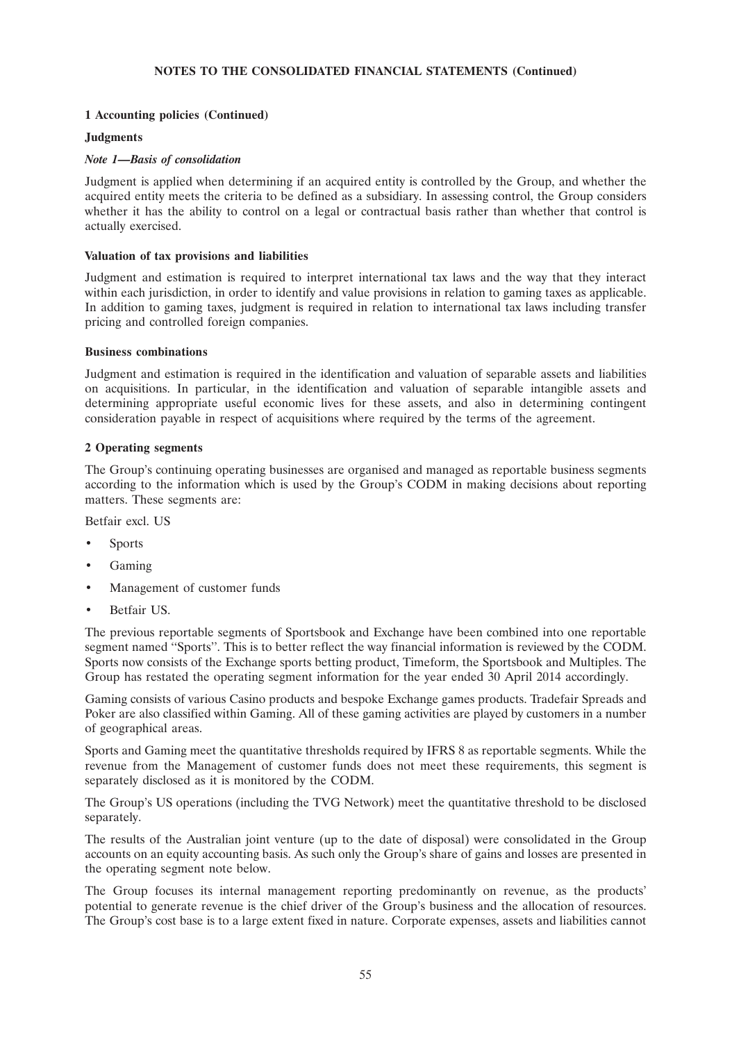## 1 Accounting policies (Continued)

### Judgments

#### *Note 1—Basis of consolidation*

Judgment is applied when determining if an acquired entity is controlled by the Group, and whether the acquired entity meets the criteria to be defined as a subsidiary. In assessing control, the Group considers whether it has the ability to control on a legal or contractual basis rather than whether that control is actually exercised.

#### Valuation of tax provisions and liabilities

Judgment and estimation is required to interpret international tax laws and the way that they interact within each jurisdiction, in order to identify and value provisions in relation to gaming taxes as applicable. In addition to gaming taxes, judgment is required in relation to international tax laws including transfer pricing and controlled foreign companies.

#### Business combinations

Judgment and estimation is required in the identification and valuation of separable assets and liabilities on acquisitions. In particular, in the identification and valuation of separable intangible assets and determining appropriate useful economic lives for these assets, and also in determining contingent consideration payable in respect of acquisitions where required by the terms of the agreement.

## 2 Operating segments

The Group's continuing operating businesses are organised and managed as reportable business segments according to the information which is used by the Group's CODM in making decisions about reporting matters. These segments are:

Betfair excl. US

- Sports
- Gaming
- Management of customer funds
- Betfair US.

The previous reportable segments of Sportsbook and Exchange have been combined into one reportable segment named "Sports". This is to better reflect the way financial information is reviewed by the CODM. Sports now consists of the Exchange sports betting product, Timeform, the Sportsbook and Multiples. The Group has restated the operating segment information for the year ended 30 April 2014 accordingly.

Gaming consists of various Casino products and bespoke Exchange games products. Tradefair Spreads and Poker are also classified within Gaming. All of these gaming activities are played by customers in a number of geographical areas.

Sports and Gaming meet the quantitative thresholds required by IFRS 8 as reportable segments. While the revenue from the Management of customer funds does not meet these requirements, this segment is separately disclosed as it is monitored by the CODM.

The Group's US operations (including the TVG Network) meet the quantitative threshold to be disclosed separately.

The results of the Australian joint venture (up to the date of disposal) were consolidated in the Group accounts on an equity accounting basis. As such only the Group's share of gains and losses are presented in the operating segment note below.

The Group focuses its internal management reporting predominantly on revenue, as the products' potential to generate revenue is the chief driver of the Group's business and the allocation of resources. The Group's cost base is to a large extent fixed in nature. Corporate expenses, assets and liabilities cannot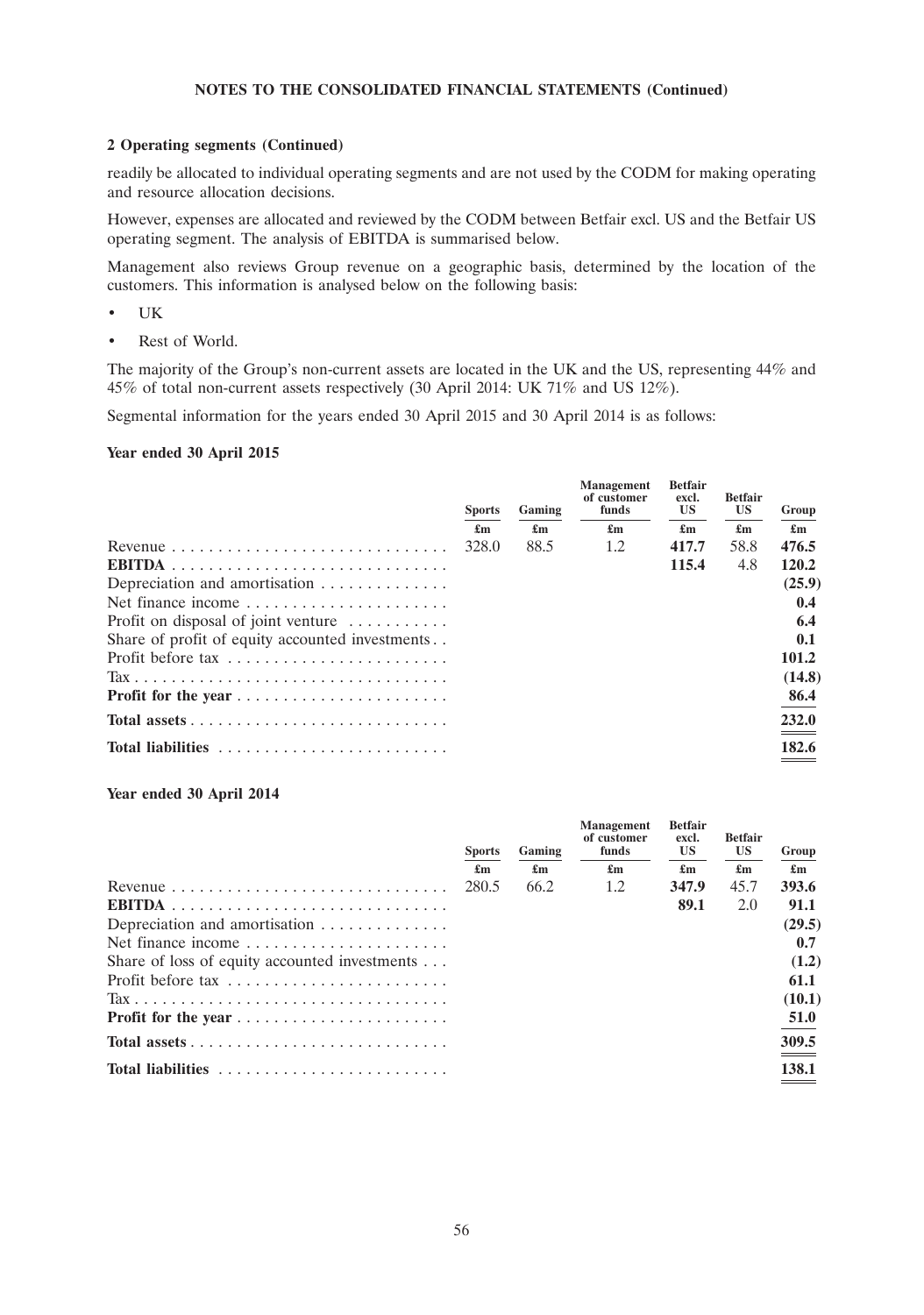## 2 Operating segments (Continued)

readily be allocated to individual operating segments and are not used by the CODM for making operating and resource allocation decisions.

However, expenses are allocated and reviewed by the CODM between Betfair excl. US and the Betfair US operating segment. The analysis of EBITDA is summarised below.

Management also reviews Group revenue on a geographic basis, determined by the location of the customers. This information is analysed below on the following basis:

- UK
- Rest of World.

The majority of the Group's non-current assets are located in the UK and the US, representing 44% and 45% of total non-current assets respectively (30 April 2014: UK 71% and US 12%).

Segmental information for the years ended 30 April 2015 and 30 April 2014 is as follows:

### Year ended 30 April 2015

| | Sports | Gaming | Management of customer funds | Betfair excl. US | Betfair US | Group |
|---|---|---|---|---|---|---|
| | £m | £m | £m | £m | £m | £m |
| Revenue | 328.0 | 88.5 | 1.2 | **417.7** | 58.8 | **476.5** |
| **EBITDA** | | | | **115.4** | 4.8 | **120.2** |
| Depreciation and amortisation | | | | | | **(25.9)** |
| Net finance income | | | | | | **0.4** |
| Profit on disposal of joint venture | | | | | | **6.4** |
| Share of profit of equity accounted investments | | | | | | **0.1** |
| Profit before tax | | | | | | **101.2** |
| Tax | | | | | | **(14.8)** |
| **Profit for the year** | | | | | | **86.4** |
| **Total assets** | | | | | | **232.0** |
| **Total liabilities** | | | | | | **182.6** |

### Year ended 30 April 2014

| | Sports | Gaming | Management of customer funds | Betfair excl. US | Betfair US | Group |
|---|---|---|---|---|---|---|
| | £m | £m | £m | £m | £m | £m |
| Revenue | 280.5 | 66.2 | 1.2 | **347.9** | 45.7 | **393.6** |
| **EBITDA** | | | | **89.1** | 2.0 | **91.1** |
| Depreciation and amortisation | | | | | | **(29.5)** |
| Net finance income | | | | | | **0.7** |
| Share of loss of equity accounted investments | | | | | | **(1.2)** |
| Profit before tax | | | | | | **61.1** |
| Tax | | | | | | **(10.1)** |
| **Profit for the year** | | | | | | **51.0** |
| **Total assets** | | | | | | **309.5** |
| **Total liabilities** | | | | | | **138.1** |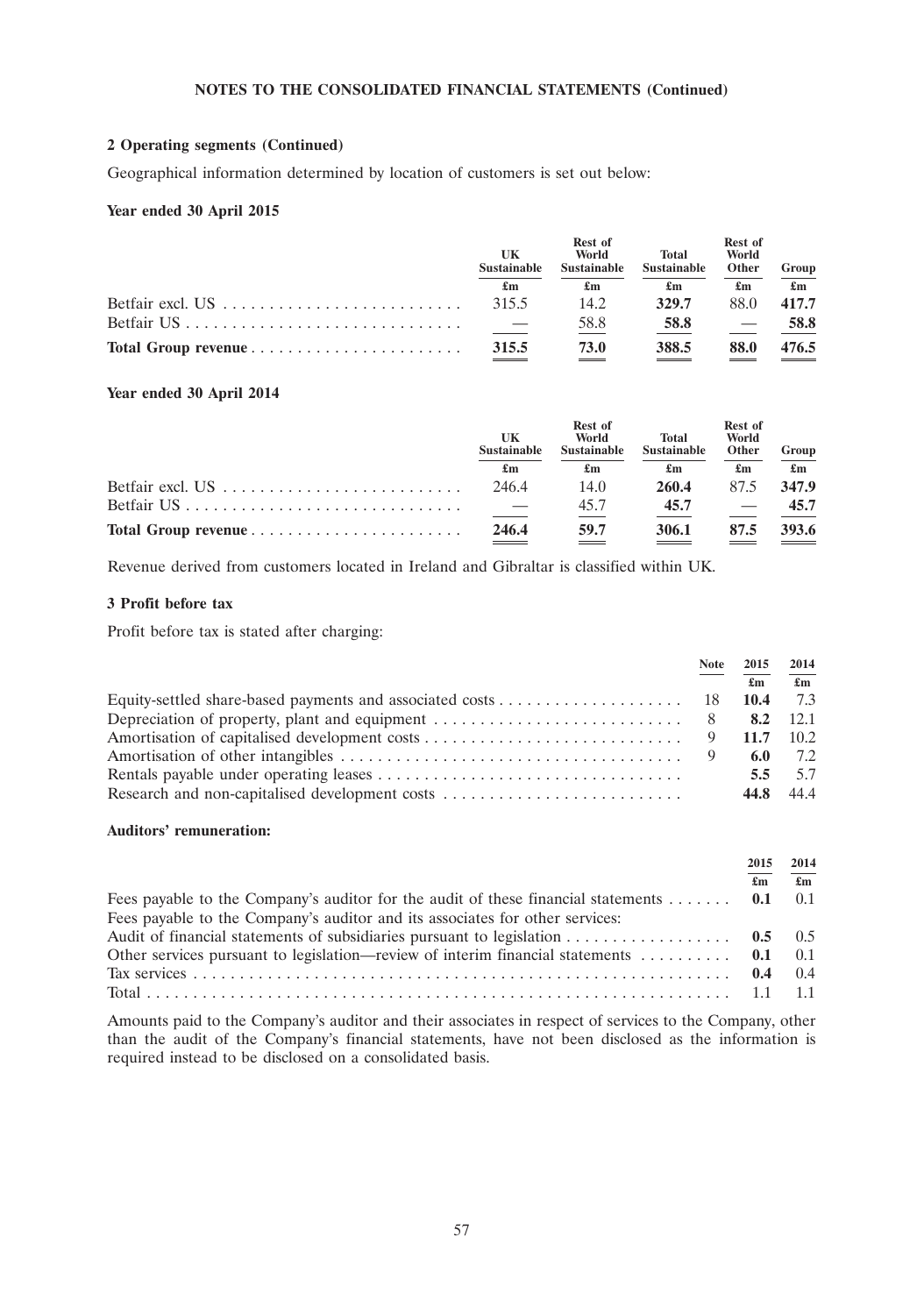**NOTES TO THE CONSOLIDATED FINANCIAL STATEMENTS (Continued)**

### 2 Operating segments (Continued)

Geographical information determined by location of customers is set out below:

**Year ended 30 April 2015**

| | UK Sustainable | Rest of World Sustainable | Total Sustainable | Rest of World Other | Group |
|---|---|---|---|---|---|
| | £m | £m | £m | £m | £m |
| Betfair excl. US | 315.5 | 14.2 | **329.7** | 88.0 | **417.7** |
| Betfair US | — | 58.8 | **58.8** | — | **58.8** |
| **Total Group revenue** | **315.5** | **73.0** | **388.5** | **88.0** | **476.5** |

**Year ended 30 April 2014**

| | UK Sustainable | Rest of World Sustainable | Total Sustainable | Rest of World Other | Group |
|---|---|---|---|---|---|
| | £m | £m | £m | £m | £m |
| Betfair excl. US | 246.4 | 14.0 | **260.4** | 87.5 | **347.9** |
| Betfair US | — | 45.7 | **45.7** | — | **45.7** |
| **Total Group revenue** | **246.4** | **59.7** | **306.1** | **87.5** | **393.6** |

Revenue derived from customers located in Ireland and Gibraltar is classified within UK.

### 3 Profit before tax

Profit before tax is stated after charging:

| | Note | 2015 | 2014 |
|---|---|---|---|
| | | £m | £m |
| Equity-settled share-based payments and associated costs | 18 | **10.4** | 7.3 |
| Depreciation of property, plant and equipment | 8 | **8.2** | 12.1 |
| Amortisation of capitalised development costs | 9 | **11.7** | 10.2 |
| Amortisation of other intangibles | 9 | **6.0** | 7.2 |
| Rentals payable under operating leases | | **5.5** | 5.7 |
| Research and non-capitalised development costs | | **44.8** | 44.4 |

**Auditors' remuneration:**

| | 2015 | 2014 |
|---|---|---|
| | £m | £m |
| Fees payable to the Company's auditor for the audit of these financial statements | **0.1** | 0.1 |
| Fees payable to the Company's auditor and its associates for other services: | | |
| Audit of financial statements of subsidiaries pursuant to legislation | **0.5** | 0.5 |
| Other services pursuant to legislation—review of interim financial statements | **0.1** | 0.1 |
| Tax services | **0.4** | 0.4 |
| Total | 1.1 | 1.1 |

Amounts paid to the Company's auditor and their associates in respect of services to the Company, other than the audit of the Company's financial statements, have not been disclosed as the information is required instead to be disclosed on a consolidated basis.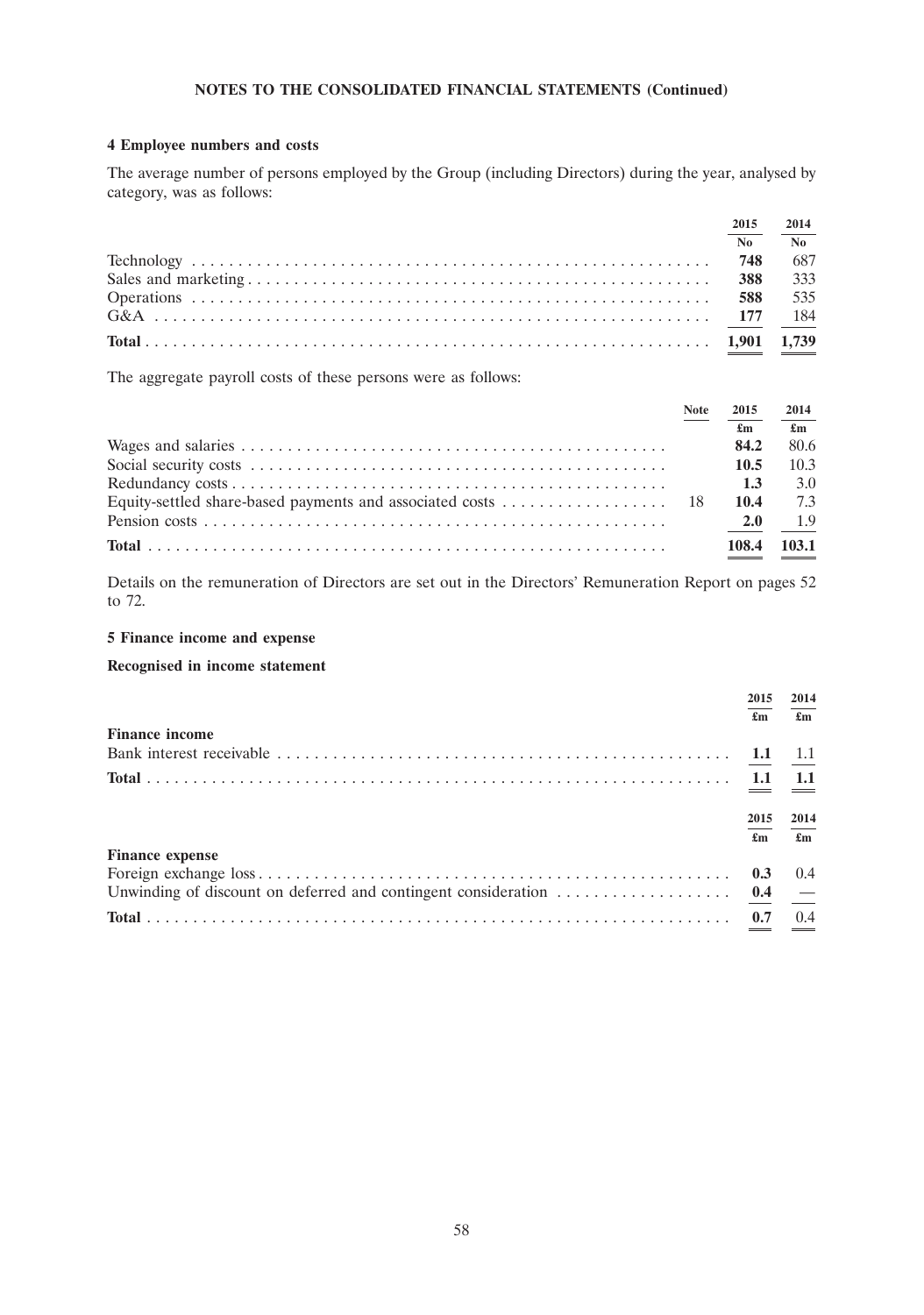NOTES TO THE CONSOLIDATED FINANCIAL STATEMENTS (Continued)

### 4 Employee numbers and costs

The average number of persons employed by the Group (including Directors) during the year, analysed by category, was as follows:

| | 2015 | 2014 |
|---|---|---|
| | No | No |
| Technology | **748** | 687 |
| Sales and marketing | **388** | 333 |
| Operations | **588** | 535 |
| G&A | **177** | 184 |
| **Total** | **1,901** | 1,739 |

The aggregate payroll costs of these persons were as follows:

| | Note | 2015 | 2014 |
|---|---|---|---|
| | | £m | £m |
| Wages and salaries | | **84.2** | 80.6 |
| Social security costs | | **10.5** | 10.3 |
| Redundancy costs | | **1.3** | 3.0 |
| Equity-settled share-based payments and associated costs | 18 | **10.4** | 7.3 |
| Pension costs | | **2.0** | 1.9 |
| **Total** | | **108.4** | 103.1 |

Details on the remuneration of Directors are set out in the Directors' Remuneration Report on pages 52 to 72.

### 5 Finance income and expense

**Recognised in income statement**

| | 2015 | 2014 |
|---|---|---|
| | £m | £m |
| **Finance income** | | |
| Bank interest receivable | **1.1** | 1.1 |
| **Total** | **1.1** | 1.1 |

| | 2015 | 2014 |
|---|---|---|
| | £m | £m |
| **Finance expense** | | |
| Foreign exchange loss | **0.3** | 0.4 |
| Unwinding of discount on deferred and contingent consideration | **0.4** | — |
| **Total** | **0.7** | 0.4 |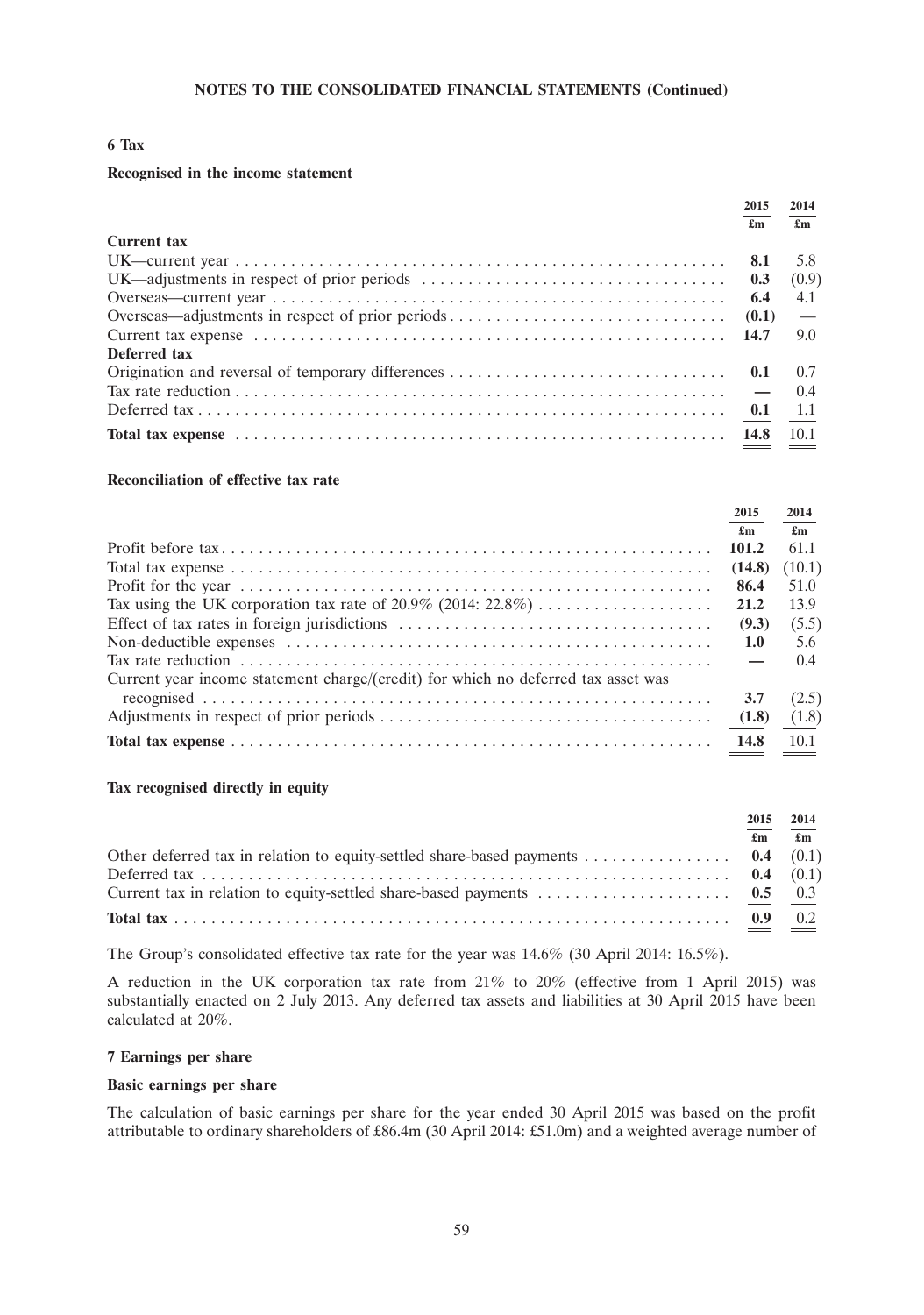## NOTES TO THE CONSOLIDATED FINANCIAL STATEMENTS (Continued)

### 6 Tax

**Recognised in the income statement**

| | 2015 | 2014 |
|---|---|---|
| | £m | £m |
| **Current tax** | | |
| UK—current year | **8.1** | 5.8 |
| UK—adjustments in respect of prior periods | **0.3** | (0.9) |
| Overseas—current year | **6.4** | 4.1 |
| Overseas—adjustments in respect of prior periods | **(0.1)** | — |
| Current tax expense | **14.7** | 9.0 |
| **Deferred tax** | | |
| Origination and reversal of temporary differences | **0.1** | 0.7 |
| Tax rate reduction | **—** | 0.4 |
| Deferred tax | **0.1** | 1.1 |
| **Total tax expense** | **14.8** | 10.1 |

**Reconciliation of effective tax rate**

| | 2015 | 2014 |
|---|---|---|
| | £m | £m |
| Profit before tax | **101.2** | 61.1 |
| Total tax expense | **(14.8)** | (10.1) |
| Profit for the year | **86.4** | 51.0 |
| Tax using the UK corporation tax rate of 20.9% (2014: 22.8%) | **21.2** | 13.9 |
| Effect of tax rates in foreign jurisdictions | **(9.3)** | (5.5) |
| Non-deductible expenses | **1.0** | 5.6 |
| Tax rate reduction | **—** | 0.4 |
| Current year income statement charge/(credit) for which no deferred tax asset was recognised | **3.7** | (2.5) |
| Adjustments in respect of prior periods | **(1.8)** | (1.8) |
| **Total tax expense** | **14.8** | 10.1 |

**Tax recognised directly in equity**

| | 2015 | 2014 |
|---|---|---|
| | £m | £m |
| Other deferred tax in relation to equity-settled share-based payments | **0.4** | (0.1) |
| Deferred tax | **0.4** | (0.1) |
| Current tax in relation to equity-settled share-based payments | **0.5** | 0.3 |
| **Total tax** | **0.9** | 0.2 |

The Group's consolidated effective tax rate for the year was 14.6% (30 April 2014: 16.5%).

A reduction in the UK corporation tax rate from 21% to 20% (effective from 1 April 2015) was substantially enacted on 2 July 2013. Any deferred tax assets and liabilities at 30 April 2015 have been calculated at 20%.

### 7 Earnings per share

**Basic earnings per share**

The calculation of basic earnings per share for the year ended 30 April 2015 was based on the profit attributable to ordinary shareholders of £86.4m (30 April 2014: £51.0m) and a weighted average number of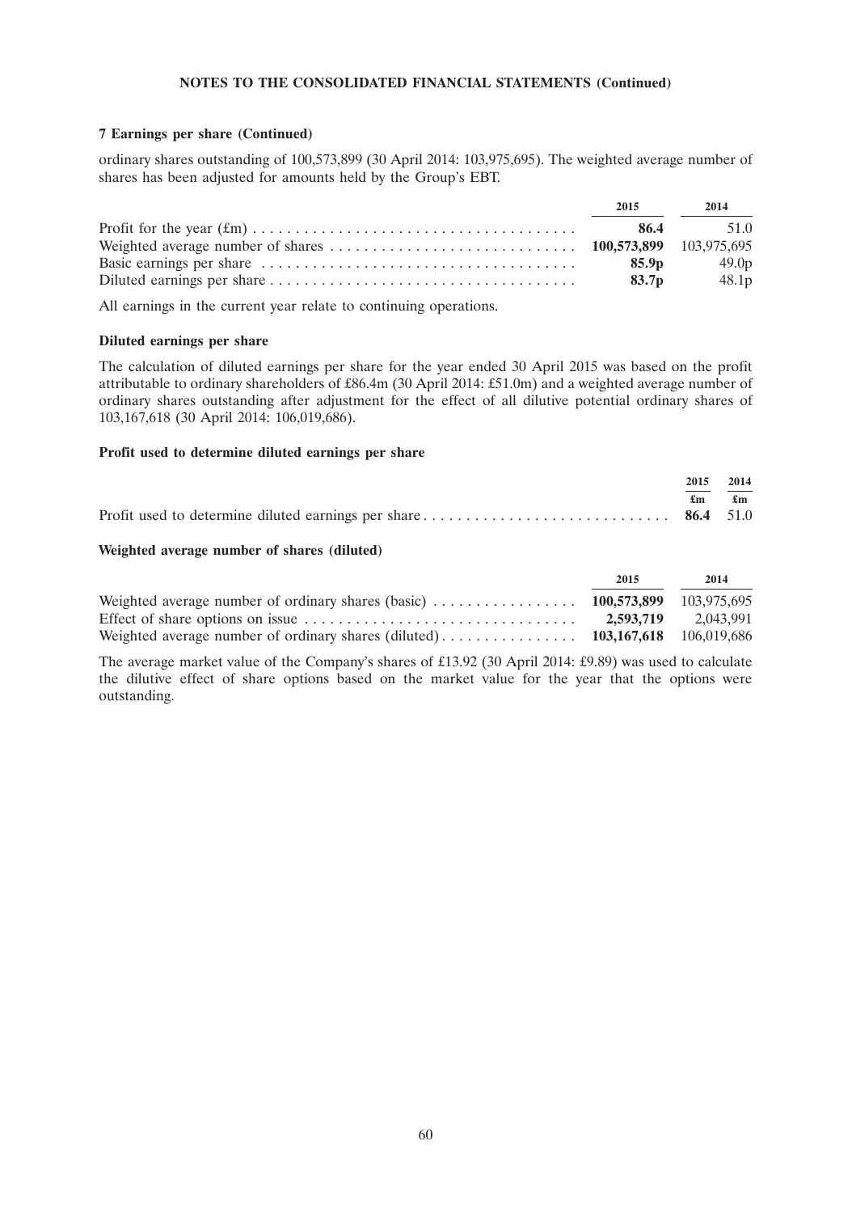## 7 Earnings per share (Continued)

ordinary shares outstanding of 100,573,899 (30 April 2014: 103,975,695). The weighted average number of shares has been adjusted for amounts held by the Group's EBT.

| | 2015 | 2014 |
|---|---|---|
| Profit for the year (£m) | **86.4** | 51.0 |
| Weighted average number of shares | **100,573,899** | 103,975,695 |
| Basic earnings per share | **85.9p** | 49.0p |
| Diluted earnings per share | **83.7p** | 48.1p |

All earnings in the current year relate to continuing operations.

### Diluted earnings per share

The calculation of diluted earnings per share for the year ended 30 April 2015 was based on the profit attributable to ordinary shareholders of £86.4m (30 April 2014: £51.0m) and a weighted average number of ordinary shares outstanding after adjustment for the effect of all dilutive potential ordinary shares of 103,167,618 (30 April 2014: 106,019,686).

### Profit used to determine diluted earnings per share

| | 2015 | 2014 |
|---|---|---|
| | £m | £m |
| Profit used to determine diluted earnings per share | **86.4** | 51.0 |

### Weighted average number of shares (diluted)

| | 2015 | 2014 |
|---|---|---|
| Weighted average number of ordinary shares (basic) | **100,573,899** | 103,975,695 |
| Effect of share options on issue | **2,593,719** | 2,043,991 |
| Weighted average number of ordinary shares (diluted) | **103,167,618** | 106,019,686 |

The average market value of the Company's shares of £13.92 (30 April 2014: £9.89) was used to calculate the dilutive effect of share options based on the market value for the year that the options were outstanding.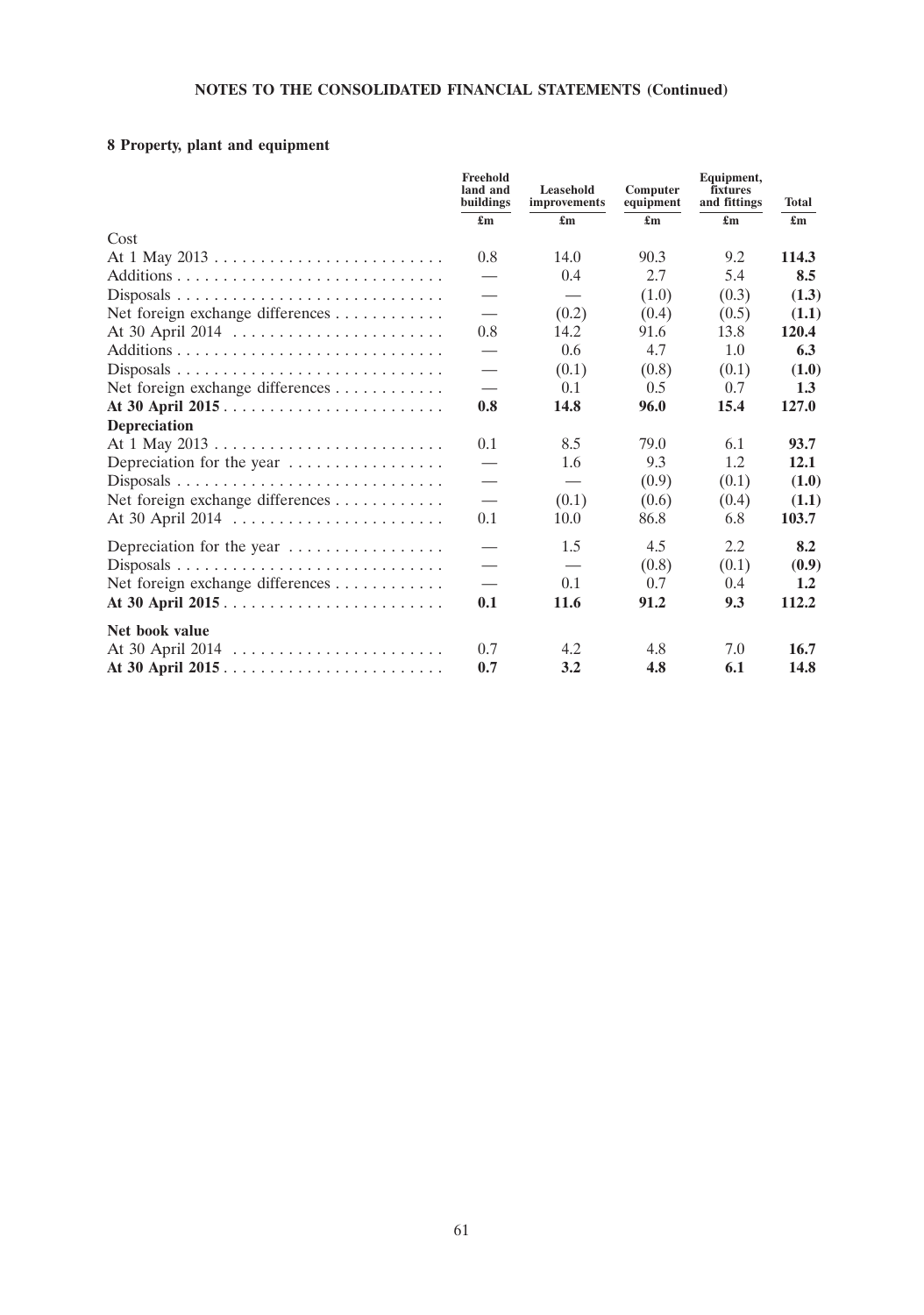**NOTES TO THE CONSOLIDATED FINANCIAL STATEMENTS (Continued)**

### 8 Property, plant and equipment

| | Freehold land and buildings | Leasehold improvements | Computer equipment | Equipment, fixtures and fittings | Total |
|---|---|---|---|---|---|
| | £m | £m | £m | £m | £m |
| Cost | | | | | |
| At 1 May 2013 | 0.8 | 14.0 | 90.3 | 9.2 | **114.3** |
| Additions | — | 0.4 | 2.7 | 5.4 | **8.5** |
| Disposals | — | — | (1.0) | (0.3) | **(1.3)** |
| Net foreign exchange differences | — | (0.2) | (0.4) | (0.5) | **(1.1)** |
| At 30 April 2014 | 0.8 | 14.2 | 91.6 | 13.8 | **120.4** |
| Additions | — | 0.6 | 4.7 | 1.0 | **6.3** |
| Disposals | — | (0.1) | (0.8) | (0.1) | **(1.0)** |
| Net foreign exchange differences | — | 0.1 | 0.5 | 0.7 | **1.3** |
| **At 30 April 2015** | **0.8** | **14.8** | **96.0** | **15.4** | **127.0** |
| **Depreciation** | | | | | |
| At 1 May 2013 | 0.1 | 8.5 | 79.0 | 6.1 | **93.7** |
| Depreciation for the year | — | 1.6 | 9.3 | 1.2 | **12.1** |
| Disposals | — | — | (0.9) | (0.1) | **(1.0)** |
| Net foreign exchange differences | — | (0.1) | (0.6) | (0.4) | **(1.1)** |
| At 30 April 2014 | 0.1 | 10.0 | 86.8 | 6.8 | **103.7** |
| Depreciation for the year | — | 1.5 | 4.5 | 2.2 | **8.2** |
| Disposals | — | — | (0.8) | (0.1) | **(0.9)** |
| Net foreign exchange differences | — | 0.1 | 0.7 | 0.4 | **1.2** |
| **At 30 April 2015** | **0.1** | **11.6** | **91.2** | **9.3** | **112.2** |
| **Net book value** | | | | | |
| At 30 April 2014 | 0.7 | 4.2 | 4.8 | 7.0 | **16.7** |
| **At 30 April 2015** | **0.7** | **3.2** | **4.8** | **6.1** | **14.8** |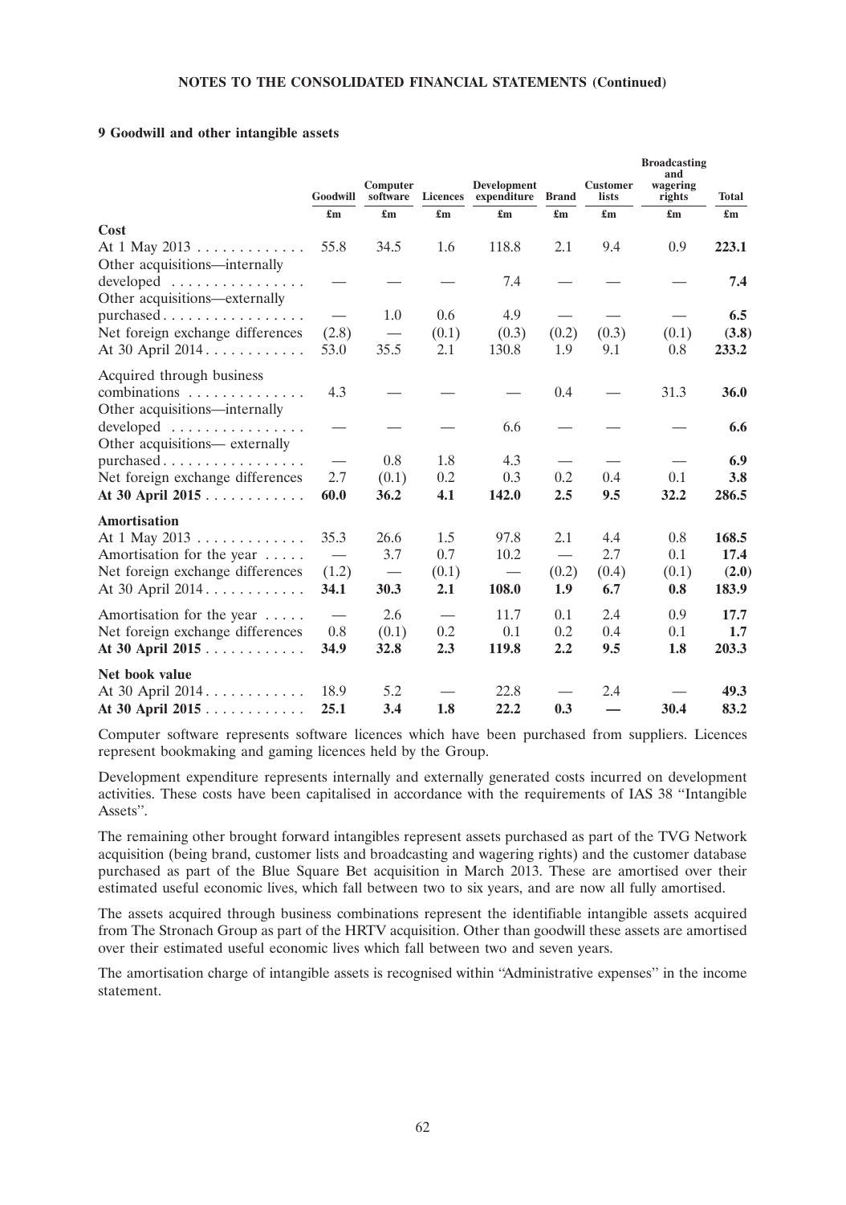## 9 Goodwill and other intangible assets

| | Goodwill | Computer software | Licences | Development expenditure | Brand | Customer lists | Broadcasting and wagering rights | Total |
|---|---|---|---|---|---|---|---|---|
| | £m | £m | £m | £m | £m | £m | £m | £m |
| **Cost** | | | | | | | | |
| At 1 May 2013 | 55.8 | 34.5 | 1.6 | 118.8 | 2.1 | 9.4 | 0.9 | **223.1** |
| Other acquisitions—internally developed | — | — | — | 7.4 | — | — | — | **7.4** |
| Other acquisitions—externally purchased | — | 1.0 | 0.6 | 4.9 | — | — | — | **6.5** |
| Net foreign exchange differences | (2.8) | — | (0.1) | (0.3) | (0.2) | (0.3) | (0.1) | **(3.8)** |
| At 30 April 2014 | 53.0 | 35.5 | 2.1 | 130.8 | 1.9 | 9.1 | 0.8 | **233.2** |
| Acquired through business combinations | 4.3 | — | — | — | 0.4 | — | 31.3 | **36.0** |
| Other acquisitions—internally developed | — | — | — | 6.6 | — | — | — | **6.6** |
| Other acquisitions— externally purchased | — | 0.8 | 1.8 | 4.3 | — | — | — | **6.9** |
| Net foreign exchange differences | 2.7 | (0.1) | 0.2 | 0.3 | 0.2 | 0.4 | 0.1 | **3.8** |
| **At 30 April 2015** | **60.0** | **36.2** | **4.1** | **142.0** | **2.5** | **9.5** | **32.2** | **286.5** |
| **Amortisation** | | | | | | | | |
| At 1 May 2013 | 35.3 | 26.6 | 1.5 | 97.8 | 2.1 | 4.4 | 0.8 | **168.5** |
| Amortisation for the year | — | 3.7 | 0.7 | 10.2 | — | 2.7 | 0.1 | **17.4** |
| Net foreign exchange differences | (1.2) | — | (0.1) | — | (0.2) | (0.4) | (0.1) | **(2.0)** |
| At 30 April 2014 | **34.1** | **30.3** | **2.1** | **108.0** | **1.9** | **6.7** | **0.8** | **183.9** |
| Amortisation for the year | — | 2.6 | — | 11.7 | 0.1 | 2.4 | 0.9 | **17.7** |
| Net foreign exchange differences | 0.8 | (0.1) | 0.2 | 0.1 | 0.2 | 0.4 | 0.1 | **1.7** |
| **At 30 April 2015** | **34.9** | **32.8** | **2.3** | **119.8** | **2.2** | **9.5** | **1.8** | **203.3** |
| **Net book value** | | | | | | | | |
| At 30 April 2014 | 18.9 | 5.2 | — | 22.8 | — | 2.4 | — | **49.3** |
| **At 30 April 2015** | **25.1** | **3.4** | **1.8** | **22.2** | **0.3** | **—** | **30.4** | **83.2** |

Computer software represents software licences which have been purchased from suppliers. Licences represent bookmaking and gaming licences held by the Group.

Development expenditure represents internally and externally generated costs incurred on development activities. These costs have been capitalised in accordance with the requirements of IAS 38 "Intangible Assets".

The remaining other brought forward intangibles represent assets purchased as part of the TVG Network acquisition (being brand, customer lists and broadcasting and wagering rights) and the customer database purchased as part of the Blue Square Bet acquisition in March 2013. These are amortised over their estimated useful economic lives, which fall between two to six years, and are now all fully amortised.

The assets acquired through business combinations represent the identifiable intangible assets acquired from The Stronach Group as part of the HRTV acquisition. Other than goodwill these assets are amortised over their estimated useful economic lives which fall between two and seven years.

The amortisation charge of intangible assets is recognised within "Administrative expenses" in the income statement.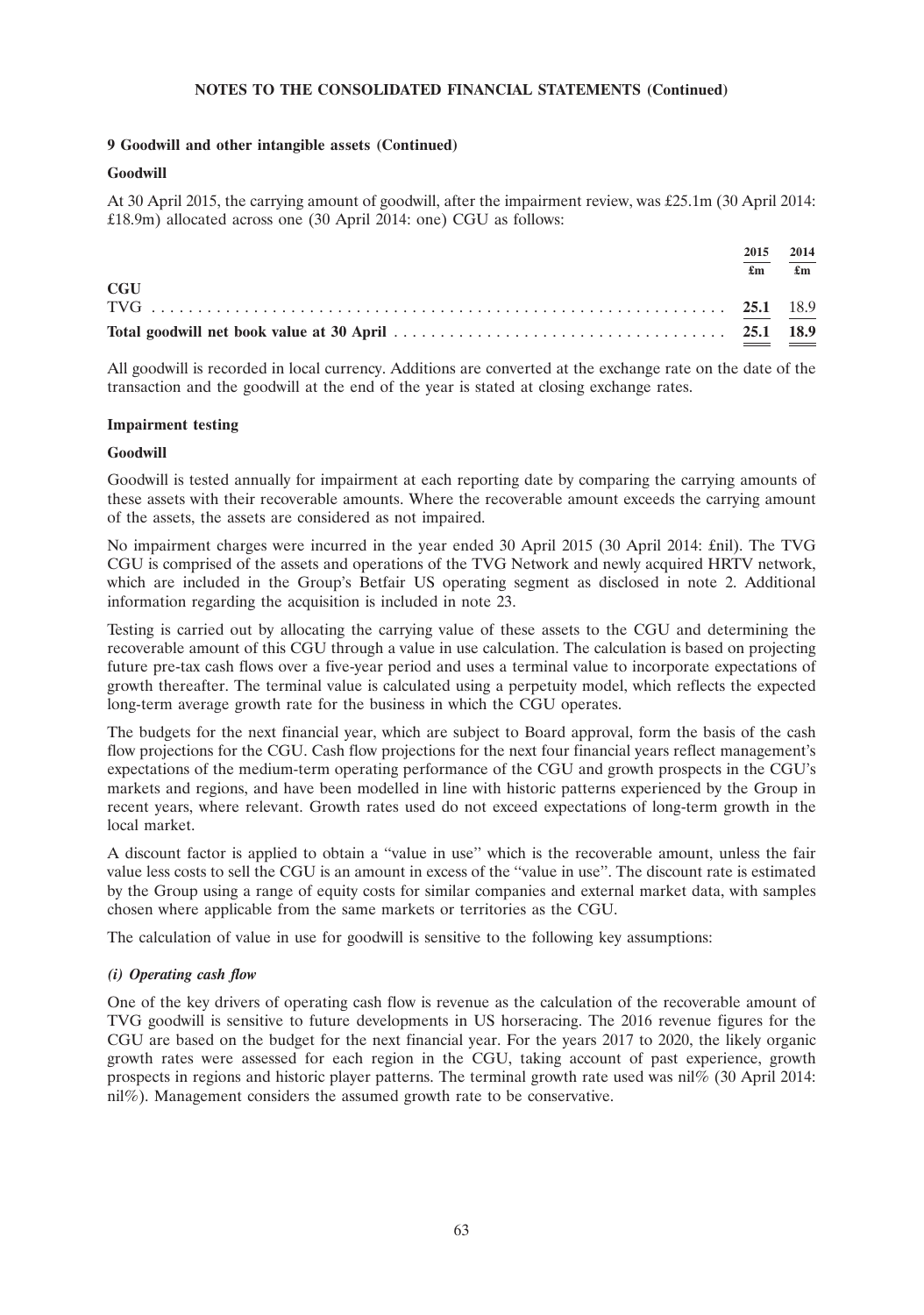**NOTES TO THE CONSOLIDATED FINANCIAL STATEMENTS (Continued)**

### 9 Goodwill and other intangible assets (Continued)

#### Goodwill

At 30 April 2015, the carrying amount of goodwill, after the impairment review, was £25.1m (30 April 2014: £18.9m) allocated across one (30 April 2014: one) CGU as follows:

| | 2015 | 2014 |
|---|---|---|
| | £m | £m |
| **CGU** | | |
| TVG | **25.1** | 18.9 |
| **Total goodwill net book value at 30 April** | **25.1** | **18.9** |

All goodwill is recorded in local currency. Additions are converted at the exchange rate on the date of the transaction and the goodwill at the end of the year is stated at closing exchange rates.

#### Impairment testing

#### Goodwill

Goodwill is tested annually for impairment at each reporting date by comparing the carrying amounts of these assets with their recoverable amounts. Where the recoverable amount exceeds the carrying amount of the assets, the assets are considered as not impaired.

No impairment charges were incurred in the year ended 30 April 2015 (30 April 2014: £nil). The TVG CGU is comprised of the assets and operations of the TVG Network and newly acquired HRTV network, which are included in the Group's Betfair US operating segment as disclosed in note 2. Additional information regarding the acquisition is included in note 23.

Testing is carried out by allocating the carrying value of these assets to the CGU and determining the recoverable amount of this CGU through a value in use calculation. The calculation is based on projecting future pre-tax cash flows over a five-year period and uses a terminal value to incorporate expectations of growth thereafter. The terminal value is calculated using a perpetuity model, which reflects the expected long-term average growth rate for the business in which the CGU operates.

The budgets for the next financial year, which are subject to Board approval, form the basis of the cash flow projections for the CGU. Cash flow projections for the next four financial years reflect management's expectations of the medium-term operating performance of the CGU and growth prospects in the CGU's markets and regions, and have been modelled in line with historic patterns experienced by the Group in recent years, where relevant. Growth rates used do not exceed expectations of long-term growth in the local market.

A discount factor is applied to obtain a "value in use" which is the recoverable amount, unless the fair value less costs to sell the CGU is an amount in excess of the "value in use". The discount rate is estimated by the Group using a range of equity costs for similar companies and external market data, with samples chosen where applicable from the same markets or territories as the CGU.

The calculation of value in use for goodwill is sensitive to the following key assumptions:

***(i) Operating cash flow***

One of the key drivers of operating cash flow is revenue as the calculation of the recoverable amount of TVG goodwill is sensitive to future developments in US horseracing. The 2016 revenue figures for the CGU are based on the budget for the next financial year. For the years 2017 to 2020, the likely organic growth rates were assessed for each region in the CGU, taking account of past experience, growth prospects in regions and historic player patterns. The terminal growth rate used was nil% (30 April 2014: nil%). Management considers the assumed growth rate to be conservative.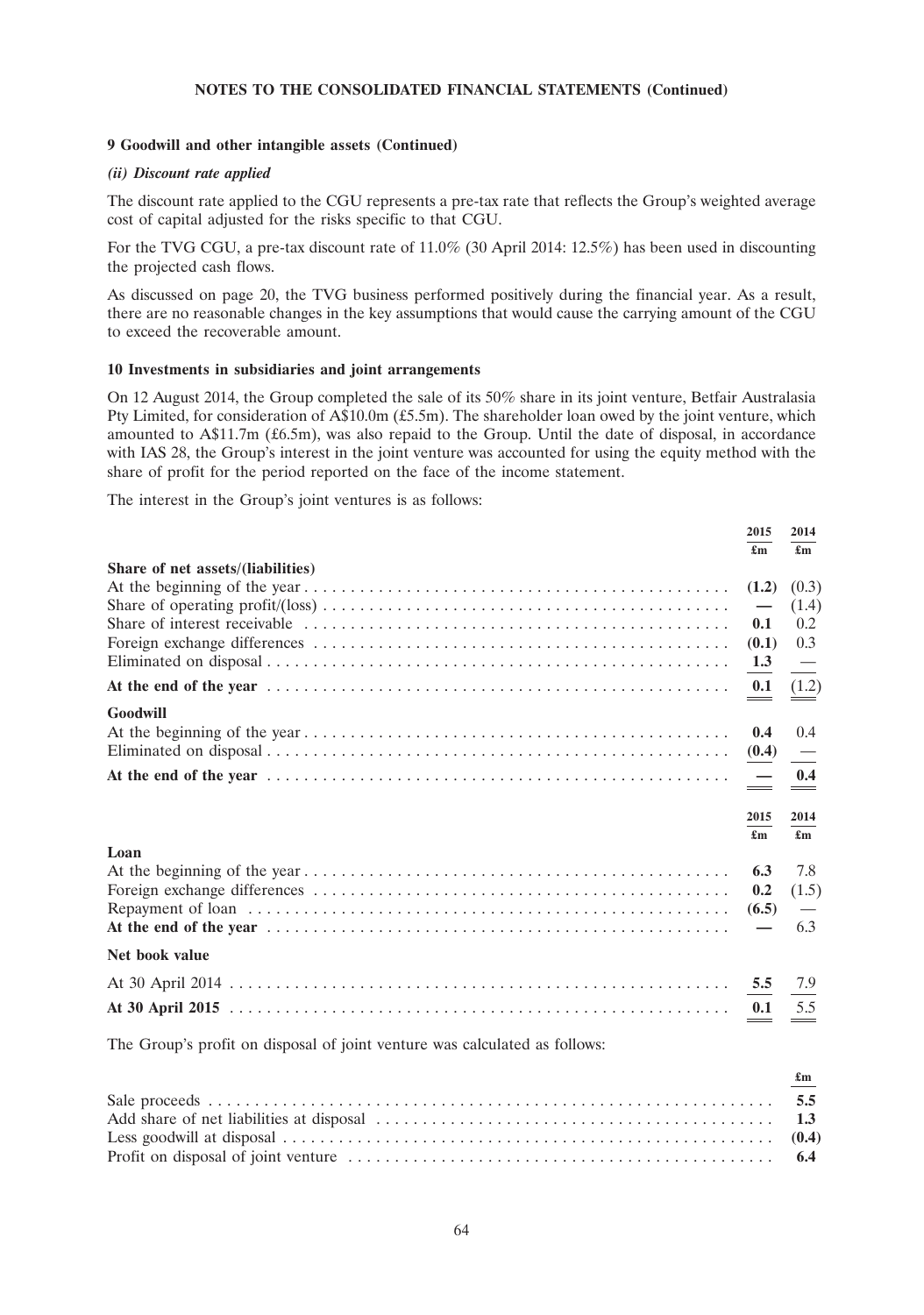## 9 Goodwill and other intangible assets (Continued)

### *(ii) Discount rate applied*

The discount rate applied to the CGU represents a pre-tax rate that reflects the Group's weighted average cost of capital adjusted for the risks specific to that CGU.

For the TVG CGU, a pre-tax discount rate of 11.0% (30 April 2014: 12.5%) has been used in discounting the projected cash flows.

As discussed on page 20, the TVG business performed positively during the financial year. As a result, there are no reasonable changes in the key assumptions that would cause the carrying amount of the CGU to exceed the recoverable amount.

## 10 Investments in subsidiaries and joint arrangements

On 12 August 2014, the Group completed the sale of its 50% share in its joint venture, Betfair Australasia Pty Limited, for consideration of A$10.0m (£5.5m). The shareholder loan owed by the joint venture, which amounted to A$11.7m (£6.5m), was also repaid to the Group. Until the date of disposal, in accordance with IAS 28, the Group's interest in the joint venture was accounted for using the equity method with the share of profit for the period reported on the face of the income statement.

The interest in the Group's joint ventures is as follows:

| | 2015 £m | 2014 £m |
|---|---|---|
| **Share of net assets/(liabilities)** | | |
| At the beginning of the year | (1.2) | (0.3) |
| Share of operating profit/(loss) | — | (1.4) |
| Share of interest receivable | 0.1 | 0.2 |
| Foreign exchange differences | (0.1) | 0.3 |
| Eliminated on disposal | 1.3 | — |
| **At the end of the year** | 0.1 | (1.2) |
| **Goodwill** | | |
| At the beginning of the year | 0.4 | 0.4 |
| Eliminated on disposal | (0.4) | — |
| **At the end of the year** | — | 0.4 |

| | 2015 £m | 2014 £m |
|---|---|---|
| **Loan** | | |
| At the beginning of the year | 6.3 | 7.8 |
| Foreign exchange differences | 0.2 | (1.5) |
| Repayment of loan | (6.5) | — |
| **At the end of the year** | — | 6.3 |
| **Net book value** | | |
| At 30 April 2014 | 5.5 | 7.9 |
| **At 30 April 2015** | 0.1 | 5.5 |

The Group's profit on disposal of joint venture was calculated as follows:

| | £m |
|---|---|
| Sale proceeds | 5.5 |
| Add share of net liabilities at disposal | 1.3 |
| Less goodwill at disposal | (0.4) |
| Profit on disposal of joint venture | 6.4 |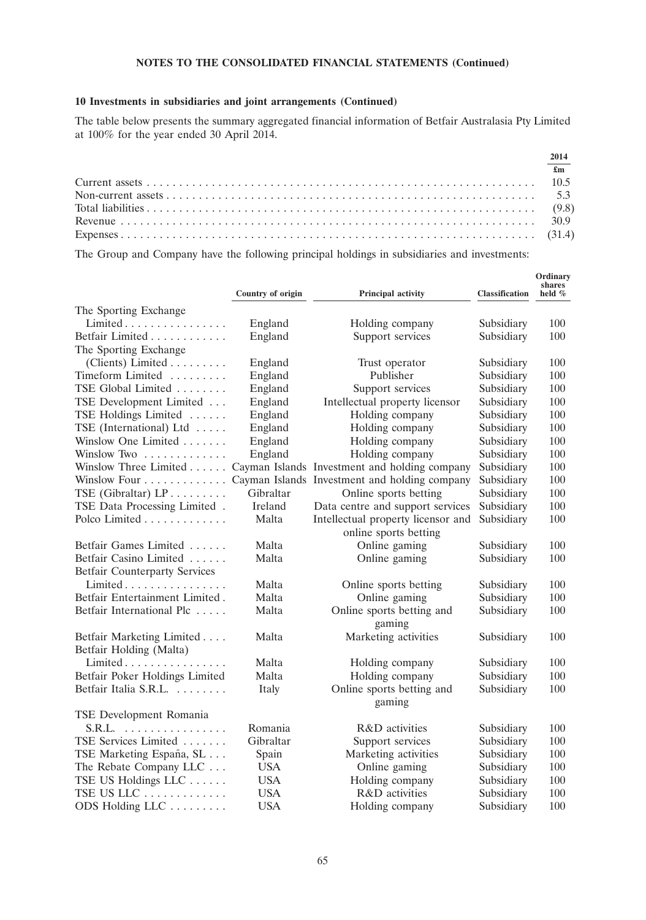**NOTES TO THE CONSOLIDATED FINANCIAL STATEMENTS (Continued)**

**10 Investments in subsidiaries and joint arrangements (Continued)**

The table below presents the summary aggregated financial information of Betfair Australasia Pty Limited at 100% for the year ended 30 April 2014.

| | 2014 |
|---|---|
| | £m |
| Current assets | 10.5 |
| Non-current assets | 5.3 |
| Total liabilities | (9.8) |
| Revenue | 30.9 |
| Expenses | (31.4) |

The Group and Company have the following principal holdings in subsidiaries and investments:

| | Country of origin | Principal activity | Classification | Ordinary shares held % |
|---|---|---|---|---|
| The Sporting Exchange Limited | England | Holding company | Subsidiary | 100 |
| Betfair Limited | England | Support services | Subsidiary | 100 |
| The Sporting Exchange (Clients) Limited | England | Trust operator | Subsidiary | 100 |
| Timeform Limited | England | Publisher | Subsidiary | 100 |
| TSE Global Limited | England | Support services | Subsidiary | 100 |
| TSE Development Limited | England | Intellectual property licensor | Subsidiary | 100 |
| TSE Holdings Limited | England | Holding company | Subsidiary | 100 |
| TSE (International) Ltd | England | Holding company | Subsidiary | 100 |
| Winslow One Limited | England | Holding company | Subsidiary | 100 |
| Winslow Two | England | Holding company | Subsidiary | 100 |
| Winslow Three Limited | Cayman Islands | Investment and holding company | Subsidiary | 100 |
| Winslow Four | Cayman Islands | Investment and holding company | Subsidiary | 100 |
| TSE (Gibraltar) LP | Gibraltar | Online sports betting | Subsidiary | 100 |
| TSE Data Processing Limited | Ireland | Data centre and support services | Subsidiary | 100 |
| Polco Limited | Malta | Intellectual property licensor and online sports betting | Subsidiary | 100 |
| Betfair Games Limited | Malta | Online gaming | Subsidiary | 100 |
| Betfair Casino Limited | Malta | Online gaming | Subsidiary | 100 |
| Betfair Counterparty Services Limited | Malta | Online sports betting | Subsidiary | 100 |
| Betfair Entertainment Limited | Malta | Online gaming | Subsidiary | 100 |
| Betfair International Plc | Malta | Online sports betting and gaming | Subsidiary | 100 |
| Betfair Marketing Limited | Malta | Marketing activities | Subsidiary | 100 |
| Betfair Holding (Malta) Limited | Malta | Holding company | Subsidiary | 100 |
| Betfair Poker Holdings Limited | Malta | Holding company | Subsidiary | 100 |
| Betfair Italia S.R.L. | Italy | Online sports betting and gaming | Subsidiary | 100 |
| TSE Development Romania S.R.L. | Romania | R&D activities | Subsidiary | 100 |
| TSE Services Limited | Gibraltar | Support services | Subsidiary | 100 |
| TSE Marketing España, SL | Spain | Marketing activities | Subsidiary | 100 |
| The Rebate Company LLC | USA | Online gaming | Subsidiary | 100 |
| TSE US Holdings LLC | USA | Holding company | Subsidiary | 100 |
| TSE US LLC | USA | R&D activities | Subsidiary | 100 |
| ODS Holding LLC | USA | Holding company | Subsidiary | 100 |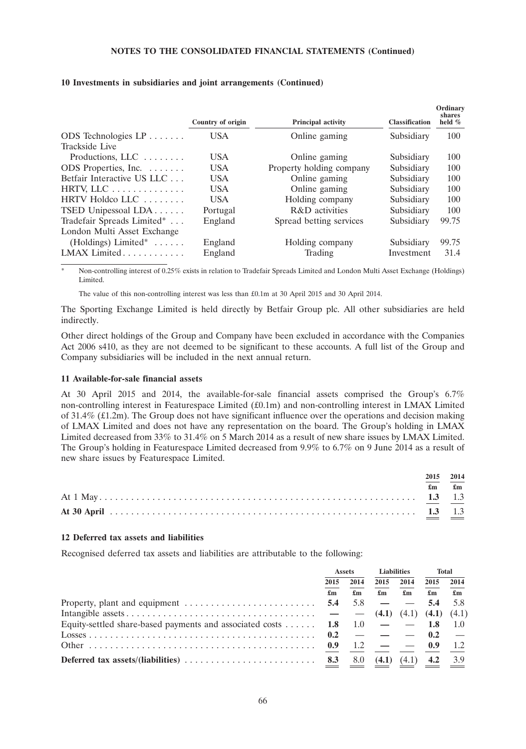## 10 Investments in subsidiaries and joint arrangements (Continued)

| | Country of origin | Principal activity | Classification | Ordinary shares held % |
|---|---|---|---|---|
| ODS Technologies LP | USA | Online gaming | Subsidiary | 100 |
| Trackside Live Productions, LLC | USA | Online gaming | Subsidiary | 100 |
| ODS Properties, Inc. | USA | Property holding company | Subsidiary | 100 |
| Betfair Interactive US LLC | USA | Online gaming | Subsidiary | 100 |
| HRTV, LLC | USA | Online gaming | Subsidiary | 100 |
| HRTV Holdco LLC | USA | Holding company | Subsidiary | 100 |
| TSED Unipessoal LDA | Portugal | R&D activities | Subsidiary | 100 |
| Tradefair Spreads Limited* | England | Spread betting services | Subsidiary | 99.75 |
| London Multi Asset Exchange (Holdings) Limited* | England | Holding company | Subsidiary | 99.75 |
| LMAX Limited | England | Trading | Investment | 31.4 |

* Non-controlling interest of 0.25% exists in relation to Tradefair Spreads Limited and London Multi Asset Exchange (Holdings) Limited.

The value of this non-controlling interest was less than £0.1m at 30 April 2015 and 30 April 2014.

The Sporting Exchange Limited is held directly by Betfair Group plc. All other subsidiaries are held indirectly.

Other direct holdings of the Group and Company have been excluded in accordance with the Companies Act 2006 s410, as they are not deemed to be significant to these accounts. A full list of the Group and Company subsidiaries will be included in the next annual return.

## 11 Available-for-sale financial assets

At 30 April 2015 and 2014, the available-for-sale financial assets comprised the Group's 6.7% non-controlling interest in Featurespace Limited (£0.1m) and non-controlling interest in LMAX Limited of 31.4% (£1.2m). The Group does not have significant influence over the operations and decision making of LMAX Limited and does not have any representation on the board. The Group's holding in LMAX Limited decreased from 33% to 31.4% on 5 March 2014 as a result of new share issues by LMAX Limited. The Group's holding in Featurespace Limited decreased from 9.9% to 6.7% on 9 June 2014 as a result of new share issues by Featurespace Limited.

| | 2015 | 2014 |
|---|---|---|
| | £m | £m |
| At 1 May | **1.3** | 1.3 |
| **At 30 April** | **1.3** | 1.3 |

## 12 Deferred tax assets and liabilities

Recognised deferred tax assets and liabilities are attributable to the following:

| | Assets | | Liabilities | | Total | |
|---|---|---|---|---|---|---|
| | 2015 | 2014 | 2015 | 2014 | 2015 | 2014 |
| | £m | £m | £m | £m | £m | £m |
| Property, plant and equipment | **5.4** | 5.8 | **—** | — | **5.4** | 5.8 |
| Intangible assets | **—** | — | **(4.1)** | (4.1) | **(4.1)** | (4.1) |
| Equity-settled share-based payments and associated costs | **1.8** | 1.0 | **—** | — | **1.8** | 1.0 |
| Losses | **0.2** | — | **—** | — | **0.2** | — |
| Other | **0.9** | 1.2 | **—** | — | **0.9** | 1.2 |
| **Deferred tax assets/(liabilities)** | **8.3** | 8.0 | **(4.1)** | (4.1) | **4.2** | 3.9 |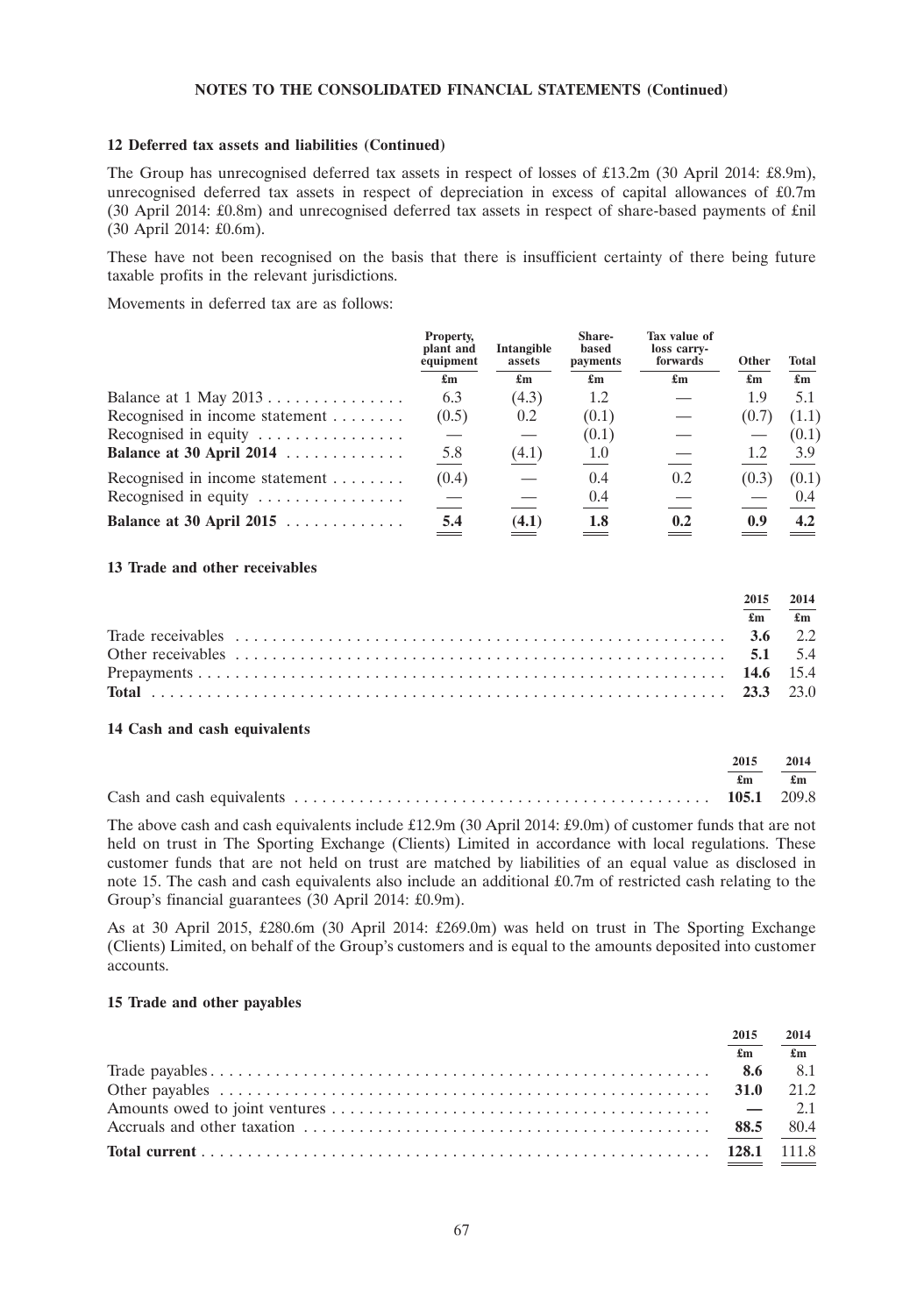**NOTES TO THE CONSOLIDATED FINANCIAL STATEMENTS (Continued)**

### 12 Deferred tax assets and liabilities (Continued)

The Group has unrecognised deferred tax assets in respect of losses of £13.2m (30 April 2014: £8.9m), unrecognised deferred tax assets in respect of depreciation in excess of capital allowances of £0.7m (30 April 2014: £0.8m) and unrecognised deferred tax assets in respect of share-based payments of £nil (30 April 2014: £0.6m).

These have not been recognised on the basis that there is insufficient certainty of there being future taxable profits in the relevant jurisdictions.

Movements in deferred tax are as follows:

| | Property, plant and equipment | Intangible assets | Share-based payments | Tax value of loss carry-forwards | Other | Total |
|---|---|---|---|---|---|---|
| | £m | £m | £m | £m | £m | £m |
| Balance at 1 May 2013 | 6.3 | (4.3) | 1.2 | — | 1.9 | 5.1 |
| Recognised in income statement | (0.5) | 0.2 | (0.1) | — | (0.7) | (1.1) |
| Recognised in equity | — | — | (0.1) | — | — | (0.1) |
| **Balance at 30 April 2014** | 5.8 | (4.1) | 1.0 | — | 1.2 | 3.9 |
| Recognised in income statement | (0.4) | — | 0.4 | 0.2 | (0.3) | (0.1) |
| Recognised in equity | — | — | 0.4 | — | — | 0.4 |
| **Balance at 30 April 2015** | **5.4** | **(4.1)** | **1.8** | **0.2** | **0.9** | **4.2** |

### 13 Trade and other receivables

| | 2015 | 2014 |
|---|---|---|
| | £m | £m |
| Trade receivables | **3.6** | 2.2 |
| Other receivables | **5.1** | 5.4 |
| Prepayments | **14.6** | 15.4 |
| **Total** | **23.3** | 23.0 |

### 14 Cash and cash equivalents

| | 2015 | 2014 |
|---|---|---|
| | £m | £m |
| Cash and cash equivalents | **105.1** | 209.8 |

The above cash and cash equivalents include £12.9m (30 April 2014: £9.0m) of customer funds that are not held on trust in The Sporting Exchange (Clients) Limited in accordance with local regulations. These customer funds that are not held on trust are matched by liabilities of an equal value as disclosed in note 15. The cash and cash equivalents also include an additional £0.7m of restricted cash relating to the Group's financial guarantees (30 April 2014: £0.9m).

As at 30 April 2015, £280.6m (30 April 2014: £269.0m) was held on trust in The Sporting Exchange (Clients) Limited, on behalf of the Group's customers and is equal to the amounts deposited into customer accounts.

### 15 Trade and other payables

| | 2015 | 2014 |
|---|---|---|
| | £m | £m |
| Trade payables | **8.6** | 8.1 |
| Other payables | **31.0** | 21.2 |
| Amounts owed to joint ventures | **—** | 2.1 |
| Accruals and other taxation | **88.5** | 80.4 |
| **Total current** | **128.1** | 111.8 |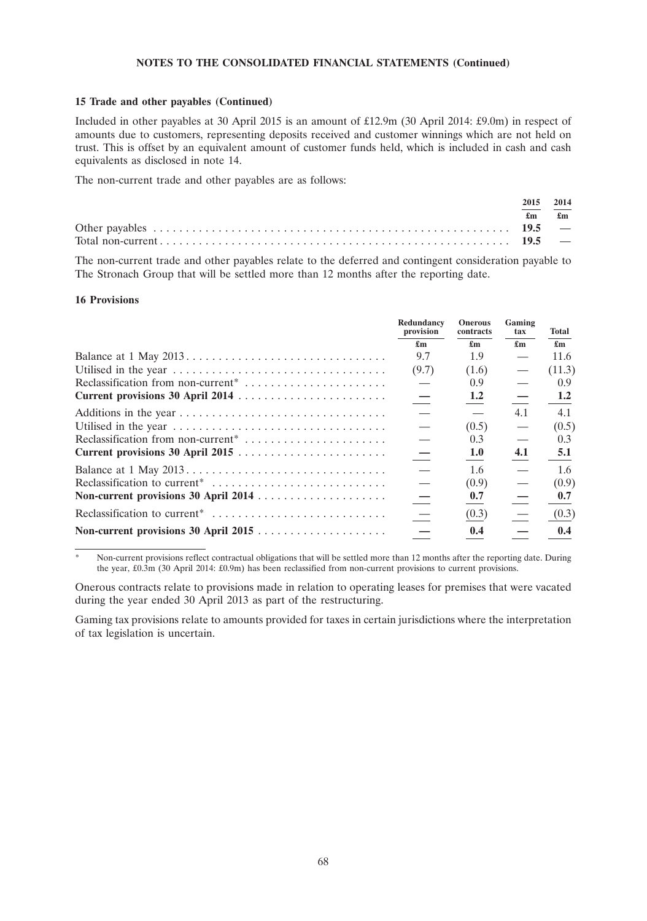**NOTES TO THE CONSOLIDATED FINANCIAL STATEMENTS (Continued)**

**15 Trade and other payables (Continued)**

Included in other payables at 30 April 2015 is an amount of £12.9m (30 April 2014: £9.0m) in respect of amounts due to customers, representing deposits received and customer winnings which are not held on trust. This is offset by an equivalent amount of customer funds held, which is included in cash and cash equivalents as disclosed in note 14.

The non-current trade and other payables are as follows:

| | 2015 | 2014 |
|---|---|---|
| | £m | £m |
| Other payables | **19.5** | — |
| Total non-current | **19.5** | — |

The non-current trade and other payables relate to the deferred and contingent consideration payable to The Stronach Group that will be settled more than 12 months after the reporting date.

**16 Provisions**

| | Redundancy provision | Onerous contracts | Gaming tax | Total |
|---|---|---|---|---|
| | £m | £m | £m | £m |
| Balance at 1 May 2013 | 9.7 | 1.9 | — | 11.6 |
| Utilised in the year | (9.7) | (1.6) | — | (11.3) |
| Reclassification from non-current* | — | 0.9 | — | 0.9 |
| **Current provisions 30 April 2014** | **—** | **1.2** | **—** | **1.2** |
| Additions in the year | — | — | 4.1 | 4.1 |
| Utilised in the year | — | (0.5) | — | (0.5) |
| Reclassification from non-current* | — | 0.3 | — | 0.3 |
| **Current provisions 30 April 2015** | **—** | **1.0** | **4.1** | **5.1** |
| Balance at 1 May 2013 | — | 1.6 | — | 1.6 |
| Reclassification to current* | — | (0.9) | — | (0.9) |
| **Non-current provisions 30 April 2014** | **—** | **0.7** | **—** | **0.7** |
| Reclassification to current* | — | (0.3) | — | (0.3) |
| **Non-current provisions 30 April 2015** | **—** | **0.4** | **—** | **0.4** |

\* Non-current provisions reflect contractual obligations that will be settled more than 12 months after the reporting date. During the year, £0.3m (30 April 2014: £0.9m) has been reclassified from non-current provisions to current provisions.

Onerous contracts relate to provisions made in relation to operating leases for premises that were vacated during the year ended 30 April 2013 as part of the restructuring.

Gaming tax provisions relate to amounts provided for taxes in certain jurisdictions where the interpretation of tax legislation is uncertain.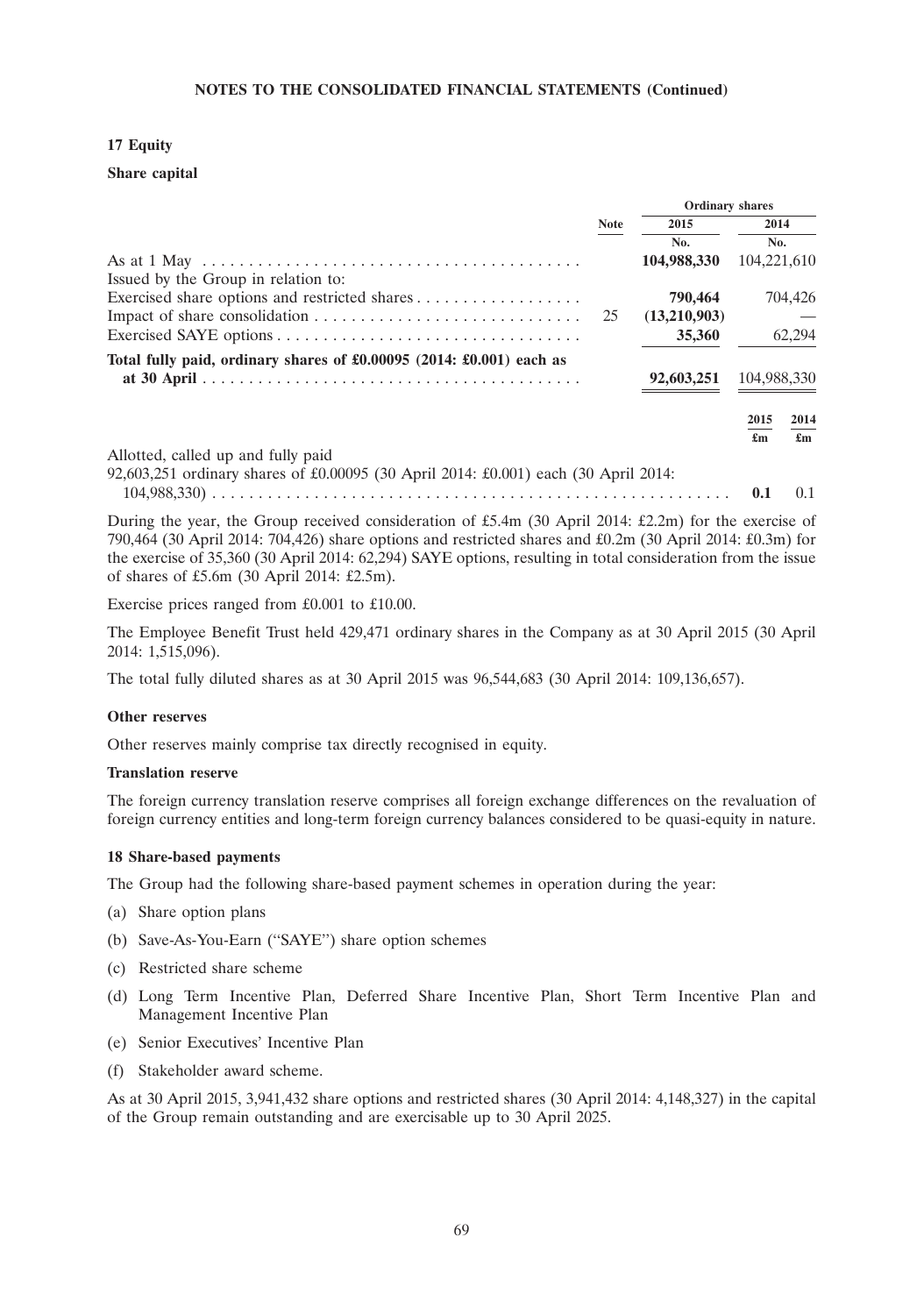**NOTES TO THE CONSOLIDATED FINANCIAL STATEMENTS (Continued)**

## 17 Equity

### Share capital

| | Note | Ordinary shares 2015 | 2014 |
|---|---|---|---|
| | | No. | No. |
| As at 1 May | | **104,988,330** | 104,221,610 |
| Issued by the Group in relation to: | | | |
| Exercised share options and restricted shares | | **790,464** | 704,426 |
| Impact of share consolidation | 25 | **(13,210,903)** | — |
| Exercised SAYE options | | **35,360** | 62,294 |
| **Total fully paid, ordinary shares of £0.00095 (2014: £0.001) each as at 30 April** | | **92,603,251** | 104,988,330 |

| | 2015 £m | 2014 £m |
|---|---|---|
| Allotted, called up and fully paid | | |
| 92,603,251 ordinary shares of £0.00095 (30 April 2014: £0.001) each (30 April 2014: 104,988,330) | **0.1** | 0.1 |

During the year, the Group received consideration of £5.4m (30 April 2014: £2.2m) for the exercise of 790,464 (30 April 2014: 704,426) share options and restricted shares and £0.2m (30 April 2014: £0.3m) for the exercise of 35,360 (30 April 2014: 62,294) SAYE options, resulting in total consideration from the issue of shares of £5.6m (30 April 2014: £2.5m).

Exercise prices ranged from £0.001 to £10.00.

The Employee Benefit Trust held 429,471 ordinary shares in the Company as at 30 April 2015 (30 April 2014: 1,515,096).

The total fully diluted shares as at 30 April 2015 was 96,544,683 (30 April 2014: 109,136,657).

### Other reserves

Other reserves mainly comprise tax directly recognised in equity.

### Translation reserve

The foreign currency translation reserve comprises all foreign exchange differences on the revaluation of foreign currency entities and long-term foreign currency balances considered to be quasi-equity in nature.

## 18 Share-based payments

The Group had the following share-based payment schemes in operation during the year:

(a) Share option plans

(b) Save-As-You-Earn ("SAYE") share option schemes

(c) Restricted share scheme

(d) Long Term Incentive Plan, Deferred Share Incentive Plan, Short Term Incentive Plan and Management Incentive Plan

(e) Senior Executives' Incentive Plan

(f) Stakeholder award scheme.

As at 30 April 2015, 3,941,432 share options and restricted shares (30 April 2014: 4,148,327) in the capital of the Group remain outstanding and are exercisable up to 30 April 2025.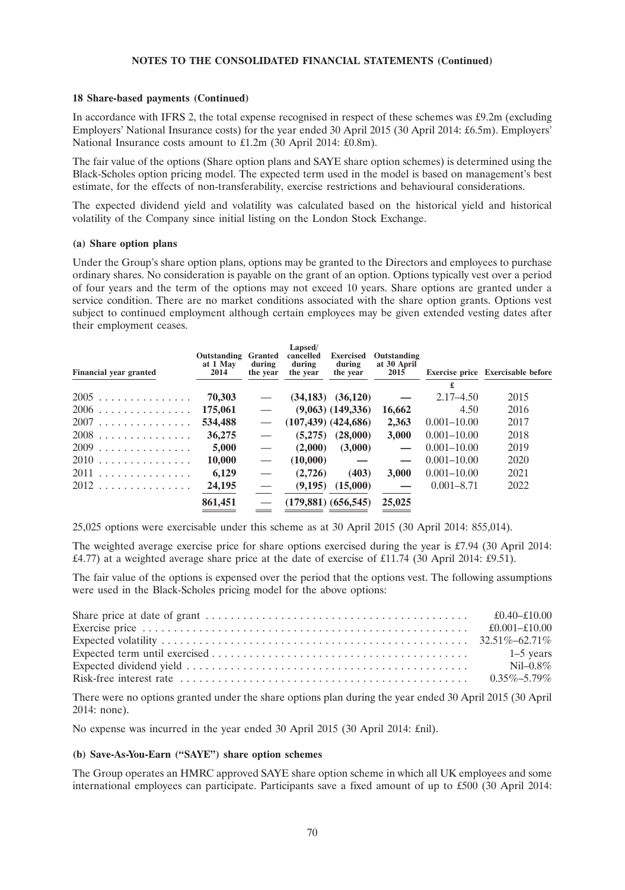**NOTES TO THE CONSOLIDATED FINANCIAL STATEMENTS (Continued)**

**18 Share-based payments (Continued)**

In accordance with IFRS 2, the total expense recognised in respect of these schemes was £9.2m (excluding Employers' National Insurance costs) for the year ended 30 April 2015 (30 April 2014: £6.5m). Employers' National Insurance costs amount to £1.2m (30 April 2014: £0.8m).

The fair value of the options (Share option plans and SAYE share option schemes) is determined using the Black-Scholes option pricing model. The expected term used in the model is based on management's best estimate, for the effects of non-transferability, exercise restrictions and behavioural considerations.

The expected dividend yield and volatility was calculated based on the historical yield and historical volatility of the Company since initial listing on the London Stock Exchange.

**(a) Share option plans**

Under the Group's share option plans, options may be granted to the Directors and employees to purchase ordinary shares. No consideration is payable on the grant of an option. Options typically vest over a period of four years and the term of the options may not exceed 10 years. Share options are granted under a service condition. There are no market conditions associated with the share option grants. Options vest subject to continued employment although certain employees may be given extended vesting dates after their employment ceases.

| Financial year granted | Outstanding at 1 May 2014 | Granted during the year | Lapsed/ cancelled during the year | Exercised during the year | Outstanding at 30 April 2015 | Exercise price | Exercisable before |
|---|---|---|---|---|---|---|---|
| | | | | | | £ | |
| 2005 | **70,303** | — | **(34,183)** | **(36,120)** | — | 2.17–4.50 | 2015 |
| 2006 | **175,061** | — | **(9,063)** | **(149,336)** | **16,662** | 4.50 | 2016 |
| 2007 | **534,488** | — | **(107,439)** | **(424,686)** | **2,363** | 0.001–10.00 | 2017 |
| 2008 | **36,275** | — | **(5,275)** | **(28,000)** | **3,000** | 0.001–10.00 | 2018 |
| 2009 | **5,000** | — | **(2,000)** | **(3,000)** | — | 0.001–10.00 | 2019 |
| 2010 | **10,000** | — | **(10,000)** | — | — | 0.001–10.00 | 2020 |
| 2011 | **6,129** | — | **(2,726)** | **(403)** | **3,000** | 0.001–10.00 | 2021 |
| 2012 | **24,195** | — | **(9,195)** | **(15,000)** | — | 0.001–8.71 | 2022 |
| | **861,451** | — | **(179,881)** | **(656,545)** | **25,025** | | |

25,025 options were exercisable under this scheme as at 30 April 2015 (30 April 2014: 855,014).

The weighted average exercise price for share options exercised during the year is £7.94 (30 April 2014: £4.77) at a weighted average share price at the date of exercise of £11.74 (30 April 2014: £9.51).

The fair value of the options is expensed over the period that the options vest. The following assumptions were used in the Black-Scholes pricing model for the above options:

| | |
|---|---|
| Share price at date of grant | £0.40–£10.00 |
| Exercise price | £0.001–£10.00 |
| Expected volatility | 32.51%–62.71% |
| Expected term until exercised | 1–5 years |
| Expected dividend yield | Nil–0.8% |
| Risk-free interest rate | 0.35%–5.79% |

There were no options granted under the share options plan during the year ended 30 April 2015 (30 April 2014: none).

No expense was incurred in the year ended 30 April 2015 (30 April 2014: £nil).

**(b) Save-As-You-Earn ("SAYE") share option schemes**

The Group operates an HMRC approved SAYE share option scheme in which all UK employees and some international employees can participate. Participants save a fixed amount of up to £500 (30 April 2014: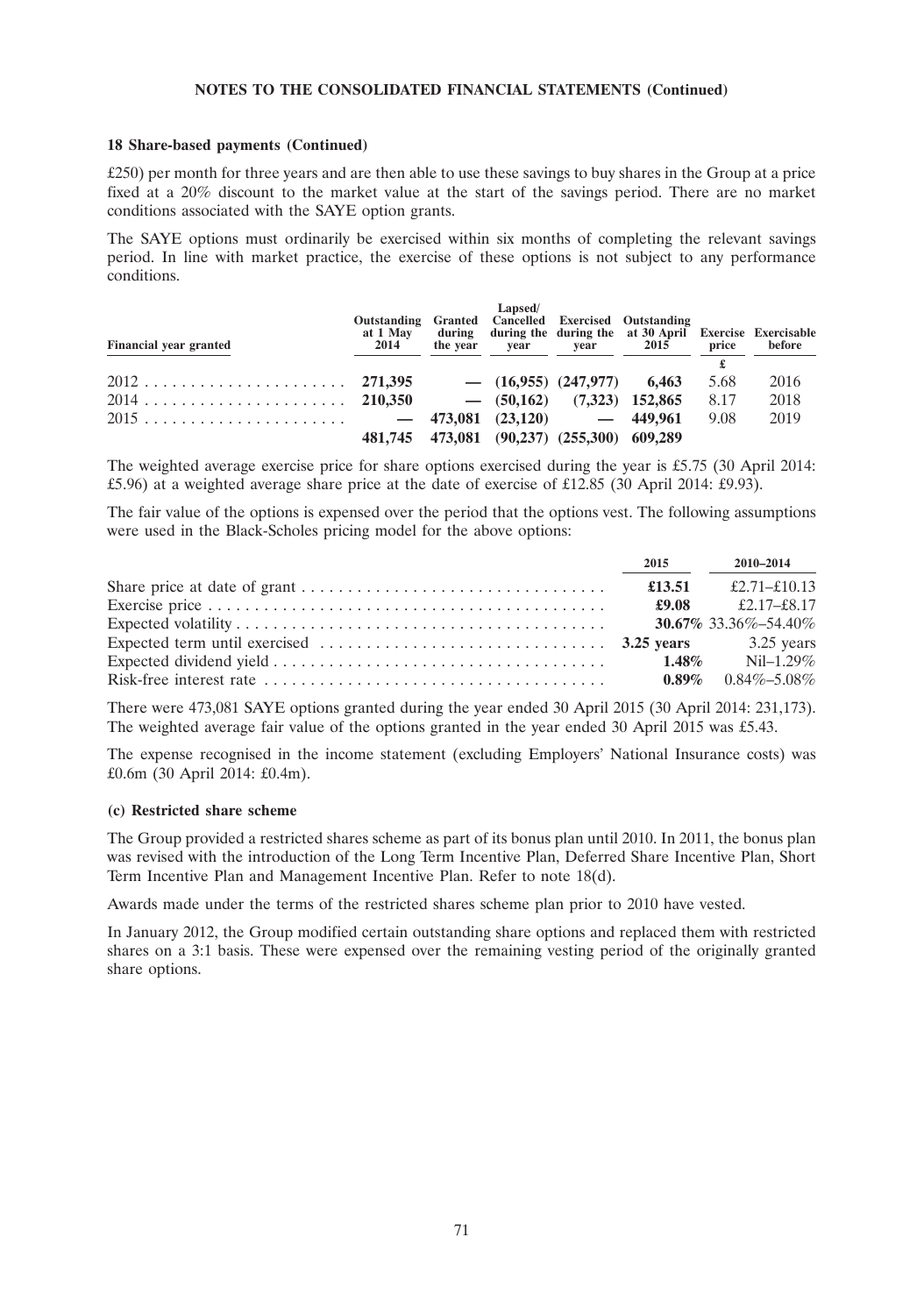### 18 Share-based payments (Continued)

£250) per month for three years and are then able to use these savings to buy shares in the Group at a price fixed at a 20% discount to the market value at the start of the savings period. There are no market conditions associated with the SAYE option grants.

The SAYE options must ordinarily be exercised within six months of completing the relevant savings period. In line with market practice, the exercise of these options is not subject to any performance conditions.

| Financial year granted | Outstanding at 1 May 2014 | Granted during the year | Lapsed/ Cancelled during the year | Exercised during the year | Outstanding at 30 April 2015 | Exercise price | Exercisable before |
|---|---|---|---|---|---|---|---|
| | | | | | | £ | |
| 2012 | **271,395** | **—** | **(16,955)** | **(247,977)** | **6,463** | 5.68 | 2016 |
| 2014 | **210,350** | **—** | **(50,162)** | **(7,323)** | **152,865** | 8.17 | 2018 |
| 2015 | **—** | **473,081** | **(23,120)** | **—** | **449,961** | 9.08 | 2019 |
| | **481,745** | **473,081** | **(90,237)** | **(255,300)** | **609,289** | | |

The weighted average exercise price for share options exercised during the year is £5.75 (30 April 2014: £5.96) at a weighted average share price at the date of exercise of £12.85 (30 April 2014: £9.93).

The fair value of the options is expensed over the period that the options vest. The following assumptions were used in the Black-Scholes pricing model for the above options:

| | 2015 | 2010–2014 |
|---|---|---|
| Share price at date of grant | **£13.51** | £2.71–£10.13 |
| Exercise price | **£9.08** | £2.17–£8.17 |
| Expected volatility | **30.67%** | 33.36%–54.40% |
| Expected term until exercised | **3.25 years** | 3.25 years |
| Expected dividend yield | **1.48%** | Nil–1.29% |
| Risk-free interest rate | **0.89%** | 0.84%–5.08% |

There were 473,081 SAYE options granted during the year ended 30 April 2015 (30 April 2014: 231,173). The weighted average fair value of the options granted in the year ended 30 April 2015 was £5.43.

The expense recognised in the income statement (excluding Employers' National Insurance costs) was £0.6m (30 April 2014: £0.4m).

#### (c) Restricted share scheme

The Group provided a restricted shares scheme as part of its bonus plan until 2010. In 2011, the bonus plan was revised with the introduction of the Long Term Incentive Plan, Deferred Share Incentive Plan, Short Term Incentive Plan and Management Incentive Plan. Refer to note 18(d).

Awards made under the terms of the restricted shares scheme plan prior to 2010 have vested.

In January 2012, the Group modified certain outstanding share options and replaced them with restricted shares on a 3:1 basis. These were expensed over the remaining vesting period of the originally granted share options.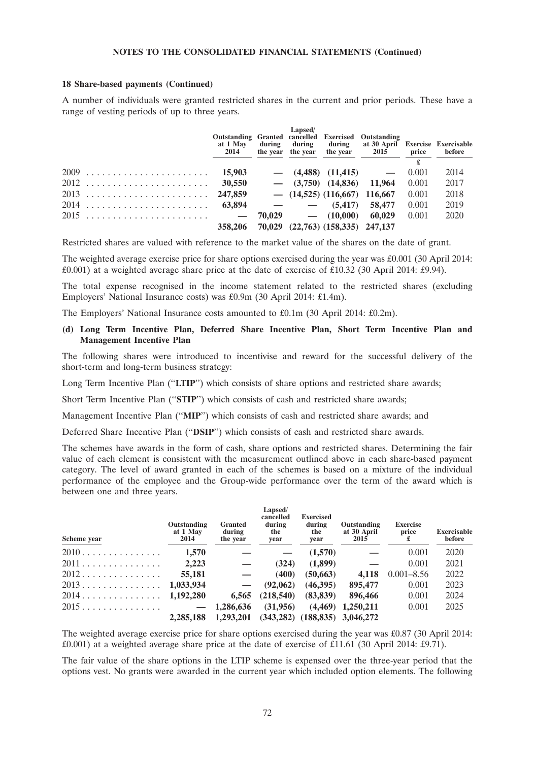**NOTES TO THE CONSOLIDATED FINANCIAL STATEMENTS (Continued)**

**18 Share-based payments (Continued)**

A number of individuals were granted restricted shares in the current and prior periods. These have a range of vesting periods of up to three years.

| | Outstanding at 1 May 2014 | Granted during the year | Lapsed/ cancelled during the year | Exercised during the year | Outstanding at 30 April 2015 | Exercise price | Exercisable before |
|---|---|---|---|---|---|---|---|
| | | | | | | £ | |
| 2009 | 15,903 | — | (4,488) | (11,415) | — | 0.001 | 2014 |
| 2012 | 30,550 | — | (3,750) | (14,836) | 11,964 | 0.001 | 2017 |
| 2013 | 247,859 | — | (14,525) | (116,667) | 116,667 | 0.001 | 2018 |
| 2014 | 63,894 | — | — | (5,417) | 58,477 | 0.001 | 2019 |
| 2015 | — | 70,029 | — | (10,000) | 60,029 | 0.001 | 2020 |
| | **358,206** | **70,029** | **(22,763)** | **(158,335)** | **247,137** | | |

Restricted shares are valued with reference to the market value of the shares on the date of grant.

The weighted average exercise price for share options exercised during the year was £0.001 (30 April 2014: £0.001) at a weighted average share price at the date of exercise of £10.32 (30 April 2014: £9.94).

The total expense recognised in the income statement related to the restricted shares (excluding Employers' National Insurance costs) was £0.9m (30 April 2014: £1.4m).

The Employers' National Insurance costs amounted to £0.1m (30 April 2014: £0.2m).

**(d) Long Term Incentive Plan, Deferred Share Incentive Plan, Short Term Incentive Plan and Management Incentive Plan**

The following shares were introduced to incentivise and reward for the successful delivery of the short-term and long-term business strategy:

Long Term Incentive Plan ("**LTIP**") which consists of share options and restricted share awards;

Short Term Incentive Plan ("**STIP**") which consists of cash and restricted share awards;

Management Incentive Plan ("**MIP**") which consists of cash and restricted share awards; and

Deferred Share Incentive Plan ("**DSIP**") which consists of cash and restricted share awards.

The schemes have awards in the form of cash, share options and restricted shares. Determining the fair value of each element is consistent with the measurement outlined above in each share-based payment category. The level of award granted in each of the schemes is based on a mixture of the individual performance of the employee and the Group-wide performance over the term of the award which is between one and three years.

| Scheme year | Outstanding at 1 May 2014 | Granted during the year | Lapsed/ cancelled during the year | Exercised during the year | Outstanding at 30 April 2015 | Exercise price £ | Exercisable before |
|---|---|---|---|---|---|---|---|
| 2010 | 1,570 | — | — | (1,570) | — | 0.001 | 2020 |
| 2011 | 2,223 | — | (324) | (1,899) | — | 0.001 | 2021 |
| 2012 | 55,181 | — | (400) | (50,663) | 4,118 | 0.001–8.56 | 2022 |
| 2013 | 1,033,934 | — | (92,062) | (46,395) | 895,477 | 0.001 | 2023 |
| 2014 | 1,192,280 | 6,565 | (218,540) | (83,839) | 896,466 | 0.001 | 2024 |
| 2015 | — | 1,286,636 | (31,956) | (4,469) | 1,250,211 | 0.001 | 2025 |
| | **2,285,188** | **1,293,201** | **(343,282)** | **(188,835)** | **3,046,272** | | |

The weighted average exercise price for share options exercised during the year was £0.87 (30 April 2014: £0.001) at a weighted average share price at the date of exercise of £11.61 (30 April 2014: £9.71).

The fair value of the share options in the LTIP scheme is expensed over the three-year period that the options vest. No grants were awarded in the current year which included option elements. The following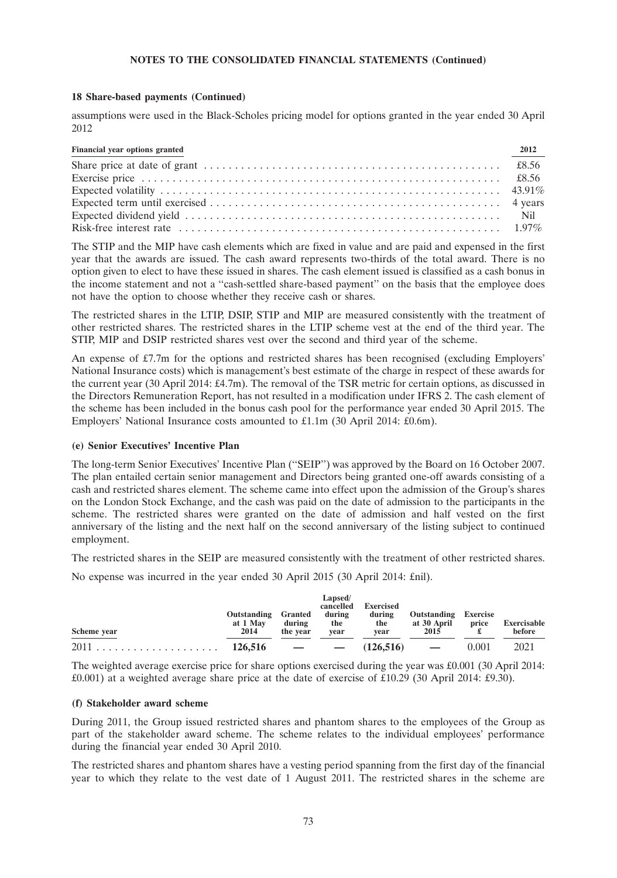**NOTES TO THE CONSOLIDATED FINANCIAL STATEMENTS (Continued)**

**18 Share-based payments (Continued)**

assumptions were used in the Black-Scholes pricing model for options granted in the year ended 30 April 2012

| Financial year options granted | 2012 |
| --- | --- |
| Share price at date of grant | £8.56 |
| Exercise price | £8.56 |
| Expected volatility | 43.91% |
| Expected term until exercised | 4 years |
| Expected dividend yield | Nil |
| Risk-free interest rate | 1.97% |

The STIP and the MIP have cash elements which are fixed in value and are paid and expensed in the first year that the awards are issued. The cash award represents two-thirds of the total award. There is no option given to elect to have these issued in shares. The cash element issued is classified as a cash bonus in the income statement and not a ''cash-settled share-based payment'' on the basis that the employee does not have the option to choose whether they receive cash or shares.

The restricted shares in the LTIP, DSIP, STIP and MIP are measured consistently with the treatment of other restricted shares. The restricted shares in the LTIP scheme vest at the end of the third year. The STIP, MIP and DSIP restricted shares vest over the second and third year of the scheme.

An expense of £7.7m for the options and restricted shares has been recognised (excluding Employers' National Insurance costs) which is management's best estimate of the charge in respect of these awards for the current year (30 April 2014: £4.7m). The removal of the TSR metric for certain options, as discussed in the Directors Remuneration Report, has not resulted in a modification under IFRS 2. The cash element of the scheme has been included in the bonus cash pool for the performance year ended 30 April 2015. The Employers' National Insurance costs amounted to £1.1m (30 April 2014: £0.6m).

**(e) Senior Executives' Incentive Plan**

The long-term Senior Executives' Incentive Plan (''SEIP'') was approved by the Board on 16 October 2007. The plan entailed certain senior management and Directors being granted one-off awards consisting of a cash and restricted shares element. The scheme came into effect upon the admission of the Group's shares on the London Stock Exchange, and the cash was paid on the date of admission to the participants in the scheme. The restricted shares were granted on the date of admission and half vested on the first anniversary of the listing and the next half on the second anniversary of the listing subject to continued employment.

The restricted shares in the SEIP are measured consistently with the treatment of other restricted shares.

No expense was incurred in the year ended 30 April 2015 (30 April 2014: £nil).

| Scheme year | Outstanding at 1 May 2014 | Granted during the year | Lapsed/ cancelled during the year | Exercised during the year | Outstanding at 30 April 2015 | Exercise price £ | Exercisable before |
| --- | --- | --- | --- | --- | --- | --- | --- |
| 2011 | **126,516** | — | — | (126,516) | — | 0.001 | 2021 |

The weighted average exercise price for share options exercised during the year was £0.001 (30 April 2014: £0.001) at a weighted average share price at the date of exercise of £10.29 (30 April 2014: £9.30).

**(f) Stakeholder award scheme**

During 2011, the Group issued restricted shares and phantom shares to the employees of the Group as part of the stakeholder award scheme. The scheme relates to the individual employees' performance during the financial year ended 30 April 2010.

The restricted shares and phantom shares have a vesting period spanning from the first day of the financial year to which they relate to the vest date of 1 August 2011. The restricted shares in the scheme are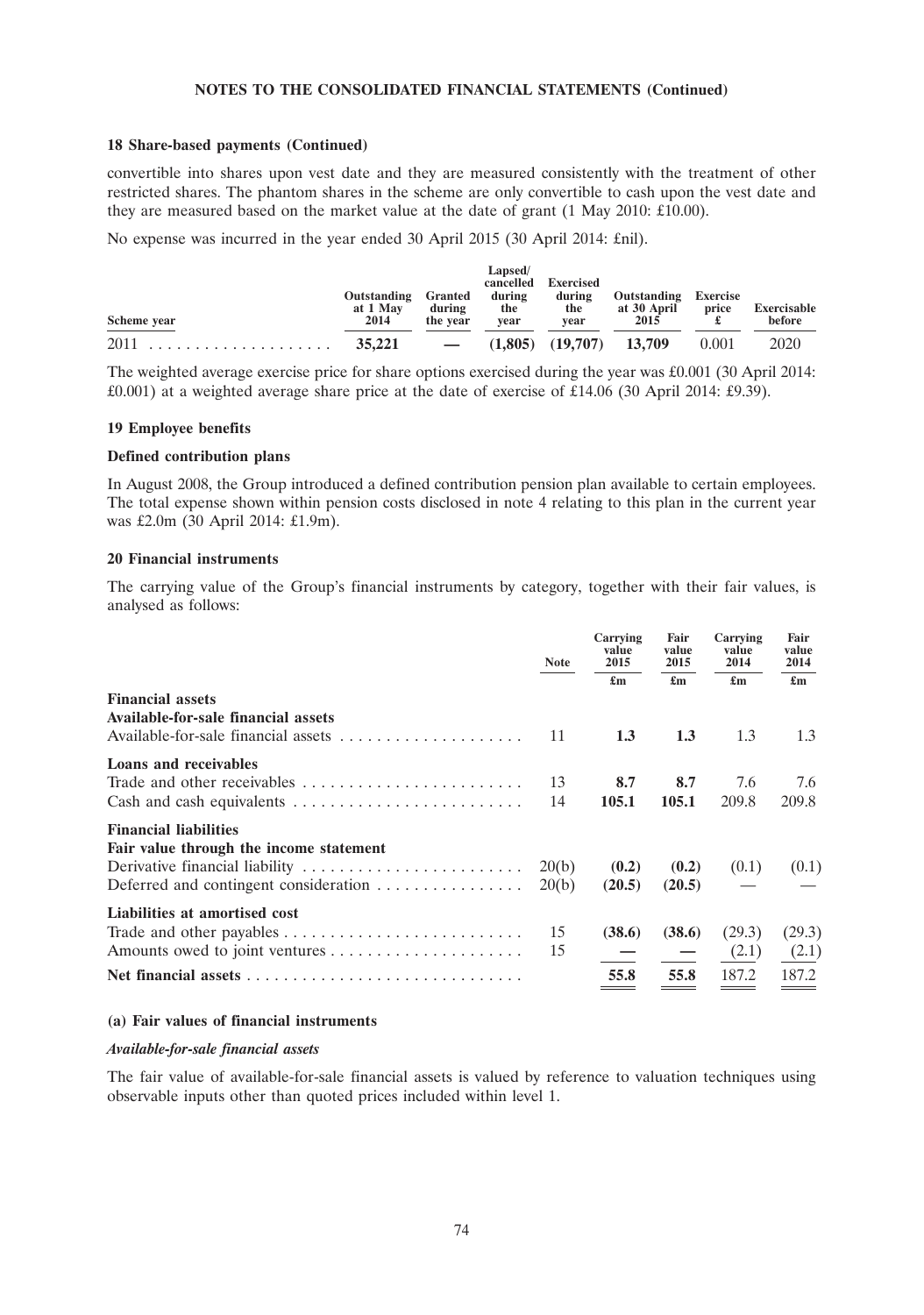### 18 Share-based payments (Continued)

convertible into shares upon vest date and they are measured consistently with the treatment of other restricted shares. The phantom shares in the scheme are only convertible to cash upon the vest date and they are measured based on the market value at the date of grant (1 May 2010: £10.00).

No expense was incurred in the year ended 30 April 2015 (30 April 2014: £nil).

| Scheme year | Outstanding at 1 May 2014 | Granted during the year | Lapsed/ cancelled during the year | Exercised during the year | Outstanding at 30 April 2015 | Exercise price £ | Exercisable before |
|---|---|---|---|---|---|---|---|
| 2011 | **35,221** | **—** | **(1,805)** | **(19,707)** | **13,709** | 0.001 | 2020 |

The weighted average exercise price for share options exercised during the year was £0.001 (30 April 2014: £0.001) at a weighted average share price at the date of exercise of £14.06 (30 April 2014: £9.39).

### 19 Employee benefits

**Defined contribution plans**

In August 2008, the Group introduced a defined contribution pension plan available to certain employees. The total expense shown within pension costs disclosed in note 4 relating to this plan in the current year was £2.0m (30 April 2014: £1.9m).

### 20 Financial instruments

The carrying value of the Group's financial instruments by category, together with their fair values, is analysed as follows:

| | Note | Carrying value 2015 £m | Fair value 2015 £m | Carrying value 2014 £m | Fair value 2014 £m |
|---|---|---|---|---|---|
| **Financial assets** | | | | | |
| **Available-for-sale financial assets** | | | | | |
| Available-for-sale financial assets | 11 | **1.3** | **1.3** | 1.3 | 1.3 |
| **Loans and receivables** | | | | | |
| Trade and other receivables | 13 | **8.7** | **8.7** | 7.6 | 7.6 |
| Cash and cash equivalents | 14 | **105.1** | **105.1** | 209.8 | 209.8 |
| **Financial liabilities** | | | | | |
| **Fair value through the income statement** | | | | | |
| Derivative financial liability | 20(b) | **(0.2)** | **(0.2)** | (0.1) | (0.1) |
| Deferred and contingent consideration | 20(b) | **(20.5)** | **(20.5)** | — | — |
| **Liabilities at amortised cost** | | | | | |
| Trade and other payables | 15 | **(38.6)** | **(38.6)** | (29.3) | (29.3) |
| Amounts owed to joint ventures | 15 | **—** | **—** | (2.1) | (2.1) |
| **Net financial assets** | | **55.8** | **55.8** | 187.2 | 187.2 |

**(a) Fair values of financial instruments**

***Available-for-sale financial assets***

The fair value of available-for-sale financial assets is valued by reference to valuation techniques using observable inputs other than quoted prices included within level 1.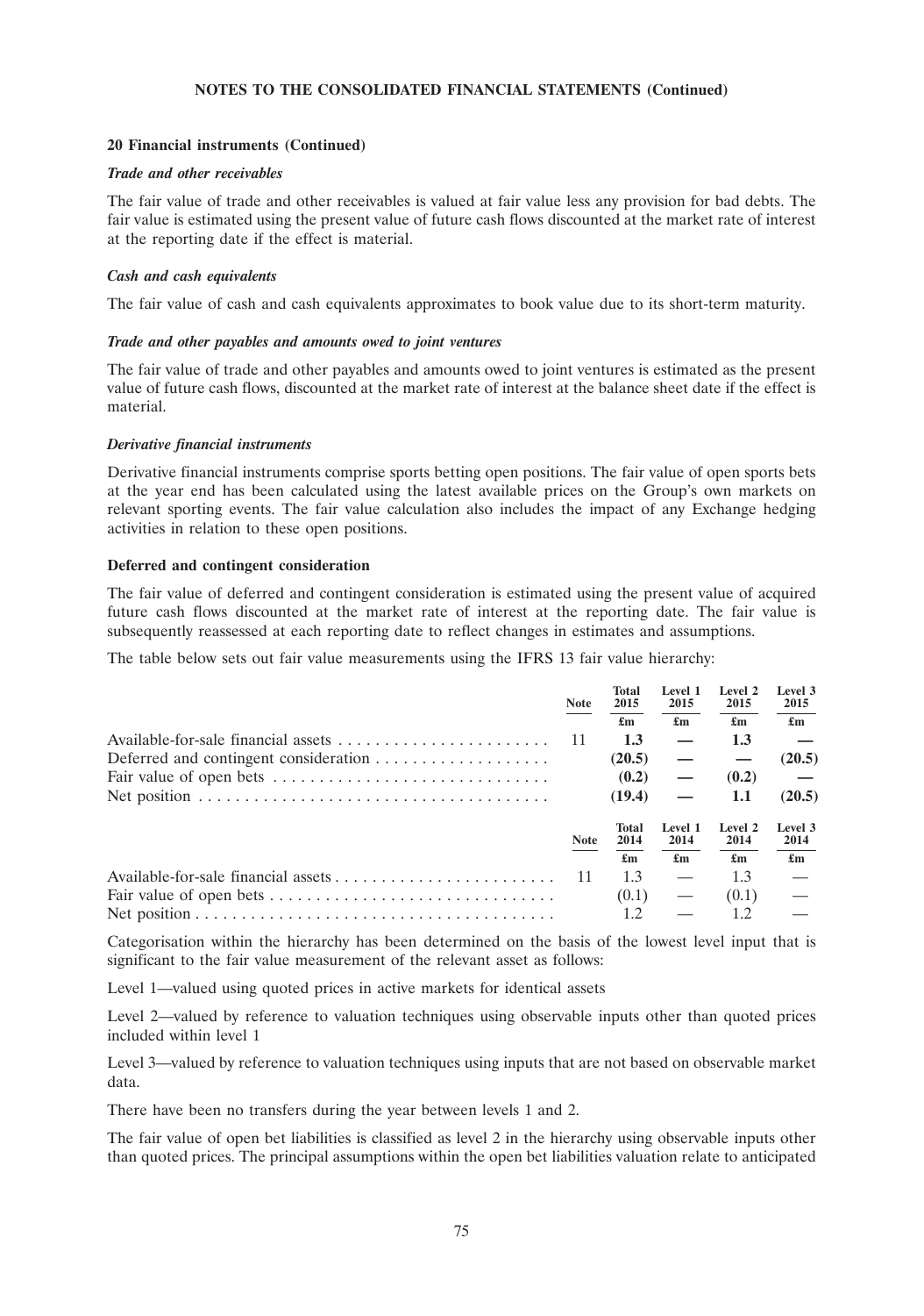**NOTES TO THE CONSOLIDATED FINANCIAL STATEMENTS (Continued)**

**20 Financial instruments (Continued)**

***Trade and other receivables***

The fair value of trade and other receivables is valued at fair value less any provision for bad debts. The fair value is estimated using the present value of future cash flows discounted at the market rate of interest at the reporting date if the effect is material.

***Cash and cash equivalents***

The fair value of cash and cash equivalents approximates to book value due to its short-term maturity.

***Trade and other payables and amounts owed to joint ventures***

The fair value of trade and other payables and amounts owed to joint ventures is estimated as the present value of future cash flows, discounted at the market rate of interest at the balance sheet date if the effect is material.

***Derivative financial instruments***

Derivative financial instruments comprise sports betting open positions. The fair value of open sports bets at the year end has been calculated using the latest available prices on the Group's own markets on relevant sporting events. The fair value calculation also includes the impact of any Exchange hedging activities in relation to these open positions.

**Deferred and contingent consideration**

The fair value of deferred and contingent consideration is estimated using the present value of acquired future cash flows discounted at the market rate of interest at the reporting date. The fair value is subsequently reassessed at each reporting date to reflect changes in estimates and assumptions.

The table below sets out fair value measurements using the IFRS 13 fair value hierarchy:

| | Note | Total 2015 | Level 1 2015 | Level 2 2015 | Level 3 2015 |
|---|---|---|---|---|---|
| | | £m | £m | £m | £m |
| Available-for-sale financial assets | 11 | **1.3** | **—** | **1.3** | **—** |
| Deferred and contingent consideration | | **(20.5)** | **—** | **—** | **(20.5)** |
| Fair value of open bets | | **(0.2)** | **—** | **(0.2)** | **—** |
| Net position | | **(19.4)** | **—** | **1.1** | **(20.5)** |

| | Note | Total 2014 | Level 1 2014 | Level 2 2014 | Level 3 2014 |
|---|---|---|---|---|---|
| | | £m | £m | £m | £m |
| Available-for-sale financial assets | 11 | 1.3 | — | 1.3 | — |
| Fair value of open bets | | (0.1) | — | (0.1) | — |
| Net position | | 1.2 | — | 1.2 | — |

Categorisation within the hierarchy has been determined on the basis of the lowest level input that is significant to the fair value measurement of the relevant asset as follows:

Level 1—valued using quoted prices in active markets for identical assets

Level 2—valued by reference to valuation techniques using observable inputs other than quoted prices included within level 1

Level 3—valued by reference to valuation techniques using inputs that are not based on observable market data.

There have been no transfers during the year between levels 1 and 2.

The fair value of open bet liabilities is classified as level 2 in the hierarchy using observable inputs other than quoted prices. The principal assumptions within the open bet liabilities valuation relate to anticipated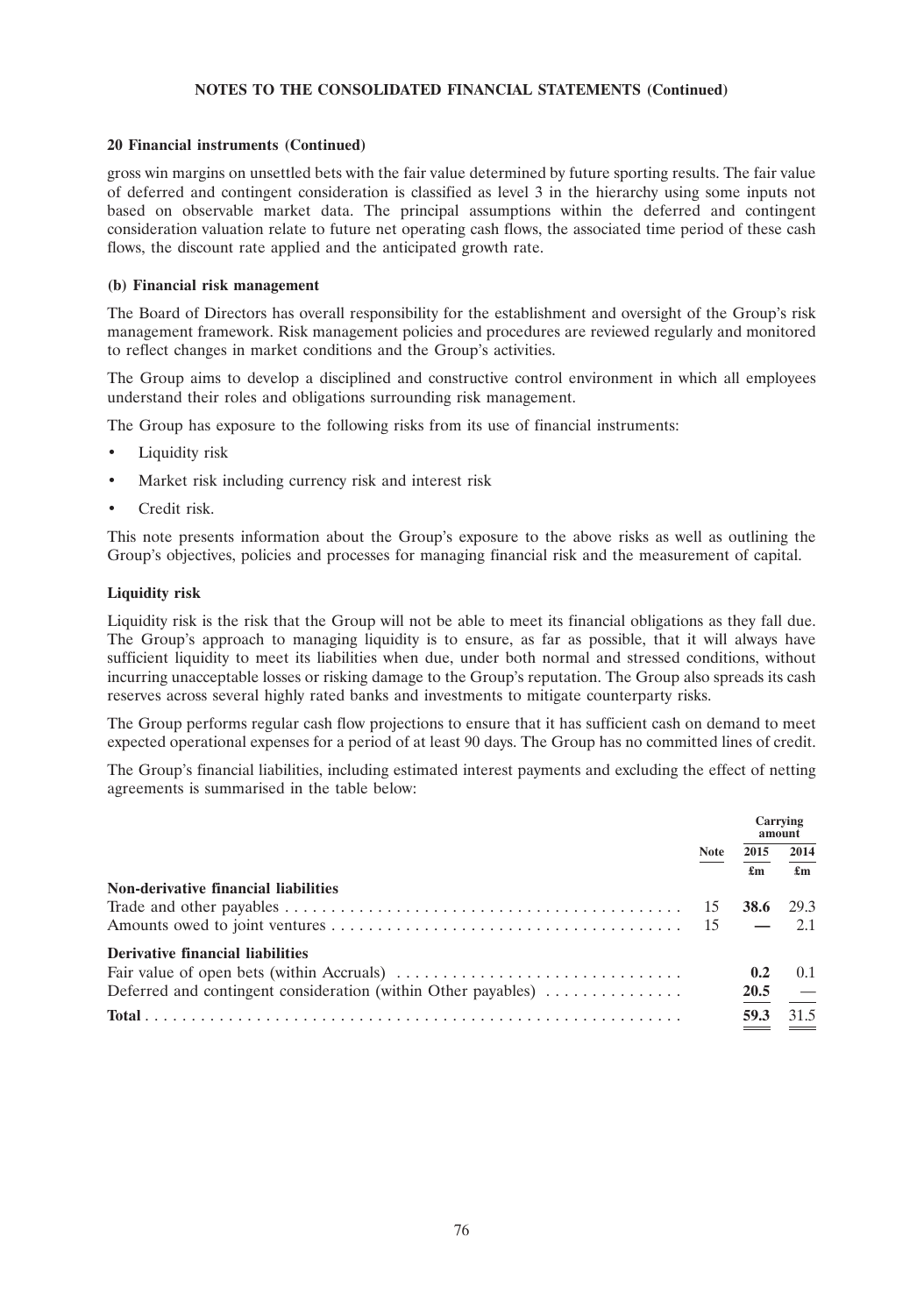**20 Financial instruments (Continued)**

gross win margins on unsettled bets with the fair value determined by future sporting results. The fair value of deferred and contingent consideration is classified as level 3 in the hierarchy using some inputs not based on observable market data. The principal assumptions within the deferred and contingent consideration valuation relate to future net operating cash flows, the associated time period of these cash flows, the discount rate applied and the anticipated growth rate.

**(b) Financial risk management**

The Board of Directors has overall responsibility for the establishment and oversight of the Group's risk management framework. Risk management policies and procedures are reviewed regularly and monitored to reflect changes in market conditions and the Group's activities.

The Group aims to develop a disciplined and constructive control environment in which all employees understand their roles and obligations surrounding risk management.

The Group has exposure to the following risks from its use of financial instruments:

- Liquidity risk
- Market risk including currency risk and interest risk
- Credit risk.

This note presents information about the Group's exposure to the above risks as well as outlining the Group's objectives, policies and processes for managing financial risk and the measurement of capital.

**Liquidity risk**

Liquidity risk is the risk that the Group will not be able to meet its financial obligations as they fall due. The Group's approach to managing liquidity is to ensure, as far as possible, that it will always have sufficient liquidity to meet its liabilities when due, under both normal and stressed conditions, without incurring unacceptable losses or risking damage to the Group's reputation. The Group also spreads its cash reserves across several highly rated banks and investments to mitigate counterparty risks.

The Group performs regular cash flow projections to ensure that it has sufficient cash on demand to meet expected operational expenses for a period of at least 90 days. The Group has no committed lines of credit.

The Group's financial liabilities, including estimated interest payments and excluding the effect of netting agreements is summarised in the table below:

| | Note | Carrying amount | |
|---|---|---|---|
| | | **2015** | 2014 |
| | | **£m** | £m |
| **Non-derivative financial liabilities** | | | |
| Trade and other payables | 15 | **38.6** | 29.3 |
| Amounts owed to joint ventures | 15 | **—** | 2.1 |
| **Derivative financial liabilities** | | | |
| Fair value of open bets (within Accruals) | | **0.2** | 0.1 |
| Deferred and contingent consideration (within Other payables) | | **20.5** | — |
| **Total** | | **59.3** | 31.5 |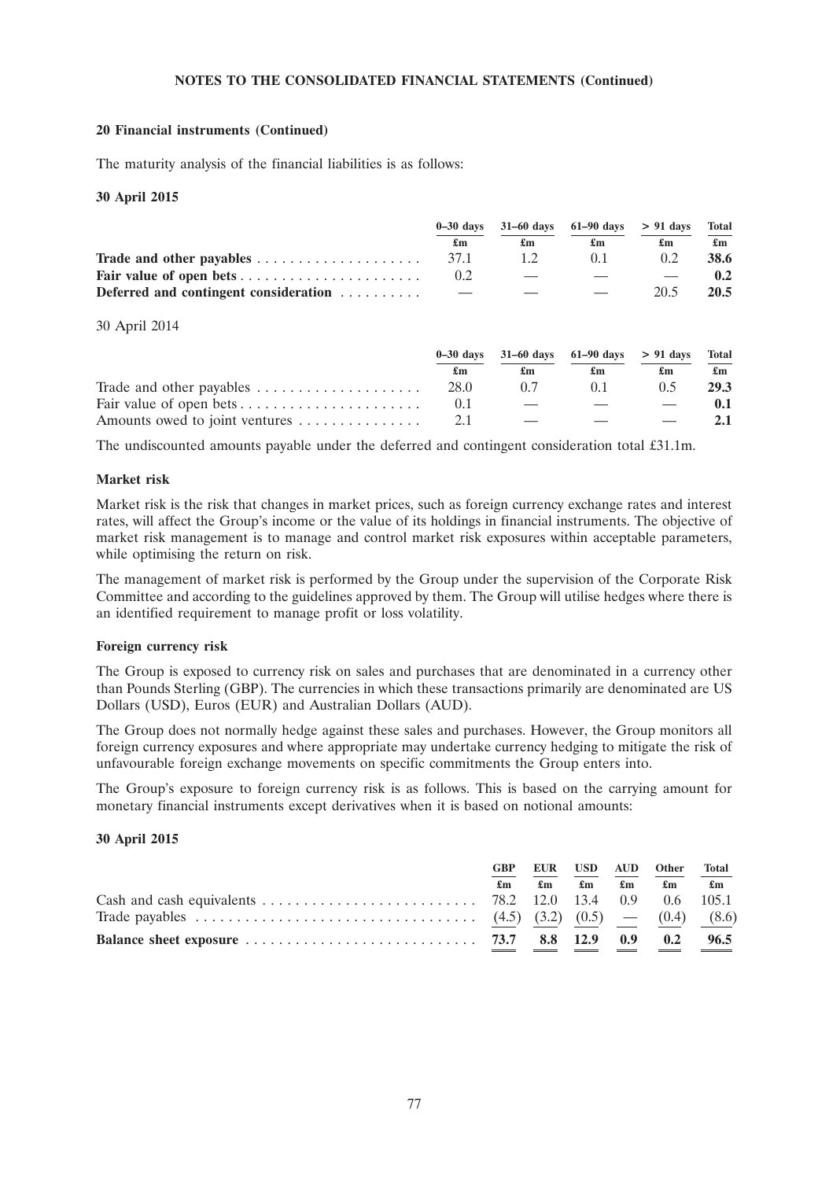**20 Financial instruments (Continued)**

The maturity analysis of the financial liabilities is as follows:

**30 April 2015**

| | 0–30 days | 31–60 days | 61–90 days | > 91 days | Total |
|---|---|---|---|---|---|
| | £m | £m | £m | £m | £m |
| **Trade and other payables** | 37.1 | 1.2 | 0.1 | 0.2 | **38.6** |
| **Fair value of open bets** | 0.2 | — | — | — | **0.2** |
| **Deferred and contingent consideration** | — | — | — | 20.5 | **20.5** |

30 April 2014

| | 0–30 days | 31–60 days | 61–90 days | > 91 days | Total |
|---|---|---|---|---|---|
| | £m | £m | £m | £m | £m |
| Trade and other payables | 28.0 | 0.7 | 0.1 | 0.5 | **29.3** |
| Fair value of open bets | 0.1 | — | — | — | **0.1** |
| Amounts owed to joint ventures | 2.1 | — | — | — | **2.1** |

The undiscounted amounts payable under the deferred and contingent consideration total £31.1m.

**Market risk**

Market risk is the risk that changes in market prices, such as foreign currency exchange rates and interest rates, will affect the Group's income or the value of its holdings in financial instruments. The objective of market risk management is to manage and control market risk exposures within acceptable parameters, while optimising the return on risk.

The management of market risk is performed by the Group under the supervision of the Corporate Risk Committee and according to the guidelines approved by them. The Group will utilise hedges where there is an identified requirement to manage profit or loss volatility.

**Foreign currency risk**

The Group is exposed to currency risk on sales and purchases that are denominated in a currency other than Pounds Sterling (GBP). The currencies in which these transactions primarily are denominated are US Dollars (USD), Euros (EUR) and Australian Dollars (AUD).

The Group does not normally hedge against these sales and purchases. However, the Group monitors all foreign currency exposures and where appropriate may undertake currency hedging to mitigate the risk of unfavourable foreign exchange movements on specific commitments the Group enters into.

The Group's exposure to foreign currency risk is as follows. This is based on the carrying amount for monetary financial instruments except derivatives when it is based on notional amounts:

**30 April 2015**

| | GBP | EUR | USD | AUD | Other | Total |
|---|---|---|---|---|---|---|
| | £m | £m | £m | £m | £m | £m |
| Cash and cash equivalents | 78.2 | 12.0 | 13.4 | 0.9 | 0.6 | 105.1 |
| Trade payables | (4.5) | (3.2) | (0.5) | — | (0.4) | (8.6) |
| **Balance sheet exposure** | **73.7** | **8.8** | **12.9** | **0.9** | **0.2** | **96.5** |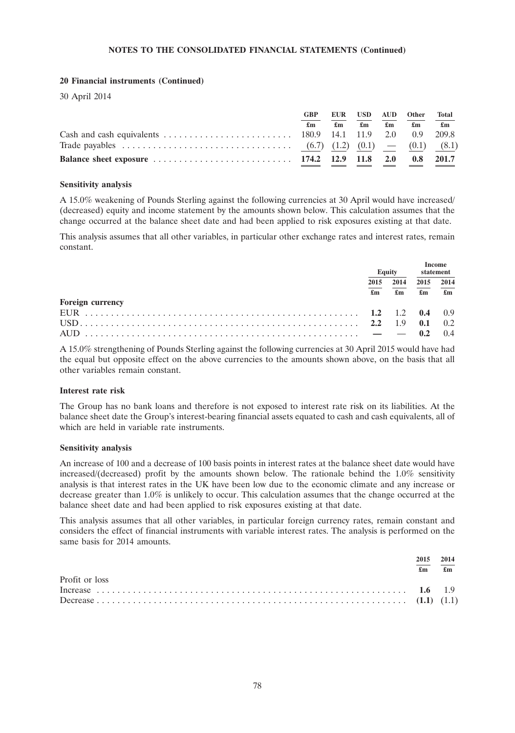**20 Financial instruments (Continued)**

30 April 2014

| | GBP | EUR | USD | AUD | Other | Total |
|---|---|---|---|---|---|---|
| | £m | £m | £m | £m | £m | £m |
| Cash and cash equivalents | 180.9 | 14.1 | 11.9 | 2.0 | 0.9 | 209.8 |
| Trade payables | (6.7) | (1.2) | (0.1) | — | (0.1) | (8.1) |
| **Balance sheet exposure** | **174.2** | **12.9** | **11.8** | **2.0** | **0.8** | **201.7** |

**Sensitivity analysis**

A 15.0% weakening of Pounds Sterling against the following currencies at 30 April would have increased/(decreased) equity and income statement by the amounts shown below. This calculation assumes that the change occurred at the balance sheet date and had been applied to risk exposures existing at that date.

This analysis assumes that all other variables, in particular other exchange rates and interest rates, remain constant.

| | Equity | | Income statement | |
|---|---|---|---|---|
| | 2015 | 2014 | 2015 | 2014 |
| | £m | £m | £m | £m |
| **Foreign currency** | | | | |
| EUR | **1.2** | 1.2 | **0.4** | 0.9 |
| USD | **2.2** | 1.9 | **0.1** | 0.2 |
| AUD | **—** | — | **0.2** | 0.4 |

A 15.0% strengthening of Pounds Sterling against the following currencies at 30 April 2015 would have had the equal but opposite effect on the above currencies to the amounts shown above, on the basis that all other variables remain constant.

**Interest rate risk**

The Group has no bank loans and therefore is not exposed to interest rate risk on its liabilities. At the balance sheet date the Group's interest-bearing financial assets equated to cash and cash equivalents, all of which are held in variable rate instruments.

**Sensitivity analysis**

An increase of 100 and a decrease of 100 basis points in interest rates at the balance sheet date would have increased/(decreased) profit by the amounts shown below. The rationale behind the 1.0% sensitivity analysis is that interest rates in the UK have been low due to the economic climate and any increase or decrease greater than 1.0% is unlikely to occur. This calculation assumes that the change occurred at the balance sheet date and had been applied to risk exposures existing at that date.

This analysis assumes that all other variables, in particular foreign currency rates, remain constant and considers the effect of financial instruments with variable interest rates. The analysis is performed on the same basis for 2014 amounts.

| | 2015 | 2014 |
|---|---|---|
| | £m | £m |
| Profit or loss | | |
| Increase | **1.6** | 1.9 |
| Decrease | **(1.1)** | (1.1) |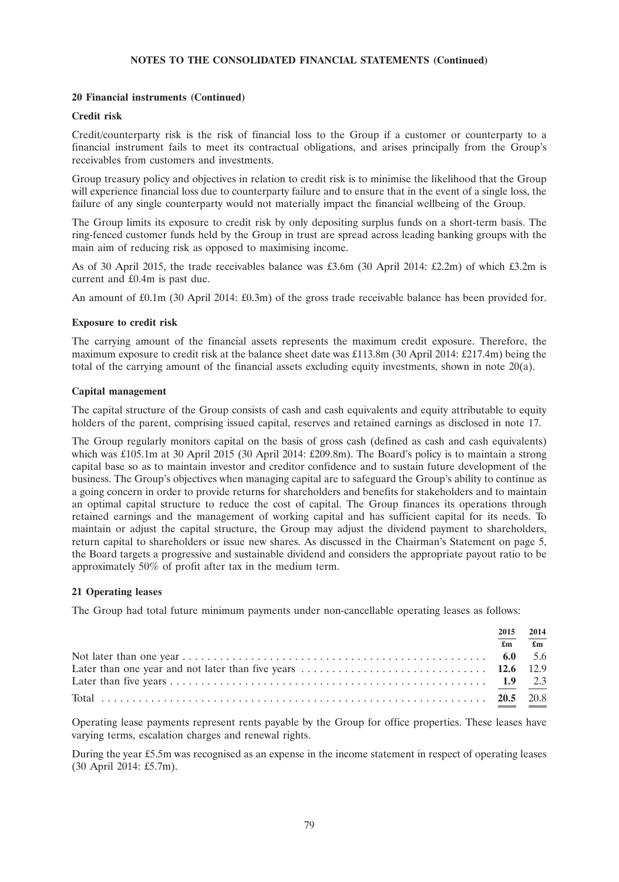**NOTES TO THE CONSOLIDATED FINANCIAL STATEMENTS (Continued)**

## 20 Financial instruments (Continued)

### Credit risk

Credit/counterparty risk is the risk of financial loss to the Group if a customer or counterparty to a financial instrument fails to meet its contractual obligations, and arises principally from the Group's receivables from customers and investments.

Group treasury policy and objectives in relation to credit risk is to minimise the likelihood that the Group will experience financial loss due to counterparty failure and to ensure that in the event of a single loss, the failure of any single counterparty would not materially impact the financial wellbeing of the Group.

The Group limits its exposure to credit risk by only depositing surplus funds on a short-term basis. The ring-fenced customer funds held by the Group in trust are spread across leading banking groups with the main aim of reducing risk as opposed to maximising income.

As of 30 April 2015, the trade receivables balance was £3.6m (30 April 2014: £2.2m) of which £3.2m is current and £0.4m is past due.

An amount of £0.1m (30 April 2014: £0.3m) of the gross trade receivable balance has been provided for.

### Exposure to credit risk

The carrying amount of the financial assets represents the maximum credit exposure. Therefore, the maximum exposure to credit risk at the balance sheet date was £113.8m (30 April 2014: £217.4m) being the total of the carrying amount of the financial assets excluding equity investments, shown in note 20(a).

### Capital management

The capital structure of the Group consists of cash and cash equivalents and equity attributable to equity holders of the parent, comprising issued capital, reserves and retained earnings as disclosed in note 17.

The Group regularly monitors capital on the basis of gross cash (defined as cash and cash equivalents) which was £105.1m at 30 April 2015 (30 April 2014: £209.8m). The Board's policy is to maintain a strong capital base so as to maintain investor and creditor confidence and to sustain future development of the business. The Group's objectives when managing capital are to safeguard the Group's ability to continue as a going concern in order to provide returns for shareholders and benefits for stakeholders and to maintain an optimal capital structure to reduce the cost of capital. The Group finances its operations through retained earnings and the management of working capital and has sufficient capital for its needs. To maintain or adjust the capital structure, the Group may adjust the dividend payment to shareholders, return capital to shareholders or issue new shares. As discussed in the Chairman's Statement on page 5, the Board targets a progressive and sustainable dividend and considers the appropriate payout ratio to be approximately 50% of profit after tax in the medium term.

## 21 Operating leases

The Group had total future minimum payments under non-cancellable operating leases as follows:

| | 2015 | 2014 |
|---|---|---|
| | £m | £m |
| Not later than one year | **6.0** | 5.6 |
| Later than one year and not later than five years | **12.6** | 12.9 |
| Later than five years | **1.9** | 2.3 |
| Total | **20.5** | 20.8 |

Operating lease payments represent rents payable by the Group for office properties. These leases have varying terms, escalation charges and renewal rights.

During the year £5.5m was recognised as an expense in the income statement in respect of operating leases (30 April 2014: £5.7m).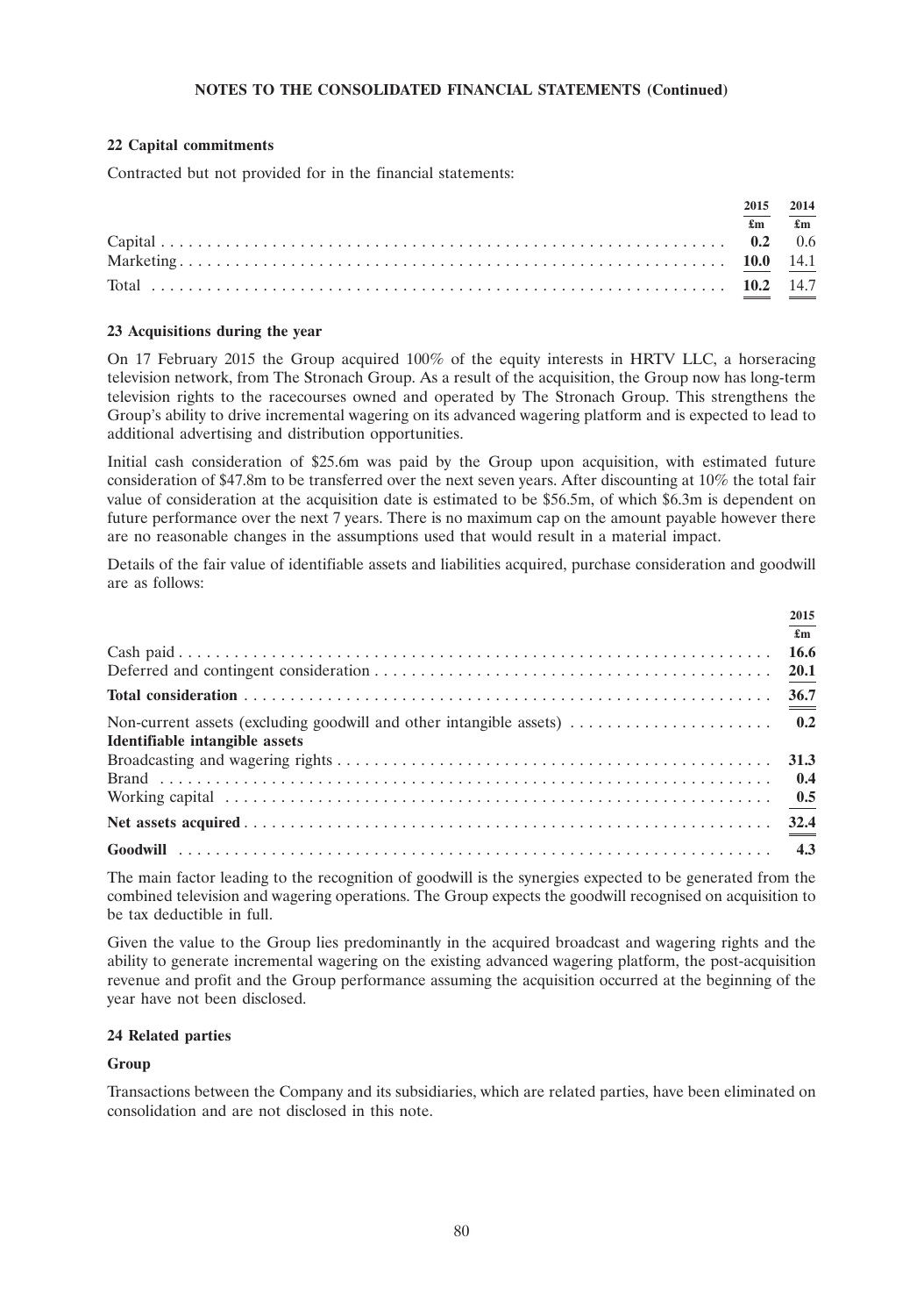## NOTES TO THE CONSOLIDATED FINANCIAL STATEMENTS (Continued)

### 22 Capital commitments

Contracted but not provided for in the financial statements:

| | 2015 | 2014 |
|---|---|---|
| | £m | £m |
| Capital | **0.2** | 0.6 |
| Marketing | **10.0** | 14.1 |
| Total | **10.2** | 14.7 |

### 23 Acquisitions during the year

On 17 February 2015 the Group acquired 100% of the equity interests in HRTV LLC, a horseracing television network, from The Stronach Group. As a result of the acquisition, the Group now has long-term television rights to the racecourses owned and operated by The Stronach Group. This strengthens the Group's ability to drive incremental wagering on its advanced wagering platform and is expected to lead to additional advertising and distribution opportunities.

Initial cash consideration of $25.6m was paid by the Group upon acquisition, with estimated future consideration of $47.8m to be transferred over the next seven years. After discounting at 10% the total fair value of consideration at the acquisition date is estimated to be $56.5m, of which $6.3m is dependent on future performance over the next 7 years. There is no maximum cap on the amount payable however there are no reasonable changes in the assumptions used that would result in a material impact.

Details of the fair value of identifiable assets and liabilities acquired, purchase consideration and goodwill are as follows:

| | 2015 |
|---|---|
| | £m |
| Cash paid | **16.6** |
| Deferred and contingent consideration | **20.1** |
| **Total consideration** | **36.7** |
| Non-current assets (excluding goodwill and other intangible assets) | **0.2** |
| **Identifiable intangible assets** | |
| Broadcasting and wagering rights | **31.3** |
| Brand | **0.4** |
| Working capital | **0.5** |
| **Net assets acquired** | **32.4** |
| **Goodwill** | **4.3** |

The main factor leading to the recognition of goodwill is the synergies expected to be generated from the combined television and wagering operations. The Group expects the goodwill recognised on acquisition to be tax deductible in full.

Given the value to the Group lies predominantly in the acquired broadcast and wagering rights and the ability to generate incremental wagering on the existing advanced wagering platform, the post-acquisition revenue and profit and the Group performance assuming the acquisition occurred at the beginning of the year have not been disclosed.

### 24 Related parties

#### Group

Transactions between the Company and its subsidiaries, which are related parties, have been eliminated on consolidation and are not disclosed in this note.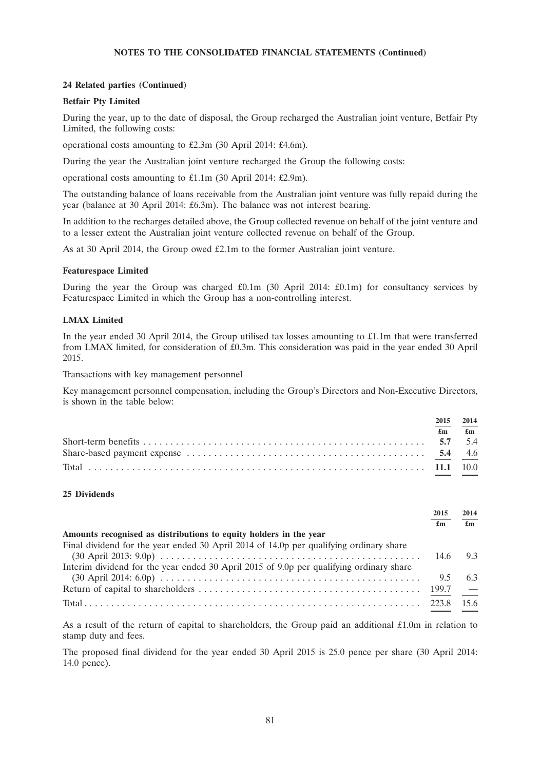## NOTES TO THE CONSOLIDATED FINANCIAL STATEMENTS (Continued)

### 24 Related parties (Continued)

**Betfair Pty Limited**

During the year, up to the date of disposal, the Group recharged the Australian joint venture, Betfair Pty Limited, the following costs:

operational costs amounting to £2.3m (30 April 2014: £4.6m).

During the year the Australian joint venture recharged the Group the following costs:

operational costs amounting to £1.1m (30 April 2014: £2.9m).

The outstanding balance of loans receivable from the Australian joint venture was fully repaid during the year (balance at 30 April 2014: £6.3m). The balance was not interest bearing.

In addition to the recharges detailed above, the Group collected revenue on behalf of the joint venture and to a lesser extent the Australian joint venture collected revenue on behalf of the Group.

As at 30 April 2014, the Group owed £2.1m to the former Australian joint venture.

**Featurespace Limited**

During the year the Group was charged £0.1m (30 April 2014: £0.1m) for consultancy services by Featurespace Limited in which the Group has a non-controlling interest.

**LMAX Limited**

In the year ended 30 April 2014, the Group utilised tax losses amounting to £1.1m that were transferred from LMAX limited, for consideration of £0.3m. This consideration was paid in the year ended 30 April 2015.

Transactions with key management personnel

Key management personnel compensation, including the Group's Directors and Non-Executive Directors, is shown in the table below:

| | 2015 | 2014 |
|---|---|---|
| | £m | £m |
| Short-term benefits | **5.7** | 5.4 |
| Share-based payment expense | **5.4** | 4.6 |
| Total | **11.1** | 10.0 |

### 25 Dividends

| | 2015 | 2014 |
|---|---|---|
| | £m | £m |
| **Amounts recognised as distributions to equity holders in the year** | | |
| Final dividend for the year ended 30 April 2014 of 14.0p per qualifying ordinary share (30 April 2013: 9.0p) | 14.6 | 9.3 |
| Interim dividend for the year ended 30 April 2015 of 9.0p per qualifying ordinary share (30 April 2014: 6.0p) | 9.5 | 6.3 |
| Return of capital to shareholders | 199.7 | — |
| Total | 223.8 | 15.6 |

As a result of the return of capital to shareholders, the Group paid an additional £1.0m in relation to stamp duty and fees.

The proposed final dividend for the year ended 30 April 2015 is 25.0 pence per share (30 April 2014: 14.0 pence).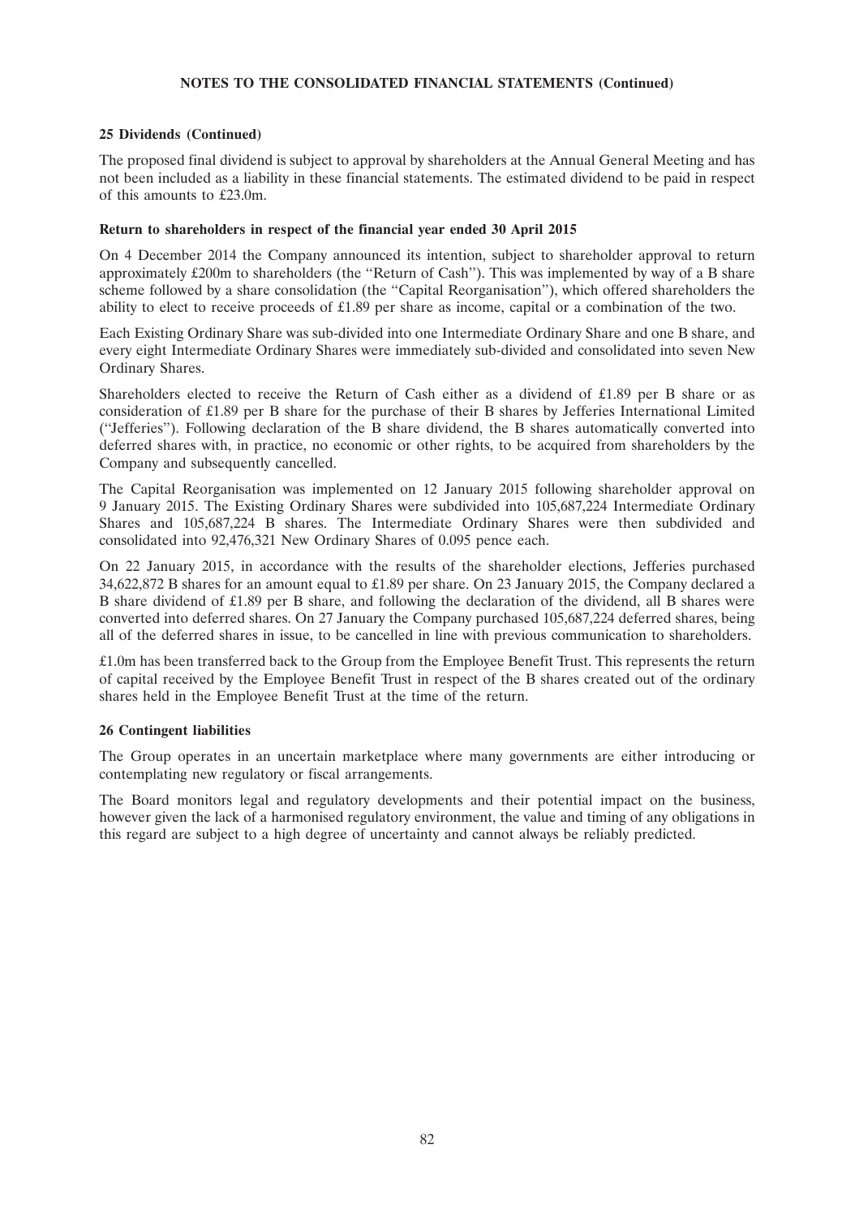### 25 Dividends (Continued)

The proposed final dividend is subject to approval by shareholders at the Annual General Meeting and has not been included as a liability in these financial statements. The estimated dividend to be paid in respect of this amounts to £23.0m.

**Return to shareholders in respect of the financial year ended 30 April 2015**

On 4 December 2014 the Company announced its intention, subject to shareholder approval to return approximately £200m to shareholders (the ''Return of Cash''). This was implemented by way of a B share scheme followed by a share consolidation (the ''Capital Reorganisation''), which offered shareholders the ability to elect to receive proceeds of £1.89 per share as income, capital or a combination of the two.

Each Existing Ordinary Share was sub-divided into one Intermediate Ordinary Share and one B share, and every eight Intermediate Ordinary Shares were immediately sub-divided and consolidated into seven New Ordinary Shares.

Shareholders elected to receive the Return of Cash either as a dividend of £1.89 per B share or as consideration of £1.89 per B share for the purchase of their B shares by Jefferies International Limited (''Jefferies''). Following declaration of the B share dividend, the B shares automatically converted into deferred shares with, in practice, no economic or other rights, to be acquired from shareholders by the Company and subsequently cancelled.

The Capital Reorganisation was implemented on 12 January 2015 following shareholder approval on 9 January 2015. The Existing Ordinary Shares were subdivided into 105,687,224 Intermediate Ordinary Shares and 105,687,224 B shares. The Intermediate Ordinary Shares were then subdivided and consolidated into 92,476,321 New Ordinary Shares of 0.095 pence each.

On 22 January 2015, in accordance with the results of the shareholder elections, Jefferies purchased 34,622,872 B shares for an amount equal to £1.89 per share. On 23 January 2015, the Company declared a B share dividend of £1.89 per B share, and following the declaration of the dividend, all B shares were converted into deferred shares. On 27 January the Company purchased 105,687,224 deferred shares, being all of the deferred shares in issue, to be cancelled in line with previous communication to shareholders.

£1.0m has been transferred back to the Group from the Employee Benefit Trust. This represents the return of capital received by the Employee Benefit Trust in respect of the B shares created out of the ordinary shares held in the Employee Benefit Trust at the time of the return.

### 26 Contingent liabilities

The Group operates in an uncertain marketplace where many governments are either introducing or contemplating new regulatory or fiscal arrangements.

The Board monitors legal and regulatory developments and their potential impact on the business, however given the lack of a harmonised regulatory environment, the value and timing of any obligations in this regard are subject to a high degree of uncertainty and cannot always be reliably predicted.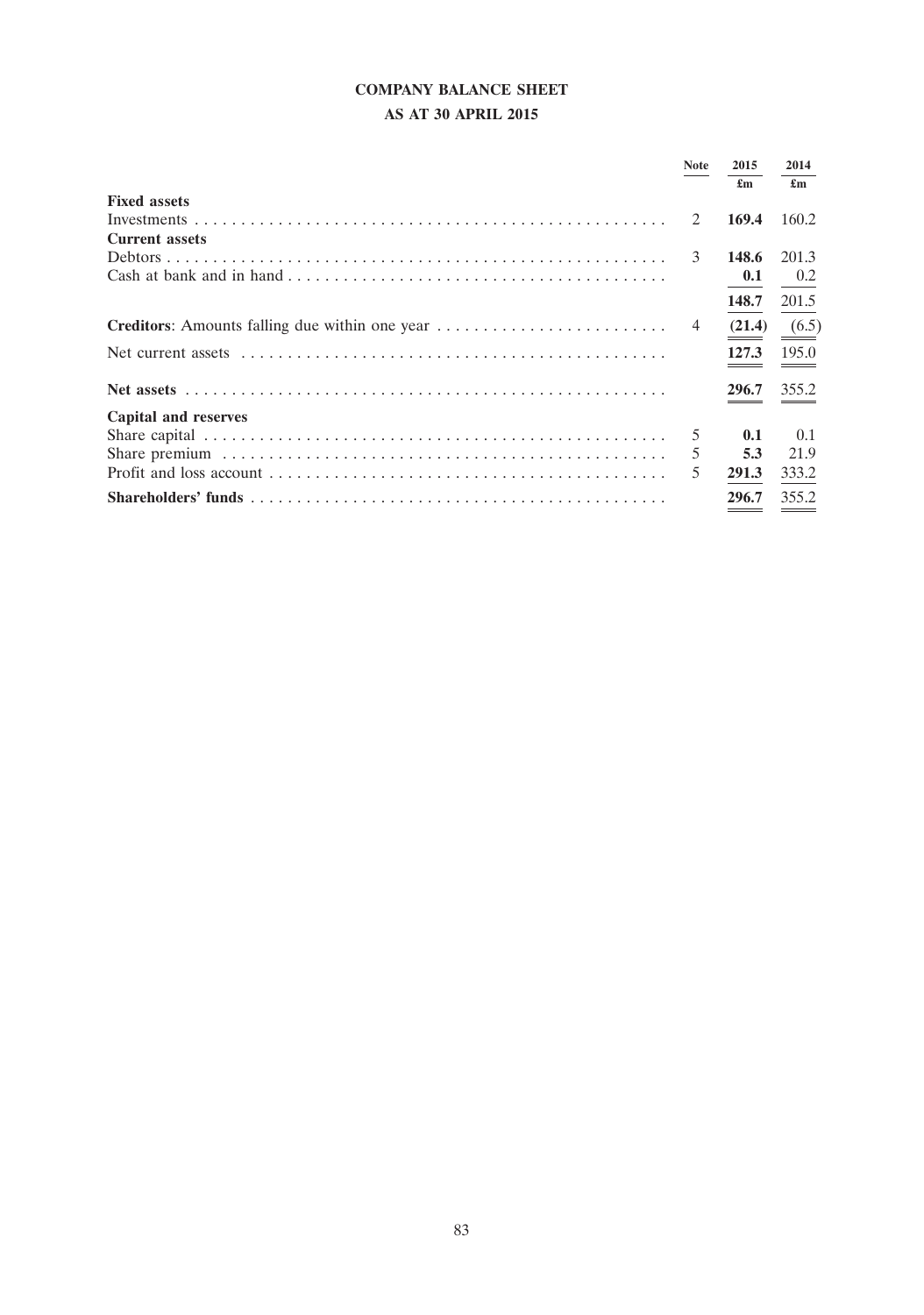# COMPANY BALANCE SHEET

## AS AT 30 APRIL 2015

| | Note | 2015 £m | 2014 £m |
|---|---|---|---|
| **Fixed assets** | | | |
| Investments | 2 | **169.4** | 160.2 |
| **Current assets** | | | |
| Debtors | 3 | **148.6** | 201.3 |
| Cash at bank and in hand | | **0.1** | 0.2 |
| | | **148.7** | 201.5 |
| **Creditors**: Amounts falling due within one year | 4 | **(21.4)** | (6.5) |
| Net current assets | | **127.3** | 195.0 |
| **Net assets** | | **296.7** | 355.2 |
| **Capital and reserves** | | | |
| Share capital | 5 | **0.1** | 0.1 |
| Share premium | 5 | **5.3** | 21.9 |
| Profit and loss account | 5 | **291.3** | 333.2 |
| **Shareholders' funds** | | **296.7** | 355.2 |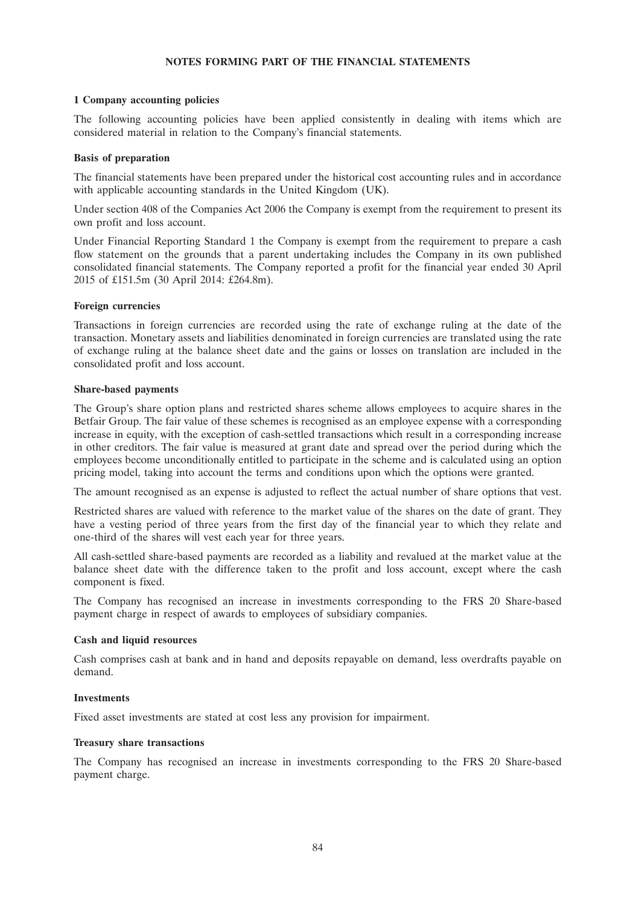# NOTES FORMING PART OF THE FINANCIAL STATEMENTS

## 1 Company accounting policies

The following accounting policies have been applied consistently in dealing with items which are considered material in relation to the Company's financial statements.

### Basis of preparation

The financial statements have been prepared under the historical cost accounting rules and in accordance with applicable accounting standards in the United Kingdom (UK).

Under section 408 of the Companies Act 2006 the Company is exempt from the requirement to present its own profit and loss account.

Under Financial Reporting Standard 1 the Company is exempt from the requirement to prepare a cash flow statement on the grounds that a parent undertaking includes the Company in its own published consolidated financial statements. The Company reported a profit for the financial year ended 30 April 2015 of £151.5m (30 April 2014: £264.8m).

### Foreign currencies

Transactions in foreign currencies are recorded using the rate of exchange ruling at the date of the transaction. Monetary assets and liabilities denominated in foreign currencies are translated using the rate of exchange ruling at the balance sheet date and the gains or losses on translation are included in the consolidated profit and loss account.

### Share-based payments

The Group's share option plans and restricted shares scheme allows employees to acquire shares in the Betfair Group. The fair value of these schemes is recognised as an employee expense with a corresponding increase in equity, with the exception of cash-settled transactions which result in a corresponding increase in other creditors. The fair value is measured at grant date and spread over the period during which the employees become unconditionally entitled to participate in the scheme and is calculated using an option pricing model, taking into account the terms and conditions upon which the options were granted.

The amount recognised as an expense is adjusted to reflect the actual number of share options that vest.

Restricted shares are valued with reference to the market value of the shares on the date of grant. They have a vesting period of three years from the first day of the financial year to which they relate and one-third of the shares will vest each year for three years.

All cash-settled share-based payments are recorded as a liability and revalued at the market value at the balance sheet date with the difference taken to the profit and loss account, except where the cash component is fixed.

The Company has recognised an increase in investments corresponding to the FRS 20 Share-based payment charge in respect of awards to employees of subsidiary companies.

### Cash and liquid resources

Cash comprises cash at bank and in hand and deposits repayable on demand, less overdrafts payable on demand.

### Investments

Fixed asset investments are stated at cost less any provision for impairment.

### Treasury share transactions

The Company has recognised an increase in investments corresponding to the FRS 20 Share-based payment charge.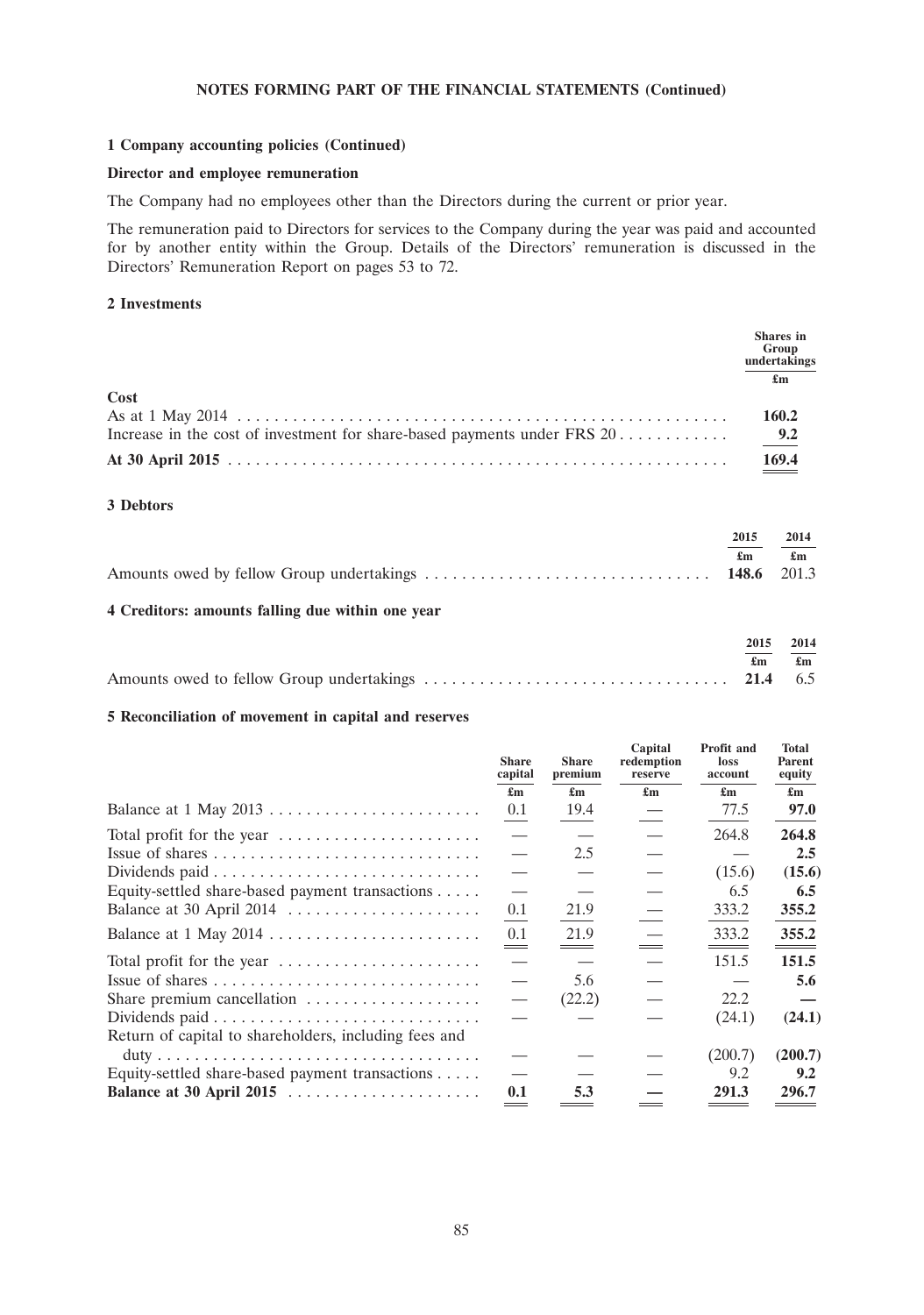**NOTES FORMING PART OF THE FINANCIAL STATEMENTS (Continued)**

## 1 Company accounting policies (Continued)

### Director and employee remuneration

The Company had no employees other than the Directors during the current or prior year.

The remuneration paid to Directors for services to the Company during the year was paid and accounted for by another entity within the Group. Details of the Directors' remuneration is discussed in the Directors' Remuneration Report on pages 53 to 72.

## 2 Investments

| | Shares in Group undertakings |
|---|---|
| | £m |
| **Cost** | |
| As at 1 May 2014 | **160.2** |
| Increase in the cost of investment for share-based payments under FRS 20 | **9.2** |
| **At 30 April 2015** | **169.4** |

## 3 Debtors

| | 2015 | 2014 |
|---|---|---|
| | £m | £m |
| Amounts owed by fellow Group undertakings | **148.6** | 201.3 |

## 4 Creditors: amounts falling due within one year

| | 2015 | 2014 |
|---|---|---|
| | £m | £m |
| Amounts owed to fellow Group undertakings | **21.4** | 6.5 |

## 5 Reconciliation of movement in capital and reserves

| | Share capital | Share premium | Capital redemption reserve | Profit and loss account | Total Parent equity |
|---|---|---|---|---|---|
| | £m | £m | £m | £m | £m |
| Balance at 1 May 2013 | 0.1 | 19.4 | — | 77.5 | **97.0** |
| Total profit for the year | — | — | — | 264.8 | **264.8** |
| Issue of shares | — | 2.5 | — | — | **2.5** |
| Dividends paid | — | — | — | (15.6) | **(15.6)** |
| Equity-settled share-based payment transactions | — | — | — | 6.5 | **6.5** |
| Balance at 30 April 2014 | 0.1 | 21.9 | — | 333.2 | **355.2** |
| Balance at 1 May 2014 | 0.1 | 21.9 | — | 333.2 | **355.2** |
| Total profit for the year | — | — | — | 151.5 | **151.5** |
| Issue of shares | — | 5.6 | — | — | **5.6** |
| Share premium cancellation | — | (22.2) | — | 22.2 | **—** |
| Dividends paid | — | — | — | (24.1) | **(24.1)** |
| Return of capital to shareholders, including fees and duty | — | — | — | (200.7) | **(200.7)** |
| Equity-settled share-based payment transactions | — | — | — | 9.2 | **9.2** |
| **Balance at 30 April 2015** | **0.1** | **5.3** | **—** | **291.3** | **296.7** |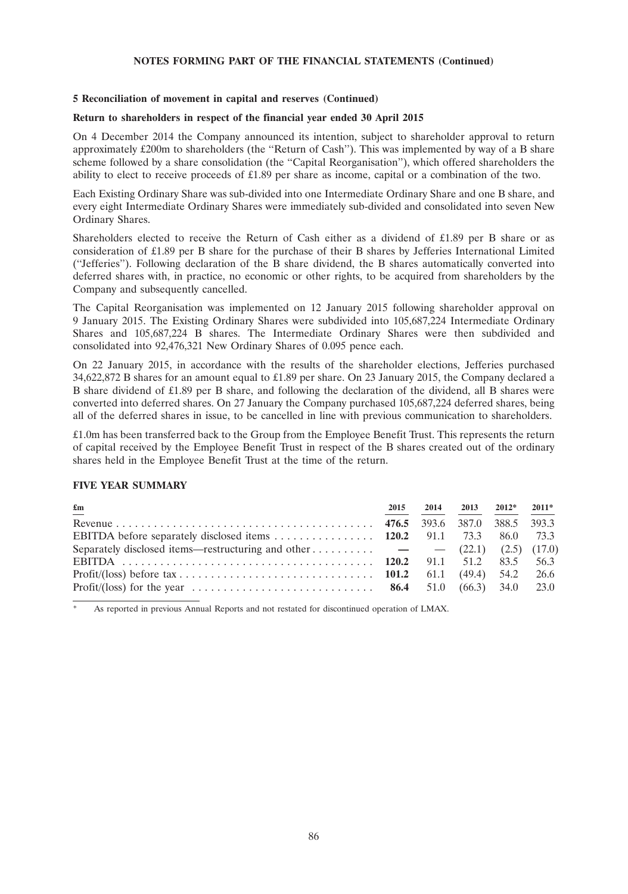**NOTES FORMING PART OF THE FINANCIAL STATEMENTS (Continued)**

### 5 Reconciliation of movement in capital and reserves (Continued)

**Return to shareholders in respect of the financial year ended 30 April 2015**

On 4 December 2014 the Company announced its intention, subject to shareholder approval to return approximately £200m to shareholders (the ''Return of Cash''). This was implemented by way of a B share scheme followed by a share consolidation (the ''Capital Reorganisation''), which offered shareholders the ability to elect to receive proceeds of £1.89 per share as income, capital or a combination of the two.

Each Existing Ordinary Share was sub-divided into one Intermediate Ordinary Share and one B share, and every eight Intermediate Ordinary Shares were immediately sub-divided and consolidated into seven New Ordinary Shares.

Shareholders elected to receive the Return of Cash either as a dividend of £1.89 per B share or as consideration of £1.89 per B share for the purchase of their B shares by Jefferies International Limited (''Jefferies''). Following declaration of the B share dividend, the B shares automatically converted into deferred shares with, in practice, no economic or other rights, to be acquired from shareholders by the Company and subsequently cancelled.

The Capital Reorganisation was implemented on 12 January 2015 following shareholder approval on 9 January 2015. The Existing Ordinary Shares were subdivided into 105,687,224 Intermediate Ordinary Shares and 105,687,224 B shares. The Intermediate Ordinary Shares were then subdivided and consolidated into 92,476,321 New Ordinary Shares of 0.095 pence each.

On 22 January 2015, in accordance with the results of the shareholder elections, Jefferies purchased 34,622,872 B shares for an amount equal to £1.89 per share. On 23 January 2015, the Company declared a B share dividend of £1.89 per B share, and following the declaration of the dividend, all B shares were converted into deferred shares. On 27 January the Company purchased 105,687,224 deferred shares, being all of the deferred shares in issue, to be cancelled in line with previous communication to shareholders.

£1.0m has been transferred back to the Group from the Employee Benefit Trust. This represents the return of capital received by the Employee Benefit Trust in respect of the B shares created out of the ordinary shares held in the Employee Benefit Trust at the time of the return.

## FIVE YEAR SUMMARY

| £m | 2015 | 2014 | 2013 | 2012* | 2011* |
|---|---|---|---|---|---|
| Revenue | **476.5** | 393.6 | 387.0 | 388.5 | 393.3 |
| EBITDA before separately disclosed items | **120.2** | 91.1 | 73.3 | 86.0 | 73.3 |
| Separately disclosed items—restructuring and other | **—** | — | (22.1) | (2.5) | (17.0) |
| EBITDA | **120.2** | 91.1 | 51.2 | 83.5 | 56.3 |
| Profit/(loss) before tax | **101.2** | 61.1 | (49.4) | 54.2 | 26.6 |
| Profit/(loss) for the year | **86.4** | 51.0 | (66.3) | 34.0 | 23.0 |

\* As reported in previous Annual Reports and not restated for discontinued operation of LMAX.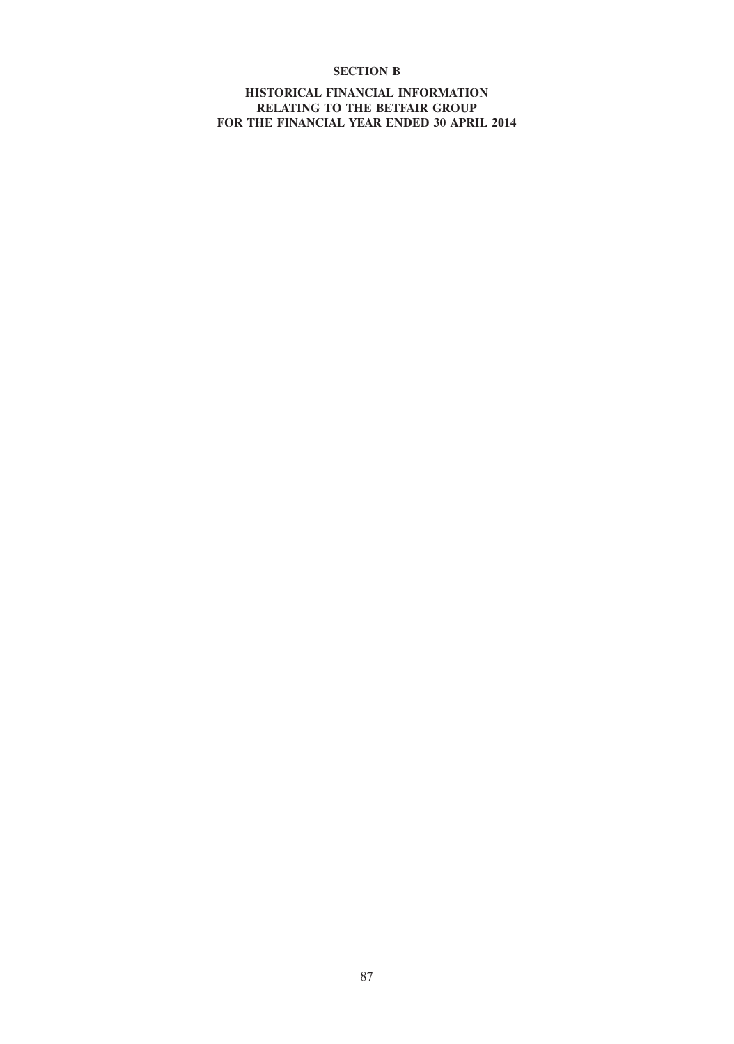# SECTION B

## HISTORICAL FINANCIAL INFORMATION RELATING TO THE BETFAIR GROUP FOR THE FINANCIAL YEAR ENDED 30 APRIL 2014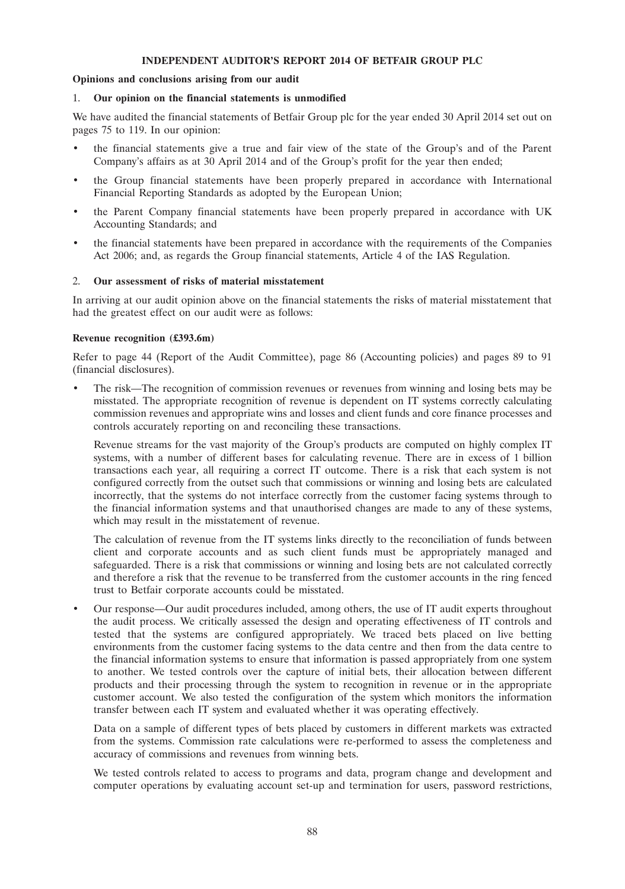# INDEPENDENT AUDITOR'S REPORT 2014 OF BETFAIR GROUP PLC

**Opinions and conclusions arising from our audit**

## 1. Our opinion on the financial statements is unmodified

We have audited the financial statements of Betfair Group plc for the year ended 30 April 2014 set out on pages 75 to 119. In our opinion:

- the financial statements give a true and fair view of the state of the Group's and of the Parent Company's affairs as at 30 April 2014 and of the Group's profit for the year then ended;
- the Group financial statements have been properly prepared in accordance with International Financial Reporting Standards as adopted by the European Union;
- the Parent Company financial statements have been properly prepared in accordance with UK Accounting Standards; and
- the financial statements have been prepared in accordance with the requirements of the Companies Act 2006; and, as regards the Group financial statements, Article 4 of the IAS Regulation.

## 2. Our assessment of risks of material misstatement

In arriving at our audit opinion above on the financial statements the risks of material misstatement that had the greatest effect on our audit were as follows:

**Revenue recognition (£393.6m)**

Refer to page 44 (Report of the Audit Committee), page 86 (Accounting policies) and pages 89 to 91 (financial disclosures).

- The risk—The recognition of commission revenues or revenues from winning and losing bets may be misstated. The appropriate recognition of revenue is dependent on IT systems correctly calculating commission revenues and appropriate wins and losses and client funds and core finance processes and controls accurately reporting on and reconciling these transactions.

  Revenue streams for the vast majority of the Group's products are computed on highly complex IT systems, with a number of different bases for calculating revenue. There are in excess of 1 billion transactions each year, all requiring a correct IT outcome. There is a risk that each system is not configured correctly from the outset such that commissions or winning and losing bets are calculated incorrectly, that the systems do not interface correctly from the customer facing systems through to the financial information systems and that unauthorised changes are made to any of these systems, which may result in the misstatement of revenue.

  The calculation of revenue from the IT systems links directly to the reconciliation of funds between client and corporate accounts and as such client funds must be appropriately managed and safeguarded. There is a risk that commissions or winning and losing bets are not calculated correctly and therefore a risk that the revenue to be transferred from the customer accounts in the ring fenced trust to Betfair corporate accounts could be misstated.

- Our response—Our audit procedures included, among others, the use of IT audit experts throughout the audit process. We critically assessed the design and operating effectiveness of IT controls and tested that the systems are configured appropriately. We traced bets placed on live betting environments from the customer facing systems to the data centre and then from the data centre to the financial information systems to ensure that information is passed appropriately from one system to another. We tested controls over the capture of initial bets, their allocation between different products and their processing through the system to recognition in revenue or in the appropriate customer account. We also tested the configuration of the system which monitors the information transfer between each IT system and evaluated whether it was operating effectively.

  Data on a sample of different types of bets placed by customers in different markets was extracted from the systems. Commission rate calculations were re-performed to assess the completeness and accuracy of commissions and revenues from winning bets.

  We tested controls related to access to programs and data, program change and development and computer operations by evaluating account set-up and termination for users, password restrictions,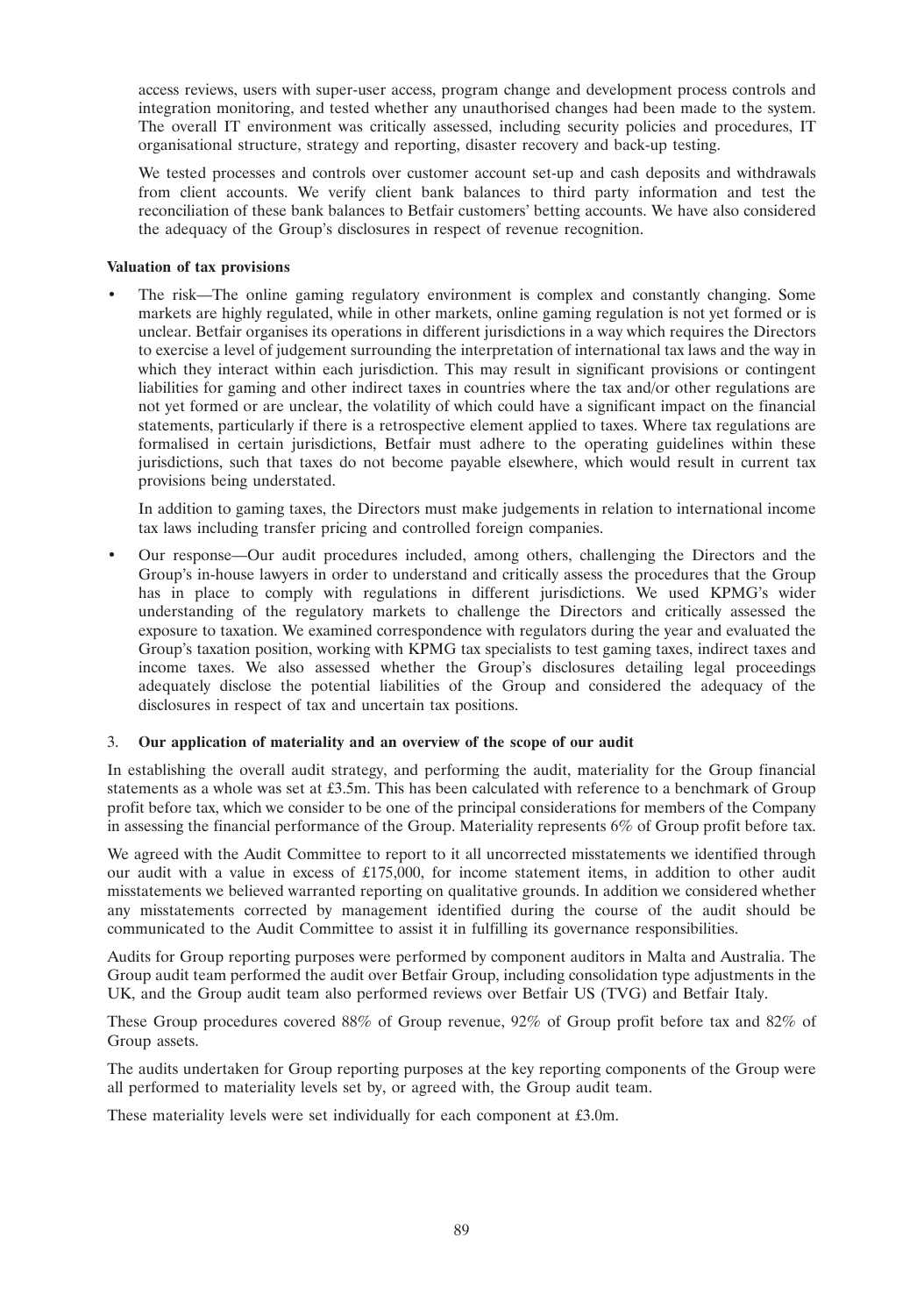access reviews, users with super-user access, program change and development process controls and integration monitoring, and tested whether any unauthorised changes had been made to the system. The overall IT environment was critically assessed, including security policies and procedures, IT organisational structure, strategy and reporting, disaster recovery and back-up testing.

We tested processes and controls over customer account set-up and cash deposits and withdrawals from client accounts. We verify client bank balances to third party information and test the reconciliation of these bank balances to Betfair customers' betting accounts. We have also considered the adequacy of the Group's disclosures in respect of revenue recognition.

**Valuation of tax provisions**

- The risk—The online gaming regulatory environment is complex and constantly changing. Some markets are highly regulated, while in other markets, online gaming regulation is not yet formed or is unclear. Betfair organises its operations in different jurisdictions in a way which requires the Directors to exercise a level of judgement surrounding the interpretation of international tax laws and the way in which they interact within each jurisdiction. This may result in significant provisions or contingent liabilities for gaming and other indirect taxes in countries where the tax and/or other regulations are not yet formed or are unclear, the volatility of which could have a significant impact on the financial statements, particularly if there is a retrospective element applied to taxes. Where tax regulations are formalised in certain jurisdictions, Betfair must adhere to the operating guidelines within these jurisdictions, such that taxes do not become payable elsewhere, which would result in current tax provisions being understated.

  In addition to gaming taxes, the Directors must make judgements in relation to international income tax laws including transfer pricing and controlled foreign companies.

- Our response—Our audit procedures included, among others, challenging the Directors and the Group's in-house lawyers in order to understand and critically assess the procedures that the Group has in place to comply with regulations in different jurisdictions. We used KPMG's wider understanding of the regulatory markets to challenge the Directors and critically assessed the exposure to taxation. We examined correspondence with regulators during the year and evaluated the Group's taxation position, working with KPMG tax specialists to test gaming taxes, indirect taxes and income taxes. We also assessed whether the Group's disclosures detailing legal proceedings adequately disclose the potential liabilities of the Group and considered the adequacy of the disclosures in respect of tax and uncertain tax positions.

3. **Our application of materiality and an overview of the scope of our audit**

In establishing the overall audit strategy, and performing the audit, materiality for the Group financial statements as a whole was set at £3.5m. This has been calculated with reference to a benchmark of Group profit before tax, which we consider to be one of the principal considerations for members of the Company in assessing the financial performance of the Group. Materiality represents 6% of Group profit before tax.

We agreed with the Audit Committee to report to it all uncorrected misstatements we identified through our audit with a value in excess of £175,000, for income statement items, in addition to other audit misstatements we believed warranted reporting on qualitative grounds. In addition we considered whether any misstatements corrected by management identified during the course of the audit should be communicated to the Audit Committee to assist it in fulfilling its governance responsibilities.

Audits for Group reporting purposes were performed by component auditors in Malta and Australia. The Group audit team performed the audit over Betfair Group, including consolidation type adjustments in the UK, and the Group audit team also performed reviews over Betfair US (TVG) and Betfair Italy.

These Group procedures covered 88% of Group revenue, 92% of Group profit before tax and 82% of Group assets.

The audits undertaken for Group reporting purposes at the key reporting components of the Group were all performed to materiality levels set by, or agreed with, the Group audit team.

These materiality levels were set individually for each component at £3.0m.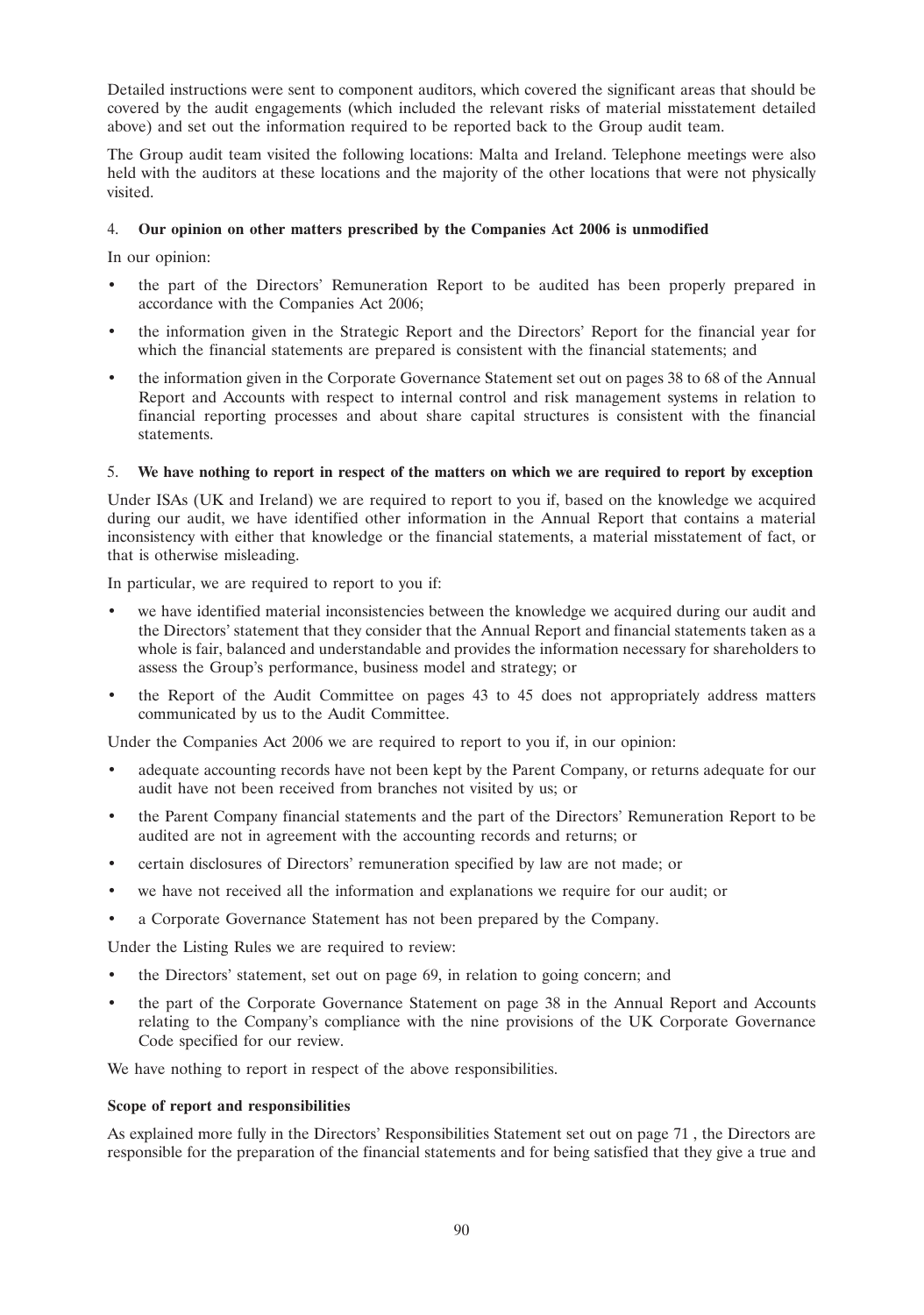Detailed instructions were sent to component auditors, which covered the significant areas that should be covered by the audit engagements (which included the relevant risks of material misstatement detailed above) and set out the information required to be reported back to the Group audit team.

The Group audit team visited the following locations: Malta and Ireland. Telephone meetings were also held with the auditors at these locations and the majority of the other locations that were not physically visited.

4. **Our opinion on other matters prescribed by the Companies Act 2006 is unmodified**

In our opinion:

- the part of the Directors' Remuneration Report to be audited has been properly prepared in accordance with the Companies Act 2006;
- the information given in the Strategic Report and the Directors' Report for the financial year for which the financial statements are prepared is consistent with the financial statements; and
- the information given in the Corporate Governance Statement set out on pages 38 to 68 of the Annual Report and Accounts with respect to internal control and risk management systems in relation to financial reporting processes and about share capital structures is consistent with the financial statements.

5. **We have nothing to report in respect of the matters on which we are required to report by exception**

Under ISAs (UK and Ireland) we are required to report to you if, based on the knowledge we acquired during our audit, we have identified other information in the Annual Report that contains a material inconsistency with either that knowledge or the financial statements, a material misstatement of fact, or that is otherwise misleading.

In particular, we are required to report to you if:

- we have identified material inconsistencies between the knowledge we acquired during our audit and the Directors' statement that they consider that the Annual Report and financial statements taken as a whole is fair, balanced and understandable and provides the information necessary for shareholders to assess the Group's performance, business model and strategy; or
- the Report of the Audit Committee on pages 43 to 45 does not appropriately address matters communicated by us to the Audit Committee.

Under the Companies Act 2006 we are required to report to you if, in our opinion:

- adequate accounting records have not been kept by the Parent Company, or returns adequate for our audit have not been received from branches not visited by us; or
- the Parent Company financial statements and the part of the Directors' Remuneration Report to be audited are not in agreement with the accounting records and returns; or
- certain disclosures of Directors' remuneration specified by law are not made; or
- we have not received all the information and explanations we require for our audit; or
- a Corporate Governance Statement has not been prepared by the Company.

Under the Listing Rules we are required to review:

- the Directors' statement, set out on page 69, in relation to going concern; and
- the part of the Corporate Governance Statement on page 38 in the Annual Report and Accounts relating to the Company's compliance with the nine provisions of the UK Corporate Governance Code specified for our review.

We have nothing to report in respect of the above responsibilities.

**Scope of report and responsibilities**

As explained more fully in the Directors' Responsibilities Statement set out on page 71 , the Directors are responsible for the preparation of the financial statements and for being satisfied that they give a true and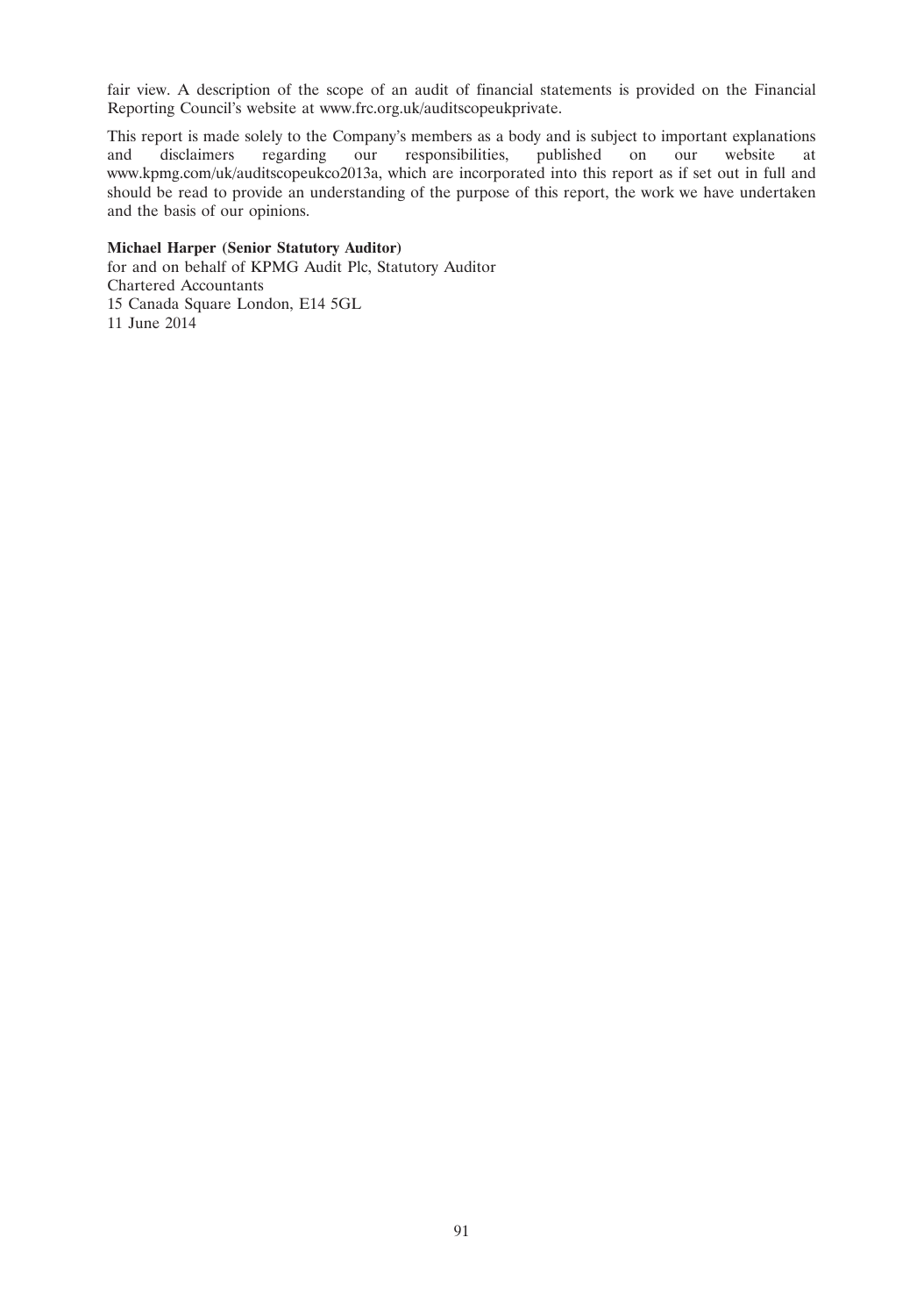fair view. A description of the scope of an audit of financial statements is provided on the Financial Reporting Council's website at www.frc.org.uk/auditscopeukprivate.

This report is made solely to the Company's members as a body and is subject to important explanations and disclaimers regarding our responsibilities, published on our website at www.kpmg.com/uk/auditscopeukco2013a, which are incorporated into this report as if set out in full and should be read to provide an understanding of the purpose of this report, the work we have undertaken and the basis of our opinions.

**Michael Harper (Senior Statutory Auditor)**
for and on behalf of KPMG Audit Plc, Statutory Auditor
Chartered Accountants
15 Canada Square London, E14 5GL
11 June 2014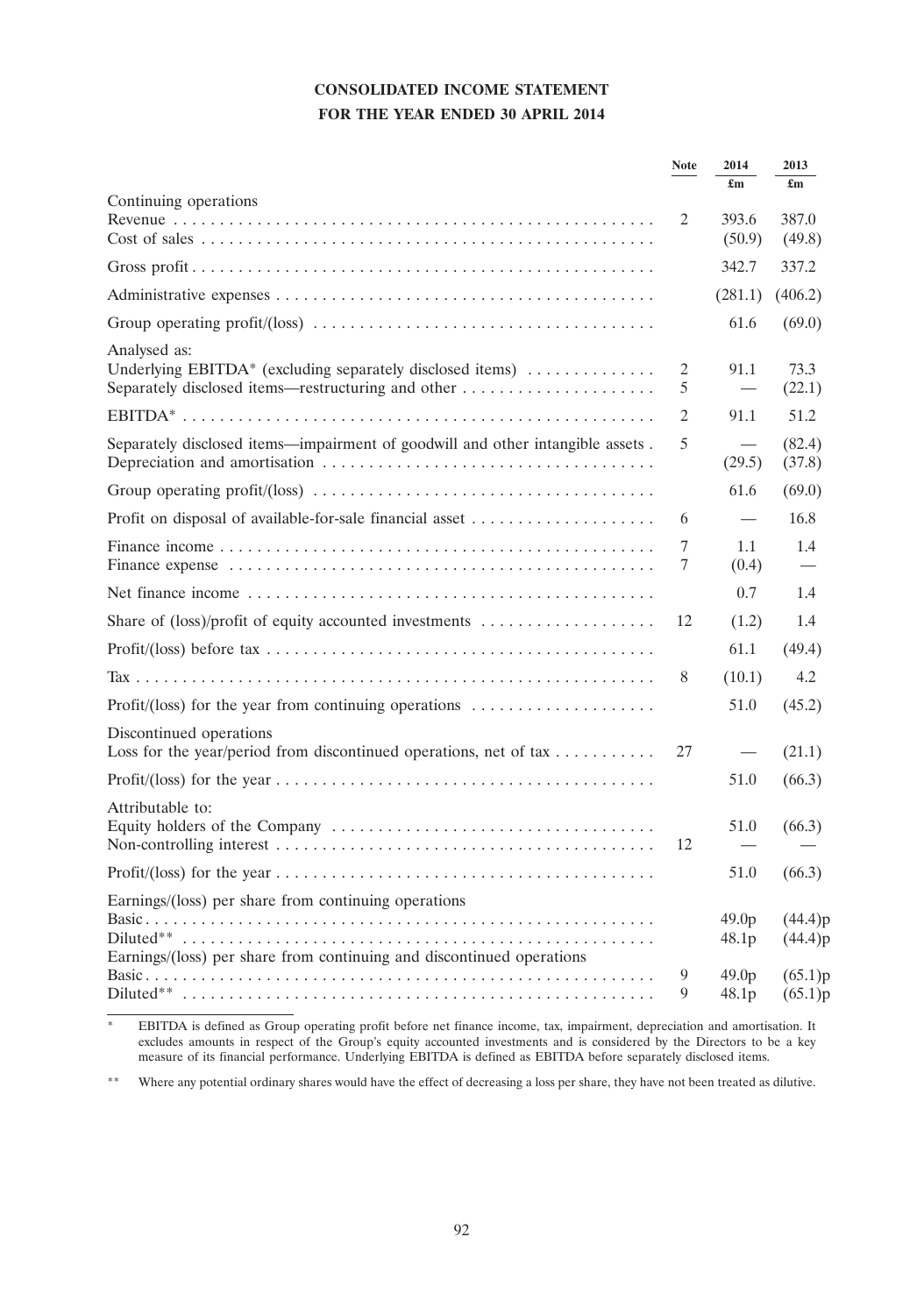# CONSOLIDATED INCOME STATEMENT

## FOR THE YEAR ENDED 30 APRIL 2014

| | Note | 2014 | 2013 |
|---|---|---|---|
| | | £m | £m |
| Continuing operations | | | |
| Revenue | 2 | 393.6 | 387.0 |
| Cost of sales | | (50.9) | (49.8) |
| Gross profit | | 342.7 | 337.2 |
| Administrative expenses | | (281.1) | (406.2) |
| Group operating profit/(loss) | | 61.6 | (69.0) |
| Analysed as: | | | |
| Underlying EBITDA* (excluding separately disclosed items) | 2 | 91.1 | 73.3 |
| Separately disclosed items—restructuring and other | 5 | — | (22.1) |
| EBITDA* | 2 | 91.1 | 51.2 |
| Separately disclosed items—impairment of goodwill and other intangible assets | 5 | — | (82.4) |
| Depreciation and amortisation | | (29.5) | (37.8) |
| Group operating profit/(loss) | | 61.6 | (69.0) |
| Profit on disposal of available-for-sale financial asset | 6 | — | 16.8 |
| Finance income | 7 | 1.1 | 1.4 |
| Finance expense | 7 | (0.4) | — |
| Net finance income | | 0.7 | 1.4 |
| Share of (loss)/profit of equity accounted investments | 12 | (1.2) | 1.4 |
| Profit/(loss) before tax | | 61.1 | (49.4) |
| Tax | 8 | (10.1) | 4.2 |
| Profit/(loss) for the year from continuing operations | | 51.0 | (45.2) |
| Discontinued operations | | | |
| Loss for the year/period from discontinued operations, net of tax | 27 | — | (21.1) |
| Profit/(loss) for the year | | 51.0 | (66.3) |
| Attributable to: | | | |
| Equity holders of the Company | | 51.0 | (66.3) |
| Non-controlling interest | 12 | — | — |
| Profit/(loss) for the year | | 51.0 | (66.3) |
| Earnings/(loss) per share from continuing operations | | | |
| Basic | | 49.0p | (44.4)p |
| Diluted** | | 48.1p | (44.4)p |
| Earnings/(loss) per share from continuing and discontinued operations | | | |
| Basic | 9 | 49.0p | (65.1)p |
| Diluted** | 9 | 48.1p | (65.1)p |

\* EBITDA is defined as Group operating profit before net finance income, tax, impairment, depreciation and amortisation. It excludes amounts in respect of the Group's equity accounted investments and is considered by the Directors to be a key measure of its financial performance. Underlying EBITDA is defined as EBITDA before separately disclosed items.

\*\* Where any potential ordinary shares would have the effect of decreasing a loss per share, they have not been treated as dilutive.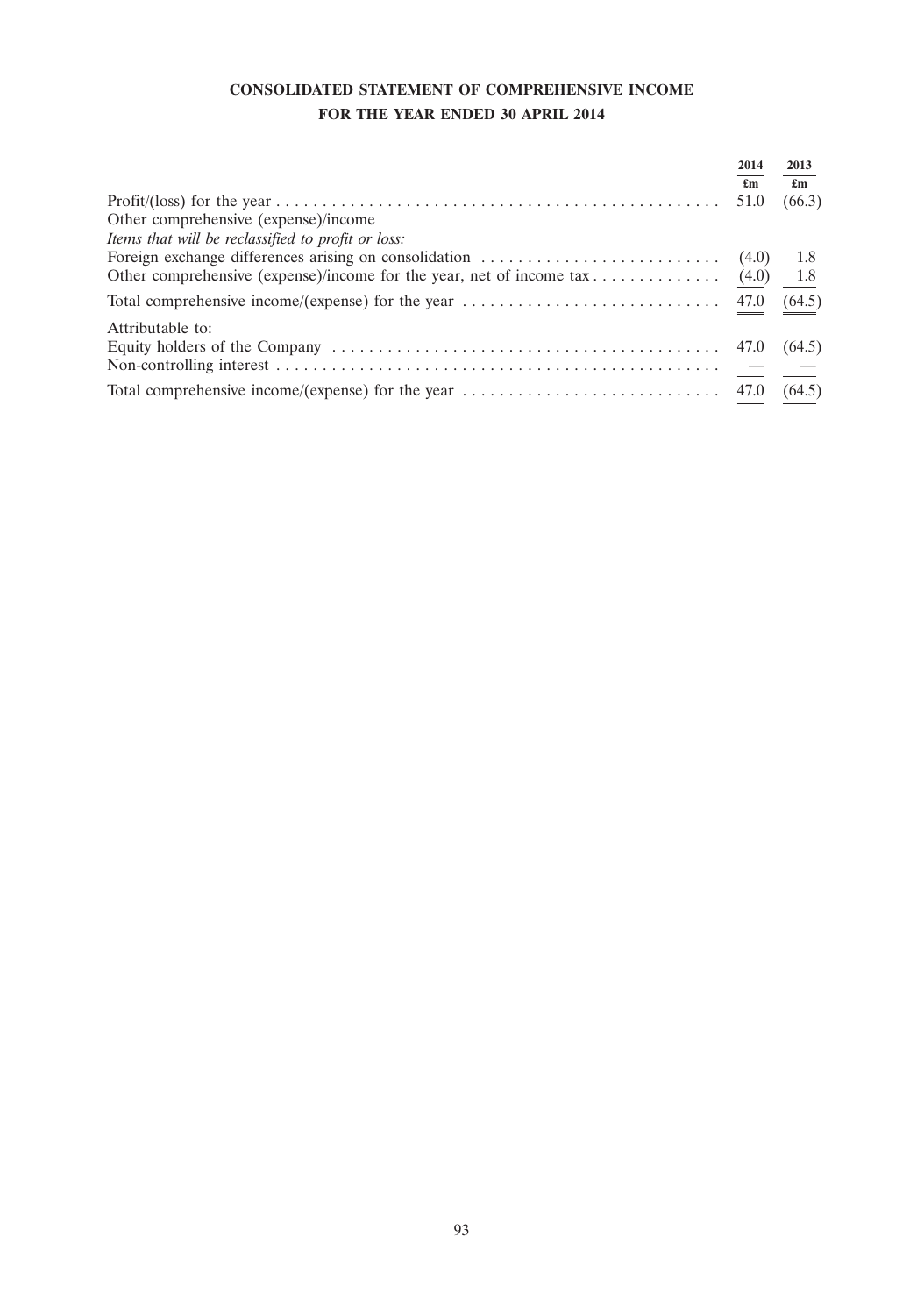# CONSOLIDATED STATEMENT OF COMPREHENSIVE INCOME

## FOR THE YEAR ENDED 30 APRIL 2014

| | 2014 | 2013 |
|---|---|---|
| | £m | £m |
| Profit/(loss) for the year | 51.0 | (66.3) |
| Other comprehensive (expense)/income | | |
| *Items that will be reclassified to profit or loss:* | | |
| Foreign exchange differences arising on consolidation | (4.0) | 1.8 |
| Other comprehensive (expense)/income for the year, net of income tax | (4.0) | 1.8 |
| Total comprehensive income/(expense) for the year | 47.0 | (64.5) |
| Attributable to: | | |
| Equity holders of the Company | 47.0 | (64.5) |
| Non-controlling interest | — | — |
| Total comprehensive income/(expense) for the year | 47.0 | (64.5) |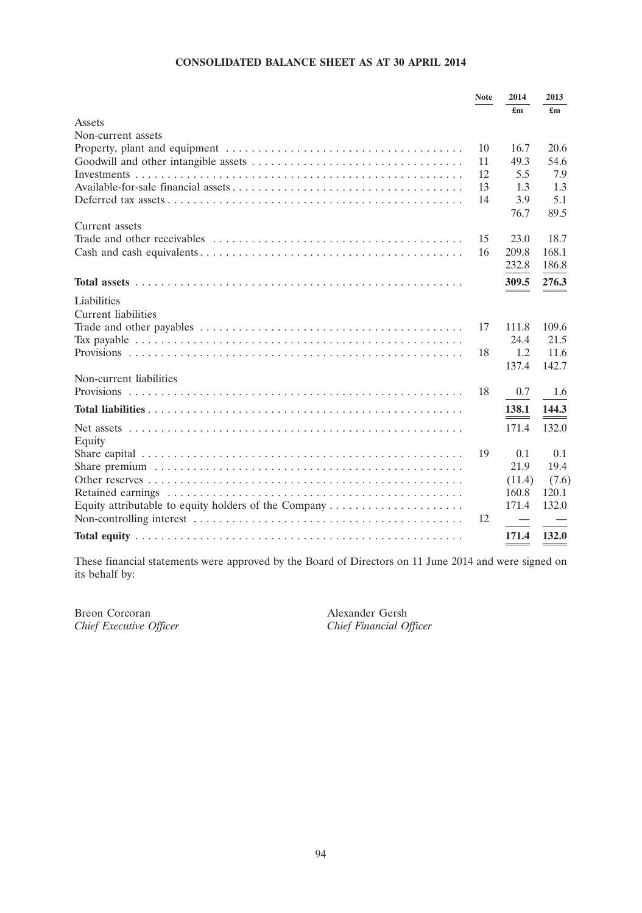# CONSOLIDATED BALANCE SHEET AS AT 30 APRIL 2014

| | Note | 2014 | 2013 |
|---|---|---|---|
| | | £m | £m |
| Assets | | | |
| Non-current assets | | | |
| Property, plant and equipment | 10 | 16.7 | 20.6 |
| Goodwill and other intangible assets | 11 | 49.3 | 54.6 |
| Investments | 12 | 5.5 | 7.9 |
| Available-for-sale financial assets | 13 | 1.3 | 1.3 |
| Deferred tax assets | 14 | 3.9 | 5.1 |
| | | 76.7 | 89.5 |
| Current assets | | | |
| Trade and other receivables | 15 | 23.0 | 18.7 |
| Cash and cash equivalents | 16 | 209.8 | 168.1 |
| | | 232.8 | 186.8 |
| **Total assets** | | **309.5** | **276.3** |
| Liabilities | | | |
| Current liabilities | | | |
| Trade and other payables | 17 | 111.8 | 109.6 |
| Tax payable | | 24.4 | 21.5 |
| Provisions | 18 | 1.2 | 11.6 |
| | | 137.4 | 142.7 |
| Non-current liabilities | | | |
| Provisions | 18 | 0.7 | 1.6 |
| **Total liabilities** | | **138.1** | **144.3** |
| Net assets | | 171.4 | 132.0 |
| Equity | | | |
| Share capital | 19 | 0.1 | 0.1 |
| Share premium | | 21.9 | 19.4 |
| Other reserves | | (11.4) | (7.6) |
| Retained earnings | | 160.8 | 120.1 |
| Equity attributable to equity holders of the Company | | 171.4 | 132.0 |
| Non-controlling interest | 12 | — | — |
| **Total equity** | | **171.4** | **132.0** |

These financial statements were approved by the Board of Directors on 11 June 2014 and were signed on its behalf by:

Breon Corcoran
*Chief Executive Officer*

Alexander Gersh
*Chief Financial Officer*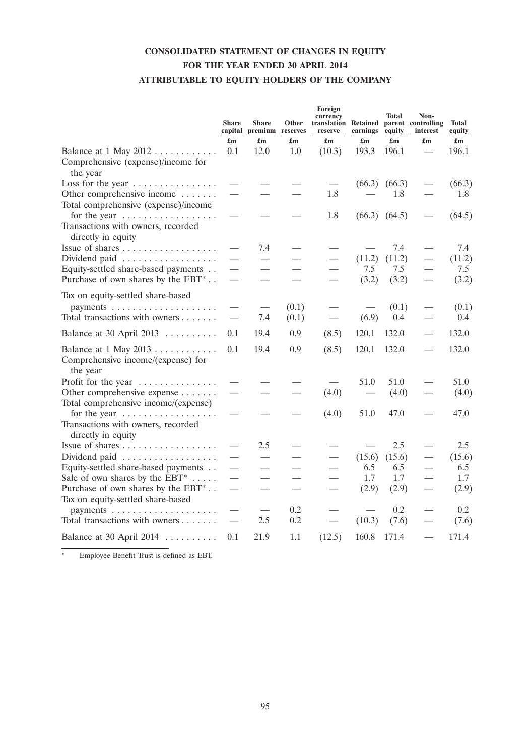# CONSOLIDATED STATEMENT OF CHANGES IN EQUITY
## FOR THE YEAR ENDED 30 APRIL 2014
## ATTRIBUTABLE TO EQUITY HOLDERS OF THE COMPANY

| | Share capital | Share premium | Other reserves | Foreign currency translation reserve | Retained earnings | Total parent equity | Non-controlling interest | Total equity |
|---|---|---|---|---|---|---|---|---|
| | £m | £m | £m | £m | £m | £m | £m | £m |
| Balance at 1 May 2012 | 0.1 | 12.0 | 1.0 | (10.3) | 193.3 | 196.1 | — | 196.1 |
| Comprehensive (expense)/income for the year | | | | | | | | |
| Loss for the year | — | — | — | — | (66.3) | (66.3) | — | (66.3) |
| Other comprehensive income | — | — | — | 1.8 | — | 1.8 | — | 1.8 |
| Total comprehensive (expense)/income for the year | — | — | — | 1.8 | (66.3) | (64.5) | — | (64.5) |
| Transactions with owners, recorded directly in equity | | | | | | | | |
| Issue of shares | — | 7.4 | — | — | — | 7.4 | — | 7.4 |
| Dividend paid | — | — | — | — | (11.2) | (11.2) | — | (11.2) |
| Equity-settled share-based payments | — | — | — | — | 7.5 | 7.5 | — | 7.5 |
| Purchase of own shares by the EBT* | — | — | — | — | (3.2) | (3.2) | — | (3.2) |
| Tax on equity-settled share-based payments | — | — | (0.1) | — | — | (0.1) | — | (0.1) |
| Total transactions with owners | — | 7.4 | (0.1) | — | (6.9) | 0.4 | — | 0.4 |
| Balance at 30 April 2013 | 0.1 | 19.4 | 0.9 | (8.5) | 120.1 | 132.0 | — | 132.0 |
| Balance at 1 May 2013 | 0.1 | 19.4 | 0.9 | (8.5) | 120.1 | 132.0 | — | 132.0 |
| Comprehensive income/(expense) for the year | | | | | | | | |
| Profit for the year | — | — | — | — | 51.0 | 51.0 | — | 51.0 |
| Other comprehensive expense | — | — | — | (4.0) | — | (4.0) | — | (4.0) |
| Total comprehensive income/(expense) for the year | — | — | — | (4.0) | 51.0 | 47.0 | — | 47.0 |
| Transactions with owners, recorded directly in equity | | | | | | | | |
| Issue of shares | — | 2.5 | — | — | — | 2.5 | — | 2.5 |
| Dividend paid | — | — | — | — | (15.6) | (15.6) | — | (15.6) |
| Equity-settled share-based payments | — | — | — | — | 6.5 | 6.5 | — | 6.5 |
| Sale of own shares by the EBT* | — | — | — | — | 1.7 | 1.7 | — | 1.7 |
| Purchase of own shares by the EBT* | — | — | — | — | (2.9) | (2.9) | — | (2.9) |
| Tax on equity-settled share-based payments | — | — | 0.2 | — | — | 0.2 | — | 0.2 |
| Total transactions with owners | — | 2.5 | 0.2 | — | (10.3) | (7.6) | — | (7.6) |
| Balance at 30 April 2014 | 0.1 | 21.9 | 1.1 | (12.5) | 160.8 | 171.4 | — | 171.4 |

\* Employee Benefit Trust is defined as EBT.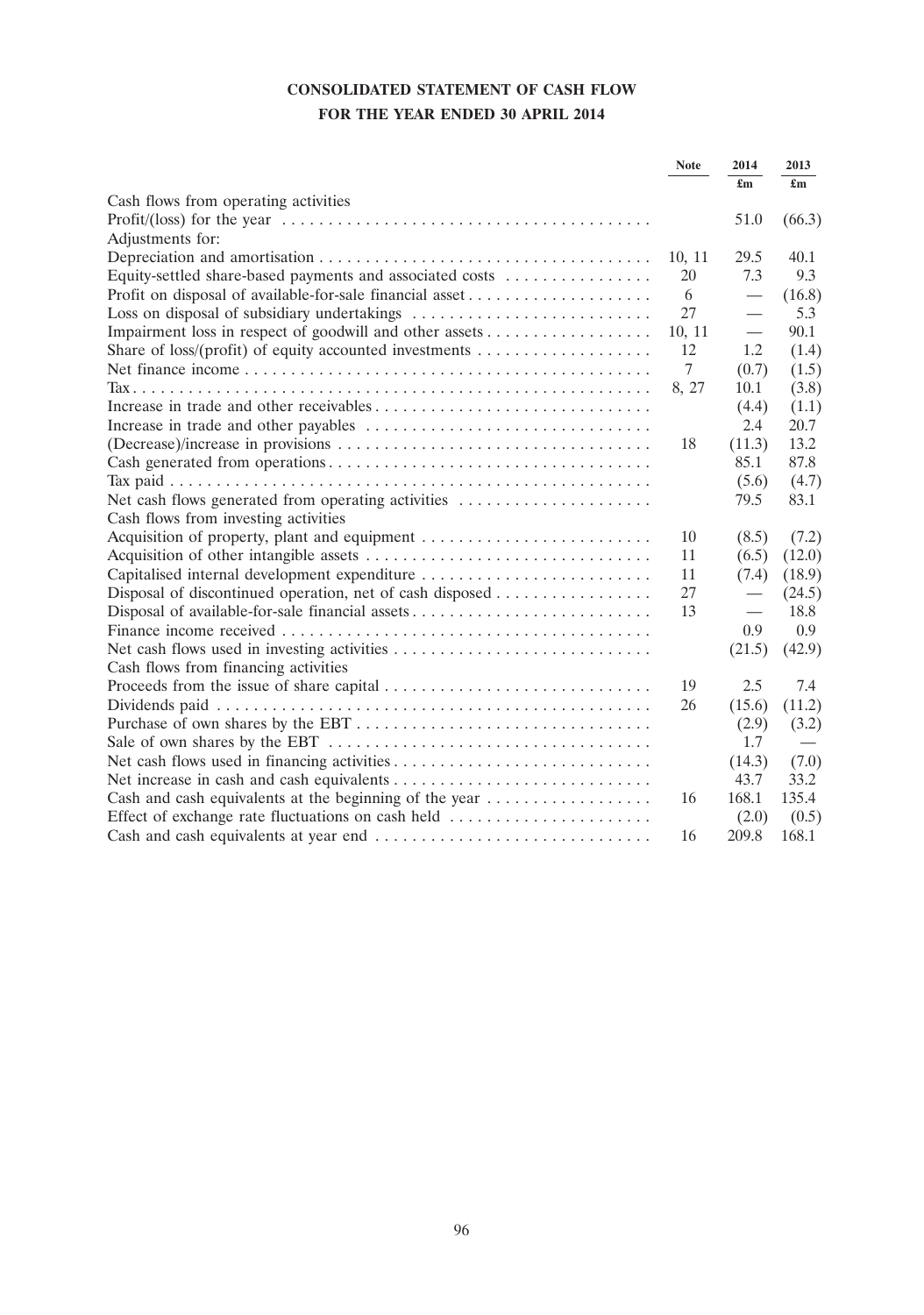# CONSOLIDATED STATEMENT OF CASH FLOW

## FOR THE YEAR ENDED 30 APRIL 2014

| | Note | 2014 | 2013 |
|---|---|---|---|
| | | £m | £m |
| Cash flows from operating activities | | | |
| Profit/(loss) for the year | | 51.0 | (66.3) |
| Adjustments for: | | | |
| Depreciation and amortisation | 10, 11 | 29.5 | 40.1 |
| Equity-settled share-based payments and associated costs | 20 | 7.3 | 9.3 |
| Profit on disposal of available-for-sale financial asset | 6 | — | (16.8) |
| Loss on disposal of subsidiary undertakings | 27 | — | 5.3 |
| Impairment loss in respect of goodwill and other assets | 10, 11 | — | 90.1 |
| Share of loss/(profit) of equity accounted investments | 12 | 1.2 | (1.4) |
| Net finance income | 7 | (0.7) | (1.5) |
| Tax | 8, 27 | 10.1 | (3.8) |
| Increase in trade and other receivables | | (4.4) | (1.1) |
| Increase in trade and other payables | | 2.4 | 20.7 |
| (Decrease)/increase in provisions | 18 | (11.3) | 13.2 |
| Cash generated from operations | | 85.1 | 87.8 |
| Tax paid | | (5.6) | (4.7) |
| Net cash flows generated from operating activities | | 79.5 | 83.1 |
| Cash flows from investing activities | | | |
| Acquisition of property, plant and equipment | 10 | (8.5) | (7.2) |
| Acquisition of other intangible assets | 11 | (6.5) | (12.0) |
| Capitalised internal development expenditure | 11 | (7.4) | (18.9) |
| Disposal of discontinued operation, net of cash disposed | 27 | — | (24.5) |
| Disposal of available-for-sale financial assets | 13 | — | 18.8 |
| Finance income received | | 0.9 | 0.9 |
| Net cash flows used in investing activities | | (21.5) | (42.9) |
| Cash flows from financing activities | | | |
| Proceeds from the issue of share capital | 19 | 2.5 | 7.4 |
| Dividends paid | 26 | (15.6) | (11.2) |
| Purchase of own shares by the EBT | | (2.9) | (3.2) |
| Sale of own shares by the EBT | | 1.7 | — |
| Net cash flows used in financing activities | | (14.3) | (7.0) |
| Net increase in cash and cash equivalents | | 43.7 | 33.2 |
| Cash and cash equivalents at the beginning of the year | 16 | 168.1 | 135.4 |
| Effect of exchange rate fluctuations on cash held | | (2.0) | (0.5) |
| Cash and cash equivalents at year end | 16 | 209.8 | 168.1 |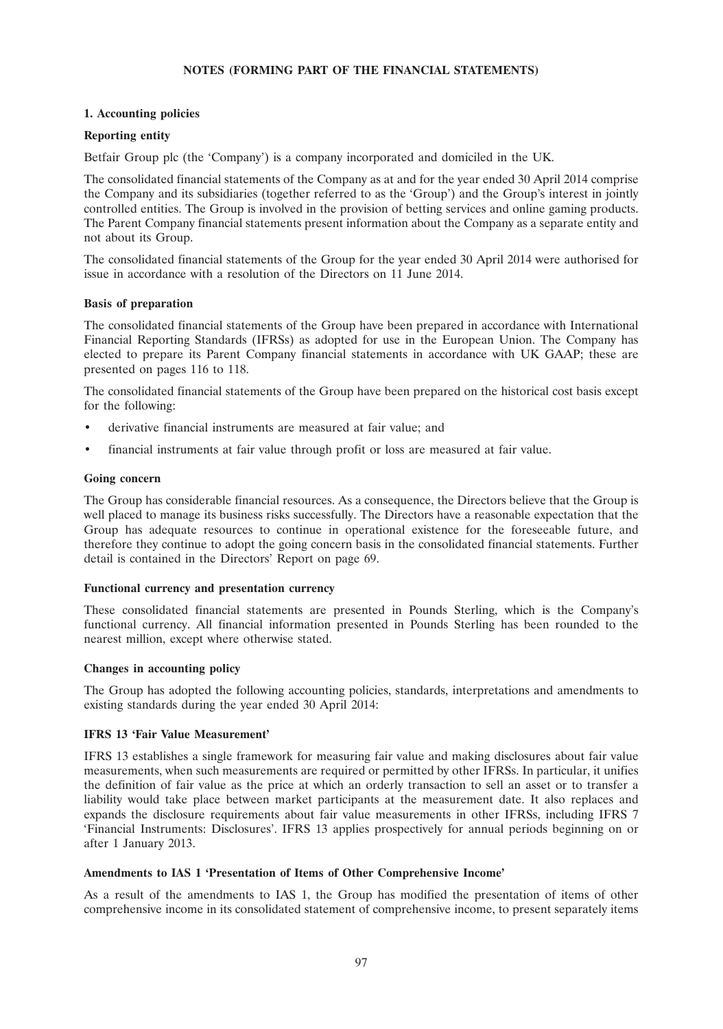## NOTES (FORMING PART OF THE FINANCIAL STATEMENTS)

### 1. Accounting policies

**Reporting entity**

Betfair Group plc (the 'Company') is a company incorporated and domiciled in the UK.

The consolidated financial statements of the Company as at and for the year ended 30 April 2014 comprise the Company and its subsidiaries (together referred to as the 'Group') and the Group's interest in jointly controlled entities. The Group is involved in the provision of betting services and online gaming products. The Parent Company financial statements present information about the Company as a separate entity and not about its Group.

The consolidated financial statements of the Group for the year ended 30 April 2014 were authorised for issue in accordance with a resolution of the Directors on 11 June 2014.

**Basis of preparation**

The consolidated financial statements of the Group have been prepared in accordance with International Financial Reporting Standards (IFRSs) as adopted for use in the European Union. The Company has elected to prepare its Parent Company financial statements in accordance with UK GAAP; these are presented on pages 116 to 118.

The consolidated financial statements of the Group have been prepared on the historical cost basis except for the following:

- derivative financial instruments are measured at fair value; and
- financial instruments at fair value through profit or loss are measured at fair value.

**Going concern**

The Group has considerable financial resources. As a consequence, the Directors believe that the Group is well placed to manage its business risks successfully. The Directors have a reasonable expectation that the Group has adequate resources to continue in operational existence for the foreseeable future, and therefore they continue to adopt the going concern basis in the consolidated financial statements. Further detail is contained in the Directors' Report on page 69.

**Functional currency and presentation currency**

These consolidated financial statements are presented in Pounds Sterling, which is the Company's functional currency. All financial information presented in Pounds Sterling has been rounded to the nearest million, except where otherwise stated.

**Changes in accounting policy**

The Group has adopted the following accounting policies, standards, interpretations and amendments to existing standards during the year ended 30 April 2014:

**IFRS 13 'Fair Value Measurement'**

IFRS 13 establishes a single framework for measuring fair value and making disclosures about fair value measurements, when such measurements are required or permitted by other IFRSs. In particular, it unifies the definition of fair value as the price at which an orderly transaction to sell an asset or to transfer a liability would take place between market participants at the measurement date. It also replaces and expands the disclosure requirements about fair value measurements in other IFRSs, including IFRS 7 'Financial Instruments: Disclosures'. IFRS 13 applies prospectively for annual periods beginning on or after 1 January 2013.

**Amendments to IAS 1 'Presentation of Items of Other Comprehensive Income'**

As a result of the amendments to IAS 1, the Group has modified the presentation of items of other comprehensive income in its consolidated statement of comprehensive income, to present separately items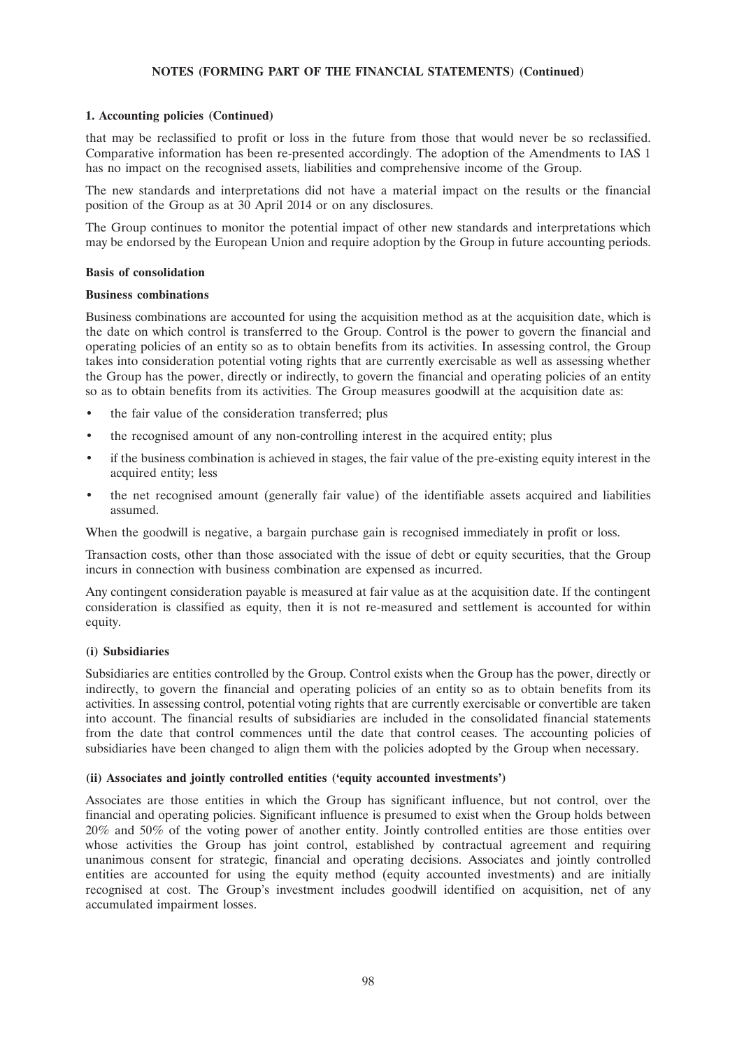**NOTES (FORMING PART OF THE FINANCIAL STATEMENTS) (Continued)**

**1. Accounting policies (Continued)**

that may be reclassified to profit or loss in the future from those that would never be so reclassified. Comparative information has been re-presented accordingly. The adoption of the Amendments to IAS 1 has no impact on the recognised assets, liabilities and comprehensive income of the Group.

The new standards and interpretations did not have a material impact on the results or the financial position of the Group as at 30 April 2014 or on any disclosures.

The Group continues to monitor the potential impact of other new standards and interpretations which may be endorsed by the European Union and require adoption by the Group in future accounting periods.

**Basis of consolidation**

**Business combinations**

Business combinations are accounted for using the acquisition method as at the acquisition date, which is the date on which control is transferred to the Group. Control is the power to govern the financial and operating policies of an entity so as to obtain benefits from its activities. In assessing control, the Group takes into consideration potential voting rights that are currently exercisable as well as assessing whether the Group has the power, directly or indirectly, to govern the financial and operating policies of an entity so as to obtain benefits from its activities. The Group measures goodwill at the acquisition date as:

- the fair value of the consideration transferred; plus
- the recognised amount of any non-controlling interest in the acquired entity; plus
- if the business combination is achieved in stages, the fair value of the pre-existing equity interest in the acquired entity; less
- the net recognised amount (generally fair value) of the identifiable assets acquired and liabilities assumed.

When the goodwill is negative, a bargain purchase gain is recognised immediately in profit or loss.

Transaction costs, other than those associated with the issue of debt or equity securities, that the Group incurs in connection with business combination are expensed as incurred.

Any contingent consideration payable is measured at fair value as at the acquisition date. If the contingent consideration is classified as equity, then it is not re-measured and settlement is accounted for within equity.

**(i) Subsidiaries**

Subsidiaries are entities controlled by the Group. Control exists when the Group has the power, directly or indirectly, to govern the financial and operating policies of an entity so as to obtain benefits from its activities. In assessing control, potential voting rights that are currently exercisable or convertible are taken into account. The financial results of subsidiaries are included in the consolidated financial statements from the date that control commences until the date that control ceases. The accounting policies of subsidiaries have been changed to align them with the policies adopted by the Group when necessary.

**(ii) Associates and jointly controlled entities ('equity accounted investments')**

Associates are those entities in which the Group has significant influence, but not control, over the financial and operating policies. Significant influence is presumed to exist when the Group holds between 20% and 50% of the voting power of another entity. Jointly controlled entities are those entities over whose activities the Group has joint control, established by contractual agreement and requiring unanimous consent for strategic, financial and operating decisions. Associates and jointly controlled entities are accounted for using the equity method (equity accounted investments) and are initially recognised at cost. The Group's investment includes goodwill identified on acquisition, net of any accumulated impairment losses.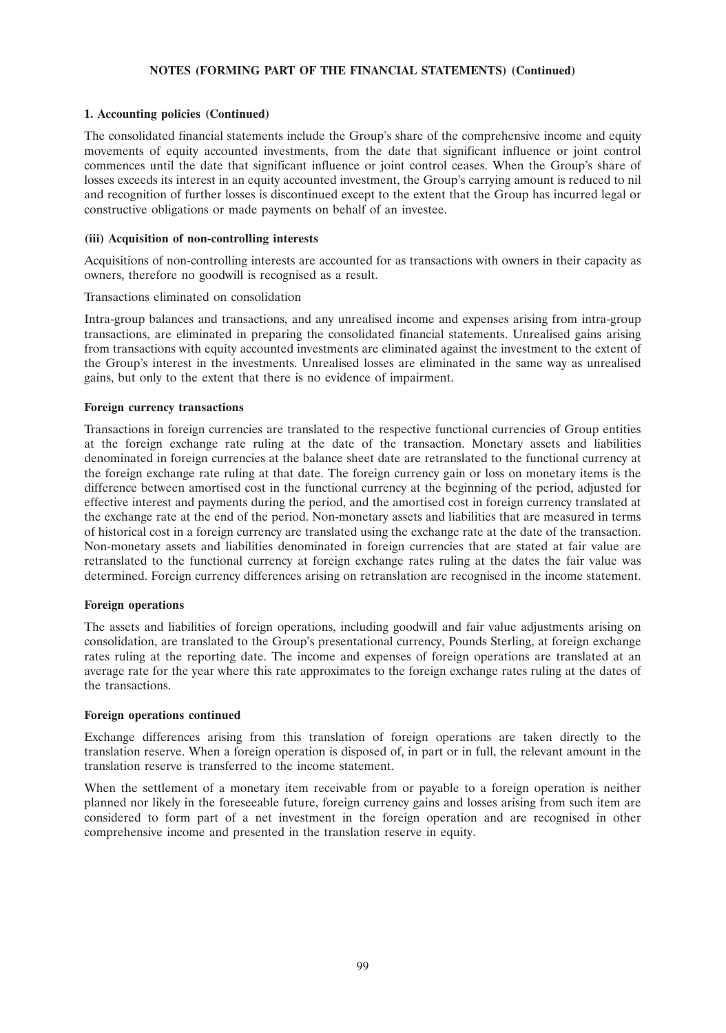**NOTES (FORMING PART OF THE FINANCIAL STATEMENTS) (Continued)**

**1. Accounting policies (Continued)**

The consolidated financial statements include the Group's share of the comprehensive income and equity movements of equity accounted investments, from the date that significant influence or joint control commences until the date that significant influence or joint control ceases. When the Group's share of losses exceeds its interest in an equity accounted investment, the Group's carrying amount is reduced to nil and recognition of further losses is discontinued except to the extent that the Group has incurred legal or constructive obligations or made payments on behalf of an investee.

**(iii) Acquisition of non-controlling interests**

Acquisitions of non-controlling interests are accounted for as transactions with owners in their capacity as owners, therefore no goodwill is recognised as a result.

Transactions eliminated on consolidation

Intra-group balances and transactions, and any unrealised income and expenses arising from intra-group transactions, are eliminated in preparing the consolidated financial statements. Unrealised gains arising from transactions with equity accounted investments are eliminated against the investment to the extent of the Group's interest in the investments. Unrealised losses are eliminated in the same way as unrealised gains, but only to the extent that there is no evidence of impairment.

**Foreign currency transactions**

Transactions in foreign currencies are translated to the respective functional currencies of Group entities at the foreign exchange rate ruling at the date of the transaction. Monetary assets and liabilities denominated in foreign currencies at the balance sheet date are retranslated to the functional currency at the foreign exchange rate ruling at that date. The foreign currency gain or loss on monetary items is the difference between amortised cost in the functional currency at the beginning of the period, adjusted for effective interest and payments during the period, and the amortised cost in foreign currency translated at the exchange rate at the end of the period. Non-monetary assets and liabilities that are measured in terms of historical cost in a foreign currency are translated using the exchange rate at the date of the transaction. Non-monetary assets and liabilities denominated in foreign currencies that are stated at fair value are retranslated to the functional currency at foreign exchange rates ruling at the dates the fair value was determined. Foreign currency differences arising on retranslation are recognised in the income statement.

**Foreign operations**

The assets and liabilities of foreign operations, including goodwill and fair value adjustments arising on consolidation, are translated to the Group's presentational currency, Pounds Sterling, at foreign exchange rates ruling at the reporting date. The income and expenses of foreign operations are translated at an average rate for the year where this rate approximates to the foreign exchange rates ruling at the dates of the transactions.

**Foreign operations continued**

Exchange differences arising from this translation of foreign operations are taken directly to the translation reserve. When a foreign operation is disposed of, in part or in full, the relevant amount in the translation reserve is transferred to the income statement.

When the settlement of a monetary item receivable from or payable to a foreign operation is neither planned nor likely in the foreseeable future, foreign currency gains and losses arising from such item are considered to form part of a net investment in the foreign operation and are recognised in other comprehensive income and presented in the translation reserve in equity.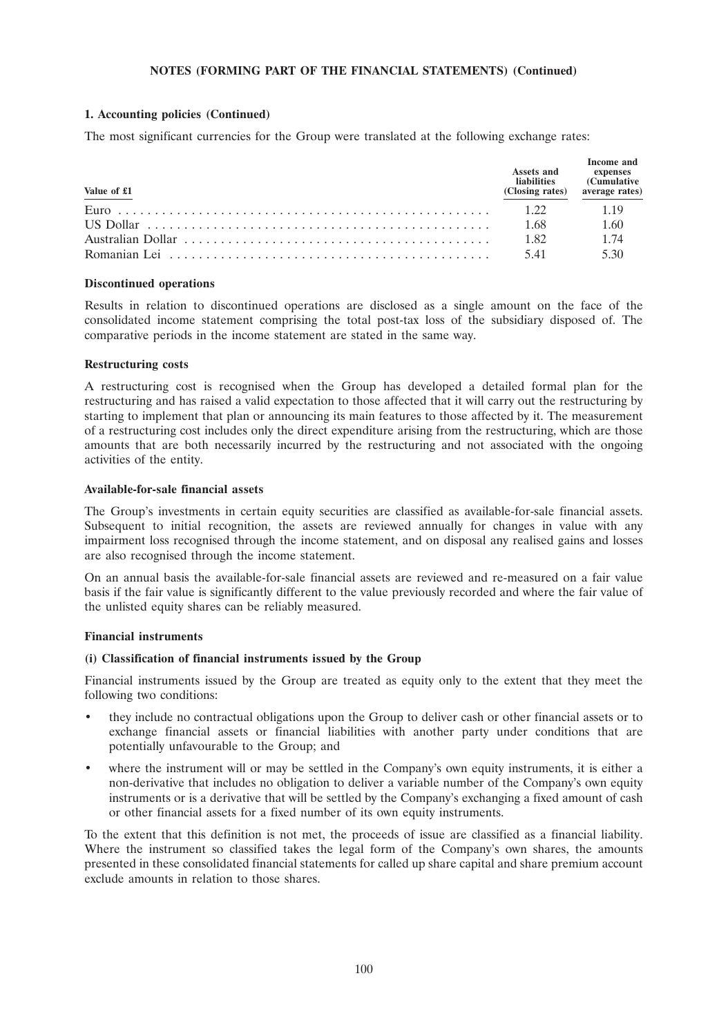**NOTES (FORMING PART OF THE FINANCIAL STATEMENTS) (Continued)**

### 1. Accounting policies (Continued)

The most significant currencies for the Group were translated at the following exchange rates:

| Value of £1 | Assets and liabilities (Closing rates) | Income and expenses (Cumulative average rates) |
|---|---|---|
| Euro | 1.22 | 1.19 |
| US Dollar | 1.68 | 1.60 |
| Australian Dollar | 1.82 | 1.74 |
| Romanian Lei | 5.41 | 5.30 |

#### Discontinued operations

Results in relation to discontinued operations are disclosed as a single amount on the face of the consolidated income statement comprising the total post-tax loss of the subsidiary disposed of. The comparative periods in the income statement are stated in the same way.

#### Restructuring costs

A restructuring cost is recognised when the Group has developed a detailed formal plan for the restructuring and has raised a valid expectation to those affected that it will carry out the restructuring by starting to implement that plan or announcing its main features to those affected by it. The measurement of a restructuring cost includes only the direct expenditure arising from the restructuring, which are those amounts that are both necessarily incurred by the restructuring and not associated with the ongoing activities of the entity.

#### Available-for-sale financial assets

The Group's investments in certain equity securities are classified as available-for-sale financial assets. Subsequent to initial recognition, the assets are reviewed annually for changes in value with any impairment loss recognised through the income statement, and on disposal any realised gains and losses are also recognised through the income statement.

On an annual basis the available-for-sale financial assets are reviewed and re-measured on a fair value basis if the fair value is significantly different to the value previously recorded and where the fair value of the unlisted equity shares can be reliably measured.

#### Financial instruments

**(i) Classification of financial instruments issued by the Group**

Financial instruments issued by the Group are treated as equity only to the extent that they meet the following two conditions:

- they include no contractual obligations upon the Group to deliver cash or other financial assets or to exchange financial assets or financial liabilities with another party under conditions that are potentially unfavourable to the Group; and
- where the instrument will or may be settled in the Company's own equity instruments, it is either a non-derivative that includes no obligation to deliver a variable number of the Company's own equity instruments or is a derivative that will be settled by the Company's exchanging a fixed amount of cash or other financial assets for a fixed number of its own equity instruments.

To the extent that this definition is not met, the proceeds of issue are classified as a financial liability. Where the instrument so classified takes the legal form of the Company's own shares, the amounts presented in these consolidated financial statements for called up share capital and share premium account exclude amounts in relation to those shares.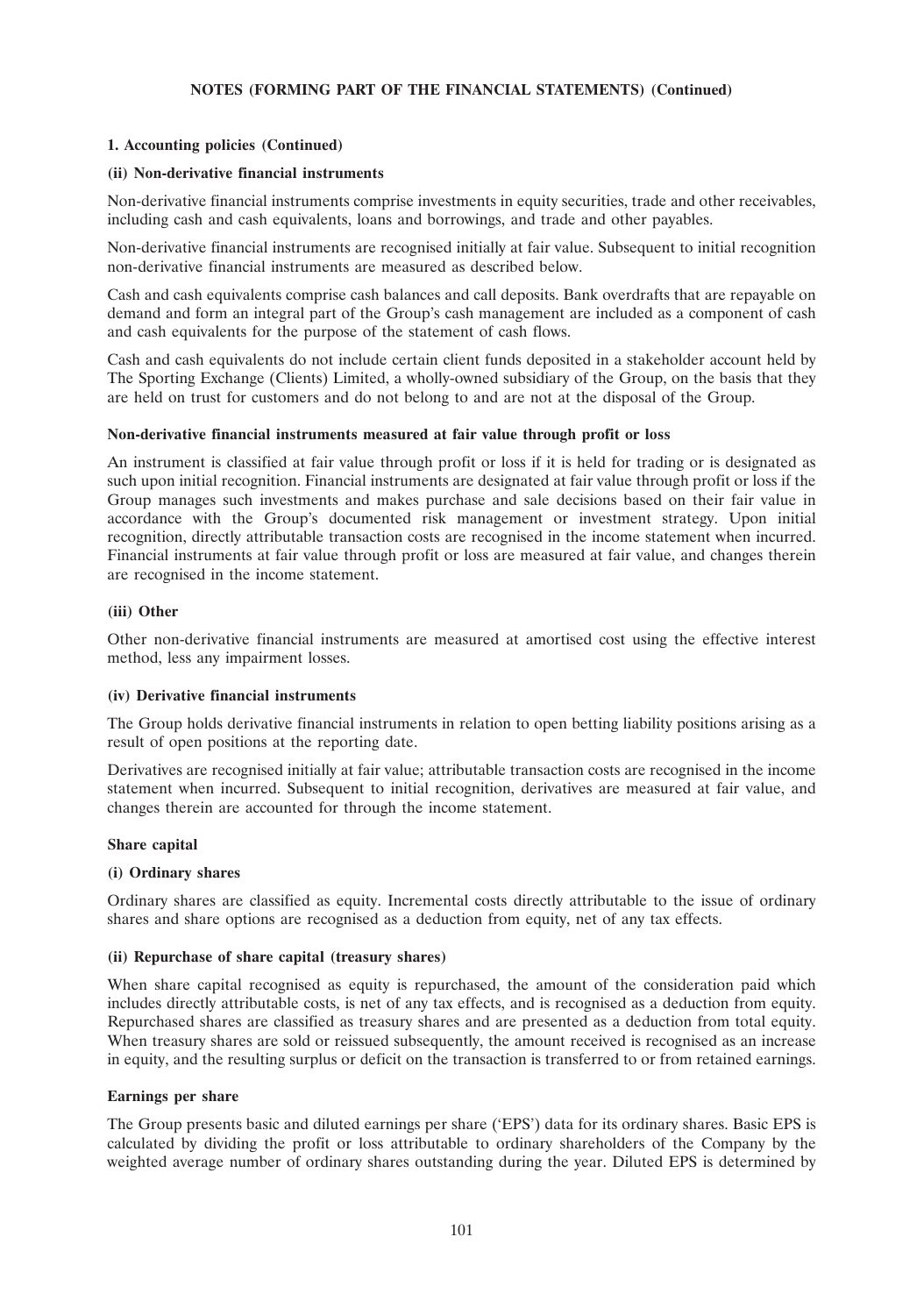**NOTES (FORMING PART OF THE FINANCIAL STATEMENTS) (Continued)**

**1. Accounting policies (Continued)**

**(ii) Non-derivative financial instruments**

Non-derivative financial instruments comprise investments in equity securities, trade and other receivables, including cash and cash equivalents, loans and borrowings, and trade and other payables.

Non-derivative financial instruments are recognised initially at fair value. Subsequent to initial recognition non-derivative financial instruments are measured as described below.

Cash and cash equivalents comprise cash balances and call deposits. Bank overdrafts that are repayable on demand and form an integral part of the Group's cash management are included as a component of cash and cash equivalents for the purpose of the statement of cash flows.

Cash and cash equivalents do not include certain client funds deposited in a stakeholder account held by The Sporting Exchange (Clients) Limited, a wholly-owned subsidiary of the Group, on the basis that they are held on trust for customers and do not belong to and are not at the disposal of the Group.

**Non-derivative financial instruments measured at fair value through profit or loss**

An instrument is classified at fair value through profit or loss if it is held for trading or is designated as such upon initial recognition. Financial instruments are designated at fair value through profit or loss if the Group manages such investments and makes purchase and sale decisions based on their fair value in accordance with the Group's documented risk management or investment strategy. Upon initial recognition, directly attributable transaction costs are recognised in the income statement when incurred. Financial instruments at fair value through profit or loss are measured at fair value, and changes therein are recognised in the income statement.

**(iii) Other**

Other non-derivative financial instruments are measured at amortised cost using the effective interest method, less any impairment losses.

**(iv) Derivative financial instruments**

The Group holds derivative financial instruments in relation to open betting liability positions arising as a result of open positions at the reporting date.

Derivatives are recognised initially at fair value; attributable transaction costs are recognised in the income statement when incurred. Subsequent to initial recognition, derivatives are measured at fair value, and changes therein are accounted for through the income statement.

**Share capital**

**(i) Ordinary shares**

Ordinary shares are classified as equity. Incremental costs directly attributable to the issue of ordinary shares and share options are recognised as a deduction from equity, net of any tax effects.

**(ii) Repurchase of share capital (treasury shares)**

When share capital recognised as equity is repurchased, the amount of the consideration paid which includes directly attributable costs, is net of any tax effects, and is recognised as a deduction from equity. Repurchased shares are classified as treasury shares and are presented as a deduction from total equity. When treasury shares are sold or reissued subsequently, the amount received is recognised as an increase in equity, and the resulting surplus or deficit on the transaction is transferred to or from retained earnings.

**Earnings per share**

The Group presents basic and diluted earnings per share ('EPS') data for its ordinary shares. Basic EPS is calculated by dividing the profit or loss attributable to ordinary shareholders of the Company by the weighted average number of ordinary shares outstanding during the year. Diluted EPS is determined by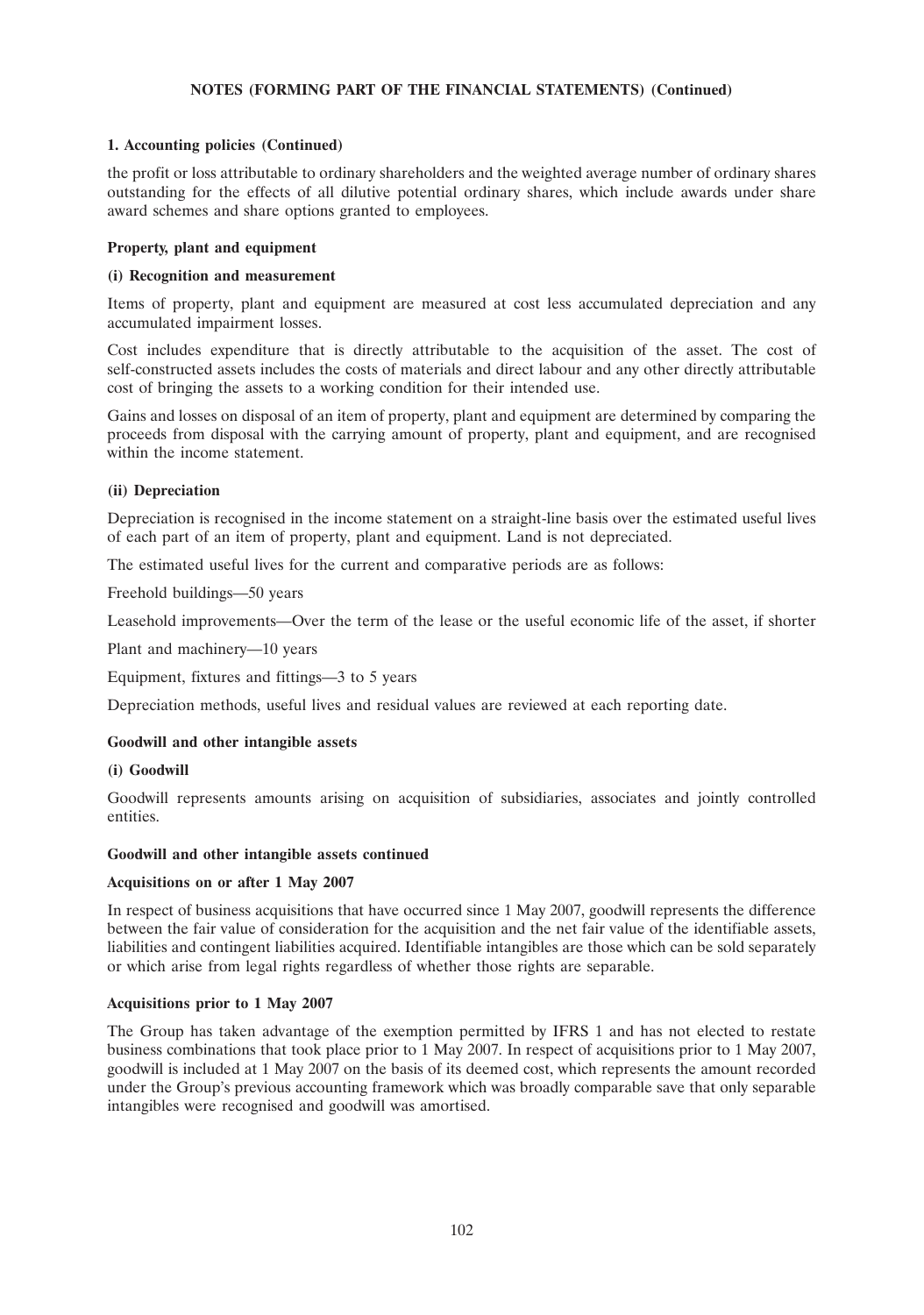**NOTES (FORMING PART OF THE FINANCIAL STATEMENTS) (Continued)**

**1. Accounting policies (Continued)**

the profit or loss attributable to ordinary shareholders and the weighted average number of ordinary shares outstanding for the effects of all dilutive potential ordinary shares, which include awards under share award schemes and share options granted to employees.

**Property, plant and equipment**

**(i) Recognition and measurement**

Items of property, plant and equipment are measured at cost less accumulated depreciation and any accumulated impairment losses.

Cost includes expenditure that is directly attributable to the acquisition of the asset. The cost of self-constructed assets includes the costs of materials and direct labour and any other directly attributable cost of bringing the assets to a working condition for their intended use.

Gains and losses on disposal of an item of property, plant and equipment are determined by comparing the proceeds from disposal with the carrying amount of property, plant and equipment, and are recognised within the income statement.

**(ii) Depreciation**

Depreciation is recognised in the income statement on a straight-line basis over the estimated useful lives of each part of an item of property, plant and equipment. Land is not depreciated.

The estimated useful lives for the current and comparative periods are as follows:

Freehold buildings—50 years

Leasehold improvements—Over the term of the lease or the useful economic life of the asset, if shorter

Plant and machinery—10 years

Equipment, fixtures and fittings—3 to 5 years

Depreciation methods, useful lives and residual values are reviewed at each reporting date.

**Goodwill and other intangible assets**

**(i) Goodwill**

Goodwill represents amounts arising on acquisition of subsidiaries, associates and jointly controlled entities.

**Goodwill and other intangible assets continued**

**Acquisitions on or after 1 May 2007**

In respect of business acquisitions that have occurred since 1 May 2007, goodwill represents the difference between the fair value of consideration for the acquisition and the net fair value of the identifiable assets, liabilities and contingent liabilities acquired. Identifiable intangibles are those which can be sold separately or which arise from legal rights regardless of whether those rights are separable.

**Acquisitions prior to 1 May 2007**

The Group has taken advantage of the exemption permitted by IFRS 1 and has not elected to restate business combinations that took place prior to 1 May 2007. In respect of acquisitions prior to 1 May 2007, goodwill is included at 1 May 2007 on the basis of its deemed cost, which represents the amount recorded under the Group's previous accounting framework which was broadly comparable save that only separable intangibles were recognised and goodwill was amortised.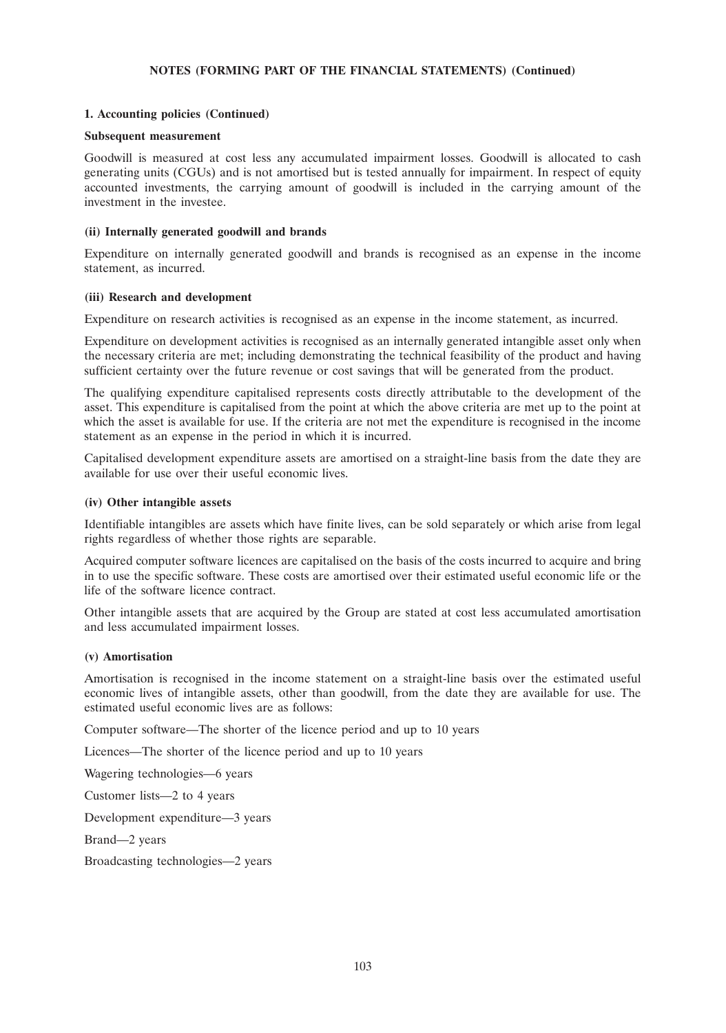**NOTES (FORMING PART OF THE FINANCIAL STATEMENTS) (Continued)**

**1. Accounting policies (Continued)**

**Subsequent measurement**

Goodwill is measured at cost less any accumulated impairment losses. Goodwill is allocated to cash generating units (CGUs) and is not amortised but is tested annually for impairment. In respect of equity accounted investments, the carrying amount of goodwill is included in the carrying amount of the investment in the investee.

**(ii) Internally generated goodwill and brands**

Expenditure on internally generated goodwill and brands is recognised as an expense in the income statement, as incurred.

**(iii) Research and development**

Expenditure on research activities is recognised as an expense in the income statement, as incurred.

Expenditure on development activities is recognised as an internally generated intangible asset only when the necessary criteria are met; including demonstrating the technical feasibility of the product and having sufficient certainty over the future revenue or cost savings that will be generated from the product.

The qualifying expenditure capitalised represents costs directly attributable to the development of the asset. This expenditure is capitalised from the point at which the above criteria are met up to the point at which the asset is available for use. If the criteria are not met the expenditure is recognised in the income statement as an expense in the period in which it is incurred.

Capitalised development expenditure assets are amortised on a straight-line basis from the date they are available for use over their useful economic lives.

**(iv) Other intangible assets**

Identifiable intangibles are assets which have finite lives, can be sold separately or which arise from legal rights regardless of whether those rights are separable.

Acquired computer software licences are capitalised on the basis of the costs incurred to acquire and bring in to use the specific software. These costs are amortised over their estimated useful economic life or the life of the software licence contract.

Other intangible assets that are acquired by the Group are stated at cost less accumulated amortisation and less accumulated impairment losses.

**(v) Amortisation**

Amortisation is recognised in the income statement on a straight-line basis over the estimated useful economic lives of intangible assets, other than goodwill, from the date they are available for use. The estimated useful economic lives are as follows:

Computer software—The shorter of the licence period and up to 10 years

Licences—The shorter of the licence period and up to 10 years

Wagering technologies—6 years

Customer lists—2 to 4 years

Development expenditure—3 years

Brand—2 years

Broadcasting technologies—2 years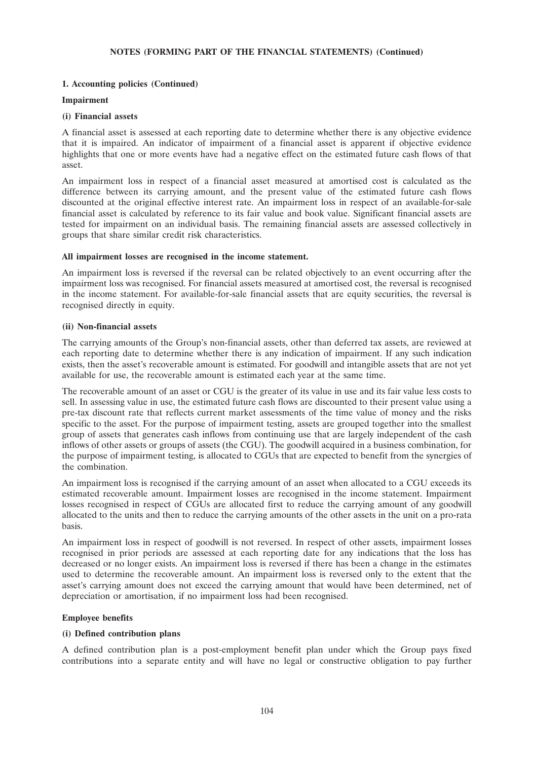**NOTES (FORMING PART OF THE FINANCIAL STATEMENTS) (Continued)**

**1. Accounting policies (Continued)**

**Impairment**

**(i) Financial assets**

A financial asset is assessed at each reporting date to determine whether there is any objective evidence that it is impaired. An indicator of impairment of a financial asset is apparent if objective evidence highlights that one or more events have had a negative effect on the estimated future cash flows of that asset.

An impairment loss in respect of a financial asset measured at amortised cost is calculated as the difference between its carrying amount, and the present value of the estimated future cash flows discounted at the original effective interest rate. An impairment loss in respect of an available-for-sale financial asset is calculated by reference to its fair value and book value. Significant financial assets are tested for impairment on an individual basis. The remaining financial assets are assessed collectively in groups that share similar credit risk characteristics.

**All impairment losses are recognised in the income statement.**

An impairment loss is reversed if the reversal can be related objectively to an event occurring after the impairment loss was recognised. For financial assets measured at amortised cost, the reversal is recognised in the income statement. For available-for-sale financial assets that are equity securities, the reversal is recognised directly in equity.

**(ii) Non-financial assets**

The carrying amounts of the Group's non-financial assets, other than deferred tax assets, are reviewed at each reporting date to determine whether there is any indication of impairment. If any such indication exists, then the asset's recoverable amount is estimated. For goodwill and intangible assets that are not yet available for use, the recoverable amount is estimated each year at the same time.

The recoverable amount of an asset or CGU is the greater of its value in use and its fair value less costs to sell. In assessing value in use, the estimated future cash flows are discounted to their present value using a pre-tax discount rate that reflects current market assessments of the time value of money and the risks specific to the asset. For the purpose of impairment testing, assets are grouped together into the smallest group of assets that generates cash inflows from continuing use that are largely independent of the cash inflows of other assets or groups of assets (the CGU). The goodwill acquired in a business combination, for the purpose of impairment testing, is allocated to CGUs that are expected to benefit from the synergies of the combination.

An impairment loss is recognised if the carrying amount of an asset when allocated to a CGU exceeds its estimated recoverable amount. Impairment losses are recognised in the income statement. Impairment losses recognised in respect of CGUs are allocated first to reduce the carrying amount of any goodwill allocated to the units and then to reduce the carrying amounts of the other assets in the unit on a pro-rata basis.

An impairment loss in respect of goodwill is not reversed. In respect of other assets, impairment losses recognised in prior periods are assessed at each reporting date for any indications that the loss has decreased or no longer exists. An impairment loss is reversed if there has been a change in the estimates used to determine the recoverable amount. An impairment loss is reversed only to the extent that the asset's carrying amount does not exceed the carrying amount that would have been determined, net of depreciation or amortisation, if no impairment loss had been recognised.

**Employee benefits**

**(i) Defined contribution plans**

A defined contribution plan is a post-employment benefit plan under which the Group pays fixed contributions into a separate entity and will have no legal or constructive obligation to pay further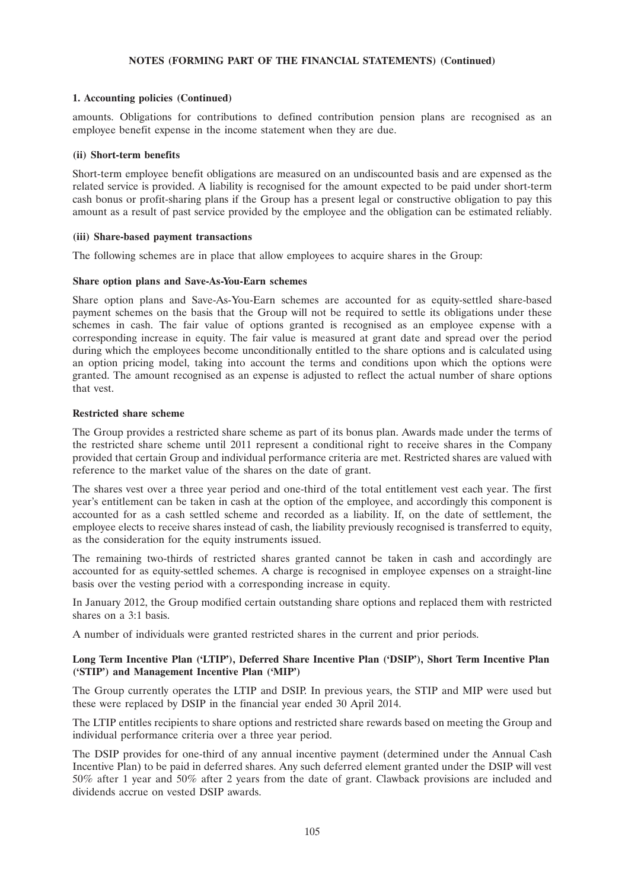## 1. Accounting policies (Continued)

amounts. Obligations for contributions to defined contribution pension plans are recognised as an employee benefit expense in the income statement when they are due.

### (ii) Short-term benefits

Short-term employee benefit obligations are measured on an undiscounted basis and are expensed as the related service is provided. A liability is recognised for the amount expected to be paid under short-term cash bonus or profit-sharing plans if the Group has a present legal or constructive obligation to pay this amount as a result of past service provided by the employee and the obligation can be estimated reliably.

### (iii) Share-based payment transactions

The following schemes are in place that allow employees to acquire shares in the Group:

#### Share option plans and Save-As-You-Earn schemes

Share option plans and Save-As-You-Earn schemes are accounted for as equity-settled share-based payment schemes on the basis that the Group will not be required to settle its obligations under these schemes in cash. The fair value of options granted is recognised as an employee expense with a corresponding increase in equity. The fair value is measured at grant date and spread over the period during which the employees become unconditionally entitled to the share options and is calculated using an option pricing model, taking into account the terms and conditions upon which the options were granted. The amount recognised as an expense is adjusted to reflect the actual number of share options that vest.

#### Restricted share scheme

The Group provides a restricted share scheme as part of its bonus plan. Awards made under the terms of the restricted share scheme until 2011 represent a conditional right to receive shares in the Company provided that certain Group and individual performance criteria are met. Restricted shares are valued with reference to the market value of the shares on the date of grant.

The shares vest over a three year period and one-third of the total entitlement vest each year. The first year's entitlement can be taken in cash at the option of the employee, and accordingly this component is accounted for as a cash settled scheme and recorded as a liability. If, on the date of settlement, the employee elects to receive shares instead of cash, the liability previously recognised is transferred to equity, as the consideration for the equity instruments issued.

The remaining two-thirds of restricted shares granted cannot be taken in cash and accordingly are accounted for as equity-settled schemes. A charge is recognised in employee expenses on a straight-line basis over the vesting period with a corresponding increase in equity.

In January 2012, the Group modified certain outstanding share options and replaced them with restricted shares on a 3:1 basis.

A number of individuals were granted restricted shares in the current and prior periods.

#### Long Term Incentive Plan ('LTIP'), Deferred Share Incentive Plan ('DSIP'), Short Term Incentive Plan ('STIP') and Management Incentive Plan ('MIP')

The Group currently operates the LTIP and DSIP. In previous years, the STIP and MIP were used but these were replaced by DSIP in the financial year ended 30 April 2014.

The LTIP entitles recipients to share options and restricted share rewards based on meeting the Group and individual performance criteria over a three year period.

The DSIP provides for one-third of any annual incentive payment (determined under the Annual Cash Incentive Plan) to be paid in deferred shares. Any such deferred element granted under the DSIP will vest 50% after 1 year and 50% after 2 years from the date of grant. Clawback provisions are included and dividends accrue on vested DSIP awards.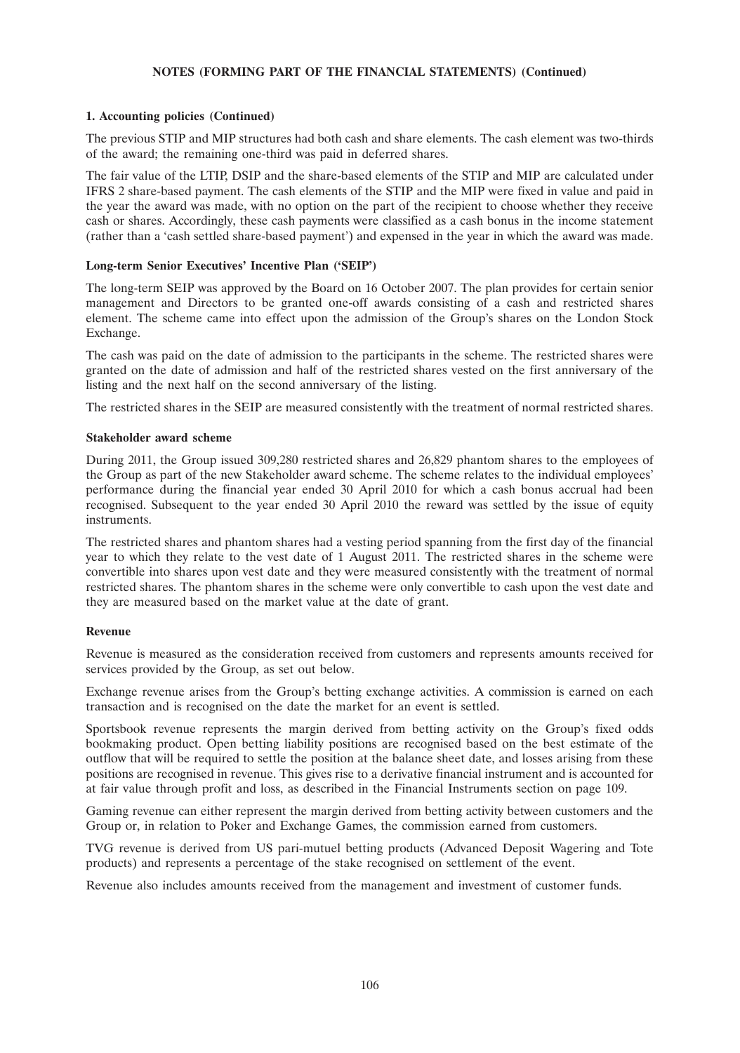**NOTES (FORMING PART OF THE FINANCIAL STATEMENTS) (Continued)**

**1. Accounting policies (Continued)**

The previous STIP and MIP structures had both cash and share elements. The cash element was two-thirds of the award; the remaining one-third was paid in deferred shares.

The fair value of the LTIP, DSIP and the share-based elements of the STIP and MIP are calculated under IFRS 2 share-based payment. The cash elements of the STIP and the MIP were fixed in value and paid in the year the award was made, with no option on the part of the recipient to choose whether they receive cash or shares. Accordingly, these cash payments were classified as a cash bonus in the income statement (rather than a 'cash settled share-based payment') and expensed in the year in which the award was made.

**Long-term Senior Executives' Incentive Plan ('SEIP')**

The long-term SEIP was approved by the Board on 16 October 2007. The plan provides for certain senior management and Directors to be granted one-off awards consisting of a cash and restricted shares element. The scheme came into effect upon the admission of the Group's shares on the London Stock Exchange.

The cash was paid on the date of admission to the participants in the scheme. The restricted shares were granted on the date of admission and half of the restricted shares vested on the first anniversary of the listing and the next half on the second anniversary of the listing.

The restricted shares in the SEIP are measured consistently with the treatment of normal restricted shares.

**Stakeholder award scheme**

During 2011, the Group issued 309,280 restricted shares and 26,829 phantom shares to the employees of the Group as part of the new Stakeholder award scheme. The scheme relates to the individual employees' performance during the financial year ended 30 April 2010 for which a cash bonus accrual had been recognised. Subsequent to the year ended 30 April 2010 the reward was settled by the issue of equity instruments.

The restricted shares and phantom shares had a vesting period spanning from the first day of the financial year to which they relate to the vest date of 1 August 2011. The restricted shares in the scheme were convertible into shares upon vest date and they were measured consistently with the treatment of normal restricted shares. The phantom shares in the scheme were only convertible to cash upon the vest date and they are measured based on the market value at the date of grant.

**Revenue**

Revenue is measured as the consideration received from customers and represents amounts received for services provided by the Group, as set out below.

Exchange revenue arises from the Group's betting exchange activities. A commission is earned on each transaction and is recognised on the date the market for an event is settled.

Sportsbook revenue represents the margin derived from betting activity on the Group's fixed odds bookmaking product. Open betting liability positions are recognised based on the best estimate of the outflow that will be required to settle the position at the balance sheet date, and losses arising from these positions are recognised in revenue. This gives rise to a derivative financial instrument and is accounted for at fair value through profit and loss, as described in the Financial Instruments section on page 109.

Gaming revenue can either represent the margin derived from betting activity between customers and the Group or, in relation to Poker and Exchange Games, the commission earned from customers.

TVG revenue is derived from US pari-mutuel betting products (Advanced Deposit Wagering and Tote products) and represents a percentage of the stake recognised on settlement of the event.

Revenue also includes amounts received from the management and investment of customer funds.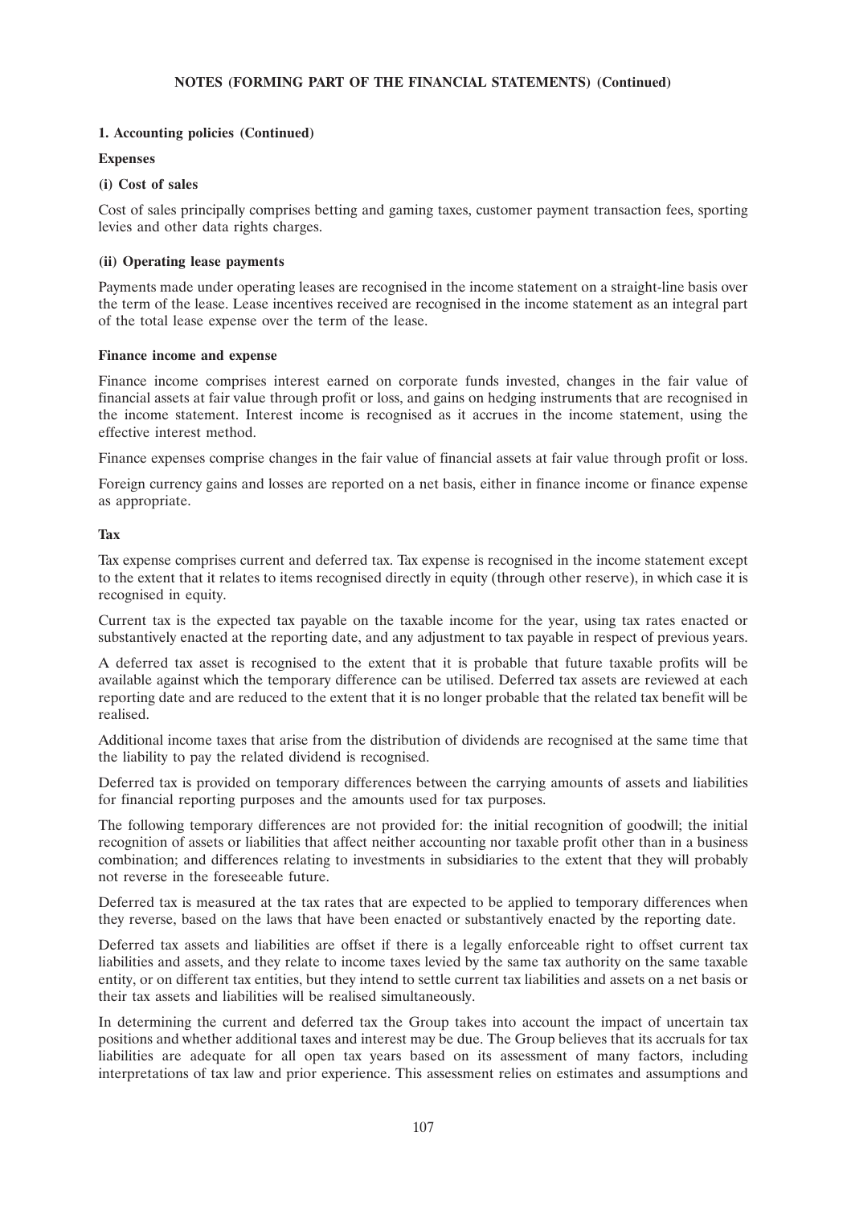**NOTES (FORMING PART OF THE FINANCIAL STATEMENTS) (Continued)**

**1. Accounting policies (Continued)**

**Expenses**

**(i) Cost of sales**

Cost of sales principally comprises betting and gaming taxes, customer payment transaction fees, sporting levies and other data rights charges.

**(ii) Operating lease payments**

Payments made under operating leases are recognised in the income statement on a straight-line basis over the term of the lease. Lease incentives received are recognised in the income statement as an integral part of the total lease expense over the term of the lease.

**Finance income and expense**

Finance income comprises interest earned on corporate funds invested, changes in the fair value of financial assets at fair value through profit or loss, and gains on hedging instruments that are recognised in the income statement. Interest income is recognised as it accrues in the income statement, using the effective interest method.

Finance expenses comprise changes in the fair value of financial assets at fair value through profit or loss.

Foreign currency gains and losses are reported on a net basis, either in finance income or finance expense as appropriate.

**Tax**

Tax expense comprises current and deferred tax. Tax expense is recognised in the income statement except to the extent that it relates to items recognised directly in equity (through other reserve), in which case it is recognised in equity.

Current tax is the expected tax payable on the taxable income for the year, using tax rates enacted or substantively enacted at the reporting date, and any adjustment to tax payable in respect of previous years.

A deferred tax asset is recognised to the extent that it is probable that future taxable profits will be available against which the temporary difference can be utilised. Deferred tax assets are reviewed at each reporting date and are reduced to the extent that it is no longer probable that the related tax benefit will be realised.

Additional income taxes that arise from the distribution of dividends are recognised at the same time that the liability to pay the related dividend is recognised.

Deferred tax is provided on temporary differences between the carrying amounts of assets and liabilities for financial reporting purposes and the amounts used for tax purposes.

The following temporary differences are not provided for: the initial recognition of goodwill; the initial recognition of assets or liabilities that affect neither accounting nor taxable profit other than in a business combination; and differences relating to investments in subsidiaries to the extent that they will probably not reverse in the foreseeable future.

Deferred tax is measured at the tax rates that are expected to be applied to temporary differences when they reverse, based on the laws that have been enacted or substantively enacted by the reporting date.

Deferred tax assets and liabilities are offset if there is a legally enforceable right to offset current tax liabilities and assets, and they relate to income taxes levied by the same tax authority on the same taxable entity, or on different tax entities, but they intend to settle current tax liabilities and assets on a net basis or their tax assets and liabilities will be realised simultaneously.

In determining the current and deferred tax the Group takes into account the impact of uncertain tax positions and whether additional taxes and interest may be due. The Group believes that its accruals for tax liabilities are adequate for all open tax years based on its assessment of many factors, including interpretations of tax law and prior experience. This assessment relies on estimates and assumptions and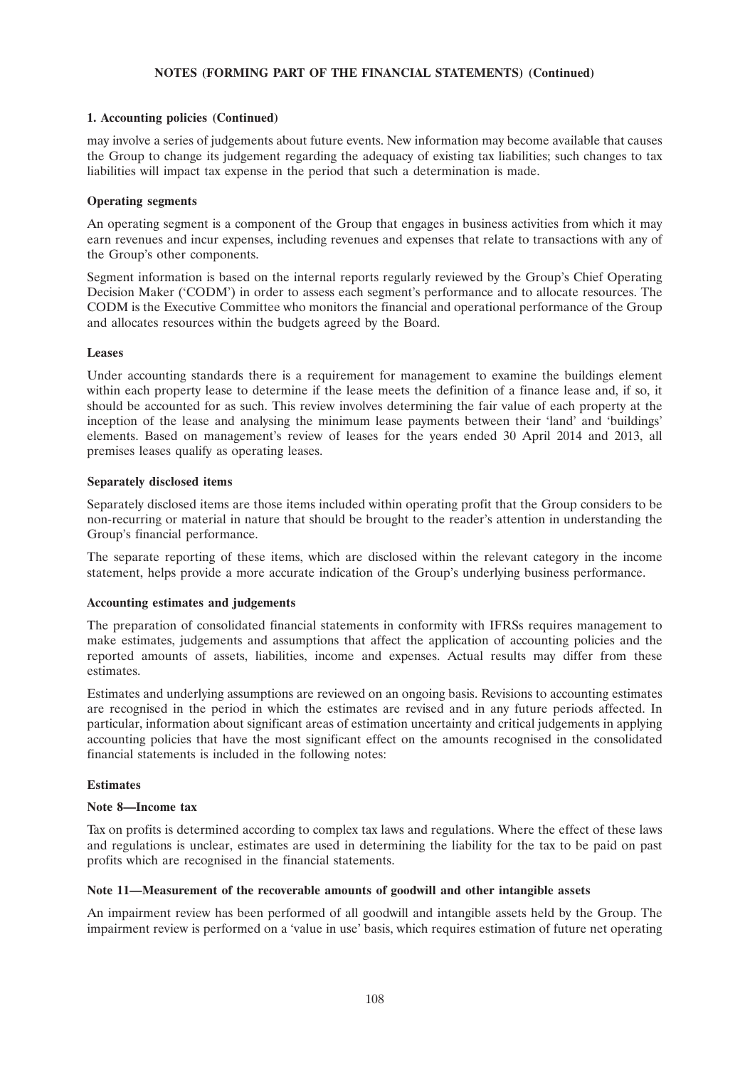**NOTES (FORMING PART OF THE FINANCIAL STATEMENTS) (Continued)**

**1. Accounting policies (Continued)**

may involve a series of judgements about future events. New information may become available that causes the Group to change its judgement regarding the adequacy of existing tax liabilities; such changes to tax liabilities will impact tax expense in the period that such a determination is made.

**Operating segments**

An operating segment is a component of the Group that engages in business activities from which it may earn revenues and incur expenses, including revenues and expenses that relate to transactions with any of the Group's other components.

Segment information is based on the internal reports regularly reviewed by the Group's Chief Operating Decision Maker ('CODM') in order to assess each segment's performance and to allocate resources. The CODM is the Executive Committee who monitors the financial and operational performance of the Group and allocates resources within the budgets agreed by the Board.

**Leases**

Under accounting standards there is a requirement for management to examine the buildings element within each property lease to determine if the lease meets the definition of a finance lease and, if so, it should be accounted for as such. This review involves determining the fair value of each property at the inception of the lease and analysing the minimum lease payments between their 'land' and 'buildings' elements. Based on management's review of leases for the years ended 30 April 2014 and 2013, all premises leases qualify as operating leases.

**Separately disclosed items**

Separately disclosed items are those items included within operating profit that the Group considers to be non-recurring or material in nature that should be brought to the reader's attention in understanding the Group's financial performance.

The separate reporting of these items, which are disclosed within the relevant category in the income statement, helps provide a more accurate indication of the Group's underlying business performance.

**Accounting estimates and judgements**

The preparation of consolidated financial statements in conformity with IFRSs requires management to make estimates, judgements and assumptions that affect the application of accounting policies and the reported amounts of assets, liabilities, income and expenses. Actual results may differ from these estimates.

Estimates and underlying assumptions are reviewed on an ongoing basis. Revisions to accounting estimates are recognised in the period in which the estimates are revised and in any future periods affected. In particular, information about significant areas of estimation uncertainty and critical judgements in applying accounting policies that have the most significant effect on the amounts recognised in the consolidated financial statements is included in the following notes:

**Estimates**

**Note 8—Income tax**

Tax on profits is determined according to complex tax laws and regulations. Where the effect of these laws and regulations is unclear, estimates are used in determining the liability for the tax to be paid on past profits which are recognised in the financial statements.

**Note 11—Measurement of the recoverable amounts of goodwill and other intangible assets**

An impairment review has been performed of all goodwill and intangible assets held by the Group. The impairment review is performed on a 'value in use' basis, which requires estimation of future net operating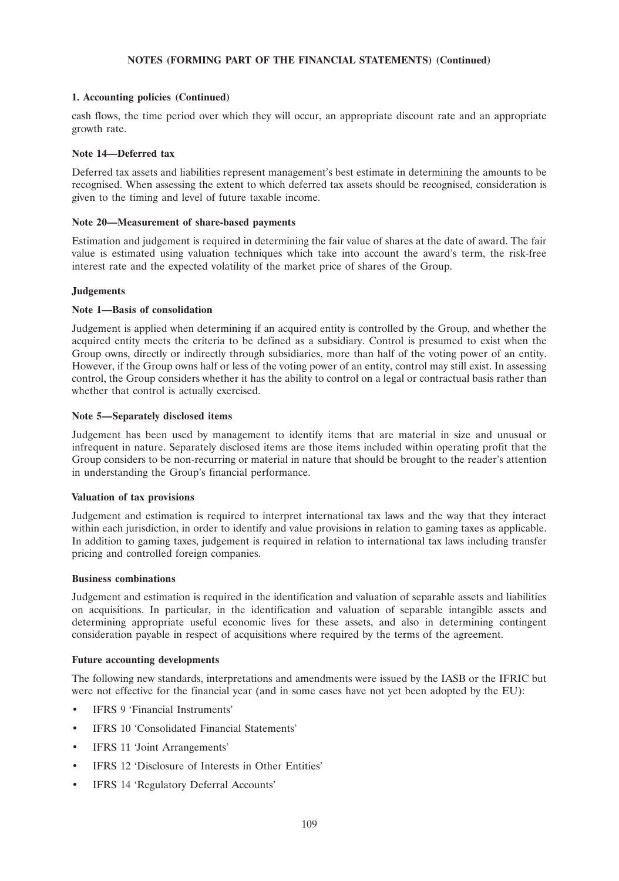**1. Accounting policies (Continued)**

cash flows, the time period over which they will occur, an appropriate discount rate and an appropriate growth rate.

**Note 14—Deferred tax**

Deferred tax assets and liabilities represent management's best estimate in determining the amounts to be recognised. When assessing the extent to which deferred tax assets should be recognised, consideration is given to the timing and level of future taxable income.

**Note 20—Measurement of share-based payments**

Estimation and judgement is required in determining the fair value of shares at the date of award. The fair value is estimated using valuation techniques which take into account the award's term, the risk-free interest rate and the expected volatility of the market price of shares of the Group.

**Judgements**

**Note 1—Basis of consolidation**

Judgement is applied when determining if an acquired entity is controlled by the Group, and whether the acquired entity meets the criteria to be defined as a subsidiary. Control is presumed to exist when the Group owns, directly or indirectly through subsidiaries, more than half of the voting power of an entity. However, if the Group owns half or less of the voting power of an entity, control may still exist. In assessing control, the Group considers whether it has the ability to control on a legal or contractual basis rather than whether that control is actually exercised.

**Note 5—Separately disclosed items**

Judgement has been used by management to identify items that are material in size and unusual or infrequent in nature. Separately disclosed items are those items included within operating profit that the Group considers to be non-recurring or material in nature that should be brought to the reader's attention in understanding the Group's financial performance.

**Valuation of tax provisions**

Judgement and estimation is required to interpret international tax laws and the way that they interact within each jurisdiction, in order to identify and value provisions in relation to gaming taxes as applicable. In addition to gaming taxes, judgement is required in relation to international tax laws including transfer pricing and controlled foreign companies.

**Business combinations**

Judgement and estimation is required in the identification and valuation of separable assets and liabilities on acquisitions. In particular, in the identification and valuation of separable intangible assets and determining appropriate useful economic lives for these assets, and also in determining contingent consideration payable in respect of acquisitions where required by the terms of the agreement.

**Future accounting developments**

The following new standards, interpretations and amendments were issued by the IASB or the IFRIC but were not effective for the financial year (and in some cases have not yet been adopted by the EU):

- IFRS 9 'Financial Instruments'
- IFRS 10 'Consolidated Financial Statements'
- IFRS 11 'Joint Arrangements'
- IFRS 12 'Disclosure of Interests in Other Entities'
- IFRS 14 'Regulatory Deferral Accounts'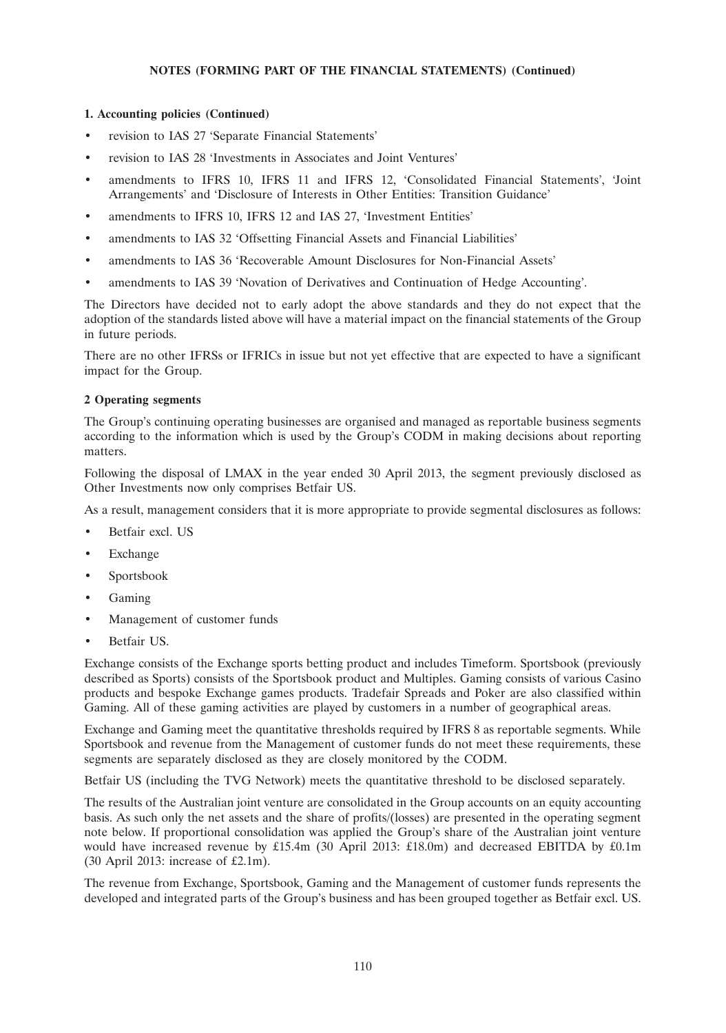**NOTES (FORMING PART OF THE FINANCIAL STATEMENTS) (Continued)**

**1. Accounting policies (Continued)**

- revision to IAS 27 'Separate Financial Statements'
- revision to IAS 28 'Investments in Associates and Joint Ventures'
- amendments to IFRS 10, IFRS 11 and IFRS 12, 'Consolidated Financial Statements', 'Joint Arrangements' and 'Disclosure of Interests in Other Entities: Transition Guidance'
- amendments to IFRS 10, IFRS 12 and IAS 27, 'Investment Entities'
- amendments to IAS 32 'Offsetting Financial Assets and Financial Liabilities'
- amendments to IAS 36 'Recoverable Amount Disclosures for Non-Financial Assets'
- amendments to IAS 39 'Novation of Derivatives and Continuation of Hedge Accounting'.

The Directors have decided not to early adopt the above standards and they do not expect that the adoption of the standards listed above will have a material impact on the financial statements of the Group in future periods.

There are no other IFRSs or IFRICs in issue but not yet effective that are expected to have a significant impact for the Group.

**2 Operating segments**

The Group's continuing operating businesses are organised and managed as reportable business segments according to the information which is used by the Group's CODM in making decisions about reporting matters.

Following the disposal of LMAX in the year ended 30 April 2013, the segment previously disclosed as Other Investments now only comprises Betfair US.

As a result, management considers that it is more appropriate to provide segmental disclosures as follows:

- Betfair excl. US
- Exchange
- Sportsbook
- Gaming
- Management of customer funds
- Betfair US.

Exchange consists of the Exchange sports betting product and includes Timeform. Sportsbook (previously described as Sports) consists of the Sportsbook product and Multiples. Gaming consists of various Casino products and bespoke Exchange games products. Tradefair Spreads and Poker are also classified within Gaming. All of these gaming activities are played by customers in a number of geographical areas.

Exchange and Gaming meet the quantitative thresholds required by IFRS 8 as reportable segments. While Sportsbook and revenue from the Management of customer funds do not meet these requirements, these segments are separately disclosed as they are closely monitored by the CODM.

Betfair US (including the TVG Network) meets the quantitative threshold to be disclosed separately.

The results of the Australian joint venture are consolidated in the Group accounts on an equity accounting basis. As such only the net assets and the share of profits/(losses) are presented in the operating segment note below. If proportional consolidation was applied the Group's share of the Australian joint venture would have increased revenue by £15.4m (30 April 2013: £18.0m) and decreased EBITDA by £0.1m (30 April 2013: increase of £2.1m).

The revenue from Exchange, Sportsbook, Gaming and the Management of customer funds represents the developed and integrated parts of the Group's business and has been grouped together as Betfair excl. US.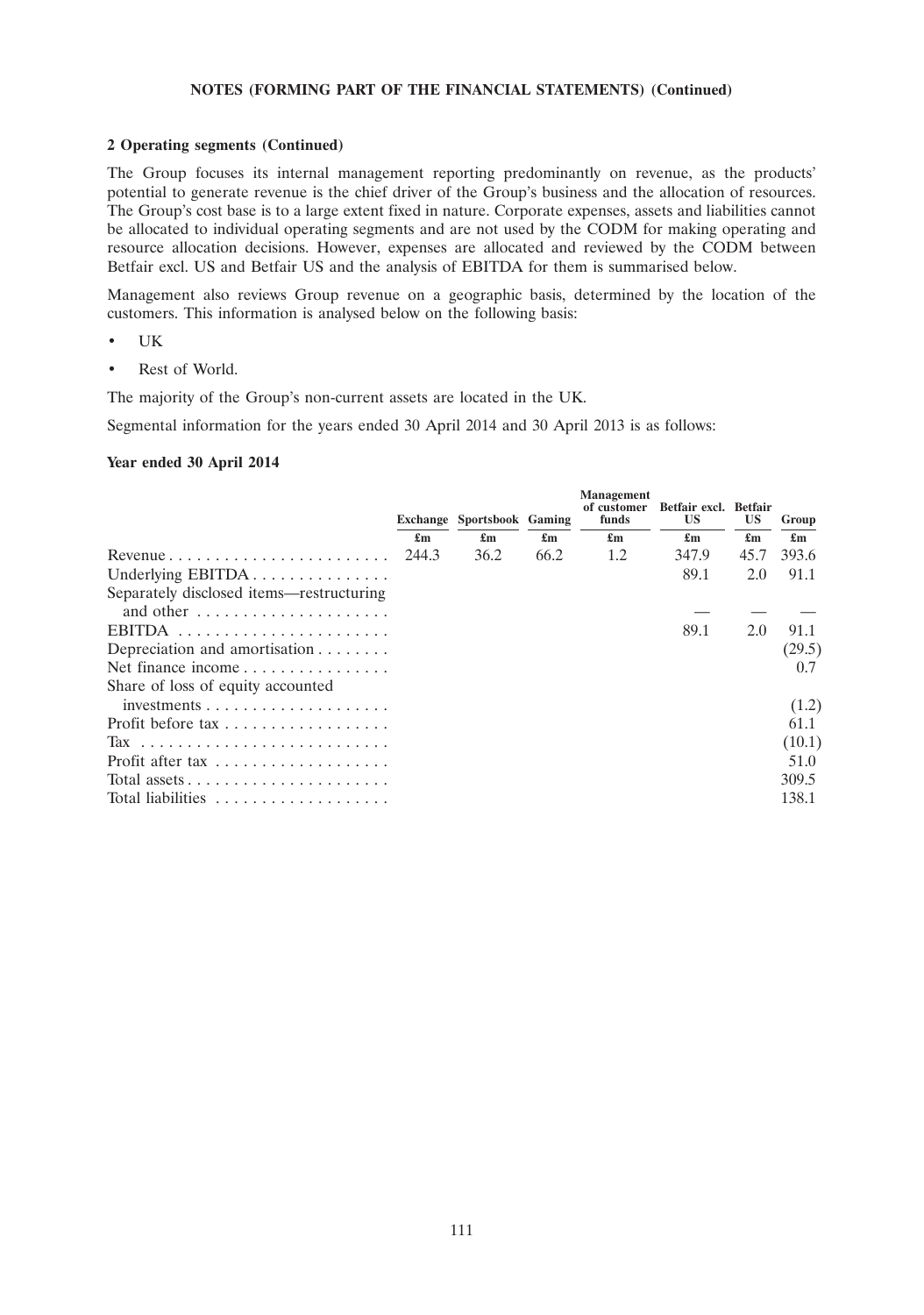**NOTES (FORMING PART OF THE FINANCIAL STATEMENTS) (Continued)**

## 2 Operating segments (Continued)

The Group focuses its internal management reporting predominantly on revenue, as the products' potential to generate revenue is the chief driver of the Group's business and the allocation of resources. The Group's cost base is to a large extent fixed in nature. Corporate expenses, assets and liabilities cannot be allocated to individual operating segments and are not used by the CODM for making operating and resource allocation decisions. However, expenses are allocated and reviewed by the CODM between Betfair excl. US and Betfair US and the analysis of EBITDA for them is summarised below.

Management also reviews Group revenue on a geographic basis, determined by the location of the customers. This information is analysed below on the following basis:

- UK
- Rest of World.

The majority of the Group's non-current assets are located in the UK.

Segmental information for the years ended 30 April 2014 and 30 April 2013 is as follows:

**Year ended 30 April 2014**

| | Exchange | Sportsbook | Gaming | Management of customer funds | Betfair excl. US | Betfair US | Group |
|---|---|---|---|---|---|---|---|
| | £m | £m | £m | £m | £m | £m | £m |
| Revenue | 244.3 | 36.2 | 66.2 | 1.2 | 347.9 | 45.7 | 393.6 |
| Underlying EBITDA | | | | | 89.1 | 2.0 | 91.1 |
| Separately disclosed items—restructuring and other | | | | | — | — | — |
| EBITDA | | | | | 89.1 | 2.0 | 91.1 |
| Depreciation and amortisation | | | | | | | (29.5) |
| Net finance income | | | | | | | 0.7 |
| Share of loss of equity accounted investments | | | | | | | (1.2) |
| Profit before tax | | | | | | | 61.1 |
| Tax | | | | | | | (10.1) |
| Profit after tax | | | | | | | 51.0 |
| Total assets | | | | | | | 309.5 |
| Total liabilities | | | | | | | 138.1 |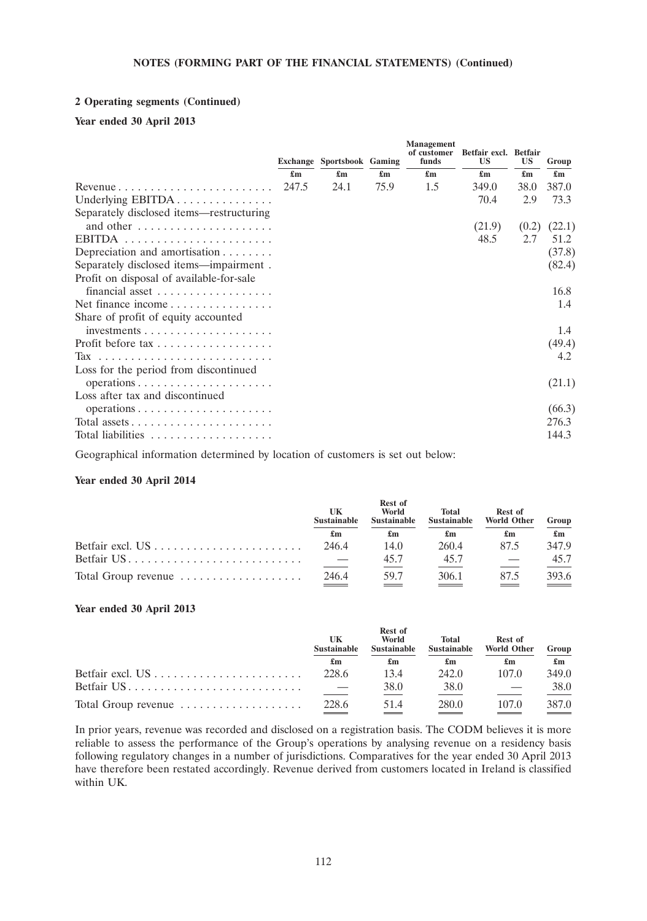**NOTES (FORMING PART OF THE FINANCIAL STATEMENTS) (Continued)**

### 2 Operating segments (Continued)

**Year ended 30 April 2013**

| | Exchange | Sportsbook | Gaming | Management of customer funds | Betfair excl. US | Betfair US | Group |
|---|---|---|---|---|---|---|---|
| | £m | £m | £m | £m | £m | £m | £m |
| Revenue | 247.5 | 24.1 | 75.9 | 1.5 | 349.0 | 38.0 | 387.0 |
| Underlying EBITDA | | | | | 70.4 | 2.9 | 73.3 |
| Separately disclosed items—restructuring and other | | | | | (21.9) | (0.2) | (22.1) |
| EBITDA | | | | | 48.5 | 2.7 | 51.2 |
| Depreciation and amortisation | | | | | | | (37.8) |
| Separately disclosed items—impairment | | | | | | | (82.4) |
| Profit on disposal of available-for-sale financial asset | | | | | | | 16.8 |
| Net finance income | | | | | | | 1.4 |
| Share of profit of equity accounted investments | | | | | | | 1.4 |
| Profit before tax | | | | | | | (49.4) |
| Tax | | | | | | | 4.2 |
| Loss for the period from discontinued operations | | | | | | | (21.1) |
| Loss after tax and discontinued operations | | | | | | | (66.3) |
| Total assets | | | | | | | 276.3 |
| Total liabilities | | | | | | | 144.3 |

Geographical information determined by location of customers is set out below:

**Year ended 30 April 2014**

| | UK Sustainable | Rest of World Sustainable | Total Sustainable | Rest of World Other | Group |
|---|---|---|---|---|---|
| | £m | £m | £m | £m | £m |
| Betfair excl. US | 246.4 | 14.0 | 260.4 | 87.5 | 347.9 |
| Betfair US | — | 45.7 | 45.7 | — | 45.7 |
| Total Group revenue | 246.4 | 59.7 | 306.1 | 87.5 | 393.6 |

**Year ended 30 April 2013**

| | UK Sustainable | Rest of World Sustainable | Total Sustainable | Rest of World Other | Group |
|---|---|---|---|---|---|
| | £m | £m | £m | £m | £m |
| Betfair excl. US | 228.6 | 13.4 | 242.0 | 107.0 | 349.0 |
| Betfair US | — | 38.0 | 38.0 | — | 38.0 |
| Total Group revenue | 228.6 | 51.4 | 280.0 | 107.0 | 387.0 |

In prior years, revenue was recorded and disclosed on a registration basis. The CODM believes it is more reliable to assess the performance of the Group's operations by analysing revenue on a residency basis following regulatory changes in a number of jurisdictions. Comparatives for the year ended 30 April 2013 have therefore been restated accordingly. Revenue derived from customers located in Ireland is classified within UK.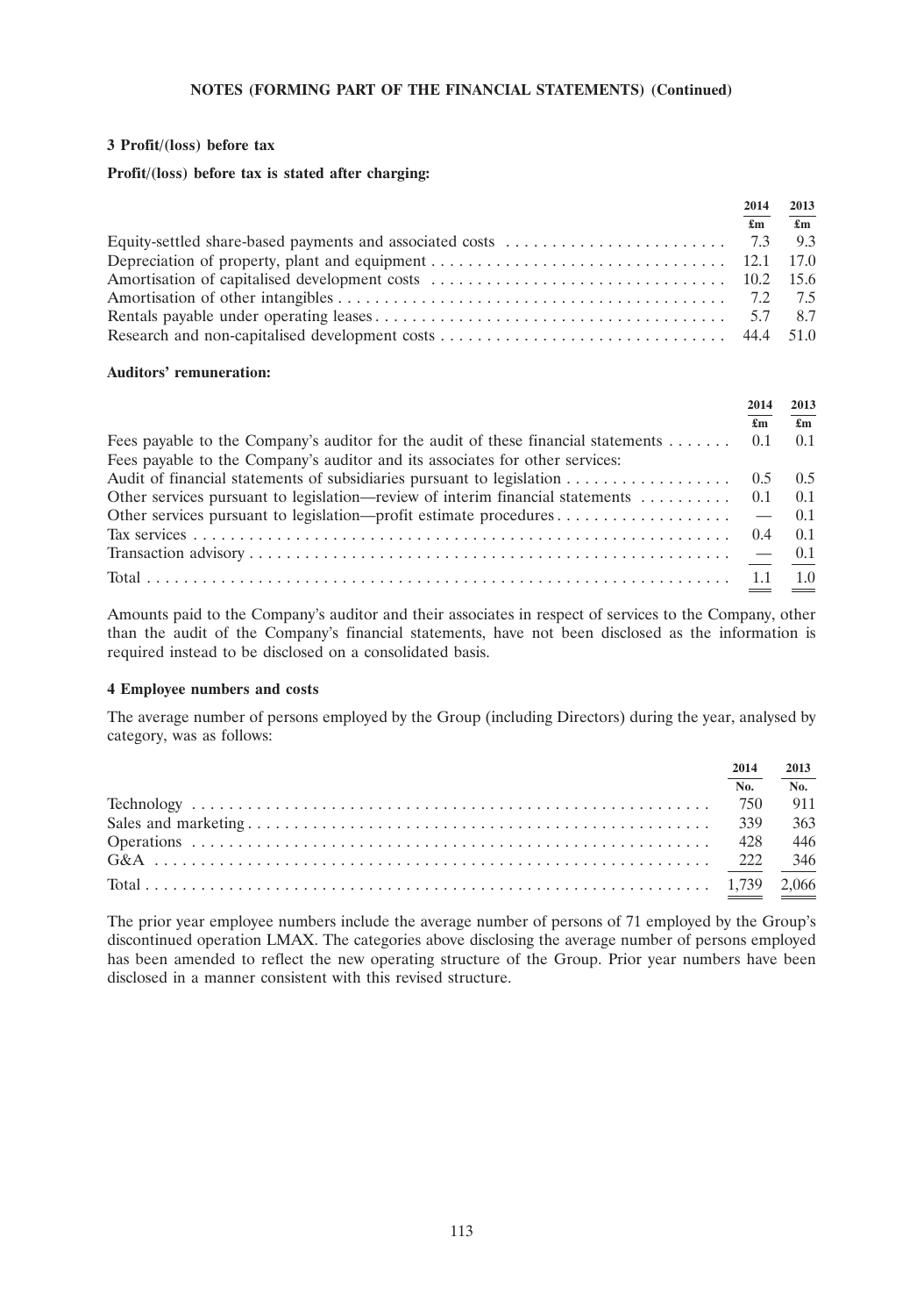**NOTES (FORMING PART OF THE FINANCIAL STATEMENTS) (Continued)**

## 3 Profit/(loss) before tax

**Profit/(loss) before tax is stated after charging:**

| | 2014 | 2013 |
|---|---|---|
| | £m | £m |
| Equity-settled share-based payments and associated costs | 7.3 | 9.3 |
| Depreciation of property, plant and equipment | 12.1 | 17.0 |
| Amortisation of capitalised development costs | 10.2 | 15.6 |
| Amortisation of other intangibles | 7.2 | 7.5 |
| Rentals payable under operating leases | 5.7 | 8.7 |
| Research and non-capitalised development costs | 44.4 | 51.0 |

**Auditors' remuneration:**

| | 2014 | 2013 |
|---|---|---|
| | £m | £m |
| Fees payable to the Company's auditor for the audit of these financial statements | 0.1 | 0.1 |
| Fees payable to the Company's auditor and its associates for other services: | | |
| Audit of financial statements of subsidiaries pursuant to legislation | 0.5 | 0.5 |
| Other services pursuant to legislation—review of interim financial statements | 0.1 | 0.1 |
| Other services pursuant to legislation—profit estimate procedures | — | 0.1 |
| Tax services | 0.4 | 0.1 |
| Transaction advisory | — | 0.1 |
| Total | 1.1 | 1.0 |

Amounts paid to the Company's auditor and their associates in respect of services to the Company, other than the audit of the Company's financial statements, have not been disclosed as the information is required instead to be disclosed on a consolidated basis.

## 4 Employee numbers and costs

The average number of persons employed by the Group (including Directors) during the year, analysed by category, was as follows:

| | 2014 | 2013 |
|---|---|---|
| | No. | No. |
| Technology | 750 | 911 |
| Sales and marketing | 339 | 363 |
| Operations | 428 | 446 |
| G&A | 222 | 346 |
| Total | 1,739 | 2,066 |

The prior year employee numbers include the average number of persons of 71 employed by the Group's discontinued operation LMAX. The categories above disclosing the average number of persons employed has been amended to reflect the new operating structure of the Group. Prior year numbers have been disclosed in a manner consistent with this revised structure.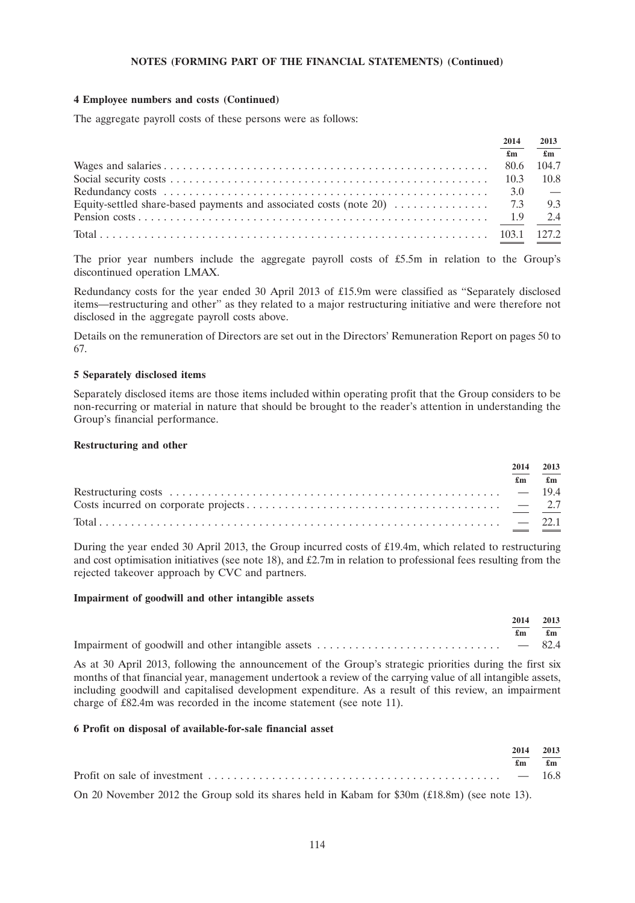**NOTES (FORMING PART OF THE FINANCIAL STATEMENTS) (Continued)**

**4 Employee numbers and costs (Continued)**

The aggregate payroll costs of these persons were as follows:

| | 2014 | 2013 |
|---|---|---|
| | £m | £m |
| Wages and salaries | 80.6 | 104.7 |
| Social security costs | 10.3 | 10.8 |
| Redundancy costs | 3.0 | — |
| Equity-settled share-based payments and associated costs (note 20) | 7.3 | 9.3 |
| Pension costs | 1.9 | 2.4 |
| Total | 103.1 | 127.2 |

The prior year numbers include the aggregate payroll costs of £5.5m in relation to the Group's discontinued operation LMAX.

Redundancy costs for the year ended 30 April 2013 of £15.9m were classified as "Separately disclosed items—restructuring and other" as they related to a major restructuring initiative and were therefore not disclosed in the aggregate payroll costs above.

Details on the remuneration of Directors are set out in the Directors' Remuneration Report on pages 50 to 67.

**5 Separately disclosed items**

Separately disclosed items are those items included within operating profit that the Group considers to be non-recurring or material in nature that should be brought to the reader's attention in understanding the Group's financial performance.

**Restructuring and other**

| | 2014 | 2013 |
|---|---|---|
| | £m | £m |
| Restructuring costs | — | 19.4 |
| Costs incurred on corporate projects | — | 2.7 |
| Total | — | 22.1 |

During the year ended 30 April 2013, the Group incurred costs of £19.4m, which related to restructuring and cost optimisation initiatives (see note 18), and £2.7m in relation to professional fees resulting from the rejected takeover approach by CVC and partners.

**Impairment of goodwill and other intangible assets**

| | 2014 | 2013 |
|---|---|---|
| | £m | £m |
| Impairment of goodwill and other intangible assets | — | 82.4 |

As at 30 April 2013, following the announcement of the Group's strategic priorities during the first six months of that financial year, management undertook a review of the carrying value of all intangible assets, including goodwill and capitalised development expenditure. As a result of this review, an impairment charge of £82.4m was recorded in the income statement (see note 11).

**6 Profit on disposal of available-for-sale financial asset**

| | 2014 | 2013 |
|---|---|---|
| | £m | £m |
| Profit on sale of investment | — | 16.8 |

On 20 November 2012 the Group sold its shares held in Kabam for $30m (£18.8m) (see note 13).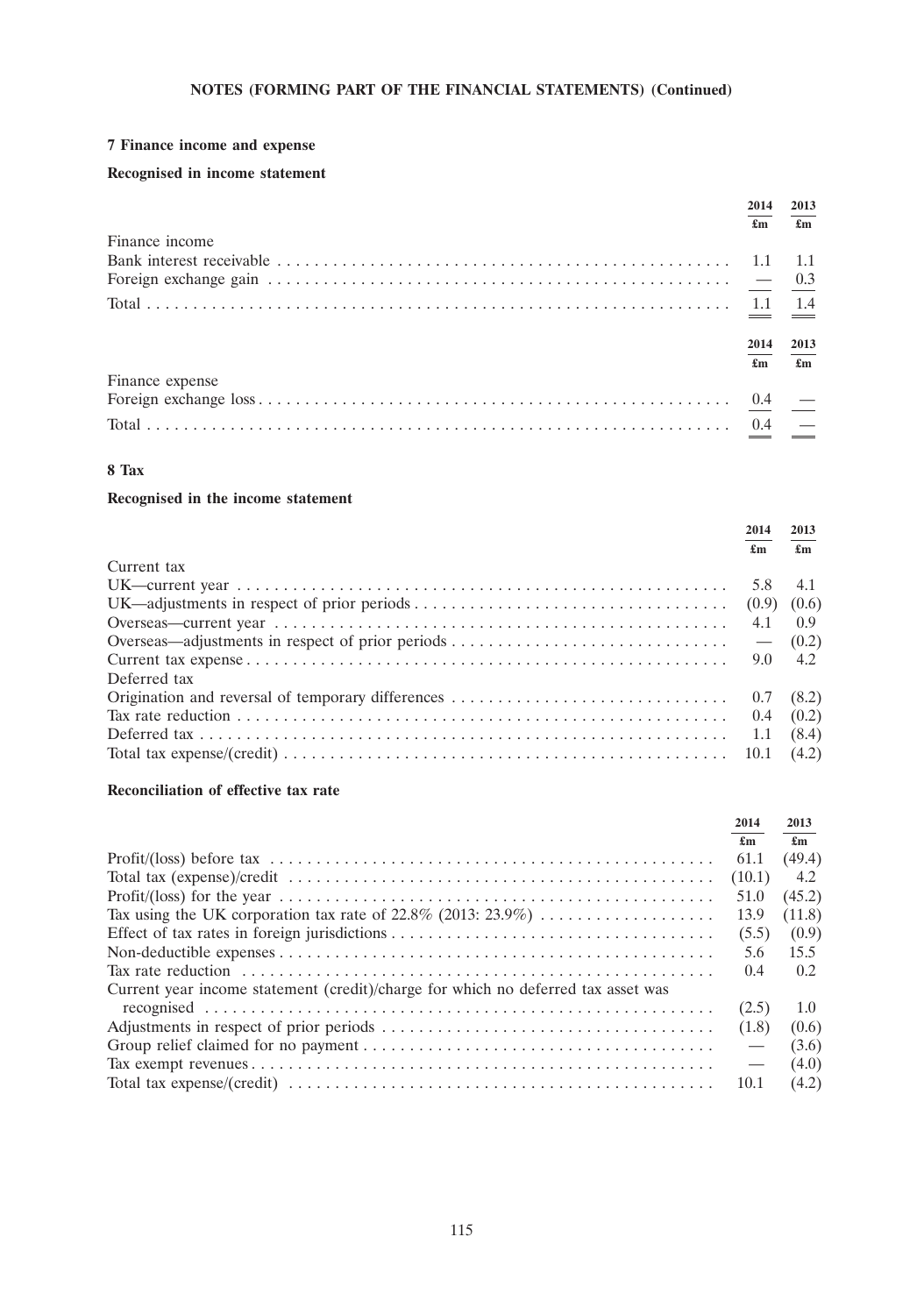**NOTES (FORMING PART OF THE FINANCIAL STATEMENTS) (Continued)**

### 7 Finance income and expense

#### Recognised in income statement

| | 2014 | 2013 |
|---|---|---|
| | £m | £m |
| Finance income | | |
| Bank interest receivable | 1.1 | 1.1 |
| Foreign exchange gain | — | 0.3 |
| Total | 1.1 | 1.4 |

| | 2014 | 2013 |
|---|---|---|
| | £m | £m |
| Finance expense | | |
| Foreign exchange loss | 0.4 | — |
| Total | 0.4 | — |

### 8 Tax

#### Recognised in the income statement

| | 2014 | 2013 |
|---|---|---|
| | £m | £m |
| Current tax | | |
| UK—current year | 5.8 | 4.1 |
| UK—adjustments in respect of prior periods | (0.9) | (0.6) |
| Overseas—current year | 4.1 | 0.9 |
| Overseas—adjustments in respect of prior periods | — | (0.2) |
| Current tax expense | 9.0 | 4.2 |
| Deferred tax | | |
| Origination and reversal of temporary differences | 0.7 | (8.2) |
| Tax rate reduction | 0.4 | (0.2) |
| Deferred tax | 1.1 | (8.4) |
| Total tax expense/(credit) | 10.1 | (4.2) |

#### Reconciliation of effective tax rate

| | 2014 | 2013 |
|---|---|---|
| | £m | £m |
| Profit/(loss) before tax | 61.1 | (49.4) |
| Total tax (expense)/credit | (10.1) | 4.2 |
| Profit/(loss) for the year | 51.0 | (45.2) |
| Tax using the UK corporation tax rate of 22.8% (2013: 23.9%) | 13.9 | (11.8) |
| Effect of tax rates in foreign jurisdictions | (5.5) | (0.9) |
| Non-deductible expenses | 5.6 | 15.5 |
| Tax rate reduction | 0.4 | 0.2 |
| Current year income statement (credit)/charge for which no deferred tax asset was recognised | (2.5) | 1.0 |
| Adjustments in respect of prior periods | (1.8) | (0.6) |
| Group relief claimed for no payment | — | (3.6) |
| Tax exempt revenues | — | (4.0) |
| Total tax expense/(credit) | 10.1 | (4.2) |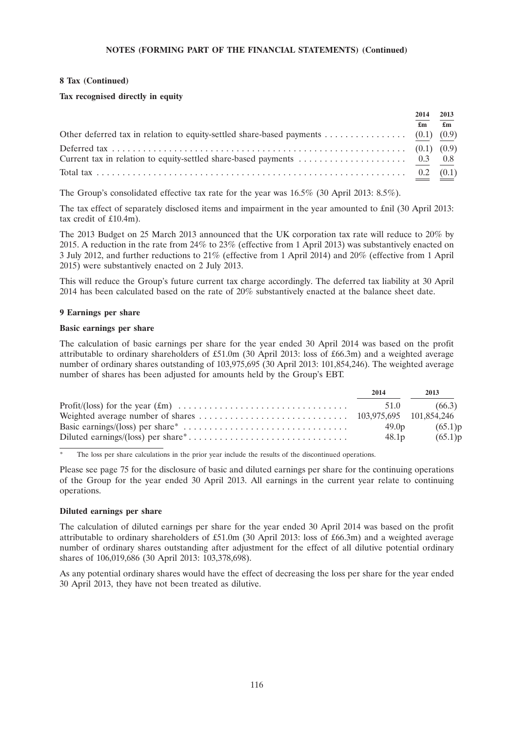**NOTES (FORMING PART OF THE FINANCIAL STATEMENTS) (Continued)**

## 8 Tax (Continued)

### Tax recognised directly in equity

| | 2014 | 2013 |
|---|---|---|
| | £m | £m |
| Other deferred tax in relation to equity-settled share-based payments | (0.1) | (0.9) |
| Deferred tax | (0.1) | (0.9) |
| Current tax in relation to equity-settled share-based payments | 0.3 | 0.8 |
| Total tax | 0.2 | (0.1) |

The Group's consolidated effective tax rate for the year was 16.5% (30 April 2013: 8.5%).

The tax effect of separately disclosed items and impairment in the year amounted to £nil (30 April 2013: tax credit of £10.4m).

The 2013 Budget on 25 March 2013 announced that the UK corporation tax rate will reduce to 20% by 2015. A reduction in the rate from 24% to 23% (effective from 1 April 2013) was substantively enacted on 3 July 2012, and further reductions to 21% (effective from 1 April 2014) and 20% (effective from 1 April 2015) were substantively enacted on 2 July 2013.

This will reduce the Group's future current tax charge accordingly. The deferred tax liability at 30 April 2014 has been calculated based on the rate of 20% substantively enacted at the balance sheet date.

## 9 Earnings per share

### Basic earnings per share

The calculation of basic earnings per share for the year ended 30 April 2014 was based on the profit attributable to ordinary shareholders of £51.0m (30 April 2013: loss of £66.3m) and a weighted average number of ordinary shares outstanding of 103,975,695 (30 April 2013: 101,854,246). The weighted average number of shares has been adjusted for amounts held by the Group's EBT.

| | 2014 | 2013 |
|---|---|---|
| Profit/(loss) for the year (£m) | 51.0 | (66.3) |
| Weighted average number of shares | 103,975,695 | 101,854,246 |
| Basic earnings/(loss) per share* | 49.0p | (65.1)p |
| Diluted earnings/(loss) per share* | 48.1p | (65.1)p |

\* The loss per share calculations in the prior year include the results of the discontinued operations.

Please see page 75 for the disclosure of basic and diluted earnings per share for the continuing operations of the Group for the year ended 30 April 2013. All earnings in the current year relate to continuing operations.

### Diluted earnings per share

The calculation of diluted earnings per share for the year ended 30 April 2014 was based on the profit attributable to ordinary shareholders of £51.0m (30 April 2013: loss of £66.3m) and a weighted average number of ordinary shares outstanding after adjustment for the effect of all dilutive potential ordinary shares of 106,019,686 (30 April 2013: 103,378,698).

As any potential ordinary shares would have the effect of decreasing the loss per share for the year ended 30 April 2013, they have not been treated as dilutive.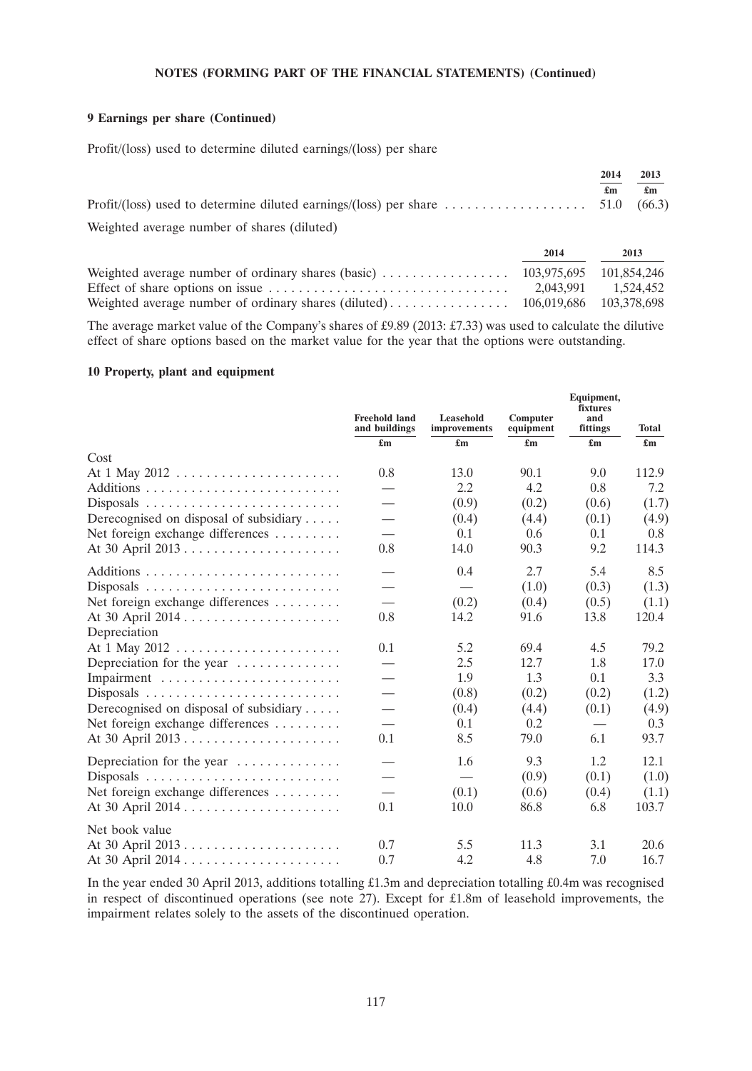**NOTES (FORMING PART OF THE FINANCIAL STATEMENTS) (Continued)**

### 9 Earnings per share (Continued)

Profit/(loss) used to determine diluted earnings/(loss) per share

| | 2014 | 2013 |
|---|---|---|
| | £m | £m |
| Profit/(loss) used to determine diluted earnings/(loss) per share | 51.0 | (66.3) |

Weighted average number of shares (diluted)

| | 2014 | 2013 |
|---|---|---|
| Weighted average number of ordinary shares (basic) | 103,975,695 | 101,854,246 |
| Effect of share options on issue | 2,043,991 | 1,524,452 |
| Weighted average number of ordinary shares (diluted) | 106,019,686 | 103,378,698 |

The average market value of the Company's shares of £9.89 (2013: £7.33) was used to calculate the dilutive effect of share options based on the market value for the year that the options were outstanding.

### 10 Property, plant and equipment

| | Freehold land and buildings | Leasehold improvements | Computer equipment | Equipment, fixtures and fittings | Total |
|---|---|---|---|---|---|
| | £m | £m | £m | £m | £m |
| Cost | | | | | |
| At 1 May 2012 | 0.8 | 13.0 | 90.1 | 9.0 | 112.9 |
| Additions | — | 2.2 | 4.2 | 0.8 | 7.2 |
| Disposals | — | (0.9) | (0.2) | (0.6) | (1.7) |
| Derecognised on disposal of subsidiary | — | (0.4) | (4.4) | (0.1) | (4.9) |
| Net foreign exchange differences | — | 0.1 | 0.6 | 0.1 | 0.8 |
| At 30 April 2013 | 0.8 | 14.0 | 90.3 | 9.2 | 114.3 |
| Additions | — | 0.4 | 2.7 | 5.4 | 8.5 |
| Disposals | — | — | (1.0) | (0.3) | (1.3) |
| Net foreign exchange differences | — | (0.2) | (0.4) | (0.5) | (1.1) |
| At 30 April 2014 | 0.8 | 14.2 | 91.6 | 13.8 | 120.4 |
| Depreciation | | | | | |
| At 1 May 2012 | 0.1 | 5.2 | 69.4 | 4.5 | 79.2 |
| Depreciation for the year | — | 2.5 | 12.7 | 1.8 | 17.0 |
| Impairment | — | 1.9 | 1.3 | 0.1 | 3.3 |
| Disposals | — | (0.8) | (0.2) | (0.2) | (1.2) |
| Derecognised on disposal of subsidiary | — | (0.4) | (4.4) | (0.1) | (4.9) |
| Net foreign exchange differences | — | 0.1 | 0.2 | — | 0.3 |
| At 30 April 2013 | 0.1 | 8.5 | 79.0 | 6.1 | 93.7 |
| Depreciation for the year | — | 1.6 | 9.3 | 1.2 | 12.1 |
| Disposals | — | — | (0.9) | (0.1) | (1.0) |
| Net foreign exchange differences | — | (0.1) | (0.6) | (0.4) | (1.1) |
| At 30 April 2014 | 0.1 | 10.0 | 86.8 | 6.8 | 103.7 |
| Net book value | | | | | |
| At 30 April 2013 | 0.7 | 5.5 | 11.3 | 3.1 | 20.6 |
| At 30 April 2014 | 0.7 | 4.2 | 4.8 | 7.0 | 16.7 |

In the year ended 30 April 2013, additions totalling £1.3m and depreciation totalling £0.4m was recognised in respect of discontinued operations (see note 27). Except for £1.8m of leasehold improvements, the impairment relates solely to the assets of the discontinued operation.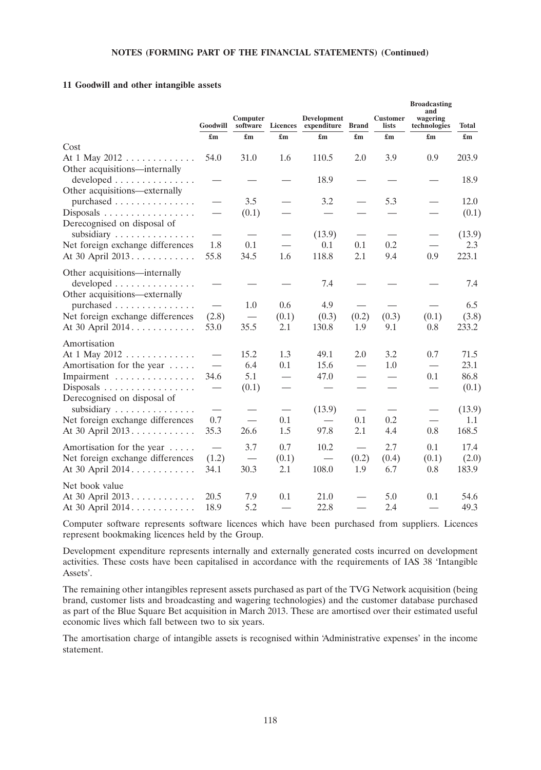**NOTES (FORMING PART OF THE FINANCIAL STATEMENTS) (Continued)**

## 11 Goodwill and other intangible assets

| | Goodwill | Computer software | Licences | Development expenditure | Brand | Customer lists | Broadcasting and wagering technologies | Total |
|---|---|---|---|---|---|---|---|---|
| | £m | £m | £m | £m | £m | £m | £m | £m |
| Cost | | | | | | | | |
| At 1 May 2012 | 54.0 | 31.0 | 1.6 | 110.5 | 2.0 | 3.9 | 0.9 | 203.9 |
| Other acquisitions—internally developed | — | — | — | 18.9 | — | — | — | 18.9 |
| Other acquisitions—externally purchased | — | 3.5 | — | 3.2 | — | 5.3 | — | 12.0 |
| Disposals | — | (0.1) | — | — | — | — | — | (0.1) |
| Derecognised on disposal of subsidiary | — | — | — | (13.9) | — | — | — | (13.9) |
| Net foreign exchange differences | 1.8 | 0.1 | — | 0.1 | 0.1 | 0.2 | — | 2.3 |
| At 30 April 2013 | 55.8 | 34.5 | 1.6 | 118.8 | 2.1 | 9.4 | 0.9 | 223.1 |
| Other acquisitions—internally developed | — | — | — | 7.4 | — | — | — | 7.4 |
| Other acquisitions—externally purchased | — | 1.0 | 0.6 | 4.9 | — | — | — | 6.5 |
| Net foreign exchange differences | (2.8) | — | (0.1) | (0.3) | (0.2) | (0.3) | (0.1) | (3.8) |
| At 30 April 2014 | 53.0 | 35.5 | 2.1 | 130.8 | 1.9 | 9.1 | 0.8 | 233.2 |
| Amortisation | | | | | | | | |
| At 1 May 2012 | — | 15.2 | 1.3 | 49.1 | 2.0 | 3.2 | 0.7 | 71.5 |
| Amortisation for the year | — | 6.4 | 0.1 | 15.6 | — | 1.0 | — | 23.1 |
| Impairment | 34.6 | 5.1 | — | 47.0 | — | — | 0.1 | 86.8 |
| Disposals | — | (0.1) | — | — | — | — | — | (0.1) |
| Derecognised on disposal of subsidiary | — | — | — | (13.9) | — | — | — | (13.9) |
| Net foreign exchange differences | 0.7 | — | 0.1 | — | 0.1 | 0.2 | — | 1.1 |
| At 30 April 2013 | 35.3 | 26.6 | 1.5 | 97.8 | 2.1 | 4.4 | 0.8 | 168.5 |
| Amortisation for the year | — | 3.7 | 0.7 | 10.2 | — | 2.7 | 0.1 | 17.4 |
| Net foreign exchange differences | (1.2) | — | (0.1) | — | (0.2) | (0.4) | (0.1) | (2.0) |
| At 30 April 2014 | 34.1 | 30.3 | 2.1 | 108.0 | 1.9 | 6.7 | 0.8 | 183.9 |
| Net book value | | | | | | | | |
| At 30 April 2013 | 20.5 | 7.9 | 0.1 | 21.0 | — | 5.0 | 0.1 | 54.6 |
| At 30 April 2014 | 18.9 | 5.2 | — | 22.8 | — | 2.4 | — | 49.3 |

Computer software represents software licences which have been purchased from suppliers. Licences represent bookmaking licences held by the Group.

Development expenditure represents internally and externally generated costs incurred on development activities. These costs have been capitalised in accordance with the requirements of IAS 38 'Intangible Assets'.

The remaining other intangibles represent assets purchased as part of the TVG Network acquisition (being brand, customer lists and broadcasting and wagering technologies) and the customer database purchased as part of the Blue Square Bet acquisition in March 2013. These are amortised over their estimated useful economic lives which fall between two to six years.

The amortisation charge of intangible assets is recognised within 'Administrative expenses' in the income statement.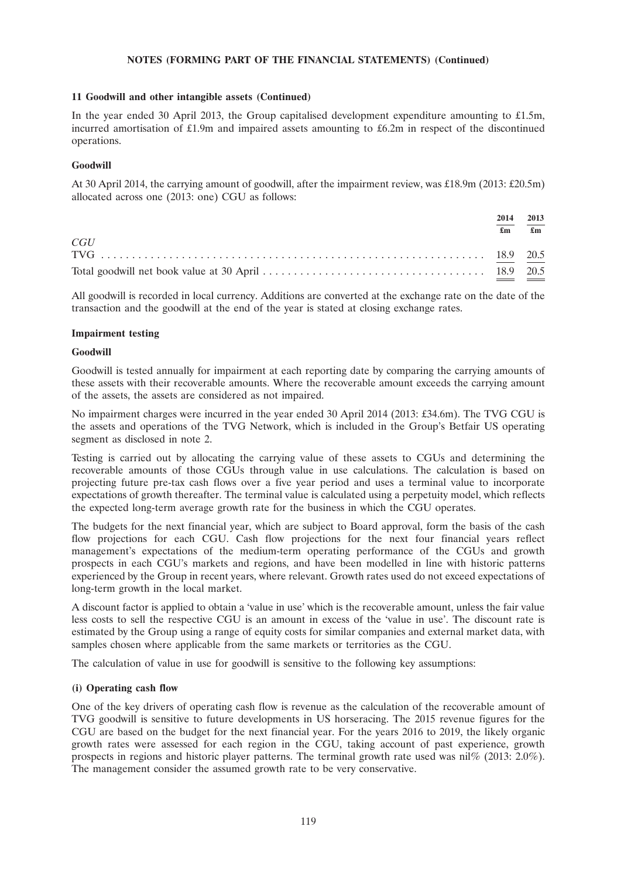## NOTES (FORMING PART OF THE FINANCIAL STATEMENTS) (Continued)

### 11 Goodwill and other intangible assets (Continued)

In the year ended 30 April 2013, the Group capitalised development expenditure amounting to £1.5m, incurred amortisation of £1.9m and impaired assets amounting to £6.2m in respect of the discontinued operations.

### Goodwill

At 30 April 2014, the carrying amount of goodwill, after the impairment review, was £18.9m (2013: £20.5m) allocated across one (2013: one) CGU as follows:

| | 2014 | 2013 |
|---|---|---|
| | £m | £m |
| *CGU* | | |
| TVG | 18.9 | 20.5 |
| Total goodwill net book value at 30 April | 18.9 | 20.5 |

All goodwill is recorded in local currency. Additions are converted at the exchange rate on the date of the transaction and the goodwill at the end of the year is stated at closing exchange rates.

### Impairment testing

#### Goodwill

Goodwill is tested annually for impairment at each reporting date by comparing the carrying amounts of these assets with their recoverable amounts. Where the recoverable amount exceeds the carrying amount of the assets, the assets are considered as not impaired.

No impairment charges were incurred in the year ended 30 April 2014 (2013: £34.6m). The TVG CGU is the assets and operations of the TVG Network, which is included in the Group's Betfair US operating segment as disclosed in note 2.

Testing is carried out by allocating the carrying value of these assets to CGUs and determining the recoverable amounts of those CGUs through value in use calculations. The calculation is based on projecting future pre-tax cash flows over a five year period and uses a terminal value to incorporate expectations of growth thereafter. The terminal value is calculated using a perpetuity model, which reflects the expected long-term average growth rate for the business in which the CGU operates.

The budgets for the next financial year, which are subject to Board approval, form the basis of the cash flow projections for each CGU. Cash flow projections for the next four financial years reflect management's expectations of the medium-term operating performance of the CGUs and growth prospects in each CGU's markets and regions, and have been modelled in line with historic patterns experienced by the Group in recent years, where relevant. Growth rates used do not exceed expectations of long-term growth in the local market.

A discount factor is applied to obtain a 'value in use' which is the recoverable amount, unless the fair value less costs to sell the respective CGU is an amount in excess of the 'value in use'. The discount rate is estimated by the Group using a range of equity costs for similar companies and external market data, with samples chosen where applicable from the same markets or territories as the CGU.

The calculation of value in use for goodwill is sensitive to the following key assumptions:

#### (i) Operating cash flow

One of the key drivers of operating cash flow is revenue as the calculation of the recoverable amount of TVG goodwill is sensitive to future developments in US horseracing. The 2015 revenue figures for the CGU are based on the budget for the next financial year. For the years 2016 to 2019, the likely organic growth rates were assessed for each region in the CGU, taking account of past experience, growth prospects in regions and historic player patterns. The terminal growth rate used was nil% (2013: 2.0%). The management consider the assumed growth rate to be very conservative.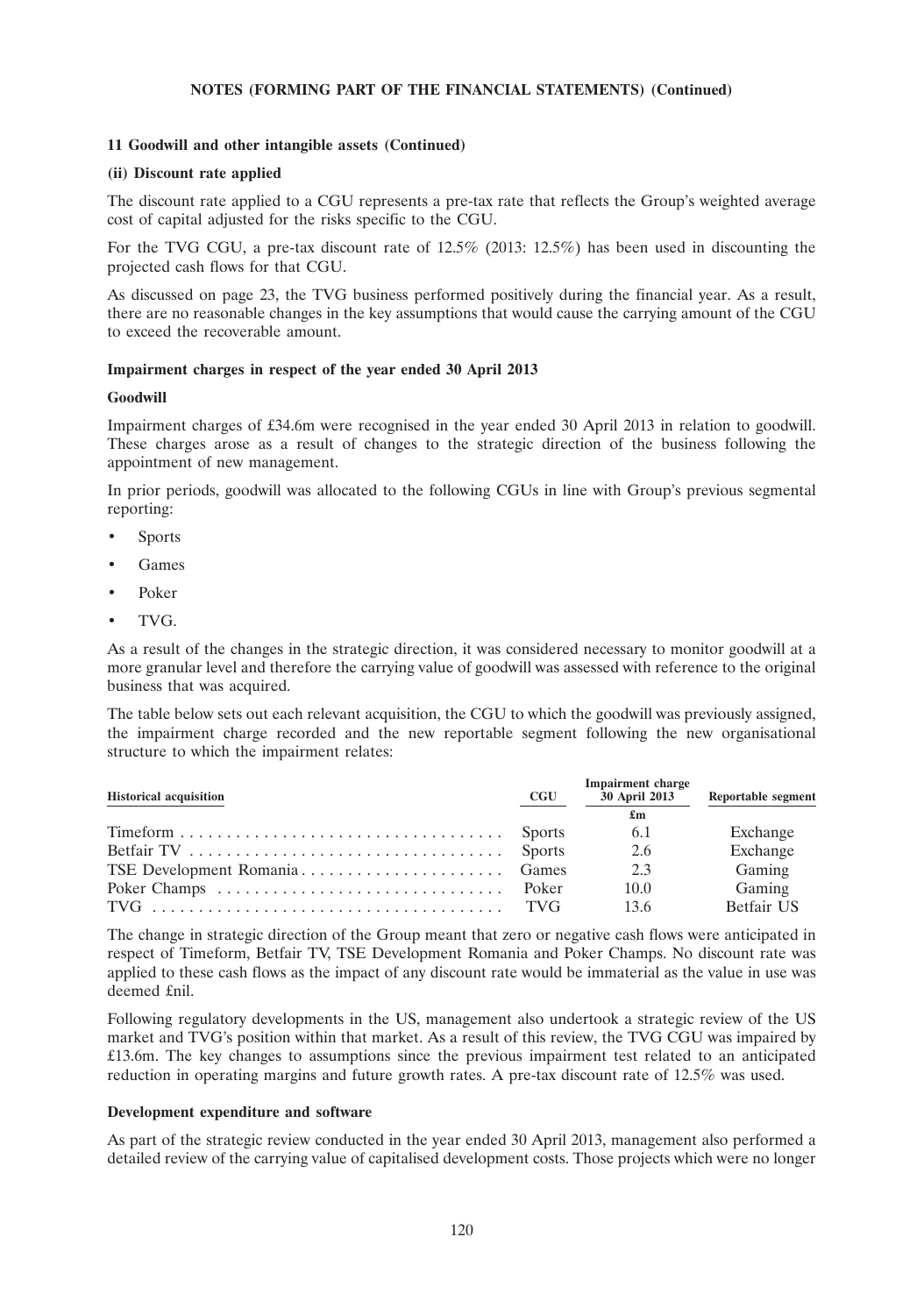**NOTES (FORMING PART OF THE FINANCIAL STATEMENTS) (Continued)**

**11 Goodwill and other intangible assets (Continued)**

**(ii) Discount rate applied**

The discount rate applied to a CGU represents a pre-tax rate that reflects the Group's weighted average cost of capital adjusted for the risks specific to the CGU.

For the TVG CGU, a pre-tax discount rate of 12.5% (2013: 12.5%) has been used in discounting the projected cash flows for that CGU.

As discussed on page 23, the TVG business performed positively during the financial year. As a result, there are no reasonable changes in the key assumptions that would cause the carrying amount of the CGU to exceed the recoverable amount.

**Impairment charges in respect of the year ended 30 April 2013**

**Goodwill**

Impairment charges of £34.6m were recognised in the year ended 30 April 2013 in relation to goodwill. These charges arose as a result of changes to the strategic direction of the business following the appointment of new management.

In prior periods, goodwill was allocated to the following CGUs in line with Group's previous segmental reporting:

- Sports
- Games
- Poker
- TVG.

As a result of the changes in the strategic direction, it was considered necessary to monitor goodwill at a more granular level and therefore the carrying value of goodwill was assessed with reference to the original business that was acquired.

The table below sets out each relevant acquisition, the CGU to which the goodwill was previously assigned, the impairment charge recorded and the new reportable segment following the new organisational structure to which the impairment relates:

| Historical acquisition | CGU | Impairment charge 30 April 2013 | Reportable segment |
|---|---|---|---|
| | | £m | |
| Timeform | Sports | 6.1 | Exchange |
| Betfair TV | Sports | 2.6 | Exchange |
| TSE Development Romania | Games | 2.3 | Gaming |
| Poker Champs | Poker | 10.0 | Gaming |
| TVG | TVG | 13.6 | Betfair US |

The change in strategic direction of the Group meant that zero or negative cash flows were anticipated in respect of Timeform, Betfair TV, TSE Development Romania and Poker Champs. No discount rate was applied to these cash flows as the impact of any discount rate would be immaterial as the value in use was deemed £nil.

Following regulatory developments in the US, management also undertook a strategic review of the US market and TVG's position within that market. As a result of this review, the TVG CGU was impaired by £13.6m. The key changes to assumptions since the previous impairment test related to an anticipated reduction in operating margins and future growth rates. A pre-tax discount rate of 12.5% was used.

**Development expenditure and software**

As part of the strategic review conducted in the year ended 30 April 2013, management also performed a detailed review of the carrying value of capitalised development costs. Those projects which were no longer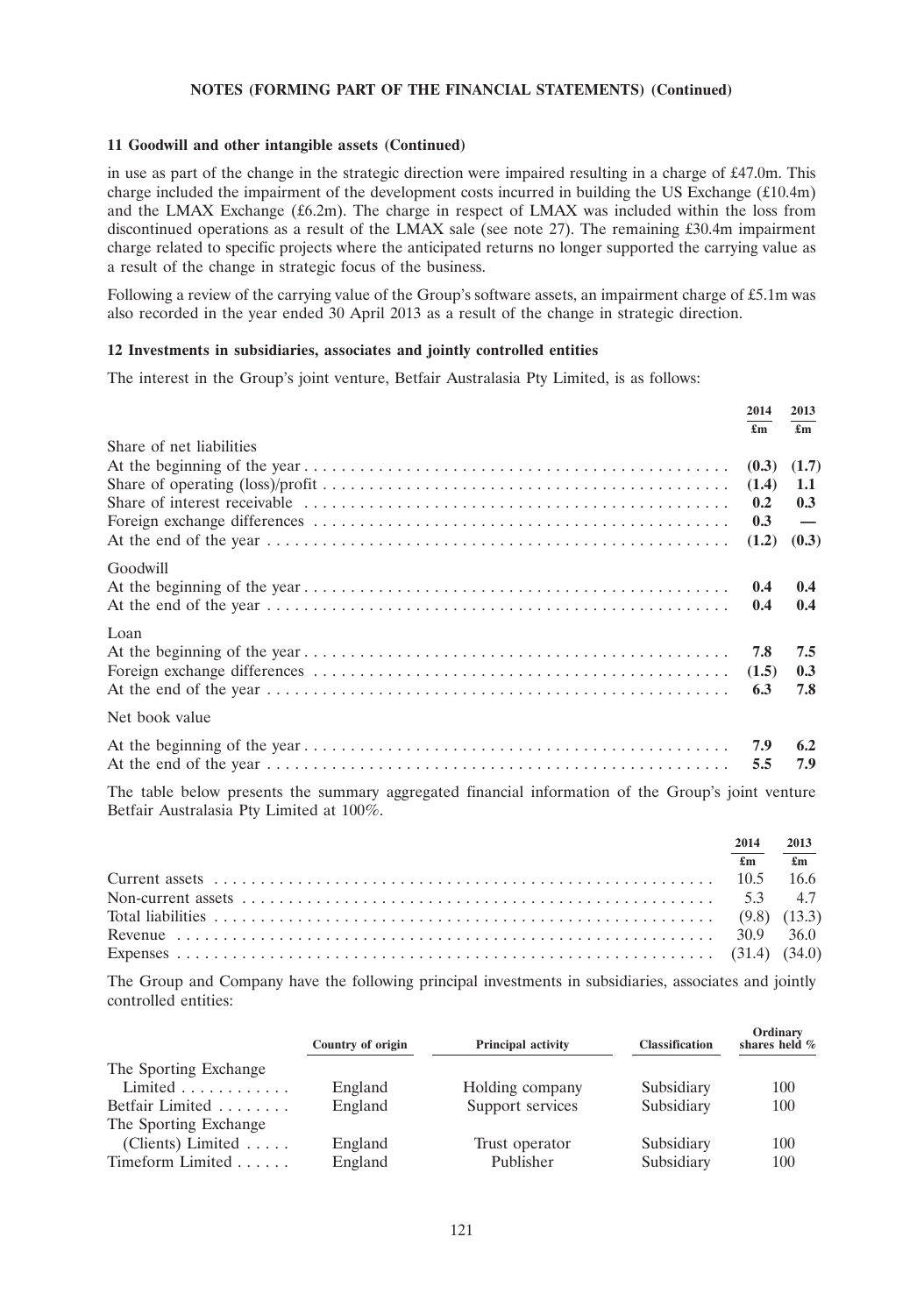**NOTES (FORMING PART OF THE FINANCIAL STATEMENTS) (Continued)**

**11 Goodwill and other intangible assets (Continued)**

in use as part of the change in the strategic direction were impaired resulting in a charge of £47.0m. This charge included the impairment of the development costs incurred in building the US Exchange (£10.4m) and the LMAX Exchange (£6.2m). The charge in respect of LMAX was included within the loss from discontinued operations as a result of the LMAX sale (see note 27). The remaining £30.4m impairment charge related to specific projects where the anticipated returns no longer supported the carrying value as a result of the change in strategic focus of the business.

Following a review of the carrying value of the Group's software assets, an impairment charge of £5.1m was also recorded in the year ended 30 April 2013 as a result of the change in strategic direction.

**12 Investments in subsidiaries, associates and jointly controlled entities**

The interest in the Group's joint venture, Betfair Australasia Pty Limited, is as follows:

| | 2014 £m | 2013 £m |
|---|---|---|
| **Share of net liabilities** | | |
| At the beginning of the year | (0.3) | (1.7) |
| Share of operating (loss)/profit | (1.4) | 1.1 |
| Share of interest receivable | 0.2 | 0.3 |
| Foreign exchange differences | 0.3 | — |
| At the end of the year | (1.2) | (0.3) |
| **Goodwill** | | |
| At the beginning of the year | 0.4 | 0.4 |
| At the end of the year | 0.4 | 0.4 |
| **Loan** | | |
| At the beginning of the year | 7.8 | 7.5 |
| Foreign exchange differences | (1.5) | 0.3 |
| At the end of the year | 6.3 | 7.8 |
| **Net book value** | | |
| At the beginning of the year | 7.9 | 6.2 |
| At the end of the year | 5.5 | 7.9 |

The table below presents the summary aggregated financial information of the Group's joint venture Betfair Australasia Pty Limited at 100%.

| | 2014 £m | 2013 £m |
|---|---|---|
| Current assets | 10.5 | 16.6 |
| Non-current assets | 5.3 | 4.7 |
| Total liabilities | (9.8) | (13.3) |
| Revenue | 30.9 | 36.0 |
| Expenses | (31.4) | (34.0) |

The Group and Company have the following principal investments in subsidiaries, associates and jointly controlled entities:

| | Country of origin | Principal activity | Classification | Ordinary shares held % |
|---|---|---|---|---|
| The Sporting Exchange Limited | England | Holding company | Subsidiary | 100 |
| Betfair Limited | England | Support services | Subsidiary | 100 |
| The Sporting Exchange (Clients) Limited | England | Trust operator | Subsidiary | 100 |
| Timeform Limited | England | Publisher | Subsidiary | 100 |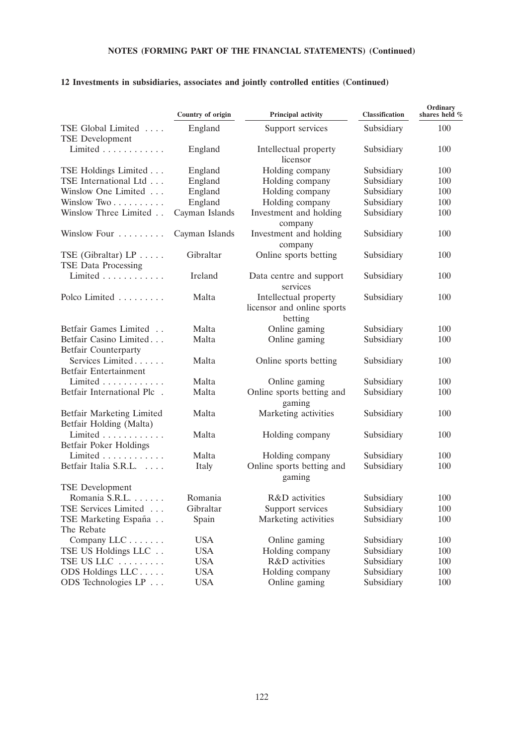## 12 Investments in subsidiaries, associates and jointly controlled entities (Continued)

| | Country of origin | Principal activity | Classification | Ordinary shares held % |
|---|---|---|---|---|
| TSE Global Limited | England | Support services | Subsidiary | 100 |
| TSE Development Limited | England | Intellectual property licensor | Subsidiary | 100 |
| TSE Holdings Limited | England | Holding company | Subsidiary | 100 |
| TSE International Ltd | England | Holding company | Subsidiary | 100 |
| Winslow One Limited | England | Holding company | Subsidiary | 100 |
| Winslow Two | England | Holding company | Subsidiary | 100 |
| Winslow Three Limited | Cayman Islands | Investment and holding company | Subsidiary | 100 |
| Winslow Four | Cayman Islands | Investment and holding company | Subsidiary | 100 |
| TSE (Gibraltar) LP | Gibraltar | Online sports betting | Subsidiary | 100 |
| TSE Data Processing Limited | Ireland | Data centre and support services | Subsidiary | 100 |
| Polco Limited | Malta | Intellectual property licensor and online sports betting | Subsidiary | 100 |
| Betfair Games Limited | Malta | Online gaming | Subsidiary | 100 |
| Betfair Casino Limited | Malta | Online gaming | Subsidiary | 100 |
| Betfair Counterparty Services Limited | Malta | Online sports betting | Subsidiary | 100 |
| Betfair Entertainment Limited | Malta | Online gaming | Subsidiary | 100 |
| Betfair International Plc | Malta | Online sports betting and gaming | Subsidiary | 100 |
| Betfair Marketing Limited | Malta | Marketing activities | Subsidiary | 100 |
| Betfair Holding (Malta) Limited | Malta | Holding company | Subsidiary | 100 |
| Betfair Poker Holdings Limited | Malta | Holding company | Subsidiary | 100 |
| Betfair Italia S.R.L. | Italy | Online sports betting and gaming | Subsidiary | 100 |
| TSE Development Romania S.R.L. | Romania | R&D activities | Subsidiary | 100 |
| TSE Services Limited | Gibraltar | Support services | Subsidiary | 100 |
| TSE Marketing España | Spain | Marketing activities | Subsidiary | 100 |
| The Rebate Company LLC | USA | Online gaming | Subsidiary | 100 |
| TSE US Holdings LLC | USA | Holding company | Subsidiary | 100 |
| TSE US LLC | USA | R&D activities | Subsidiary | 100 |
| ODS Holdings LLC | USA | Holding company | Subsidiary | 100 |
| ODS Technologies LP | USA | Online gaming | Subsidiary | 100 |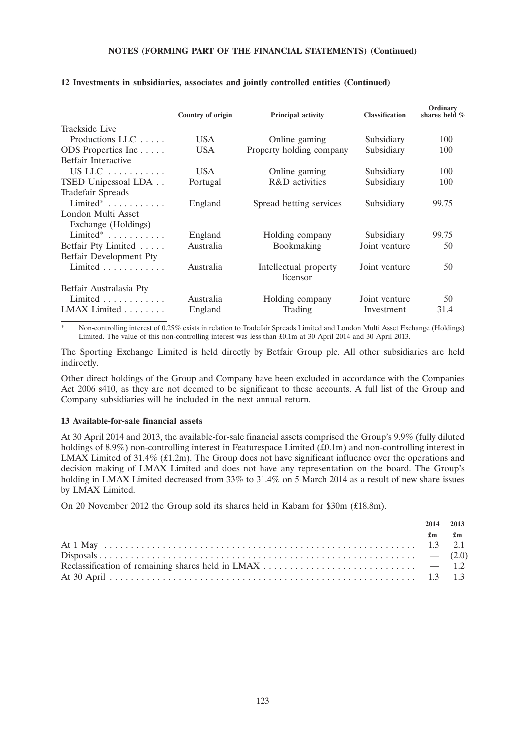**NOTES (FORMING PART OF THE FINANCIAL STATEMENTS) (Continued)**

**12 Investments in subsidiaries, associates and jointly controlled entities (Continued)**

| | Country of origin | Principal activity | Classification | Ordinary shares held % |
|---|---|---|---|---|
| Trackside Live Productions LLC | USA | Online gaming | Subsidiary | 100 |
| ODS Properties Inc | USA | Property holding company | Subsidiary | 100 |
| Betfair Interactive US LLC | USA | Online gaming | Subsidiary | 100 |
| TSED Unipessoal LDA | Portugal | R&D activities | Subsidiary | 100 |
| Tradefair Spreads Limited* | England | Spread betting services | Subsidiary | 99.75 |
| London Multi Asset Exchange (Holdings) Limited* | England | Holding company | Subsidiary | 99.75 |
| Betfair Pty Limited | Australia | Bookmaking | Joint venture | 50 |
| Betfair Development Pty Limited | Australia | Intellectual property licensor | Joint venture | 50 |
| Betfair Australasia Pty Limited | Australia | Holding company | Joint venture | 50 |
| LMAX Limited | England | Trading | Investment | 31.4 |

\* Non-controlling interest of 0.25% exists in relation to Tradefair Spreads Limited and London Multi Asset Exchange (Holdings) Limited. The value of this non-controlling interest was less than £0.1m at 30 April 2014 and 30 April 2013.

The Sporting Exchange Limited is held directly by Betfair Group plc. All other subsidiaries are held indirectly.

Other direct holdings of the Group and Company have been excluded in accordance with the Companies Act 2006 s410, as they are not deemed to be significant to these accounts. A full list of the Group and Company subsidiaries will be included in the next annual return.

**13 Available-for-sale financial assets**

At 30 April 2014 and 2013, the available-for-sale financial assets comprised the Group's 9.9% (fully diluted holdings of 8.9%) non-controlling interest in Featurespace Limited (£0.1m) and non-controlling interest in LMAX Limited of 31.4% (£1.2m). The Group does not have significant influence over the operations and decision making of LMAX Limited and does not have any representation on the board. The Group's holding in LMAX Limited decreased from 33% to 31.4% on 5 March 2014 as a result of new share issues by LMAX Limited.

On 20 November 2012 the Group sold its shares held in Kabam for $30m (£18.8m).

| | 2014 | 2013 |
|---|---|---|
| | £m | £m |
| At 1 May | 1.3 | 2.1 |
| Disposals | — | (2.0) |
| Reclassification of remaining shares held in LMAX | — | 1.2 |
| At 30 April | 1.3 | 1.3 |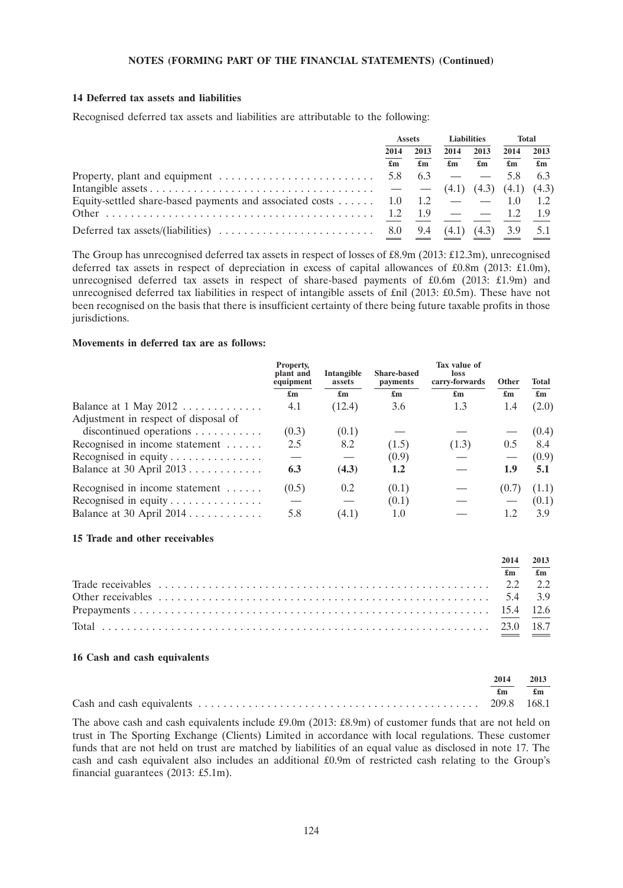**NOTES (FORMING PART OF THE FINANCIAL STATEMENTS) (Continued)**

### 14 Deferred tax assets and liabilities

Recognised deferred tax assets and liabilities are attributable to the following:

| | Assets | | Liabilities | | Total | |
|---|---|---|---|---|---|---|
| | 2014 | 2013 | 2014 | 2013 | 2014 | 2013 |
| | £m | £m | £m | £m | £m | £m |
| Property, plant and equipment | 5.8 | 6.3 | — | — | 5.8 | 6.3 |
| Intangible assets | — | — | (4.1) | (4.3) | (4.1) | (4.3) |
| Equity-settled share-based payments and associated costs | 1.0 | 1.2 | — | — | 1.0 | 1.2 |
| Other | 1.2 | 1.9 | — | — | 1.2 | 1.9 |
| Deferred tax assets/(liabilities) | 8.0 | 9.4 | (4.1) | (4.3) | 3.9 | 5.1 |

The Group has unrecognised deferred tax assets in respect of losses of £8.9m (2013: £12.3m), unrecognised deferred tax assets in respect of depreciation in excess of capital allowances of £0.8m (2013: £1.0m), unrecognised deferred tax assets in respect of share-based payments of £0.6m (2013: £1.9m) and unrecognised deferred tax liabilities in respect of intangible assets of £nil (2013: £0.5m). These have not been recognised on the basis that there is insufficient certainty of there being future taxable profits in those jurisdictions.

**Movements in deferred tax are as follows:**

| | Property, plant and equipment | Intangible assets | Share-based payments | Tax value of loss carry-forwards | Other | Total |
|---|---|---|---|---|---|---|
| | £m | £m | £m | £m | £m | £m |
| Balance at 1 May 2012 | 4.1 | (12.4) | 3.6 | 1.3 | 1.4 | (2.0) |
| Adjustment in respect of disposal of discontinued operations | (0.3) | (0.1) | — | — | — | (0.4) |
| Recognised in income statement | 2.5 | 8.2 | (1.5) | (1.3) | 0.5 | 8.4 |
| Recognised in equity | — | — | (0.9) | — | — | (0.9) |
| Balance at 30 April 2013 | **6.3** | **(4.3)** | **1.2** | — | **1.9** | **5.1** |
| Recognised in income statement | (0.5) | 0.2 | (0.1) | — | (0.7) | (1.1) |
| Recognised in equity | — | — | (0.1) | — | — | (0.1) |
| Balance at 30 April 2014 | 5.8 | (4.1) | 1.0 | — | 1.2 | 3.9 |

### 15 Trade and other receivables

| | 2014 | 2013 |
|---|---|---|
| | £m | £m |
| Trade receivables | 2.2 | 2.2 |
| Other receivables | 5.4 | 3.9 |
| Prepayments | 15.4 | 12.6 |
| Total | 23.0 | 18.7 |

### 16 Cash and cash equivalents

| | 2014 | 2013 |
|---|---|---|
| | £m | £m |
| Cash and cash equivalents | 209.8 | 168.1 |

The above cash and cash equivalents include £9.0m (2013: £8.9m) of customer funds that are not held on trust in The Sporting Exchange (Clients) Limited in accordance with local regulations. These customer funds that are not held on trust are matched by liabilities of an equal value as disclosed in note 17. The cash and cash equivalent also includes an additional £0.9m of restricted cash relating to the Group's financial guarantees (2013: £5.1m).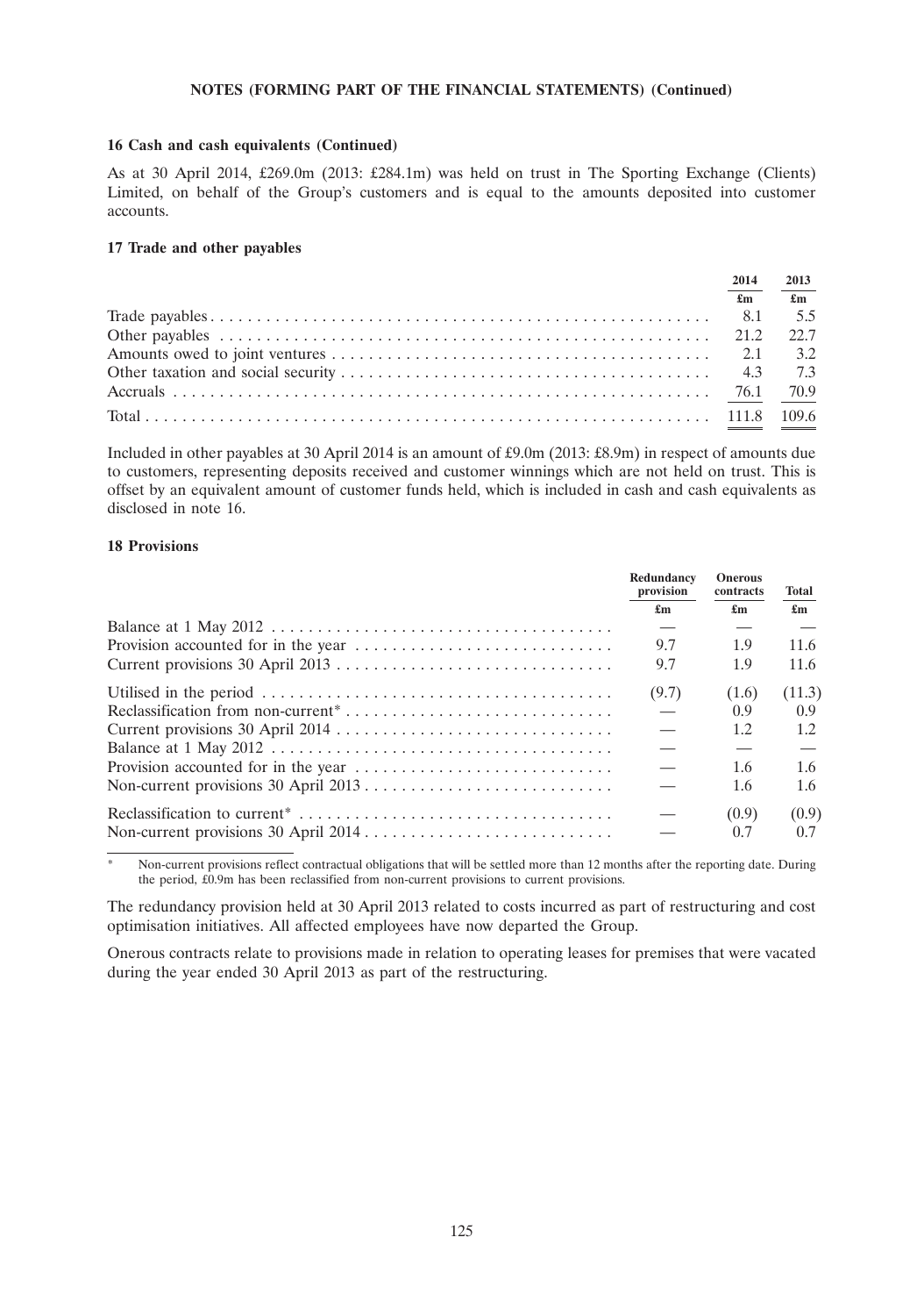**16 Cash and cash equivalents (Continued)**

As at 30 April 2014, £269.0m (2013: £284.1m) was held on trust in The Sporting Exchange (Clients) Limited, on behalf of the Group's customers and is equal to the amounts deposited into customer accounts.

**17 Trade and other payables**

| | 2014 | 2013 |
|---|---|---|
| | £m | £m |
| Trade payables | 8.1 | 5.5 |
| Other payables | 21.2 | 22.7 |
| Amounts owed to joint ventures | 2.1 | 3.2 |
| Other taxation and social security | 4.3 | 7.3 |
| Accruals | 76.1 | 70.9 |
| Total | 111.8 | 109.6 |

Included in other payables at 30 April 2014 is an amount of £9.0m (2013: £8.9m) in respect of amounts due to customers, representing deposits received and customer winnings which are not held on trust. This is offset by an equivalent amount of customer funds held, which is included in cash and cash equivalents as disclosed in note 16.

**18 Provisions**

| | Redundancy provision | Onerous contracts | Total |
|---|---|---|---|
| | £m | £m | £m |
| Balance at 1 May 2012 | — | — | — |
| Provision accounted for in the year | 9.7 | 1.9 | 11.6 |
| Current provisions 30 April 2013 | 9.7 | 1.9 | 11.6 |
| Utilised in the period | (9.7) | (1.6) | (11.3) |
| Reclassification from non-current* | — | 0.9 | 0.9 |
| Current provisions 30 April 2014 | — | 1.2 | 1.2 |
| Balance at 1 May 2012 | — | — | — |
| Provision accounted for in the year | — | 1.6 | 1.6 |
| Non-current provisions 30 April 2013 | — | 1.6 | 1.6 |
| Reclassification to current* | — | (0.9) | (0.9) |
| Non-current provisions 30 April 2014 | — | 0.7 | 0.7 |

\* Non-current provisions reflect contractual obligations that will be settled more than 12 months after the reporting date. During the period, £0.9m has been reclassified from non-current provisions to current provisions.

The redundancy provision held at 30 April 2013 related to costs incurred as part of restructuring and cost optimisation initiatives. All affected employees have now departed the Group.

Onerous contracts relate to provisions made in relation to operating leases for premises that were vacated during the year ended 30 April 2013 as part of the restructuring.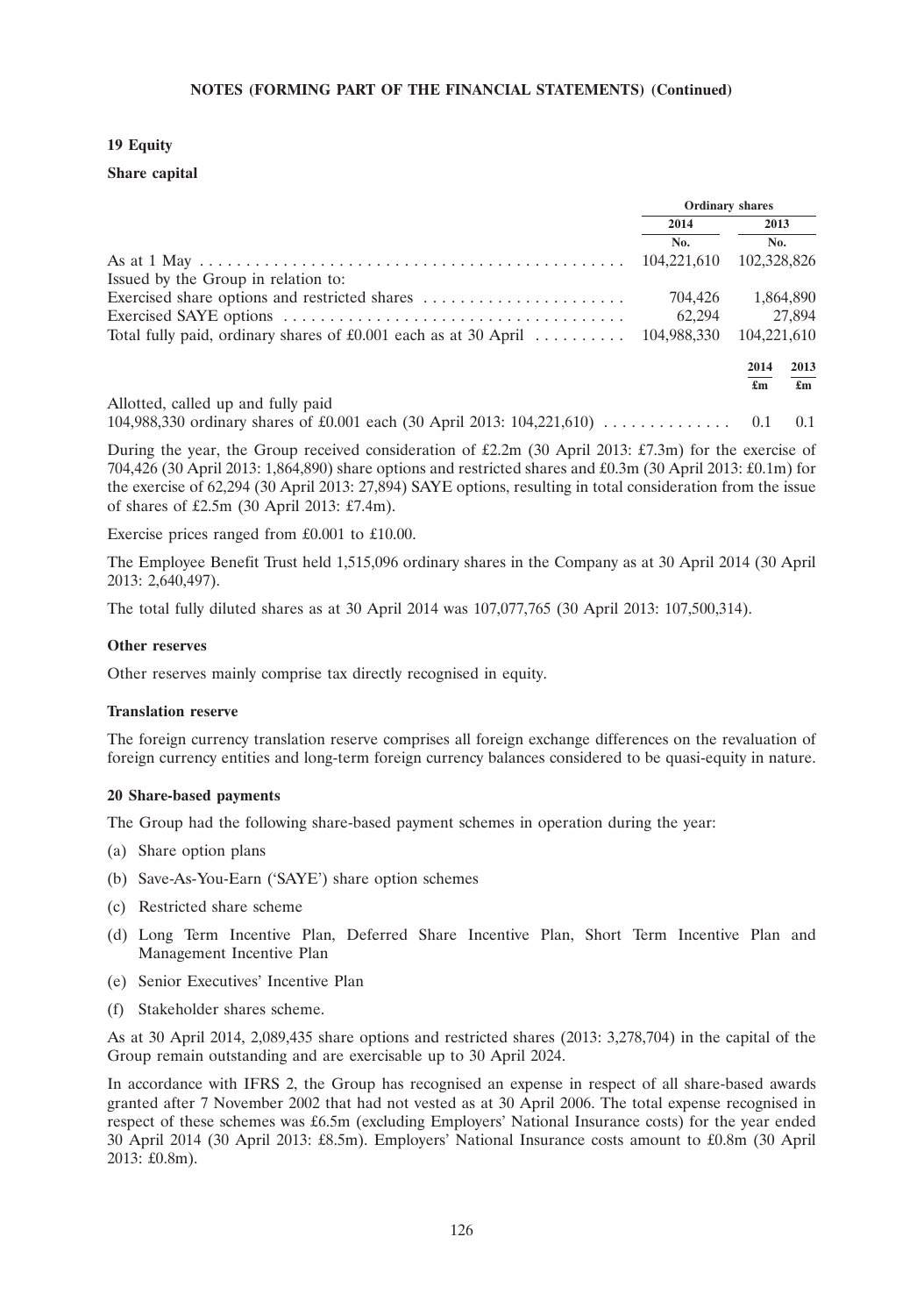**NOTES (FORMING PART OF THE FINANCIAL STATEMENTS) (Continued)**

## 19 Equity

### Share capital

| | Ordinary shares | |
|---|---|---|
| | 2014 | 2013 |
| | No. | No. |
| As at 1 May | 104,221,610 | 102,328,826 |
| Issued by the Group in relation to: | | |
| Exercised share options and restricted shares | 704,426 | 1,864,890 |
| Exercised SAYE options | 62,294 | 27,894 |
| Total fully paid, ordinary shares of £0.001 each as at 30 April | 104,988,330 | 104,221,610 |

| | 2014 | 2013 |
|---|---|---|
| | £m | £m |
| Allotted, called up and fully paid | | |
| 104,988,330 ordinary shares of £0.001 each (30 April 2013: 104,221,610) | 0.1 | 0.1 |

During the year, the Group received consideration of £2.2m (30 April 2013: £7.3m) for the exercise of 704,426 (30 April 2013: 1,864,890) share options and restricted shares and £0.3m (30 April 2013: £0.1m) for the exercise of 62,294 (30 April 2013: 27,894) SAYE options, resulting in total consideration from the issue of shares of £2.5m (30 April 2013: £7.4m).

Exercise prices ranged from £0.001 to £10.00.

The Employee Benefit Trust held 1,515,096 ordinary shares in the Company as at 30 April 2014 (30 April 2013: 2,640,497).

The total fully diluted shares as at 30 April 2014 was 107,077,765 (30 April 2013: 107,500,314).

### Other reserves

Other reserves mainly comprise tax directly recognised in equity.

### Translation reserve

The foreign currency translation reserve comprises all foreign exchange differences on the revaluation of foreign currency entities and long-term foreign currency balances considered to be quasi-equity in nature.

## 20 Share-based payments

The Group had the following share-based payment schemes in operation during the year:

(a) Share option plans

(b) Save-As-You-Earn ('SAYE') share option schemes

(c) Restricted share scheme

(d) Long Term Incentive Plan, Deferred Share Incentive Plan, Short Term Incentive Plan and Management Incentive Plan

(e) Senior Executives' Incentive Plan

(f) Stakeholder shares scheme.

As at 30 April 2014, 2,089,435 share options and restricted shares (2013: 3,278,704) in the capital of the Group remain outstanding and are exercisable up to 30 April 2024.

In accordance with IFRS 2, the Group has recognised an expense in respect of all share-based awards granted after 7 November 2002 that had not vested as at 30 April 2006. The total expense recognised in respect of these schemes was £6.5m (excluding Employers' National Insurance costs) for the year ended 30 April 2014 (30 April 2013: £8.5m). Employers' National Insurance costs amount to £0.8m (30 April 2013: £0.8m).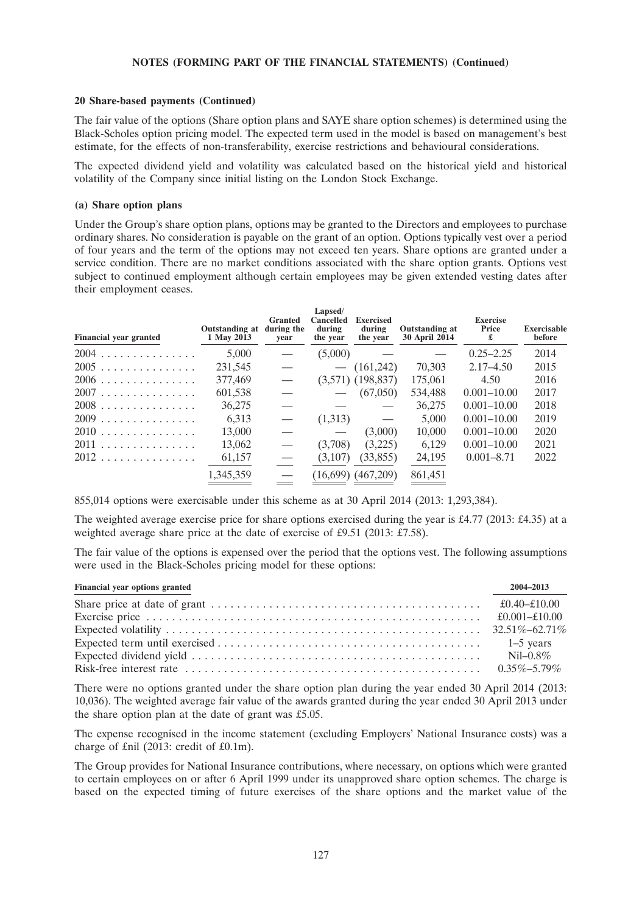**20 Share-based payments (Continued)**

The fair value of the options (Share option plans and SAYE share option schemes) is determined using the Black-Scholes option pricing model. The expected term used in the model is based on management's best estimate, for the effects of non-transferability, exercise restrictions and behavioural considerations.

The expected dividend yield and volatility was calculated based on the historical yield and historical volatility of the Company since initial listing on the London Stock Exchange.

**(a) Share option plans**

Under the Group's share option plans, options may be granted to the Directors and employees to purchase ordinary shares. No consideration is payable on the grant of an option. Options typically vest over a period of four years and the term of the options may not exceed ten years. Share options are granted under a service condition. There are no market conditions associated with the share option grants. Options vest subject to continued employment although certain employees may be given extended vesting dates after their employment ceases.

| Financial year granted | Outstanding at 1 May 2013 | Granted during the year | Lapsed/ Cancelled during the year | Exercised during the year | Outstanding at 30 April 2014 | Exercise Price £ | Exercisable before |
|---|---|---|---|---|---|---|---|
| 2004 | 5,000 | — | (5,000) | — | — | 0.25–2.25 | 2014 |
| 2005 | 231,545 | — | — | (161,242) | 70,303 | 2.17–4.50 | 2015 |
| 2006 | 377,469 | — | (3,571) | (198,837) | 175,061 | 4.50 | 2016 |
| 2007 | 601,538 | — | — | (67,050) | 534,488 | 0.001–10.00 | 2017 |
| 2008 | 36,275 | — | — | — | 36,275 | 0.001–10.00 | 2018 |
| 2009 | 6,313 | — | (1,313) | — | 5,000 | 0.001–10.00 | 2019 |
| 2010 | 13,000 | — | — | (3,000) | 10,000 | 0.001–10.00 | 2020 |
| 2011 | 13,062 | — | (3,708) | (3,225) | 6,129 | 0.001–10.00 | 2021 |
| 2012 | 61,157 | — | (3,107) | (33,855) | 24,195 | 0.001–8.71 | 2022 |
| | 1,345,359 | — | (16,699) | (467,209) | 861,451 | | |

855,014 options were exercisable under this scheme as at 30 April 2014 (2013: 1,293,384).

The weighted average exercise price for share options exercised during the year is £4.77 (2013: £4.35) at a weighted average share price at the date of exercise of £9.51 (2013: £7.58).

The fair value of the options is expensed over the period that the options vest. The following assumptions were used in the Black-Scholes pricing model for these options:

| Financial year options granted | 2004–2013 |
|---|---|
| Share price at date of grant | £0.40–£10.00 |
| Exercise price | £0.001–£10.00 |
| Expected volatility | 32.51%–62.71% |
| Expected term until exercised | 1–5 years |
| Expected dividend yield | Nil–0.8% |
| Risk-free interest rate | 0.35%–5.79% |

There were no options granted under the share option plan during the year ended 30 April 2014 (2013: 10,036). The weighted average fair value of the awards granted during the year ended 30 April 2013 under the share option plan at the date of grant was £5.05.

The expense recognised in the income statement (excluding Employers' National Insurance costs) was a charge of £nil (2013: credit of £0.1m).

The Group provides for National Insurance contributions, where necessary, on options which were granted to certain employees on or after 6 April 1999 under its unapproved share option schemes. The charge is based on the expected timing of future exercises of the share options and the market value of the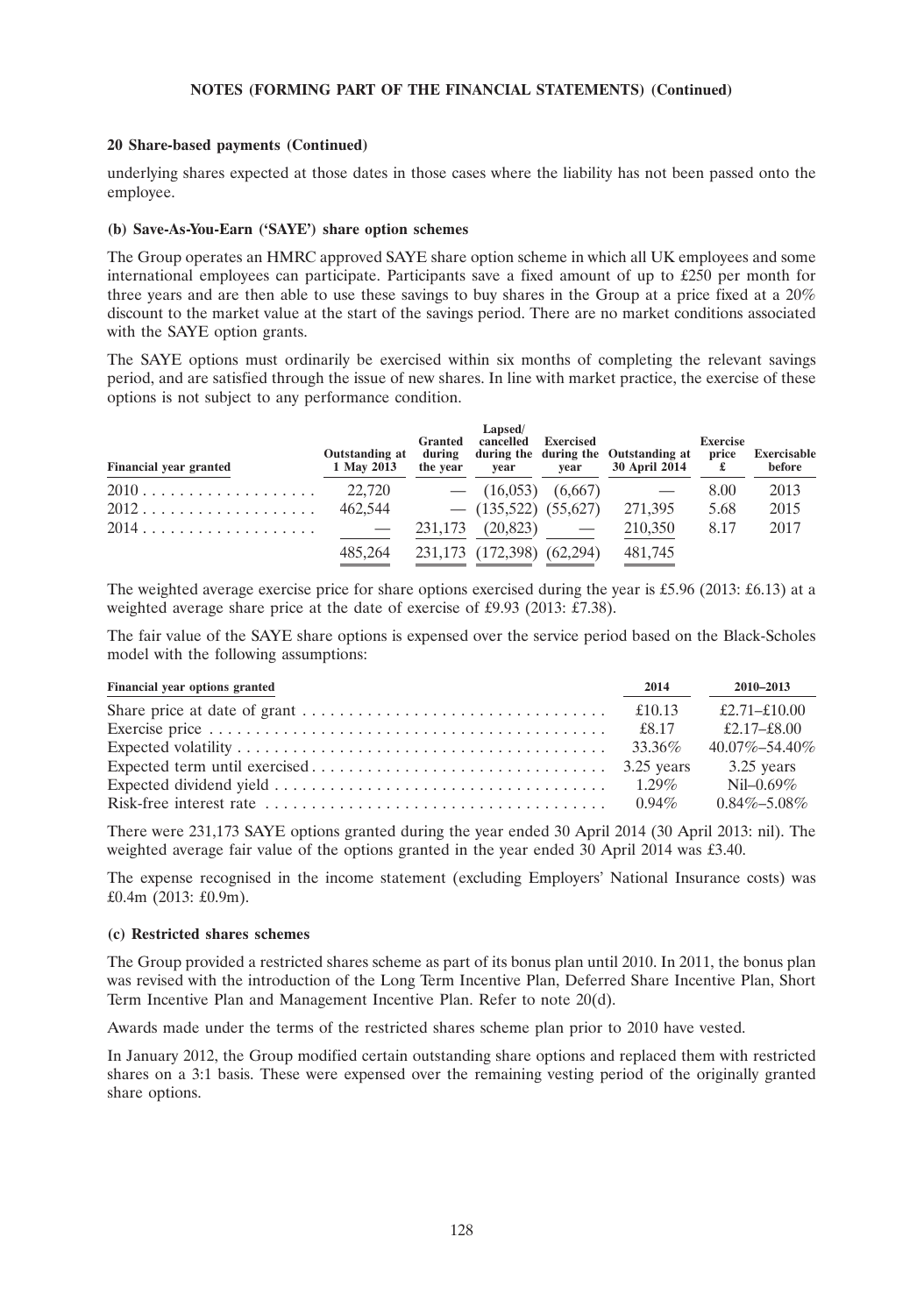## 20 Share-based payments (Continued)

underlying shares expected at those dates in those cases where the liability has not been passed onto the employee.

### (b) Save-As-You-Earn ('SAYE') share option schemes

The Group operates an HMRC approved SAYE share option scheme in which all UK employees and some international employees can participate. Participants save a fixed amount of up to £250 per month for three years and are then able to use these savings to buy shares in the Group at a price fixed at a 20% discount to the market value at the start of the savings period. There are no market conditions associated with the SAYE option grants.

The SAYE options must ordinarily be exercised within six months of completing the relevant savings period, and are satisfied through the issue of new shares. In line with market practice, the exercise of these options is not subject to any performance condition.

| Financial year granted | Outstanding at 1 May 2013 | Granted during the year | Lapsed/ cancelled during the year | Exercised during the year | Outstanding at 30 April 2014 | Exercise price £ | Exercisable before |
|---|---|---|---|---|---|---|---|
| 2010 | 22,720 | — | (16,053) | (6,667) | — | 8.00 | 2013 |
| 2012 | 462,544 | — | (135,522) | (55,627) | 271,395 | 5.68 | 2015 |
| 2014 | — | 231,173 | (20,823) | — | 210,350 | 8.17 | 2017 |
| | 485,264 | 231,173 | (172,398) | (62,294) | 481,745 | | |

The weighted average exercise price for share options exercised during the year is £5.96 (2013: £6.13) at a weighted average share price at the date of exercise of £9.93 (2013: £7.38).

The fair value of the SAYE share options is expensed over the service period based on the Black-Scholes model with the following assumptions:

| Financial year options granted | 2014 | 2010–2013 |
|---|---|---|
| Share price at date of grant | £10.13 | £2.71–£10.00 |
| Exercise price | £8.17 | £2.17–£8.00 |
| Expected volatility | 33.36% | 40.07%–54.40% |
| Expected term until exercised | 3.25 years | 3.25 years |
| Expected dividend yield | 1.29% | Nil–0.69% |
| Risk-free interest rate | 0.94% | 0.84%–5.08% |

There were 231,173 SAYE options granted during the year ended 30 April 2014 (30 April 2013: nil). The weighted average fair value of the options granted in the year ended 30 April 2014 was £3.40.

The expense recognised in the income statement (excluding Employers' National Insurance costs) was £0.4m (2013: £0.9m).

### (c) Restricted shares schemes

The Group provided a restricted shares scheme as part of its bonus plan until 2010. In 2011, the bonus plan was revised with the introduction of the Long Term Incentive Plan, Deferred Share Incentive Plan, Short Term Incentive Plan and Management Incentive Plan. Refer to note 20(d).

Awards made under the terms of the restricted shares scheme plan prior to 2010 have vested.

In January 2012, the Group modified certain outstanding share options and replaced them with restricted shares on a 3:1 basis. These were expensed over the remaining vesting period of the originally granted share options.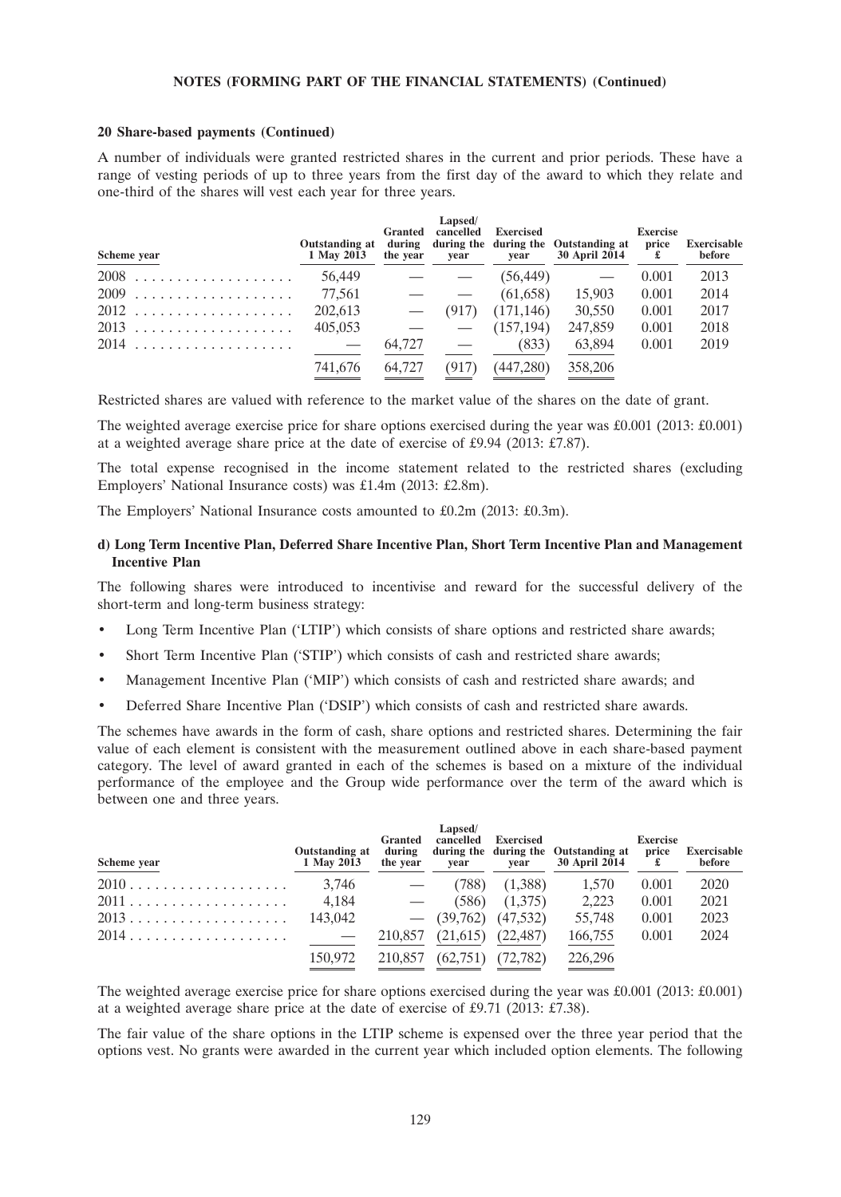**20 Share-based payments (Continued)**

A number of individuals were granted restricted shares in the current and prior periods. These have a range of vesting periods of up to three years from the first day of the award to which they relate and one-third of the shares will vest each year for three years.

| Scheme year | Outstanding at 1 May 2013 | Granted during the year | Lapsed/ cancelled during the year | Exercised during the year | Outstanding at 30 April 2014 | Exercise price £ | Exercisable before |
|---|---|---|---|---|---|---|---|
| 2008 | 56,449 | — | — | (56,449) | — | 0.001 | 2013 |
| 2009 | 77,561 | — | — | (61,658) | 15,903 | 0.001 | 2014 |
| 2012 | 202,613 | — | (917) | (171,146) | 30,550 | 0.001 | 2017 |
| 2013 | 405,053 | — | — | (157,194) | 247,859 | 0.001 | 2018 |
| 2014 | — | 64,727 | — | (833) | 63,894 | 0.001 | 2019 |
| | 741,676 | 64,727 | (917) | (447,280) | 358,206 | | |

Restricted shares are valued with reference to the market value of the shares on the date of grant.

The weighted average exercise price for share options exercised during the year was £0.001 (2013: £0.001) at a weighted average share price at the date of exercise of £9.94 (2013: £7.87).

The total expense recognised in the income statement related to the restricted shares (excluding Employers' National Insurance costs) was £1.4m (2013: £2.8m).

The Employers' National Insurance costs amounted to £0.2m (2013: £0.3m).

**d) Long Term Incentive Plan, Deferred Share Incentive Plan, Short Term Incentive Plan and Management Incentive Plan**

The following shares were introduced to incentivise and reward for the successful delivery of the short-term and long-term business strategy:

- Long Term Incentive Plan ('LTIP') which consists of share options and restricted share awards;
- Short Term Incentive Plan ('STIP') which consists of cash and restricted share awards;
- Management Incentive Plan ('MIP') which consists of cash and restricted share awards; and
- Deferred Share Incentive Plan ('DSIP') which consists of cash and restricted share awards.

The schemes have awards in the form of cash, share options and restricted shares. Determining the fair value of each element is consistent with the measurement outlined above in each share-based payment category. The level of award granted in each of the schemes is based on a mixture of the individual performance of the employee and the Group wide performance over the term of the award which is between one and three years.

| Scheme year | Outstanding at 1 May 2013 | Granted during the year | Lapsed/ cancelled during the year | Exercised during the year | Outstanding at 30 April 2014 | Exercise price £ | Exercisable before |
|---|---|---|---|---|---|---|---|
| 2010 | 3,746 | — | (788) | (1,388) | 1,570 | 0.001 | 2020 |
| 2011 | 4,184 | — | (586) | (1,375) | 2,223 | 0.001 | 2021 |
| 2013 | 143,042 | — | (39,762) | (47,532) | 55,748 | 0.001 | 2023 |
| 2014 | — | 210,857 | (21,615) | (22,487) | 166,755 | 0.001 | 2024 |
| | 150,972 | 210,857 | (62,751) | (72,782) | 226,296 | | |

The weighted average exercise price for share options exercised during the year was £0.001 (2013: £0.001) at a weighted average share price at the date of exercise of £9.71 (2013: £7.38).

The fair value of the share options in the LTIP scheme is expensed over the three year period that the options vest. No grants were awarded in the current year which included option elements. The following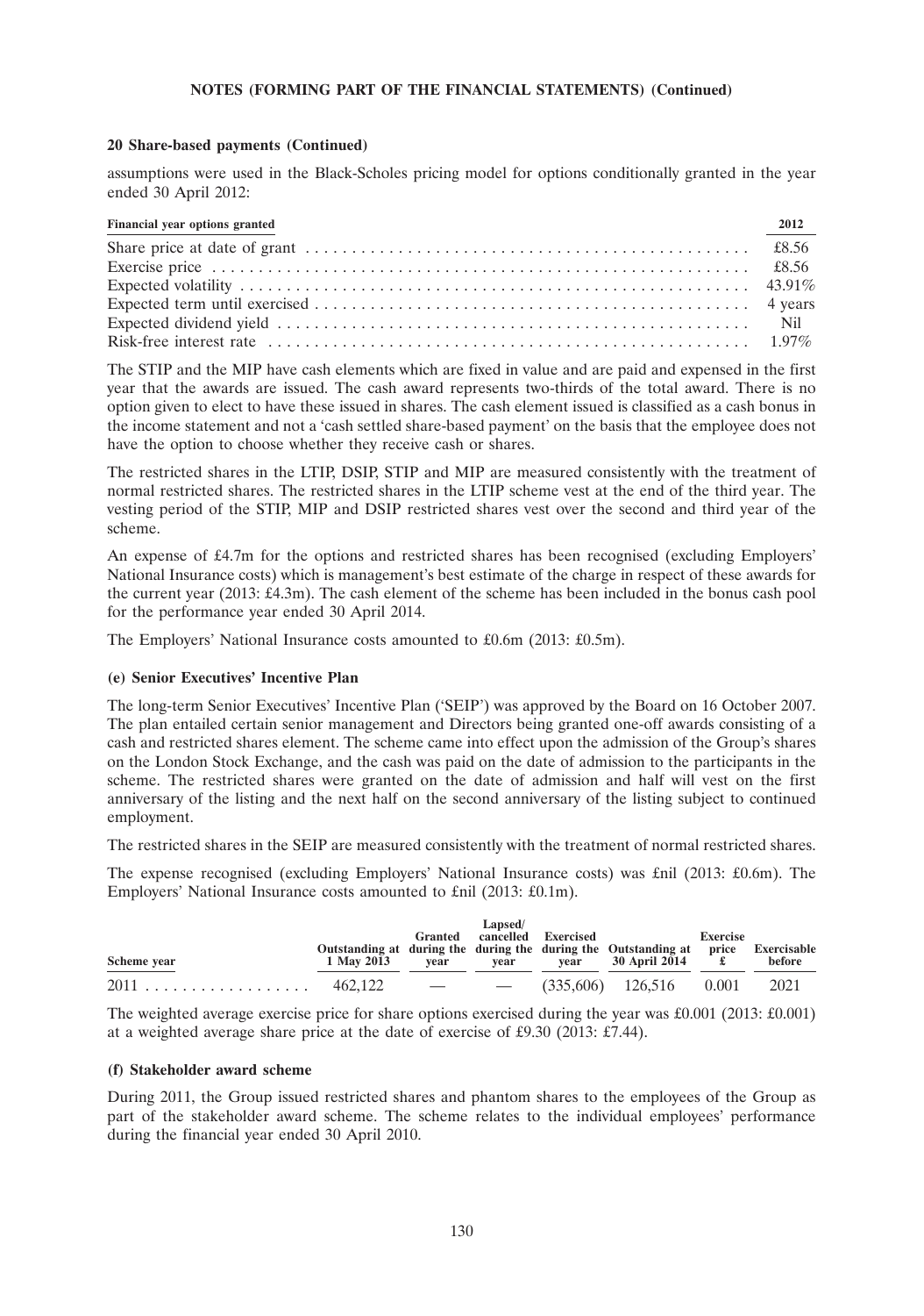**NOTES (FORMING PART OF THE FINANCIAL STATEMENTS) (Continued)**

**20 Share-based payments (Continued)**

assumptions were used in the Black-Scholes pricing model for options conditionally granted in the year ended 30 April 2012:

| Financial year options granted | 2012 |
|---|---|
| Share price at date of grant | £8.56 |
| Exercise price | £8.56 |
| Expected volatility | 43.91% |
| Expected term until exercised | 4 years |
| Expected dividend yield | Nil |
| Risk-free interest rate | 1.97% |

The STIP and the MIP have cash elements which are fixed in value and are paid and expensed in the first year that the awards are issued. The cash award represents two-thirds of the total award. There is no option given to elect to have these issued in shares. The cash element issued is classified as a cash bonus in the income statement and not a 'cash settled share-based payment' on the basis that the employee does not have the option to choose whether they receive cash or shares.

The restricted shares in the LTIP, DSIP, STIP and MIP are measured consistently with the treatment of normal restricted shares. The restricted shares in the LTIP scheme vest at the end of the third year. The vesting period of the STIP, MIP and DSIP restricted shares vest over the second and third year of the scheme.

An expense of £4.7m for the options and restricted shares has been recognised (excluding Employers' National Insurance costs) which is management's best estimate of the charge in respect of these awards for the current year (2013: £4.3m). The cash element of the scheme has been included in the bonus cash pool for the performance year ended 30 April 2014.

The Employers' National Insurance costs amounted to £0.6m (2013: £0.5m).

**(e) Senior Executives' Incentive Plan**

The long-term Senior Executives' Incentive Plan ('SEIP') was approved by the Board on 16 October 2007. The plan entailed certain senior management and Directors being granted one-off awards consisting of a cash and restricted shares element. The scheme came into effect upon the admission of the Group's shares on the London Stock Exchange, and the cash was paid on the date of admission to the participants in the scheme. The restricted shares were granted on the date of admission and half will vest on the first anniversary of the listing and the next half on the second anniversary of the listing subject to continued employment.

The restricted shares in the SEIP are measured consistently with the treatment of normal restricted shares.

The expense recognised (excluding Employers' National Insurance costs) was £nil (2013: £0.6m). The Employers' National Insurance costs amounted to £nil (2013: £0.1m).

| Scheme year | Outstanding at 1 May 2013 | Granted during the year | Lapsed/ cancelled during the year | Exercised during the year | Outstanding at 30 April 2014 | Exercise price £ | Exercisable before |
|---|---|---|---|---|---|---|---|
| 2011 | 462,122 | — | — | (335,606) | 126,516 | 0.001 | 2021 |

The weighted average exercise price for share options exercised during the year was £0.001 (2013: £0.001) at a weighted average share price at the date of exercise of £9.30 (2013: £7.44).

**(f) Stakeholder award scheme**

During 2011, the Group issued restricted shares and phantom shares to the employees of the Group as part of the stakeholder award scheme. The scheme relates to the individual employees' performance during the financial year ended 30 April 2010.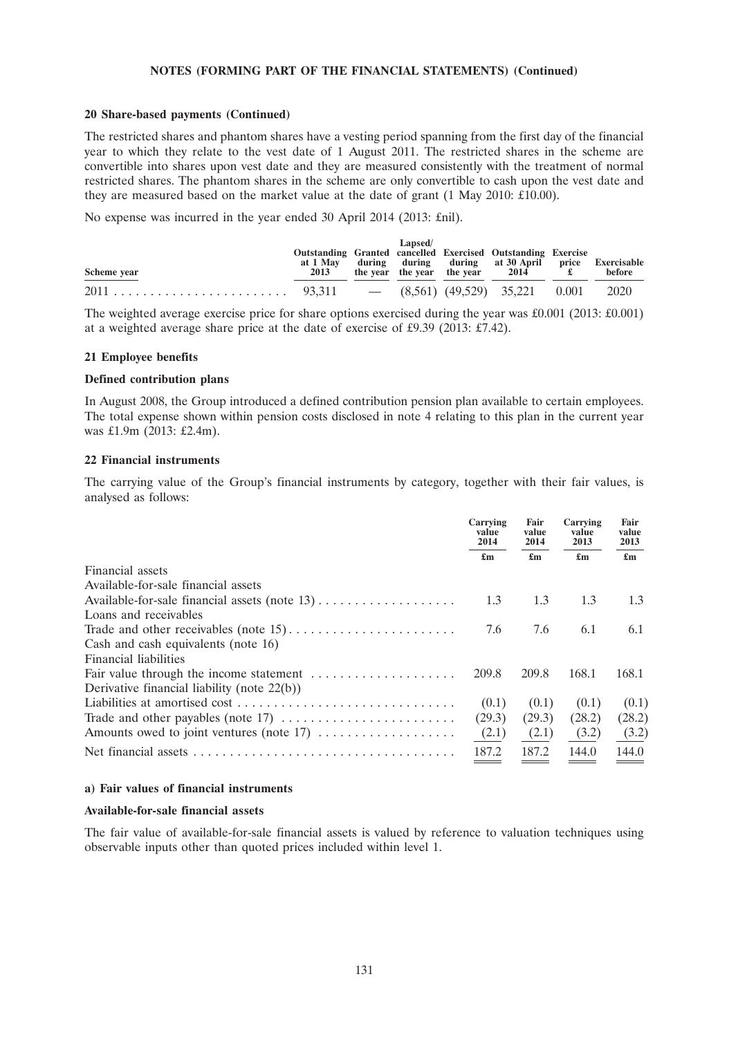**NOTES (FORMING PART OF THE FINANCIAL STATEMENTS) (Continued)**

**20 Share-based payments (Continued)**

The restricted shares and phantom shares have a vesting period spanning from the first day of the financial year to which they relate to the vest date of 1 August 2011. The restricted shares in the scheme are convertible into shares upon vest date and they are measured consistently with the treatment of normal restricted shares. The phantom shares in the scheme are only convertible to cash upon the vest date and they are measured based on the market value at the date of grant (1 May 2010: £10.00).

No expense was incurred in the year ended 30 April 2014 (2013: £nil).

| Scheme year | Outstanding at 1 May 2013 | Granted during the year | Lapsed/ cancelled during the year | Exercised during the year | Outstanding at 30 April 2014 | Exercise price £ | Exercisable before |
|---|---|---|---|---|---|---|---|
| 2011 | 93,311 | — | (8,561) | (49,529) | 35,221 | 0.001 | 2020 |

The weighted average exercise price for share options exercised during the year was £0.001 (2013: £0.001) at a weighted average share price at the date of exercise of £9.39 (2013: £7.42).

**21 Employee benefits**

**Defined contribution plans**

In August 2008, the Group introduced a defined contribution pension plan available to certain employees. The total expense shown within pension costs disclosed in note 4 relating to this plan in the current year was £1.9m (2013: £2.4m).

**22 Financial instruments**

The carrying value of the Group's financial instruments by category, together with their fair values, is analysed as follows:

| | Carrying value 2014 | Fair value 2014 | Carrying value 2013 | Fair value 2013 |
|---|---|---|---|---|
| | £m | £m | £m | £m |
| Financial assets | | | | |
| Available-for-sale financial assets | | | | |
| Available-for-sale financial assets (note 13) | 1.3 | 1.3 | 1.3 | 1.3 |
| Loans and receivables | | | | |
| Trade and other receivables (note 15) | 7.6 | 7.6 | 6.1 | 6.1 |
| Cash and cash equivalents (note 16) | | | | |
| Financial liabilities | | | | |
| Fair value through the income statement | 209.8 | 209.8 | 168.1 | 168.1 |
| Derivative financial liability (note 22(b)) | | | | |
| Liabilities at amortised cost | (0.1) | (0.1) | (0.1) | (0.1) |
| Trade and other payables (note 17) | (29.3) | (29.3) | (28.2) | (28.2) |
| Amounts owed to joint ventures (note 17) | (2.1) | (2.1) | (3.2) | (3.2) |
| Net financial assets | 187.2 | 187.2 | 144.0 | 144.0 |

**a) Fair values of financial instruments**

**Available-for-sale financial assets**

The fair value of available-for-sale financial assets is valued by reference to valuation techniques using observable inputs other than quoted prices included within level 1.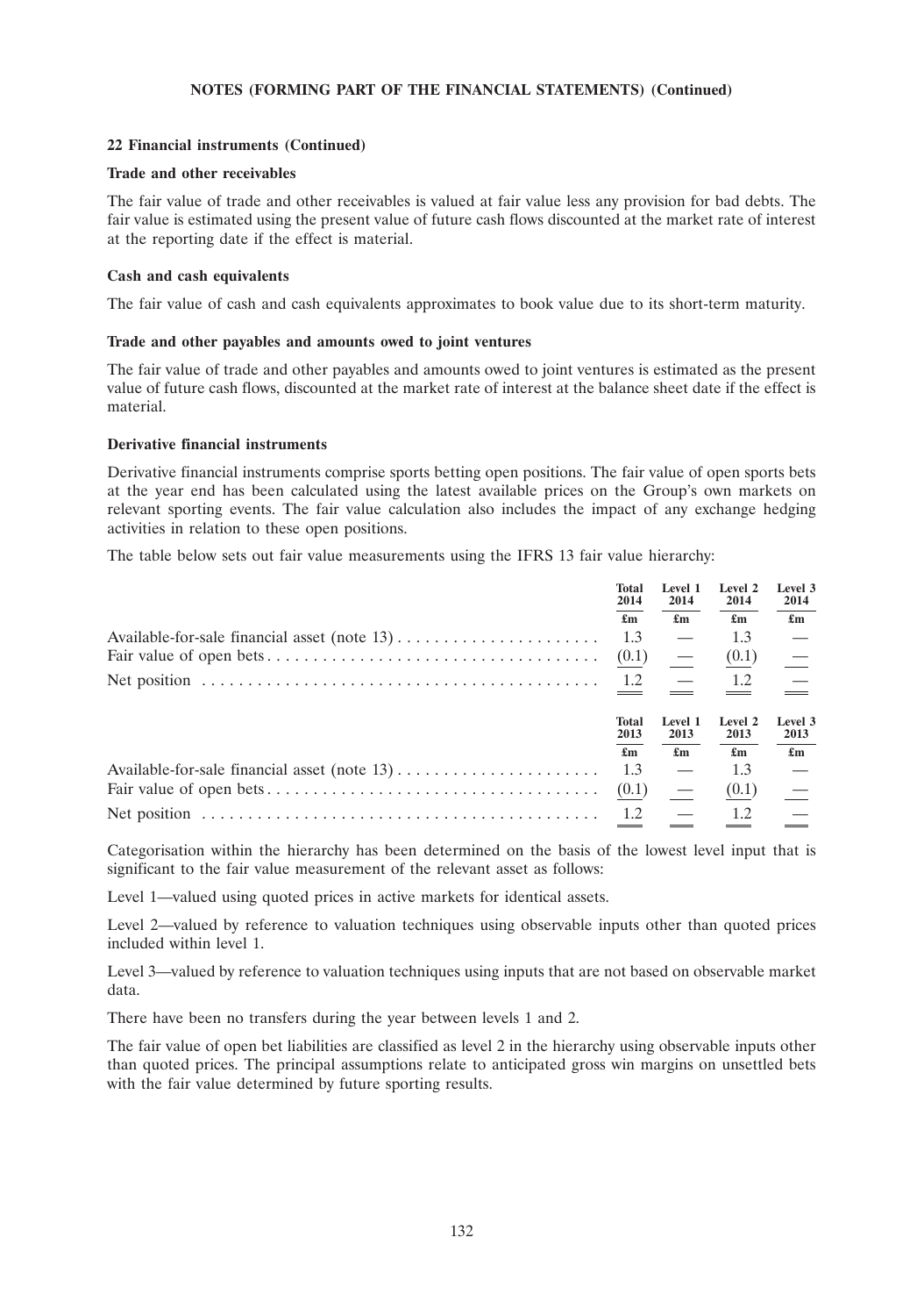**NOTES (FORMING PART OF THE FINANCIAL STATEMENTS) (Continued)**

### 22 Financial instruments (Continued)

**Trade and other receivables**

The fair value of trade and other receivables is valued at fair value less any provision for bad debts. The fair value is estimated using the present value of future cash flows discounted at the market rate of interest at the reporting date if the effect is material.

**Cash and cash equivalents**

The fair value of cash and cash equivalents approximates to book value due to its short-term maturity.

**Trade and other payables and amounts owed to joint ventures**

The fair value of trade and other payables and amounts owed to joint ventures is estimated as the present value of future cash flows, discounted at the market rate of interest at the balance sheet date if the effect is material.

**Derivative financial instruments**

Derivative financial instruments comprise sports betting open positions. The fair value of open sports bets at the year end has been calculated using the latest available prices on the Group's own markets on relevant sporting events. The fair value calculation also includes the impact of any exchange hedging activities in relation to these open positions.

The table below sets out fair value measurements using the IFRS 13 fair value hierarchy:

| | Total 2014 | Level 1 2014 | Level 2 2014 | Level 3 2014 |
|---|---|---|---|---|
| | £m | £m | £m | £m |
| Available-for-sale financial asset (note 13) | 1.3 | — | 1.3 | — |
| Fair value of open bets | (0.1) | — | (0.1) | — |
| Net position | 1.2 | — | 1.2 | — |

| | Total 2013 | Level 1 2013 | Level 2 2013 | Level 3 2013 |
|---|---|---|---|---|
| | £m | £m | £m | £m |
| Available-for-sale financial asset (note 13) | 1.3 | — | 1.3 | — |
| Fair value of open bets | (0.1) | — | (0.1) | — |
| Net position | 1.2 | — | 1.2 | — |

Categorisation within the hierarchy has been determined on the basis of the lowest level input that is significant to the fair value measurement of the relevant asset as follows:

Level 1—valued using quoted prices in active markets for identical assets.

Level 2—valued by reference to valuation techniques using observable inputs other than quoted prices included within level 1.

Level 3—valued by reference to valuation techniques using inputs that are not based on observable market data.

There have been no transfers during the year between levels 1 and 2.

The fair value of open bet liabilities are classified as level 2 in the hierarchy using observable inputs other than quoted prices. The principal assumptions relate to anticipated gross win margins on unsettled bets with the fair value determined by future sporting results.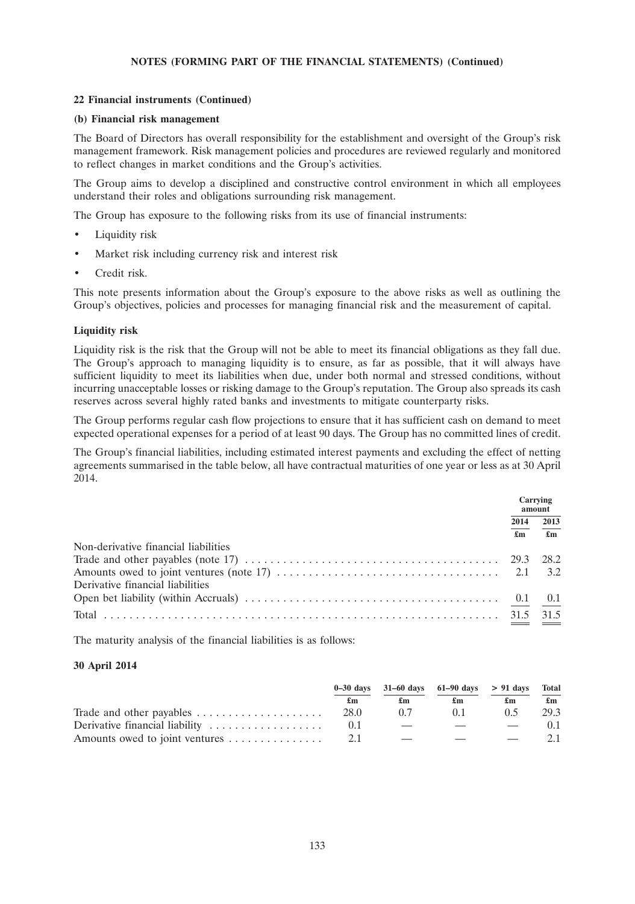**NOTES (FORMING PART OF THE FINANCIAL STATEMENTS) (Continued)**

**22 Financial instruments (Continued)**

**(b) Financial risk management**

The Board of Directors has overall responsibility for the establishment and oversight of the Group's risk management framework. Risk management policies and procedures are reviewed regularly and monitored to reflect changes in market conditions and the Group's activities.

The Group aims to develop a disciplined and constructive control environment in which all employees understand their roles and obligations surrounding risk management.

The Group has exposure to the following risks from its use of financial instruments:

- Liquidity risk
- Market risk including currency risk and interest risk
- Credit risk.

This note presents information about the Group's exposure to the above risks as well as outlining the Group's objectives, policies and processes for managing financial risk and the measurement of capital.

**Liquidity risk**

Liquidity risk is the risk that the Group will not be able to meet its financial obligations as they fall due. The Group's approach to managing liquidity is to ensure, as far as possible, that it will always have sufficient liquidity to meet its liabilities when due, under both normal and stressed conditions, without incurring unacceptable losses or risking damage to the Group's reputation. The Group also spreads its cash reserves across several highly rated banks and investments to mitigate counterparty risks.

The Group performs regular cash flow projections to ensure that it has sufficient cash on demand to meet expected operational expenses for a period of at least 90 days. The Group has no committed lines of credit.

The Group's financial liabilities, including estimated interest payments and excluding the effect of netting agreements summarised in the table below, all have contractual maturities of one year or less as at 30 April 2014.

| | Carrying amount | |
|---|---|---|
| | 2014 | 2013 |
| | £m | £m |
| Non-derivative financial liabilities | | |
| Trade and other payables (note 17) | 29.3 | 28.2 |
| Amounts owed to joint ventures (note 17) | 2.1 | 3.2 |
| Derivative financial liabilities | | |
| Open bet liability (within Accruals) | 0.1 | 0.1 |
| Total | 31.5 | 31.5 |

The maturity analysis of the financial liabilities is as follows:

**30 April 2014**

| | 0–30 days | 31–60 days | 61–90 days | > 91 days | Total |
|---|---|---|---|---|---|
| | £m | £m | £m | £m | £m |
| Trade and other payables | 28.0 | 0.7 | 0.1 | 0.5 | 29.3 |
| Derivative financial liability | 0.1 | — | — | — | 0.1 |
| Amounts owed to joint ventures | 2.1 | — | — | — | 2.1 |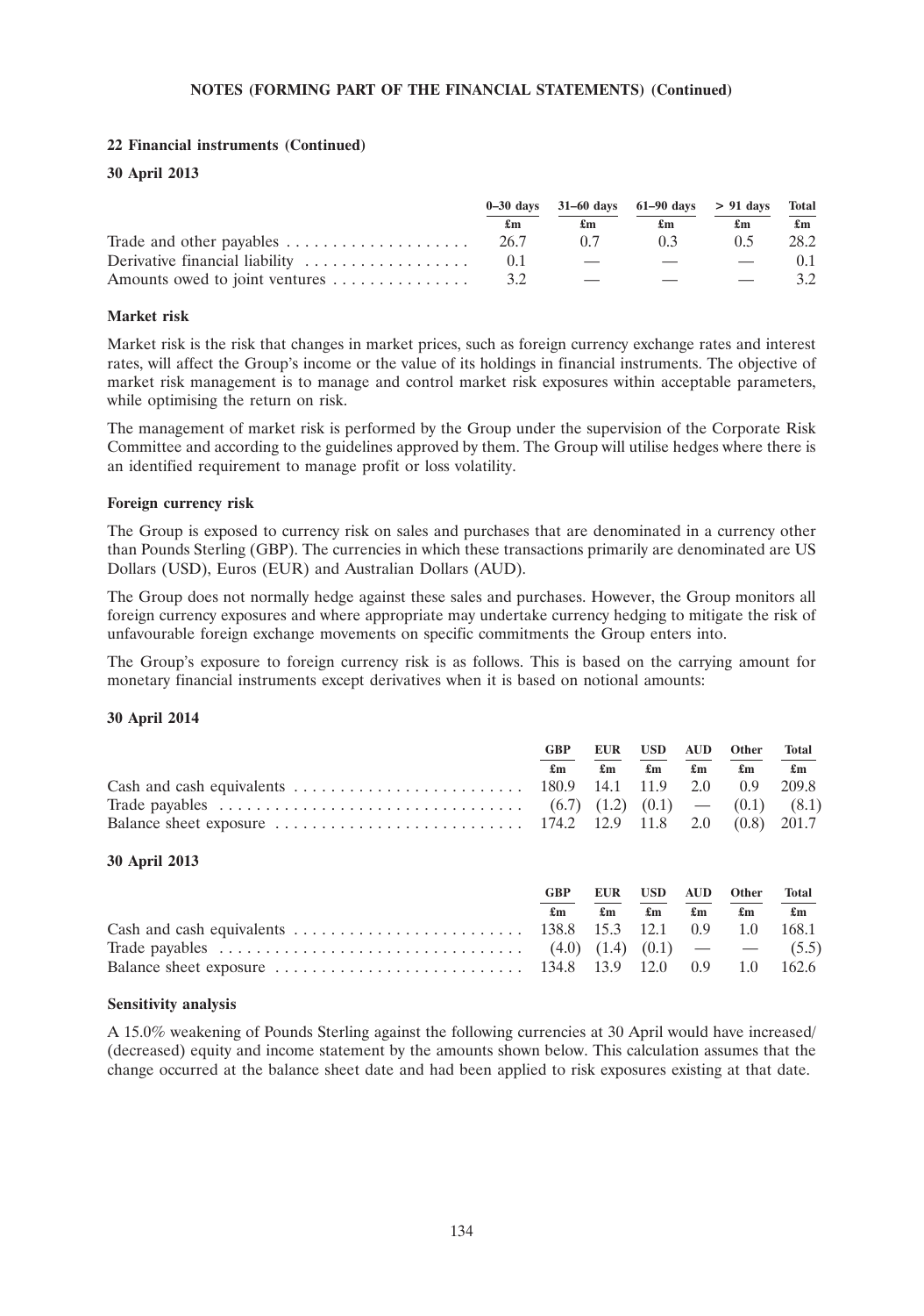**22 Financial instruments (Continued)**

**30 April 2013**

| | 0–30 days | 31–60 days | 61–90 days | > 91 days | Total |
|---|---|---|---|---|---|
| | £m | £m | £m | £m | £m |
| Trade and other payables | 26.7 | 0.7 | 0.3 | 0.5 | 28.2 |
| Derivative financial liability | 0.1 | — | — | — | 0.1 |
| Amounts owed to joint ventures | 3.2 | — | — | — | 3.2 |

**Market risk**

Market risk is the risk that changes in market prices, such as foreign currency exchange rates and interest rates, will affect the Group's income or the value of its holdings in financial instruments. The objective of market risk management is to manage and control market risk exposures within acceptable parameters, while optimising the return on risk.

The management of market risk is performed by the Group under the supervision of the Corporate Risk Committee and according to the guidelines approved by them. The Group will utilise hedges where there is an identified requirement to manage profit or loss volatility.

**Foreign currency risk**

The Group is exposed to currency risk on sales and purchases that are denominated in a currency other than Pounds Sterling (GBP). The currencies in which these transactions primarily are denominated are US Dollars (USD), Euros (EUR) and Australian Dollars (AUD).

The Group does not normally hedge against these sales and purchases. However, the Group monitors all foreign currency exposures and where appropriate may undertake currency hedging to mitigate the risk of unfavourable foreign exchange movements on specific commitments the Group enters into.

The Group's exposure to foreign currency risk is as follows. This is based on the carrying amount for monetary financial instruments except derivatives when it is based on notional amounts:

**30 April 2014**

| | GBP | EUR | USD | AUD | Other | Total |
|---|---|---|---|---|---|---|
| | £m | £m | £m | £m | £m | £m |
| Cash and cash equivalents | 180.9 | 14.1 | 11.9 | 2.0 | 0.9 | 209.8 |
| Trade payables | (6.7) | (1.2) | (0.1) | — | (0.1) | (8.1) |
| Balance sheet exposure | 174.2 | 12.9 | 11.8 | 2.0 | (0.8) | 201.7 |

**30 April 2013**

| | GBP | EUR | USD | AUD | Other | Total |
|---|---|---|---|---|---|---|
| | £m | £m | £m | £m | £m | £m |
| Cash and cash equivalents | 138.8 | 15.3 | 12.1 | 0.9 | 1.0 | 168.1 |
| Trade payables | (4.0) | (1.4) | (0.1) | — | — | (5.5) |
| Balance sheet exposure | 134.8 | 13.9 | 12.0 | 0.9 | 1.0 | 162.6 |

**Sensitivity analysis**

A 15.0% weakening of Pounds Sterling against the following currencies at 30 April would have increased/(decreased) equity and income statement by the amounts shown below. This calculation assumes that the change occurred at the balance sheet date and had been applied to risk exposures existing at that date.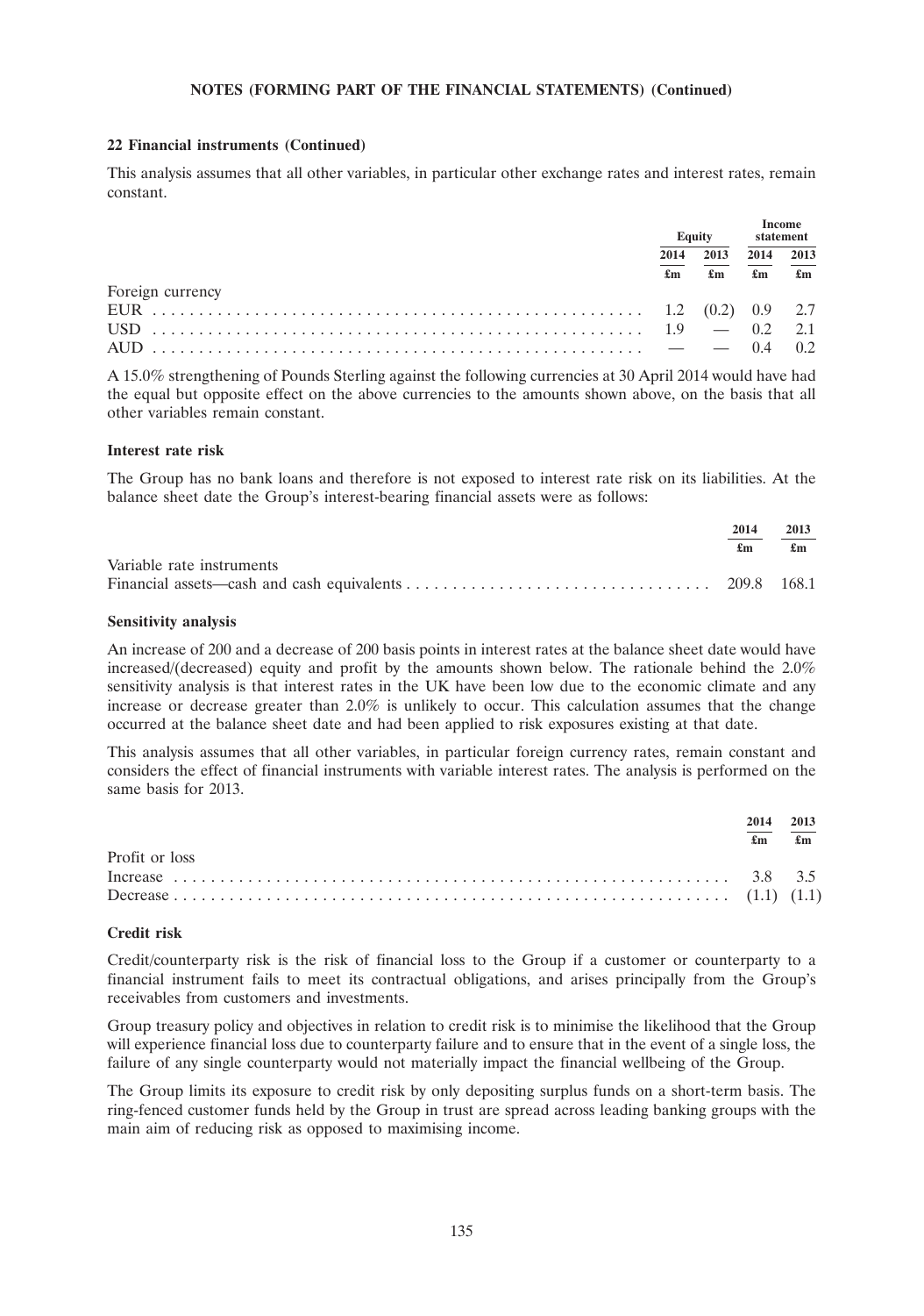**22 Financial instruments (Continued)**

This analysis assumes that all other variables, in particular other exchange rates and interest rates, remain constant.

| | Equity | | Income statement | |
|---|---|---|---|---|
| | 2014 | 2013 | 2014 | 2013 |
| | £m | £m | £m | £m |
| Foreign currency | | | | |
| EUR | 1.2 | (0.2) | 0.9 | 2.7 |
| USD | 1.9 | — | 0.2 | 2.1 |
| AUD | — | — | 0.4 | 0.2 |

A 15.0% strengthening of Pounds Sterling against the following currencies at 30 April 2014 would have had the equal but opposite effect on the above currencies to the amounts shown above, on the basis that all other variables remain constant.

**Interest rate risk**

The Group has no bank loans and therefore is not exposed to interest rate risk on its liabilities. At the balance sheet date the Group's interest-bearing financial assets were as follows:

| | 2014 | 2013 |
|---|---|---|
| | £m | £m |
| Variable rate instruments | | |
| Financial assets—cash and cash equivalents | 209.8 | 168.1 |

**Sensitivity analysis**

An increase of 200 and a decrease of 200 basis points in interest rates at the balance sheet date would have increased/(decreased) equity and profit by the amounts shown below. The rationale behind the 2.0% sensitivity analysis is that interest rates in the UK have been low due to the economic climate and any increase or decrease greater than 2.0% is unlikely to occur. This calculation assumes that the change occurred at the balance sheet date and had been applied to risk exposures existing at that date.

This analysis assumes that all other variables, in particular foreign currency rates, remain constant and considers the effect of financial instruments with variable interest rates. The analysis is performed on the same basis for 2013.

| | 2014 | 2013 |
|---|---|---|
| | £m | £m |
| Profit or loss | | |
| Increase | 3.8 | 3.5 |
| Decrease | (1.1) | (1.1) |

**Credit risk**

Credit/counterparty risk is the risk of financial loss to the Group if a customer or counterparty to a financial instrument fails to meet its contractual obligations, and arises principally from the Group's receivables from customers and investments.

Group treasury policy and objectives in relation to credit risk is to minimise the likelihood that the Group will experience financial loss due to counterparty failure and to ensure that in the event of a single loss, the failure of any single counterparty would not materially impact the financial wellbeing of the Group.

The Group limits its exposure to credit risk by only depositing surplus funds on a short-term basis. The ring-fenced customer funds held by the Group in trust are spread across leading banking groups with the main aim of reducing risk as opposed to maximising income.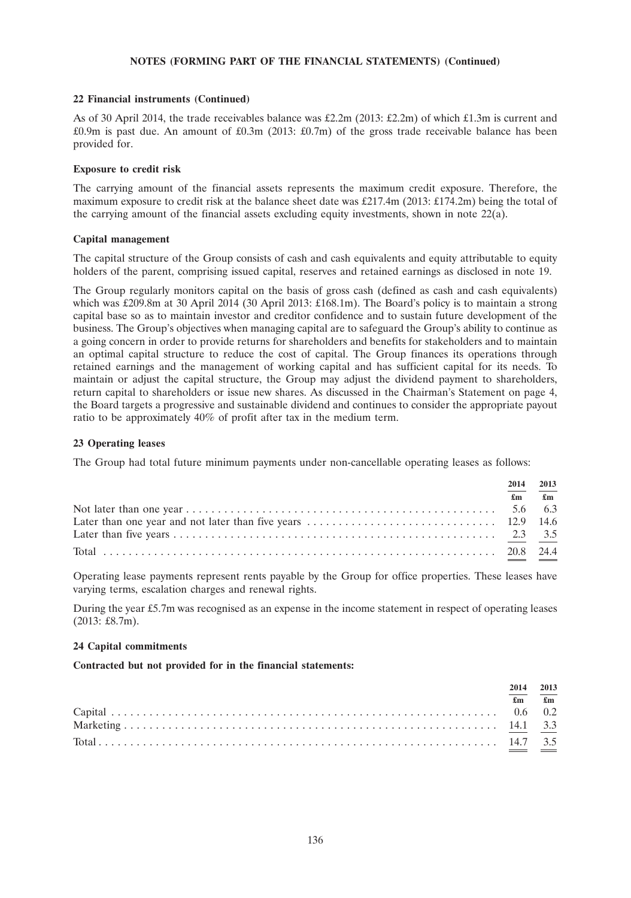**NOTES (FORMING PART OF THE FINANCIAL STATEMENTS) (Continued)**

**22 Financial instruments (Continued)**

As of 30 April 2014, the trade receivables balance was £2.2m (2013: £2.2m) of which £1.3m is current and £0.9m is past due. An amount of £0.3m (2013: £0.7m) of the gross trade receivable balance has been provided for.

**Exposure to credit risk**

The carrying amount of the financial assets represents the maximum credit exposure. Therefore, the maximum exposure to credit risk at the balance sheet date was £217.4m (2013: £174.2m) being the total of the carrying amount of the financial assets excluding equity investments, shown in note 22(a).

**Capital management**

The capital structure of the Group consists of cash and cash equivalents and equity attributable to equity holders of the parent, comprising issued capital, reserves and retained earnings as disclosed in note 19.

The Group regularly monitors capital on the basis of gross cash (defined as cash and cash equivalents) which was £209.8m at 30 April 2014 (30 April 2013: £168.1m). The Board's policy is to maintain a strong capital base so as to maintain investor and creditor confidence and to sustain future development of the business. The Group's objectives when managing capital are to safeguard the Group's ability to continue as a going concern in order to provide returns for shareholders and benefits for stakeholders and to maintain an optimal capital structure to reduce the cost of capital. The Group finances its operations through retained earnings and the management of working capital and has sufficient capital for its needs. To maintain or adjust the capital structure, the Group may adjust the dividend payment to shareholders, return capital to shareholders or issue new shares. As discussed in the Chairman's Statement on page 4, the Board targets a progressive and sustainable dividend and continues to consider the appropriate payout ratio to be approximately 40% of profit after tax in the medium term.

**23 Operating leases**

The Group had total future minimum payments under non-cancellable operating leases as follows:

| | 2014 | 2013 |
|---|---|---|
| | £m | £m |
| Not later than one year | 5.6 | 6.3 |
| Later than one year and not later than five years | 12.9 | 14.6 |
| Later than five years | 2.3 | 3.5 |
| Total | 20.8 | 24.4 |

Operating lease payments represent rents payable by the Group for office properties. These leases have varying terms, escalation charges and renewal rights.

During the year £5.7m was recognised as an expense in the income statement in respect of operating leases (2013: £8.7m).

**24 Capital commitments**

**Contracted but not provided for in the financial statements:**

| | 2014 | 2013 |
|---|---|---|
| | £m | £m |
| Capital | 0.6 | 0.2 |
| Marketing | 14.1 | 3.3 |
| Total | 14.7 | 3.5 |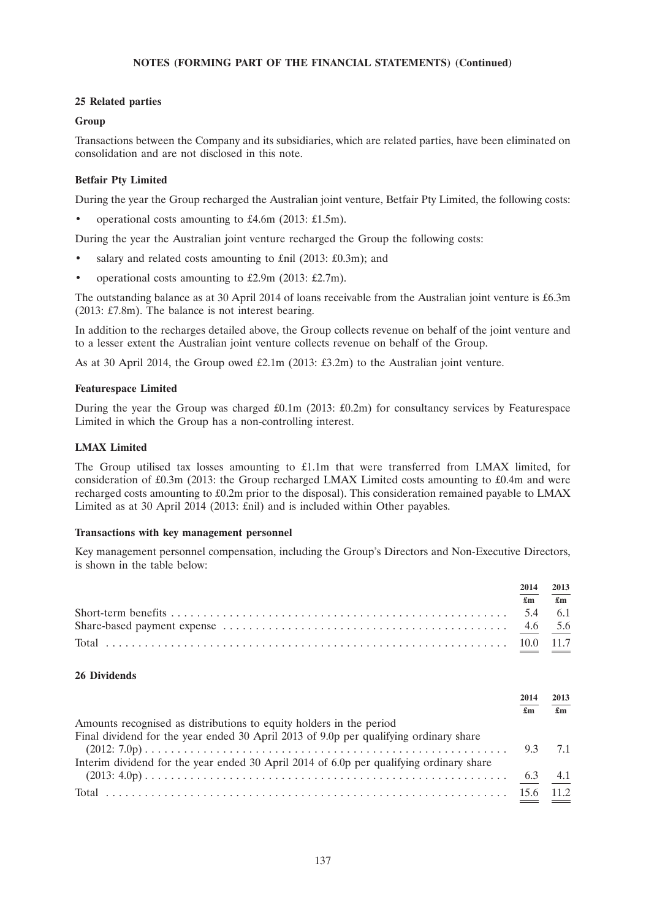**NOTES (FORMING PART OF THE FINANCIAL STATEMENTS) (Continued)**

## 25 Related parties

### Group

Transactions between the Company and its subsidiaries, which are related parties, have been eliminated on consolidation and are not disclosed in this note.

### Betfair Pty Limited

During the year the Group recharged the Australian joint venture, Betfair Pty Limited, the following costs:

- operational costs amounting to £4.6m (2013: £1.5m).

During the year the Australian joint venture recharged the Group the following costs:

- salary and related costs amounting to £nil (2013: £0.3m); and
- operational costs amounting to £2.9m (2013: £2.7m).

The outstanding balance as at 30 April 2014 of loans receivable from the Australian joint venture is £6.3m (2013: £7.8m). The balance is not interest bearing.

In addition to the recharges detailed above, the Group collects revenue on behalf of the joint venture and to a lesser extent the Australian joint venture collects revenue on behalf of the Group.

As at 30 April 2014, the Group owed £2.1m (2013: £3.2m) to the Australian joint venture.

### Featurespace Limited

During the year the Group was charged £0.1m (2013: £0.2m) for consultancy services by Featurespace Limited in which the Group has a non-controlling interest.

### LMAX Limited

The Group utilised tax losses amounting to £1.1m that were transferred from LMAX limited, for consideration of £0.3m (2013: the Group recharged LMAX Limited costs amounting to £0.4m and were recharged costs amounting to £0.2m prior to the disposal). This consideration remained payable to LMAX Limited as at 30 April 2014 (2013: £nil) and is included within Other payables.

### Transactions with key management personnel

Key management personnel compensation, including the Group's Directors and Non-Executive Directors, is shown in the table below:

| | 2014 £m | 2013 £m |
|---|---|---|
| Short-term benefits | 5.4 | 6.1 |
| Share-based payment expense | 4.6 | 5.6 |
| Total | 10.0 | 11.7 |

## 26 Dividends

| | 2014 £m | 2013 £m |
|---|---|---|
| Amounts recognised as distributions to equity holders in the period | | |
| Final dividend for the year ended 30 April 2013 of 9.0p per qualifying ordinary share (2012: 7.0p) | 9.3 | 7.1 |
| Interim dividend for the year ended 30 April 2014 of 6.0p per qualifying ordinary share (2013: 4.0p) | 6.3 | 4.1 |
| Total | 15.6 | 11.2 |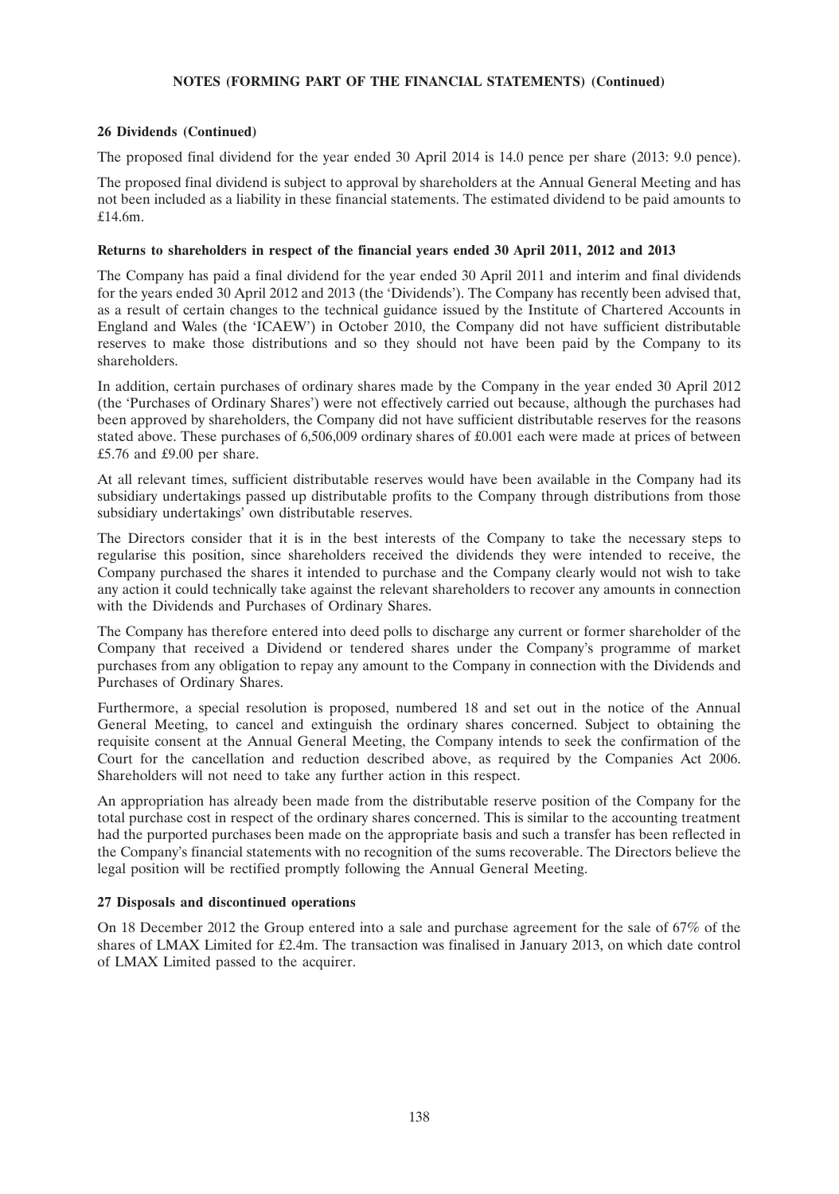**NOTES (FORMING PART OF THE FINANCIAL STATEMENTS) (Continued)**

**26 Dividends (Continued)**

The proposed final dividend for the year ended 30 April 2014 is 14.0 pence per share (2013: 9.0 pence).

The proposed final dividend is subject to approval by shareholders at the Annual General Meeting and has not been included as a liability in these financial statements. The estimated dividend to be paid amounts to £14.6m.

**Returns to shareholders in respect of the financial years ended 30 April 2011, 2012 and 2013**

The Company has paid a final dividend for the year ended 30 April 2011 and interim and final dividends for the years ended 30 April 2012 and 2013 (the 'Dividends'). The Company has recently been advised that, as a result of certain changes to the technical guidance issued by the Institute of Chartered Accounts in England and Wales (the 'ICAEW') in October 2010, the Company did not have sufficient distributable reserves to make those distributions and so they should not have been paid by the Company to its shareholders.

In addition, certain purchases of ordinary shares made by the Company in the year ended 30 April 2012 (the 'Purchases of Ordinary Shares') were not effectively carried out because, although the purchases had been approved by shareholders, the Company did not have sufficient distributable reserves for the reasons stated above. These purchases of 6,506,009 ordinary shares of £0.001 each were made at prices of between £5.76 and £9.00 per share.

At all relevant times, sufficient distributable reserves would have been available in the Company had its subsidiary undertakings passed up distributable profits to the Company through distributions from those subsidiary undertakings' own distributable reserves.

The Directors consider that it is in the best interests of the Company to take the necessary steps to regularise this position, since shareholders received the dividends they were intended to receive, the Company purchased the shares it intended to purchase and the Company clearly would not wish to take any action it could technically take against the relevant shareholders to recover any amounts in connection with the Dividends and Purchases of Ordinary Shares.

The Company has therefore entered into deed polls to discharge any current or former shareholder of the Company that received a Dividend or tendered shares under the Company's programme of market purchases from any obligation to repay any amount to the Company in connection with the Dividends and Purchases of Ordinary Shares.

Furthermore, a special resolution is proposed, numbered 18 and set out in the notice of the Annual General Meeting, to cancel and extinguish the ordinary shares concerned. Subject to obtaining the requisite consent at the Annual General Meeting, the Company intends to seek the confirmation of the Court for the cancellation and reduction described above, as required by the Companies Act 2006. Shareholders will not need to take any further action in this respect.

An appropriation has already been made from the distributable reserve position of the Company for the total purchase cost in respect of the ordinary shares concerned. This is similar to the accounting treatment had the purported purchases been made on the appropriate basis and such a transfer has been reflected in the Company's financial statements with no recognition of the sums recoverable. The Directors believe the legal position will be rectified promptly following the Annual General Meeting.

**27 Disposals and discontinued operations**

On 18 December 2012 the Group entered into a sale and purchase agreement for the sale of 67% of the shares of LMAX Limited for £2.4m. The transaction was finalised in January 2013, on which date control of LMAX Limited passed to the acquirer.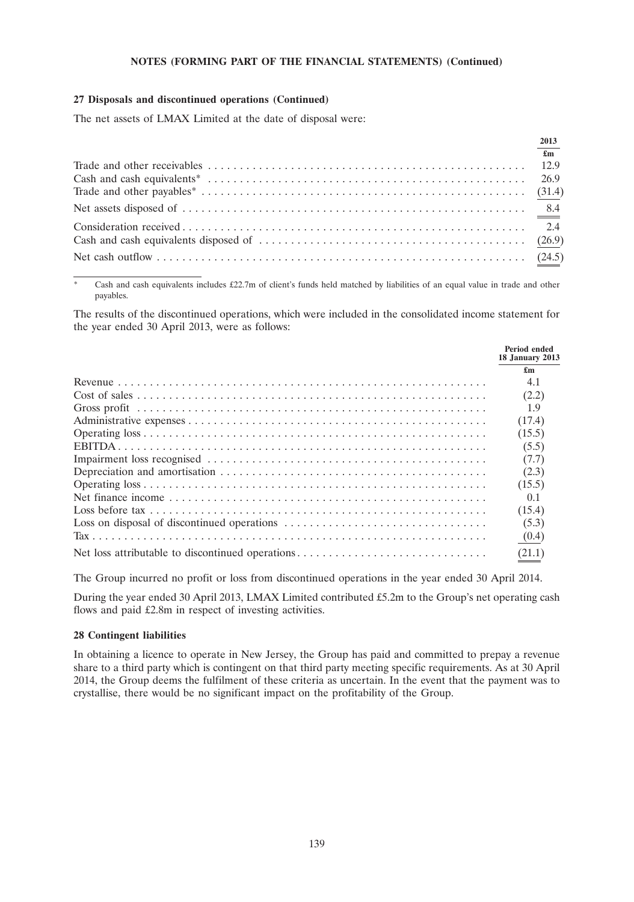**NOTES (FORMING PART OF THE FINANCIAL STATEMENTS) (Continued)**

### 27 Disposals and discontinued operations (Continued)

The net assets of LMAX Limited at the date of disposal were:

| | 2013 |
|---|---|
| | £m |
| Trade and other receivables | 12.9 |
| Cash and cash equivalents* | 26.9 |
| Trade and other payables* | (31.4) |
| Net assets disposed of | 8.4 |
| Consideration received | 2.4 |
| Cash and cash equivalents disposed of | (26.9) |
| Net cash outflow | (24.5) |

\* Cash and cash equivalents includes £22.7m of client's funds held matched by liabilities of an equal value in trade and other payables.

The results of the discontinued operations, which were included in the consolidated income statement for the year ended 30 April 2013, were as follows:

| | Period ended 18 January 2013 |
|---|---|
| | £m |
| Revenue | 4.1 |
| Cost of sales | (2.2) |
| Gross profit | 1.9 |
| Administrative expenses | (17.4) |
| Operating loss | (15.5) |
| EBITDA | (5.5) |
| Impairment loss recognised | (7.7) |
| Depreciation and amortisation | (2.3) |
| Operating loss | (15.5) |
| Net finance income | 0.1 |
| Loss before tax | (15.4) |
| Loss on disposal of discontinued operations | (5.3) |
| Tax | (0.4) |
| Net loss attributable to discontinued operations | (21.1) |

The Group incurred no profit or loss from discontinued operations in the year ended 30 April 2014.

During the year ended 30 April 2013, LMAX Limited contributed £5.2m to the Group's net operating cash flows and paid £2.8m in respect of investing activities.

### 28 Contingent liabilities

In obtaining a licence to operate in New Jersey, the Group has paid and committed to prepay a revenue share to a third party which is contingent on that third party meeting specific requirements. As at 30 April 2014, the Group deems the fulfilment of these criteria as uncertain. In the event that the payment was to crystallise, there would be no significant impact on the profitability of the Group.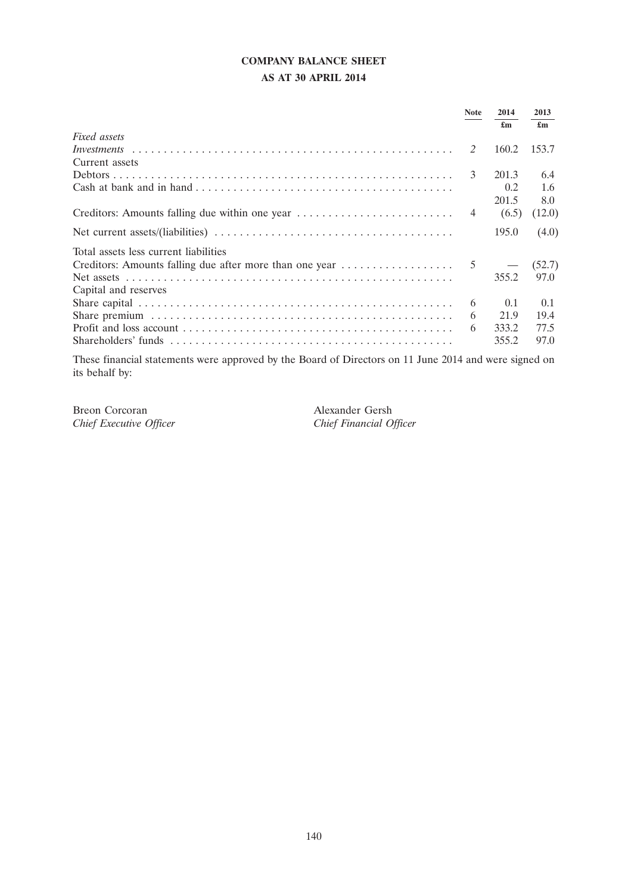# COMPANY BALANCE SHEET

## AS AT 30 APRIL 2014

| | Note | 2014 | 2013 |
|---|---|---|---|
| | | £m | £m |
| *Fixed assets* | | | |
| *Investments* | *2* | 160.2 | 153.7 |
| Current assets | | | |
| Debtors | 3 | 201.3 | 6.4 |
| Cash at bank and in hand | | 0.2 | 1.6 |
| | | 201.5 | 8.0 |
| Creditors: Amounts falling due within one year | 4 | (6.5) | (12.0) |
| Net current assets/(liabilities) | | 195.0 | (4.0) |
| Total assets less current liabilities | | | |
| Creditors: Amounts falling due after more than one year | 5 | — | (52.7) |
| Net assets | | 355.2 | 97.0 |
| Capital and reserves | | | |
| Share capital | 6 | 0.1 | 0.1 |
| Share premium | 6 | 21.9 | 19.4 |
| Profit and loss account | 6 | 333.2 | 77.5 |
| Shareholders' funds | | 355.2 | 97.0 |

These financial statements were approved by the Board of Directors on 11 June 2014 and were signed on its behalf by:

Breon Corcoran
*Chief Executive Officer*

Alexander Gersh
*Chief Financial Officer*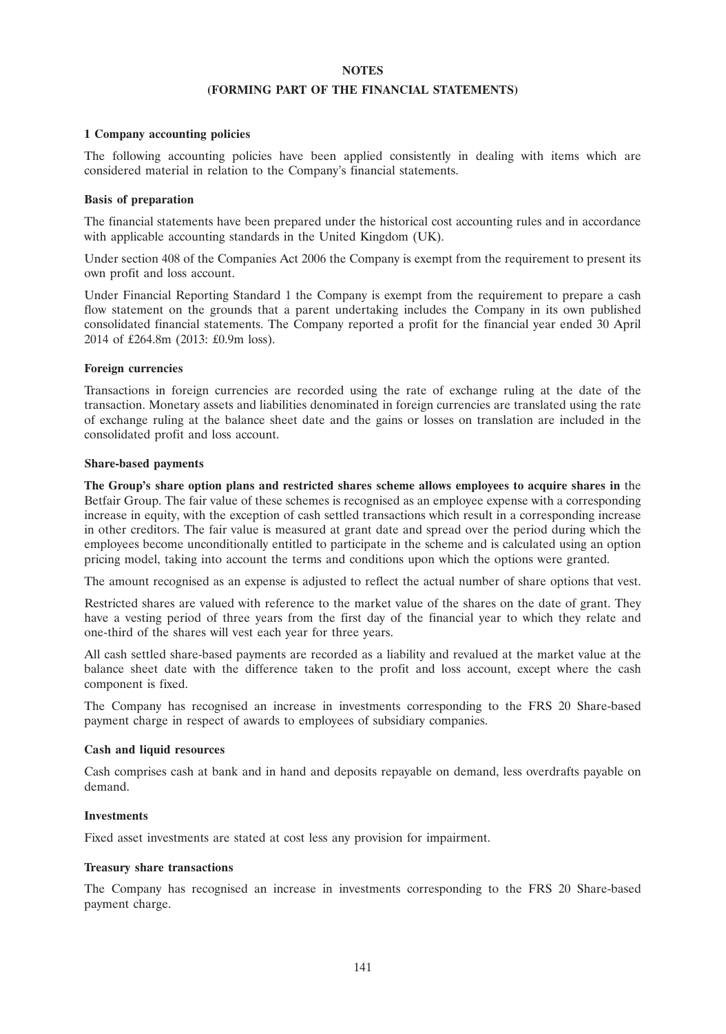**NOTES**

**(FORMING PART OF THE FINANCIAL STATEMENTS)**

**1 Company accounting policies**

The following accounting policies have been applied consistently in dealing with items which are considered material in relation to the Company's financial statements.

**Basis of preparation**

The financial statements have been prepared under the historical cost accounting rules and in accordance with applicable accounting standards in the United Kingdom (UK).

Under section 408 of the Companies Act 2006 the Company is exempt from the requirement to present its own profit and loss account.

Under Financial Reporting Standard 1 the Company is exempt from the requirement to prepare a cash flow statement on the grounds that a parent undertaking includes the Company in its own published consolidated financial statements. The Company reported a profit for the financial year ended 30 April 2014 of £264.8m (2013: £0.9m loss).

**Foreign currencies**

Transactions in foreign currencies are recorded using the rate of exchange ruling at the date of the transaction. Monetary assets and liabilities denominated in foreign currencies are translated using the rate of exchange ruling at the balance sheet date and the gains or losses on translation are included in the consolidated profit and loss account.

**Share-based payments**

**The Group's share option plans and restricted shares scheme allows employees to acquire shares in** the Betfair Group. The fair value of these schemes is recognised as an employee expense with a corresponding increase in equity, with the exception of cash settled transactions which result in a corresponding increase in other creditors. The fair value is measured at grant date and spread over the period during which the employees become unconditionally entitled to participate in the scheme and is calculated using an option pricing model, taking into account the terms and conditions upon which the options were granted.

The amount recognised as an expense is adjusted to reflect the actual number of share options that vest.

Restricted shares are valued with reference to the market value of the shares on the date of grant. They have a vesting period of three years from the first day of the financial year to which they relate and one-third of the shares will vest each year for three years.

All cash settled share-based payments are recorded as a liability and revalued at the market value at the balance sheet date with the difference taken to the profit and loss account, except where the cash component is fixed.

The Company has recognised an increase in investments corresponding to the FRS 20 Share-based payment charge in respect of awards to employees of subsidiary companies.

**Cash and liquid resources**

Cash comprises cash at bank and in hand and deposits repayable on demand, less overdrafts payable on demand.

**Investments**

Fixed asset investments are stated at cost less any provision for impairment.

**Treasury share transactions**

The Company has recognised an increase in investments corresponding to the FRS 20 Share-based payment charge.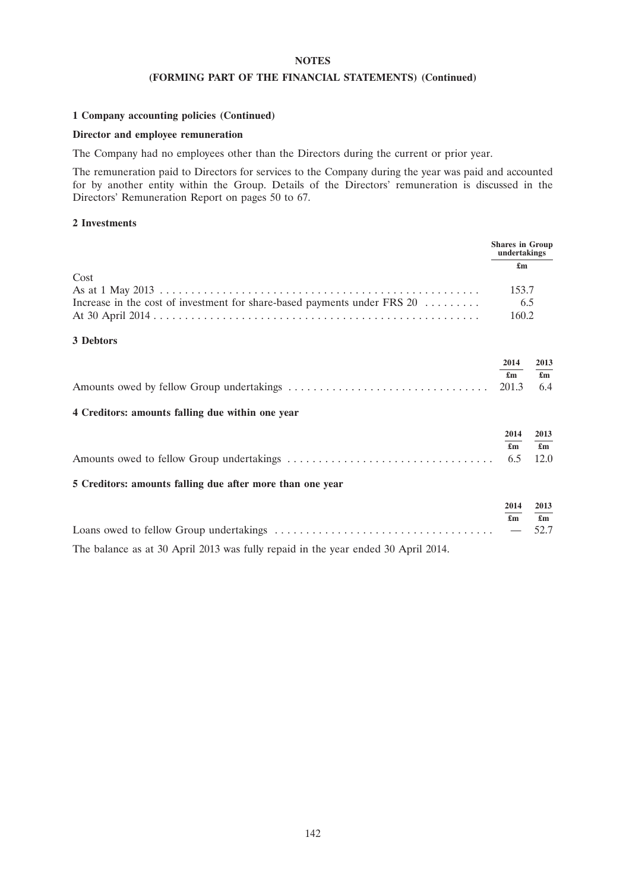# NOTES

## (FORMING PART OF THE FINANCIAL STATEMENTS) (Continued)

### 1 Company accounting policies (Continued)

**Director and employee remuneration**

The Company had no employees other than the Directors during the current or prior year.

The remuneration paid to Directors for services to the Company during the year was paid and accounted for by another entity within the Group. Details of the Directors' remuneration is discussed in the Directors' Remuneration Report on pages 50 to 67.

### 2 Investments

| | Shares in Group undertakings |
|---|---|
| | £m |
| Cost | |
| As at 1 May 2013 | 153.7 |
| Increase in the cost of investment for share-based payments under FRS 20 | 6.5 |
| At 30 April 2014 | 160.2 |

### 3 Debtors

| | 2014 | 2013 |
|---|---|---|
| | £m | £m |
| Amounts owed by fellow Group undertakings | 201.3 | 6.4 |

### 4 Creditors: amounts falling due within one year

| | 2014 | 2013 |
|---|---|---|
| | £m | £m |
| Amounts owed to fellow Group undertakings | 6.5 | 12.0 |

### 5 Creditors: amounts falling due after more than one year

| | 2014 | 2013 |
|---|---|---|
| | £m | £m |
| Loans owed to fellow Group undertakings | — | 52.7 |

The balance as at 30 April 2013 was fully repaid in the year ended 30 April 2014.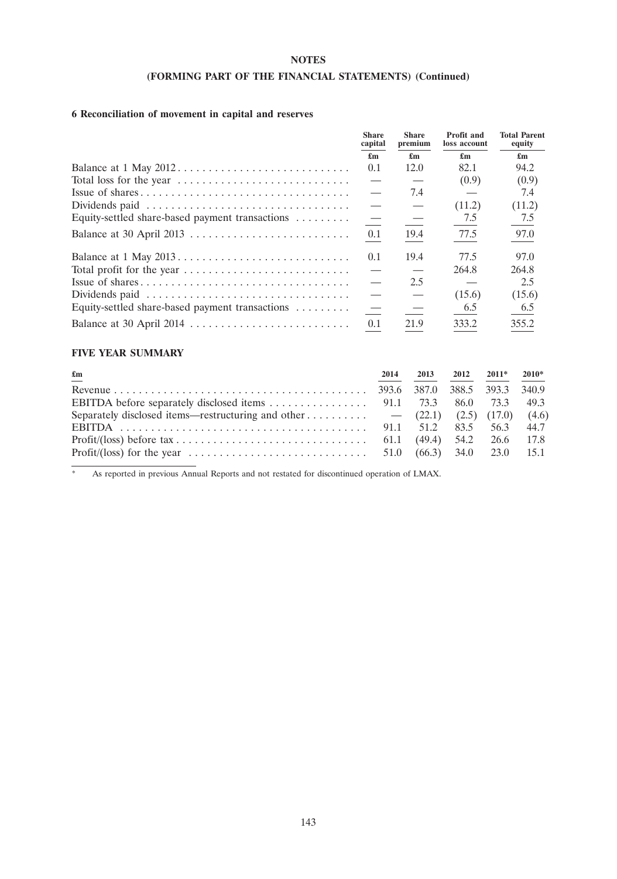**NOTES**

**(FORMING PART OF THE FINANCIAL STATEMENTS) (Continued)**

### 6 Reconciliation of movement in capital and reserves

| | Share capital | Share premium | Profit and loss account | Total Parent equity |
|---|---|---|---|---|
| | £m | £m | £m | £m |
| Balance at 1 May 2012 | 0.1 | 12.0 | 82.1 | 94.2 |
| Total loss for the year | — | — | (0.9) | (0.9) |
| Issue of shares | — | 7.4 | — | 7.4 |
| Dividends paid | — | — | (11.2) | (11.2) |
| Equity-settled share-based payment transactions | — | — | 7.5 | 7.5 |
| Balance at 30 April 2013 | 0.1 | 19.4 | 77.5 | 97.0 |
| Balance at 1 May 2013 | 0.1 | 19.4 | 77.5 | 97.0 |
| Total profit for the year | — | — | 264.8 | 264.8 |
| Issue of shares | — | 2.5 | — | 2.5 |
| Dividends paid | — | — | (15.6) | (15.6) |
| Equity-settled share-based payment transactions | — | — | 6.5 | 6.5 |
| Balance at 30 April 2014 | 0.1 | 21.9 | 333.2 | 355.2 |

### FIVE YEAR SUMMARY

| £m | 2014 | 2013 | 2012 | 2011* | 2010* |
|---|---|---|---|---|---|
| Revenue | 393.6 | 387.0 | 388.5 | 393.3 | 340.9 |
| EBITDA before separately disclosed items | 91.1 | 73.3 | 86.0 | 73.3 | 49.3 |
| Separately disclosed items—restructuring and other | — | (22.1) | (2.5) | (17.0) | (4.6) |
| EBITDA | 91.1 | 51.2 | 83.5 | 56.3 | 44.7 |
| Profit/(loss) before tax | 61.1 | (49.4) | 54.2 | 26.6 | 17.8 |
| Profit/(loss) for the year | 51.0 | (66.3) | 34.0 | 23.0 | 15.1 |

\* As reported in previous Annual Reports and not restated for discontinued operation of LMAX.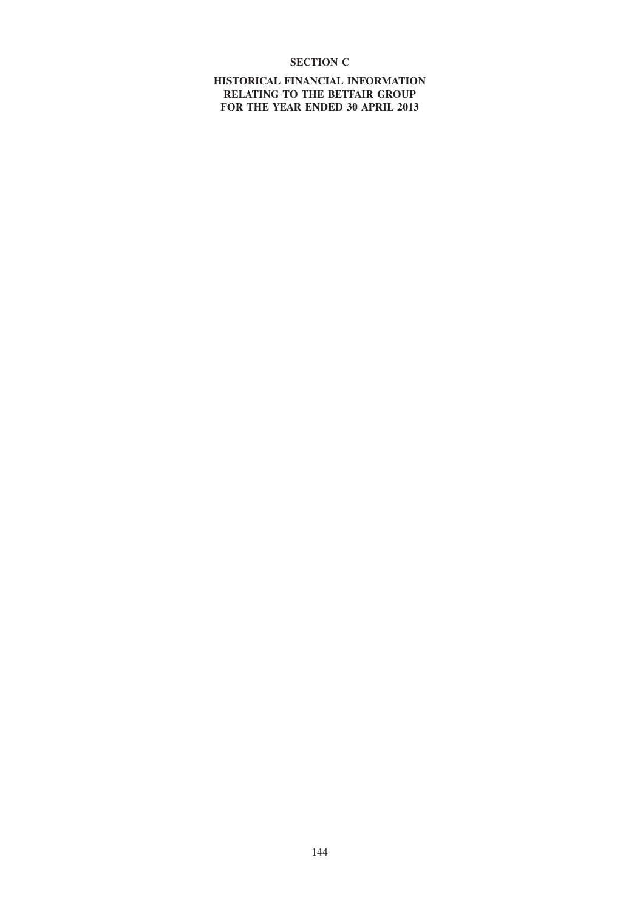# SECTION C

## HISTORICAL FINANCIAL INFORMATION RELATING TO THE BETFAIR GROUP FOR THE YEAR ENDED 30 APRIL 2013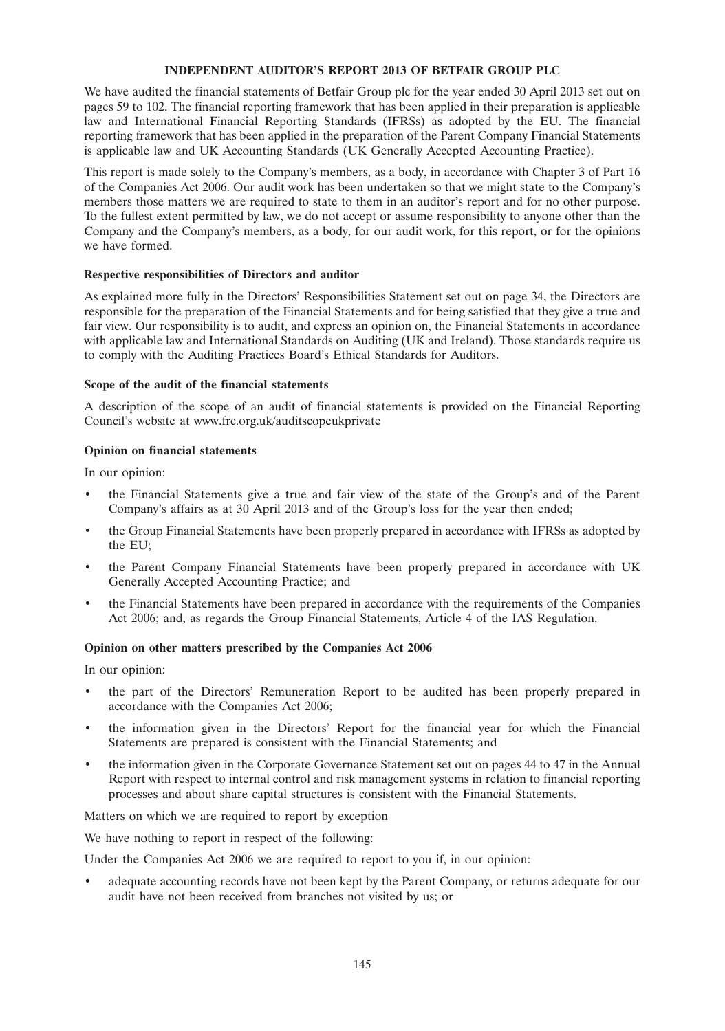# INDEPENDENT AUDITOR'S REPORT 2013 OF BETFAIR GROUP PLC

We have audited the financial statements of Betfair Group plc for the year ended 30 April 2013 set out on pages 59 to 102. The financial reporting framework that has been applied in their preparation is applicable law and International Financial Reporting Standards (IFRSs) as adopted by the EU. The financial reporting framework that has been applied in the preparation of the Parent Company Financial Statements is applicable law and UK Accounting Standards (UK Generally Accepted Accounting Practice).

This report is made solely to the Company's members, as a body, in accordance with Chapter 3 of Part 16 of the Companies Act 2006. Our audit work has been undertaken so that we might state to the Company's members those matters we are required to state to them in an auditor's report and for no other purpose. To the fullest extent permitted by law, we do not accept or assume responsibility to anyone other than the Company and the Company's members, as a body, for our audit work, for this report, or for the opinions we have formed.

### Respective responsibilities of Directors and auditor

As explained more fully in the Directors' Responsibilities Statement set out on page 34, the Directors are responsible for the preparation of the Financial Statements and for being satisfied that they give a true and fair view. Our responsibility is to audit, and express an opinion on, the Financial Statements in accordance with applicable law and International Standards on Auditing (UK and Ireland). Those standards require us to comply with the Auditing Practices Board's Ethical Standards for Auditors.

### Scope of the audit of the financial statements

A description of the scope of an audit of financial statements is provided on the Financial Reporting Council's website at www.frc.org.uk/auditscopeukprivate

### Opinion on financial statements

In our opinion:

- the Financial Statements give a true and fair view of the state of the Group's and of the Parent Company's affairs as at 30 April 2013 and of the Group's loss for the year then ended;
- the Group Financial Statements have been properly prepared in accordance with IFRSs as adopted by the EU;
- the Parent Company Financial Statements have been properly prepared in accordance with UK Generally Accepted Accounting Practice; and
- the Financial Statements have been prepared in accordance with the requirements of the Companies Act 2006; and, as regards the Group Financial Statements, Article 4 of the IAS Regulation.

### Opinion on other matters prescribed by the Companies Act 2006

In our opinion:

- the part of the Directors' Remuneration Report to be audited has been properly prepared in accordance with the Companies Act 2006;
- the information given in the Directors' Report for the financial year for which the Financial Statements are prepared is consistent with the Financial Statements; and
- the information given in the Corporate Governance Statement set out on pages 44 to 47 in the Annual Report with respect to internal control and risk management systems in relation to financial reporting processes and about share capital structures is consistent with the Financial Statements.

Matters on which we are required to report by exception

We have nothing to report in respect of the following:

Under the Companies Act 2006 we are required to report to you if, in our opinion:

- adequate accounting records have not been kept by the Parent Company, or returns adequate for our audit have not been received from branches not visited by us; or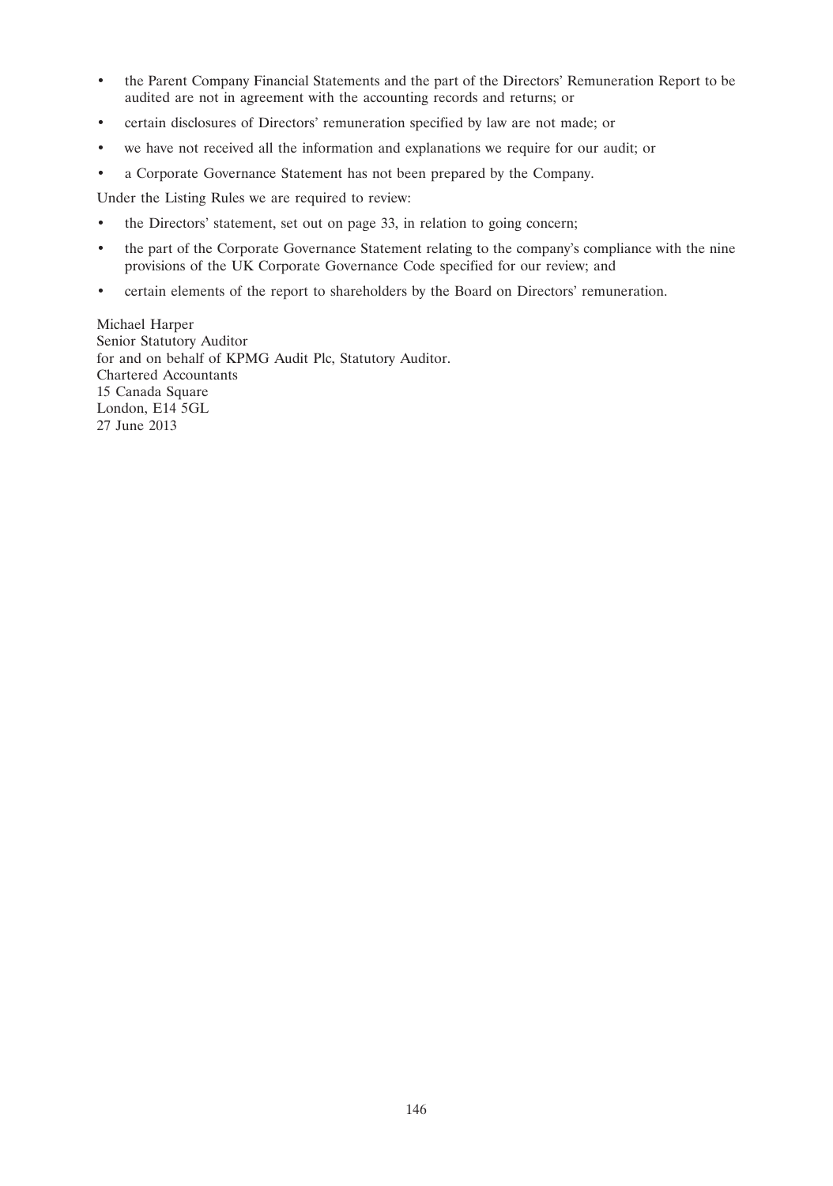- the Parent Company Financial Statements and the part of the Directors' Remuneration Report to be audited are not in agreement with the accounting records and returns; or
- certain disclosures of Directors' remuneration specified by law are not made; or
- we have not received all the information and explanations we require for our audit; or
- a Corporate Governance Statement has not been prepared by the Company.

Under the Listing Rules we are required to review:

- the Directors' statement, set out on page 33, in relation to going concern;
- the part of the Corporate Governance Statement relating to the company's compliance with the nine provisions of the UK Corporate Governance Code specified for our review; and
- certain elements of the report to shareholders by the Board on Directors' remuneration.

Michael Harper  
Senior Statutory Auditor  
for and on behalf of KPMG Audit Plc, Statutory Auditor.  
Chartered Accountants  
15 Canada Square  
London, E14 5GL  
27 June 2013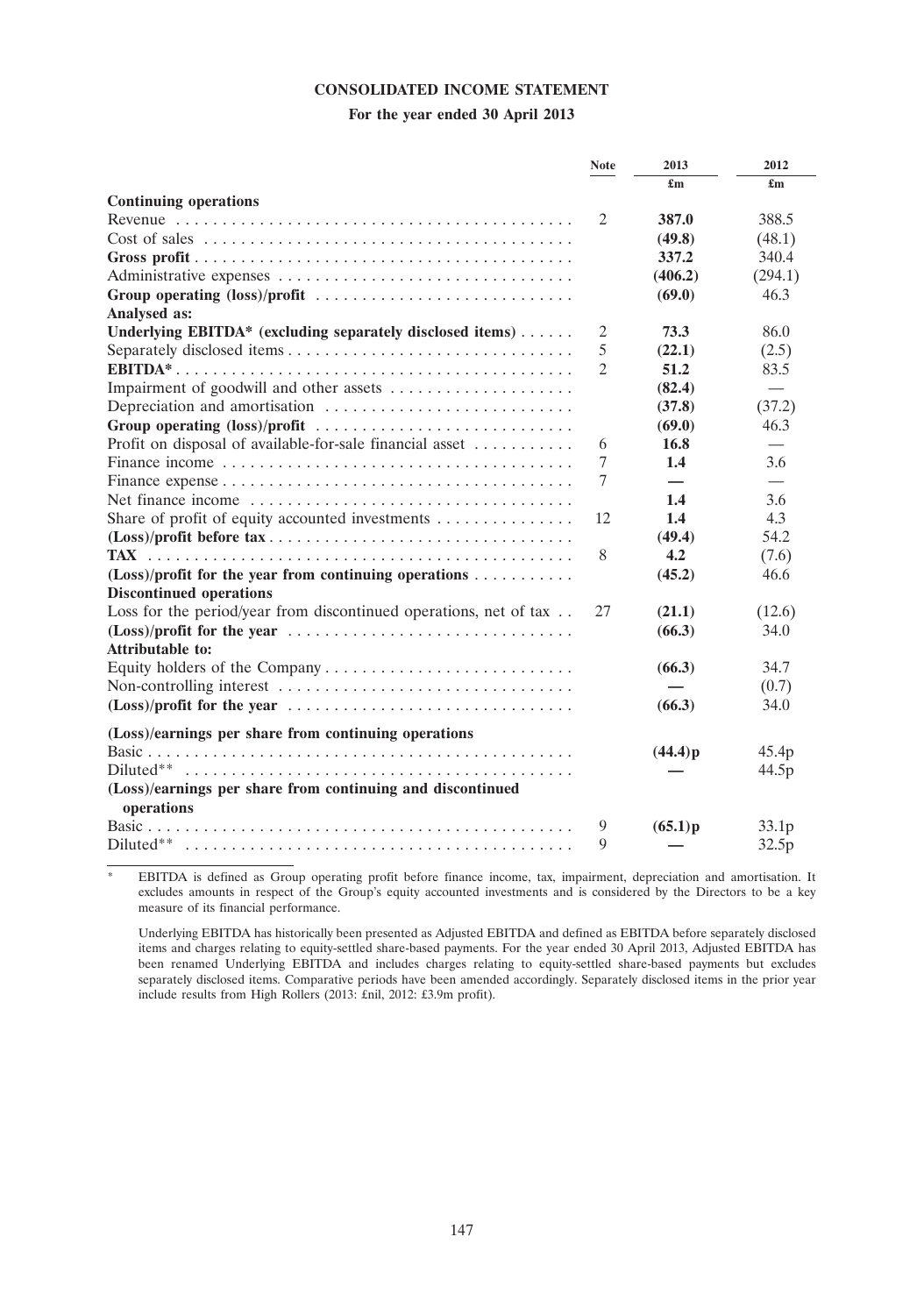# CONSOLIDATED INCOME STATEMENT

## For the year ended 30 April 2013

| | Note | 2013 | 2012 |
|---|---|---|---|
| | | £m | £m |
| **Continuing operations** | | | |
| Revenue | 2 | **387.0** | 388.5 |
| Cost of sales | | **(49.8)** | (48.1) |
| **Gross profit** | | **337.2** | 340.4 |
| Administrative expenses | | **(406.2)** | (294.1) |
| **Group operating (loss)/profit** | | **(69.0)** | 46.3 |
| **Analysed as:** | | | |
| **Underlying EBITDA* (excluding separately disclosed items)** | 2 | **73.3** | 86.0 |
| Separately disclosed items | 5 | **(22.1)** | (2.5) |
| **EBITDA*** | 2 | **51.2** | 83.5 |
| Impairment of goodwill and other assets | | **(82.4)** | — |
| Depreciation and amortisation | | **(37.8)** | (37.2) |
| **Group operating (loss)/profit** | | **(69.0)** | 46.3 |
| Profit on disposal of available-for-sale financial asset | 6 | **16.8** | — |
| Finance income | 7 | **1.4** | 3.6 |
| Finance expense | 7 | **—** | — |
| Net finance income | | **1.4** | 3.6 |
| Share of profit of equity accounted investments | 12 | **1.4** | 4.3 |
| **(Loss)/profit before tax** | | **(49.4)** | 54.2 |
| **TAX** | 8 | **4.2** | (7.6) |
| **(Loss)/profit for the year from continuing operations** | | **(45.2)** | 46.6 |
| **Discontinued operations** | | | |
| Loss for the period/year from discontinued operations, net of tax | 27 | **(21.1)** | (12.6) |
| **(Loss)/profit for the year** | | **(66.3)** | 34.0 |
| **Attributable to:** | | | |
| Equity holders of the Company | | **(66.3)** | 34.7 |
| Non-controlling interest | | **—** | (0.7) |
| **(Loss)/profit for the year** | | **(66.3)** | 34.0 |
| **(Loss)/earnings per share from continuing operations** | | | |
| Basic | | **(44.4)p** | 45.4p |
| Diluted** | | **—** | 44.5p |
| **(Loss)/earnings per share from continuing and discontinued operations** | | | |
| Basic | 9 | **(65.1)p** | 33.1p |
| Diluted** | 9 | **—** | 32.5p |

\* EBITDA is defined as Group operating profit before finance income, tax, impairment, depreciation and amortisation. It excludes amounts in respect of the Group's equity accounted investments and is considered by the Directors to be a key measure of its financial performance.

Underlying EBITDA has historically been presented as Adjusted EBITDA and defined as EBITDA before separately disclosed items and charges relating to equity-settled share-based payments. For the year ended 30 April 2013, Adjusted EBITDA has been renamed Underlying EBITDA and includes charges relating to equity-settled share-based payments but excludes separately disclosed items. Comparative periods have been amended accordingly. Separately disclosed items in the prior year include results from High Rollers (2013: £nil, 2012: £3.9m profit).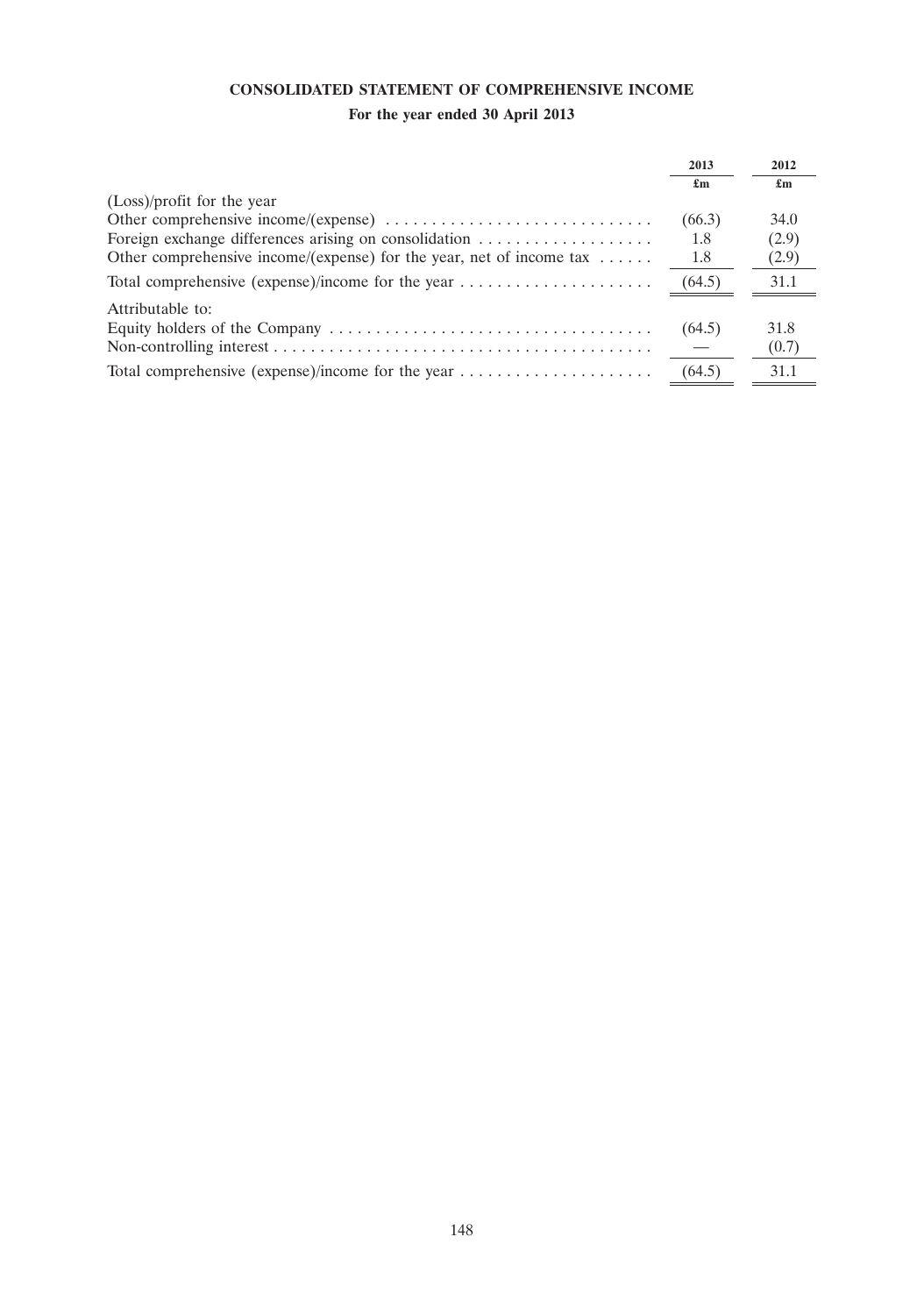# CONSOLIDATED STATEMENT OF COMPREHENSIVE INCOME

## For the year ended 30 April 2013

| | 2013 | 2012 |
|---|---|---|
| | £m | £m |
| (Loss)/profit for the year | | |
| Other comprehensive income/(expense) | (66.3) | 34.0 |
| Foreign exchange differences arising on consolidation | 1.8 | (2.9) |
| Other comprehensive income/(expense) for the year, net of income tax | 1.8 | (2.9) |
| Total comprehensive (expense)/income for the year | (64.5) | 31.1 |
| Attributable to: | | |
| Equity holders of the Company | (64.5) | 31.8 |
| Non-controlling interest | — | (0.7) |
| Total comprehensive (expense)/income for the year | (64.5) | 31.1 |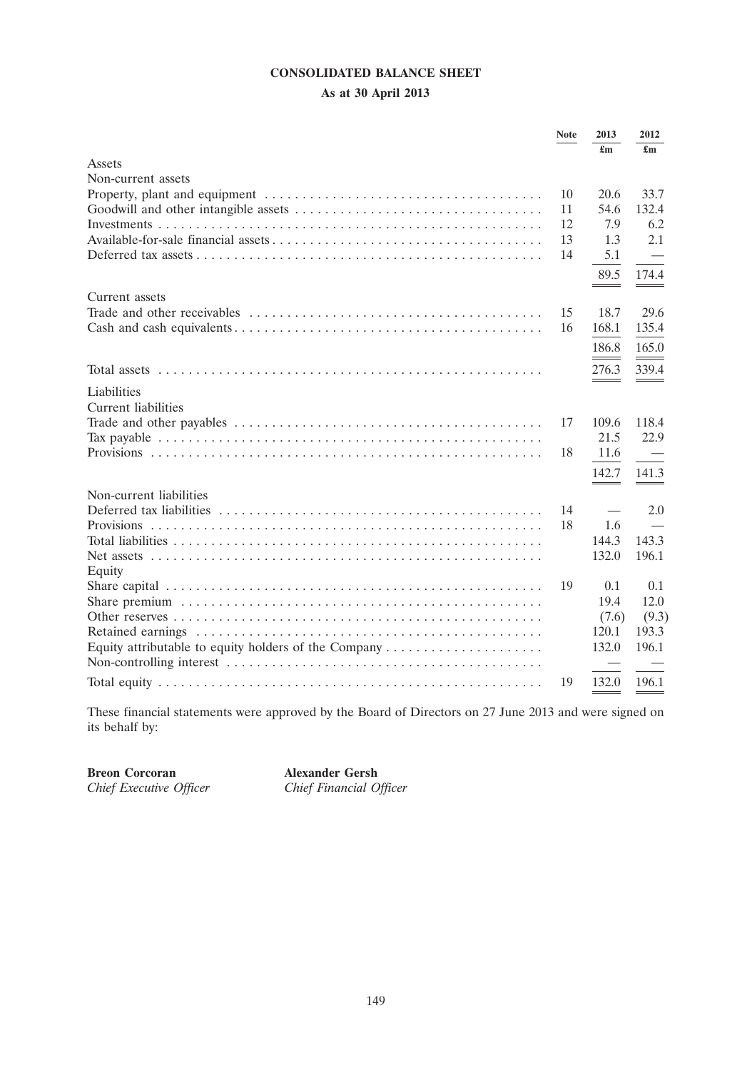# CONSOLIDATED BALANCE SHEET

## As at 30 April 2013

| | Note | 2013 £m | 2012 £m |
|---|---|---|---|
| **Assets** | | | |
| **Non-current assets** | | | |
| Property, plant and equipment | 10 | 20.6 | 33.7 |
| Goodwill and other intangible assets | 11 | 54.6 | 132.4 |
| Investments | 12 | 7.9 | 6.2 |
| Available-for-sale financial assets | 13 | 1.3 | 2.1 |
| Deferred tax assets | 14 | 5.1 | — |
| | | 89.5 | 174.4 |
| **Current assets** | | | |
| Trade and other receivables | 15 | 18.7 | 29.6 |
| Cash and cash equivalents | 16 | 168.1 | 135.4 |
| | | 186.8 | 165.0 |
| Total assets | | 276.3 | 339.4 |
| **Liabilities** | | | |
| **Current liabilities** | | | |
| Trade and other payables | 17 | 109.6 | 118.4 |
| Tax payable | | 21.5 | 22.9 |
| Provisions | 18 | 11.6 | — |
| | | 142.7 | 141.3 |
| **Non-current liabilities** | | | |
| Deferred tax liabilities | 14 | — | 2.0 |
| Provisions | 18 | 1.6 | — |
| Total liabilities | | 144.3 | 143.3 |
| Net assets | | 132.0 | 196.1 |
| **Equity** | | | |
| Share capital | 19 | 0.1 | 0.1 |
| Share premium | | 19.4 | 12.0 |
| Other reserves | | (7.6) | (9.3) |
| Retained earnings | | 120.1 | 193.3 |
| Equity attributable to equity holders of the Company | | 132.0 | 196.1 |
| Non-controlling interest | | — | — |
| Total equity | 19 | 132.0 | 196.1 |

These financial statements were approved by the Board of Directors on 27 June 2013 and were signed on its behalf by:

**Breon Corcoran**
*Chief Executive Officer*

**Alexander Gersh**
*Chief Financial Officer*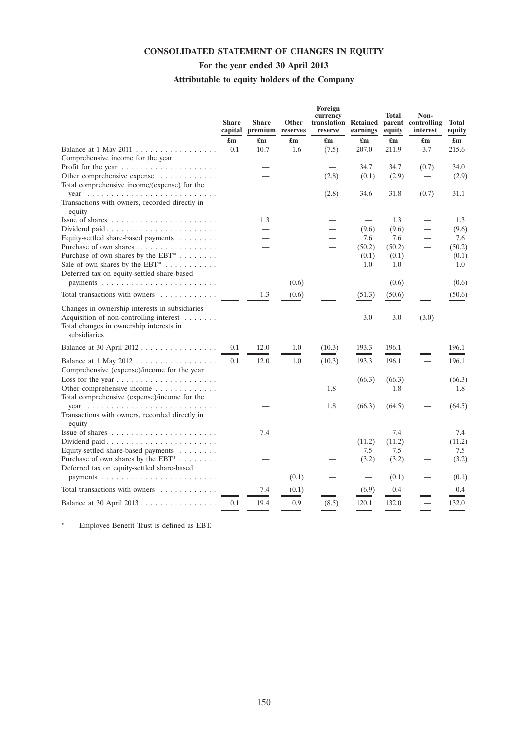# CONSOLIDATED STATEMENT OF CHANGES IN EQUITY

## For the year ended 30 April 2013

### Attributable to equity holders of the Company

| | Share capital | Share premium | Other reserves | Foreign currency translation reserve | Retained earnings | Total parent equity | Non-controlling interest | Total equity |
|---|---|---|---|---|---|---|---|---|
| | £m | £m | £m | £m | £m | £m | £m | £m |
| Balance at 1 May 2011 | 0.1 | 10.7 | 1.6 | (7.5) | 207.0 | 211.9 | 3.7 | 215.6 |
| Comprehensive income for the year | | | | | | | | |
| Profit for the year | | — | | — | 34.7 | 34.7 | (0.7) | 34.0 |
| Other comprehensive expense | | — | | (2.8) | (0.1) | (2.9) | — | (2.9) |
| Total comprehensive income/(expense) for the year | | — | | (2.8) | 34.6 | 31.8 | (0.7) | 31.1 |
| Transactions with owners, recorded directly in equity | | | | | | | | |
| Issue of shares | | 1.3 | | — | — | 1.3 | — | 1.3 |
| Dividend paid | | — | | — | (9.6) | (9.6) | — | (9.6) |
| Equity-settled share-based payments | | — | | — | 7.6 | 7.6 | — | 7.6 |
| Purchase of own shares | | — | | — | (50.2) | (50.2) | — | (50.2) |
| Purchase of own shares by the EBT* | | — | | — | (0.1) | (0.1) | — | (0.1) |
| Sale of own shares by the EBT* | | — | | — | 1.0 | 1.0 | — | 1.0 |
| Deferred tax on equity-settled share-based payments | | | (0.6) | — | — | (0.6) | — | (0.6) |
| Total transactions with owners | — | 1.3 | (0.6) | — | (51.3) | (50.6) | — | (50.6) |
| Changes in ownership interests in subsidiaries | | | | | | | | |
| Acquisition of non-controlling interest | | — | | — | 3.0 | 3.0 | (3.0) | — |
| Total changes in ownership interests in subsidiaries | | | | | | | | |
| Balance at 30 April 2012 | 0.1 | 12.0 | 1.0 | (10.3) | 193.3 | 196.1 | — | 196.1 |
| Balance at 1 May 2012 | 0.1 | 12.0 | 1.0 | (10.3) | 193.3 | 196.1 | — | 196.1 |
| Comprehensive (expense)/income for the year | | | | | | | | |
| Loss for the year | | — | | — | (66.3) | (66.3) | — | (66.3) |
| Other comprehensive income | | — | | 1.8 | — | 1.8 | — | 1.8 |
| Total comprehensive (expense)/income for the year | | — | | 1.8 | (66.3) | (64.5) | — | (64.5) |
| Transactions with owners, recorded directly in equity | | | | | | | | |
| Issue of shares | | 7.4 | | — | — | 7.4 | — | 7.4 |
| Dividend paid | | — | | — | (11.2) | (11.2) | — | (11.2) |
| Equity-settled share-based payments | | — | | — | 7.5 | 7.5 | — | 7.5 |
| Purchase of own shares by the EBT* | | — | | — | (3.2) | (3.2) | — | (3.2) |
| Deferred tax on equity-settled share-based payments | | | (0.1) | — | — | (0.1) | — | (0.1) |
| Total transactions with owners | — | 7.4 | (0.1) | — | (6.9) | 0.4 | — | 0.4 |
| Balance at 30 April 2013 | 0.1 | 19.4 | 0.9 | (8.5) | 120.1 | 132.0 | — | 132.0 |

\* Employee Benefit Trust is defined as EBT.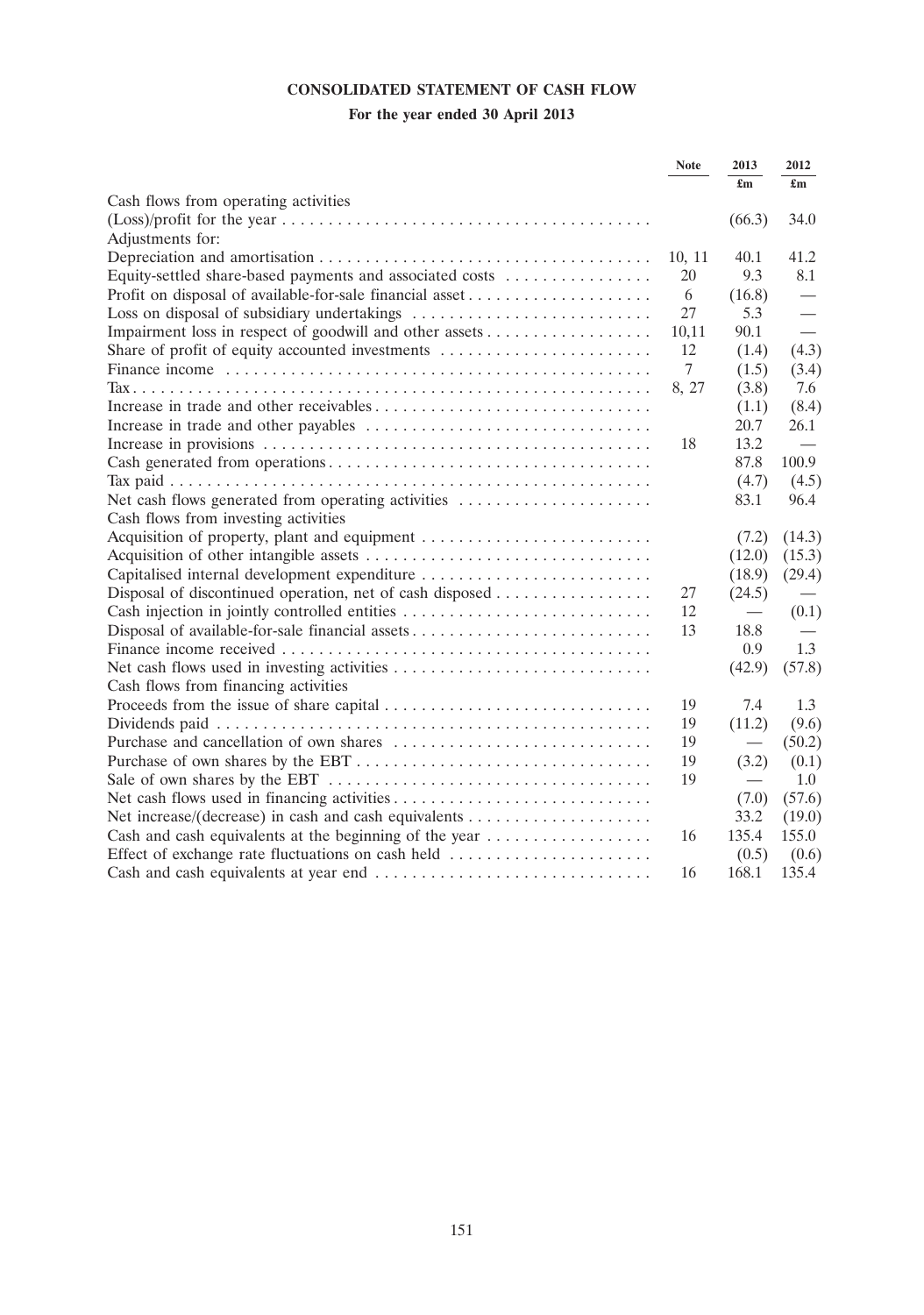# CONSOLIDATED STATEMENT OF CASH FLOW

## For the year ended 30 April 2013

| | Note | 2013 £m | 2012 £m |
|---|---|---|---|
| Cash flows from operating activities | | | |
| (Loss)/profit for the year | | (66.3) | 34.0 |
| Adjustments for: | | | |
| Depreciation and amortisation | 10, 11 | 40.1 | 41.2 |
| Equity-settled share-based payments and associated costs | 20 | 9.3 | 8.1 |
| Profit on disposal of available-for-sale financial asset | 6 | (16.8) | — |
| Loss on disposal of subsidiary undertakings | 27 | 5.3 | — |
| Impairment loss in respect of goodwill and other assets | 10,11 | 90.1 | — |
| Share of profit of equity accounted investments | 12 | (1.4) | (4.3) |
| Finance income | 7 | (1.5) | (3.4) |
| Tax | 8, 27 | (3.8) | 7.6 |
| Increase in trade and other receivables | | (1.1) | (8.4) |
| Increase in trade and other payables | | 20.7 | 26.1 |
| Increase in provisions | 18 | 13.2 | — |
| Cash generated from operations | | 87.8 | 100.9 |
| Tax paid | | (4.7) | (4.5) |
| Net cash flows generated from operating activities | | 83.1 | 96.4 |
| Cash flows from investing activities | | | |
| Acquisition of property, plant and equipment | | (7.2) | (14.3) |
| Acquisition of other intangible assets | | (12.0) | (15.3) |
| Capitalised internal development expenditure | | (18.9) | (29.4) |
| Disposal of discontinued operation, net of cash disposed | 27 | (24.5) | — |
| Cash injection in jointly controlled entities | 12 | — | (0.1) |
| Disposal of available-for-sale financial assets | 13 | 18.8 | — |
| Finance income received | | 0.9 | 1.3 |
| Net cash flows used in investing activities | | (42.9) | (57.8) |
| Cash flows from financing activities | | | |
| Proceeds from the issue of share capital | 19 | 7.4 | 1.3 |
| Dividends paid | 19 | (11.2) | (9.6) |
| Purchase and cancellation of own shares | 19 | — | (50.2) |
| Purchase of own shares by the EBT | 19 | (3.2) | (0.1) |
| Sale of own shares by the EBT | 19 | — | 1.0 |
| Net cash flows used in financing activities | | (7.0) | (57.6) |
| Net increase/(decrease) in cash and cash equivalents | | 33.2 | (19.0) |
| Cash and cash equivalents at the beginning of the year | 16 | 135.4 | 155.0 |
| Effect of exchange rate fluctuations on cash held | | (0.5) | (0.6) |
| Cash and cash equivalents at year end | 16 | 168.1 | 135.4 |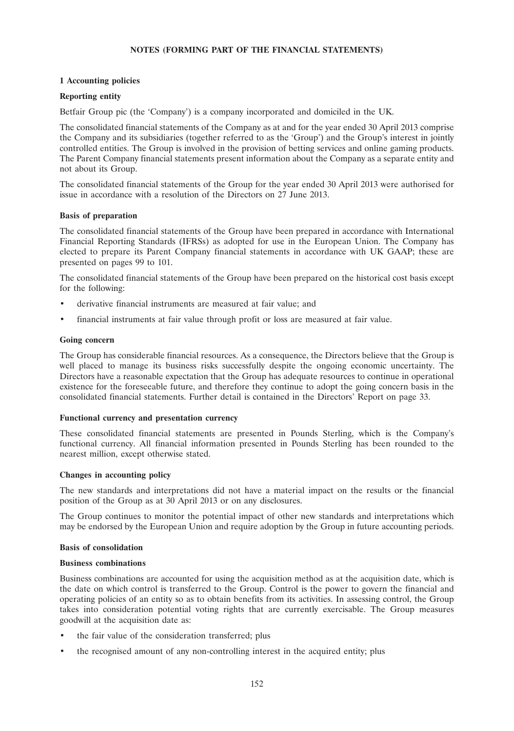# NOTES (FORMING PART OF THE FINANCIAL STATEMENTS)

## 1 Accounting policies

### Reporting entity

Betfair Group pic (the 'Company') is a company incorporated and domiciled in the UK.

The consolidated financial statements of the Company as at and for the year ended 30 April 2013 comprise the Company and its subsidiaries (together referred to as the 'Group') and the Group's interest in jointly controlled entities. The Group is involved in the provision of betting services and online gaming products. The Parent Company financial statements present information about the Company as a separate entity and not about its Group.

The consolidated financial statements of the Group for the year ended 30 April 2013 were authorised for issue in accordance with a resolution of the Directors on 27 June 2013.

### Basis of preparation

The consolidated financial statements of the Group have been prepared in accordance with International Financial Reporting Standards (IFRSs) as adopted for use in the European Union. The Company has elected to prepare its Parent Company financial statements in accordance with UK GAAP; these are presented on pages 99 to 101.

The consolidated financial statements of the Group have been prepared on the historical cost basis except for the following:

- derivative financial instruments are measured at fair value; and
- financial instruments at fair value through profit or loss are measured at fair value.

### Going concern

The Group has considerable financial resources. As a consequence, the Directors believe that the Group is well placed to manage its business risks successfully despite the ongoing economic uncertainty. The Directors have a reasonable expectation that the Group has adequate resources to continue in operational existence for the foreseeable future, and therefore they continue to adopt the going concern basis in the consolidated financial statements. Further detail is contained in the Directors' Report on page 33.

### Functional currency and presentation currency

These consolidated financial statements are presented in Pounds Sterling, which is the Company's functional currency. All financial information presented in Pounds Sterling has been rounded to the nearest million, except otherwise stated.

### Changes in accounting policy

The new standards and interpretations did not have a material impact on the results or the financial position of the Group as at 30 April 2013 or on any disclosures.

The Group continues to monitor the potential impact of other new standards and interpretations which may be endorsed by the European Union and require adoption by the Group in future accounting periods.

### Basis of consolidation

### Business combinations

Business combinations are accounted for using the acquisition method as at the acquisition date, which is the date on which control is transferred to the Group. Control is the power to govern the financial and operating policies of an entity so as to obtain benefits from its activities. In assessing control, the Group takes into consideration potential voting rights that are currently exercisable. The Group measures goodwill at the acquisition date as:

- the fair value of the consideration transferred; plus
- the recognised amount of any non-controlling interest in the acquired entity; plus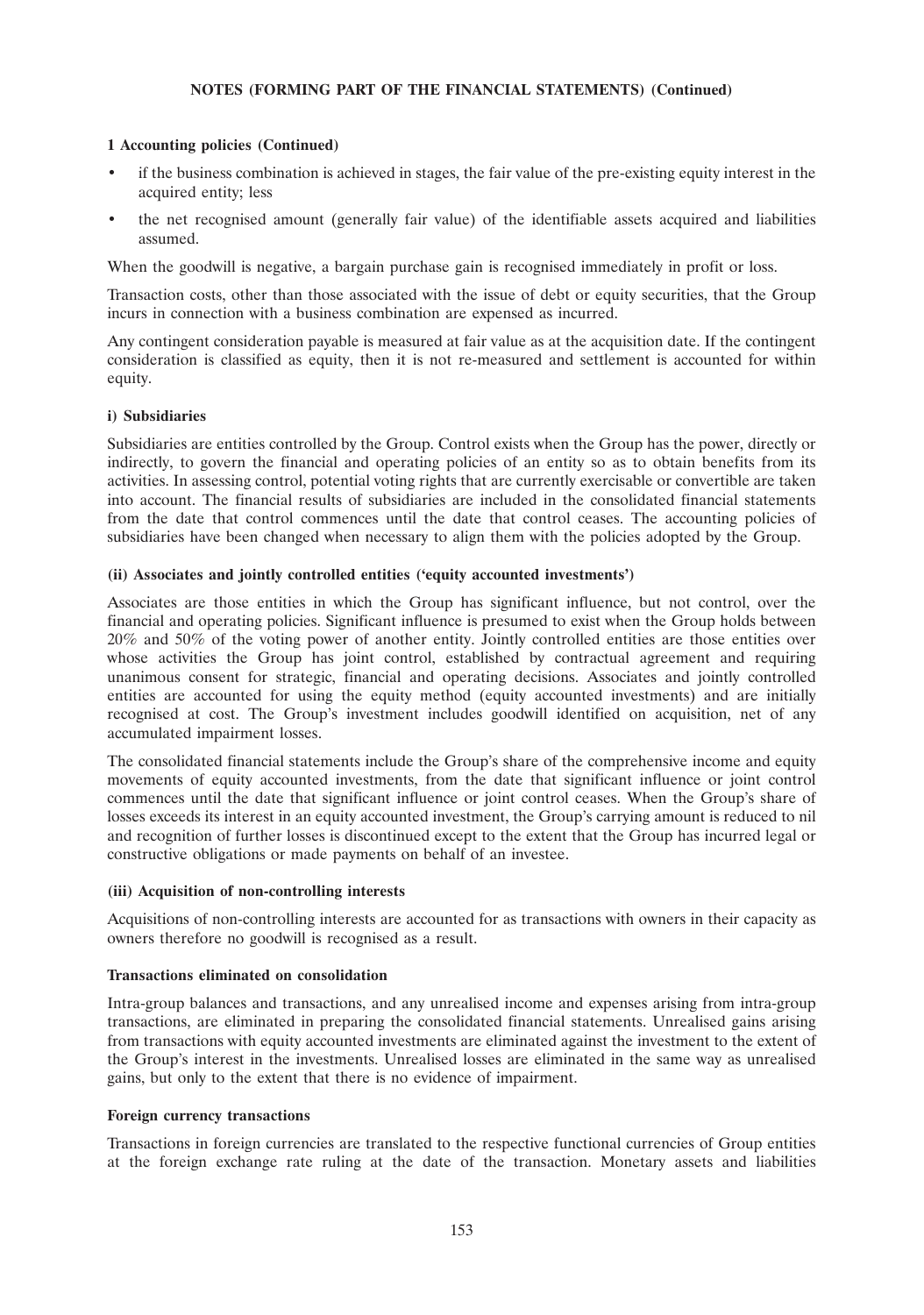**NOTES (FORMING PART OF THE FINANCIAL STATEMENTS) (Continued)**

**1 Accounting policies (Continued)**

- if the business combination is achieved in stages, the fair value of the pre-existing equity interest in the acquired entity; less
- the net recognised amount (generally fair value) of the identifiable assets acquired and liabilities assumed.

When the goodwill is negative, a bargain purchase gain is recognised immediately in profit or loss.

Transaction costs, other than those associated with the issue of debt or equity securities, that the Group incurs in connection with a business combination are expensed as incurred.

Any contingent consideration payable is measured at fair value as at the acquisition date. If the contingent consideration is classified as equity, then it is not re-measured and settlement is accounted for within equity.

**i) Subsidiaries**

Subsidiaries are entities controlled by the Group. Control exists when the Group has the power, directly or indirectly, to govern the financial and operating policies of an entity so as to obtain benefits from its activities. In assessing control, potential voting rights that are currently exercisable or convertible are taken into account. The financial results of subsidiaries are included in the consolidated financial statements from the date that control commences until the date that control ceases. The accounting policies of subsidiaries have been changed when necessary to align them with the policies adopted by the Group.

**(ii) Associates and jointly controlled entities ('equity accounted investments')**

Associates are those entities in which the Group has significant influence, but not control, over the financial and operating policies. Significant influence is presumed to exist when the Group holds between 20% and 50% of the voting power of another entity. Jointly controlled entities are those entities over whose activities the Group has joint control, established by contractual agreement and requiring unanimous consent for strategic, financial and operating decisions. Associates and jointly controlled entities are accounted for using the equity method (equity accounted investments) and are initially recognised at cost. The Group's investment includes goodwill identified on acquisition, net of any accumulated impairment losses.

The consolidated financial statements include the Group's share of the comprehensive income and equity movements of equity accounted investments, from the date that significant influence or joint control commences until the date that significant influence or joint control ceases. When the Group's share of losses exceeds its interest in an equity accounted investment, the Group's carrying amount is reduced to nil and recognition of further losses is discontinued except to the extent that the Group has incurred legal or constructive obligations or made payments on behalf of an investee.

**(iii) Acquisition of non-controlling interests**

Acquisitions of non-controlling interests are accounted for as transactions with owners in their capacity as owners therefore no goodwill is recognised as a result.

**Transactions eliminated on consolidation**

Intra-group balances and transactions, and any unrealised income and expenses arising from intra-group transactions, are eliminated in preparing the consolidated financial statements. Unrealised gains arising from transactions with equity accounted investments are eliminated against the investment to the extent of the Group's interest in the investments. Unrealised losses are eliminated in the same way as unrealised gains, but only to the extent that there is no evidence of impairment.

**Foreign currency transactions**

Transactions in foreign currencies are translated to the respective functional currencies of Group entities at the foreign exchange rate ruling at the date of the transaction. Monetary assets and liabilities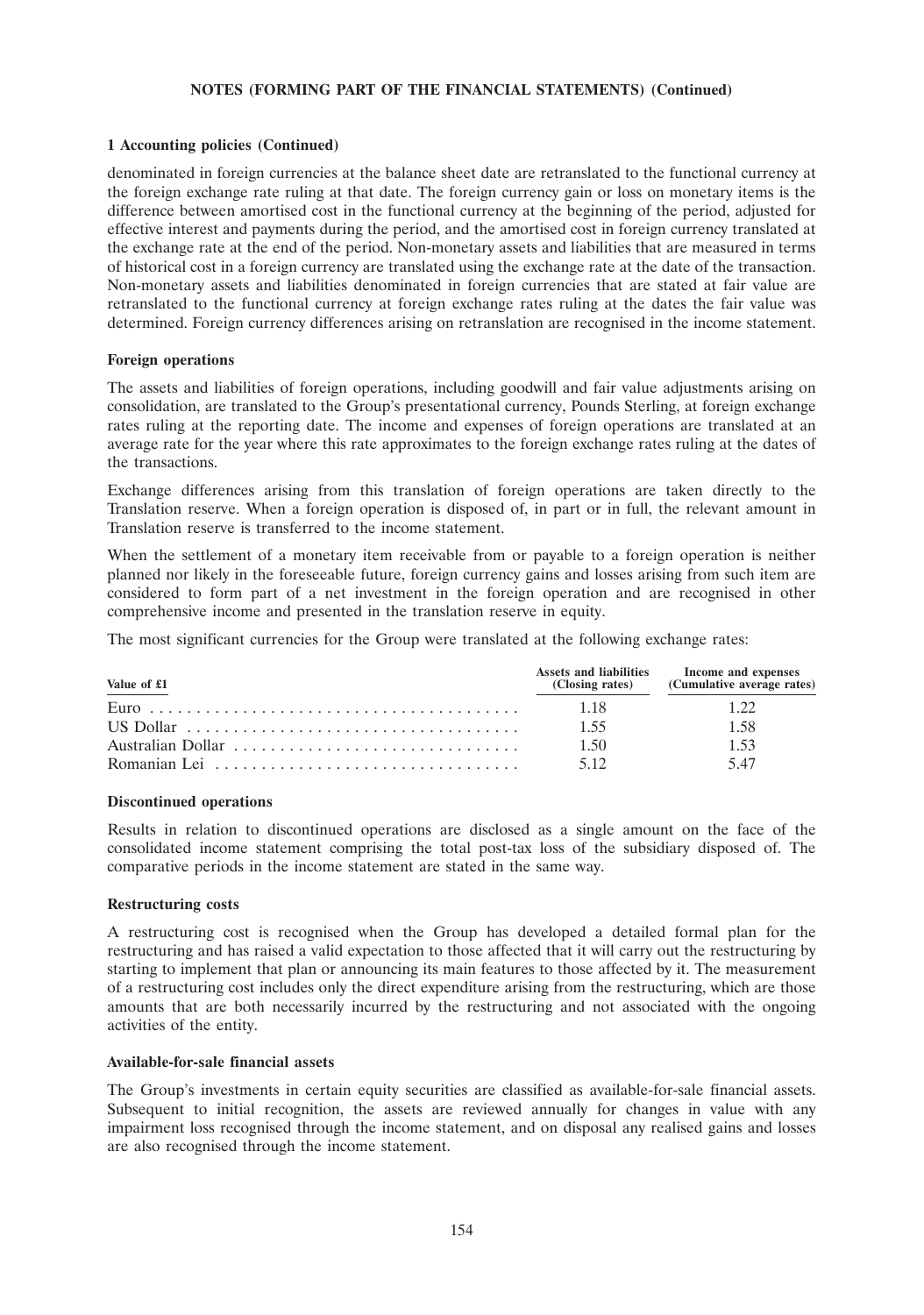**NOTES (FORMING PART OF THE FINANCIAL STATEMENTS) (Continued)**

**1 Accounting policies (Continued)**

denominated in foreign currencies at the balance sheet date are retranslated to the functional currency at the foreign exchange rate ruling at that date. The foreign currency gain or loss on monetary items is the difference between amortised cost in the functional currency at the beginning of the period, adjusted for effective interest and payments during the period, and the amortised cost in foreign currency translated at the exchange rate at the end of the period. Non-monetary assets and liabilities that are measured in terms of historical cost in a foreign currency are translated using the exchange rate at the date of the transaction. Non-monetary assets and liabilities denominated in foreign currencies that are stated at fair value are retranslated to the functional currency at foreign exchange rates ruling at the dates the fair value was determined. Foreign currency differences arising on retranslation are recognised in the income statement.

**Foreign operations**

The assets and liabilities of foreign operations, including goodwill and fair value adjustments arising on consolidation, are translated to the Group's presentational currency, Pounds Sterling, at foreign exchange rates ruling at the reporting date. The income and expenses of foreign operations are translated at an average rate for the year where this rate approximates to the foreign exchange rates ruling at the dates of the transactions.

Exchange differences arising from this translation of foreign operations are taken directly to the Translation reserve. When a foreign operation is disposed of, in part or in full, the relevant amount in Translation reserve is transferred to the income statement.

When the settlement of a monetary item receivable from or payable to a foreign operation is neither planned nor likely in the foreseeable future, foreign currency gains and losses arising from such item are considered to form part of a net investment in the foreign operation and are recognised in other comprehensive income and presented in the translation reserve in equity.

The most significant currencies for the Group were translated at the following exchange rates:

| Value of £1 | Assets and liabilities (Closing rates) | Income and expenses (Cumulative average rates) |
|---|---|---|
| Euro | 1.18 | 1.22 |
| US Dollar | 1.55 | 1.58 |
| Australian Dollar | 1.50 | 1.53 |
| Romanian Lei | 5.12 | 5.47 |

**Discontinued operations**

Results in relation to discontinued operations are disclosed as a single amount on the face of the consolidated income statement comprising the total post-tax loss of the subsidiary disposed of. The comparative periods in the income statement are stated in the same way.

**Restructuring costs**

A restructuring cost is recognised when the Group has developed a detailed formal plan for the restructuring and has raised a valid expectation to those affected that it will carry out the restructuring by starting to implement that plan or announcing its main features to those affected by it. The measurement of a restructuring cost includes only the direct expenditure arising from the restructuring, which are those amounts that are both necessarily incurred by the restructuring and not associated with the ongoing activities of the entity.

**Available-for-sale financial assets**

The Group's investments in certain equity securities are classified as available-for-sale financial assets. Subsequent to initial recognition, the assets are reviewed annually for changes in value with any impairment loss recognised through the income statement, and on disposal any realised gains and losses are also recognised through the income statement.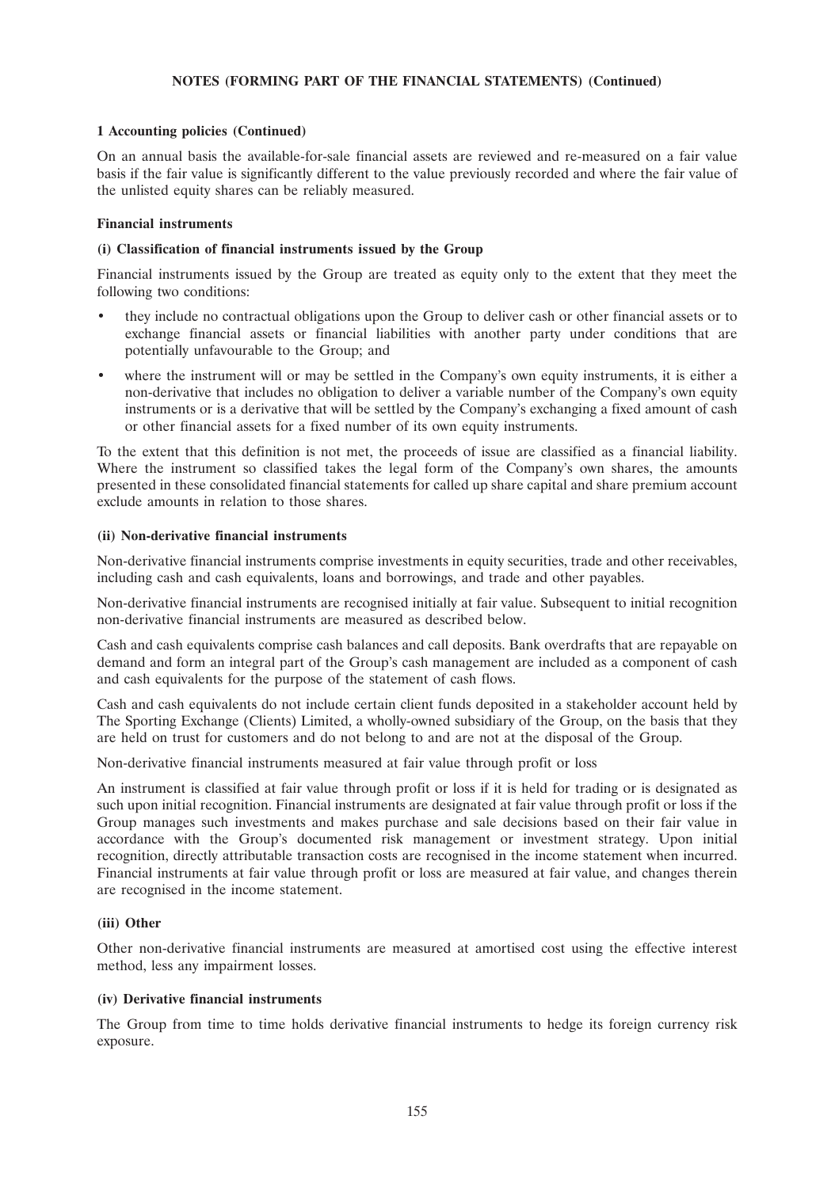**NOTES (FORMING PART OF THE FINANCIAL STATEMENTS) (Continued)**

**1 Accounting policies (Continued)**

On an annual basis the available-for-sale financial assets are reviewed and re-measured on a fair value basis if the fair value is significantly different to the value previously recorded and where the fair value of the unlisted equity shares can be reliably measured.

**Financial instruments**

**(i) Classification of financial instruments issued by the Group**

Financial instruments issued by the Group are treated as equity only to the extent that they meet the following two conditions:

- they include no contractual obligations upon the Group to deliver cash or other financial assets or to exchange financial assets or financial liabilities with another party under conditions that are potentially unfavourable to the Group; and
- where the instrument will or may be settled in the Company's own equity instruments, it is either a non-derivative that includes no obligation to deliver a variable number of the Company's own equity instruments or is a derivative that will be settled by the Company's exchanging a fixed amount of cash or other financial assets for a fixed number of its own equity instruments.

To the extent that this definition is not met, the proceeds of issue are classified as a financial liability. Where the instrument so classified takes the legal form of the Company's own shares, the amounts presented in these consolidated financial statements for called up share capital and share premium account exclude amounts in relation to those shares.

**(ii) Non-derivative financial instruments**

Non-derivative financial instruments comprise investments in equity securities, trade and other receivables, including cash and cash equivalents, loans and borrowings, and trade and other payables.

Non-derivative financial instruments are recognised initially at fair value. Subsequent to initial recognition non-derivative financial instruments are measured as described below.

Cash and cash equivalents comprise cash balances and call deposits. Bank overdrafts that are repayable on demand and form an integral part of the Group's cash management are included as a component of cash and cash equivalents for the purpose of the statement of cash flows.

Cash and cash equivalents do not include certain client funds deposited in a stakeholder account held by The Sporting Exchange (Clients) Limited, a wholly-owned subsidiary of the Group, on the basis that they are held on trust for customers and do not belong to and are not at the disposal of the Group.

Non-derivative financial instruments measured at fair value through profit or loss

An instrument is classified at fair value through profit or loss if it is held for trading or is designated as such upon initial recognition. Financial instruments are designated at fair value through profit or loss if the Group manages such investments and makes purchase and sale decisions based on their fair value in accordance with the Group's documented risk management or investment strategy. Upon initial recognition, directly attributable transaction costs are recognised in the income statement when incurred. Financial instruments at fair value through profit or loss are measured at fair value, and changes therein are recognised in the income statement.

**(iii) Other**

Other non-derivative financial instruments are measured at amortised cost using the effective interest method, less any impairment losses.

**(iv) Derivative financial instruments**

The Group from time to time holds derivative financial instruments to hedge its foreign currency risk exposure.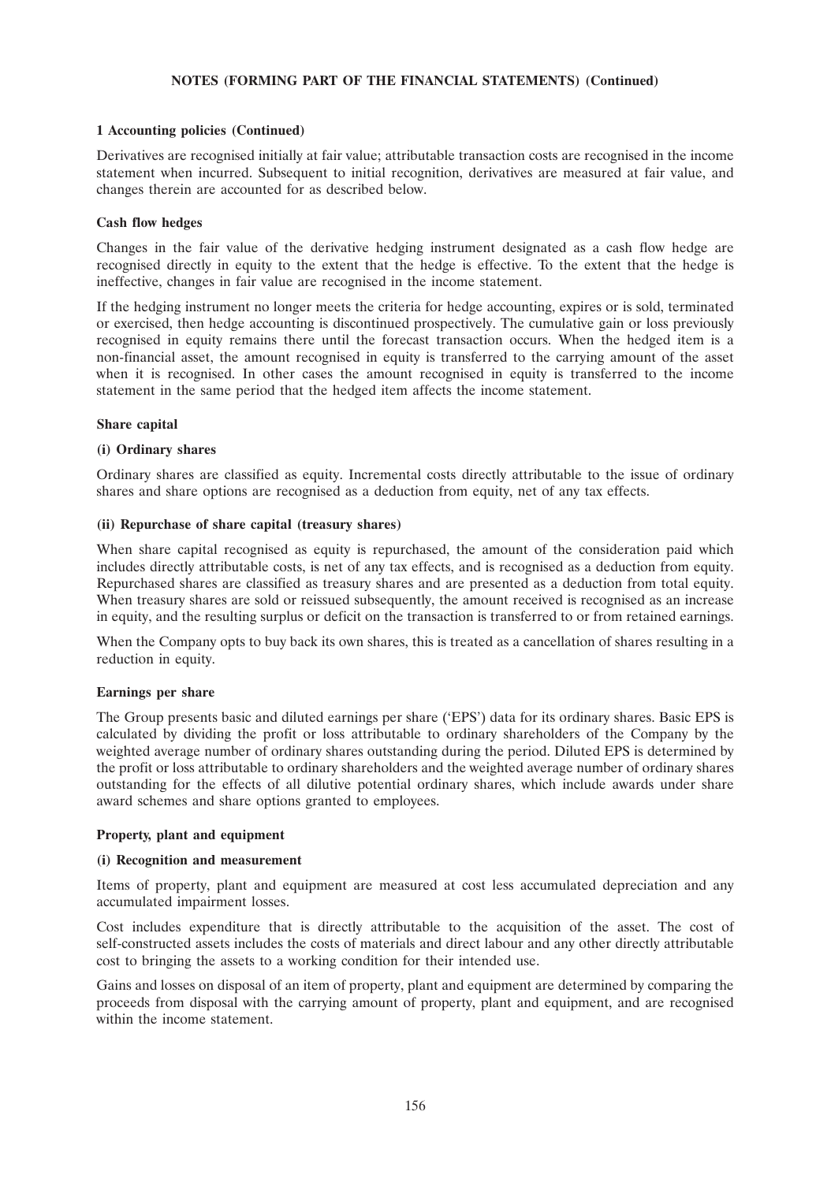**NOTES (FORMING PART OF THE FINANCIAL STATEMENTS) (Continued)**

**1 Accounting policies (Continued)**

Derivatives are recognised initially at fair value; attributable transaction costs are recognised in the income statement when incurred. Subsequent to initial recognition, derivatives are measured at fair value, and changes therein are accounted for as described below.

**Cash flow hedges**

Changes in the fair value of the derivative hedging instrument designated as a cash flow hedge are recognised directly in equity to the extent that the hedge is effective. To the extent that the hedge is ineffective, changes in fair value are recognised in the income statement.

If the hedging instrument no longer meets the criteria for hedge accounting, expires or is sold, terminated or exercised, then hedge accounting is discontinued prospectively. The cumulative gain or loss previously recognised in equity remains there until the forecast transaction occurs. When the hedged item is a non-financial asset, the amount recognised in equity is transferred to the carrying amount of the asset when it is recognised. In other cases the amount recognised in equity is transferred to the income statement in the same period that the hedged item affects the income statement.

**Share capital**

**(i) Ordinary shares**

Ordinary shares are classified as equity. Incremental costs directly attributable to the issue of ordinary shares and share options are recognised as a deduction from equity, net of any tax effects.

**(ii) Repurchase of share capital (treasury shares)**

When share capital recognised as equity is repurchased, the amount of the consideration paid which includes directly attributable costs, is net of any tax effects, and is recognised as a deduction from equity. Repurchased shares are classified as treasury shares and are presented as a deduction from total equity. When treasury shares are sold or reissued subsequently, the amount received is recognised as an increase in equity, and the resulting surplus or deficit on the transaction is transferred to or from retained earnings.

When the Company opts to buy back its own shares, this is treated as a cancellation of shares resulting in a reduction in equity.

**Earnings per share**

The Group presents basic and diluted earnings per share ('EPS') data for its ordinary shares. Basic EPS is calculated by dividing the profit or loss attributable to ordinary shareholders of the Company by the weighted average number of ordinary shares outstanding during the period. Diluted EPS is determined by the profit or loss attributable to ordinary shareholders and the weighted average number of ordinary shares outstanding for the effects of all dilutive potential ordinary shares, which include awards under share award schemes and share options granted to employees.

**Property, plant and equipment**

**(i) Recognition and measurement**

Items of property, plant and equipment are measured at cost less accumulated depreciation and any accumulated impairment losses.

Cost includes expenditure that is directly attributable to the acquisition of the asset. The cost of self-constructed assets includes the costs of materials and direct labour and any other directly attributable cost to bringing the assets to a working condition for their intended use.

Gains and losses on disposal of an item of property, plant and equipment are determined by comparing the proceeds from disposal with the carrying amount of property, plant and equipment, and are recognised within the income statement.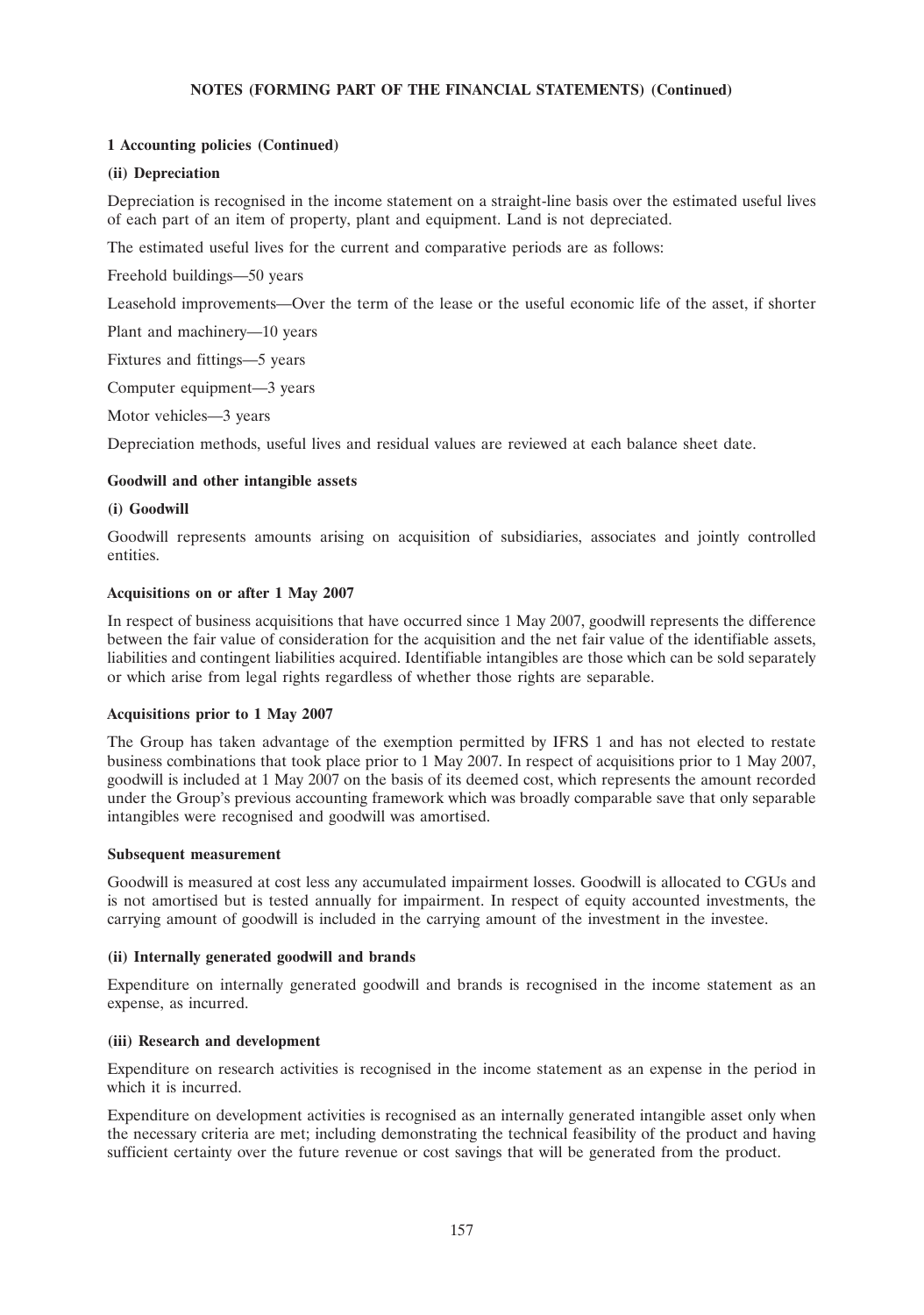**NOTES (FORMING PART OF THE FINANCIAL STATEMENTS) (Continued)**

**1 Accounting policies (Continued)**

**(ii) Depreciation**

Depreciation is recognised in the income statement on a straight-line basis over the estimated useful lives of each part of an item of property, plant and equipment. Land is not depreciated.

The estimated useful lives for the current and comparative periods are as follows:

Freehold buildings—50 years

Leasehold improvements—Over the term of the lease or the useful economic life of the asset, if shorter

Plant and machinery—10 years

Fixtures and fittings—5 years

Computer equipment—3 years

Motor vehicles—3 years

Depreciation methods, useful lives and residual values are reviewed at each balance sheet date.

**Goodwill and other intangible assets**

**(i) Goodwill**

Goodwill represents amounts arising on acquisition of subsidiaries, associates and jointly controlled entities.

**Acquisitions on or after 1 May 2007**

In respect of business acquisitions that have occurred since 1 May 2007, goodwill represents the difference between the fair value of consideration for the acquisition and the net fair value of the identifiable assets, liabilities and contingent liabilities acquired. Identifiable intangibles are those which can be sold separately or which arise from legal rights regardless of whether those rights are separable.

**Acquisitions prior to 1 May 2007**

The Group has taken advantage of the exemption permitted by IFRS 1 and has not elected to restate business combinations that took place prior to 1 May 2007. In respect of acquisitions prior to 1 May 2007, goodwill is included at 1 May 2007 on the basis of its deemed cost, which represents the amount recorded under the Group's previous accounting framework which was broadly comparable save that only separable intangibles were recognised and goodwill was amortised.

**Subsequent measurement**

Goodwill is measured at cost less any accumulated impairment losses. Goodwill is allocated to CGUs and is not amortised but is tested annually for impairment. In respect of equity accounted investments, the carrying amount of goodwill is included in the carrying amount of the investment in the investee.

**(ii) Internally generated goodwill and brands**

Expenditure on internally generated goodwill and brands is recognised in the income statement as an expense, as incurred.

**(iii) Research and development**

Expenditure on research activities is recognised in the income statement as an expense in the period in which it is incurred.

Expenditure on development activities is recognised as an internally generated intangible asset only when the necessary criteria are met; including demonstrating the technical feasibility of the product and having sufficient certainty over the future revenue or cost savings that will be generated from the product.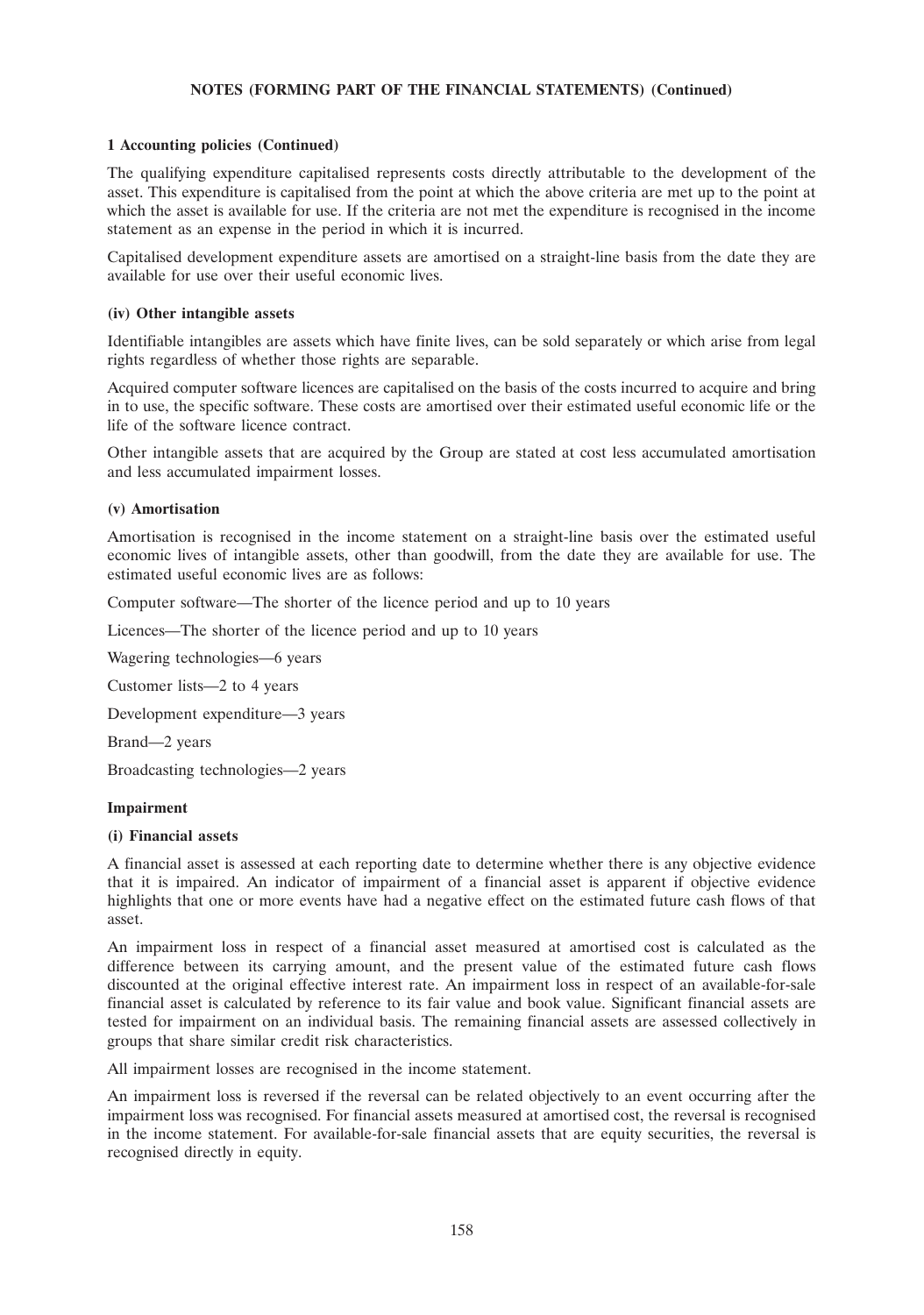**NOTES (FORMING PART OF THE FINANCIAL STATEMENTS) (Continued)**

**1 Accounting policies (Continued)**

The qualifying expenditure capitalised represents costs directly attributable to the development of the asset. This expenditure is capitalised from the point at which the above criteria are met up to the point at which the asset is available for use. If the criteria are not met the expenditure is recognised in the income statement as an expense in the period in which it is incurred.

Capitalised development expenditure assets are amortised on a straight-line basis from the date they are available for use over their useful economic lives.

**(iv) Other intangible assets**

Identifiable intangibles are assets which have finite lives, can be sold separately or which arise from legal rights regardless of whether those rights are separable.

Acquired computer software licences are capitalised on the basis of the costs incurred to acquire and bring in to use, the specific software. These costs are amortised over their estimated useful economic life or the life of the software licence contract.

Other intangible assets that are acquired by the Group are stated at cost less accumulated amortisation and less accumulated impairment losses.

**(v) Amortisation**

Amortisation is recognised in the income statement on a straight-line basis over the estimated useful economic lives of intangible assets, other than goodwill, from the date they are available for use. The estimated useful economic lives are as follows:

Computer software—The shorter of the licence period and up to 10 years

Licences—The shorter of the licence period and up to 10 years

Wagering technologies—6 years

Customer lists—2 to 4 years

Development expenditure—3 years

Brand—2 years

Broadcasting technologies—2 years

**Impairment**

**(i) Financial assets**

A financial asset is assessed at each reporting date to determine whether there is any objective evidence that it is impaired. An indicator of impairment of a financial asset is apparent if objective evidence highlights that one or more events have had a negative effect on the estimated future cash flows of that asset.

An impairment loss in respect of a financial asset measured at amortised cost is calculated as the difference between its carrying amount, and the present value of the estimated future cash flows discounted at the original effective interest rate. An impairment loss in respect of an available-for-sale financial asset is calculated by reference to its fair value and book value. Significant financial assets are tested for impairment on an individual basis. The remaining financial assets are assessed collectively in groups that share similar credit risk characteristics.

All impairment losses are recognised in the income statement.

An impairment loss is reversed if the reversal can be related objectively to an event occurring after the impairment loss was recognised. For financial assets measured at amortised cost, the reversal is recognised in the income statement. For available-for-sale financial assets that are equity securities, the reversal is recognised directly in equity.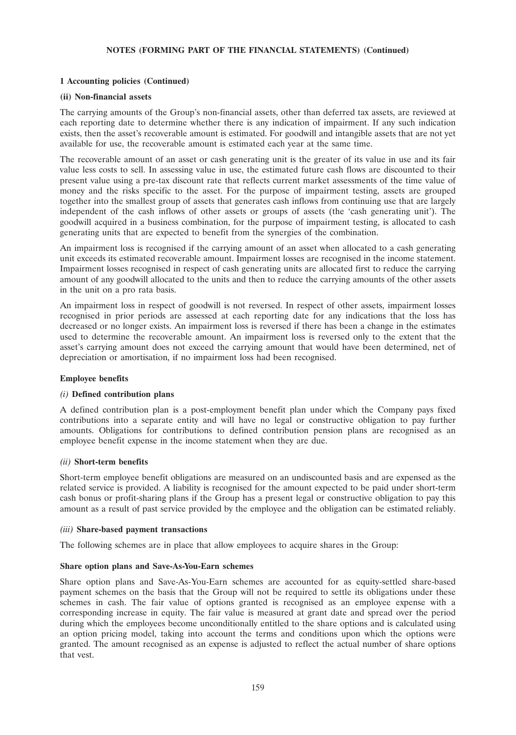**NOTES (FORMING PART OF THE FINANCIAL STATEMENTS) (Continued)**

**1 Accounting policies (Continued)**

**(ii) Non-financial assets**

The carrying amounts of the Group's non-financial assets, other than deferred tax assets, are reviewed at each reporting date to determine whether there is any indication of impairment. If any such indication exists, then the asset's recoverable amount is estimated. For goodwill and intangible assets that are not yet available for use, the recoverable amount is estimated each year at the same time.

The recoverable amount of an asset or cash generating unit is the greater of its value in use and its fair value less costs to sell. In assessing value in use, the estimated future cash flows are discounted to their present value using a pre-tax discount rate that reflects current market assessments of the time value of money and the risks specific to the asset. For the purpose of impairment testing, assets are grouped together into the smallest group of assets that generates cash inflows from continuing use that are largely independent of the cash inflows of other assets or groups of assets (the 'cash generating unit'). The goodwill acquired in a business combination, for the purpose of impairment testing, is allocated to cash generating units that are expected to benefit from the synergies of the combination.

An impairment loss is recognised if the carrying amount of an asset when allocated to a cash generating unit exceeds its estimated recoverable amount. Impairment losses are recognised in the income statement. Impairment losses recognised in respect of cash generating units are allocated first to reduce the carrying amount of any goodwill allocated to the units and then to reduce the carrying amounts of the other assets in the unit on a pro rata basis.

An impairment loss in respect of goodwill is not reversed. In respect of other assets, impairment losses recognised in prior periods are assessed at each reporting date for any indications that the loss has decreased or no longer exists. An impairment loss is reversed if there has been a change in the estimates used to determine the recoverable amount. An impairment loss is reversed only to the extent that the asset's carrying amount does not exceed the carrying amount that would have been determined, net of depreciation or amortisation, if no impairment loss had been recognised.

**Employee benefits**

*(i)* **Defined contribution plans**

A defined contribution plan is a post-employment benefit plan under which the Company pays fixed contributions into a separate entity and will have no legal or constructive obligation to pay further amounts. Obligations for contributions to defined contribution pension plans are recognised as an employee benefit expense in the income statement when they are due.

*(ii)* **Short-term benefits**

Short-term employee benefit obligations are measured on an undiscounted basis and are expensed as the related service is provided. A liability is recognised for the amount expected to be paid under short-term cash bonus or profit-sharing plans if the Group has a present legal or constructive obligation to pay this amount as a result of past service provided by the employee and the obligation can be estimated reliably.

*(iii)* **Share-based payment transactions**

The following schemes are in place that allow employees to acquire shares in the Group:

**Share option plans and Save-As-You-Earn schemes**

Share option plans and Save-As-You-Earn schemes are accounted for as equity-settled share-based payment schemes on the basis that the Group will not be required to settle its obligations under these schemes in cash. The fair value of options granted is recognised as an employee expense with a corresponding increase in equity. The fair value is measured at grant date and spread over the period during which the employees become unconditionally entitled to the share options and is calculated using an option pricing model, taking into account the terms and conditions upon which the options were granted. The amount recognised as an expense is adjusted to reflect the actual number of share options that vest.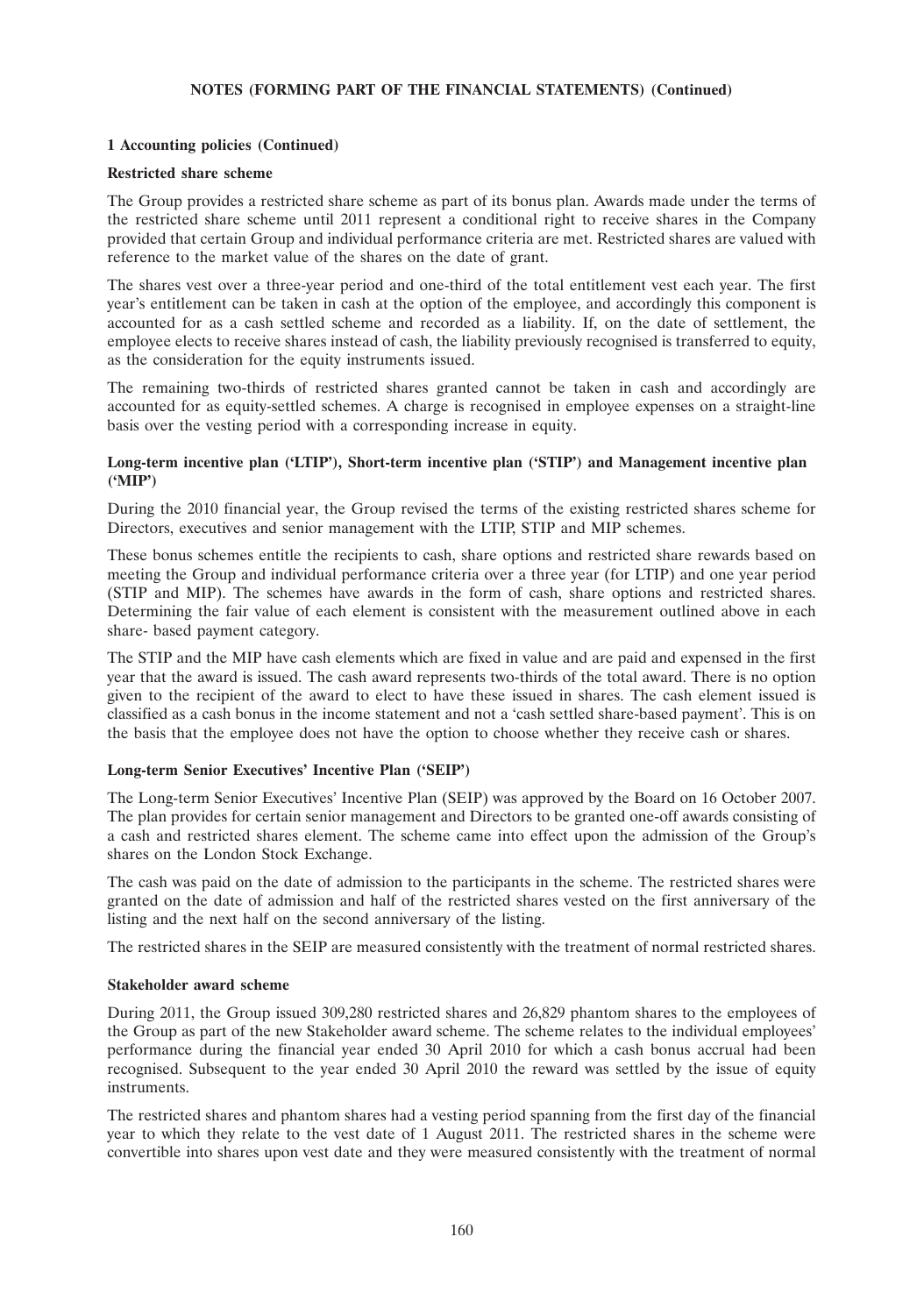**NOTES (FORMING PART OF THE FINANCIAL STATEMENTS) (Continued)**

**1 Accounting policies (Continued)**

**Restricted share scheme**

The Group provides a restricted share scheme as part of its bonus plan. Awards made under the terms of the restricted share scheme until 2011 represent a conditional right to receive shares in the Company provided that certain Group and individual performance criteria are met. Restricted shares are valued with reference to the market value of the shares on the date of grant.

The shares vest over a three-year period and one-third of the total entitlement vest each year. The first year's entitlement can be taken in cash at the option of the employee, and accordingly this component is accounted for as a cash settled scheme and recorded as a liability. If, on the date of settlement, the employee elects to receive shares instead of cash, the liability previously recognised is transferred to equity, as the consideration for the equity instruments issued.

The remaining two-thirds of restricted shares granted cannot be taken in cash and accordingly are accounted for as equity-settled schemes. A charge is recognised in employee expenses on a straight-line basis over the vesting period with a corresponding increase in equity.

**Long-term incentive plan ('LTIP'), Short-term incentive plan ('STIP') and Management incentive plan ('MIP')**

During the 2010 financial year, the Group revised the terms of the existing restricted shares scheme for Directors, executives and senior management with the LTIP, STIP and MIP schemes.

These bonus schemes entitle the recipients to cash, share options and restricted share rewards based on meeting the Group and individual performance criteria over a three year (for LTIP) and one year period (STIP and MIP). The schemes have awards in the form of cash, share options and restricted shares. Determining the fair value of each element is consistent with the measurement outlined above in each share- based payment category.

The STIP and the MIP have cash elements which are fixed in value and are paid and expensed in the first year that the award is issued. The cash award represents two-thirds of the total award. There is no option given to the recipient of the award to elect to have these issued in shares. The cash element issued is classified as a cash bonus in the income statement and not a 'cash settled share-based payment'. This is on the basis that the employee does not have the option to choose whether they receive cash or shares.

**Long-term Senior Executives' Incentive Plan ('SEIP')**

The Long-term Senior Executives' Incentive Plan (SEIP) was approved by the Board on 16 October 2007. The plan provides for certain senior management and Directors to be granted one-off awards consisting of a cash and restricted shares element. The scheme came into effect upon the admission of the Group's shares on the London Stock Exchange.

The cash was paid on the date of admission to the participants in the scheme. The restricted shares were granted on the date of admission and half of the restricted shares vested on the first anniversary of the listing and the next half on the second anniversary of the listing.

The restricted shares in the SEIP are measured consistently with the treatment of normal restricted shares.

**Stakeholder award scheme**

During 2011, the Group issued 309,280 restricted shares and 26,829 phantom shares to the employees of the Group as part of the new Stakeholder award scheme. The scheme relates to the individual employees' performance during the financial year ended 30 April 2010 for which a cash bonus accrual had been recognised. Subsequent to the year ended 30 April 2010 the reward was settled by the issue of equity instruments.

The restricted shares and phantom shares had a vesting period spanning from the first day of the financial year to which they relate to the vest date of 1 August 2011. The restricted shares in the scheme were convertible into shares upon vest date and they were measured consistently with the treatment of normal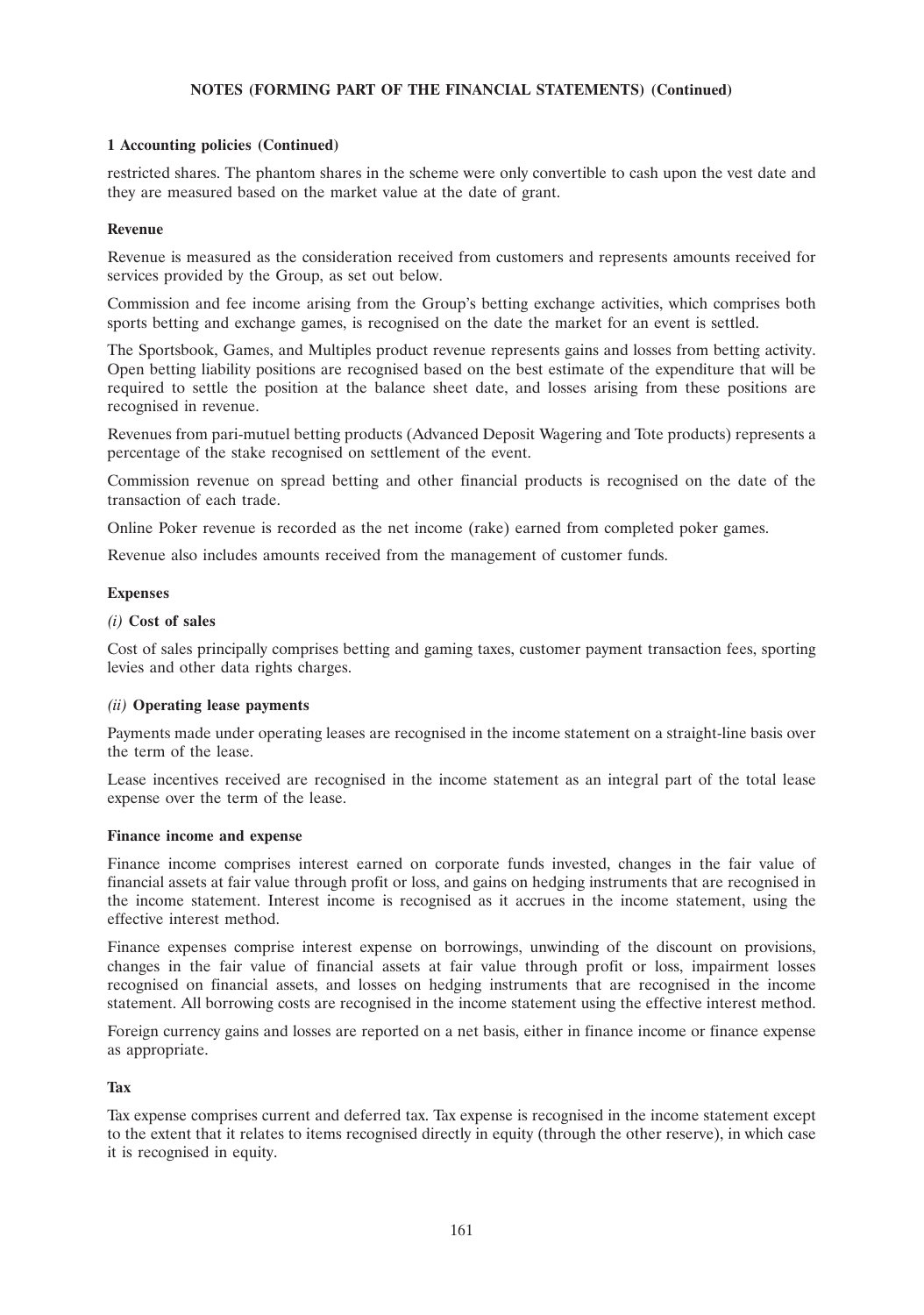## 1 Accounting policies (Continued)

restricted shares. The phantom shares in the scheme were only convertible to cash upon the vest date and they are measured based on the market value at the date of grant.

### Revenue

Revenue is measured as the consideration received from customers and represents amounts received for services provided by the Group, as set out below.

Commission and fee income arising from the Group's betting exchange activities, which comprises both sports betting and exchange games, is recognised on the date the market for an event is settled.

The Sportsbook, Games, and Multiples product revenue represents gains and losses from betting activity. Open betting liability positions are recognised based on the best estimate of the expenditure that will be required to settle the position at the balance sheet date, and losses arising from these positions are recognised in revenue.

Revenues from pari-mutuel betting products (Advanced Deposit Wagering and Tote products) represents a percentage of the stake recognised on settlement of the event.

Commission revenue on spread betting and other financial products is recognised on the date of the transaction of each trade.

Online Poker revenue is recorded as the net income (rake) earned from completed poker games.

Revenue also includes amounts received from the management of customer funds.

### Expenses

#### *(i)* Cost of sales

Cost of sales principally comprises betting and gaming taxes, customer payment transaction fees, sporting levies and other data rights charges.

#### *(ii)* Operating lease payments

Payments made under operating leases are recognised in the income statement on a straight-line basis over the term of the lease.

Lease incentives received are recognised in the income statement as an integral part of the total lease expense over the term of the lease.

### Finance income and expense

Finance income comprises interest earned on corporate funds invested, changes in the fair value of financial assets at fair value through profit or loss, and gains on hedging instruments that are recognised in the income statement. Interest income is recognised as it accrues in the income statement, using the effective interest method.

Finance expenses comprise interest expense on borrowings, unwinding of the discount on provisions, changes in the fair value of financial assets at fair value through profit or loss, impairment losses recognised on financial assets, and losses on hedging instruments that are recognised in the income statement. All borrowing costs are recognised in the income statement using the effective interest method.

Foreign currency gains and losses are reported on a net basis, either in finance income or finance expense as appropriate.

### Tax

Tax expense comprises current and deferred tax. Tax expense is recognised in the income statement except to the extent that it relates to items recognised directly in equity (through the other reserve), in which case it is recognised in equity.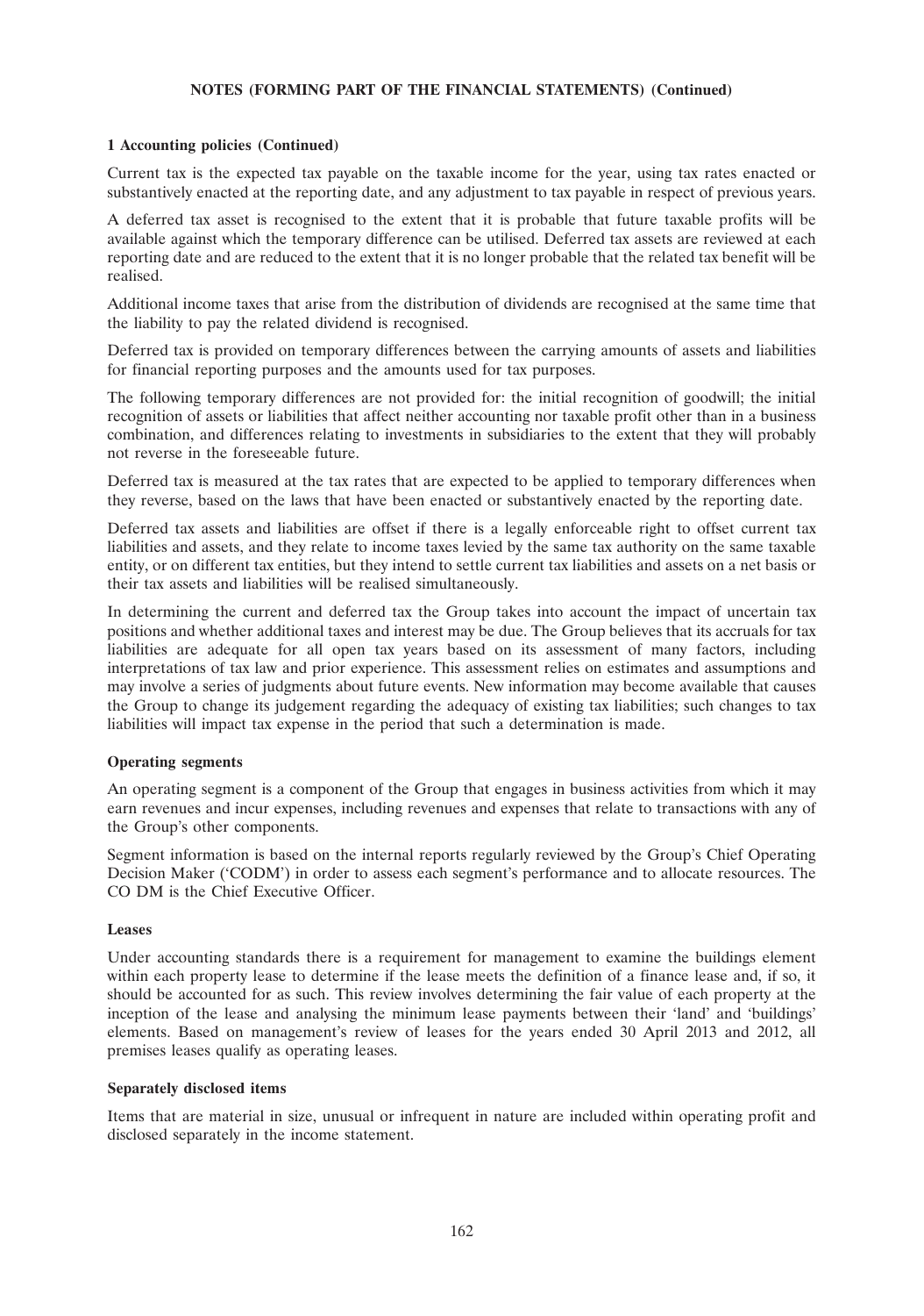**NOTES (FORMING PART OF THE FINANCIAL STATEMENTS) (Continued)**

**1 Accounting policies (Continued)**

Current tax is the expected tax payable on the taxable income for the year, using tax rates enacted or substantively enacted at the reporting date, and any adjustment to tax payable in respect of previous years.

A deferred tax asset is recognised to the extent that it is probable that future taxable profits will be available against which the temporary difference can be utilised. Deferred tax assets are reviewed at each reporting date and are reduced to the extent that it is no longer probable that the related tax benefit will be realised.

Additional income taxes that arise from the distribution of dividends are recognised at the same time that the liability to pay the related dividend is recognised.

Deferred tax is provided on temporary differences between the carrying amounts of assets and liabilities for financial reporting purposes and the amounts used for tax purposes.

The following temporary differences are not provided for: the initial recognition of goodwill; the initial recognition of assets or liabilities that affect neither accounting nor taxable profit other than in a business combination, and differences relating to investments in subsidiaries to the extent that they will probably not reverse in the foreseeable future.

Deferred tax is measured at the tax rates that are expected to be applied to temporary differences when they reverse, based on the laws that have been enacted or substantively enacted by the reporting date.

Deferred tax assets and liabilities are offset if there is a legally enforceable right to offset current tax liabilities and assets, and they relate to income taxes levied by the same tax authority on the same taxable entity, or on different tax entities, but they intend to settle current tax liabilities and assets on a net basis or their tax assets and liabilities will be realised simultaneously.

In determining the current and deferred tax the Group takes into account the impact of uncertain tax positions and whether additional taxes and interest may be due. The Group believes that its accruals for tax liabilities are adequate for all open tax years based on its assessment of many factors, including interpretations of tax law and prior experience. This assessment relies on estimates and assumptions and may involve a series of judgments about future events. New information may become available that causes the Group to change its judgement regarding the adequacy of existing tax liabilities; such changes to tax liabilities will impact tax expense in the period that such a determination is made.

**Operating segments**

An operating segment is a component of the Group that engages in business activities from which it may earn revenues and incur expenses, including revenues and expenses that relate to transactions with any of the Group's other components.

Segment information is based on the internal reports regularly reviewed by the Group's Chief Operating Decision Maker ('CODM') in order to assess each segment's performance and to allocate resources. The CO DM is the Chief Executive Officer.

**Leases**

Under accounting standards there is a requirement for management to examine the buildings element within each property lease to determine if the lease meets the definition of a finance lease and, if so, it should be accounted for as such. This review involves determining the fair value of each property at the inception of the lease and analysing the minimum lease payments between their 'land' and 'buildings' elements. Based on management's review of leases for the years ended 30 April 2013 and 2012, all premises leases qualify as operating leases.

**Separately disclosed items**

Items that are material in size, unusual or infrequent in nature are included within operating profit and disclosed separately in the income statement.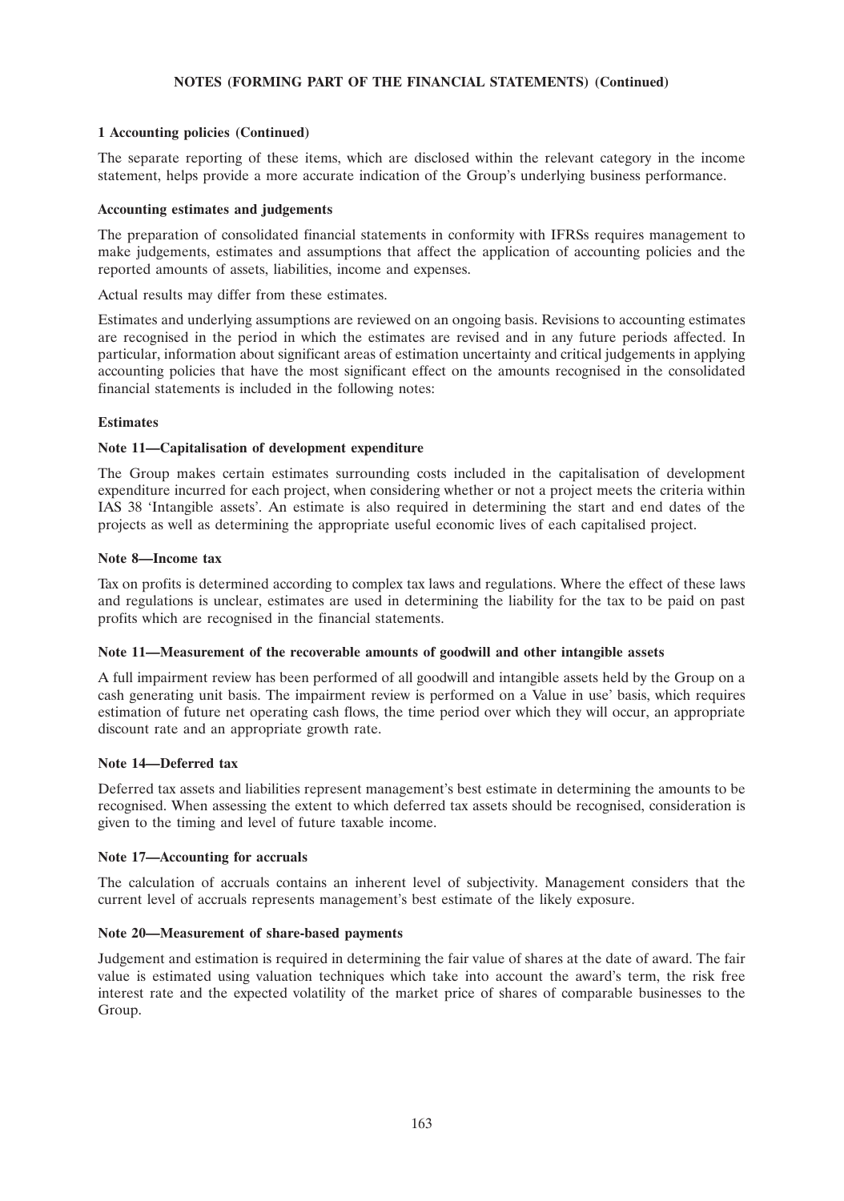**NOTES (FORMING PART OF THE FINANCIAL STATEMENTS) (Continued)**

**1 Accounting policies (Continued)**

The separate reporting of these items, which are disclosed within the relevant category in the income statement, helps provide a more accurate indication of the Group's underlying business performance.

**Accounting estimates and judgements**

The preparation of consolidated financial statements in conformity with IFRSs requires management to make judgements, estimates and assumptions that affect the application of accounting policies and the reported amounts of assets, liabilities, income and expenses.

Actual results may differ from these estimates.

Estimates and underlying assumptions are reviewed on an ongoing basis. Revisions to accounting estimates are recognised in the period in which the estimates are revised and in any future periods affected. In particular, information about significant areas of estimation uncertainty and critical judgements in applying accounting policies that have the most significant effect on the amounts recognised in the consolidated financial statements is included in the following notes:

**Estimates**

**Note 11—Capitalisation of development expenditure**

The Group makes certain estimates surrounding costs included in the capitalisation of development expenditure incurred for each project, when considering whether or not a project meets the criteria within IAS 38 'Intangible assets'. An estimate is also required in determining the start and end dates of the projects as well as determining the appropriate useful economic lives of each capitalised project.

**Note 8—Income tax**

Tax on profits is determined according to complex tax laws and regulations. Where the effect of these laws and regulations is unclear, estimates are used in determining the liability for the tax to be paid on past profits which are recognised in the financial statements.

**Note 11—Measurement of the recoverable amounts of goodwill and other intangible assets**

A full impairment review has been performed of all goodwill and intangible assets held by the Group on a cash generating unit basis. The impairment review is performed on a Value in use' basis, which requires estimation of future net operating cash flows, the time period over which they will occur, an appropriate discount rate and an appropriate growth rate.

**Note 14—Deferred tax**

Deferred tax assets and liabilities represent management's best estimate in determining the amounts to be recognised. When assessing the extent to which deferred tax assets should be recognised, consideration is given to the timing and level of future taxable income.

**Note 17—Accounting for accruals**

The calculation of accruals contains an inherent level of subjectivity. Management considers that the current level of accruals represents management's best estimate of the likely exposure.

**Note 20—Measurement of share-based payments**

Judgement and estimation is required in determining the fair value of shares at the date of award. The fair value is estimated using valuation techniques which take into account the award's term, the risk free interest rate and the expected volatility of the market price of shares of comparable businesses to the Group.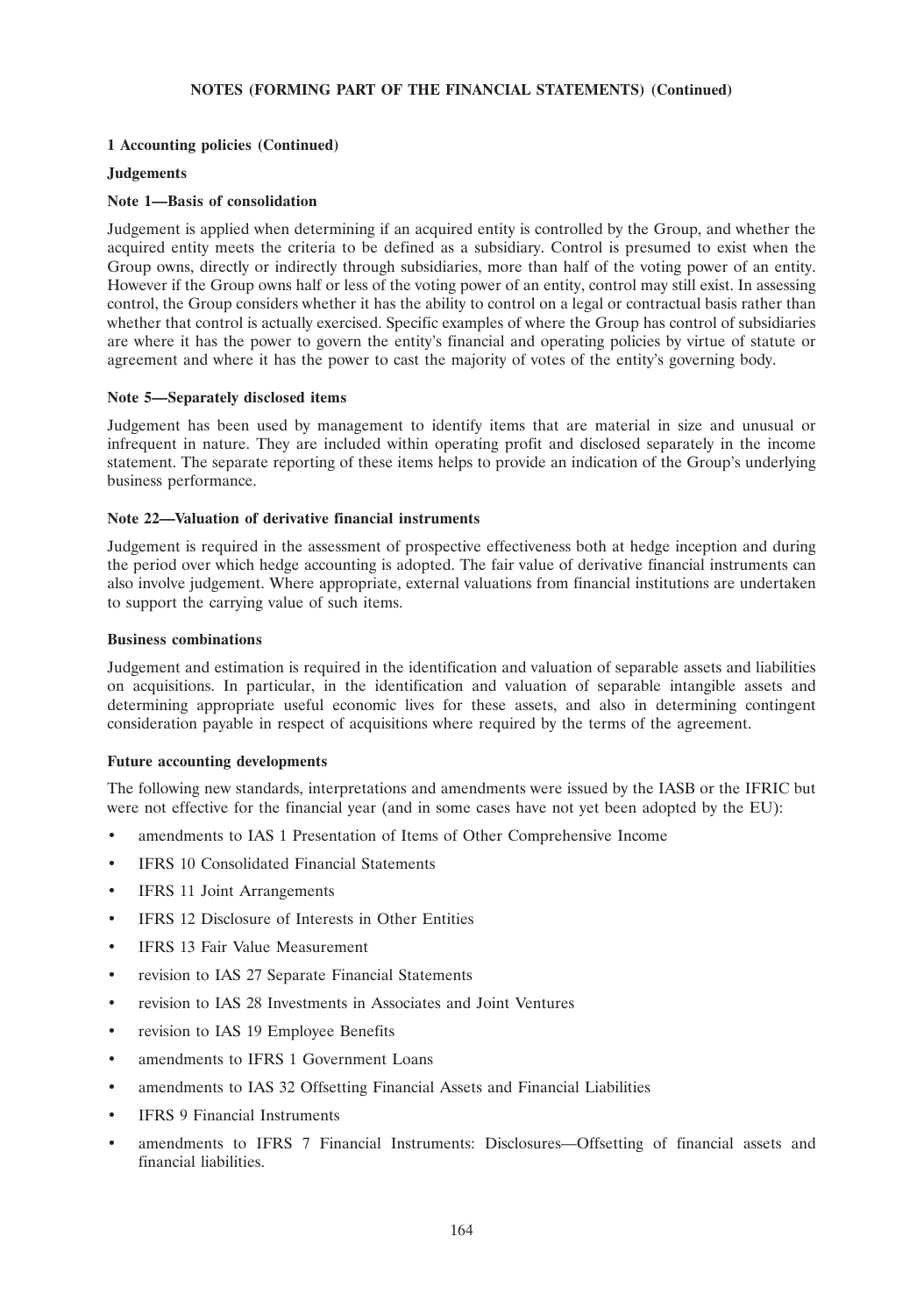**NOTES (FORMING PART OF THE FINANCIAL STATEMENTS) (Continued)**

**1 Accounting policies (Continued)**

**Judgements**

**Note 1—Basis of consolidation**

Judgement is applied when determining if an acquired entity is controlled by the Group, and whether the acquired entity meets the criteria to be defined as a subsidiary. Control is presumed to exist when the Group owns, directly or indirectly through subsidiaries, more than half of the voting power of an entity. However if the Group owns half or less of the voting power of an entity, control may still exist. In assessing control, the Group considers whether it has the ability to control on a legal or contractual basis rather than whether that control is actually exercised. Specific examples of where the Group has control of subsidiaries are where it has the power to govern the entity's financial and operating policies by virtue of statute or agreement and where it has the power to cast the majority of votes of the entity's governing body.

**Note 5—Separately disclosed items**

Judgement has been used by management to identify items that are material in size and unusual or infrequent in nature. They are included within operating profit and disclosed separately in the income statement. The separate reporting of these items helps to provide an indication of the Group's underlying business performance.

**Note 22—Valuation of derivative financial instruments**

Judgement is required in the assessment of prospective effectiveness both at hedge inception and during the period over which hedge accounting is adopted. The fair value of derivative financial instruments can also involve judgement. Where appropriate, external valuations from financial institutions are undertaken to support the carrying value of such items.

**Business combinations**

Judgement and estimation is required in the identification and valuation of separable assets and liabilities on acquisitions. In particular, in the identification and valuation of separable intangible assets and determining appropriate useful economic lives for these assets, and also in determining contingent consideration payable in respect of acquisitions where required by the terms of the agreement.

**Future accounting developments**

The following new standards, interpretations and amendments were issued by the IASB or the IFRIC but were not effective for the financial year (and in some cases have not yet been adopted by the EU):

- amendments to IAS 1 Presentation of Items of Other Comprehensive Income
- IFRS 10 Consolidated Financial Statements
- IFRS 11 Joint Arrangements
- IFRS 12 Disclosure of Interests in Other Entities
- IFRS 13 Fair Value Measurement
- revision to IAS 27 Separate Financial Statements
- revision to IAS 28 Investments in Associates and Joint Ventures
- revision to IAS 19 Employee Benefits
- amendments to IFRS 1 Government Loans
- amendments to IAS 32 Offsetting Financial Assets and Financial Liabilities
- IFRS 9 Financial Instruments
- amendments to IFRS 7 Financial Instruments: Disclosures—Offsetting of financial assets and financial liabilities.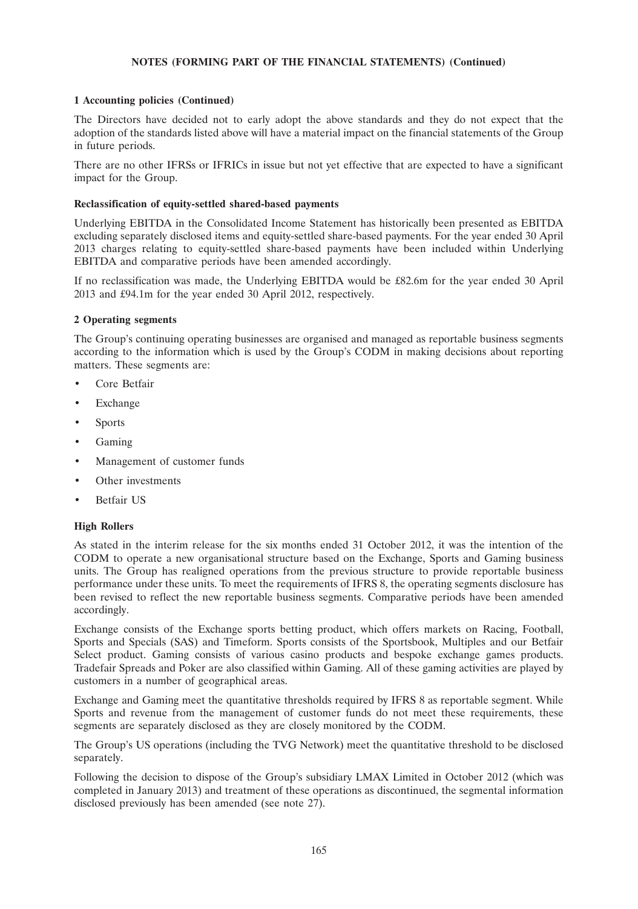**NOTES (FORMING PART OF THE FINANCIAL STATEMENTS) (Continued)**

**1 Accounting policies (Continued)**

The Directors have decided not to early adopt the above standards and they do not expect that the adoption of the standards listed above will have a material impact on the financial statements of the Group in future periods.

There are no other IFRSs or IFRICs in issue but not yet effective that are expected to have a significant impact for the Group.

**Reclassification of equity-settled shared-based payments**

Underlying EBITDA in the Consolidated Income Statement has historically been presented as EBITDA excluding separately disclosed items and equity-settled share-based payments. For the year ended 30 April 2013 charges relating to equity-settled share-based payments have been included within Underlying EBITDA and comparative periods have been amended accordingly.

If no reclassification was made, the Underlying EBITDA would be £82.6m for the year ended 30 April 2013 and £94.1m for the year ended 30 April 2012, respectively.

**2 Operating segments**

The Group's continuing operating businesses are organised and managed as reportable business segments according to the information which is used by the Group's CODM in making decisions about reporting matters. These segments are:

- Core Betfair
- Exchange
- Sports
- Gaming
- Management of customer funds
- Other investments
- Betfair US

**High Rollers**

As stated in the interim release for the six months ended 31 October 2012, it was the intention of the CODM to operate a new organisational structure based on the Exchange, Sports and Gaming business units. The Group has realigned operations from the previous structure to provide reportable business performance under these units. To meet the requirements of IFRS 8, the operating segments disclosure has been revised to reflect the new reportable business segments. Comparative periods have been amended accordingly.

Exchange consists of the Exchange sports betting product, which offers markets on Racing, Football, Sports and Specials (SAS) and Timeform. Sports consists of the Sportsbook, Multiples and our Betfair Select product. Gaming consists of various casino products and bespoke exchange games products. Tradefair Spreads and Poker are also classified within Gaming. All of these gaming activities are played by customers in a number of geographical areas.

Exchange and Gaming meet the quantitative thresholds required by IFRS 8 as reportable segment. While Sports and revenue from the management of customer funds do not meet these requirements, these segments are separately disclosed as they are closely monitored by the CODM.

The Group's US operations (including the TVG Network) meet the quantitative threshold to be disclosed separately.

Following the decision to dispose of the Group's subsidiary LMAX Limited in October 2012 (which was completed in January 2013) and treatment of these operations as discontinued, the segmental information disclosed previously has been amended (see note 27).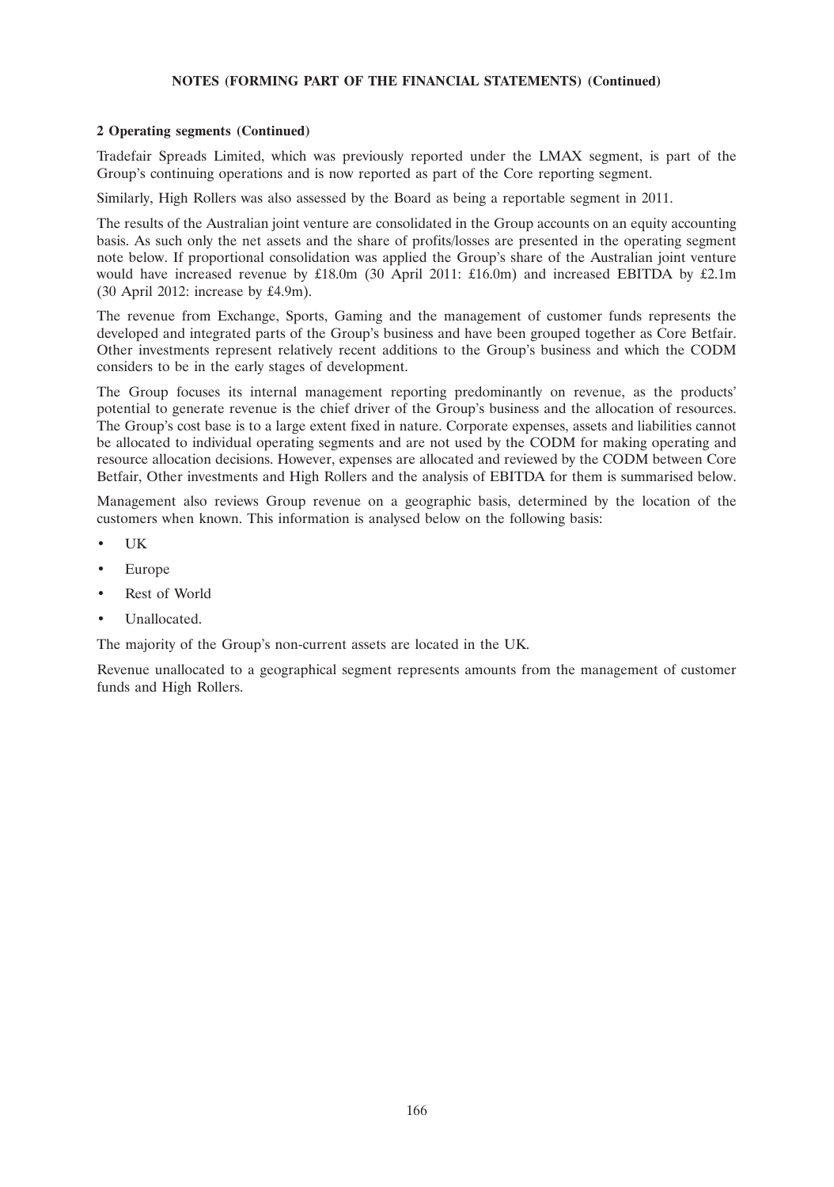**NOTES (FORMING PART OF THE FINANCIAL STATEMENTS) (Continued)**

**2 Operating segments (Continued)**

Tradefair Spreads Limited, which was previously reported under the LMAX segment, is part of the Group's continuing operations and is now reported as part of the Core reporting segment.

Similarly, High Rollers was also assessed by the Board as being a reportable segment in 2011.

The results of the Australian joint venture are consolidated in the Group accounts on an equity accounting basis. As such only the net assets and the share of profits/losses are presented in the operating segment note below. If proportional consolidation was applied the Group's share of the Australian joint venture would have increased revenue by £18.0m (30 April 2011: £16.0m) and increased EBITDA by £2.1m (30 April 2012: increase by £4.9m).

The revenue from Exchange, Sports, Gaming and the management of customer funds represents the developed and integrated parts of the Group's business and have been grouped together as Core Betfair. Other investments represent relatively recent additions to the Group's business and which the CODM considers to be in the early stages of development.

The Group focuses its internal management reporting predominantly on revenue, as the products' potential to generate revenue is the chief driver of the Group's business and the allocation of resources. The Group's cost base is to a large extent fixed in nature. Corporate expenses, assets and liabilities cannot be allocated to individual operating segments and are not used by the CODM for making operating and resource allocation decisions. However, expenses are allocated and reviewed by the CODM between Core Betfair, Other investments and High Rollers and the analysis of EBITDA for them is summarised below.

Management also reviews Group revenue on a geographic basis, determined by the location of the customers when known. This information is analysed below on the following basis:

- UK
- Europe
- Rest of World
- Unallocated.

The majority of the Group's non-current assets are located in the UK.

Revenue unallocated to a geographical segment represents amounts from the management of customer funds and High Rollers.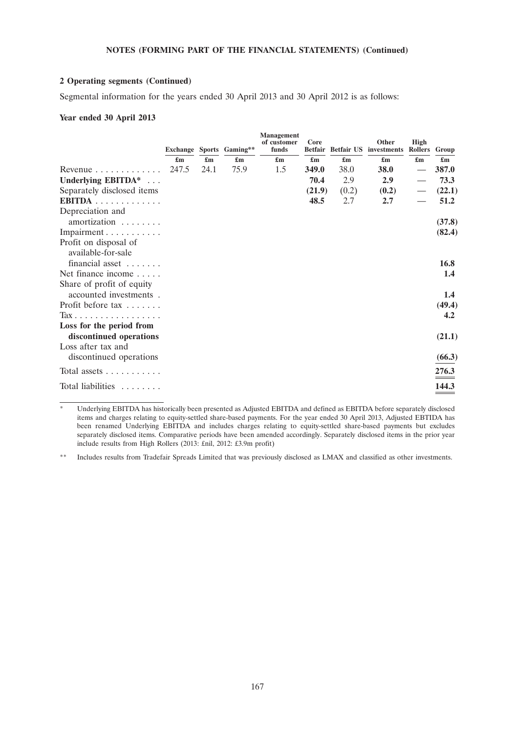**NOTES (FORMING PART OF THE FINANCIAL STATEMENTS) (Continued)**

**2 Operating segments (Continued)**

Segmental information for the years ended 30 April 2013 and 30 April 2012 is as follows:

**Year ended 30 April 2013**

| | Exchange | Sports | Gaming** | Management of customer funds | Core Betfair | Betfair US | Other investments | High Rollers | Group |
|---|---|---|---|---|---|---|---|---|---|
| | £m | £m | £m | £m | £m | £m | £m | £m | £m |
| Revenue | 247.5 | 24.1 | 75.9 | 1.5 | **349.0** | 38.0 | **38.0** | — | **387.0** |
| **Underlying EBITDA*** | | | | | **70.4** | 2.9 | **2.9** | — | **73.3** |
| Separately disclosed items | | | | | **(21.9)** | (0.2) | **(0.2)** | — | **(22.1)** |
| **EBITDA** | | | | | **48.5** | 2.7 | **2.7** | — | **51.2** |
| Depreciation and amortization | | | | | | | | | **(37.8)** |
| Impairment | | | | | | | | | **(82.4)** |
| Profit on disposal of available-for-sale financial asset | | | | | | | | | **16.8** |
| Net finance income | | | | | | | | | **1.4** |
| Share of profit of equity accounted investments | | | | | | | | | **1.4** |
| Profit before tax | | | | | | | | | **(49.4)** |
| Tax | | | | | | | | | **4.2** |
| **Loss for the period from discontinued operations** | | | | | | | | | **(21.1)** |
| Loss after tax and discontinued operations | | | | | | | | | **(66.3)** |
| Total assets | | | | | | | | | **276.3** |
| Total liabilities | | | | | | | | | **144.3** |

\* Underlying EBITDA has historically been presented as Adjusted EBITDA and defined as EBITDA before separately disclosed items and charges relating to equity-settled share-based payments. For the year ended 30 April 2013, Adjusted EBTIDA has been renamed Underlying EBITDA and includes charges relating to equity-settled share-based payments but excludes separately disclosed items. Comparative periods have been amended accordingly. Separately disclosed items in the prior year include results from High Rollers (2013: £nil, 2012: £3.9m profit)

\*\* Includes results from Tradefair Spreads Limited that was previously disclosed as LMAX and classified as other investments.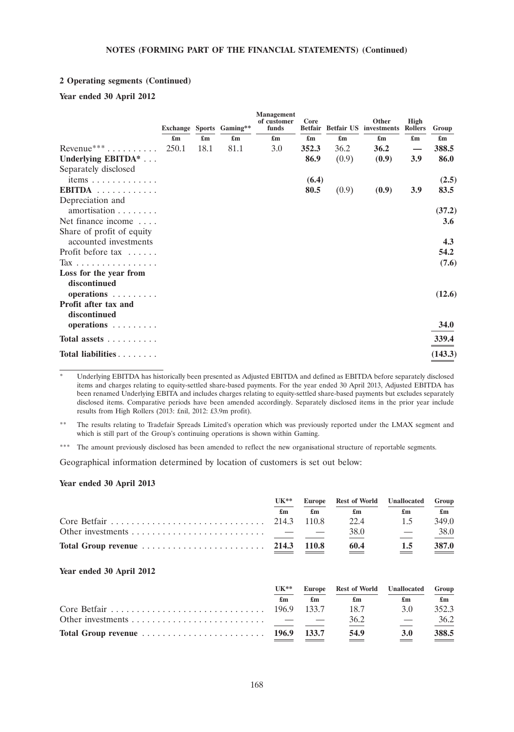## 2 Operating segments (Continued)

### Year ended 30 April 2012

| | Exchange | Sports | Gaming** | Management of customer funds | Core Betfair | Betfair US | Other investments | High Rollers | Group |
|---|---|---|---|---|---|---|---|---|---|
| | £m | £m | £m | £m | £m | £m | £m | £m | £m |
| Revenue*** | 250.1 | 18.1 | 81.1 | 3.0 | 352.3 | 36.2 | 36.2 | — | 388.5 |
| **Underlying EBITDA*** | | | | | **86.9** | (0.9) | **(0.9)** | **3.9** | **86.0** |
| Separately disclosed items | | | | | **(6.4)** | | | | **(2.5)** |
| **EBITDA** | | | | | **80.5** | (0.9) | **(0.9)** | **3.9** | **83.5** |
| Depreciation and amortisation | | | | | | | | | **(37.2)** |
| Net finance income | | | | | | | | | **3.6** |
| Share of profit of equity accounted investments | | | | | | | | | **4.3** |
| Profit before tax | | | | | | | | | **54.2** |
| Tax | | | | | | | | | **(7.6)** |
| **Loss for the year from discontinued operations** | | | | | | | | | **(12.6)** |
| **Profit after tax and discontinued operations** | | | | | | | | | **34.0** |
| **Total assets** | | | | | | | | | **339.4** |
| **Total liabilities** | | | | | | | | | **(143.3)** |

\* Underlying EBITDA has historically been presented as Adjusted EBITDA and defined as EBITDA before separately disclosed items and charges relating to equity-settled share-based payments. For the year ended 30 April 2013, Adjusted EBITDA has been renamed Underlying EBITA and includes charges relating to equity-settled share-based payments but excludes separately disclosed items. Comparative periods have been amended accordingly. Separately disclosed items in the prior year include results from High Rollers (2013: £nil, 2012: £3.9m profit).

\*\* The results relating to Tradefair Spreads Limited's operation which was previously reported under the LMAX segment and which is still part of the Group's continuing operations is shown within Gaming.

\*\*\* The amount previously disclosed has been amended to reflect the new organisational structure of reportable segments.

Geographical information determined by location of customers is set out below:

### Year ended 30 April 2013

| | UK** | Europe | Rest of World | Unallocated | Group |
|---|---|---|---|---|---|
| | £m | £m | £m | £m | £m |
| Core Betfair | 214.3 | 110.8 | 22.4 | 1.5 | 349.0 |
| Other investments | — | — | 38.0 | — | 38.0 |
| **Total Group revenue** | **214.3** | **110.8** | **60.4** | **1.5** | **387.0** |

### Year ended 30 April 2012

| | UK** | Europe | Rest of World | Unallocated | Group |
|---|---|---|---|---|---|
| | £m | £m | £m | £m | £m |
| Core Betfair | 196.9 | 133.7 | 18.7 | 3.0 | 352.3 |
| Other investments | — | — | 36.2 | — | 36.2 |
| **Total Group revenue** | **196.9** | **133.7** | **54.9** | **3.0** | **388.5** |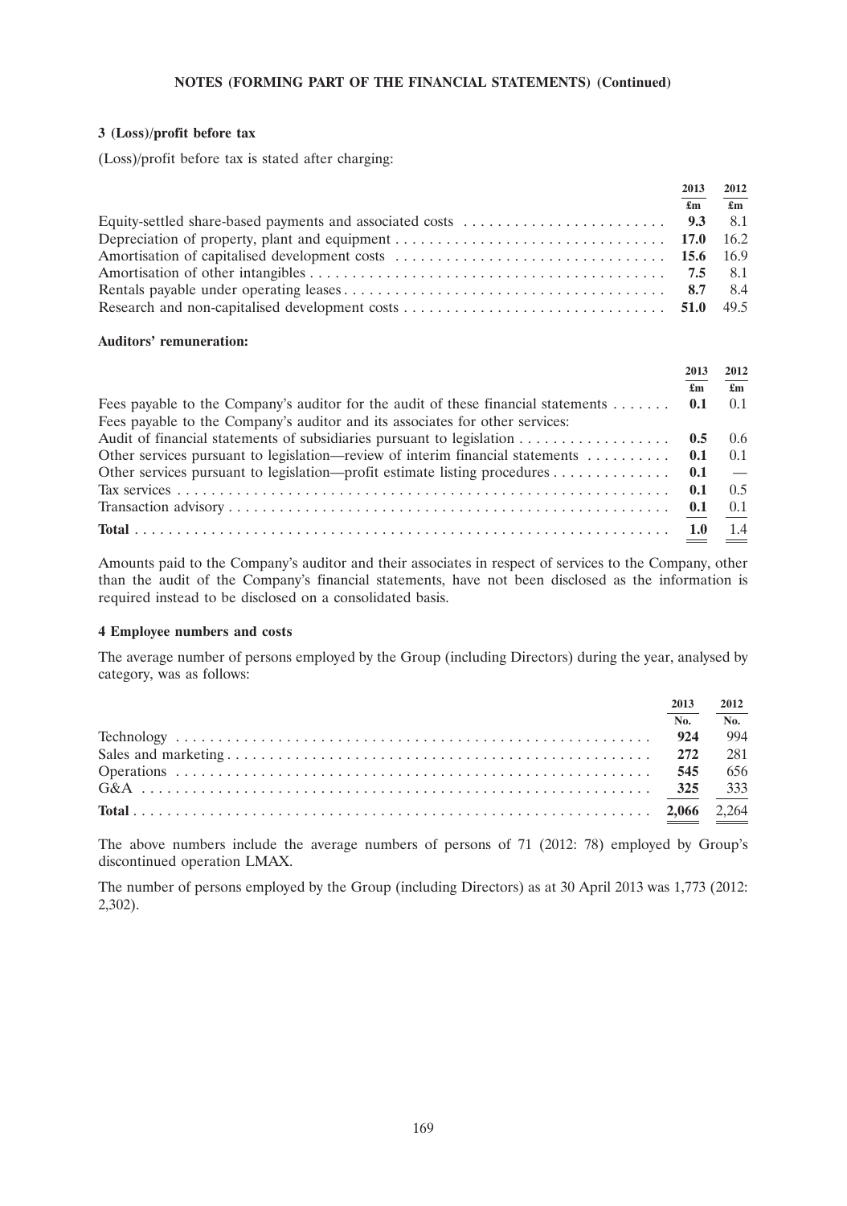**NOTES (FORMING PART OF THE FINANCIAL STATEMENTS) (Continued)**

### 3 (Loss)/profit before tax

(Loss)/profit before tax is stated after charging:

| | 2013 | 2012 |
|---|---|---|
| | £m | £m |
| Equity-settled share-based payments and associated costs | **9.3** | 8.1 |
| Depreciation of property, plant and equipment | **17.0** | 16.2 |
| Amortisation of capitalised development costs | **15.6** | 16.9 |
| Amortisation of other intangibles | **7.5** | 8.1 |
| Rentals payable under operating leases | **8.7** | 8.4 |
| Research and non-capitalised development costs | **51.0** | 49.5 |

**Auditors' remuneration:**

| | 2013 | 2012 |
|---|---|---|
| | £m | £m |
| Fees payable to the Company's auditor for the audit of these financial statements | **0.1** | 0.1 |
| Fees payable to the Company's auditor and its associates for other services: | | |
| Audit of financial statements of subsidiaries pursuant to legislation | **0.5** | 0.6 |
| Other services pursuant to legislation—review of interim financial statements | **0.1** | 0.1 |
| Other services pursuant to legislation—profit estimate listing procedures | **0.1** | — |
| Tax services | **0.1** | 0.5 |
| Transaction advisory | **0.1** | 0.1 |
| **Total** | **1.0** | 1.4 |

Amounts paid to the Company's auditor and their associates in respect of services to the Company, other than the audit of the Company's financial statements, have not been disclosed as the information is required instead to be disclosed on a consolidated basis.

### 4 Employee numbers and costs

The average number of persons employed by the Group (including Directors) during the year, analysed by category, was as follows:

| | 2013 | 2012 |
|---|---|---|
| | No. | No. |
| Technology | **924** | 994 |
| Sales and marketing | **272** | 281 |
| Operations | **545** | 656 |
| G&A | **325** | 333 |
| **Total** | **2,066** | 2,264 |

The above numbers include the average numbers of persons of 71 (2012: 78) employed by Group's discontinued operation LMAX.

The number of persons employed by the Group (including Directors) as at 30 April 2013 was 1,773 (2012: 2,302).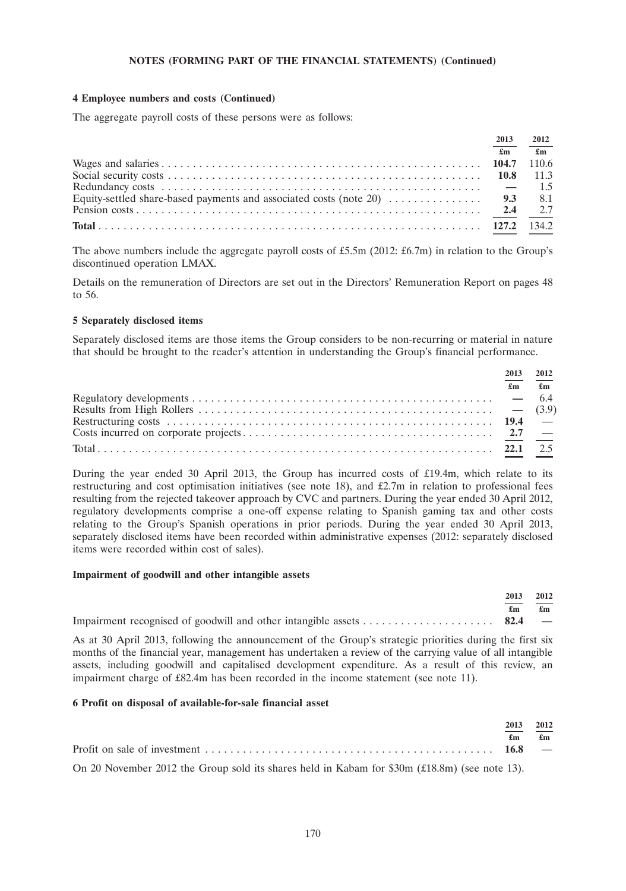**NOTES (FORMING PART OF THE FINANCIAL STATEMENTS) (Continued)**

**4 Employee numbers and costs (Continued)**

The aggregate payroll costs of these persons were as follows:

| | 2013 | 2012 |
|---|---|---|
| | £m | £m |
| Wages and salaries | **104.7** | 110.6 |
| Social security costs | **10.8** | 11.3 |
| Redundancy costs | **—** | 1.5 |
| Equity-settled share-based payments and associated costs (note 20) | **9.3** | 8.1 |
| Pension costs | **2.4** | 2.7 |
| **Total** | **127.2** | 134.2 |

The above numbers include the aggregate payroll costs of £5.5m (2012: £6.7m) in relation to the Group's discontinued operation LMAX.

Details on the remuneration of Directors are set out in the Directors' Remuneration Report on pages 48 to 56.

**5 Separately disclosed items**

Separately disclosed items are those items the Group considers to be non-recurring or material in nature that should be brought to the reader's attention in understanding the Group's financial performance.

| | 2013 | 2012 |
|---|---|---|
| | £m | £m |
| Regulatory developments | **—** | 6.4 |
| Results from High Rollers | **—** | (3.9) |
| Restructuring costs | **19.4** | — |
| Costs incurred on corporate projects | **2.7** | — |
| Total | **22.1** | 2.5 |

During the year ended 30 April 2013, the Group has incurred costs of £19.4m, which relate to its restructuring and cost optimisation initiatives (see note 18), and £2.7m in relation to professional fees resulting from the rejected takeover approach by CVC and partners. During the year ended 30 April 2012, regulatory developments comprise a one-off expense relating to Spanish gaming tax and other costs relating to the Group's Spanish operations in prior periods. During the year ended 30 April 2013, separately disclosed items have been recorded within administrative expenses (2012: separately disclosed items were recorded within cost of sales).

**Impairment of goodwill and other intangible assets**

| | 2013 | 2012 |
|---|---|---|
| | £m | £m |
| Impairment recognised of goodwill and other intangible assets | **82.4** | — |

As at 30 April 2013, following the announcement of the Group's strategic priorities during the first six months of the financial year, management has undertaken a review of the carrying value of all intangible assets, including goodwill and capitalised development expenditure. As a result of this review, an impairment charge of £82.4m has been recorded in the income statement (see note 11).

**6 Profit on disposal of available-for-sale financial asset**

| | 2013 | 2012 |
|---|---|---|
| | £m | £m |
| Profit on sale of investment | **16.8** | — |

On 20 November 2012 the Group sold its shares held in Kabam for $30m (£18.8m) (see note 13).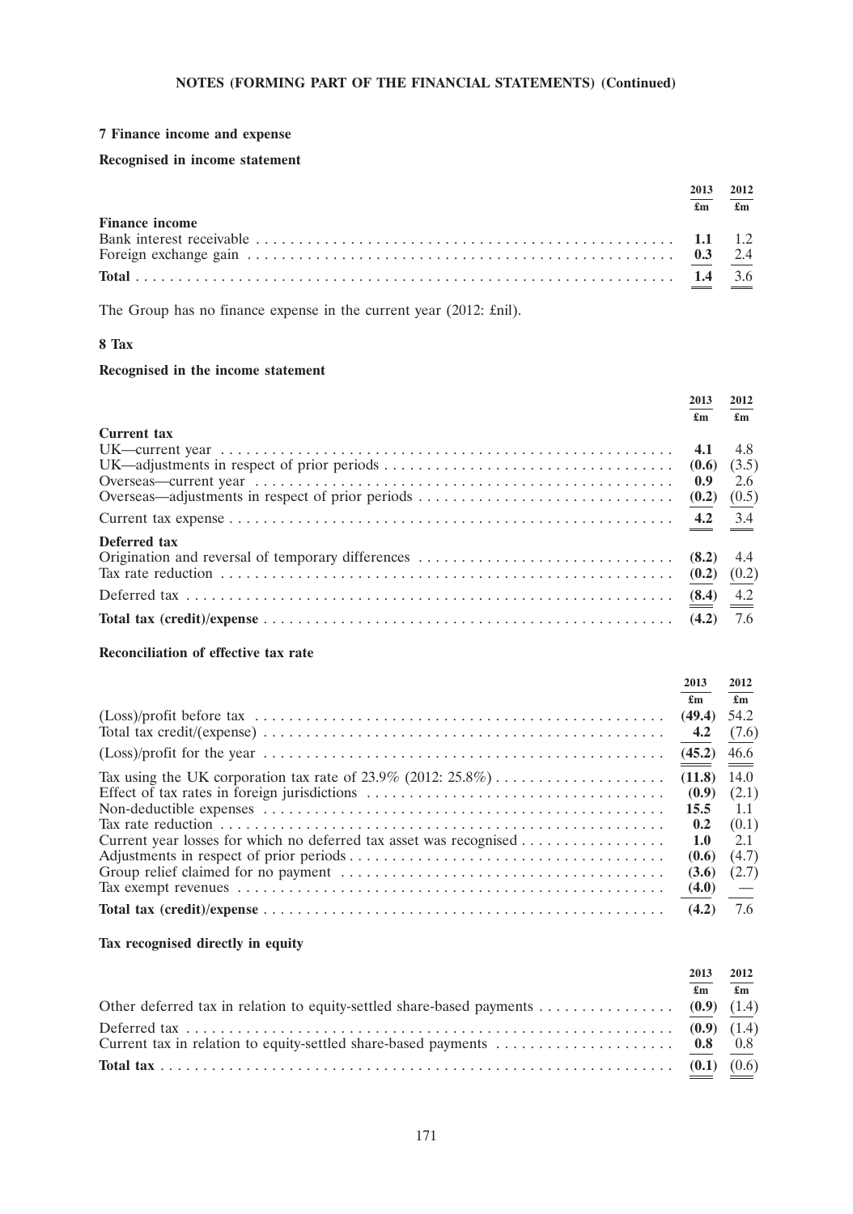**NOTES (FORMING PART OF THE FINANCIAL STATEMENTS) (Continued)**

### 7 Finance income and expense

**Recognised in income statement**

| | 2013 £m | 2012 £m |
|---|---|---|
| **Finance income** | | |
| Bank interest receivable | **1.1** | 1.2 |
| Foreign exchange gain | **0.3** | 2.4 |
| **Total** | **1.4** | 3.6 |

The Group has no finance expense in the current year (2012: £nil).

### 8 Tax

**Recognised in the income statement**

| | 2013 £m | 2012 £m |
|---|---|---|
| **Current tax** | | |
| UK—current year | **4.1** | 4.8 |
| UK—adjustments in respect of prior periods | **(0.6)** | (3.5) |
| Overseas—current year | **0.9** | 2.6 |
| Overseas—adjustments in respect of prior periods | **(0.2)** | (0.5) |
| Current tax expense | **4.2** | 3.4 |
| **Deferred tax** | | |
| Origination and reversal of temporary differences | **(8.2)** | 4.4 |
| Tax rate reduction | **(0.2)** | (0.2) |
| Deferred tax | **(8.4)** | 4.2 |
| **Total tax (credit)/expense** | **(4.2)** | 7.6 |

**Reconciliation of effective tax rate**

| | 2013 £m | 2012 £m |
|---|---|---|
| (Loss)/profit before tax | **(49.4)** | 54.2 |
| Total tax credit/(expense) | **4.2** | (7.6) |
| (Loss)/profit for the year | **(45.2)** | 46.6 |
| Tax using the UK corporation tax rate of 23.9% (2012: 25.8%) | **(11.8)** | 14.0 |
| Effect of tax rates in foreign jurisdictions | **(0.9)** | (2.1) |
| Non-deductible expenses | **15.5** | 1.1 |
| Tax rate reduction | **0.2** | (0.1) |
| Current year losses for which no deferred tax asset was recognised | **1.0** | 2.1 |
| Adjustments in respect of prior periods | **(0.6)** | (4.7) |
| Group relief claimed for no payment | **(3.6)** | (2.7) |
| Tax exempt revenues | **(4.0)** | — |
| **Total tax (credit)/expense** | **(4.2)** | 7.6 |

**Tax recognised directly in equity**

| | 2013 £m | 2012 £m |
|---|---|---|
| Other deferred tax in relation to equity-settled share-based payments | **(0.9)** | (1.4) |
| Deferred tax | **(0.9)** | (1.4) |
| Current tax in relation to equity-settled share-based payments | **0.8** | 0.8 |
| **Total tax** | **(0.1)** | (0.6) |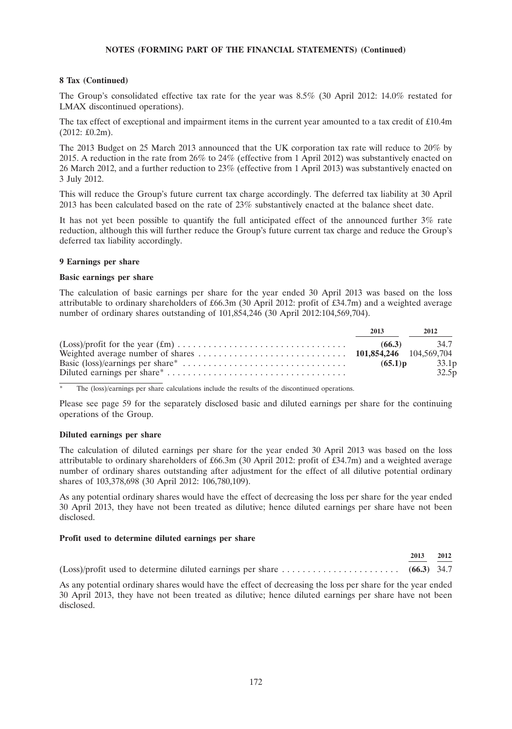**NOTES (FORMING PART OF THE FINANCIAL STATEMENTS) (Continued)**

**8 Tax (Continued)**

The Group's consolidated effective tax rate for the year was 8.5% (30 April 2012: 14.0% restated for LMAX discontinued operations).

The tax effect of exceptional and impairment items in the current year amounted to a tax credit of £10.4m (2012: £0.2m).

The 2013 Budget on 25 March 2013 announced that the UK corporation tax rate will reduce to 20% by 2015. A reduction in the rate from 26% to 24% (effective from 1 April 2012) was substantively enacted on 26 March 2012, and a further reduction to 23% (effective from 1 April 2013) was substantively enacted on 3 July 2012.

This will reduce the Group's future current tax charge accordingly. The deferred tax liability at 30 April 2013 has been calculated based on the rate of 23% substantively enacted at the balance sheet date.

It has not yet been possible to quantify the full anticipated effect of the announced further 3% rate reduction, although this will further reduce the Group's future current tax charge and reduce the Group's deferred tax liability accordingly.

**9 Earnings per share**

**Basic earnings per share**

The calculation of basic earnings per share for the year ended 30 April 2013 was based on the loss attributable to ordinary shareholders of £66.3m (30 April 2012: profit of £34.7m) and a weighted average number of ordinary shares outstanding of 101,854,246 (30 April 2012:104,569,704).

| | 2013 | 2012 |
|---|---|---|
| (Loss)/profit for the year (£m) | **(66.3)** | 34.7 |
| Weighted average number of shares | **101,854,246** | 104,569,704 |
| Basic (loss)/earnings per share* | **(65.1)p** | 33.1p |
| Diluted earnings per share* | | 32.5p |

\* The (loss)/earnings per share calculations include the results of the discontinued operations.

Please see page 59 for the separately disclosed basic and diluted earnings per share for the continuing operations of the Group.

**Diluted earnings per share**

The calculation of diluted earnings per share for the year ended 30 April 2013 was based on the loss attributable to ordinary shareholders of £66.3m (30 April 2012: profit of £34.7m) and a weighted average number of ordinary shares outstanding after adjustment for the effect of all dilutive potential ordinary shares of 103,378,698 (30 April 2012: 106,780,109).

As any potential ordinary shares would have the effect of decreasing the loss per share for the year ended 30 April 2013, they have not been treated as dilutive; hence diluted earnings per share have not been disclosed.

**Profit used to determine diluted earnings per share**

| | 2013 | 2012 |
|---|---|---|
| (Loss)/profit used to determine diluted earnings per share | **(66.3)** | 34.7 |

As any potential ordinary shares would have the effect of decreasing the loss per share for the year ended 30 April 2013, they have not been treated as dilutive; hence diluted earnings per share have not been disclosed.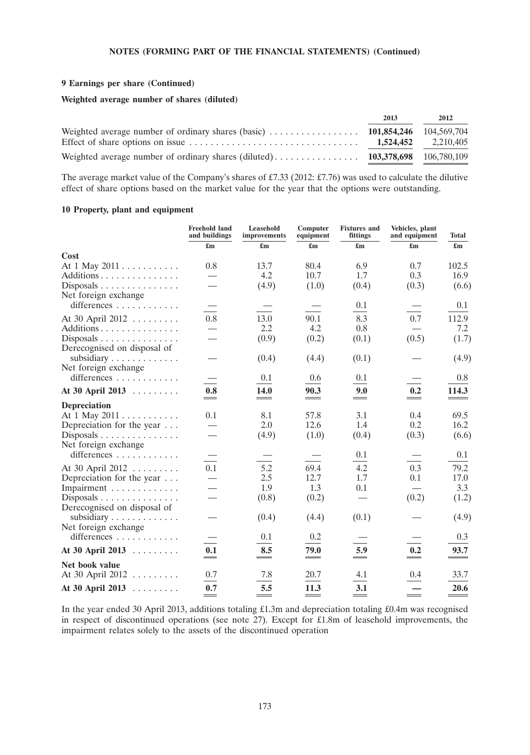## 9 Earnings per share (Continued)

### Weighted average number of shares (diluted)

| | 2013 | 2012 |
|---|---|---|
| Weighted average number of ordinary shares (basic) | **101,854,246** | 104,569,704 |
| Effect of share options on issue | **1,524,452** | 2,210,405 |
| Weighted average number of ordinary shares (diluted) | **103,378,698** | 106,780,109 |

The average market value of the Company's shares of £7.33 (2012: £7.76) was used to calculate the dilutive effect of share options based on the market value for the year that the options were outstanding.

## 10 Property, plant and equipment

| | Freehold land and buildings | Leasehold improvements | Computer equipment | Fixtures and fittings | Vehicles, plant and equipment | Total |
|---|---|---|---|---|---|---|
| | £m | £m | £m | £m | £m | £m |
| **Cost** | | | | | | |
| At 1 May 2011 | 0.8 | 13.7 | 80.4 | 6.9 | 0.7 | 102.5 |
| Additions | — | 4.2 | 10.7 | 1.7 | 0.3 | 16.9 |
| Disposals | — | (4.9) | (1.0) | (0.4) | (0.3) | (6.6) |
| Net foreign exchange differences | — | — | — | 0.1 | — | 0.1 |
| At 30 April 2012 | 0.8 | 13.0 | 90.1 | 8.3 | 0.7 | 112.9 |
| Additions | — | 2.2 | 4.2 | 0.8 | — | 7.2 |
| Disposals | — | (0.9) | (0.2) | (0.1) | (0.5) | (1.7) |
| Derecognised on disposal of subsidiary | — | (0.4) | (4.4) | (0.1) | — | (4.9) |
| Net foreign exchange differences | — | 0.1 | 0.6 | 0.1 | — | 0.8 |
| **At 30 April 2013** | **0.8** | **14.0** | **90.3** | **9.0** | **0.2** | **114.3** |
| **Depreciation** | | | | | | |
| At 1 May 2011 | 0.1 | 8.1 | 57.8 | 3.1 | 0.4 | 69.5 |
| Depreciation for the year | — | 2.0 | 12.6 | 1.4 | 0.2 | 16.2 |
| Disposals | — | (4.9) | (1.0) | (0.4) | (0.3) | (6.6) |
| Net foreign exchange differences | — | — | — | 0.1 | — | 0.1 |
| At 30 April 2012 | 0.1 | 5.2 | 69.4 | 4.2 | 0.3 | 79.2 |
| Depreciation for the year | — | 2.5 | 12.7 | 1.7 | 0.1 | 17.0 |
| Impairment | — | 1.9 | 1.3 | 0.1 | — | 3.3 |
| Disposals | — | (0.8) | (0.2) | — | (0.2) | (1.2) |
| Derecognised on disposal of subsidiary | — | (0.4) | (4.4) | (0.1) | — | (4.9) |
| Net foreign exchange differences | — | 0.1 | 0.2 | — | — | 0.3 |
| **At 30 April 2013** | **0.1** | **8.5** | **79.0** | **5.9** | **0.2** | **93.7** |
| **Net book value** | | | | | | |
| At 30 April 2012 | 0.7 | 7.8 | 20.7 | 4.1 | 0.4 | 33.7 |
| **At 30 April 2013** | **0.7** | **5.5** | **11.3** | **3.1** | **—** | **20.6** |

In the year ended 30 April 2013, additions totaling £1.3m and depreciation totaling £0.4m was recognised in respect of discontinued operations (see note 27). Except for £1.8m of leasehold improvements, the impairment relates solely to the assets of the discontinued operation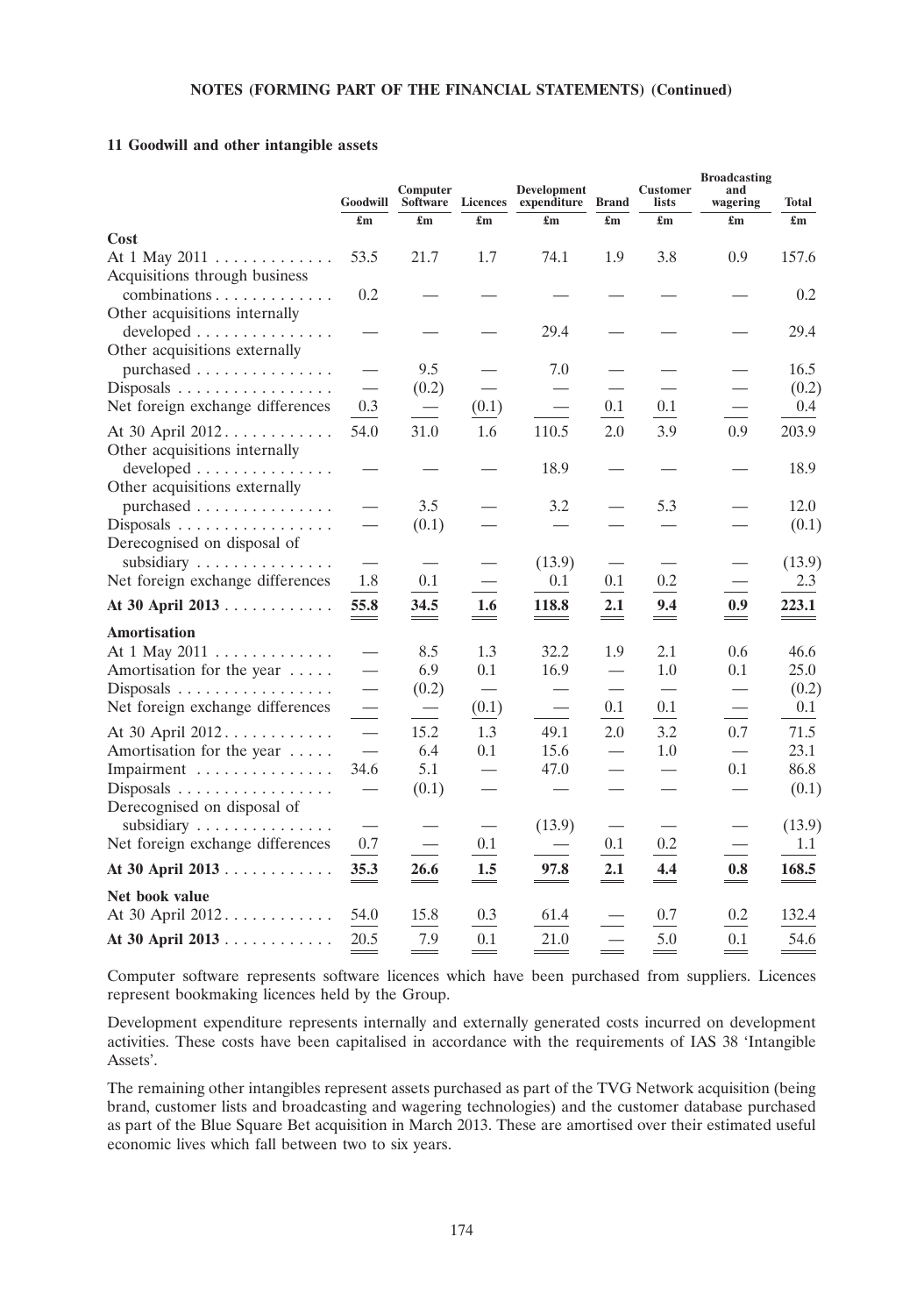**NOTES (FORMING PART OF THE FINANCIAL STATEMENTS) (Continued)**

**11 Goodwill and other intangible assets**

| | Goodwill | Computer Software | Licences | Development expenditure | Brand | Customer lists | Broadcasting and wagering | Total |
|---|---|---|---|---|---|---|---|---|
| | £m | £m | £m | £m | £m | £m | £m | £m |
| **Cost** | | | | | | | | |
| At 1 May 2011 | 53.5 | 21.7 | 1.7 | 74.1 | 1.9 | 3.8 | 0.9 | 157.6 |
| Acquisitions through business combinations | 0.2 | — | — | — | — | — | — | 0.2 |
| Other acquisitions internally developed | — | — | — | 29.4 | — | — | — | 29.4 |
| Other acquisitions externally purchased | — | 9.5 | — | 7.0 | — | — | — | 16.5 |
| Disposals | — | (0.2) | — | — | — | — | — | (0.2) |
| Net foreign exchange differences | 0.3 | — | (0.1) | — | 0.1 | 0.1 | — | 0.4 |
| At 30 April 2012 | 54.0 | 31.0 | 1.6 | 110.5 | 2.0 | 3.9 | 0.9 | 203.9 |
| Other acquisitions internally developed | — | — | — | 18.9 | — | — | — | 18.9 |
| Other acquisitions externally purchased | — | 3.5 | — | 3.2 | — | 5.3 | — | 12.0 |
| Disposals | — | (0.1) | — | — | — | — | — | (0.1) |
| Derecognised on disposal of subsidiary | — | — | — | (13.9) | — | — | — | (13.9) |
| Net foreign exchange differences | 1.8 | 0.1 | — | 0.1 | 0.1 | 0.2 | — | 2.3 |
| **At 30 April 2013** | **55.8** | **34.5** | **1.6** | **118.8** | **2.1** | **9.4** | **0.9** | **223.1** |
| **Amortisation** | | | | | | | | |
| At 1 May 2011 | — | 8.5 | 1.3 | 32.2 | 1.9 | 2.1 | 0.6 | 46.6 |
| Amortisation for the year | — | 6.9 | 0.1 | 16.9 | — | 1.0 | 0.1 | 25.0 |
| Disposals | — | (0.2) | — | — | — | — | — | (0.2) |
| Net foreign exchange differences | — | — | (0.1) | — | 0.1 | 0.1 | — | 0.1 |
| At 30 April 2012 | — | 15.2 | 1.3 | 49.1 | 2.0 | 3.2 | 0.7 | 71.5 |
| Amortisation for the year | — | 6.4 | 0.1 | 15.6 | — | 1.0 | — | 23.1 |
| Impairment | 34.6 | 5.1 | — | 47.0 | — | — | 0.1 | 86.8 |
| Disposals | — | (0.1) | — | — | — | — | — | (0.1) |
| Derecognised on disposal of subsidiary | — | — | — | (13.9) | — | — | — | (13.9) |
| Net foreign exchange differences | 0.7 | — | 0.1 | — | 0.1 | 0.2 | — | 1.1 |
| **At 30 April 2013** | **35.3** | **26.6** | **1.5** | **97.8** | **2.1** | **4.4** | **0.8** | **168.5** |
| **Net book value** | | | | | | | | |
| At 30 April 2012 | 54.0 | 15.8 | 0.3 | 61.4 | — | 0.7 | 0.2 | 132.4 |
| **At 30 April 2013** | 20.5 | 7.9 | 0.1 | 21.0 | — | 5.0 | 0.1 | 54.6 |

Computer software represents software licences which have been purchased from suppliers. Licences represent bookmaking licences held by the Group.

Development expenditure represents internally and externally generated costs incurred on development activities. These costs have been capitalised in accordance with the requirements of IAS 38 'Intangible Assets'.

The remaining other intangibles represent assets purchased as part of the TVG Network acquisition (being brand, customer lists and broadcasting and wagering technologies) and the customer database purchased as part of the Blue Square Bet acquisition in March 2013. These are amortised over their estimated useful economic lives which fall between two to six years.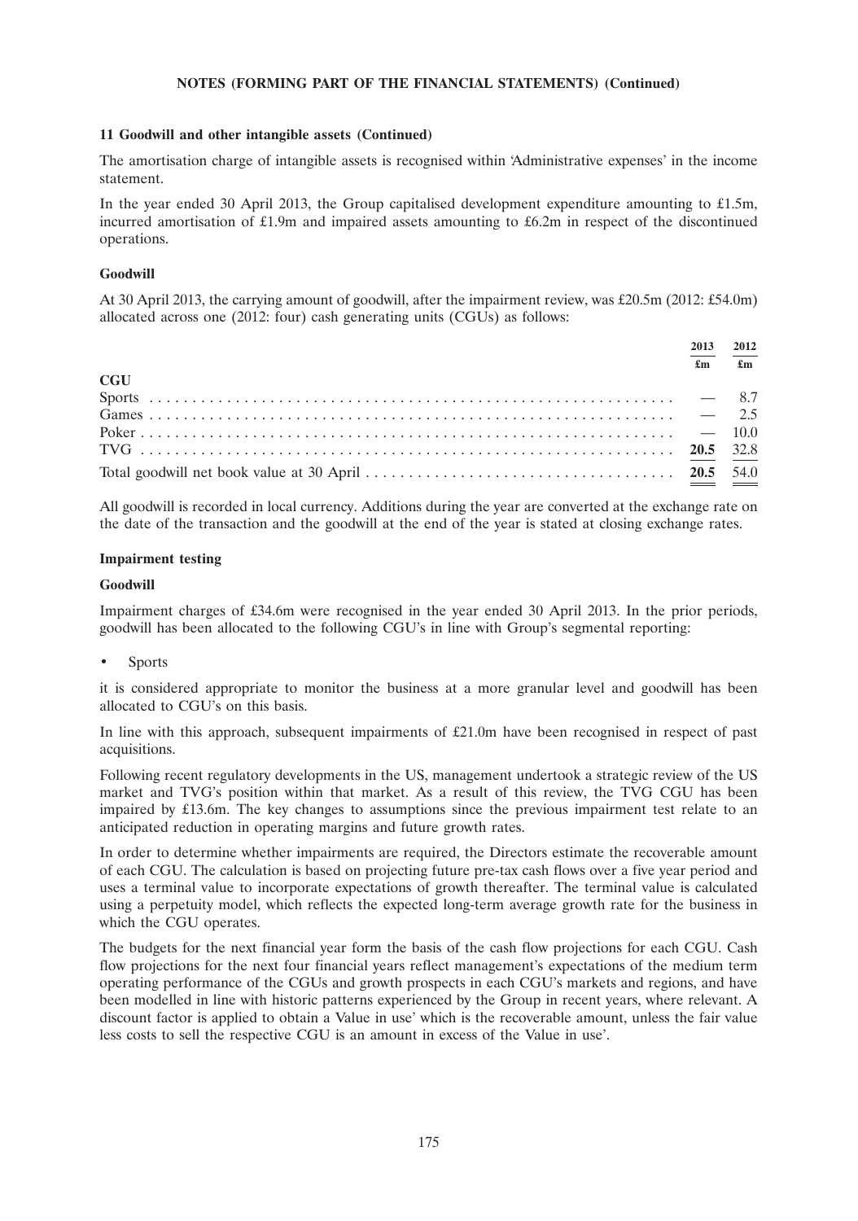**NOTES (FORMING PART OF THE FINANCIAL STATEMENTS) (Continued)**

**11 Goodwill and other intangible assets (Continued)**

The amortisation charge of intangible assets is recognised within 'Administrative expenses' in the income statement.

In the year ended 30 April 2013, the Group capitalised development expenditure amounting to £1.5m, incurred amortisation of £1.9m and impaired assets amounting to £6.2m in respect of the discontinued operations.

**Goodwill**

At 30 April 2013, the carrying amount of goodwill, after the impairment review, was £20.5m (2012: £54.0m) allocated across one (2012: four) cash generating units (CGUs) as follows:

| | 2013 | 2012 |
|---|---|---|
| | £m | £m |
| **CGU** | | |
| Sports | — | 8.7 |
| Games | — | 2.5 |
| Poker | — | 10.0 |
| TVG | **20.5** | 32.8 |
| Total goodwill net book value at 30 April | **20.5** | 54.0 |

All goodwill is recorded in local currency. Additions during the year are converted at the exchange rate on the date of the transaction and the goodwill at the end of the year is stated at closing exchange rates.

**Impairment testing**

**Goodwill**

Impairment charges of £34.6m were recognised in the year ended 30 April 2013. In the prior periods, goodwill has been allocated to the following CGU's in line with Group's segmental reporting:

- Sports

it is considered appropriate to monitor the business at a more granular level and goodwill has been allocated to CGU's on this basis.

In line with this approach, subsequent impairments of £21.0m have been recognised in respect of past acquisitions.

Following recent regulatory developments in the US, management undertook a strategic review of the US market and TVG's position within that market. As a result of this review, the TVG CGU has been impaired by £13.6m. The key changes to assumptions since the previous impairment test relate to an anticipated reduction in operating margins and future growth rates.

In order to determine whether impairments are required, the Directors estimate the recoverable amount of each CGU. The calculation is based on projecting future pre-tax cash flows over a five year period and uses a terminal value to incorporate expectations of growth thereafter. The terminal value is calculated using a perpetuity model, which reflects the expected long-term average growth rate for the business in which the CGU operates.

The budgets for the next financial year form the basis of the cash flow projections for each CGU. Cash flow projections for the next four financial years reflect management's expectations of the medium term operating performance of the CGUs and growth prospects in each CGU's markets and regions, and have been modelled in line with historic patterns experienced by the Group in recent years, where relevant. A discount factor is applied to obtain a Value in use' which is the recoverable amount, unless the fair value less costs to sell the respective CGU is an amount in excess of the Value in use'.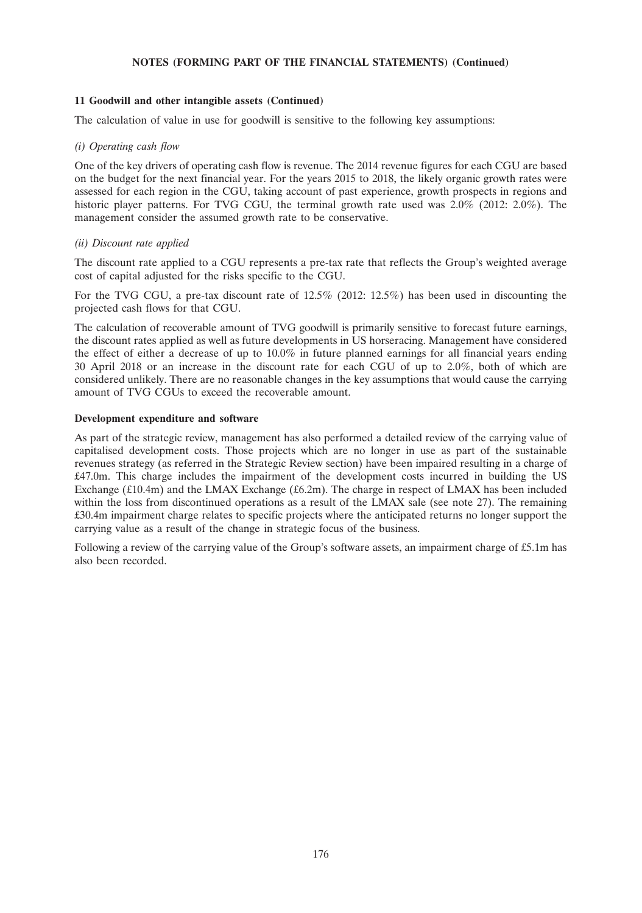**NOTES (FORMING PART OF THE FINANCIAL STATEMENTS) (Continued)**

### 11 Goodwill and other intangible assets (Continued)

The calculation of value in use for goodwill is sensitive to the following key assumptions:

*(i) Operating cash flow*

One of the key drivers of operating cash flow is revenue. The 2014 revenue figures for each CGU are based on the budget for the next financial year. For the years 2015 to 2018, the likely organic growth rates were assessed for each region in the CGU, taking account of past experience, growth prospects in regions and historic player patterns. For TVG CGU, the terminal growth rate used was 2.0% (2012: 2.0%). The management consider the assumed growth rate to be conservative.

*(ii) Discount rate applied*

The discount rate applied to a CGU represents a pre-tax rate that reflects the Group's weighted average cost of capital adjusted for the risks specific to the CGU.

For the TVG CGU, a pre-tax discount rate of 12.5% (2012: 12.5%) has been used in discounting the projected cash flows for that CGU.

The calculation of recoverable amount of TVG goodwill is primarily sensitive to forecast future earnings, the discount rates applied as well as future developments in US horseracing. Management have considered the effect of either a decrease of up to 10.0% in future planned earnings for all financial years ending 30 April 2018 or an increase in the discount rate for each CGU of up to 2.0%, both of which are considered unlikely. There are no reasonable changes in the key assumptions that would cause the carrying amount of TVG CGUs to exceed the recoverable amount.

**Development expenditure and software**

As part of the strategic review, management has also performed a detailed review of the carrying value of capitalised development costs. Those projects which are no longer in use as part of the sustainable revenues strategy (as referred in the Strategic Review section) have been impaired resulting in a charge of £47.0m. This charge includes the impairment of the development costs incurred in building the US Exchange (£10.4m) and the LMAX Exchange (£6.2m). The charge in respect of LMAX has been included within the loss from discontinued operations as a result of the LMAX sale (see note 27). The remaining £30.4m impairment charge relates to specific projects where the anticipated returns no longer support the carrying value as a result of the change in strategic focus of the business.

Following a review of the carrying value of the Group's software assets, an impairment charge of £5.1m has also been recorded.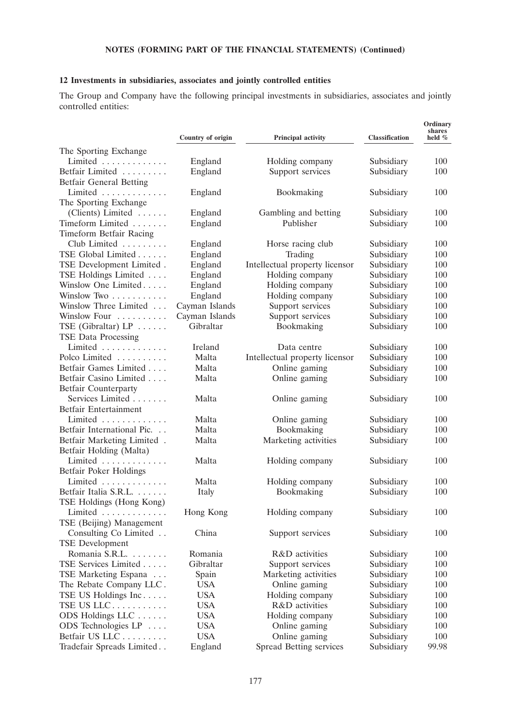**NOTES (FORMING PART OF THE FINANCIAL STATEMENTS) (Continued)**

## 12 Investments in subsidiaries, associates and jointly controlled entities

The Group and Company have the following principal investments in subsidiaries, associates and jointly controlled entities:

| | Country of origin | Principal activity | Classification | Ordinary shares held % |
|---|---|---|---|---|
| The Sporting Exchange Limited | England | Holding company | Subsidiary | 100 |
| Betfair Limited | England | Support services | Subsidiary | 100 |
| Betfair General Betting Limited | England | Bookmaking | Subsidiary | 100 |
| The Sporting Exchange (Clients) Limited | England | Gambling and betting | Subsidiary | 100 |
| Timeform Limited | England | Publisher | Subsidiary | 100 |
| Timeform Betfair Racing Club Limited | England | Horse racing club | Subsidiary | 100 |
| TSE Global Limited | England | Trading | Subsidiary | 100 |
| TSE Development Limited | England | Intellectual property licensor | Subsidiary | 100 |
| TSE Holdings Limited | England | Holding company | Subsidiary | 100 |
| Winslow One Limited | England | Holding company | Subsidiary | 100 |
| Winslow Two | England | Holding company | Subsidiary | 100 |
| Winslow Three Limited | Cayman Islands | Support services | Subsidiary | 100 |
| Winslow Four | Cayman Islands | Support services | Subsidiary | 100 |
| TSE (Gibraltar) LP | Gibraltar | Bookmaking | Subsidiary | 100 |
| TSE Data Processing Limited | Ireland | Data centre | Subsidiary | 100 |
| Polco Limited | Malta | Intellectual property licensor | Subsidiary | 100 |
| Betfair Games Limited | Malta | Online gaming | Subsidiary | 100 |
| Betfair Casino Limited | Malta | Online gaming | Subsidiary | 100 |
| Betfair Counterparty Services Limited | Malta | Online gaming | Subsidiary | 100 |
| Betfair Entertainment Limited | Malta | Online gaming | Subsidiary | 100 |
| Betfair International Plc. | Malta | Bookmaking | Subsidiary | 100 |
| Betfair Marketing Limited | Malta | Marketing activities | Subsidiary | 100 |
| Betfair Holding (Malta) Limited | Malta | Holding company | Subsidiary | 100 |
| Betfair Poker Holdings Limited | Malta | Holding company | Subsidiary | 100 |
| Betfair Italia S.R.L. | Italy | Bookmaking | Subsidiary | 100 |
| TSE Holdings (Hong Kong) Limited | Hong Kong | Holding company | Subsidiary | 100 |
| TSE (Beijing) Management Consulting Co Limited | China | Support services | Subsidiary | 100 |
| TSE Development Romania S.R.L. | Romania | R&D activities | Subsidiary | 100 |
| TSE Services Limited | Gibraltar | Support services | Subsidiary | 100 |
| TSE Marketing Espana | Spain | Marketing activities | Subsidiary | 100 |
| The Rebate Company LLC | USA | Online gaming | Subsidiary | 100 |
| TSE US Holdings Inc | USA | Holding company | Subsidiary | 100 |
| TSE US LLC | USA | R&D activities | Subsidiary | 100 |
| ODS Holdings LLC | USA | Holding company | Subsidiary | 100 |
| ODS Technologies LP | USA | Online gaming | Subsidiary | 100 |
| Betfair US LLC | USA | Online gaming | Subsidiary | 100 |
| Tradefair Spreads Limited | England | Spread Betting services | Subsidiary | 99.98 |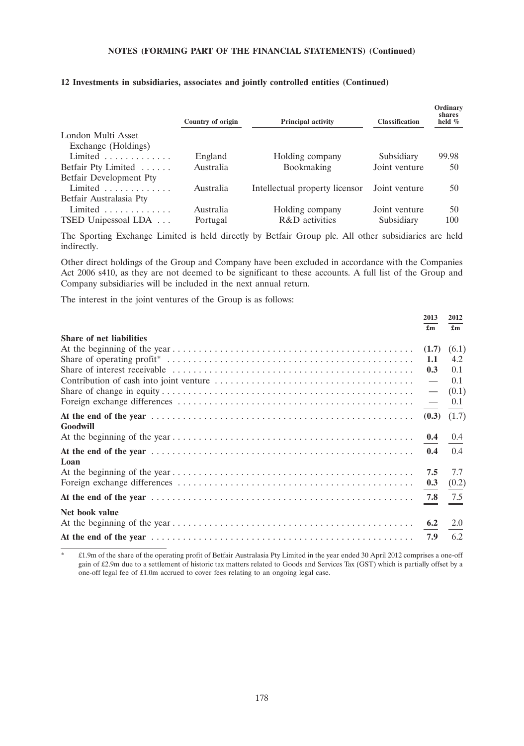**NOTES (FORMING PART OF THE FINANCIAL STATEMENTS) (Continued)**

**12 Investments in subsidiaries, associates and jointly controlled entities (Continued)**

| | Country of origin | Principal activity | Classification | Ordinary shares held % |
|---|---|---|---|---|
| London Multi Asset Exchange (Holdings) Limited | England | Holding company | Subsidiary | 99.98 |
| Betfair Pty Limited | Australia | Bookmaking | Joint venture | 50 |
| Betfair Development Pty Limited | Australia | Intellectual property licensor | Joint venture | 50 |
| Betfair Australasia Pty Limited | Australia | Holding company | Joint venture | 50 |
| TSED Unipessoal LDA | Portugal | R&D activities | Subsidiary | 100 |

The Sporting Exchange Limited is held directly by Betfair Group plc. All other subsidiaries are held indirectly.

Other direct holdings of the Group and Company have been excluded in accordance with the Companies Act 2006 s410, as they are not deemed to be significant to these accounts. A full list of the Group and Company subsidiaries will be included in the next annual return.

The interest in the joint ventures of the Group is as follows:

| | 2013 £m | 2012 £m |
|---|---|---|
| **Share of net liabilities** | | |
| At the beginning of the year | **(1.7)** | (6.1) |
| Share of operating profit* | **1.1** | 4.2 |
| Share of interest receivable | **0.3** | 0.1 |
| Contribution of cash into joint venture | **—** | 0.1 |
| Share of change in equity | **—** | (0.1) |
| Foreign exchange differences | **—** | 0.1 |
| **At the end of the year** | **(0.3)** | (1.7) |
| **Goodwill** | | |
| At the beginning of the year | **0.4** | 0.4 |
| **At the end of the year** | **0.4** | 0.4 |
| **Loan** | | |
| At the beginning of the year | **7.5** | 7.7 |
| Foreign exchange differences | **0.3** | (0.2) |
| **At the end of the year** | **7.8** | 7.5 |
| **Net book value** | | |
| At the beginning of the year | **6.2** | 2.0 |
| **At the end of the year** | **7.9** | 6.2 |

\* £1.9m of the share of the operating profit of Betfair Australasia Pty Limited in the year ended 30 April 2012 comprises a one-off gain of £2.9m due to a settlement of historic tax matters related to Goods and Services Tax (GST) which is partially offset by a one-off legal fee of £1.0m accrued to cover fees relating to an ongoing legal case.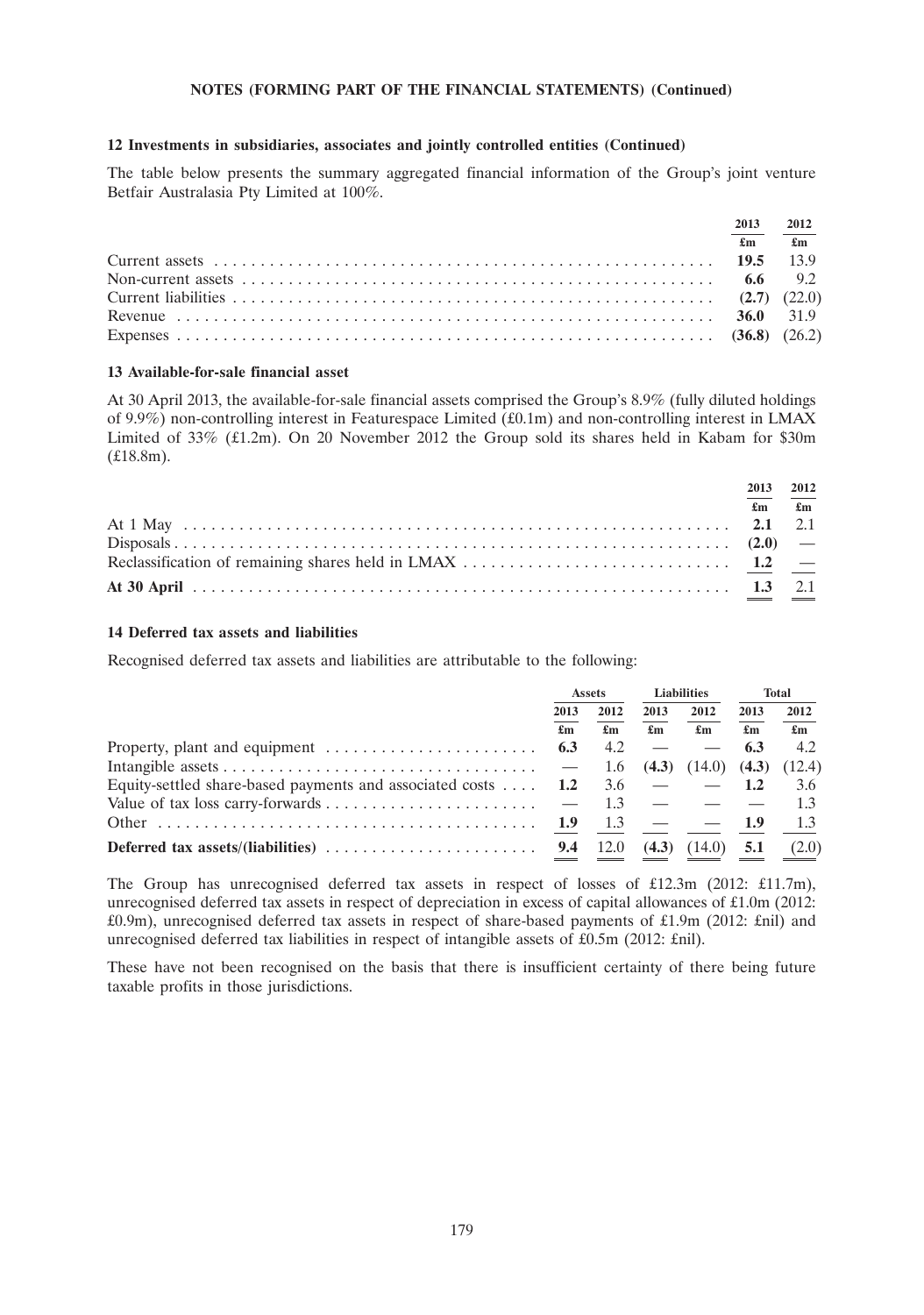**NOTES (FORMING PART OF THE FINANCIAL STATEMENTS) (Continued)**

### 12 Investments in subsidiaries, associates and jointly controlled entities (Continued)

The table below presents the summary aggregated financial information of the Group's joint venture Betfair Australasia Pty Limited at 100%.

| | 2013 | 2012 |
|---|---|---|
| | £m | £m |
| Current assets | **19.5** | 13.9 |
| Non-current assets | **6.6** | 9.2 |
| Current liabilities | **(2.7)** | (22.0) |
| Revenue | **36.0** | 31.9 |
| Expenses | **(36.8)** | (26.2) |

### 13 Available-for-sale financial asset

At 30 April 2013, the available-for-sale financial assets comprised the Group's 8.9% (fully diluted holdings of 9.9%) non-controlling interest in Featurespace Limited (£0.1m) and non-controlling interest in LMAX Limited of 33% (£1.2m). On 20 November 2012 the Group sold its shares held in Kabam for $30m (£18.8m).

| | 2013 | 2012 |
|---|---|---|
| | £m | £m |
| At 1 May | **2.1** | 2.1 |
| Disposals | **(2.0)** | — |
| Reclassification of remaining shares held in LMAX | **1.2** | — |
| **At 30 April** | **1.3** | 2.1 |

### 14 Deferred tax assets and liabilities

Recognised deferred tax assets and liabilities are attributable to the following:

| | Assets | | Liabilities | | Total | |
|---|---|---|---|---|---|---|
| | 2013 | 2012 | 2013 | 2012 | 2013 | 2012 |
| | £m | £m | £m | £m | £m | £m |
| Property, plant and equipment | **6.3** | 4.2 | — | — | **6.3** | 4.2 |
| Intangible assets | — | 1.6 | **(4.3)** | (14.0) | **(4.3)** | (12.4) |
| Equity-settled share-based payments and associated costs | **1.2** | 3.6 | — | — | **1.2** | 3.6 |
| Value of tax loss carry-forwards | — | 1.3 | — | — | — | 1.3 |
| Other | **1.9** | 1.3 | — | — | **1.9** | 1.3 |
| **Deferred tax assets/(liabilities)** | **9.4** | 12.0 | **(4.3)** | (14.0) | **5.1** | (2.0) |

The Group has unrecognised deferred tax assets in respect of losses of £12.3m (2012: £11.7m), unrecognised deferred tax assets in respect of depreciation in excess of capital allowances of £1.0m (2012: £0.9m), unrecognised deferred tax assets in respect of share-based payments of £1.9m (2012: £nil) and unrecognised deferred tax liabilities in respect of intangible assets of £0.5m (2012: £nil).

These have not been recognised on the basis that there is insufficient certainty of there being future taxable profits in those jurisdictions.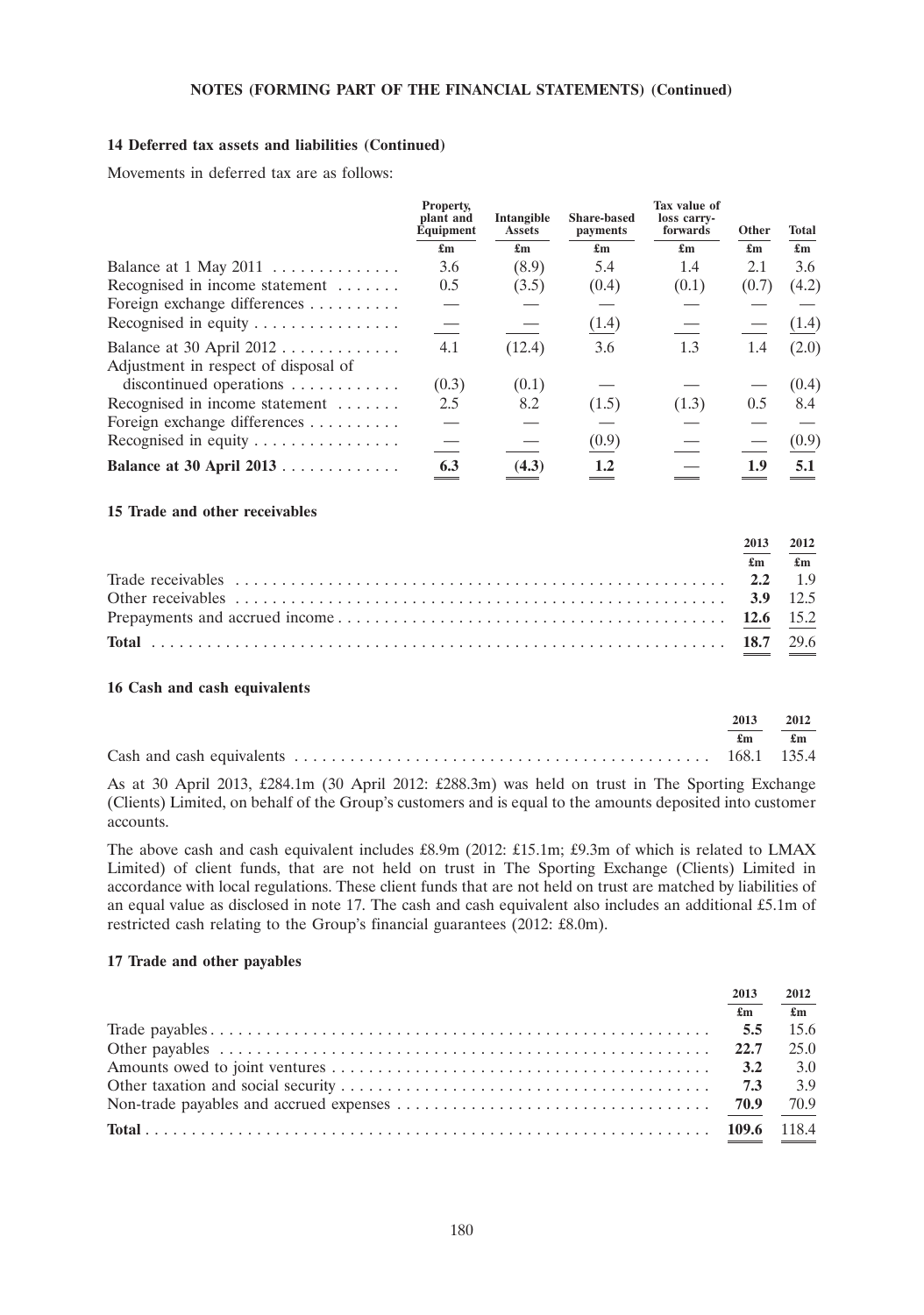**NOTES (FORMING PART OF THE FINANCIAL STATEMENTS) (Continued)**

### 14 Deferred tax assets and liabilities (Continued)

Movements in deferred tax are as follows:

| | Property, plant and Equipment | Intangible Assets | Share-based payments | Tax value of loss carry-forwards | Other | Total |
|---|---|---|---|---|---|---|
| | £m | £m | £m | £m | £m | £m |
| Balance at 1 May 2011 | 3.6 | (8.9) | 5.4 | 1.4 | 2.1 | 3.6 |
| Recognised in income statement | 0.5 | (3.5) | (0.4) | (0.1) | (0.7) | (4.2) |
| Foreign exchange differences | — | — | — | — | — | — |
| Recognised in equity | — | — | (1.4) | — | — | (1.4) |
| Balance at 30 April 2012 | 4.1 | (12.4) | 3.6 | 1.3 | 1.4 | (2.0) |
| Adjustment in respect of disposal of discontinued operations | (0.3) | (0.1) | — | — | — | (0.4) |
| Recognised in income statement | 2.5 | 8.2 | (1.5) | (1.3) | 0.5 | 8.4 |
| Foreign exchange differences | — | — | — | — | — | — |
| Recognised in equity | — | — | (0.9) | — | — | (0.9) |
| **Balance at 30 April 2013** | **6.3** | **(4.3)** | **1.2** | **—** | **1.9** | **5.1** |

### 15 Trade and other receivables

| | 2013 | 2012 |
|---|---|---|
| | £m | £m |
| Trade receivables | **2.2** | 1.9 |
| Other receivables | **3.9** | 12.5 |
| Prepayments and accrued income | **12.6** | 15.2 |
| **Total** | **18.7** | 29.6 |

### 16 Cash and cash equivalents

| | 2013 | 2012 |
|---|---|---|
| | £m | £m |
| Cash and cash equivalents | 168.1 | 135.4 |

As at 30 April 2013, £284.1m (30 April 2012: £288.3m) was held on trust in The Sporting Exchange (Clients) Limited, on behalf of the Group's customers and is equal to the amounts deposited into customer accounts.

The above cash and cash equivalent includes £8.9m (2012: £15.1m; £9.3m of which is related to LMAX Limited) of client funds, that are not held on trust in The Sporting Exchange (Clients) Limited in accordance with local regulations. These client funds that are not held on trust are matched by liabilities of an equal value as disclosed in note 17. The cash and cash equivalent also includes an additional £5.1m of restricted cash relating to the Group's financial guarantees (2012: £8.0m).

### 17 Trade and other payables

| | 2013 | 2012 |
|---|---|---|
| | £m | £m |
| Trade payables | **5.5** | 15.6 |
| Other payables | **22.7** | 25.0 |
| Amounts owed to joint ventures | **3.2** | 3.0 |
| Other taxation and social security | **7.3** | 3.9 |
| Non-trade payables and accrued expenses | **70.9** | 70.9 |
| **Total** | **109.6** | 118.4 |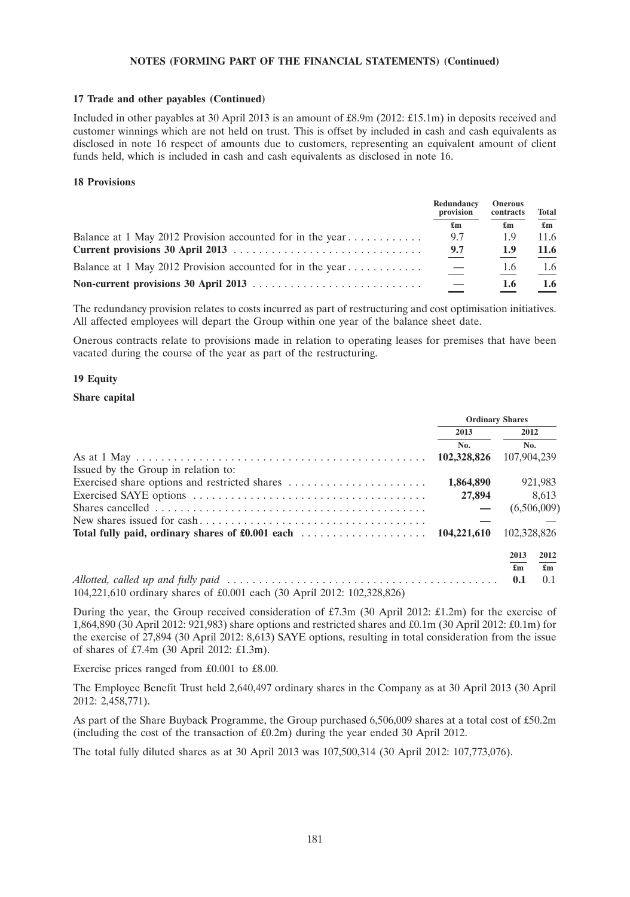**NOTES (FORMING PART OF THE FINANCIAL STATEMENTS) (Continued)**

### 17 Trade and other payables (Continued)

Included in other payables at 30 April 2013 is an amount of £8.9m (2012: £15.1m) in deposits received and customer winnings which are not held on trust. This is offset by included in cash and cash equivalents as disclosed in note 16 respect of amounts due to customers, representing an equivalent amount of client funds held, which is included in cash and cash equivalents as disclosed in note 16.

### 18 Provisions

| | Redundancy provision | Onerous contracts | Total |
|---|---|---|---|
| | £m | £m | £m |
| Balance at 1 May 2012 Provision accounted for in the year | 9.7 | 1.9 | 11.6 |
| **Current provisions 30 April 2013** | **9.7** | **1.9** | **11.6** |
| Balance at 1 May 2012 Provision accounted for in the year | — | 1.6 | 1.6 |
| **Non-current provisions 30 April 2013** | — | **1.6** | **1.6** |

The redundancy provision relates to costs incurred as part of restructuring and cost optimisation initiatives. All affected employees will depart the Group within one year of the balance sheet date.

Onerous contracts relate to provisions made in relation to operating leases for premises that have been vacated during the course of the year as part of the restructuring.

### 19 Equity

**Share capital**

| | Ordinary Shares | |
|---|---|---|
| | 2013 | 2012 |
| | No. | No. |
| As at 1 May | **102,328,826** | 107,904,239 |
| Issued by the Group in relation to: | | |
| Exercised share options and restricted shares | **1,864,890** | 921,983 |
| Exercised SAYE options | **27,894** | 8,613 |
| Shares cancelled | **—** | (6,506,009) |
| New shares issued for cash | **—** | — |
| **Total fully paid, ordinary shares of £0.001 each** | **104,221,610** | 102,328,826 |

| | 2013 | 2012 |
|---|---|---|
| | £m | £m |
| *Allotted, called up and fully paid* | **0.1** | 0.1 |
| 104,221,610 ordinary shares of £0.001 each (30 April 2012: 102,328,826) | | |

During the year, the Group received consideration of £7.3m (30 April 2012: £1.2m) for the exercise of 1,864,890 (30 April 2012: 921,983) share options and restricted shares and £0.1m (30 April 2012: £0.1m) for the exercise of 27,894 (30 April 2012: 8,613) SAYE options, resulting in total consideration from the issue of shares of £7.4m (30 April 2012: £1.3m).

Exercise prices ranged from £0.001 to £8.00.

The Employee Benefit Trust held 2,640,497 ordinary shares in the Company as at 30 April 2013 (30 April 2012: 2,458,771).

As part of the Share Buyback Programme, the Group purchased 6,506,009 shares at a total cost of £50.2m (including the cost of the transaction of £0.2m) during the year ended 30 April 2012.

The total fully diluted shares as at 30 April 2013 was 107,500,314 (30 April 2012: 107,773,076).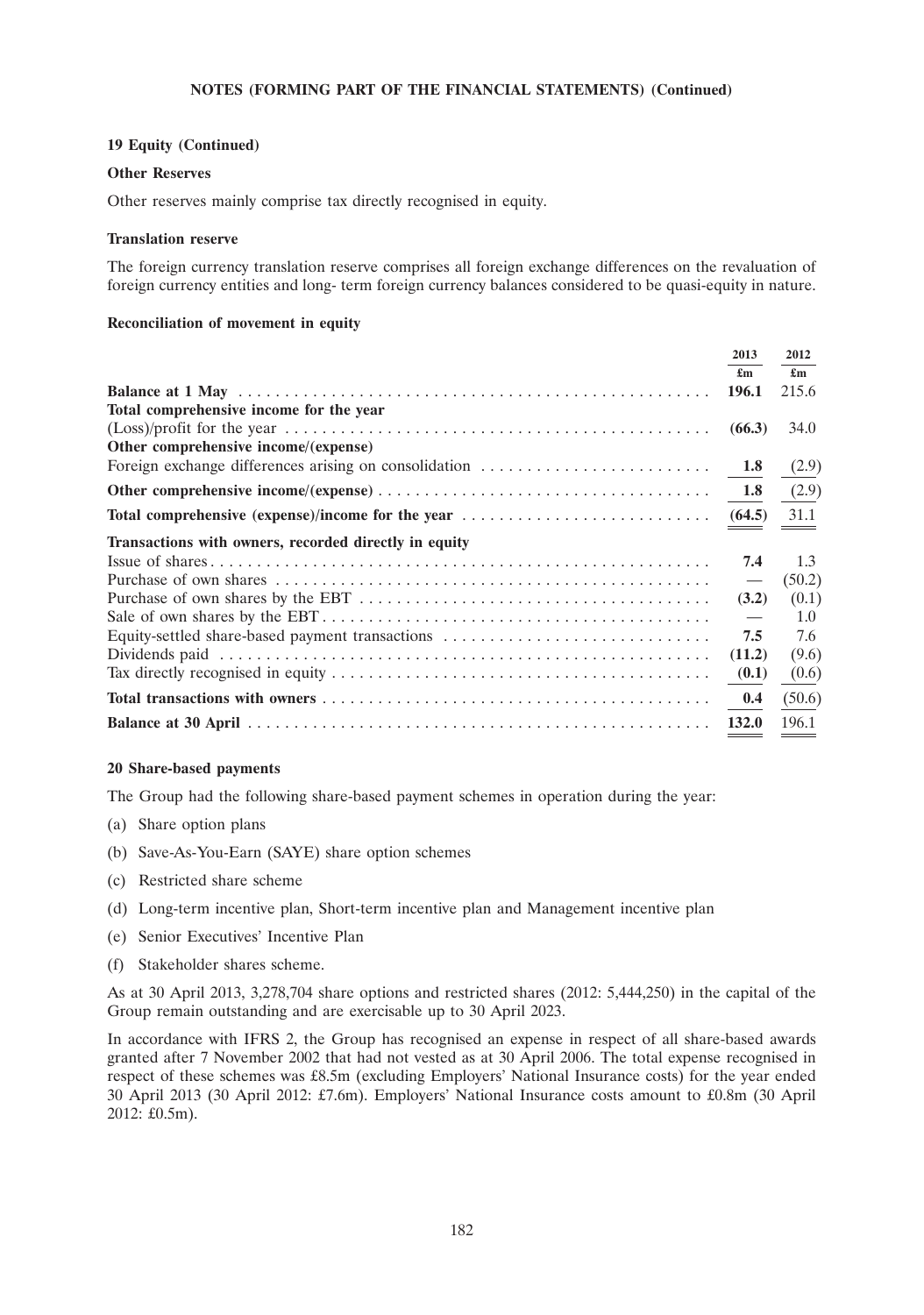**NOTES (FORMING PART OF THE FINANCIAL STATEMENTS) (Continued)**

**19 Equity (Continued)**

**Other Reserves**

Other reserves mainly comprise tax directly recognised in equity.

**Translation reserve**

The foreign currency translation reserve comprises all foreign exchange differences on the revaluation of foreign currency entities and long- term foreign currency balances considered to be quasi-equity in nature.

**Reconciliation of movement in equity**

| | 2013 | 2012 |
|---|---|---|
| | £m | £m |
| **Balance at 1 May** | **196.1** | 215.6 |
| **Total comprehensive income for the year** | | |
| (Loss)/profit for the year | **(66.3)** | 34.0 |
| **Other comprehensive income/(expense)** | | |
| Foreign exchange differences arising on consolidation | **1.8** | (2.9) |
| **Other comprehensive income/(expense)** | **1.8** | (2.9) |
| **Total comprehensive (expense)/income for the year** | **(64.5)** | 31.1 |
| **Transactions with owners, recorded directly in equity** | | |
| Issue of shares | **7.4** | 1.3 |
| Purchase of own shares | **—** | (50.2) |
| Purchase of own shares by the EBT | **(3.2)** | (0.1) |
| Sale of own shares by the EBT | **—** | 1.0 |
| Equity-settled share-based payment transactions | **7.5** | 7.6 |
| Dividends paid | **(11.2)** | (9.6) |
| Tax directly recognised in equity | **(0.1)** | (0.6) |
| **Total transactions with owners** | **0.4** | (50.6) |
| **Balance at 30 April** | **132.0** | 196.1 |

**20 Share-based payments**

The Group had the following share-based payment schemes in operation during the year:

(a) Share option plans

(b) Save-As-You-Earn (SAYE) share option schemes

(c) Restricted share scheme

(d) Long-term incentive plan, Short-term incentive plan and Management incentive plan

(e) Senior Executives' Incentive Plan

(f) Stakeholder shares scheme.

As at 30 April 2013, 3,278,704 share options and restricted shares (2012: 5,444,250) in the capital of the Group remain outstanding and are exercisable up to 30 April 2023.

In accordance with IFRS 2, the Group has recognised an expense in respect of all share-based awards granted after 7 November 2002 that had not vested as at 30 April 2006. The total expense recognised in respect of these schemes was £8.5m (excluding Employers' National Insurance costs) for the year ended 30 April 2013 (30 April 2012: £7.6m). Employers' National Insurance costs amount to £0.8m (30 April 2012: £0.5m).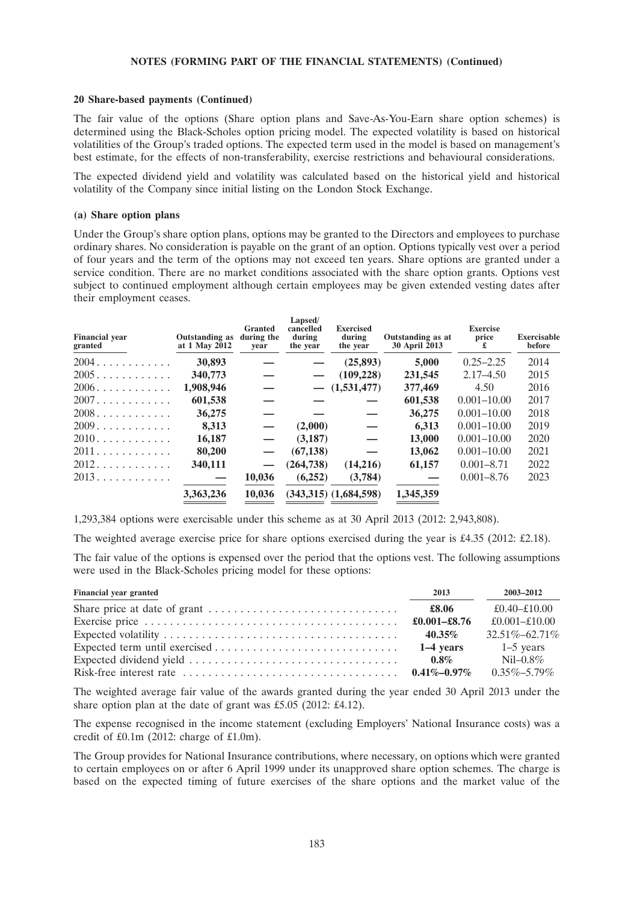**NOTES (FORMING PART OF THE FINANCIAL STATEMENTS) (Continued)**

**20 Share-based payments (Continued)**

The fair value of the options (Share option plans and Save-As-You-Earn share option schemes) is determined using the Black-Scholes option pricing model. The expected volatility is based on historical volatilities of the Group's traded options. The expected term used in the model is based on management's best estimate, for the effects of non-transferability, exercise restrictions and behavioural considerations.

The expected dividend yield and volatility was calculated based on the historical yield and historical volatility of the Company since initial listing on the London Stock Exchange.

**(a) Share option plans**

Under the Group's share option plans, options may be granted to the Directors and employees to purchase ordinary shares. No consideration is payable on the grant of an option. Options typically vest over a period of four years and the term of the options may not exceed ten years. Share options are granted under a service condition. There are no market conditions associated with the share option grants. Options vest subject to continued employment although certain employees may be given extended vesting dates after their employment ceases.

| Financial year granted | Outstanding as at 1 May 2012 | Granted during the year | Lapsed/ cancelled during the year | Exercised during the year | Outstanding as at 30 April 2013 | Exercise price £ | Exercisable before |
|---|---|---|---|---|---|---|---|
| 2004 | **30,893** | **—** | **—** | **(25,893)** | **5,000** | 0.25–2.25 | 2014 |
| 2005 | **340,773** | **—** | **—** | **(109,228)** | **231,545** | 2.17–4.50 | 2015 |
| 2006 | **1,908,946** | **—** | **—** | **(1,531,477)** | **377,469** | 4.50 | 2016 |
| 2007 | **601,538** | **—** | **—** | **—** | **601,538** | 0.001–10.00 | 2017 |
| 2008 | **36,275** | **—** | **—** | **—** | **36,275** | 0.001–10.00 | 2018 |
| 2009 | **8,313** | **—** | **(2,000)** | **—** | **6,313** | 0.001–10.00 | 2019 |
| 2010 | **16,187** | **—** | **(3,187)** | **—** | **13,000** | 0.001–10.00 | 2020 |
| 2011 | **80,200** | **—** | **(67,138)** | **—** | **13,062** | 0.001–10.00 | 2021 |
| 2012 | **340,111** | **—** | **(264,738)** | **(14,216)** | **61,157** | 0.001–8.71 | 2022 |
| 2013 | **—** | **10,036** | **(6,252)** | **(3,784)** | **—** | 0.001–8.76 | 2023 |
| | **3,363,236** | **10,036** | **(343,315)** | **(1,684,598)** | **1,345,359** | | |

1,293,384 options were exercisable under this scheme as at 30 April 2013 (2012: 2,943,808).

The weighted average exercise price for share options exercised during the year is £4.35 (2012: £2.18).

The fair value of the options is expensed over the period that the options vest. The following assumptions were used in the Black-Scholes pricing model for these options:

| Financial year granted | 2013 | 2003–2012 |
|---|---|---|
| Share price at date of grant | **£8.06** | £0.40–£10.00 |
| Exercise price | **£0.001–£8.76** | £0.001–£10.00 |
| Expected volatility | **40.35%** | 32.51%–62.71% |
| Expected term until exercised | **1–4 years** | 1–5 years |
| Expected dividend yield | **0.8%** | Nil–0.8% |
| Risk-free interest rate | **0.41%–0.97%** | 0.35%–5.79% |

The weighted average fair value of the awards granted during the year ended 30 April 2013 under the share option plan at the date of grant was £5.05 (2012: £4.12).

The expense recognised in the income statement (excluding Employers' National Insurance costs) was a credit of £0.1m (2012: charge of £1.0m).

The Group provides for National Insurance contributions, where necessary, on options which were granted to certain employees on or after 6 April 1999 under its unapproved share option schemes. The charge is based on the expected timing of future exercises of the share options and the market value of the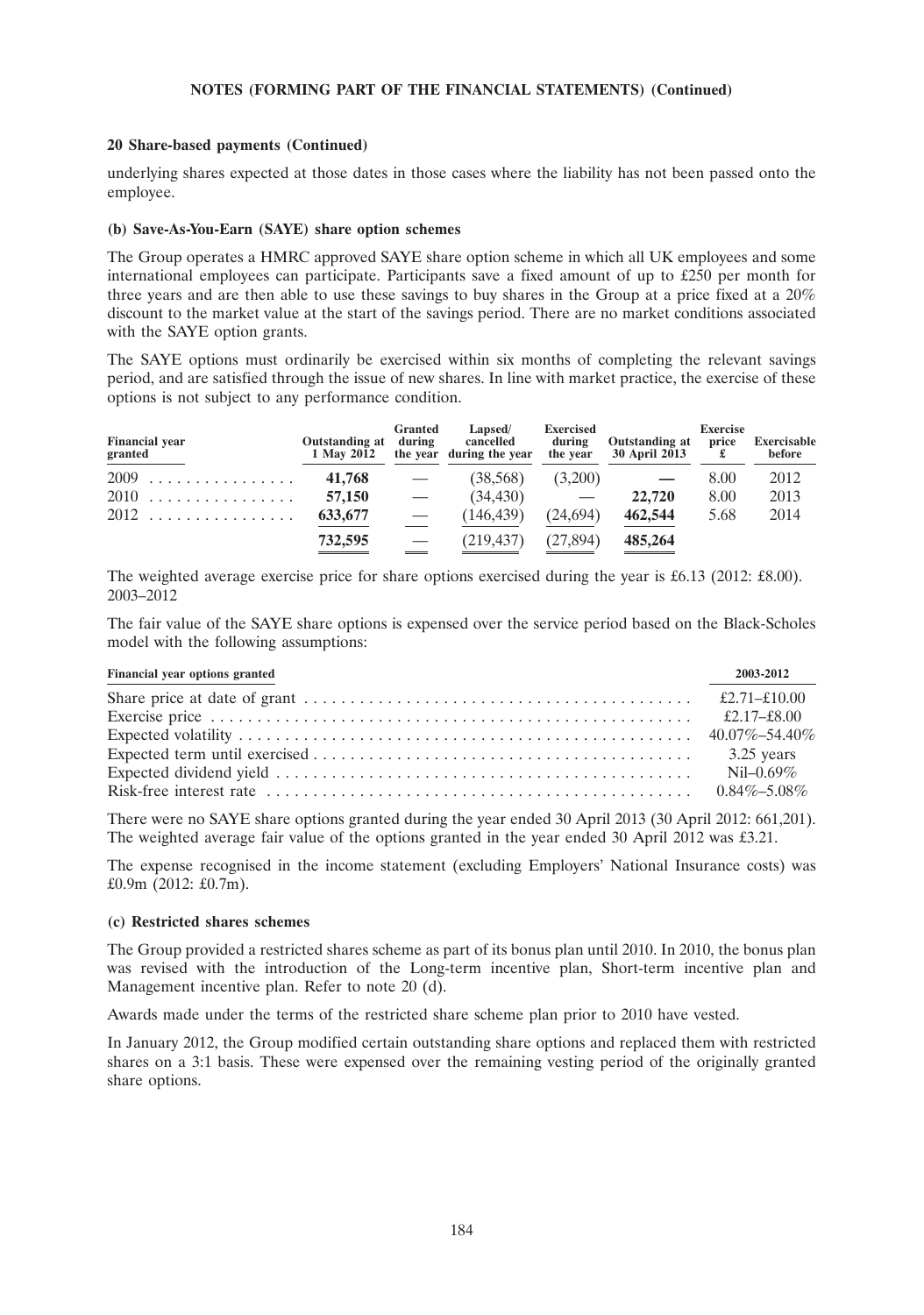**NOTES (FORMING PART OF THE FINANCIAL STATEMENTS) (Continued)**

**20 Share-based payments (Continued)**

underlying shares expected at those dates in those cases where the liability has not been passed onto the employee.

**(b) Save-As-You-Earn (SAYE) share option schemes**

The Group operates a HMRC approved SAYE share option scheme in which all UK employees and some international employees can participate. Participants save a fixed amount of up to £250 per month for three years and are then able to use these savings to buy shares in the Group at a price fixed at a 20% discount to the market value at the start of the savings period. There are no market conditions associated with the SAYE option grants.

The SAYE options must ordinarily be exercised within six months of completing the relevant savings period, and are satisfied through the issue of new shares. In line with market practice, the exercise of these options is not subject to any performance condition.

| Financial year granted | Outstanding at 1 May 2012 | Granted during the year | Lapsed/ cancelled during the year | Exercised during the year | Outstanding at 30 April 2013 | Exercise price £ | Exercisable before |
|---|---|---|---|---|---|---|---|
| 2009 | **41,768** | — | (38,568) | (3,200) | **—** | 8.00 | 2012 |
| 2010 | **57,150** | — | (34,430) | — | **22,720** | 8.00 | 2013 |
| 2012 | **633,677** | — | (146,439) | (24,694) | **462,544** | 5.68 | 2014 |
| | **732,595** | — | (219,437) | (27,894) | **485,264** | | |

The weighted average exercise price for share options exercised during the year is £6.13 (2012: £8.00). 2003–2012

The fair value of the SAYE share options is expensed over the service period based on the Black-Scholes model with the following assumptions:

| Financial year options granted | 2003-2012 |
|---|---|
| Share price at date of grant | £2.71–£10.00 |
| Exercise price | £2.17–£8.00 |
| Expected volatility | 40.07%–54.40% |
| Expected term until exercised | 3.25 years |
| Expected dividend yield | Nil–0.69% |
| Risk-free interest rate | 0.84%–5.08% |

There were no SAYE share options granted during the year ended 30 April 2013 (30 April 2012: 661,201). The weighted average fair value of the options granted in the year ended 30 April 2012 was £3.21.

The expense recognised in the income statement (excluding Employers' National Insurance costs) was £0.9m (2012: £0.7m).

**(c) Restricted shares schemes**

The Group provided a restricted shares scheme as part of its bonus plan until 2010. In 2010, the bonus plan was revised with the introduction of the Long-term incentive plan, Short-term incentive plan and Management incentive plan. Refer to note 20 (d).

Awards made under the terms of the restricted share scheme plan prior to 2010 have vested.

In January 2012, the Group modified certain outstanding share options and replaced them with restricted shares on a 3:1 basis. These were expensed over the remaining vesting period of the originally granted share options.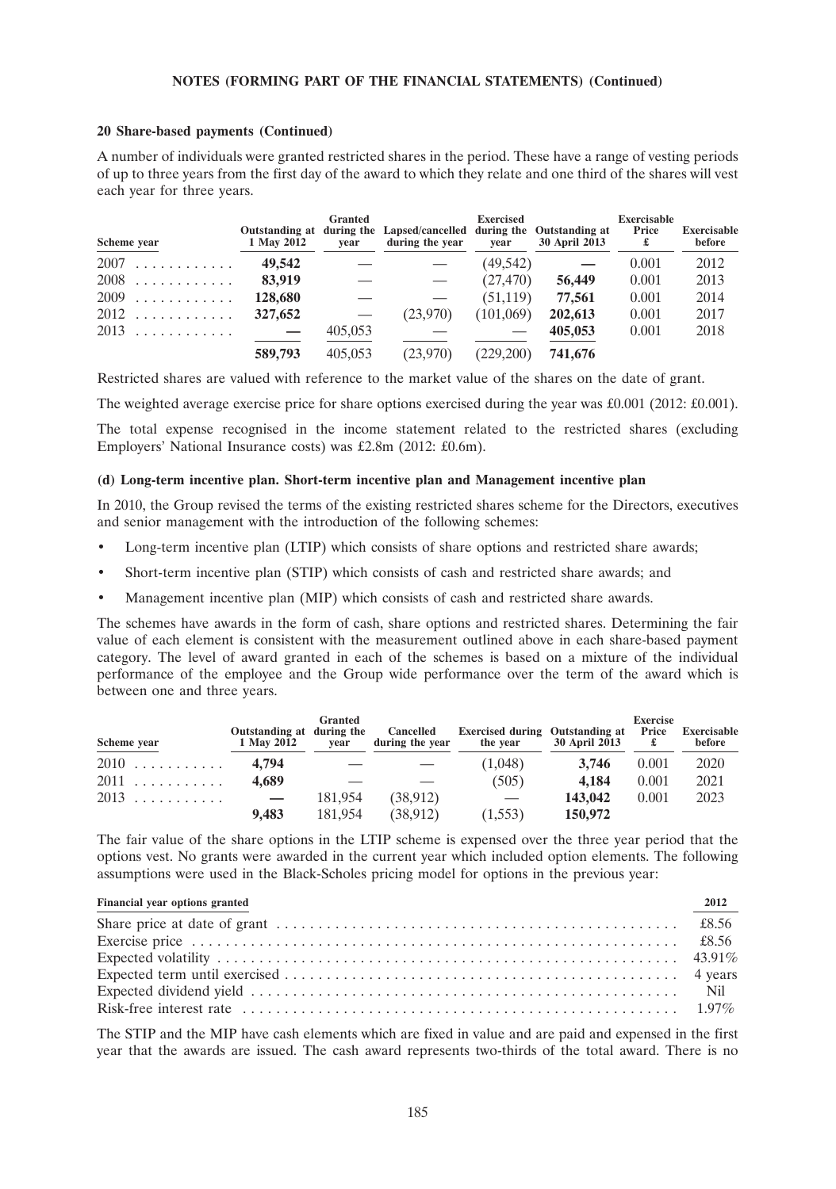**20 Share-based payments (Continued)**

A number of individuals were granted restricted shares in the period. These have a range of vesting periods of up to three years from the first day of the award to which they relate and one third of the shares will vest each year for three years.

| Scheme year | Outstanding at 1 May 2012 | Granted during the year | Lapsed/cancelled during the year | Exercised during the year | Outstanding at 30 April 2013 | Exercisable Price £ | Exercisable before |
|---|---|---|---|---|---|---|---|
| 2007 | **49,542** | — | — | (49,542) | **—** | 0.001 | 2012 |
| 2008 | **83,919** | — | — | (27,470) | **56,449** | 0.001 | 2013 |
| 2009 | **128,680** | — | — | (51,119) | **77,561** | 0.001 | 2014 |
| 2012 | **327,652** | — | (23,970) | (101,069) | **202,613** | 0.001 | 2017 |
| 2013 | **—** | 405,053 | — | — | **405,053** | 0.001 | 2018 |
| | **589,793** | 405,053 | (23,970) | (229,200) | **741,676** | | |

Restricted shares are valued with reference to the market value of the shares on the date of grant.

The weighted average exercise price for share options exercised during the year was £0.001 (2012: £0.001).

The total expense recognised in the income statement related to the restricted shares (excluding Employers' National Insurance costs) was £2.8m (2012: £0.6m).

**(d) Long-term incentive plan. Short-term incentive plan and Management incentive plan**

In 2010, the Group revised the terms of the existing restricted shares scheme for the Directors, executives and senior management with the introduction of the following schemes:

- Long-term incentive plan (LTIP) which consists of share options and restricted share awards;
- Short-term incentive plan (STIP) which consists of cash and restricted share awards; and
- Management incentive plan (MIP) which consists of cash and restricted share awards.

The schemes have awards in the form of cash, share options and restricted shares. Determining the fair value of each element is consistent with the measurement outlined above in each share-based payment category. The level of award granted in each of the schemes is based on a mixture of the individual performance of the employee and the Group wide performance over the term of the award which is between one and three years.

| Scheme year | Outstanding at 1 May 2012 | Granted during the year | Cancelled during the year | Exercised during the year | Outstanding at 30 April 2013 | Exercise Price £ | Exercisable before |
|---|---|---|---|---|---|---|---|
| 2010 | **4,794** | — | — | (1,048) | **3,746** | 0.001 | 2020 |
| 2011 | **4,689** | — | — | (505) | **4,184** | 0.001 | 2021 |
| 2013 | **—** | 181,954 | (38,912) | — | **143,042** | 0.001 | 2023 |
| | **9,483** | 181,954 | (38,912) | (1,553) | **150,972** | | |

The fair value of the share options in the LTIP scheme is expensed over the three year period that the options vest. No grants were awarded in the current year which included option elements. The following assumptions were used in the Black-Scholes pricing model for options in the previous year:

| Financial year options granted | 2012 |
|---|---|
| Share price at date of grant | £8.56 |
| Exercise price | £8.56 |
| Expected volatility | 43.91% |
| Expected term until exercised | 4 years |
| Expected dividend yield | Nil |
| Risk-free interest rate | 1.97% |

The STIP and the MIP have cash elements which are fixed in value and are paid and expensed in the first year that the awards are issued. The cash award represents two-thirds of the total award. There is no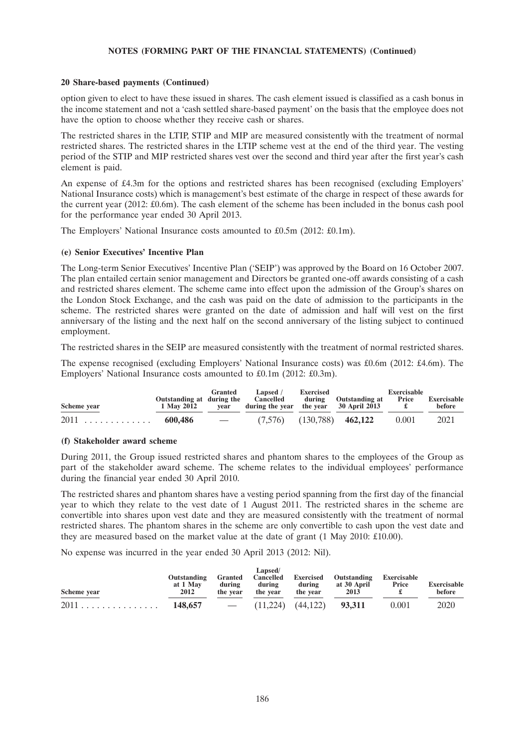#### 20 Share-based payments (Continued)

option given to elect to have these issued in shares. The cash element issued is classified as a cash bonus in the income statement and not a 'cash settled share-based payment' on the basis that the employee does not have the option to choose whether they receive cash or shares.

The restricted shares in the LTIP, STIP and MIP are measured consistently with the treatment of normal restricted shares. The restricted shares in the LTIP scheme vest at the end of the third year. The vesting period of the STIP and MIP restricted shares vest over the second and third year after the first year's cash element is paid.

An expense of £4.3m for the options and restricted shares has been recognised (excluding Employers' National Insurance costs) which is management's best estimate of the charge in respect of these awards for the current year (2012: £0.6m). The cash element of the scheme has been included in the bonus cash pool for the performance year ended 30 April 2013.

The Employers' National Insurance costs amounted to £0.5m (2012: £0.1m).

#### (e) Senior Executives' Incentive Plan

The Long-term Senior Executives' Incentive Plan ('SEIP') was approved by the Board on 16 October 2007. The plan entailed certain senior management and Directors be granted one-off awards consisting of a cash and restricted shares element. The scheme came into effect upon the admission of the Group's shares on the London Stock Exchange, and the cash was paid on the date of admission to the participants in the scheme. The restricted shares were granted on the date of admission and half will vest on the first anniversary of the listing and the next half on the second anniversary of the listing subject to continued employment.

The restricted shares in the SEIP are measured consistently with the treatment of normal restricted shares.

The expense recognised (excluding Employers' National Insurance costs) was £0.6m (2012: £4.6m). The Employers' National Insurance costs amounted to £0.1m (2012: £0.3m).

| Scheme year | Outstanding at 1 May 2012 | Granted during the year | Lapsed / Cancelled during the year | Exercised during the year | Outstanding at 30 April 2013 | Exercisable Price £ | Exercisable before |
|---|---|---|---|---|---|---|---|
| 2011 | **600,486** | — | (7,576) | (130,788) | **462,122** | 0.001 | 2021 |

#### (f) Stakeholder award scheme

During 2011, the Group issued restricted shares and phantom shares to the employees of the Group as part of the stakeholder award scheme. The scheme relates to the individual employees' performance during the financial year ended 30 April 2010.

The restricted shares and phantom shares have a vesting period spanning from the first day of the financial year to which they relate to the vest date of 1 August 2011. The restricted shares in the scheme are convertible into shares upon vest date and they are measured consistently with the treatment of normal restricted shares. The phantom shares in the scheme are only convertible to cash upon the vest date and they are measured based on the market value at the date of grant (1 May 2010: £10.00).

No expense was incurred in the year ended 30 April 2013 (2012: Nil).

| Scheme year | Outstanding at 1 May 2012 | Granted during the year | Lapsed/ Cancelled during the year | Exercised during the year | Outstanding at 30 April 2013 | Exercisable Price £ | Exercisable before |
|---|---|---|---|---|---|---|---|
| 2011 | **148,657** | — | (11,224) | (44,122) | **93,311** | 0.001 | 2020 |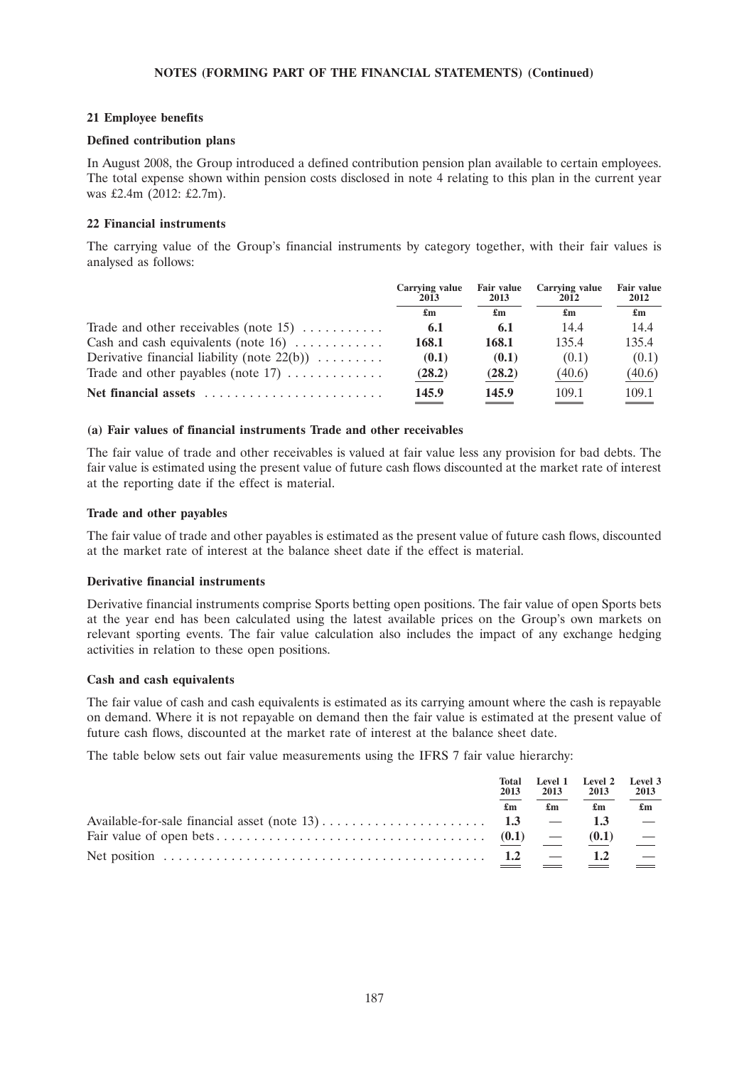NOTES (FORMING PART OF THE FINANCIAL STATEMENTS) (Continued)

## 21 Employee benefits

### Defined contribution plans

In August 2008, the Group introduced a defined contribution pension plan available to certain employees. The total expense shown within pension costs disclosed in note 4 relating to this plan in the current year was £2.4m (2012: £2.7m).

## 22 Financial instruments

The carrying value of the Group's financial instruments by category together, with their fair values is analysed as follows:

| | Carrying value 2013 | Fair value 2013 | Carrying value 2012 | Fair value 2012 |
|---|---|---|---|---|
| | £m | £m | £m | £m |
| Trade and other receivables (note 15) | **6.1** | **6.1** | 14.4 | 14.4 |
| Cash and cash equivalents (note 16) | **168.1** | **168.1** | 135.4 | 135.4 |
| Derivative financial liability (note 22(b)) | **(0.1)** | **(0.1)** | (0.1) | (0.1) |
| Trade and other payables (note 17) | **(28.2)** | **(28.2)** | (40.6) | (40.6) |
| **Net financial assets** | **145.9** | **145.9** | 109.1 | 109.1 |

### (a) Fair values of financial instruments Trade and other receivables

The fair value of trade and other receivables is valued at fair value less any provision for bad debts. The fair value is estimated using the present value of future cash flows discounted at the market rate of interest at the reporting date if the effect is material.

### Trade and other payables

The fair value of trade and other payables is estimated as the present value of future cash flows, discounted at the market rate of interest at the balance sheet date if the effect is material.

### Derivative financial instruments

Derivative financial instruments comprise Sports betting open positions. The fair value of open Sports bets at the year end has been calculated using the latest available prices on the Group's own markets on relevant sporting events. The fair value calculation also includes the impact of any exchange hedging activities in relation to these open positions.

### Cash and cash equivalents

The fair value of cash and cash equivalents is estimated as its carrying amount where the cash is repayable on demand. Where it is not repayable on demand then the fair value is estimated at the present value of future cash flows, discounted at the market rate of interest at the balance sheet date.

The table below sets out fair value measurements using the IFRS 7 fair value hierarchy:

| | Total 2013 | Level 1 2013 | Level 2 2013 | Level 3 2013 |
|---|---|---|---|---|
| | £m | £m | £m | £m |
| Available-for-sale financial asset (note 13) | **1.3** | — | **1.3** | — |
| Fair value of open bets | **(0.1)** | — | **(0.1)** | — |
| Net position | **1.2** | — | **1.2** | — |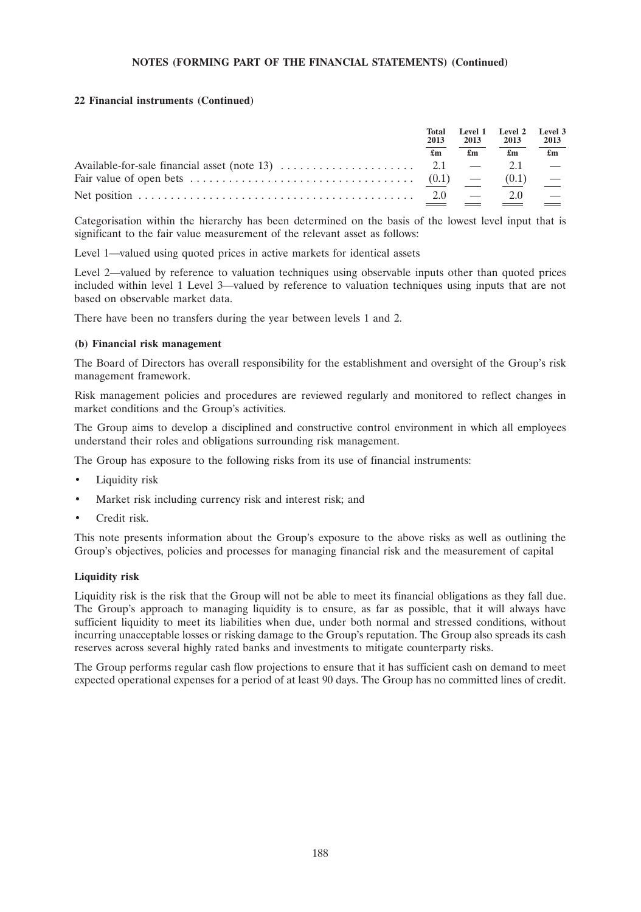**NOTES (FORMING PART OF THE FINANCIAL STATEMENTS) (Continued)**

**22 Financial instruments (Continued)**

| | Total 2013 | Level 1 2013 | Level 2 2013 | Level 3 2013 |
|---|---|---|---|---|
| | £m | £m | £m | £m |
| Available-for-sale financial asset (note 13) | 2.1 | — | 2.1 | — |
| Fair value of open bets | (0.1) | — | (0.1) | — |
| Net position | 2.0 | — | 2.0 | — |

Categorisation within the hierarchy has been determined on the basis of the lowest level input that is significant to the fair value measurement of the relevant asset as follows:

Level 1—valued using quoted prices in active markets for identical assets

Level 2—valued by reference to valuation techniques using observable inputs other than quoted prices included within level 1 Level 3—valued by reference to valuation techniques using inputs that are not based on observable market data.

There have been no transfers during the year between levels 1 and 2.

**(b) Financial risk management**

The Board of Directors has overall responsibility for the establishment and oversight of the Group's risk management framework.

Risk management policies and procedures are reviewed regularly and monitored to reflect changes in market conditions and the Group's activities.

The Group aims to develop a disciplined and constructive control environment in which all employees understand their roles and obligations surrounding risk management.

The Group has exposure to the following risks from its use of financial instruments:

- Liquidity risk
- Market risk including currency risk and interest risk; and
- Credit risk.

This note presents information about the Group's exposure to the above risks as well as outlining the Group's objectives, policies and processes for managing financial risk and the measurement of capital

**Liquidity risk**

Liquidity risk is the risk that the Group will not be able to meet its financial obligations as they fall due. The Group's approach to managing liquidity is to ensure, as far as possible, that it will always have sufficient liquidity to meet its liabilities when due, under both normal and stressed conditions, without incurring unacceptable losses or risking damage to the Group's reputation. The Group also spreads its cash reserves across several highly rated banks and investments to mitigate counterparty risks.

The Group performs regular cash flow projections to ensure that it has sufficient cash on demand to meet expected operational expenses for a period of at least 90 days. The Group has no committed lines of credit.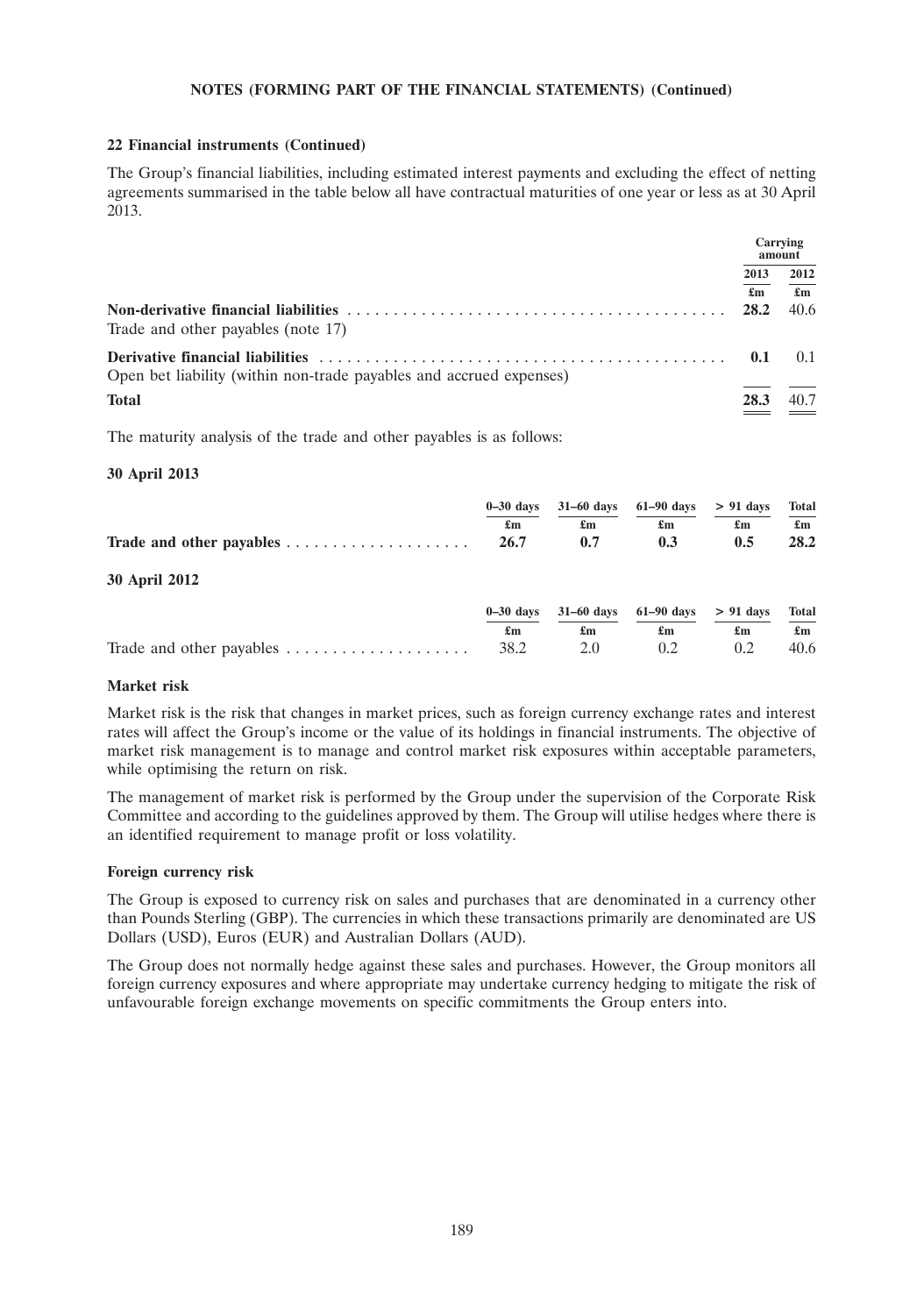**NOTES (FORMING PART OF THE FINANCIAL STATEMENTS) (Continued)**

**22 Financial instruments (Continued)**

The Group's financial liabilities, including estimated interest payments and excluding the effect of netting agreements summarised in the table below all have contractual maturities of one year or less as at 30 April 2013.

| | Carrying amount | |
|---|---|---|
| | 2013 | 2012 |
| | £m | £m |
| **Non-derivative financial liabilities** | **28.2** | 40.6 |
| Trade and other payables (note 17) | | |
| **Derivative financial liabilities** | **0.1** | 0.1 |
| Open bet liability (within non-trade payables and accrued expenses) | | |
| **Total** | **28.3** | 40.7 |

The maturity analysis of the trade and other payables is as follows:

**30 April 2013**

| | 0–30 days | 31–60 days | 61–90 days | > 91 days | Total |
|---|---|---|---|---|---|
| | £m | £m | £m | £m | £m |
| **Trade and other payables** | **26.7** | **0.7** | **0.3** | **0.5** | **28.2** |

**30 April 2012**

| | 0–30 days | 31–60 days | 61–90 days | > 91 days | Total |
|---|---|---|---|---|---|
| | £m | £m | £m | £m | £m |
| Trade and other payables | 38.2 | 2.0 | 0.2 | 0.2 | 40.6 |

**Market risk**

Market risk is the risk that changes in market prices, such as foreign currency exchange rates and interest rates will affect the Group's income or the value of its holdings in financial instruments. The objective of market risk management is to manage and control market risk exposures within acceptable parameters, while optimising the return on risk.

The management of market risk is performed by the Group under the supervision of the Corporate Risk Committee and according to the guidelines approved by them. The Group will utilise hedges where there is an identified requirement to manage profit or loss volatility.

**Foreign currency risk**

The Group is exposed to currency risk on sales and purchases that are denominated in a currency other than Pounds Sterling (GBP). The currencies in which these transactions primarily are denominated are US Dollars (USD), Euros (EUR) and Australian Dollars (AUD).

The Group does not normally hedge against these sales and purchases. However, the Group monitors all foreign currency exposures and where appropriate may undertake currency hedging to mitigate the risk of unfavourable foreign exchange movements on specific commitments the Group enters into.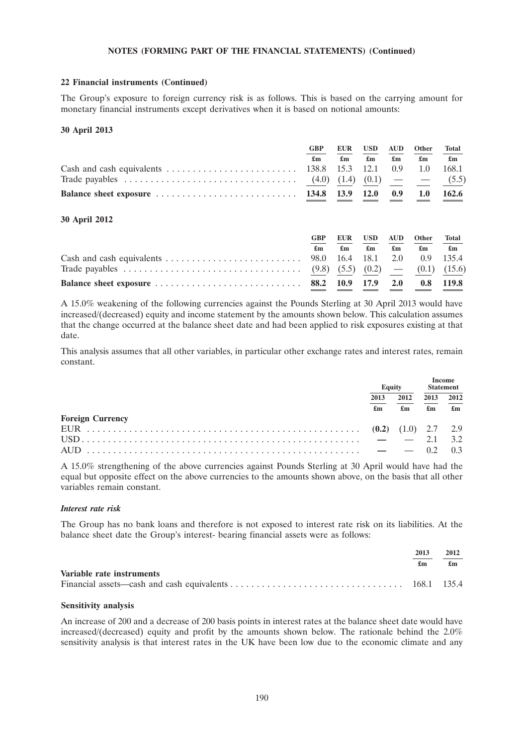**NOTES (FORMING PART OF THE FINANCIAL STATEMENTS) (Continued)**

### 22 Financial instruments (Continued)

The Group's exposure to foreign currency risk is as follows. This is based on the carrying amount for monetary financial instruments except derivatives when it is based on notional amounts:

#### 30 April 2013

| | GBP | EUR | USD | AUD | Other | Total |
|---|---|---|---|---|---|---|
| | £m | £m | £m | £m | £m | £m |
| Cash and cash equivalents | 138.8 | 15.3 | 12.1 | 0.9 | 1.0 | 168.1 |
| Trade payables | (4.0) | (1.4) | (0.1) | — | — | (5.5) |
| **Balance sheet exposure** | **134.8** | **13.9** | **12.0** | **0.9** | **1.0** | **162.6** |

#### 30 April 2012

| | GBP | EUR | USD | AUD | Other | Total |
|---|---|---|---|---|---|---|
| | £m | £m | £m | £m | £m | £m |
| Cash and cash equivalents | 98.0 | 16.4 | 18.1 | 2.0 | 0.9 | 135.4 |
| Trade payables | (9.8) | (5.5) | (0.2) | — | (0.1) | (15.6) |
| **Balance sheet exposure** | **88.2** | **10.9** | **17.9** | **2.0** | **0.8** | **119.8** |

A 15.0% weakening of the following currencies against the Pounds Sterling at 30 April 2013 would have increased/(decreased) equity and income statement by the amounts shown below. This calculation assumes that the change occurred at the balance sheet date and had been applied to risk exposures existing at that date.

This analysis assumes that all other variables, in particular other exchange rates and interest rates, remain constant.

| | Equity | | Income Statement | |
|---|---|---|---|---|
| | 2013 | 2012 | 2013 | 2012 |
| | £m | £m | £m | £m |
| **Foreign Currency** | | | | |
| EUR | **(0.2)** | (1.0) | 2.7 | 2.9 |
| USD | **—** | — | 2.1 | 3.2 |
| AUD | **—** | — | 0.2 | 0.3 |

A 15.0% strengthening of the above currencies against Pounds Sterling at 30 April would have had the equal but opposite effect on the above currencies to the amounts shown above, on the basis that all other variables remain constant.

#### *Interest rate risk*

The Group has no bank loans and therefore is not exposed to interest rate risk on its liabilities. At the balance sheet date the Group's interest- bearing financial assets were as follows:

| | 2013 | 2012 |
|---|---|---|
| | £m | £m |
| **Variable rate instruments** | | |
| Financial assets—cash and cash equivalents | 168.1 | 135.4 |

#### Sensitivity analysis

An increase of 200 and a decrease of 200 basis points in interest rates at the balance sheet date would have increased/(decreased) equity and profit by the amounts shown below. The rationale behind the 2.0% sensitivity analysis is that interest rates in the UK have been low due to the economic climate and any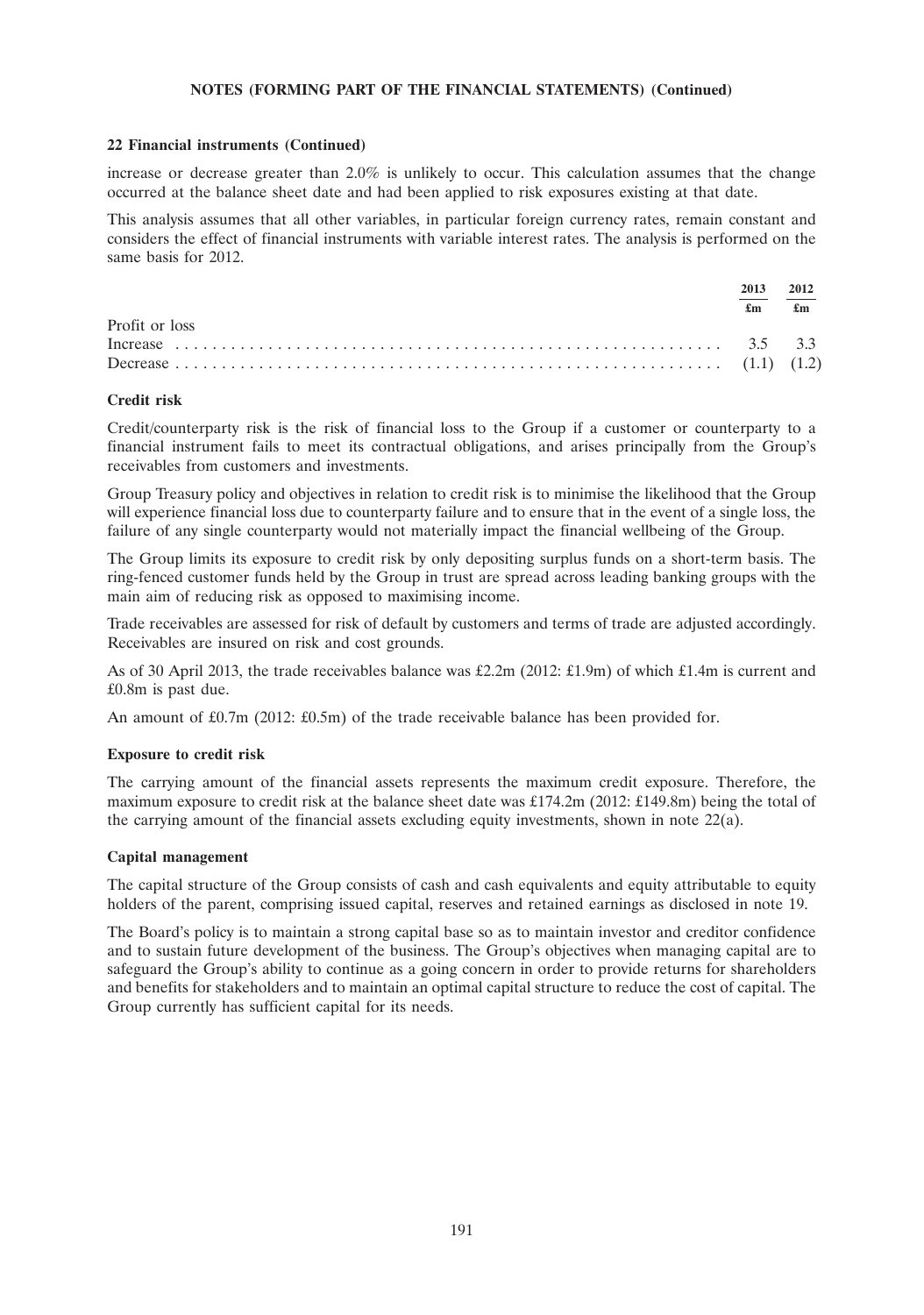**22 Financial instruments (Continued)**

increase or decrease greater than 2.0% is unlikely to occur. This calculation assumes that the change occurred at the balance sheet date and had been applied to risk exposures existing at that date.

This analysis assumes that all other variables, in particular foreign currency rates, remain constant and considers the effect of financial instruments with variable interest rates. The analysis is performed on the same basis for 2012.

| | 2013 | 2012 |
|---|---|---|
| | £m | £m |
| Profit or loss | | |
| Increase | 3.5 | 3.3 |
| Decrease | (1.1) | (1.2) |

**Credit risk**

Credit/counterparty risk is the risk of financial loss to the Group if a customer or counterparty to a financial instrument fails to meet its contractual obligations, and arises principally from the Group's receivables from customers and investments.

Group Treasury policy and objectives in relation to credit risk is to minimise the likelihood that the Group will experience financial loss due to counterparty failure and to ensure that in the event of a single loss, the failure of any single counterparty would not materially impact the financial wellbeing of the Group.

The Group limits its exposure to credit risk by only depositing surplus funds on a short-term basis. The ring-fenced customer funds held by the Group in trust are spread across leading banking groups with the main aim of reducing risk as opposed to maximising income.

Trade receivables are assessed for risk of default by customers and terms of trade are adjusted accordingly. Receivables are insured on risk and cost grounds.

As of 30 April 2013, the trade receivables balance was £2.2m (2012: £1.9m) of which £1.4m is current and £0.8m is past due.

An amount of £0.7m (2012: £0.5m) of the trade receivable balance has been provided for.

**Exposure to credit risk**

The carrying amount of the financial assets represents the maximum credit exposure. Therefore, the maximum exposure to credit risk at the balance sheet date was £174.2m (2012: £149.8m) being the total of the carrying amount of the financial assets excluding equity investments, shown in note 22(a).

**Capital management**

The capital structure of the Group consists of cash and cash equivalents and equity attributable to equity holders of the parent, comprising issued capital, reserves and retained earnings as disclosed in note 19.

The Board's policy is to maintain a strong capital base so as to maintain investor and creditor confidence and to sustain future development of the business. The Group's objectives when managing capital are to safeguard the Group's ability to continue as a going concern in order to provide returns for shareholders and benefits for stakeholders and to maintain an optimal capital structure to reduce the cost of capital. The Group currently has sufficient capital for its needs.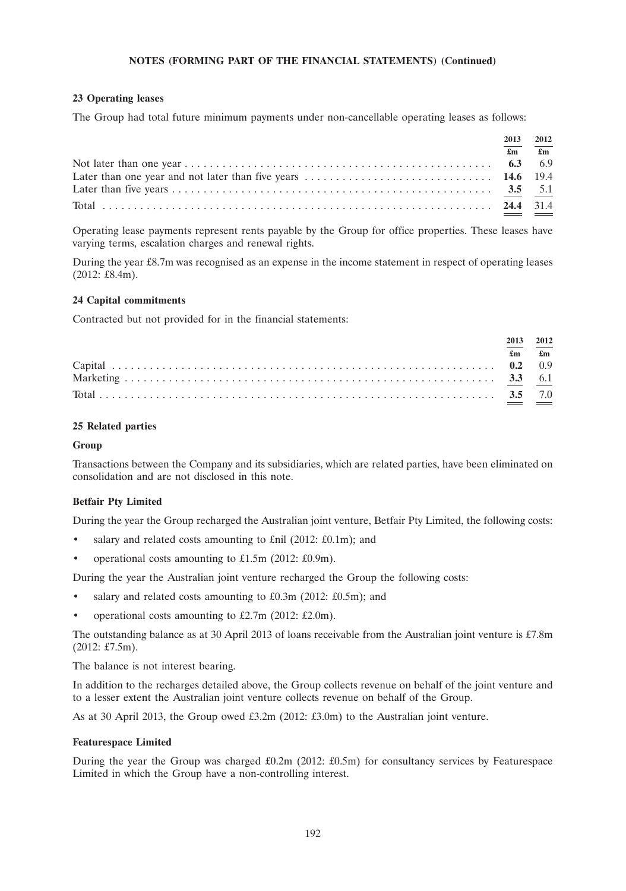**NOTES (FORMING PART OF THE FINANCIAL STATEMENTS) (Continued)**

### 23 Operating leases

The Group had total future minimum payments under non-cancellable operating leases as follows:

| | 2013 | 2012 |
|---|---|---|
| | £m | £m |
| Not later than one year | **6.3** | 6.9 |
| Later than one year and not later than five years | **14.6** | 19.4 |
| Later than five years | **3.5** | 5.1 |
| Total | **24.4** | 31.4 |

Operating lease payments represent rents payable by the Group for office properties. These leases have varying terms, escalation charges and renewal rights.

During the year £8.7m was recognised as an expense in the income statement in respect of operating leases (2012: £8.4m).

### 24 Capital commitments

Contracted but not provided for in the financial statements:

| | 2013 | 2012 |
|---|---|---|
| | £m | £m |
| Capital | **0.2** | 0.9 |
| Marketing | **3.3** | 6.1 |
| Total | **3.5** | 7.0 |

### 25 Related parties

**Group**

Transactions between the Company and its subsidiaries, which are related parties, have been eliminated on consolidation and are not disclosed in this note.

**Betfair Pty Limited**

During the year the Group recharged the Australian joint venture, Betfair Pty Limited, the following costs:

- salary and related costs amounting to £nil (2012: £0.1m); and
- operational costs amounting to £1.5m (2012: £0.9m).

During the year the Australian joint venture recharged the Group the following costs:

- salary and related costs amounting to £0.3m (2012: £0.5m); and
- operational costs amounting to £2.7m (2012: £2.0m).

The outstanding balance as at 30 April 2013 of loans receivable from the Australian joint venture is £7.8m (2012: £7.5m).

The balance is not interest bearing.

In addition to the recharges detailed above, the Group collects revenue on behalf of the joint venture and to a lesser extent the Australian joint venture collects revenue on behalf of the Group.

As at 30 April 2013, the Group owed £3.2m (2012: £3.0m) to the Australian joint venture.

**Featurespace Limited**

During the year the Group was charged £0.2m (2012: £0.5m) for consultancy services by Featurespace Limited in which the Group have a non-controlling interest.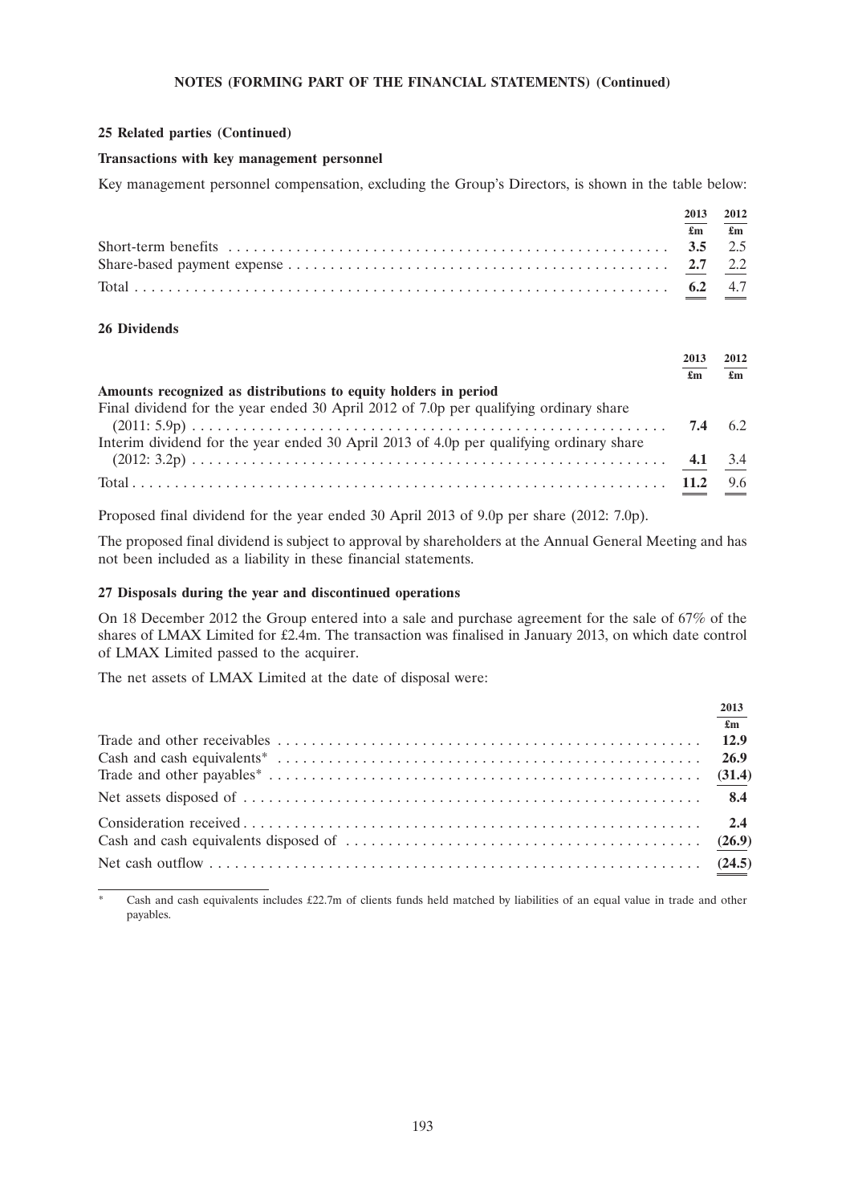## 25 Related parties (Continued)

### Transactions with key management personnel

Key management personnel compensation, excluding the Group's Directors, is shown in the table below:

| | 2013 | 2012 |
|---|---|---|
| | £m | £m |
| Short-term benefits | **3.5** | 2.5 |
| Share-based payment expense | **2.7** | 2.2 |
| Total | **6.2** | 4.7 |

## 26 Dividends

| | 2013 | 2012 |
|---|---|---|
| | £m | £m |
| **Amounts recognized as distributions to equity holders in period** | | |
| Final dividend for the year ended 30 April 2012 of 7.0p per qualifying ordinary share (2011: 5.9p) | **7.4** | 6.2 |
| Interim dividend for the year ended 30 April 2013 of 4.0p per qualifying ordinary share (2012: 3.2p) | **4.1** | 3.4 |
| Total | **11.2** | 9.6 |

Proposed final dividend for the year ended 30 April 2013 of 9.0p per share (2012: 7.0p).

The proposed final dividend is subject to approval by shareholders at the Annual General Meeting and has not been included as a liability in these financial statements.

## 27 Disposals during the year and discontinued operations

On 18 December 2012 the Group entered into a sale and purchase agreement for the sale of 67% of the shares of LMAX Limited for £2.4m. The transaction was finalised in January 2013, on which date control of LMAX Limited passed to the acquirer.

The net assets of LMAX Limited at the date of disposal were:

| | 2013 |
|---|---|
| | £m |
| Trade and other receivables | **12.9** |
| Cash and cash equivalents* | **26.9** |
| Trade and other payables* | **(31.4)** |
| Net assets disposed of | **8.4** |
| Consideration received | **2.4** |
| Cash and cash equivalents disposed of | **(26.9)** |
| Net cash outflow | **(24.5)** |

\* Cash and cash equivalents includes £22.7m of clients funds held matched by liabilities of an equal value in trade and other payables.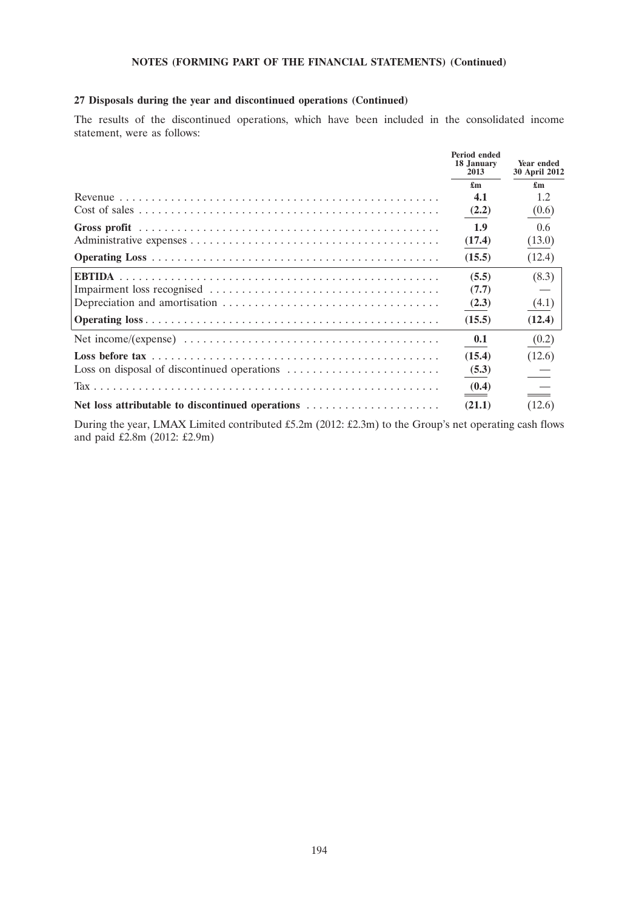**NOTES (FORMING PART OF THE FINANCIAL STATEMENTS) (Continued)**

**27 Disposals during the year and discontinued operations (Continued)**

The results of the discontinued operations, which have been included in the consolidated income statement, were as follows:

| | Period ended 18 January 2013 | Year ended 30 April 2012 |
|---|---|---|
| | **£m** | **£m** |
| Revenue | **4.1** | 1.2 |
| Cost of sales | **(2.2)** | (0.6) |
| **Gross profit** | **1.9** | 0.6 |
| Administrative expenses | **(17.4)** | (13.0) |
| **Operating Loss** | **(15.5)** | (12.4) |
| **EBTIDA** | **(5.5)** | (8.3) |
| Impairment loss recognised | **(7.7)** | — |
| Depreciation and amortisation | **(2.3)** | (4.1) |
| **Operating loss** | **(15.5)** | **(12.4)** |
| Net income/(expense) | **0.1** | (0.2) |
| **Loss before tax** | **(15.4)** | (12.6) |
| Loss on disposal of discontinued operations | **(5.3)** | — |
| Tax | **(0.4)** | — |
| **Net loss attributable to discontinued operations** | **(21.1)** | (12.6) |

During the year, LMAX Limited contributed £5.2m (2012: £2.3m) to the Group's net operating cash flows and paid £2.8m (2012: £2.9m)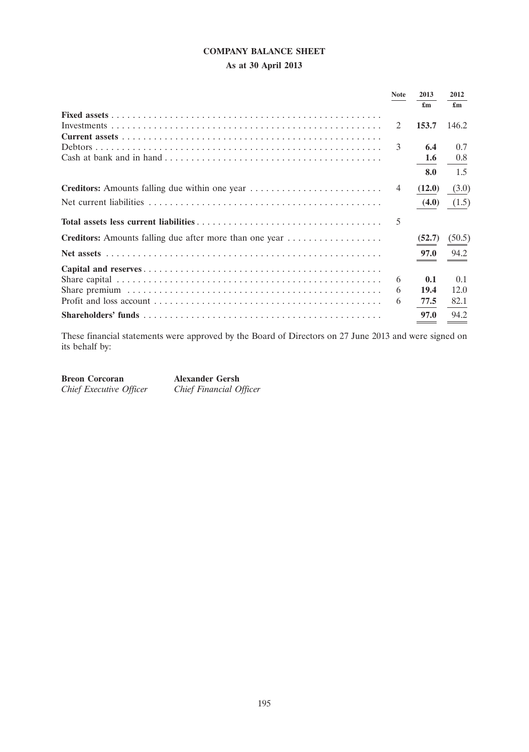# COMPANY BALANCE SHEET

## As at 30 April 2013

| | Note | 2013 £m | 2012 £m |
|---|---|---|---|
| **Fixed assets** | | | |
| Investments | 2 | **153.7** | 146.2 |
| **Current assets** | | | |
| Debtors | 3 | **6.4** | 0.7 |
| Cash at bank and in hand | | **1.6** | 0.8 |
| | | **8.0** | 1.5 |
| **Creditors:** Amounts falling due within one year | 4 | **(12.0)** | (3.0) |
| Net current liabilities | | **(4.0)** | (1.5) |
| **Total assets less current liabilities** | 5 | | |
| **Creditors:** Amounts falling due after more than one year | | **(52.7)** | (50.5) |
| **Net assets** | | **97.0** | 94.2 |
| **Capital and reserves** | | | |
| Share capital | 6 | **0.1** | 0.1 |
| Share premium | 6 | **19.4** | 12.0 |
| Profit and loss account | 6 | **77.5** | 82.1 |
| **Shareholders' funds** | | **97.0** | 94.2 |

These financial statements were approved by the Board of Directors on 27 June 2013 and were signed on its behalf by:

**Breon Corcoran**
*Chief Executive Officer*

**Alexander Gersh**
*Chief Financial Officer*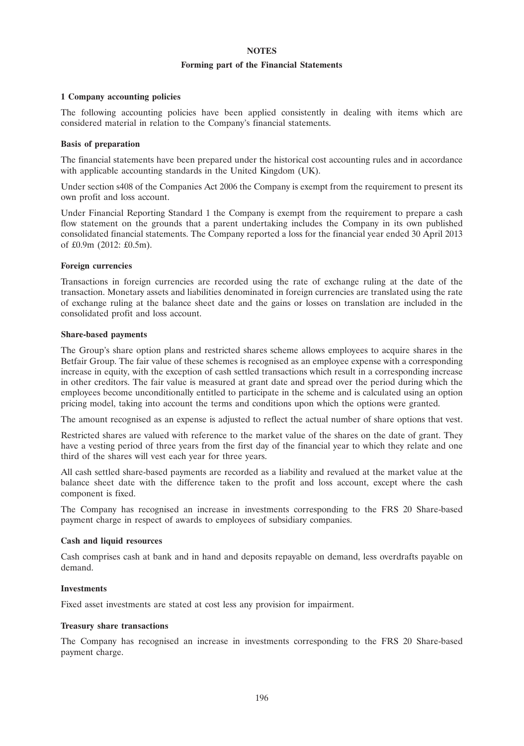# NOTES

## Forming part of the Financial Statements

### 1 Company accounting policies

The following accounting policies have been applied consistently in dealing with items which are considered material in relation to the Company's financial statements.

**Basis of preparation**

The financial statements have been prepared under the historical cost accounting rules and in accordance with applicable accounting standards in the United Kingdom (UK).

Under section s408 of the Companies Act 2006 the Company is exempt from the requirement to present its own profit and loss account.

Under Financial Reporting Standard 1 the Company is exempt from the requirement to prepare a cash flow statement on the grounds that a parent undertaking includes the Company in its own published consolidated financial statements. The Company reported a loss for the financial year ended 30 April 2013 of £0.9m (2012: £0.5m).

**Foreign currencies**

Transactions in foreign currencies are recorded using the rate of exchange ruling at the date of the transaction. Monetary assets and liabilities denominated in foreign currencies are translated using the rate of exchange ruling at the balance sheet date and the gains or losses on translation are included in the consolidated profit and loss account.

**Share-based payments**

The Group's share option plans and restricted shares scheme allows employees to acquire shares in the Betfair Group. The fair value of these schemes is recognised as an employee expense with a corresponding increase in equity, with the exception of cash settled transactions which result in a corresponding increase in other creditors. The fair value is measured at grant date and spread over the period during which the employees become unconditionally entitled to participate in the scheme and is calculated using an option pricing model, taking into account the terms and conditions upon which the options were granted.

The amount recognised as an expense is adjusted to reflect the actual number of share options that vest.

Restricted shares are valued with reference to the market value of the shares on the date of grant. They have a vesting period of three years from the first day of the financial year to which they relate and one third of the shares will vest each year for three years.

All cash settled share-based payments are recorded as a liability and revalued at the market value at the balance sheet date with the difference taken to the profit and loss account, except where the cash component is fixed.

The Company has recognised an increase in investments corresponding to the FRS 20 Share-based payment charge in respect of awards to employees of subsidiary companies.

**Cash and liquid resources**

Cash comprises cash at bank and in hand and deposits repayable on demand, less overdrafts payable on demand.

**Investments**

Fixed asset investments are stated at cost less any provision for impairment.

**Treasury share transactions**

The Company has recognised an increase in investments corresponding to the FRS 20 Share-based payment charge.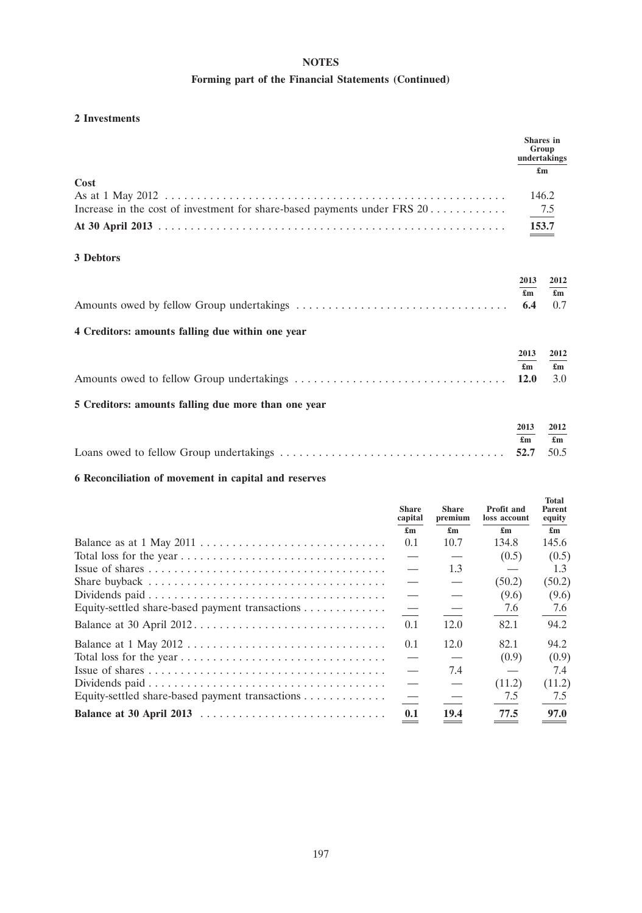# NOTES

## Forming part of the Financial Statements (Continued)

### 2 Investments

| | Shares in Group undertakings |
|---|---|
| | £m |
| **Cost** | |
| As at 1 May 2012 | 146.2 |
| Increase in the cost of investment for share-based payments under FRS 20 | 7.5 |
| **At 30 April 2013** | **153.7** |

### 3 Debtors

| | 2013 | 2012 |
|---|---|---|
| | £m | £m |
| Amounts owed by fellow Group undertakings | **6.4** | 0.7 |

### 4 Creditors: amounts falling due within one year

| | 2013 | 2012 |
|---|---|---|
| | £m | £m |
| Amounts owed to fellow Group undertakings | **12.0** | 3.0 |

### 5 Creditors: amounts falling due more than one year

| | 2013 | 2012 |
|---|---|---|
| | £m | £m |
| Loans owed to fellow Group undertakings | **52.7** | 50.5 |

### 6 Reconciliation of movement in capital and reserves

| | Share capital | Share premium | Profit and loss account | Total Parent equity |
|---|---|---|---|---|
| | £m | £m | £m | £m |
| Balance as at 1 May 2011 | 0.1 | 10.7 | 134.8 | 145.6 |
| Total loss for the year | — | — | (0.5) | (0.5) |
| Issue of shares | — | 1.3 | — | 1.3 |
| Share buyback | — | — | (50.2) | (50.2) |
| Dividends paid | — | — | (9.6) | (9.6) |
| Equity-settled share-based payment transactions | — | — | 7.6 | 7.6 |
| Balance at 30 April 2012 | 0.1 | 12.0 | 82.1 | 94.2 |
| Balance at 1 May 2012 | 0.1 | 12.0 | 82.1 | 94.2 |
| Total loss for the year | — | — | (0.9) | (0.9) |
| Issue of shares | — | 7.4 | — | 7.4 |
| Dividends paid | — | — | (11.2) | (11.2) |
| Equity-settled share-based payment transactions | — | — | 7.5 | 7.5 |
| **Balance at 30 April 2013** | **0.1** | **19.4** | **77.5** | **97.0** |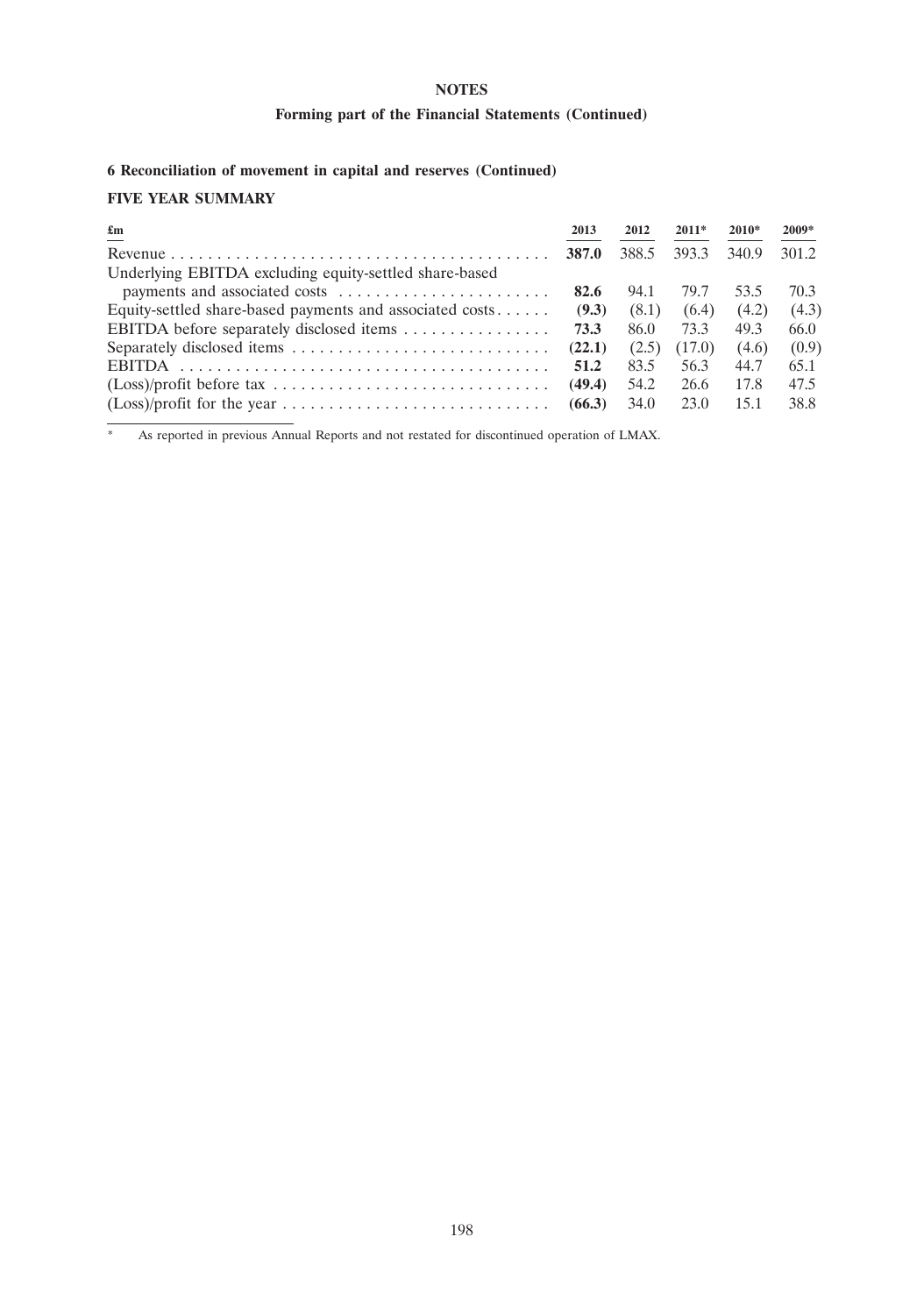**NOTES**

**Forming part of the Financial Statements (Continued)**

### 6 Reconciliation of movement in capital and reserves (Continued)

### FIVE YEAR SUMMARY

| £m | 2013 | 2012 | 2011* | 2010* | 2009* |
|---|---|---|---|---|---|
| Revenue | **387.0** | 388.5 | 393.3 | 340.9 | 301.2 |
| Underlying EBITDA excluding equity-settled share-based payments and associated costs | **82.6** | 94.1 | 79.7 | 53.5 | 70.3 |
| Equity-settled share-based payments and associated costs | **(9.3)** | (8.1) | (6.4) | (4.2) | (4.3) |
| EBITDA before separately disclosed items | **73.3** | 86.0 | 73.3 | 49.3 | 66.0 |
| Separately disclosed items | **(22.1)** | (2.5) | (17.0) | (4.6) | (0.9) |
| EBITDA | **51.2** | 83.5 | 56.3 | 44.7 | 65.1 |
| (Loss)/profit before tax | **(49.4)** | 54.2 | 26.6 | 17.8 | 47.5 |
| (Loss)/profit for the year | **(66.3)** | 34.0 | 23.0 | 15.1 | 38.8 |

\* As reported in previous Annual Reports and not restated for discontinued operation of LMAX.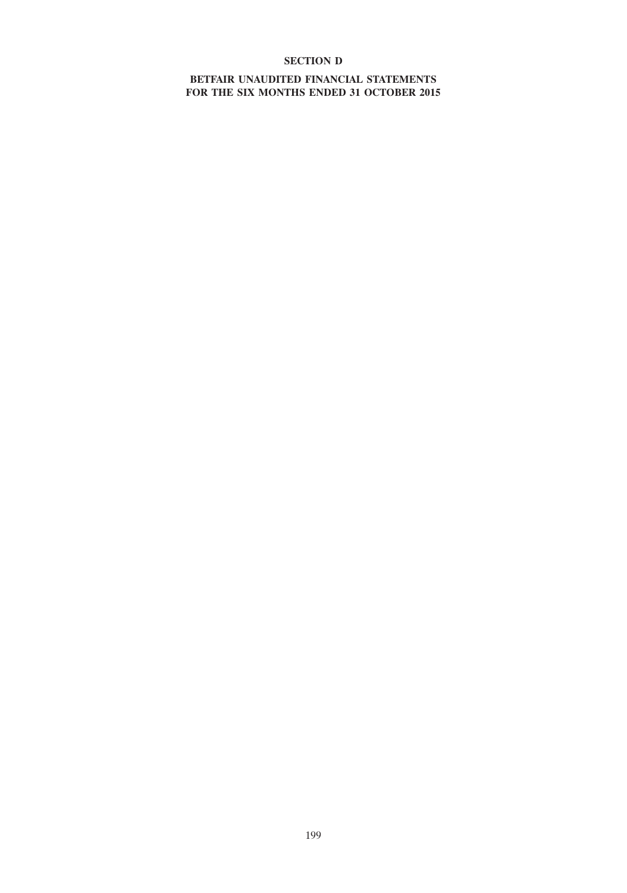# SECTION D

## BETFAIR UNAUDITED FINANCIAL STATEMENTS FOR THE SIX MONTHS ENDED 31 OCTOBER 2015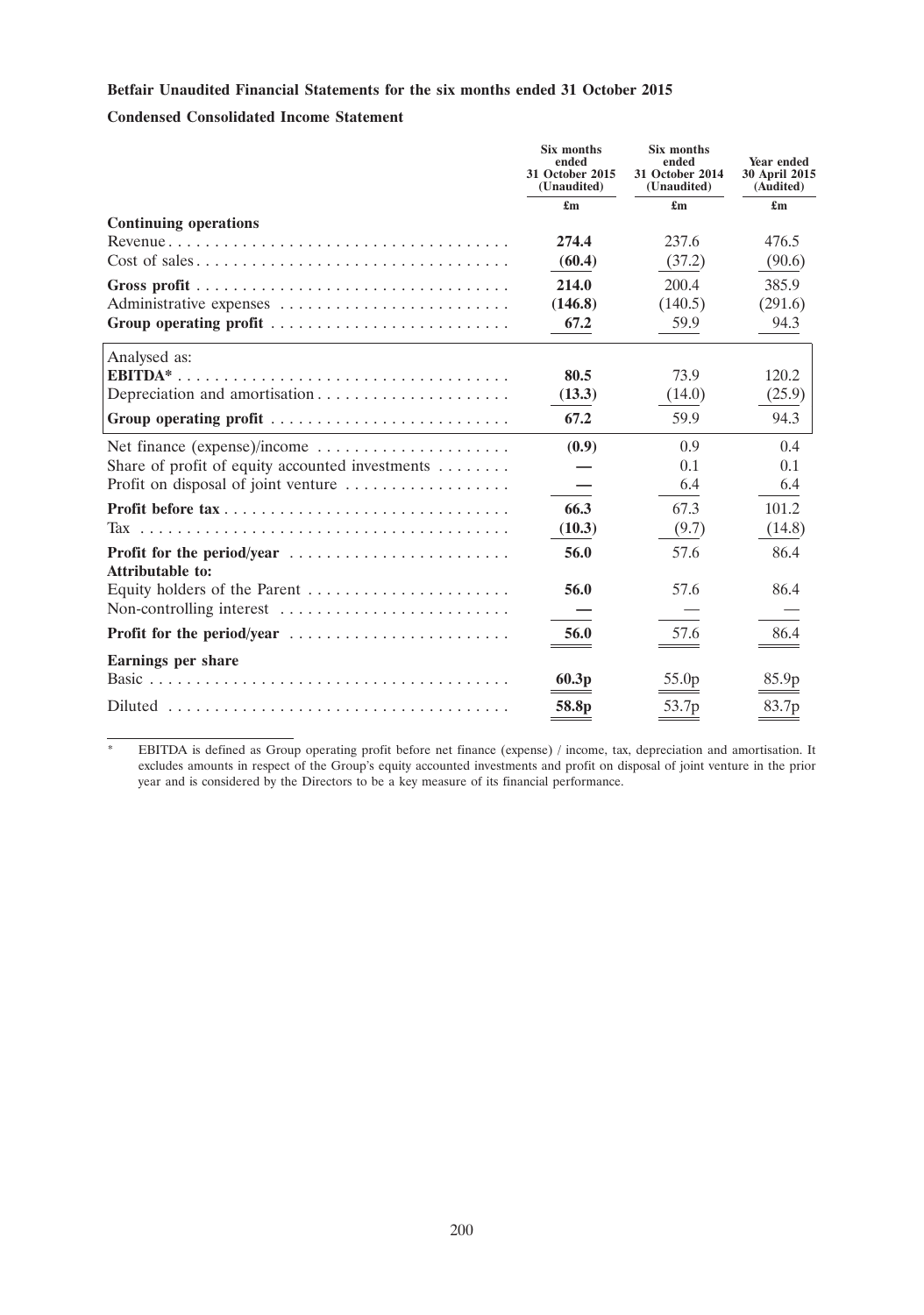**Betfair Unaudited Financial Statements for the six months ended 31 October 2015**

**Condensed Consolidated Income Statement**

| | Six months ended 31 October 2015 (Unaudited) | Six months ended 31 October 2014 (Unaudited) | Year ended 30 April 2015 (Audited) |
|---|---|---|---|
| | £m | £m | £m |
| **Continuing operations** | | | |
| Revenue | **274.4** | 237.6 | 476.5 |
| Cost of sales | **(60.4)** | (37.2) | (90.6) |
| **Gross profit** | **214.0** | 200.4 | 385.9 |
| Administrative expenses | **(146.8)** | (140.5) | (291.6) |
| **Group operating profit** | **67.2** | 59.9 | 94.3 |
| Analysed as: | | | |
| **EBITDA*** | **80.5** | 73.9 | 120.2 |
| Depreciation and amortisation | **(13.3)** | (14.0) | (25.9) |
| **Group operating profit** | **67.2** | 59.9 | 94.3 |
| Net finance (expense)/income | **(0.9)** | 0.9 | 0.4 |
| Share of profit of equity accounted investments | **—** | 0.1 | 0.1 |
| Profit on disposal of joint venture | **—** | 6.4 | 6.4 |
| **Profit before tax** | **66.3** | 67.3 | 101.2 |
| Tax | **(10.3)** | (9.7) | (14.8) |
| **Profit for the period/year** | **56.0** | 57.6 | 86.4 |
| **Attributable to:** | | | |
| Equity holders of the Parent | **56.0** | 57.6 | 86.4 |
| Non-controlling interest | **—** | — | — |
| **Profit for the period/year** | **56.0** | 57.6 | 86.4 |
| **Earnings per share** | | | |
| Basic | **60.3p** | 55.0p | 85.9p |
| Diluted | **58.8p** | 53.7p | 83.7p |

\* EBITDA is defined as Group operating profit before net finance (expense) / income, tax, depreciation and amortisation. It excludes amounts in respect of the Group's equity accounted investments and profit on disposal of joint venture in the prior year and is considered by the Directors to be a key measure of its financial performance.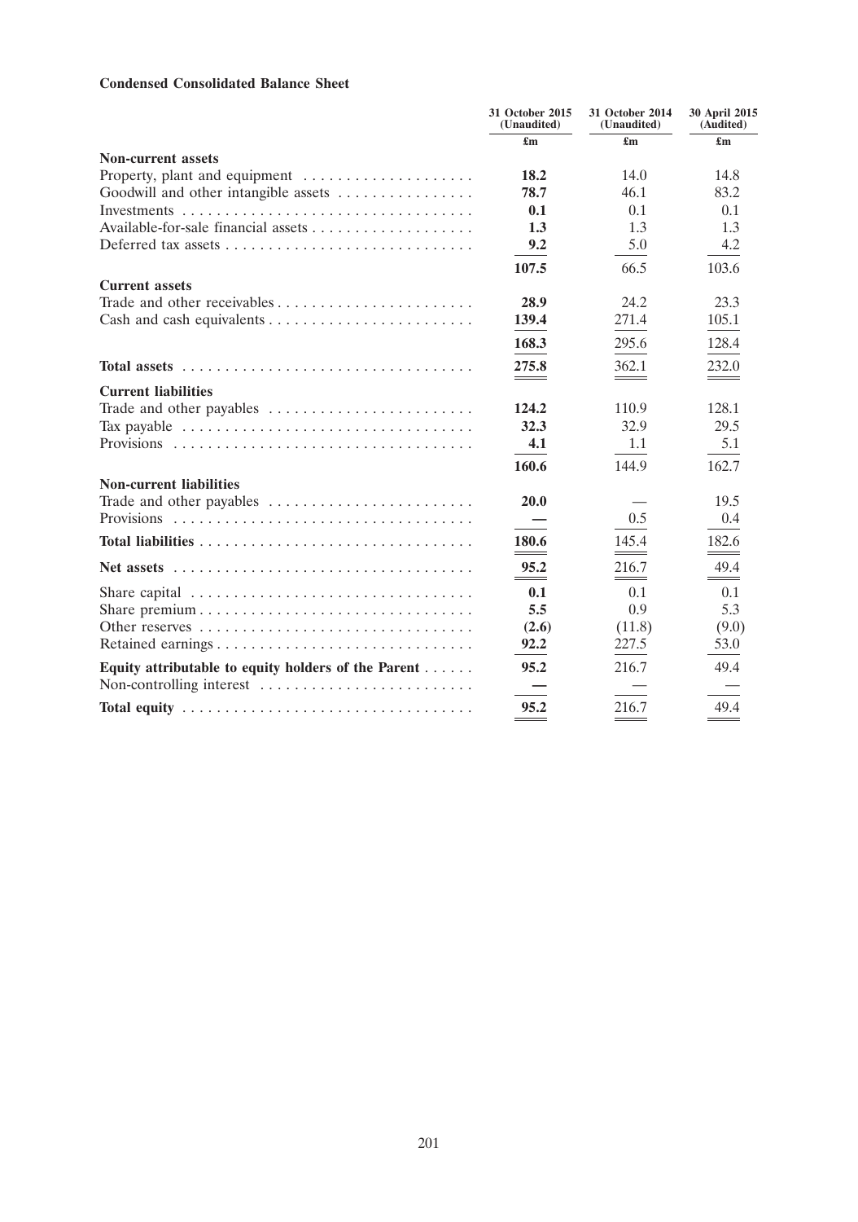**Condensed Consolidated Balance Sheet**

| | 31 October 2015 (Unaudited) | 31 October 2014 (Unaudited) | 30 April 2015 (Audited) |
|---|---|---|---|
| | £m | £m | £m |
| **Non-current assets** | | | |
| Property, plant and equipment | **18.2** | 14.0 | 14.8 |
| Goodwill and other intangible assets | **78.7** | 46.1 | 83.2 |
| Investments | **0.1** | 0.1 | 0.1 |
| Available-for-sale financial assets | **1.3** | 1.3 | 1.3 |
| Deferred tax assets | **9.2** | 5.0 | 4.2 |
| | **107.5** | 66.5 | 103.6 |
| **Current assets** | | | |
| Trade and other receivables | **28.9** | 24.2 | 23.3 |
| Cash and cash equivalents | **139.4** | 271.4 | 105.1 |
| | **168.3** | 295.6 | 128.4 |
| **Total assets** | **275.8** | 362.1 | 232.0 |
| **Current liabilities** | | | |
| Trade and other payables | **124.2** | 110.9 | 128.1 |
| Tax payable | **32.3** | 32.9 | 29.5 |
| Provisions | **4.1** | 1.1 | 5.1 |
| | **160.6** | 144.9 | 162.7 |
| **Non-current liabilities** | | | |
| Trade and other payables | **20.0** | — | 19.5 |
| Provisions | **—** | 0.5 | 0.4 |
| **Total liabilities** | **180.6** | 145.4 | 182.6 |
| **Net assets** | **95.2** | 216.7 | 49.4 |
| Share capital | **0.1** | 0.1 | 0.1 |
| Share premium | **5.5** | 0.9 | 5.3 |
| Other reserves | **(2.6)** | (11.8) | (9.0) |
| Retained earnings | **92.2** | 227.5 | 53.0 |
| **Equity attributable to equity holders of the Parent** | **95.2** | 216.7 | 49.4 |
| Non-controlling interest | **—** | — | — |
| **Total equity** | **95.2** | 216.7 | 49.4 |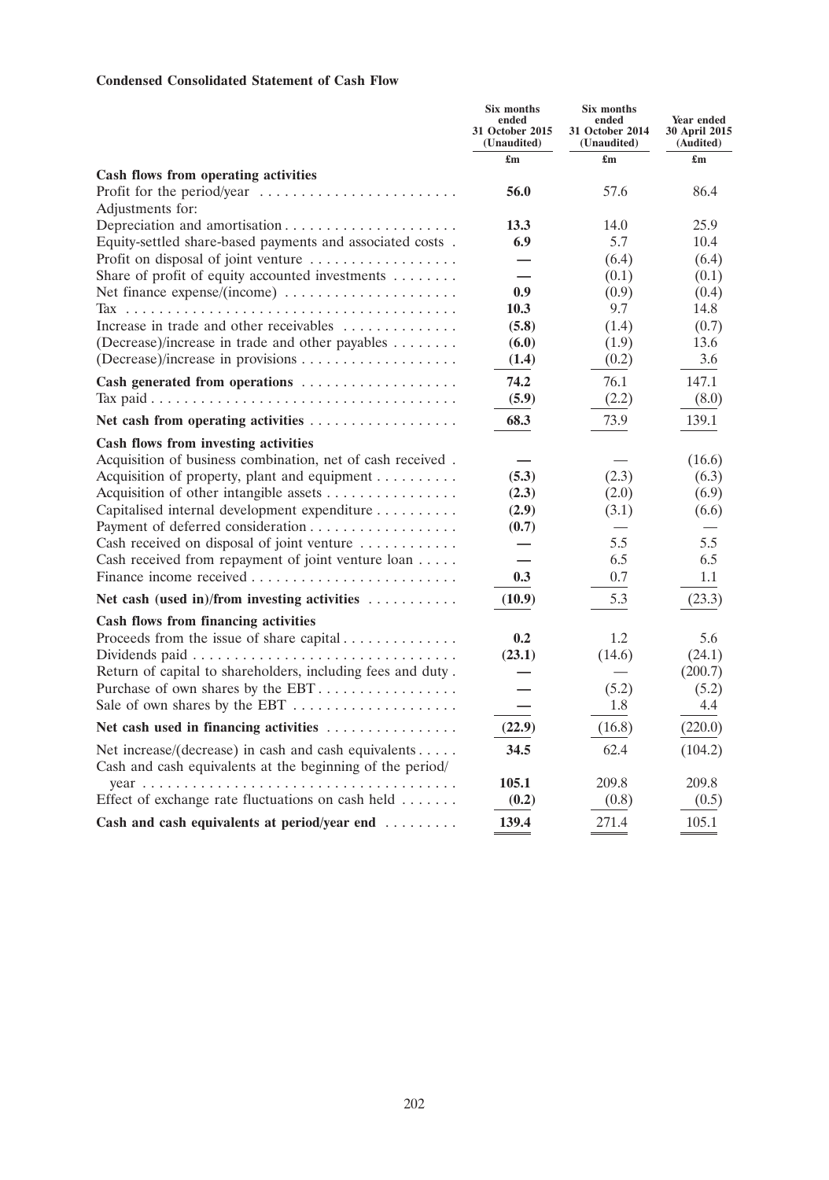**Condensed Consolidated Statement of Cash Flow**

| | Six months ended 31 October 2015 (Unaudited) | Six months ended 31 October 2014 (Unaudited) | Year ended 30 April 2015 (Audited) |
|---|---|---|---|
| | £m | £m | £m |
| **Cash flows from operating activities** | | | |
| Profit for the period/year | **56.0** | 57.6 | 86.4 |
| Adjustments for: | | | |
| Depreciation and amortisation | **13.3** | 14.0 | 25.9 |
| Equity-settled share-based payments and associated costs | **6.9** | 5.7 | 10.4 |
| Profit on disposal of joint venture | **—** | (6.4) | (6.4) |
| Share of profit of equity accounted investments | **—** | (0.1) | (0.1) |
| Net finance expense/(income) | **0.9** | (0.9) | (0.4) |
| Tax | **10.3** | 9.7 | 14.8 |
| Increase in trade and other receivables | **(5.8)** | (1.4) | (0.7) |
| (Decrease)/increase in trade and other payables | **(6.0)** | (1.9) | 13.6 |
| (Decrease)/increase in provisions | **(1.4)** | (0.2) | 3.6 |
| **Cash generated from operations** | **74.2** | 76.1 | 147.1 |
| Tax paid | **(5.9)** | (2.2) | (8.0) |
| **Net cash from operating activities** | **68.3** | 73.9 | 139.1 |
| **Cash flows from investing activities** | | | |
| Acquisition of business combination, net of cash received | **—** | — | (16.6) |
| Acquisition of property, plant and equipment | **(5.3)** | (2.3) | (6.3) |
| Acquisition of other intangible assets | **(2.3)** | (2.0) | (6.9) |
| Capitalised internal development expenditure | **(2.9)** | (3.1) | (6.6) |
| Payment of deferred consideration | **(0.7)** | — | — |
| Cash received on disposal of joint venture | **—** | 5.5 | 5.5 |
| Cash received from repayment of joint venture loan | **—** | 6.5 | 6.5 |
| Finance income received | **0.3** | 0.7 | 1.1 |
| **Net cash (used in)/from investing activities** | **(10.9)** | 5.3 | (23.3) |
| **Cash flows from financing activities** | | | |
| Proceeds from the issue of share capital | **0.2** | 1.2 | 5.6 |
| Dividends paid | **(23.1)** | (14.6) | (24.1) |
| Return of capital to shareholders, including fees and duty | **—** | — | (200.7) |
| Purchase of own shares by the EBT | **—** | (5.2) | (5.2) |
| Sale of own shares by the EBT | **—** | 1.8 | 4.4 |
| **Net cash used in financing activities** | **(22.9)** | (16.8) | (220.0) |
| Net increase/(decrease) in cash and cash equivalents | **34.5** | 62.4 | (104.2) |
| Cash and cash equivalents at the beginning of the period/year | **105.1** | 209.8 | 209.8 |
| Effect of exchange rate fluctuations on cash held | **(0.2)** | (0.8) | (0.5) |
| **Cash and cash equivalents at period/year end** | **139.4** | 271.4 | 105.1 |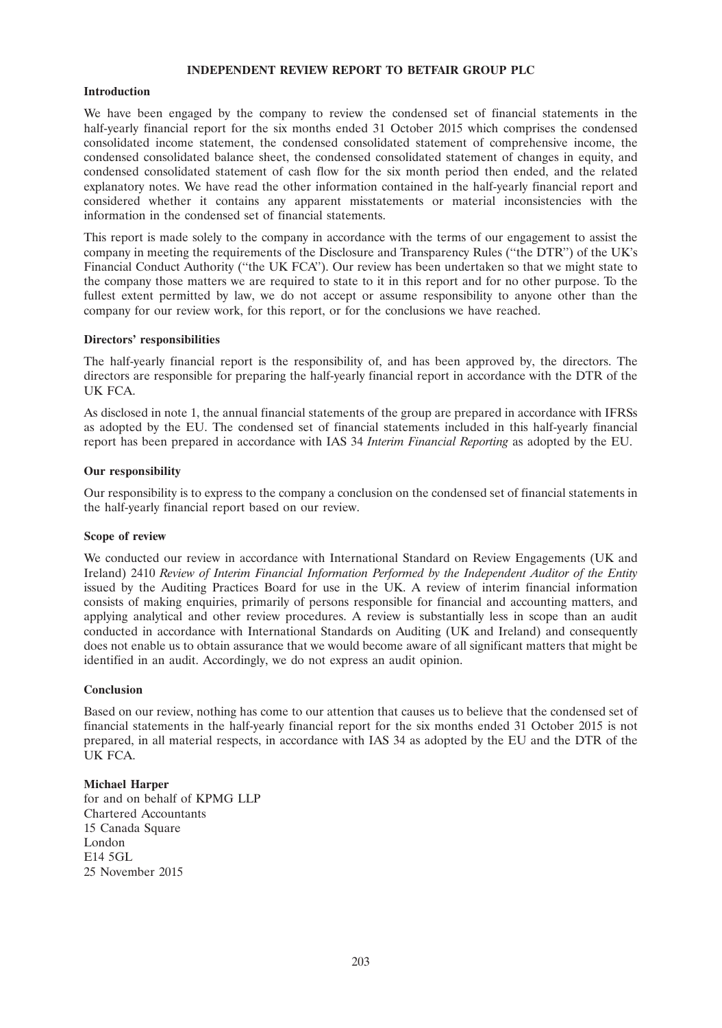# INDEPENDENT REVIEW REPORT TO BETFAIR GROUP PLC

**Introduction**

We have been engaged by the company to review the condensed set of financial statements in the half-yearly financial report for the six months ended 31 October 2015 which comprises the condensed consolidated income statement, the condensed consolidated statement of comprehensive income, the condensed consolidated balance sheet, the condensed consolidated statement of changes in equity, and condensed consolidated statement of cash flow for the six month period then ended, and the related explanatory notes. We have read the other information contained in the half-yearly financial report and considered whether it contains any apparent misstatements or material inconsistencies with the information in the condensed set of financial statements.

This report is made solely to the company in accordance with the terms of our engagement to assist the company in meeting the requirements of the Disclosure and Transparency Rules (''the DTR'') of the UK's Financial Conduct Authority (''the UK FCA''). Our review has been undertaken so that we might state to the company those matters we are required to state to it in this report and for no other purpose. To the fullest extent permitted by law, we do not accept or assume responsibility to anyone other than the company for our review work, for this report, or for the conclusions we have reached.

**Directors' responsibilities**

The half-yearly financial report is the responsibility of, and has been approved by, the directors. The directors are responsible for preparing the half-yearly financial report in accordance with the DTR of the UK FCA.

As disclosed in note 1, the annual financial statements of the group are prepared in accordance with IFRSs as adopted by the EU. The condensed set of financial statements included in this half-yearly financial report has been prepared in accordance with IAS 34 *Interim Financial Reporting* as adopted by the EU.

**Our responsibility**

Our responsibility is to express to the company a conclusion on the condensed set of financial statements in the half-yearly financial report based on our review.

**Scope of review**

We conducted our review in accordance with International Standard on Review Engagements (UK and Ireland) 2410 *Review of Interim Financial Information Performed by the Independent Auditor of the Entity* issued by the Auditing Practices Board for use in the UK. A review of interim financial information consists of making enquiries, primarily of persons responsible for financial and accounting matters, and applying analytical and other review procedures. A review is substantially less in scope than an audit conducted in accordance with International Standards on Auditing (UK and Ireland) and consequently does not enable us to obtain assurance that we would become aware of all significant matters that might be identified in an audit. Accordingly, we do not express an audit opinion.

**Conclusion**

Based on our review, nothing has come to our attention that causes us to believe that the condensed set of financial statements in the half-yearly financial report for the six months ended 31 October 2015 is not prepared, in all material respects, in accordance with IAS 34 as adopted by the EU and the DTR of the UK FCA.

**Michael Harper**
for and on behalf of KPMG LLP
Chartered Accountants
15 Canada Square
London
E14 5GL
25 November 2015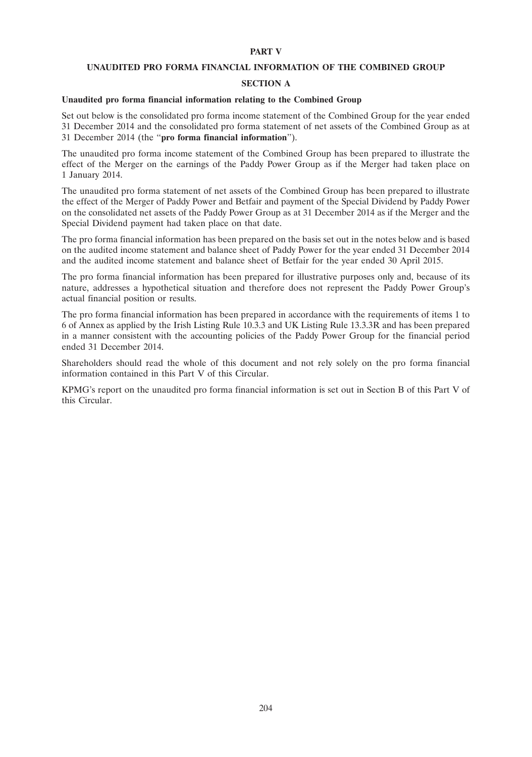# PART V

## UNAUDITED PRO FORMA FINANCIAL INFORMATION OF THE COMBINED GROUP

### SECTION A

**Unaudited pro forma financial information relating to the Combined Group**

Set out below is the consolidated pro forma income statement of the Combined Group for the year ended 31 December 2014 and the consolidated pro forma statement of net assets of the Combined Group as at 31 December 2014 (the "**pro forma financial information**").

The unaudited pro forma income statement of the Combined Group has been prepared to illustrate the effect of the Merger on the earnings of the Paddy Power Group as if the Merger had taken place on 1 January 2014.

The unaudited pro forma statement of net assets of the Combined Group has been prepared to illustrate the effect of the Merger of Paddy Power and Betfair and payment of the Special Dividend by Paddy Power on the consolidated net assets of the Paddy Power Group as at 31 December 2014 as if the Merger and the Special Dividend payment had taken place on that date.

The pro forma financial information has been prepared on the basis set out in the notes below and is based on the audited income statement and balance sheet of Paddy Power for the year ended 31 December 2014 and the audited income statement and balance sheet of Betfair for the year ended 30 April 2015.

The pro forma financial information has been prepared for illustrative purposes only and, because of its nature, addresses a hypothetical situation and therefore does not represent the Paddy Power Group's actual financial position or results.

The pro forma financial information has been prepared in accordance with the requirements of items 1 to 6 of Annex as applied by the Irish Listing Rule 10.3.3 and UK Listing Rule 13.3.3R and has been prepared in a manner consistent with the accounting policies of the Paddy Power Group for the financial period ended 31 December 2014.

Shareholders should read the whole of this document and not rely solely on the pro forma financial information contained in this Part V of this Circular.

KPMG's report on the unaudited pro forma financial information is set out in Section B of this Part V of this Circular.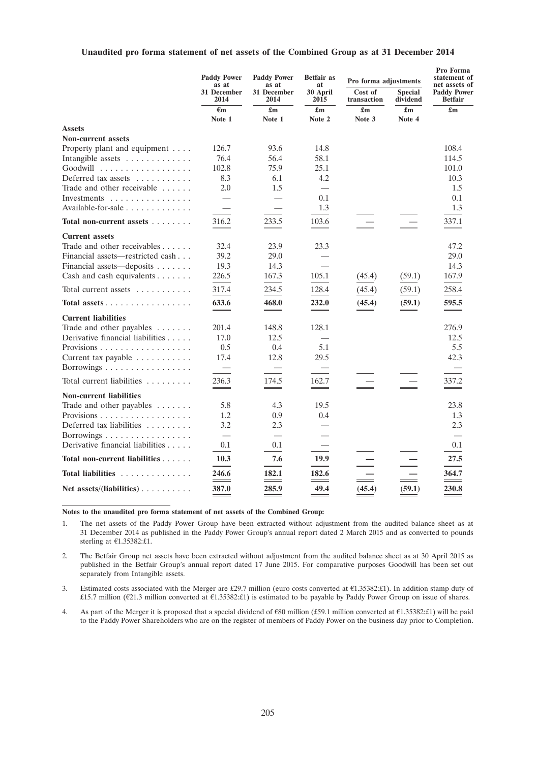**Unaudited pro forma statement of net assets of the Combined Group as at 31 December 2014**

| | Paddy Power as at 31 December 2014 | Paddy Power as at 31 December 2014 | Betfair as at 30 April 2015 | Pro forma adjustments | | Pro Forma statement of net assets of Paddy Power Betfair |
|---|---|---|---|---|---|---|
| | | | | Cost of transaction | Special dividend | |
| | €m | £m | £m | £m | £m | £m |
| | Note 1 | Note 1 | Note 2 | Note 3 | Note 4 | |
| **Assets** | | | | | | |
| **Non-current assets** | | | | | | |
| Property plant and equipment | 126.7 | 93.6 | 14.8 | | | 108.4 |
| Intangible assets | 76.4 | 56.4 | 58.1 | | | 114.5 |
| Goodwill | 102.8 | 75.9 | 25.1 | | | 101.0 |
| Deferred tax assets | 8.3 | 6.1 | 4.2 | | | 10.3 |
| Trade and other receivable | 2.0 | 1.5 | — | | | 1.5 |
| Investments | — | — | 0.1 | | | 0.1 |
| Available-for-sale | — | — | 1.3 | | | 1.3 |
| **Total non-current assets** | 316.2 | 233.5 | 103.6 | — | — | 337.1 |
| **Current assets** | | | | | | |
| Trade and other receivables | 32.4 | 23.9 | 23.3 | | | 47.2 |
| Financial assets—restricted cash | 39.2 | 29.0 | — | | | 29.0 |
| Financial assets—deposits | 19.3 | 14.3 | — | | | 14.3 |
| Cash and cash equivalents | 226.5 | 167.3 | 105.1 | (45.4) | (59.1) | 167.9 |
| Total current assets | 317.4 | 234.5 | 128.4 | (45.4) | (59.1) | 258.4 |
| **Total assets** | **633.6** | **468.0** | **232.0** | **(45.4)** | **(59.1)** | **595.5** |
| **Current liabilities** | | | | | | |
| Trade and other payables | 201.4 | 148.8 | 128.1 | | | 276.9 |
| Derivative financial liabilities | 17.0 | 12.5 | — | | | 12.5 |
| Provisions | 0.5 | 0.4 | 5.1 | | | 5.5 |
| Current tax payable | 17.4 | 12.8 | 29.5 | | | 42.3 |
| Borrowings | — | — | — | | | — |
| Total current liabilities | 236.3 | 174.5 | 162.7 | — | — | 337.2 |
| **Non-current liabilities** | | | | | | |
| Trade and other payables | 5.8 | 4.3 | 19.5 | | | 23.8 |
| Provisions | 1.2 | 0.9 | 0.4 | | | 1.3 |
| Deferred tax liabilities | 3.2 | 2.3 | — | | | 2.3 |
| Borrowings | — | — | — | | | — |
| Derivative financial liabilities | 0.1 | 0.1 | — | | | 0.1 |
| **Total non-current liabilities** | **10.3** | **7.6** | **19.9** | **—** | **—** | **27.5** |
| **Total liabilities** | **246.6** | **182.1** | **182.6** | **—** | **—** | **364.7** |
| **Net assets/(liabilities)** | **387.0** | **285.9** | **49.4** | **(45.4)** | **(59.1)** | **230.8** |

**Notes to the unaudited pro forma statement of net assets of the Combined Group:**

1. The net assets of the Paddy Power Group have been extracted without adjustment from the audited balance sheet as at 31 December 2014 as published in the Paddy Power Group's annual report dated 2 March 2015 and as converted to pounds sterling at €1.35382:£1.

2. The Betfair Group net assets have been extracted without adjustment from the audited balance sheet as at 30 April 2015 as published in the Betfair Group's annual report dated 17 June 2015. For comparative purposes Goodwill has been set out separately from Intangible assets.

3. Estimated costs associated with the Merger are £29.7 million (euro costs converted at €1.35382:£1). In addition stamp duty of £15.7 million (€21.3 million converted at €1.35382:£1) is estimated to be payable by Paddy Power Group on issue of shares.

4. As part of the Merger it is proposed that a special dividend of €80 million (£59.1 million converted at €1.35382:£1) will be paid to the Paddy Power Shareholders who are on the register of members of Paddy Power on the business day prior to Completion.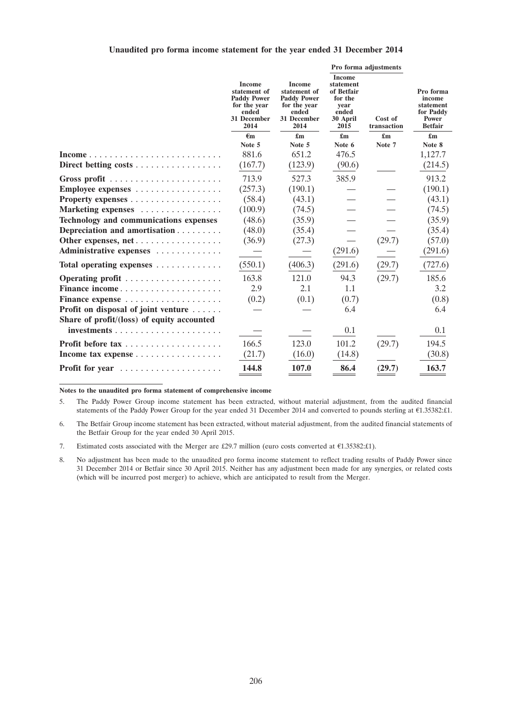**Unaudited pro forma income statement for the year ended 31 December 2014**

| | Income statement of Paddy Power for the year ended 31 December 2014 | Income statement of Paddy Power for the year ended 31 December 2014 | Pro forma adjustments | | Pro forma income statement for Paddy Power Betfair |
|---|---|---|---|---|---|
| | | | Income statement of Betfair for the year ended 30 April 2015 | Cost of transaction | |
| | €m | £m | £m | £m | £m |
| | Note 5 | Note 5 | Note 6 | Note 7 | Note 8 |
| **Income** | 881.6 | 651.2 | 476.5 | | 1,127.7 |
| **Direct betting costs** | (167.7) | (123.9) | (90.6) | | (214.5) |
| **Gross profit** | 713.9 | 527.3 | 385.9 | | 913.2 |
| **Employee expenses** | (257.3) | (190.1) | — | — | (190.1) |
| **Property expenses** | (58.4) | (43.1) | — | — | (43.1) |
| **Marketing expenses** | (100.9) | (74.5) | — | — | (74.5) |
| **Technology and communications expenses** | (48.6) | (35.9) | — | — | (35.9) |
| **Depreciation and amortisation** | (48.0) | (35.4) | — | — | (35.4) |
| **Other expenses, net** | (36.9) | (27.3) | — | (29.7) | (57.0) |
| **Administrative expenses** | — | — | (291.6) | — | (291.6) |
| **Total operating expenses** | (550.1) | (406.3) | (291.6) | (29.7) | (727.6) |
| **Operating profit** | 163.8 | 121.0 | 94.3 | (29.7) | 185.6 |
| **Finance income** | 2.9 | 2.1 | 1.1 | | 3.2 |
| **Finance expense** | (0.2) | (0.1) | (0.7) | | (0.8) |
| **Profit on disposal of joint venture** | — | — | 6.4 | | 6.4 |
| **Share of profit/(loss) of equity accounted investments** | — | — | 0.1 | | 0.1 |
| **Profit before tax** | 166.5 | 123.0 | 101.2 | (29.7) | 194.5 |
| **Income tax expense** | (21.7) | (16.0) | (14.8) | | (30.8) |
| **Profit for year** | **144.8** | **107.0** | **86.4** | **(29.7)** | **163.7** |

**Notes to the unaudited pro forma statement of comprehensive income**

5. The Paddy Power Group income statement has been extracted, without material adjustment, from the audited financial statements of the Paddy Power Group for the year ended 31 December 2014 and converted to pounds sterling at €1.35382:£1.

6. The Betfair Group income statement has been extracted, without material adjustment, from the audited financial statements of the Betfair Group for the year ended 30 April 2015.

7. Estimated costs associated with the Merger are £29.7 million (euro costs converted at €1.35382:£1).

8. No adjustment has been made to the unaudited pro forma income statement to reflect trading results of Paddy Power since 31 December 2014 or Betfair since 30 April 2015. Neither has any adjustment been made for any synergies, or related costs (which will be incurred post merger) to achieve, which are anticipated to result from the Merger.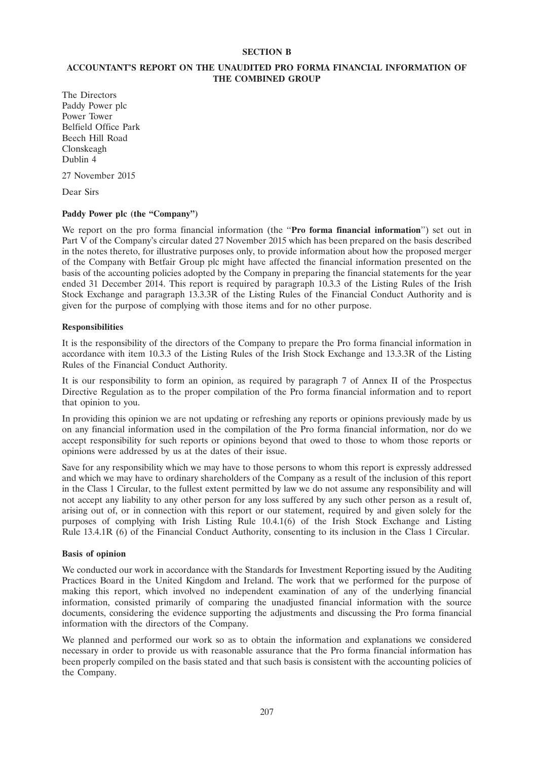## SECTION B

## ACCOUNTANT'S REPORT ON THE UNAUDITED PRO FORMA FINANCIAL INFORMATION OF THE COMBINED GROUP

The Directors
Paddy Power plc
Power Tower
Belfield Office Park
Beech Hill Road
Clonskeagh
Dublin 4

27 November 2015

Dear Sirs

**Paddy Power plc (the "Company")**

We report on the pro forma financial information (the "**Pro forma financial information**") set out in Part V of the Company's circular dated 27 November 2015 which has been prepared on the basis described in the notes thereto, for illustrative purposes only, to provide information about how the proposed merger of the Company with Betfair Group plc might have affected the financial information presented on the basis of the accounting policies adopted by the Company in preparing the financial statements for the year ended 31 December 2014. This report is required by paragraph 10.3.3 of the Listing Rules of the Irish Stock Exchange and paragraph 13.3.3R of the Listing Rules of the Financial Conduct Authority and is given for the purpose of complying with those items and for no other purpose.

**Responsibilities**

It is the responsibility of the directors of the Company to prepare the Pro forma financial information in accordance with item 10.3.3 of the Listing Rules of the Irish Stock Exchange and 13.3.3R of the Listing Rules of the Financial Conduct Authority.

It is our responsibility to form an opinion, as required by paragraph 7 of Annex II of the Prospectus Directive Regulation as to the proper compilation of the Pro forma financial information and to report that opinion to you.

In providing this opinion we are not updating or refreshing any reports or opinions previously made by us on any financial information used in the compilation of the Pro forma financial information, nor do we accept responsibility for such reports or opinions beyond that owed to those to whom those reports or opinions were addressed by us at the dates of their issue.

Save for any responsibility which we may have to those persons to whom this report is expressly addressed and which we may have to ordinary shareholders of the Company as a result of the inclusion of this report in the Class 1 Circular, to the fullest extent permitted by law we do not assume any responsibility and will not accept any liability to any other person for any loss suffered by any such other person as a result of, arising out of, or in connection with this report or our statement, required by and given solely for the purposes of complying with Irish Listing Rule 10.4.1(6) of the Irish Stock Exchange and Listing Rule 13.4.1R (6) of the Financial Conduct Authority, consenting to its inclusion in the Class 1 Circular.

**Basis of opinion**

We conducted our work in accordance with the Standards for Investment Reporting issued by the Auditing Practices Board in the United Kingdom and Ireland. The work that we performed for the purpose of making this report, which involved no independent examination of any of the underlying financial information, consisted primarily of comparing the unadjusted financial information with the source documents, considering the evidence supporting the adjustments and discussing the Pro forma financial information with the directors of the Company.

We planned and performed our work so as to obtain the information and explanations we considered necessary in order to provide us with reasonable assurance that the Pro forma financial information has been properly compiled on the basis stated and that such basis is consistent with the accounting policies of the Company.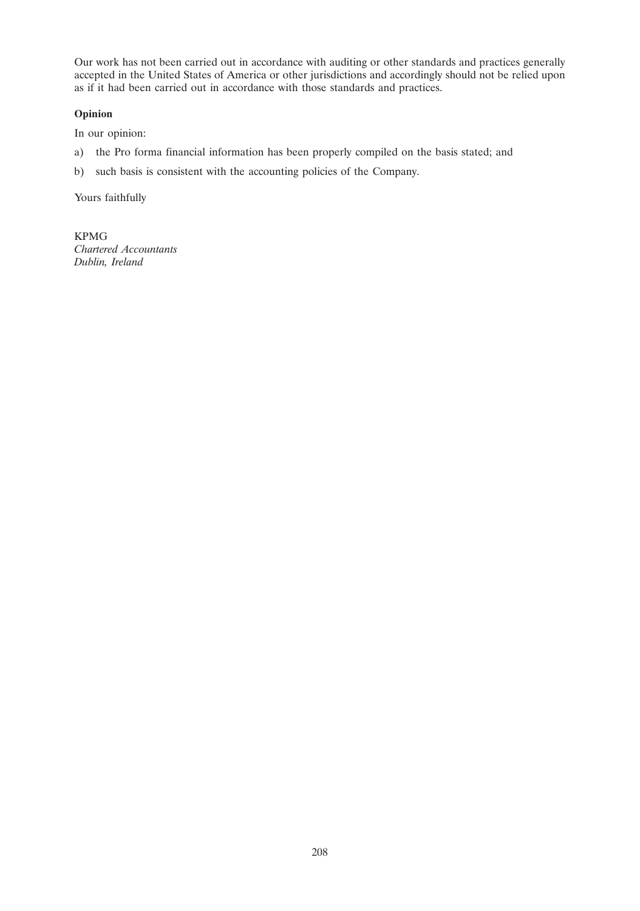Our work has not been carried out in accordance with auditing or other standards and practices generally accepted in the United States of America or other jurisdictions and accordingly should not be relied upon as if it had been carried out in accordance with those standards and practices.

**Opinion**

In our opinion:

a) the Pro forma financial information has been properly compiled on the basis stated; and

b) such basis is consistent with the accounting policies of the Company.

Yours faithfully

KPMG
*Chartered Accountants*
*Dublin, Ireland*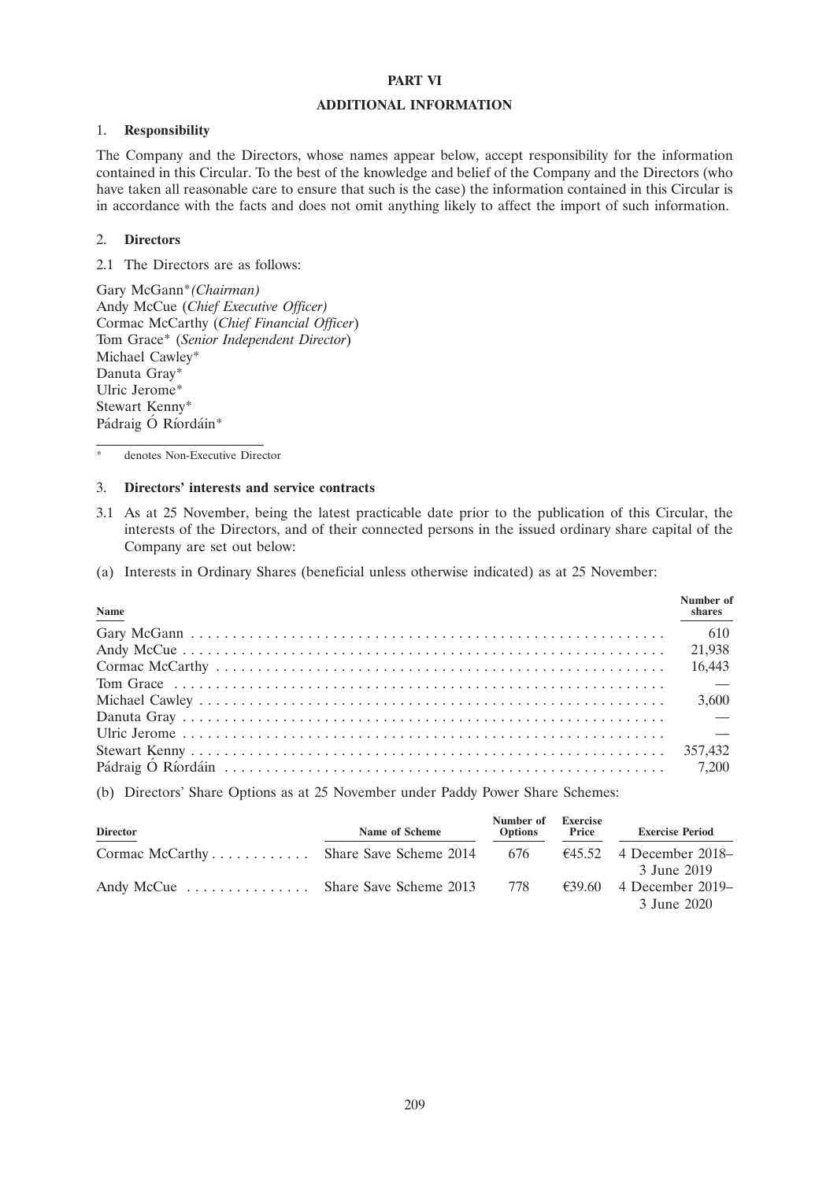# PART VI

## ADDITIONAL INFORMATION

### 1. Responsibility

The Company and the Directors, whose names appear below, accept responsibility for the information contained in this Circular. To the best of the knowledge and belief of the Company and the Directors (who have taken all reasonable care to ensure that such is the case) the information contained in this Circular is in accordance with the facts and does not omit anything likely to affect the import of such information.

### 2. Directors

2.1 The Directors are as follows:

Gary McGann* *(Chairman)*
Andy McCue (*Chief Executive Officer)*
Cormac McCarthy (*Chief Financial Officer*)
Tom Grace* (*Senior Independent Director*)
Michael Cawley*
Danuta Gray*
Ulric Jerome*
Stewart Kenny*
Pádraig Ó Ríordáin*

\* denotes Non-Executive Director

### 3. Directors' interests and service contracts

3.1 As at 25 November, being the latest practicable date prior to the publication of this Circular, the interests of the Directors, and of their connected persons in the issued ordinary share capital of the Company are set out below:

(a) Interests in Ordinary Shares (beneficial unless otherwise indicated) as at 25 November:

| Name | Number of shares |
|---|---|
| Gary McGann | 610 |
| Andy McCue | 21,938 |
| Cormac McCarthy | 16,443 |
| Tom Grace | — |
| Michael Cawley | 3,600 |
| Danuta Gray | — |
| Ulric Jerome | — |
| Stewart Kenny | 357,432 |
| Pádraig Ó Ríordáin | 7,200 |

(b) Directors' Share Options as at 25 November under Paddy Power Share Schemes:

| Director | Name of Scheme | Number of Options | Exercise Price | Exercise Period |
|---|---|---|---|---|
| Cormac McCarthy | Share Save Scheme 2014 | 676 | €45.52 | 4 December 2018–3 June 2019 |
| Andy McCue | Share Save Scheme 2013 | 778 | €39.60 | 4 December 2019–3 June 2020 |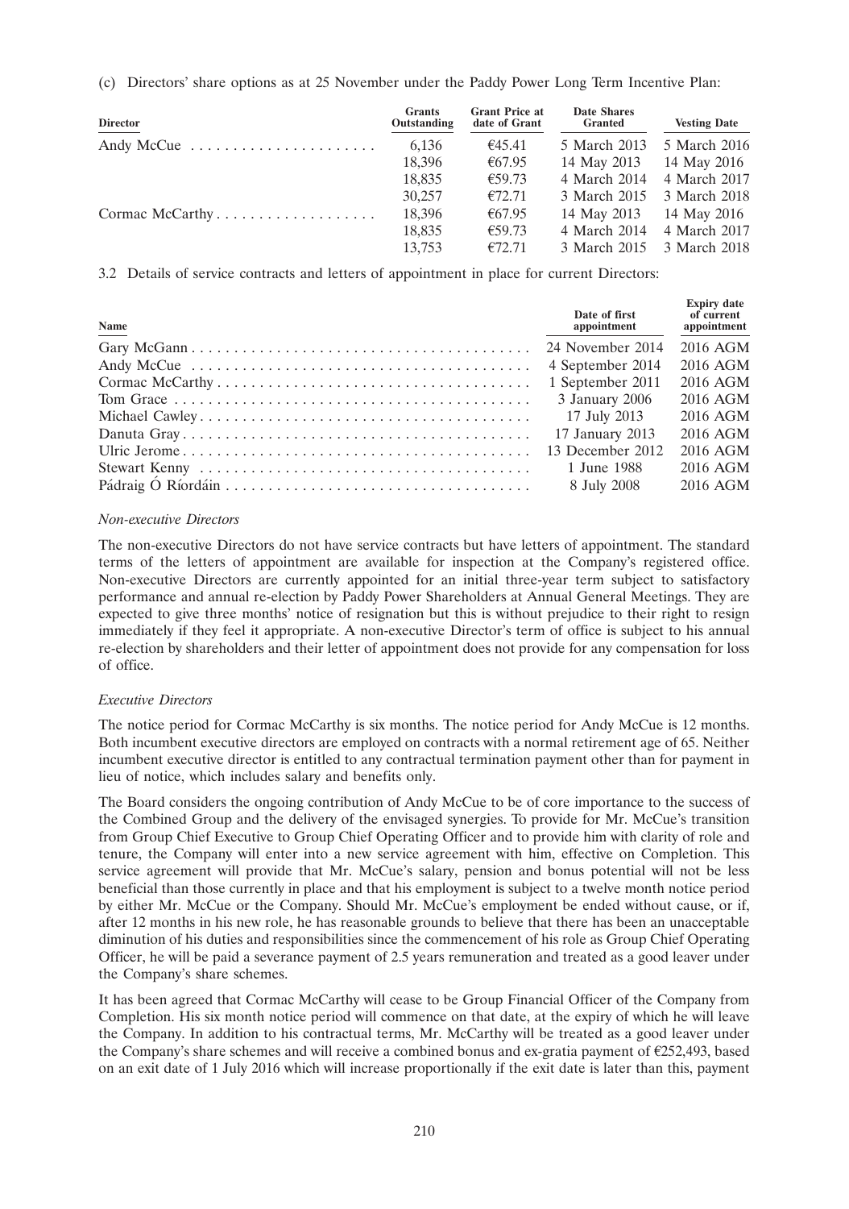(c) Directors' share options as at 25 November under the Paddy Power Long Term Incentive Plan:

| Director | Grants Outstanding | Grant Price at date of Grant | Date Shares Granted | Vesting Date |
|---|---|---|---|---|
| Andy McCue | 6,136 | €45.41 | 5 March 2013 | 5 March 2016 |
| | 18,396 | €67.95 | 14 May 2013 | 14 May 2016 |
| | 18,835 | €59.73 | 4 March 2014 | 4 March 2017 |
| | 30,257 | €72.71 | 3 March 2015 | 3 March 2018 |
| Cormac McCarthy | 18,396 | €67.95 | 14 May 2013 | 14 May 2016 |
| | 18,835 | €59.73 | 4 March 2014 | 4 March 2017 |
| | 13,753 | €72.71 | 3 March 2015 | 3 March 2018 |

3.2 Details of service contracts and letters of appointment in place for current Directors:

| Name | Date of first appointment | Expiry date of current appointment |
|---|---|---|
| Gary McGann | 24 November 2014 | 2016 AGM |
| Andy McCue | 4 September 2014 | 2016 AGM |
| Cormac McCarthy | 1 September 2011 | 2016 AGM |
| Tom Grace | 3 January 2006 | 2016 AGM |
| Michael Cawley | 17 July 2013 | 2016 AGM |
| Danuta Gray | 17 January 2013 | 2016 AGM |
| Ulric Jerome | 13 December 2012 | 2016 AGM |
| Stewart Kenny | 1 June 1988 | 2016 AGM |
| Pádraig Ó Ríordáin | 8 July 2008 | 2016 AGM |

*Non-executive Directors*

The non-executive Directors do not have service contracts but have letters of appointment. The standard terms of the letters of appointment are available for inspection at the Company's registered office. Non-executive Directors are currently appointed for an initial three-year term subject to satisfactory performance and annual re-election by Paddy Power Shareholders at Annual General Meetings. They are expected to give three months' notice of resignation but this is without prejudice to their right to resign immediately if they feel it appropriate. A non-executive Director's term of office is subject to his annual re-election by shareholders and their letter of appointment does not provide for any compensation for loss of office.

*Executive Directors*

The notice period for Cormac McCarthy is six months. The notice period for Andy McCue is 12 months. Both incumbent executive directors are employed on contracts with a normal retirement age of 65. Neither incumbent executive director is entitled to any contractual termination payment other than for payment in lieu of notice, which includes salary and benefits only.

The Board considers the ongoing contribution of Andy McCue to be of core importance to the success of the Combined Group and the delivery of the envisaged synergies. To provide for Mr. McCue's transition from Group Chief Executive to Group Chief Operating Officer and to provide him with clarity of role and tenure, the Company will enter into a new service agreement with him, effective on Completion. This service agreement will provide that Mr. McCue's salary, pension and bonus potential will not be less beneficial than those currently in place and that his employment is subject to a twelve month notice period by either Mr. McCue or the Company. Should Mr. McCue's employment be ended without cause, or if, after 12 months in his new role, he has reasonable grounds to believe that there has been an unacceptable diminution of his duties and responsibilities since the commencement of his role as Group Chief Operating Officer, he will be paid a severance payment of 2.5 years remuneration and treated as a good leaver under the Company's share schemes.

It has been agreed that Cormac McCarthy will cease to be Group Financial Officer of the Company from Completion. His six month notice period will commence on that date, at the expiry of which he will leave the Company. In addition to his contractual terms, Mr. McCarthy will be treated as a good leaver under the Company's share schemes and will receive a combined bonus and ex-gratia payment of €252,493, based on an exit date of 1 July 2016 which will increase proportionally if the exit date is later than this, payment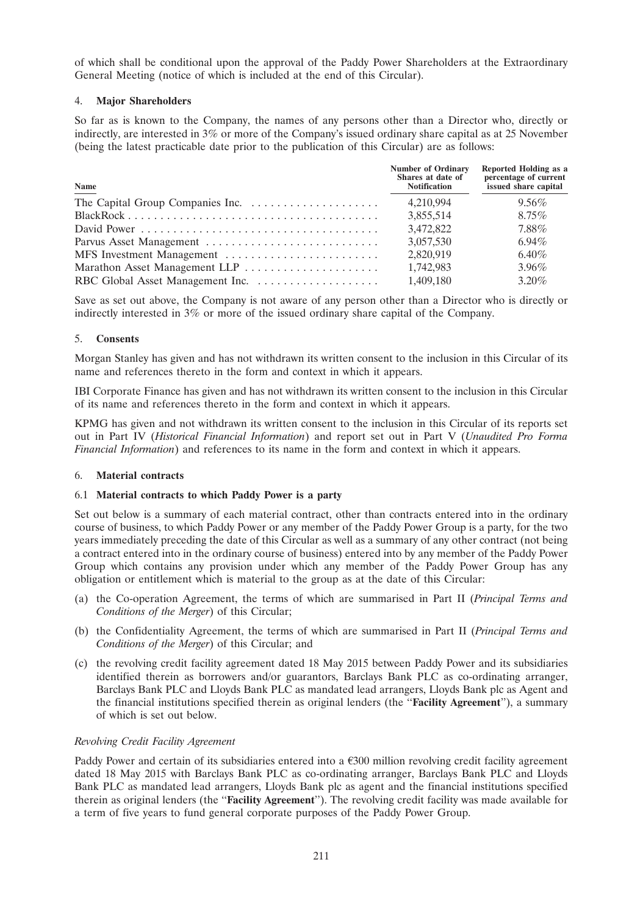of which shall be conditional upon the approval of the Paddy Power Shareholders at the Extraordinary General Meeting (notice of which is included at the end of this Circular).

## 4. Major Shareholders

So far as is known to the Company, the names of any persons other than a Director who, directly or indirectly, are interested in 3% or more of the Company's issued ordinary share capital as at 25 November (being the latest practicable date prior to the publication of this Circular) are as follows:

| Name | Number of Ordinary Shares at date of Notification | Reported Holding as a percentage of current issued share capital |
|---|---|---|
| The Capital Group Companies Inc. | 4,210,994 | 9.56% |
| BlackRock | 3,855,514 | 8.75% |
| David Power | 3,472,822 | 7.88% |
| Parvus Asset Management | 3,057,530 | 6.94% |
| MFS Investment Management | 2,820,919 | 6.40% |
| Marathon Asset Management LLP | 1,742,983 | 3.96% |
| RBC Global Asset Management Inc. | 1,409,180 | 3.20% |

Save as set out above, the Company is not aware of any person other than a Director who is directly or indirectly interested in 3% or more of the issued ordinary share capital of the Company.

## 5. Consents

Morgan Stanley has given and has not withdrawn its written consent to the inclusion in this Circular of its name and references thereto in the form and context in which it appears.

IBI Corporate Finance has given and has not withdrawn its written consent to the inclusion in this Circular of its name and references thereto in the form and context in which it appears.

KPMG has given and not withdrawn its written consent to the inclusion in this Circular of its reports set out in Part IV (*Historical Financial Information*) and report set out in Part V (*Unaudited Pro Forma Financial Information*) and references to its name in the form and context in which it appears.

## 6. Material contracts

### 6.1 Material contracts to which Paddy Power is a party

Set out below is a summary of each material contract, other than contracts entered into in the ordinary course of business, to which Paddy Power or any member of the Paddy Power Group is a party, for the two years immediately preceding the date of this Circular as well as a summary of any other contract (not being a contract entered into in the ordinary course of business) entered into by any member of the Paddy Power Group which contains any provision under which any member of the Paddy Power Group has any obligation or entitlement which is material to the group as at the date of this Circular:

(a) the Co-operation Agreement, the terms of which are summarised in Part II (*Principal Terms and Conditions of the Merger*) of this Circular;

(b) the Confidentiality Agreement, the terms of which are summarised in Part II (*Principal Terms and Conditions of the Merger*) of this Circular; and

(c) the revolving credit facility agreement dated 18 May 2015 between Paddy Power and its subsidiaries identified therein as borrowers and/or guarantors, Barclays Bank PLC as co-ordinating arranger, Barclays Bank PLC and Lloyds Bank PLC as mandated lead arrangers, Lloyds Bank plc as Agent and the financial institutions specified therein as original lenders (the "**Facility Agreement**"), a summary of which is set out below.

*Revolving Credit Facility Agreement*

Paddy Power and certain of its subsidiaries entered into a €300 million revolving credit facility agreement dated 18 May 2015 with Barclays Bank PLC as co-ordinating arranger, Barclays Bank PLC and Lloyds Bank PLC as mandated lead arrangers, Lloyds Bank plc as agent and the financial institutions specified therein as original lenders (the "**Facility Agreement**"). The revolving credit facility was made available for a term of five years to fund general corporate purposes of the Paddy Power Group.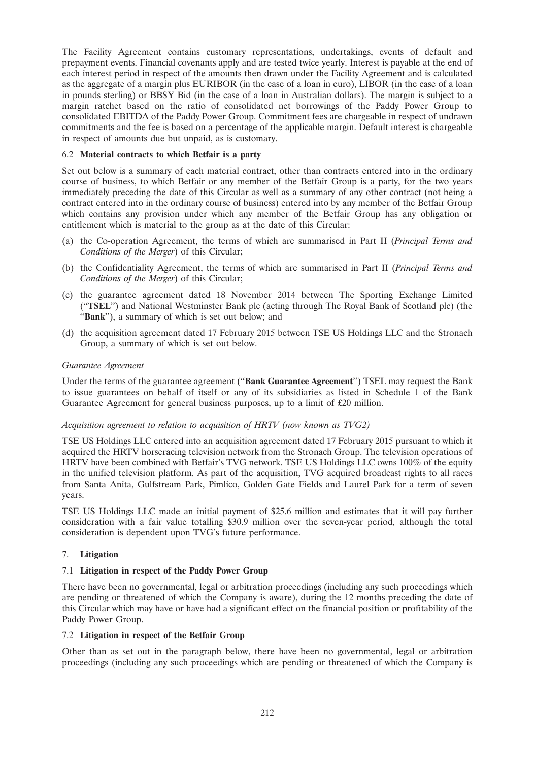The Facility Agreement contains customary representations, undertakings, events of default and prepayment events. Financial covenants apply and are tested twice yearly. Interest is payable at the end of each interest period in respect of the amounts then drawn under the Facility Agreement and is calculated as the aggregate of a margin plus EURIBOR (in the case of a loan in euro), LIBOR (in the case of a loan in pounds sterling) or BBSY Bid (in the case of a loan in Australian dollars). The margin is subject to a margin ratchet based on the ratio of consolidated net borrowings of the Paddy Power Group to consolidated EBITDA of the Paddy Power Group. Commitment fees are chargeable in respect of undrawn commitments and the fee is based on a percentage of the applicable margin. Default interest is chargeable in respect of amounts due but unpaid, as is customary.

### 6.2 Material contracts to which Betfair is a party

Set out below is a summary of each material contract, other than contracts entered into in the ordinary course of business, to which Betfair or any member of the Betfair Group is a party, for the two years immediately preceding the date of this Circular as well as a summary of any other contract (not being a contract entered into in the ordinary course of business) entered into by any member of the Betfair Group which contains any provision under which any member of the Betfair Group has any obligation or entitlement which is material to the group as at the date of this Circular:

(a) the Co-operation Agreement, the terms of which are summarised in Part II (*Principal Terms and Conditions of the Merger*) of this Circular;

(b) the Confidentiality Agreement, the terms of which are summarised in Part II (*Principal Terms and Conditions of the Merger*) of this Circular;

(c) the guarantee agreement dated 18 November 2014 between The Sporting Exchange Limited ("**TSEL**") and National Westminster Bank plc (acting through The Royal Bank of Scotland plc) (the "**Bank**"), a summary of which is set out below; and

(d) the acquisition agreement dated 17 February 2015 between TSE US Holdings LLC and the Stronach Group, a summary of which is set out below.

*Guarantee Agreement*

Under the terms of the guarantee agreement ("**Bank Guarantee Agreement**") TSEL may request the Bank to issue guarantees on behalf of itself or any of its subsidiaries as listed in Schedule 1 of the Bank Guarantee Agreement for general business purposes, up to a limit of £20 million.

*Acquisition agreement to relation to acquisition of HRTV (now known as TVG2)*

TSE US Holdings LLC entered into an acquisition agreement dated 17 February 2015 pursuant to which it acquired the HRTV horseracing television network from the Stronach Group. The television operations of HRTV have been combined with Betfair's TVG network. TSE US Holdings LLC owns 100% of the equity in the unified television platform. As part of the acquisition, TVG acquired broadcast rights to all races from Santa Anita, Gulfstream Park, Pimlico, Golden Gate Fields and Laurel Park for a term of seven years.

TSE US Holdings LLC made an initial payment of $25.6 million and estimates that it will pay further consideration with a fair value totalling $30.9 million over the seven-year period, although the total consideration is dependent upon TVG's future performance.

## 7. Litigation

### 7.1 Litigation in respect of the Paddy Power Group

There have been no governmental, legal or arbitration proceedings (including any such proceedings which are pending or threatened of which the Company is aware), during the 12 months preceding the date of this Circular which may have or have had a significant effect on the financial position or profitability of the Paddy Power Group.

### 7.2 Litigation in respect of the Betfair Group

Other than as set out in the paragraph below, there have been no governmental, legal or arbitration proceedings (including any such proceedings which are pending or threatened of which the Company is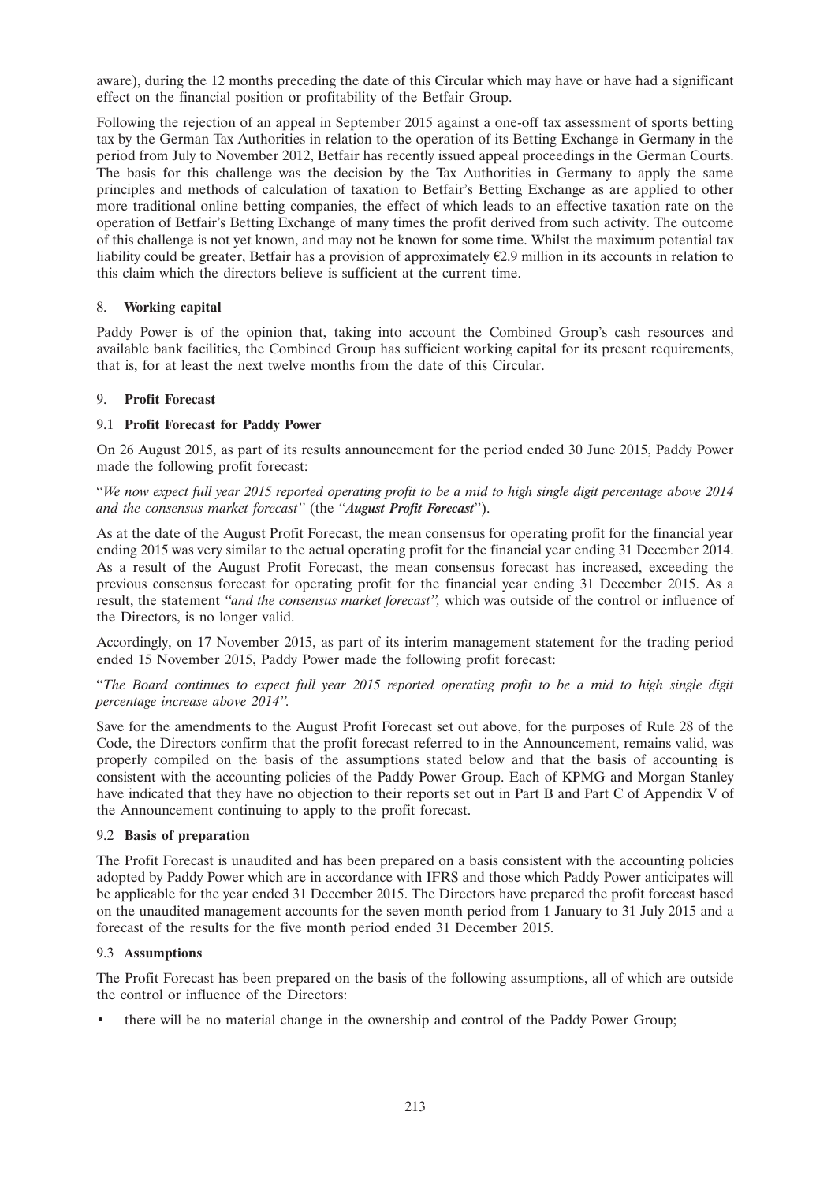aware), during the 12 months preceding the date of this Circular which may have or have had a significant effect on the financial position or profitability of the Betfair Group.

Following the rejection of an appeal in September 2015 against a one-off tax assessment of sports betting tax by the German Tax Authorities in relation to the operation of its Betting Exchange in Germany in the period from July to November 2012, Betfair has recently issued appeal proceedings in the German Courts. The basis for this challenge was the decision by the Tax Authorities in Germany to apply the same principles and methods of calculation of taxation to Betfair's Betting Exchange as are applied to other more traditional online betting companies, the effect of which leads to an effective taxation rate on the operation of Betfair's Betting Exchange of many times the profit derived from such activity. The outcome of this challenge is not yet known, and may not be known for some time. Whilst the maximum potential tax liability could be greater, Betfair has a provision of approximately €2.9 million in its accounts in relation to this claim which the directors believe is sufficient at the current time.

## 8. Working capital

Paddy Power is of the opinion that, taking into account the Combined Group's cash resources and available bank facilities, the Combined Group has sufficient working capital for its present requirements, that is, for at least the next twelve months from the date of this Circular.

## 9. Profit Forecast

### 9.1 Profit Forecast for Paddy Power

On 26 August 2015, as part of its results announcement for the period ended 30 June 2015, Paddy Power made the following profit forecast:

"*We now expect full year 2015 reported operating profit to be a mid to high single digit percentage above 2014 and the consensus market forecast*" (the "***August Profit Forecast***").

As at the date of the August Profit Forecast, the mean consensus for operating profit for the financial year ending 2015 was very similar to the actual operating profit for the financial year ending 31 December 2014. As a result of the August Profit Forecast, the mean consensus forecast has increased, exceeding the previous consensus forecast for operating profit for the financial year ending 31 December 2015. As a result, the statement *"and the consensus market forecast",* which was outside of the control or influence of the Directors, is no longer valid.

Accordingly, on 17 November 2015, as part of its interim management statement for the trading period ended 15 November 2015, Paddy Power made the following profit forecast:

"*The Board continues to expect full year 2015 reported operating profit to be a mid to high single digit percentage increase above 2014".*

Save for the amendments to the August Profit Forecast set out above, for the purposes of Rule 28 of the Code, the Directors confirm that the profit forecast referred to in the Announcement, remains valid, was properly compiled on the basis of the assumptions stated below and that the basis of accounting is consistent with the accounting policies of the Paddy Power Group. Each of KPMG and Morgan Stanley have indicated that they have no objection to their reports set out in Part B and Part C of Appendix V of the Announcement continuing to apply to the profit forecast.

### 9.2 Basis of preparation

The Profit Forecast is unaudited and has been prepared on a basis consistent with the accounting policies adopted by Paddy Power which are in accordance with IFRS and those which Paddy Power anticipates will be applicable for the year ended 31 December 2015. The Directors have prepared the profit forecast based on the unaudited management accounts for the seven month period from 1 January to 31 July 2015 and a forecast of the results for the five month period ended 31 December 2015.

### 9.3 Assumptions

The Profit Forecast has been prepared on the basis of the following assumptions, all of which are outside the control or influence of the Directors:

- there will be no material change in the ownership and control of the Paddy Power Group;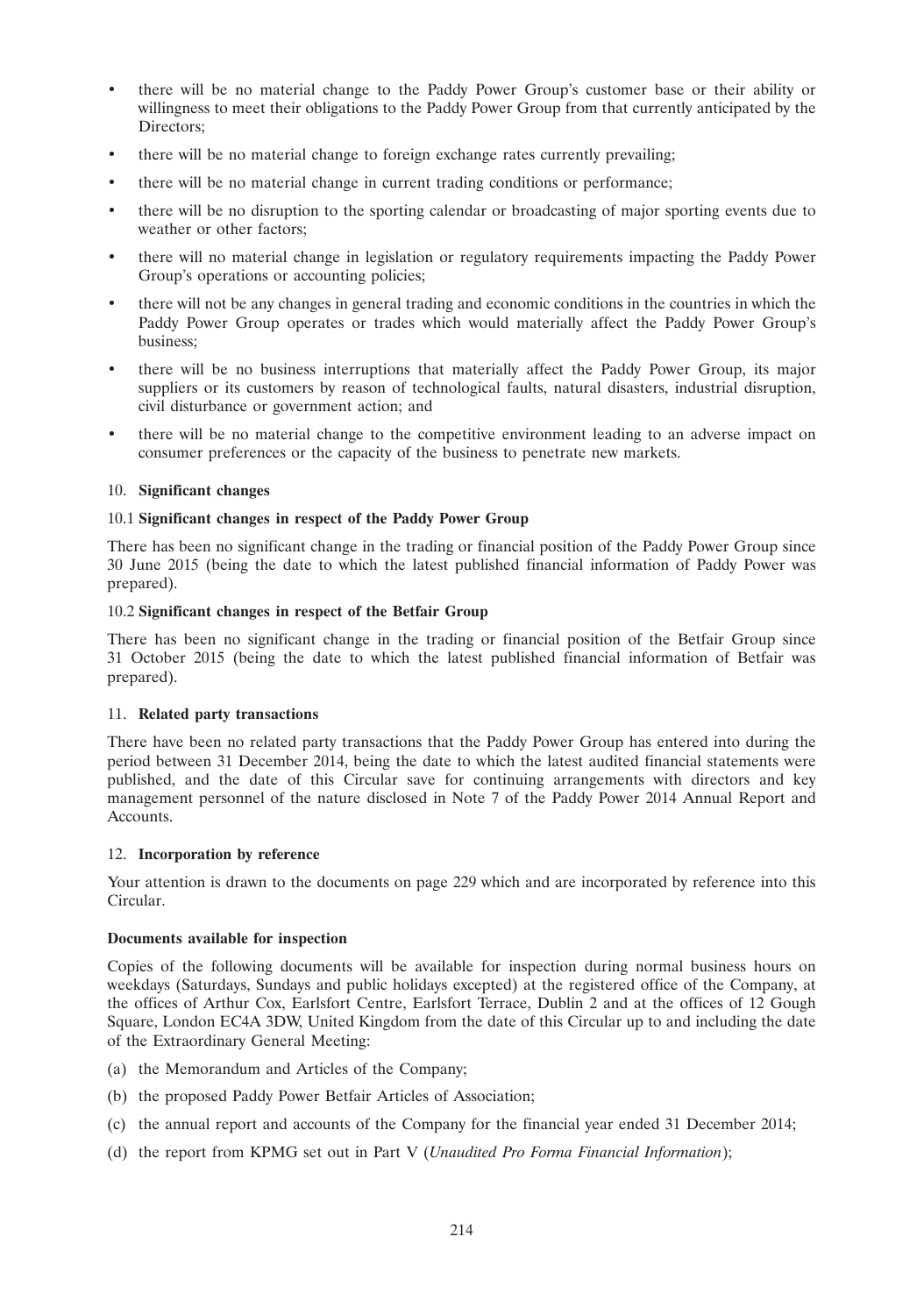- there will be no material change to the Paddy Power Group's customer base or their ability or willingness to meet their obligations to the Paddy Power Group from that currently anticipated by the Directors;
- there will be no material change to foreign exchange rates currently prevailing;
- there will be no material change in current trading conditions or performance;
- there will be no disruption to the sporting calendar or broadcasting of major sporting events due to weather or other factors;
- there will no material change in legislation or regulatory requirements impacting the Paddy Power Group's operations or accounting policies;
- there will not be any changes in general trading and economic conditions in the countries in which the Paddy Power Group operates or trades which would materially affect the Paddy Power Group's business;
- there will be no business interruptions that materially affect the Paddy Power Group, its major suppliers or its customers by reason of technological faults, natural disasters, industrial disruption, civil disturbance or government action; and
- there will be no material change to the competitive environment leading to an adverse impact on consumer preferences or the capacity of the business to penetrate new markets.

## 10. Significant changes

### 10.1 Significant changes in respect of the Paddy Power Group

There has been no significant change in the trading or financial position of the Paddy Power Group since 30 June 2015 (being the date to which the latest published financial information of Paddy Power was prepared).

### 10.2 Significant changes in respect of the Betfair Group

There has been no significant change in the trading or financial position of the Betfair Group since 31 October 2015 (being the date to which the latest published financial information of Betfair was prepared).

## 11. Related party transactions

There have been no related party transactions that the Paddy Power Group has entered into during the period between 31 December 2014, being the date to which the latest audited financial statements were published, and the date of this Circular save for continuing arrangements with directors and key management personnel of the nature disclosed in Note 7 of the Paddy Power 2014 Annual Report and Accounts.

## 12. Incorporation by reference

Your attention is drawn to the documents on page 229 which and are incorporated by reference into this Circular.

### Documents available for inspection

Copies of the following documents will be available for inspection during normal business hours on weekdays (Saturdays, Sundays and public holidays excepted) at the registered office of the Company, at the offices of Arthur Cox, Earlsfort Centre, Earlsfort Terrace, Dublin 2 and at the offices of 12 Gough Square, London EC4A 3DW, United Kingdom from the date of this Circular up to and including the date of the Extraordinary General Meeting:

(a) the Memorandum and Articles of the Company;

(b) the proposed Paddy Power Betfair Articles of Association;

(c) the annual report and accounts of the Company for the financial year ended 31 December 2014;

(d) the report from KPMG set out in Part V (*Unaudited Pro Forma Financial Information*);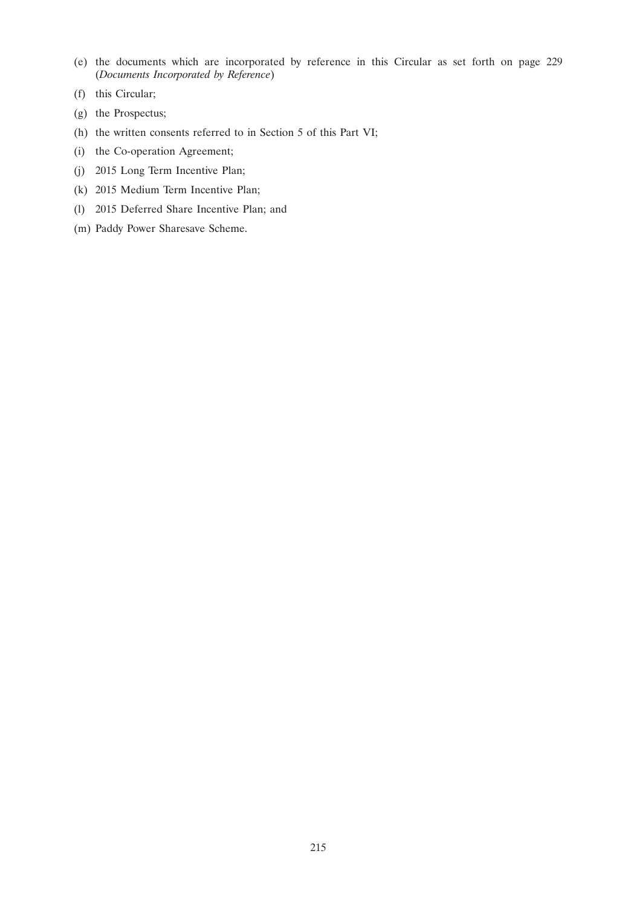(e) the documents which are incorporated by reference in this Circular as set forth on page 229 (*Documents Incorporated by Reference*)

(f) this Circular;

(g) the Prospectus;

(h) the written consents referred to in Section 5 of this Part VI;

(i) the Co-operation Agreement;

(j) 2015 Long Term Incentive Plan;

(k) 2015 Medium Term Incentive Plan;

(l) 2015 Deferred Share Incentive Plan; and

(m) Paddy Power Sharesave Scheme.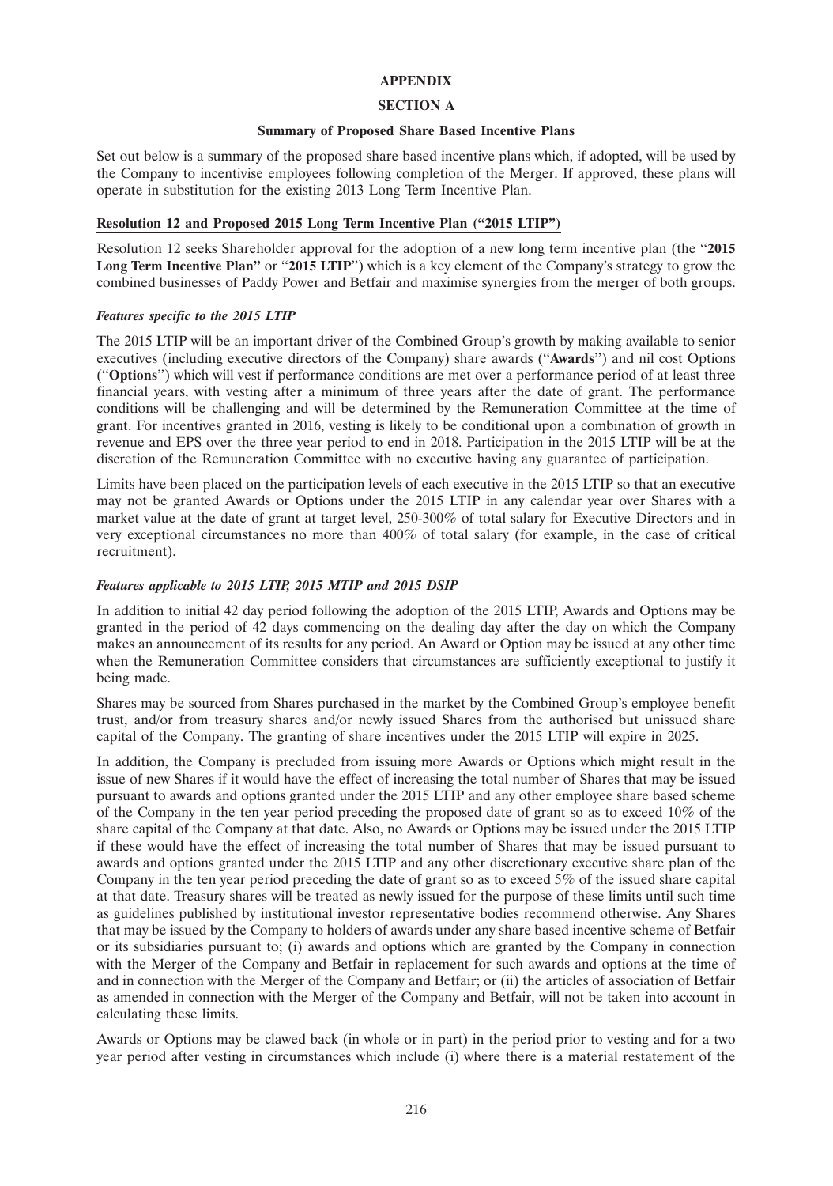# APPENDIX

## SECTION A

### Summary of Proposed Share Based Incentive Plans

Set out below is a summary of the proposed share based incentive plans which, if adopted, will be used by the Company to incentivise employees following completion of the Merger. If approved, these plans will operate in substitution for the existing 2013 Long Term Incentive Plan.

**Resolution 12 and Proposed 2015 Long Term Incentive Plan ("2015 LTIP")**

Resolution 12 seeks Shareholder approval for the adoption of a new long term incentive plan (the "**2015 Long Term Incentive Plan"** or "**2015 LTIP**") which is a key element of the Company's strategy to grow the combined businesses of Paddy Power and Betfair and maximise synergies from the merger of both groups.

***Features specific to the 2015 LTIP***

The 2015 LTIP will be an important driver of the Combined Group's growth by making available to senior executives (including executive directors of the Company) share awards ("**Awards**") and nil cost Options ("**Options**") which will vest if performance conditions are met over a performance period of at least three financial years, with vesting after a minimum of three years after the date of grant. The performance conditions will be challenging and will be determined by the Remuneration Committee at the time of grant. For incentives granted in 2016, vesting is likely to be conditional upon a combination of growth in revenue and EPS over the three year period to end in 2018. Participation in the 2015 LTIP will be at the discretion of the Remuneration Committee with no executive having any guarantee of participation.

Limits have been placed on the participation levels of each executive in the 2015 LTIP so that an executive may not be granted Awards or Options under the 2015 LTIP in any calendar year over Shares with a market value at the date of grant at target level, 250-300% of total salary for Executive Directors and in very exceptional circumstances no more than 400% of total salary (for example, in the case of critical recruitment).

***Features applicable to 2015 LTIP, 2015 MTIP and 2015 DSIP***

In addition to initial 42 day period following the adoption of the 2015 LTIP, Awards and Options may be granted in the period of 42 days commencing on the dealing day after the day on which the Company makes an announcement of its results for any period. An Award or Option may be issued at any other time when the Remuneration Committee considers that circumstances are sufficiently exceptional to justify it being made.

Shares may be sourced from Shares purchased in the market by the Combined Group's employee benefit trust, and/or from treasury shares and/or newly issued Shares from the authorised but unissued share capital of the Company. The granting of share incentives under the 2015 LTIP will expire in 2025.

In addition, the Company is precluded from issuing more Awards or Options which might result in the issue of new Shares if it would have the effect of increasing the total number of Shares that may be issued pursuant to awards and options granted under the 2015 LTIP and any other employee share based scheme of the Company in the ten year period preceding the proposed date of grant so as to exceed 10% of the share capital of the Company at that date. Also, no Awards or Options may be issued under the 2015 LTIP if these would have the effect of increasing the total number of Shares that may be issued pursuant to awards and options granted under the 2015 LTIP and any other discretionary executive share plan of the Company in the ten year period preceding the date of grant so as to exceed 5% of the issued share capital at that date. Treasury shares will be treated as newly issued for the purpose of these limits until such time as guidelines published by institutional investor representative bodies recommend otherwise. Any Shares that may be issued by the Company to holders of awards under any share based incentive scheme of Betfair or its subsidiaries pursuant to; (i) awards and options which are granted by the Company in connection with the Merger of the Company and Betfair in replacement for such awards and options at the time of and in connection with the Merger of the Company and Betfair; or (ii) the articles of association of Betfair as amended in connection with the Merger of the Company and Betfair, will not be taken into account in calculating these limits.

Awards or Options may be clawed back (in whole or in part) in the period prior to vesting and for a two year period after vesting in circumstances which include (i) where there is a material restatement of the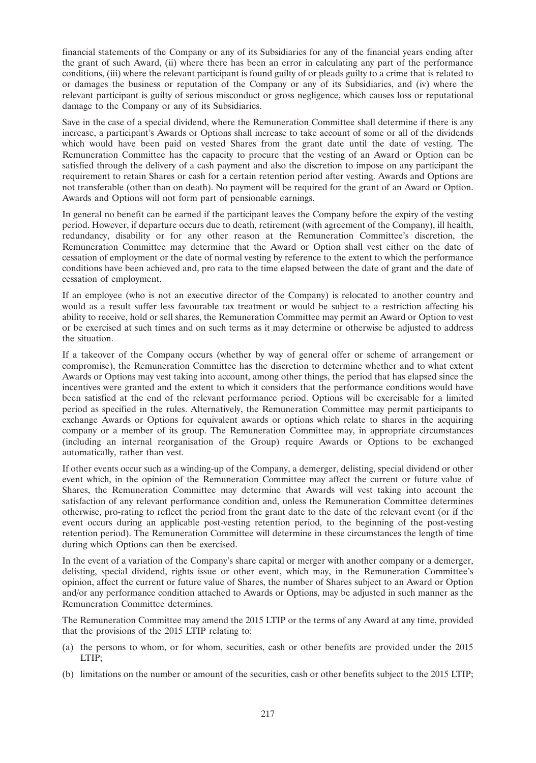financial statements of the Company or any of its Subsidiaries for any of the financial years ending after the grant of such Award, (ii) where there has been an error in calculating any part of the performance conditions, (iii) where the relevant participant is found guilty of or pleads guilty to a crime that is related to or damages the business or reputation of the Company or any of its Subsidiaries, and (iv) where the relevant participant is guilty of serious misconduct or gross negligence, which causes loss or reputational damage to the Company or any of its Subsidiaries.

Save in the case of a special dividend, where the Remuneration Committee shall determine if there is any increase, a participant's Awards or Options shall increase to take account of some or all of the dividends which would have been paid on vested Shares from the grant date until the date of vesting. The Remuneration Committee has the capacity to procure that the vesting of an Award or Option can be satisfied through the delivery of a cash payment and also the discretion to impose on any participant the requirement to retain Shares or cash for a certain retention period after vesting. Awards and Options are not transferable (other than on death). No payment will be required for the grant of an Award or Option. Awards and Options will not form part of pensionable earnings.

In general no benefit can be earned if the participant leaves the Company before the expiry of the vesting period. However, if departure occurs due to death, retirement (with agreement of the Company), ill health, redundancy, disability or for any other reason at the Remuneration Committee's discretion, the Remuneration Committee may determine that the Award or Option shall vest either on the date of cessation of employment or the date of normal vesting by reference to the extent to which the performance conditions have been achieved and, pro rata to the time elapsed between the date of grant and the date of cessation of employment.

If an employee (who is not an executive director of the Company) is relocated to another country and would as a result suffer less favourable tax treatment or would be subject to a restriction affecting his ability to receive, hold or sell shares, the Remuneration Committee may permit an Award or Option to vest or be exercised at such times and on such terms as it may determine or otherwise be adjusted to address the situation.

If a takeover of the Company occurs (whether by way of general offer or scheme of arrangement or compromise), the Remuneration Committee has the discretion to determine whether and to what extent Awards or Options may vest taking into account, among other things, the period that has elapsed since the incentives were granted and the extent to which it considers that the performance conditions would have been satisfied at the end of the relevant performance period. Options will be exercisable for a limited period as specified in the rules. Alternatively, the Remuneration Committee may permit participants to exchange Awards or Options for equivalent awards or options which relate to shares in the acquiring company or a member of its group. The Remuneration Committee may, in appropriate circumstances (including an internal reorganisation of the Group) require Awards or Options to be exchanged automatically, rather than vest.

If other events occur such as a winding-up of the Company, a demerger, delisting, special dividend or other event which, in the opinion of the Remuneration Committee may affect the current or future value of Shares, the Remuneration Committee may determine that Awards will vest taking into account the satisfaction of any relevant performance condition and, unless the Remuneration Committee determines otherwise, pro-rating to reflect the period from the grant date to the date of the relevant event (or if the event occurs during an applicable post-vesting retention period, to the beginning of the post-vesting retention period). The Remuneration Committee will determine in these circumstances the length of time during which Options can then be exercised.

In the event of a variation of the Company's share capital or merger with another company or a demerger, delisting, special dividend, rights issue or other event, which may, in the Remuneration Committee's opinion, affect the current or future value of Shares, the number of Shares subject to an Award or Option and/or any performance condition attached to Awards or Options, may be adjusted in such manner as the Remuneration Committee determines.

The Remuneration Committee may amend the 2015 LTIP or the terms of any Award at any time, provided that the provisions of the 2015 LTIP relating to:

(a) the persons to whom, or for whom, securities, cash or other benefits are provided under the 2015 LTIP;

(b) limitations on the number or amount of the securities, cash or other benefits subject to the 2015 LTIP;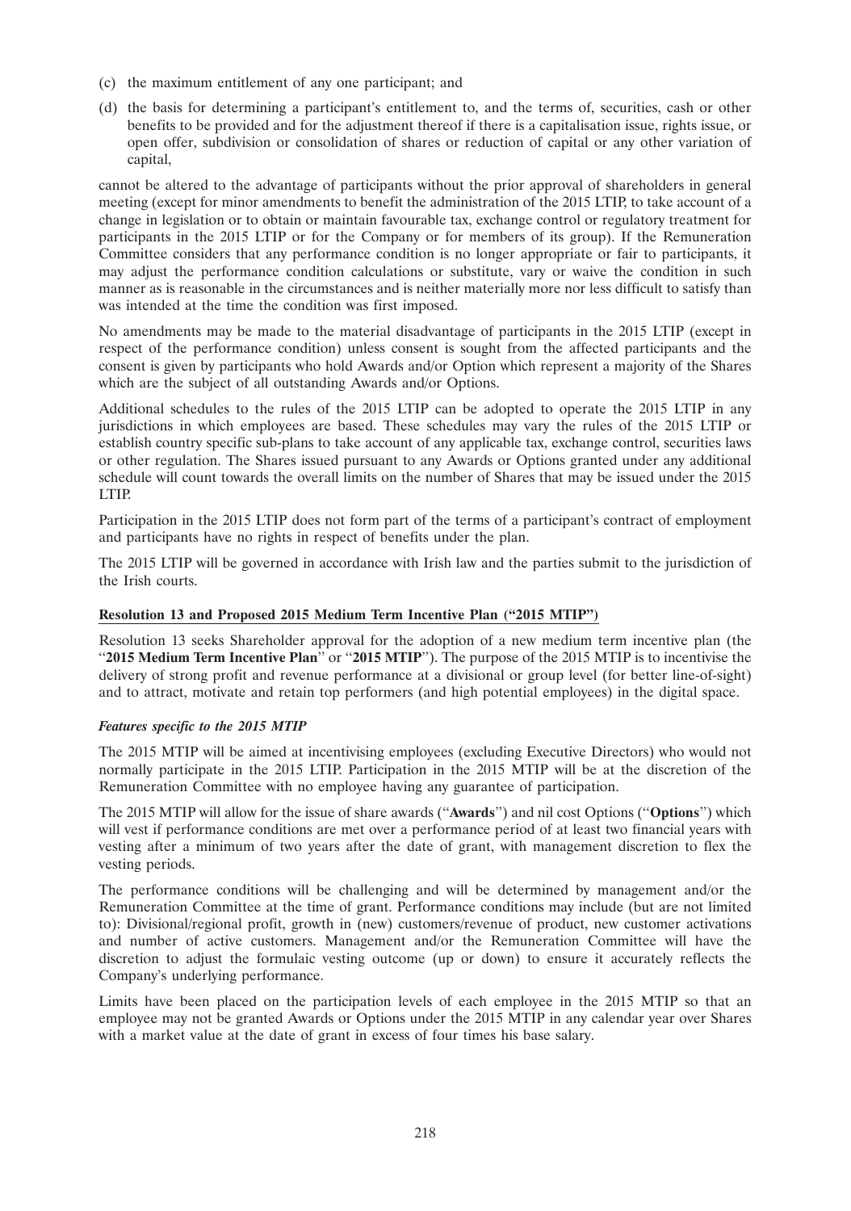(c) the maximum entitlement of any one participant; and

(d) the basis for determining a participant's entitlement to, and the terms of, securities, cash or other benefits to be provided and for the adjustment thereof if there is a capitalisation issue, rights issue, or open offer, subdivision or consolidation of shares or reduction of capital or any other variation of capital,

cannot be altered to the advantage of participants without the prior approval of shareholders in general meeting (except for minor amendments to benefit the administration of the 2015 LTIP, to take account of a change in legislation or to obtain or maintain favourable tax, exchange control or regulatory treatment for participants in the 2015 LTIP or for the Company or for members of its group). If the Remuneration Committee considers that any performance condition is no longer appropriate or fair to participants, it may adjust the performance condition calculations or substitute, vary or waive the condition in such manner as is reasonable in the circumstances and is neither materially more nor less difficult to satisfy than was intended at the time the condition was first imposed.

No amendments may be made to the material disadvantage of participants in the 2015 LTIP (except in respect of the performance condition) unless consent is sought from the affected participants and the consent is given by participants who hold Awards and/or Option which represent a majority of the Shares which are the subject of all outstanding Awards and/or Options.

Additional schedules to the rules of the 2015 LTIP can be adopted to operate the 2015 LTIP in any jurisdictions in which employees are based. These schedules may vary the rules of the 2015 LTIP or establish country specific sub-plans to take account of any applicable tax, exchange control, securities laws or other regulation. The Shares issued pursuant to any Awards or Options granted under any additional schedule will count towards the overall limits on the number of Shares that may be issued under the 2015 LTIP.

Participation in the 2015 LTIP does not form part of the terms of a participant's contract of employment and participants have no rights in respect of benefits under the plan.

The 2015 LTIP will be governed in accordance with Irish law and the parties submit to the jurisdiction of the Irish courts.

**Resolution 13 and Proposed 2015 Medium Term Incentive Plan ("2015 MTIP")**

Resolution 13 seeks Shareholder approval for the adoption of a new medium term incentive plan (the "**2015 Medium Term Incentive Plan**" or "**2015 MTIP**"). The purpose of the 2015 MTIP is to incentivise the delivery of strong profit and revenue performance at a divisional or group level (for better line-of-sight) and to attract, motivate and retain top performers (and high potential employees) in the digital space.

***Features specific to the 2015 MTIP***

The 2015 MTIP will be aimed at incentivising employees (excluding Executive Directors) who would not normally participate in the 2015 LTIP. Participation in the 2015 MTIP will be at the discretion of the Remuneration Committee with no employee having any guarantee of participation.

The 2015 MTIP will allow for the issue of share awards ("**Awards**") and nil cost Options ("**Options**") which will vest if performance conditions are met over a performance period of at least two financial years with vesting after a minimum of two years after the date of grant, with management discretion to flex the vesting periods.

The performance conditions will be challenging and will be determined by management and/or the Remuneration Committee at the time of grant. Performance conditions may include (but are not limited to): Divisional/regional profit, growth in (new) customers/revenue of product, new customer activations and number of active customers. Management and/or the Remuneration Committee will have the discretion to adjust the formulaic vesting outcome (up or down) to ensure it accurately reflects the Company's underlying performance.

Limits have been placed on the participation levels of each employee in the 2015 MTIP so that an employee may not be granted Awards or Options under the 2015 MTIP in any calendar year over Shares with a market value at the date of grant in excess of four times his base salary.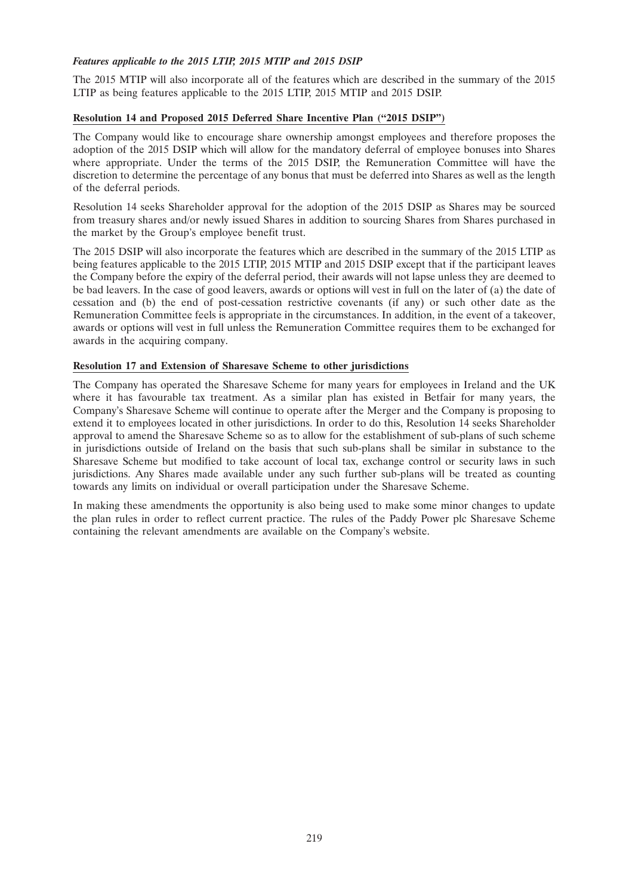***Features applicable to the 2015 LTIP, 2015 MTIP and 2015 DSIP***

The 2015 MTIP will also incorporate all of the features which are described in the summary of the 2015 LTIP as being features applicable to the 2015 LTIP, 2015 MTIP and 2015 DSIP.

**Resolution 14 and Proposed 2015 Deferred Share Incentive Plan ("2015 DSIP")**

The Company would like to encourage share ownership amongst employees and therefore proposes the adoption of the 2015 DSIP which will allow for the mandatory deferral of employee bonuses into Shares where appropriate. Under the terms of the 2015 DSIP, the Remuneration Committee will have the discretion to determine the percentage of any bonus that must be deferred into Shares as well as the length of the deferral periods.

Resolution 14 seeks Shareholder approval for the adoption of the 2015 DSIP as Shares may be sourced from treasury shares and/or newly issued Shares in addition to sourcing Shares from Shares purchased in the market by the Group's employee benefit trust.

The 2015 DSIP will also incorporate the features which are described in the summary of the 2015 LTIP as being features applicable to the 2015 LTIP, 2015 MTIP and 2015 DSIP except that if the participant leaves the Company before the expiry of the deferral period, their awards will not lapse unless they are deemed to be bad leavers. In the case of good leavers, awards or options will vest in full on the later of (a) the date of cessation and (b) the end of post-cessation restrictive covenants (if any) or such other date as the Remuneration Committee feels is appropriate in the circumstances. In addition, in the event of a takeover, awards or options will vest in full unless the Remuneration Committee requires them to be exchanged for awards in the acquiring company.

**Resolution 17 and Extension of Sharesave Scheme to other jurisdictions**

The Company has operated the Sharesave Scheme for many years for employees in Ireland and the UK where it has favourable tax treatment. As a similar plan has existed in Betfair for many years, the Company's Sharesave Scheme will continue to operate after the Merger and the Company is proposing to extend it to employees located in other jurisdictions. In order to do this, Resolution 14 seeks Shareholder approval to amend the Sharesave Scheme so as to allow for the establishment of sub-plans of such scheme in jurisdictions outside of Ireland on the basis that such sub-plans shall be similar in substance to the Sharesave Scheme but modified to take account of local tax, exchange control or security laws in such jurisdictions. Any Shares made available under any such further sub-plans will be treated as counting towards any limits on individual or overall participation under the Sharesave Scheme.

In making these amendments the opportunity is also being used to make some minor changes to update the plan rules in order to reflect current practice. The rules of the Paddy Power plc Sharesave Scheme containing the relevant amendments are available on the Company's website.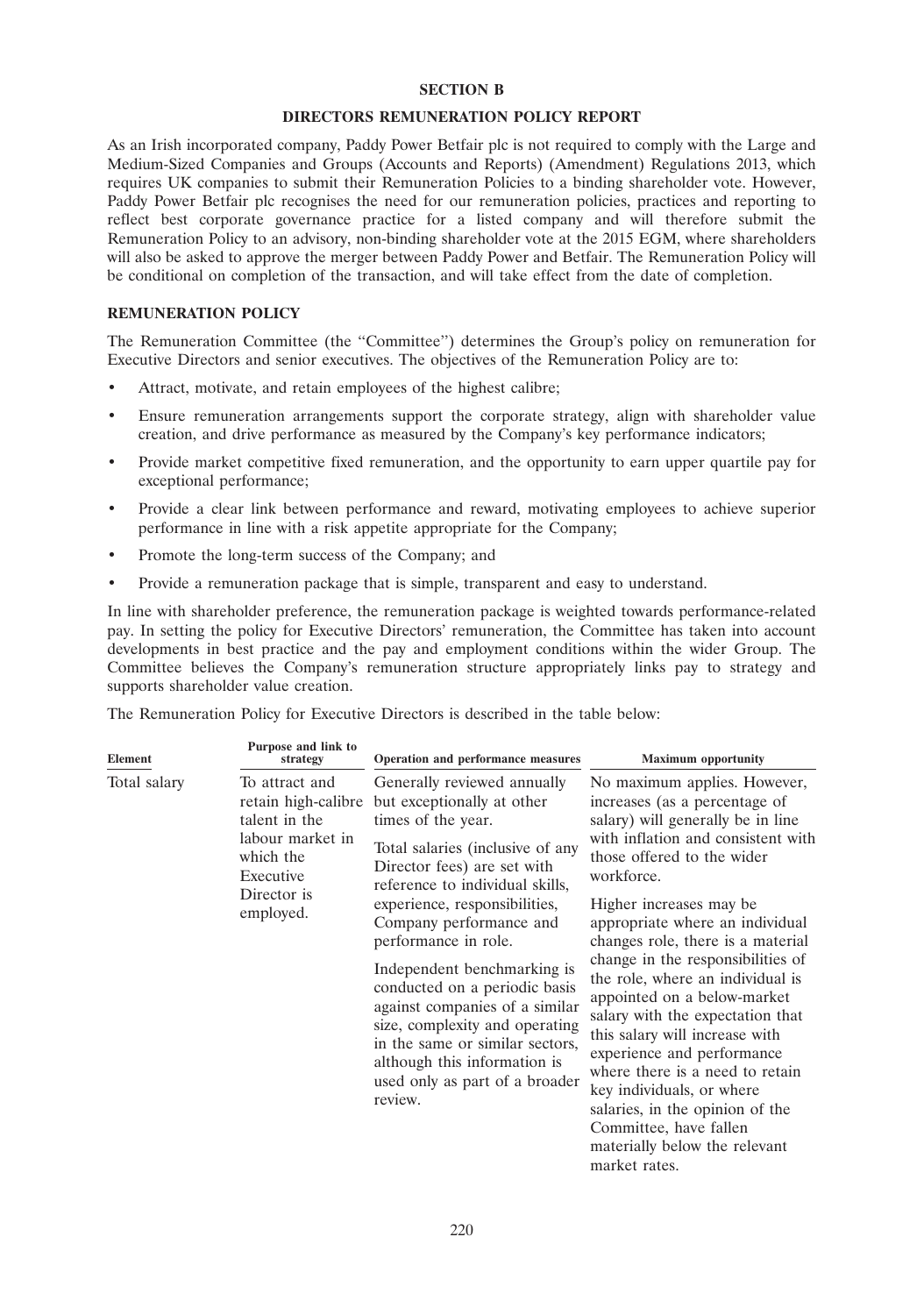## SECTION B

## DIRECTORS REMUNERATION POLICY REPORT

As an Irish incorporated company, Paddy Power Betfair plc is not required to comply with the Large and Medium-Sized Companies and Groups (Accounts and Reports) (Amendment) Regulations 2013, which requires UK companies to submit their Remuneration Policies to a binding shareholder vote. However, Paddy Power Betfair plc recognises the need for our remuneration policies, practices and reporting to reflect best corporate governance practice for a listed company and will therefore submit the Remuneration Policy to an advisory, non-binding shareholder vote at the 2015 EGM, where shareholders will also be asked to approve the merger between Paddy Power and Betfair. The Remuneration Policy will be conditional on completion of the transaction, and will take effect from the date of completion.

### REMUNERATION POLICY

The Remuneration Committee (the "Committee") determines the Group's policy on remuneration for Executive Directors and senior executives. The objectives of the Remuneration Policy are to:

- Attract, motivate, and retain employees of the highest calibre;
- Ensure remuneration arrangements support the corporate strategy, align with shareholder value creation, and drive performance as measured by the Company's key performance indicators;
- Provide market competitive fixed remuneration, and the opportunity to earn upper quartile pay for exceptional performance;
- Provide a clear link between performance and reward, motivating employees to achieve superior performance in line with a risk appetite appropriate for the Company;
- Promote the long-term success of the Company; and
- Provide a remuneration package that is simple, transparent and easy to understand.

In line with shareholder preference, the remuneration package is weighted towards performance-related pay. In setting the policy for Executive Directors' remuneration, the Committee has taken into account developments in best practice and the pay and employment conditions within the wider Group. The Committee believes the Company's remuneration structure appropriately links pay to strategy and supports shareholder value creation.

The Remuneration Policy for Executive Directors is described in the table below:

| Element | Purpose and link to strategy | Operation and performance measures | Maximum opportunity |
|---|---|---|---|
| Total salary | To attract and retain high-calibre talent in the labour market in which the Executive Director is employed. | Generally reviewed annually but exceptionally at other times of the year.<br><br>Total salaries (inclusive of any Director fees) are set with reference to individual skills, experience, responsibilities, Company performance and performance in role.<br><br>Independent benchmarking is conducted on a periodic basis against companies of a similar size, complexity and operating in the same or similar sectors, although this information is used only as part of a broader review. | No maximum applies. However, increases (as a percentage of salary) will generally be in line with inflation and consistent with those offered to the wider workforce.<br><br>Higher increases may be appropriate where an individual changes role, there is a material change in the responsibilities of the role, where an individual is appointed on a below-market salary with the expectation that this salary will increase with experience and performance where there is a need to retain key individuals, or where salaries, in the opinion of the Committee, have fallen materially below the relevant market rates. |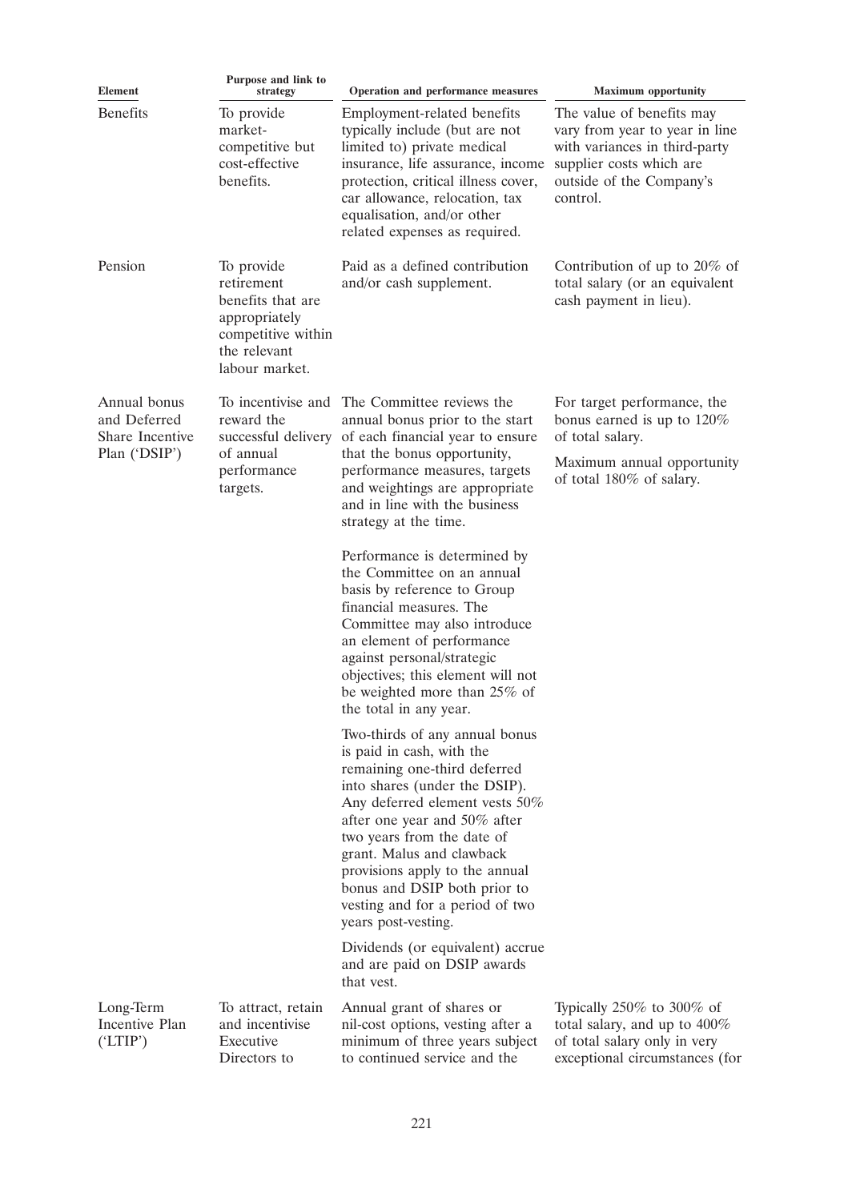| Element | Purpose and link to strategy | Operation and performance measures | Maximum opportunity |
|---|---|---|---|
| Benefits | To provide market-competitive but cost-effective benefits. | Employment-related benefits typically include (but are not limited to) private medical insurance, life assurance, income protection, critical illness cover, car allowance, relocation, tax equalisation, and/or other related expenses as required. | The value of benefits may vary from year to year in line with variances in third-party supplier costs which are outside of the Company's control. |
| Pension | To provide retirement benefits that are appropriately competitive within the relevant labour market. | Paid as a defined contribution and/or cash supplement. | Contribution of up to 20% of total salary (or an equivalent cash payment in lieu). |
| Annual bonus and Deferred Share Incentive Plan ('DSIP') | To incentivise and reward the successful delivery of annual performance targets. | The Committee reviews the annual bonus prior to the start of each financial year to ensure that the bonus opportunity, performance measures, targets and weightings are appropriate and in line with the business strategy at the time.<br><br>Performance is determined by the Committee on an annual basis by reference to Group financial measures. The Committee may also introduce an element of performance against personal/strategic objectives; this element will not be weighted more than 25% of the total in any year.<br><br>Two-thirds of any annual bonus is paid in cash, with the remaining one-third deferred into shares (under the DSIP). Any deferred element vests 50% after one year and 50% after two years from the date of grant. Malus and clawback provisions apply to the annual bonus and DSIP both prior to vesting and for a period of two years post-vesting.<br><br>Dividends (or equivalent) accrue and are paid on DSIP awards that vest. | For target performance, the bonus earned is up to 120% of total salary.<br><br>Maximum annual opportunity of total 180% of salary. |
| Long-Term Incentive Plan ('LTIP') | To attract, retain and incentivise Executive Directors to | Annual grant of shares or nil-cost options, vesting after a minimum of three years subject to continued service and the | Typically 250% to 300% of total salary, and up to 400% of total salary only in very exceptional circumstances (for |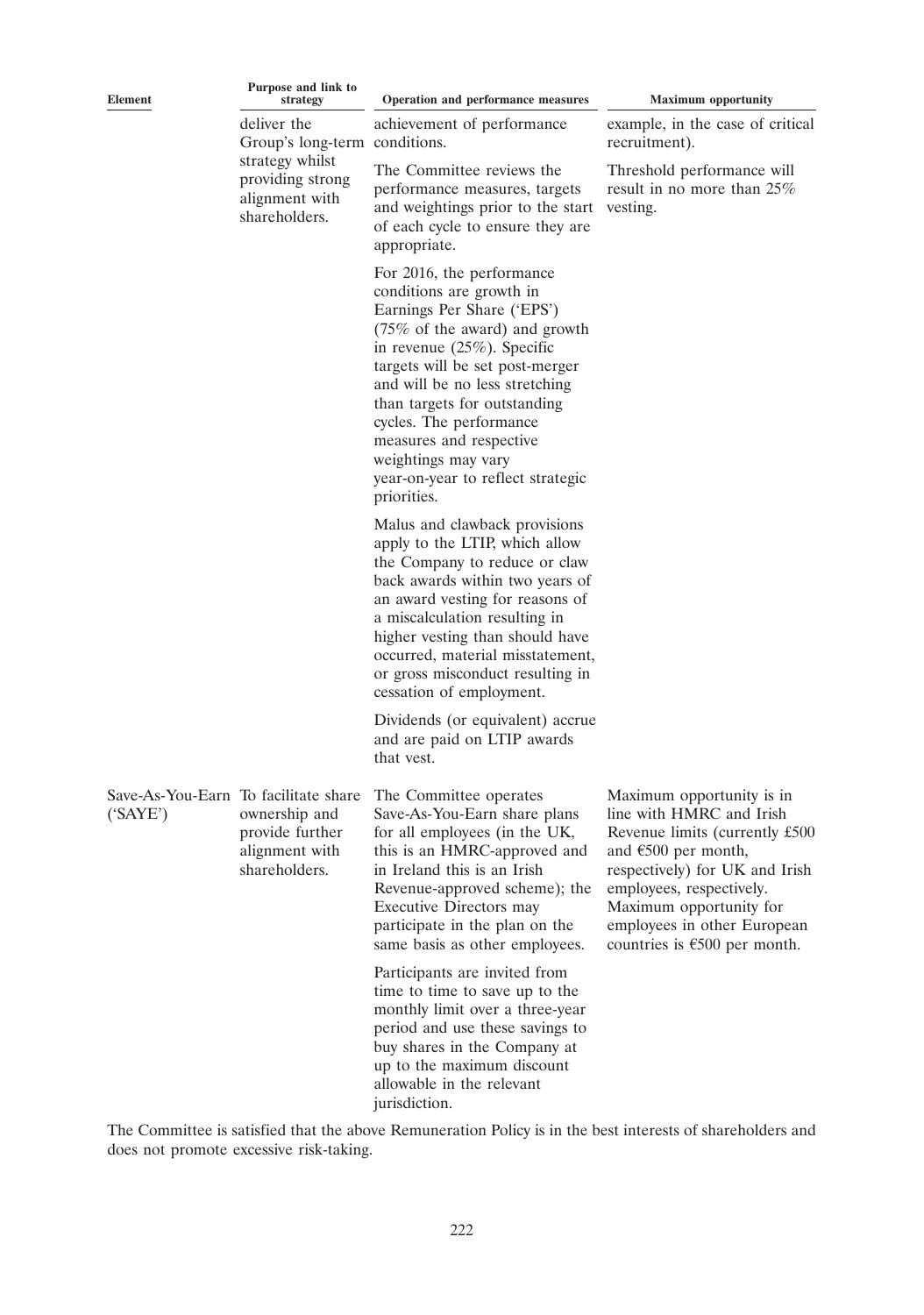| Element | Purpose and link to strategy | Operation and performance measures | Maximum opportunity |
|---|---|---|---|
| | deliver the Group's long-term strategy whilst providing strong alignment with shareholders. | achievement of performance conditions.<br><br>The Committee reviews the performance measures, targets and weightings prior to the start of each cycle to ensure they are appropriate.<br><br>For 2016, the performance conditions are growth in Earnings Per Share ('EPS') (75% of the award) and growth in revenue (25%). Specific targets will be set post-merger and will be no less stretching than targets for outstanding cycles. The performance measures and respective weightings may vary year-on-year to reflect strategic priorities.<br><br>Malus and clawback provisions apply to the LTIP, which allow the Company to reduce or claw back awards within two years of an award vesting for reasons of a miscalculation resulting in higher vesting than should have occurred, material misstatement, or gross misconduct resulting in cessation of employment.<br><br>Dividends (or equivalent) accrue and are paid on LTIP awards that vest. | example, in the case of critical recruitment).<br><br>Threshold performance will result in no more than 25% vesting. |
| Save-As-You-Earn ('SAYE') | To facilitate share ownership and provide further alignment with shareholders. | The Committee operates Save-As-You-Earn share plans for all employees (in the UK, this is an HMRC-approved and in Ireland this is an Irish Revenue-approved scheme); the Executive Directors may participate in the plan on the same basis as other employees.<br><br>Participants are invited from time to time to save up to the monthly limit over a three-year period and use these savings to buy shares in the Company at up to the maximum discount allowable in the relevant jurisdiction. | Maximum opportunity is in line with HMRC and Irish Revenue limits (currently £500 and €500 per month, respectively) for UK and Irish employees, respectively. Maximum opportunity for employees in other European countries is €500 per month. |

The Committee is satisfied that the above Remuneration Policy is in the best interests of shareholders and does not promote excessive risk-taking.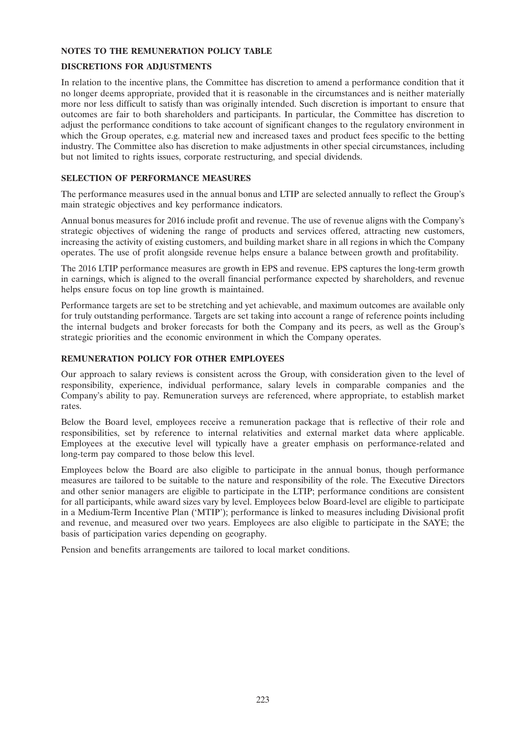## NOTES TO THE REMUNERATION POLICY TABLE

### DISCRETIONS FOR ADJUSTMENTS

In relation to the incentive plans, the Committee has discretion to amend a performance condition that it no longer deems appropriate, provided that it is reasonable in the circumstances and is neither materially more nor less difficult to satisfy than was originally intended. Such discretion is important to ensure that outcomes are fair to both shareholders and participants. In particular, the Committee has discretion to adjust the performance conditions to take account of significant changes to the regulatory environment in which the Group operates, e.g. material new and increased taxes and product fees specific to the betting industry. The Committee also has discretion to make adjustments in other special circumstances, including but not limited to rights issues, corporate restructuring, and special dividends.

### SELECTION OF PERFORMANCE MEASURES

The performance measures used in the annual bonus and LTIP are selected annually to reflect the Group's main strategic objectives and key performance indicators.

Annual bonus measures for 2016 include profit and revenue. The use of revenue aligns with the Company's strategic objectives of widening the range of products and services offered, attracting new customers, increasing the activity of existing customers, and building market share in all regions in which the Company operates. The use of profit alongside revenue helps ensure a balance between growth and profitability.

The 2016 LTIP performance measures are growth in EPS and revenue. EPS captures the long-term growth in earnings, which is aligned to the overall financial performance expected by shareholders, and revenue helps ensure focus on top line growth is maintained.

Performance targets are set to be stretching and yet achievable, and maximum outcomes are available only for truly outstanding performance. Targets are set taking into account a range of reference points including the internal budgets and broker forecasts for both the Company and its peers, as well as the Group's strategic priorities and the economic environment in which the Company operates.

### REMUNERATION POLICY FOR OTHER EMPLOYEES

Our approach to salary reviews is consistent across the Group, with consideration given to the level of responsibility, experience, individual performance, salary levels in comparable companies and the Company's ability to pay. Remuneration surveys are referenced, where appropriate, to establish market rates.

Below the Board level, employees receive a remuneration package that is reflective of their role and responsibilities, set by reference to internal relativities and external market data where applicable. Employees at the executive level will typically have a greater emphasis on performance-related and long-term pay compared to those below this level.

Employees below the Board are also eligible to participate in the annual bonus, though performance measures are tailored to be suitable to the nature and responsibility of the role. The Executive Directors and other senior managers are eligible to participate in the LTIP; performance conditions are consistent for all participants, while award sizes vary by level. Employees below Board-level are eligible to participate in a Medium-Term Incentive Plan ('MTIP'); performance is linked to measures including Divisional profit and revenue, and measured over two years. Employees are also eligible to participate in the SAYE; the basis of participation varies depending on geography.

Pension and benefits arrangements are tailored to local market conditions.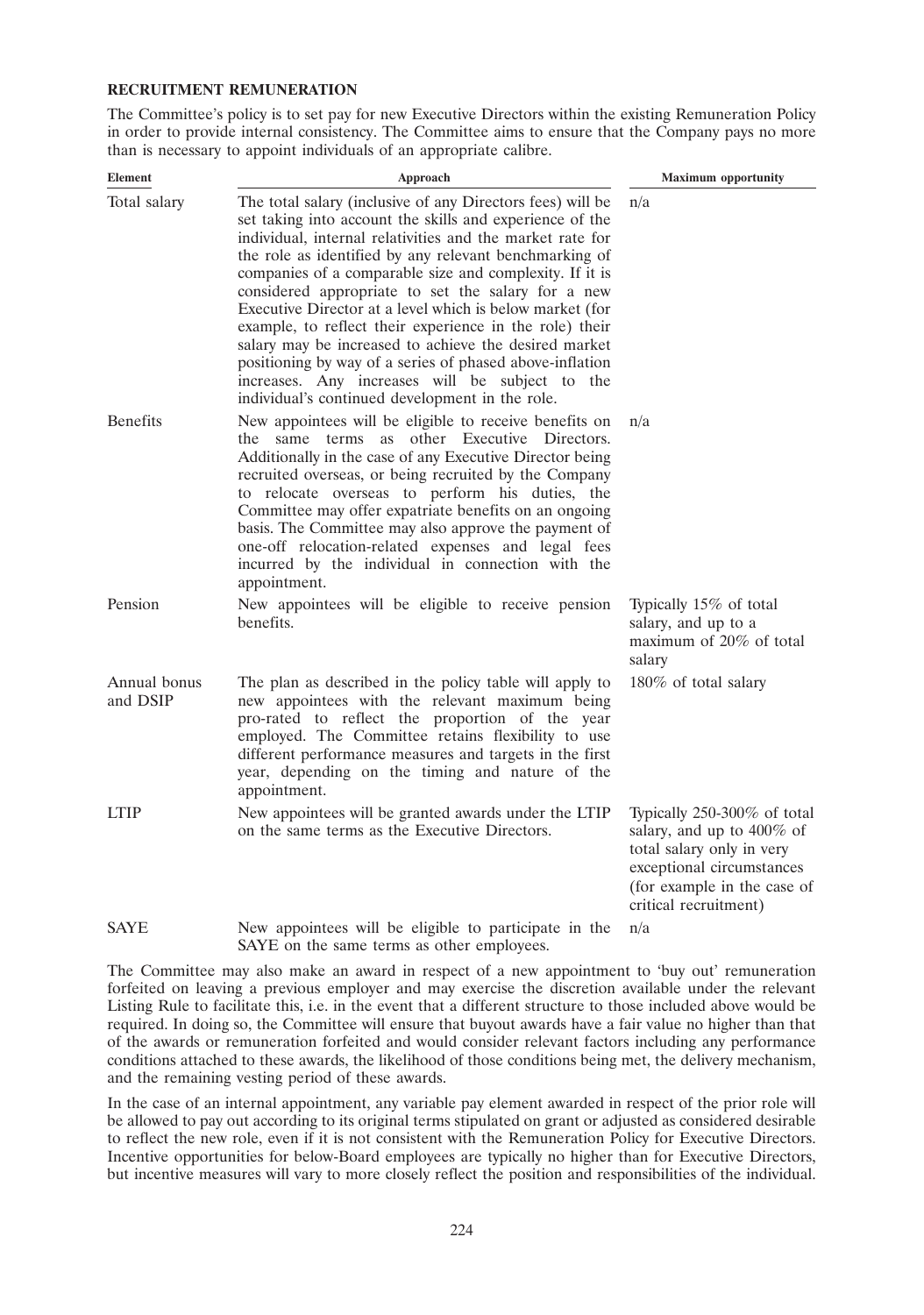**RECRUITMENT REMUNERATION**

The Committee's policy is to set pay for new Executive Directors within the existing Remuneration Policy in order to provide internal consistency. The Committee aims to ensure that the Company pays no more than is necessary to appoint individuals of an appropriate calibre.

| Element | Approach | Maximum opportunity |
|---|---|---|
| Total salary | The total salary (inclusive of any Directors fees) will be set taking into account the skills and experience of the individual, internal relativities and the market rate for the role as identified by any relevant benchmarking of companies of a comparable size and complexity. If it is considered appropriate to set the salary for a new Executive Director at a level which is below market (for example, to reflect their experience in the role) their salary may be increased to achieve the desired market positioning by way of a series of phased above-inflation increases. Any increases will be subject to the individual's continued development in the role. | n/a |
| Benefits | New appointees will be eligible to receive benefits on the same terms as other Executive Directors. Additionally in the case of any Executive Director being recruited overseas, or being recruited by the Company to relocate overseas to perform his duties, the Committee may offer expatriate benefits on an ongoing basis. The Committee may also approve the payment of one-off relocation-related expenses and legal fees incurred by the individual in connection with the appointment. | n/a |
| Pension | New appointees will be eligible to receive pension benefits. | Typically 15% of total salary, and up to a maximum of 20% of total salary |
| Annual bonus and DSIP | The plan as described in the policy table will apply to new appointees with the relevant maximum being pro-rated to reflect the proportion of the year employed. The Committee retains flexibility to use different performance measures and targets in the first year, depending on the timing and nature of the appointment. | 180% of total salary |
| LTIP | New appointees will be granted awards under the LTIP on the same terms as the Executive Directors. | Typically 250-300% of total salary, and up to 400% of total salary only in very exceptional circumstances (for example in the case of critical recruitment) |
| SAYE | New appointees will be eligible to participate in the SAYE on the same terms as other employees. | n/a |

The Committee may also make an award in respect of a new appointment to 'buy out' remuneration forfeited on leaving a previous employer and may exercise the discretion available under the relevant Listing Rule to facilitate this, i.e. in the event that a different structure to those included above would be required. In doing so, the Committee will ensure that buyout awards have a fair value no higher than that of the awards or remuneration forfeited and would consider relevant factors including any performance conditions attached to these awards, the likelihood of those conditions being met, the delivery mechanism, and the remaining vesting period of these awards.

In the case of an internal appointment, any variable pay element awarded in respect of the prior role will be allowed to pay out according to its original terms stipulated on grant or adjusted as considered desirable to reflect the new role, even if it is not consistent with the Remuneration Policy for Executive Directors. Incentive opportunities for below-Board employees are typically no higher than for Executive Directors, but incentive measures will vary to more closely reflect the position and responsibilities of the individual.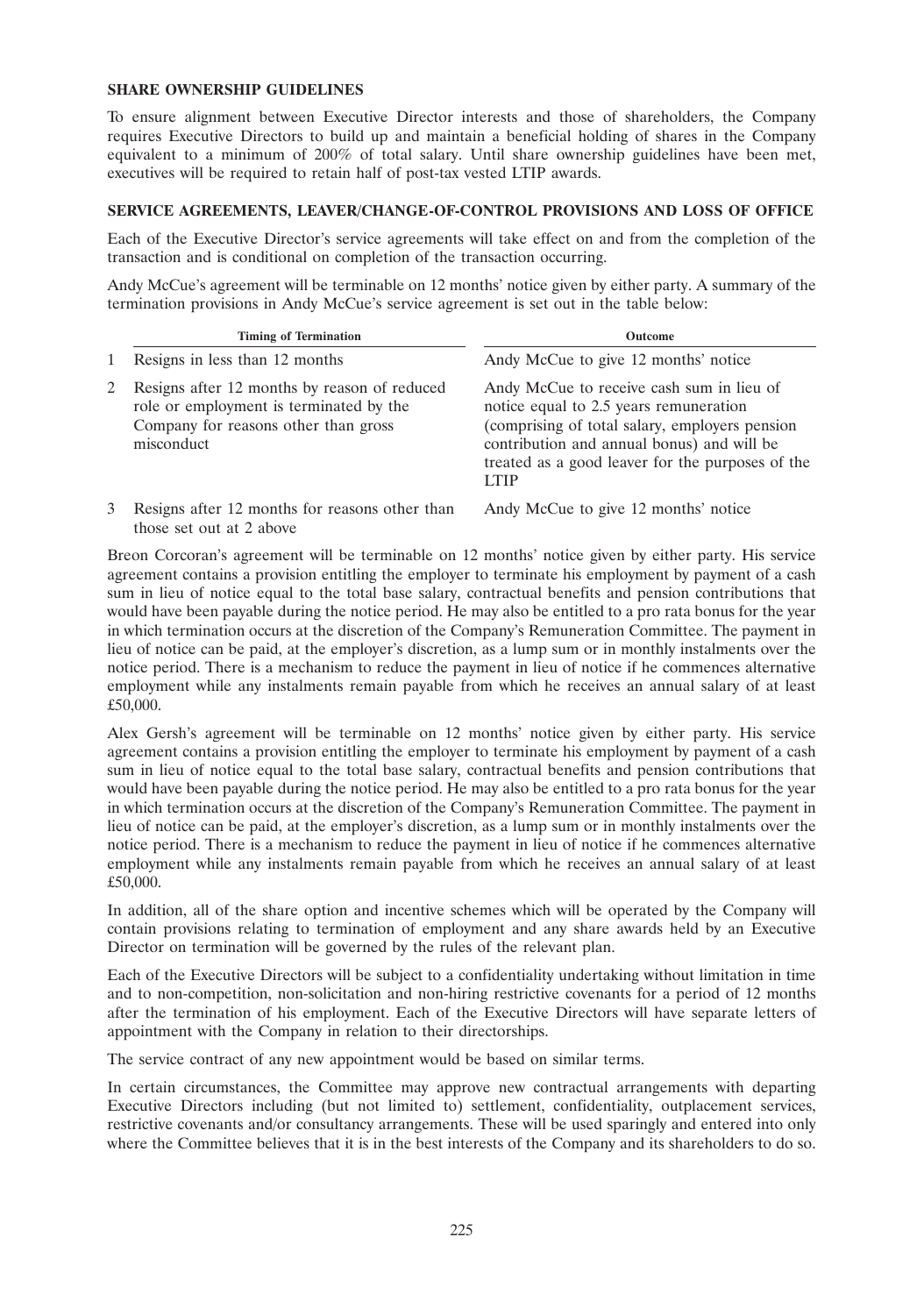## SHARE OWNERSHIP GUIDELINES

To ensure alignment between Executive Director interests and those of shareholders, the Company requires Executive Directors to build up and maintain a beneficial holding of shares in the Company equivalent to a minimum of 200% of total salary. Until share ownership guidelines have been met, executives will be required to retain half of post-tax vested LTIP awards.

## SERVICE AGREEMENTS, LEAVER/CHANGE-OF-CONTROL PROVISIONS AND LOSS OF OFFICE

Each of the Executive Director's service agreements will take effect on and from the completion of the transaction and is conditional on completion of the transaction occurring.

Andy McCue's agreement will be terminable on 12 months' notice given by either party. A summary of the termination provisions in Andy McCue's service agreement is set out in the table below:

| | Timing of Termination | Outcome |
|---|---|---|
| 1 | Resigns in less than 12 months | Andy McCue to give 12 months' notice |
| 2 | Resigns after 12 months by reason of reduced role or employment is terminated by the Company for reasons other than gross misconduct | Andy McCue to receive cash sum in lieu of notice equal to 2.5 years remuneration (comprising of total salary, employers pension contribution and annual bonus) and will be treated as a good leaver for the purposes of the LTIP |
| 3 | Resigns after 12 months for reasons other than those set out at 2 above | Andy McCue to give 12 months' notice |

Breon Corcoran's agreement will be terminable on 12 months' notice given by either party. His service agreement contains a provision entitling the employer to terminate his employment by payment of a cash sum in lieu of notice equal to the total base salary, contractual benefits and pension contributions that would have been payable during the notice period. He may also be entitled to a pro rata bonus for the year in which termination occurs at the discretion of the Company's Remuneration Committee. The payment in lieu of notice can be paid, at the employer's discretion, as a lump sum or in monthly instalments over the notice period. There is a mechanism to reduce the payment in lieu of notice if he commences alternative employment while any instalments remain payable from which he receives an annual salary of at least £50,000.

Alex Gersh's agreement will be terminable on 12 months' notice given by either party. His service agreement contains a provision entitling the employer to terminate his employment by payment of a cash sum in lieu of notice equal to the total base salary, contractual benefits and pension contributions that would have been payable during the notice period. He may also be entitled to a pro rata bonus for the year in which termination occurs at the discretion of the Company's Remuneration Committee. The payment in lieu of notice can be paid, at the employer's discretion, as a lump sum or in monthly instalments over the notice period. There is a mechanism to reduce the payment in lieu of notice if he commences alternative employment while any instalments remain payable from which he receives an annual salary of at least £50,000.

In addition, all of the share option and incentive schemes which will be operated by the Company will contain provisions relating to termination of employment and any share awards held by an Executive Director on termination will be governed by the rules of the relevant plan.

Each of the Executive Directors will be subject to a confidentiality undertaking without limitation in time and to non-competition, non-solicitation and non-hiring restrictive covenants for a period of 12 months after the termination of his employment. Each of the Executive Directors will have separate letters of appointment with the Company in relation to their directorships.

The service contract of any new appointment would be based on similar terms.

In certain circumstances, the Committee may approve new contractual arrangements with departing Executive Directors including (but not limited to) settlement, confidentiality, outplacement services, restrictive covenants and/or consultancy arrangements. These will be used sparingly and entered into only where the Committee believes that it is in the best interests of the Company and its shareholders to do so.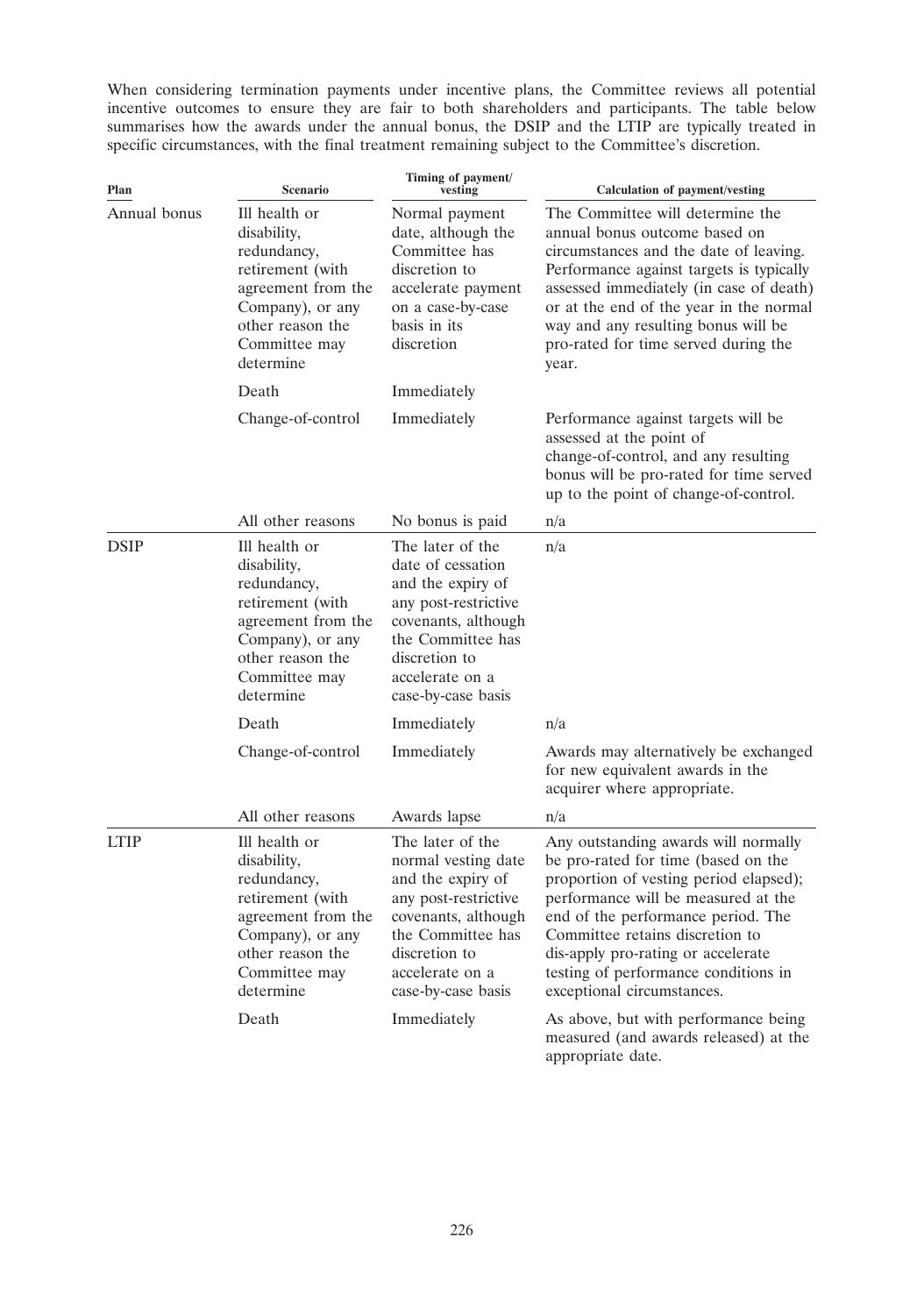When considering termination payments under incentive plans, the Committee reviews all potential incentive outcomes to ensure they are fair to both shareholders and participants. The table below summarises how the awards under the annual bonus, the DSIP and the LTIP are typically treated in specific circumstances, with the final treatment remaining subject to the Committee's discretion.

| Plan | Scenario | Timing of payment/ vesting | Calculation of payment/vesting |
|---|---|---|---|
| Annual bonus | Ill health or disability, redundancy, retirement (with agreement from the Company), or any other reason the Committee may determine | Normal payment date, although the Committee has discretion to accelerate payment on a case-by-case basis in its discretion | The Committee will determine the annual bonus outcome based on circumstances and the date of leaving. Performance against targets is typically assessed immediately (in case of death) or at the end of the year in the normal way and any resulting bonus will be pro-rated for time served during the year. |
| | Death | Immediately | |
| | Change-of-control | Immediately | Performance against targets will be assessed at the point of change-of-control, and any resulting bonus will be pro-rated for time served up to the point of change-of-control. |
| | All other reasons | No bonus is paid | n/a |
| DSIP | Ill health or disability, redundancy, retirement (with agreement from the Company), or any other reason the Committee may determine | The later of the date of cessation and the expiry of any post-restrictive covenants, although the Committee has discretion to accelerate on a case-by-case basis | n/a |
| | Death | Immediately | n/a |
| | Change-of-control | Immediately | Awards may alternatively be exchanged for new equivalent awards in the acquirer where appropriate. |
| | All other reasons | Awards lapse | n/a |
| LTIP | Ill health or disability, redundancy, retirement (with agreement from the Company), or any other reason the Committee may determine | The later of the normal vesting date and the expiry of any post-restrictive covenants, although the Committee has discretion to accelerate on a case-by-case basis | Any outstanding awards will normally be pro-rated for time (based on the proportion of vesting period elapsed); performance will be measured at the end of the performance period. The Committee retains discretion to dis-apply pro-rating or accelerate testing of performance conditions in exceptional circumstances. |
| | Death | Immediately | As above, but with performance being measured (and awards released) at the appropriate date. |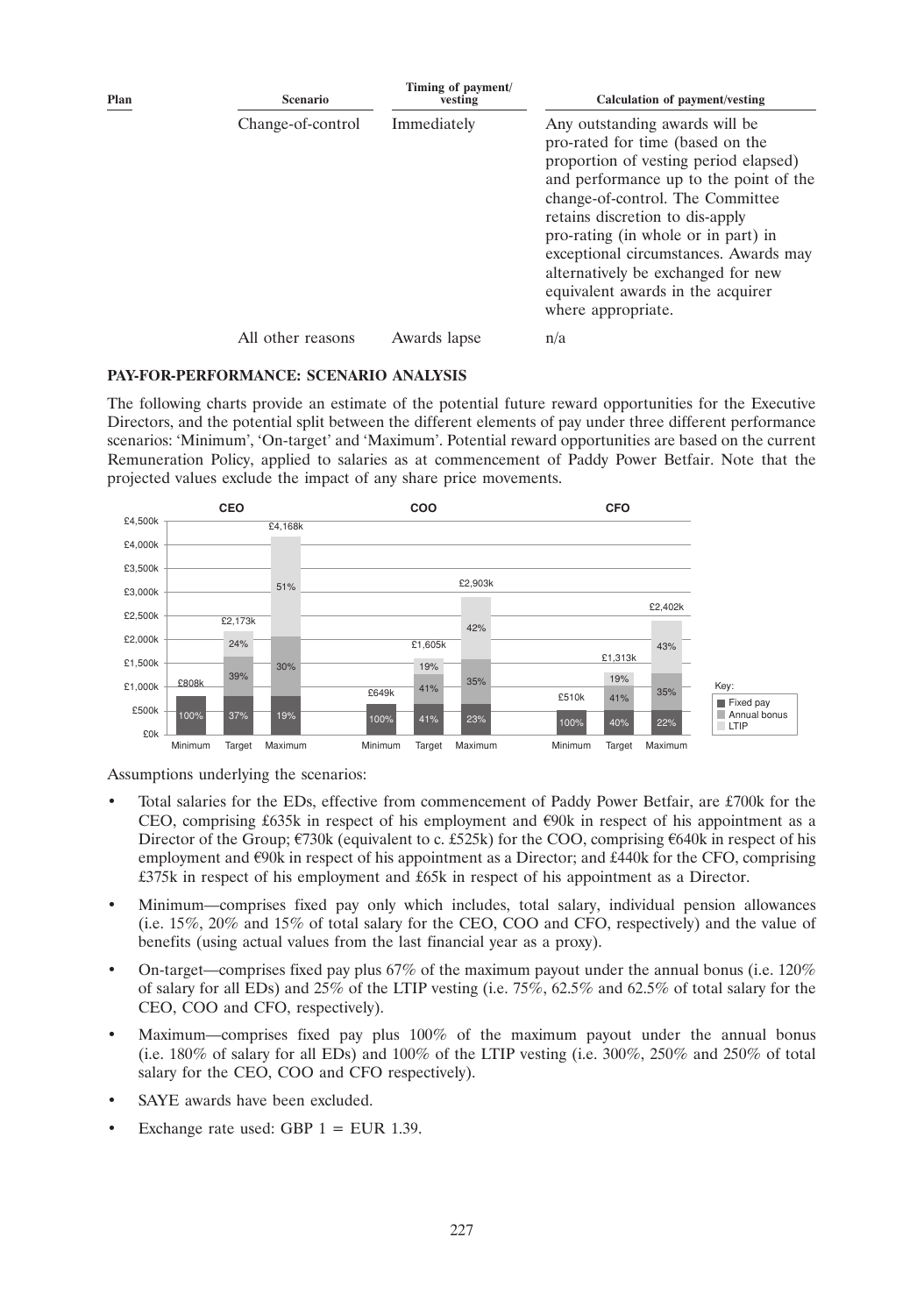| Plan | Scenario | Timing of payment/ vesting | Calculation of payment/vesting |
|---|---|---|---|
| | Change-of-control | Immediately | Any outstanding awards will be pro-rated for time (based on the proportion of vesting period elapsed) and performance up to the point of the change-of-control. The Committee retains discretion to dis-apply pro-rating (in whole or in part) in exceptional circumstances. Awards may alternatively be exchanged for new equivalent awards in the acquirer where appropriate. |
| | All other reasons | Awards lapse | n/a |

**PAY-FOR-PERFORMANCE: SCENARIO ANALYSIS**

The following charts provide an estimate of the potential future reward opportunities for the Executive Directors, and the potential split between the different elements of pay under three different performance scenarios: 'Minimum', 'On-target' and 'Maximum'. Potential reward opportunities are based on the current Remuneration Policy, applied to salaries as at commencement of Paddy Power Betfair. Note that the projected values exclude the impact of any share price movements.

| | Scenario | Total | Fixed pay | Annual bonus | LTIP |
|---|---|---|---|---|---|
| CEO | Minimum | £808k | 100% | | |
| | Target | £2,173k | 37% | 39% | 24% |
| | Maximum | £4,168k | 19% | 30% | 51% |
| COO | Minimum | £649k | 100% | | |
| | Target | £1,605k | 41% | 41% | 19% |
| | Maximum | £2,903k | 23% | 35% | 42% |
| CFO | Minimum | £510k | 100% | | |
| | Target | £1,313k | 40% | 41% | 19% |
| | Maximum | £2,402k | 22% | 35% | 43% |

Assumptions underlying the scenarios:

- Total salaries for the EDs, effective from commencement of Paddy Power Betfair, are £700k for the CEO, comprising £635k in respect of his employment and €90k in respect of his appointment as a Director of the Group; €730k (equivalent to c. £525k) for the COO, comprising €640k in respect of his employment and €90k in respect of his appointment as a Director; and £440k for the CFO, comprising £375k in respect of his employment and £65k in respect of his appointment as a Director.
- Minimum—comprises fixed pay only which includes, total salary, individual pension allowances (i.e. 15%, 20% and 15% of total salary for the CEO, COO and CFO, respectively) and the value of benefits (using actual values from the last financial year as a proxy).
- On-target—comprises fixed pay plus 67% of the maximum payout under the annual bonus (i.e. 120% of salary for all EDs) and 25% of the LTIP vesting (i.e. 75%, 62.5% and 62.5% of total salary for the CEO, COO and CFO, respectively).
- Maximum—comprises fixed pay plus 100% of the maximum payout under the annual bonus (i.e. 180% of salary for all EDs) and 100% of the LTIP vesting (i.e. 300%, 250% and 250% of total salary for the CEO, COO and CFO respectively).
- SAYE awards have been excluded.
- Exchange rate used: GBP 1 = EUR 1.39.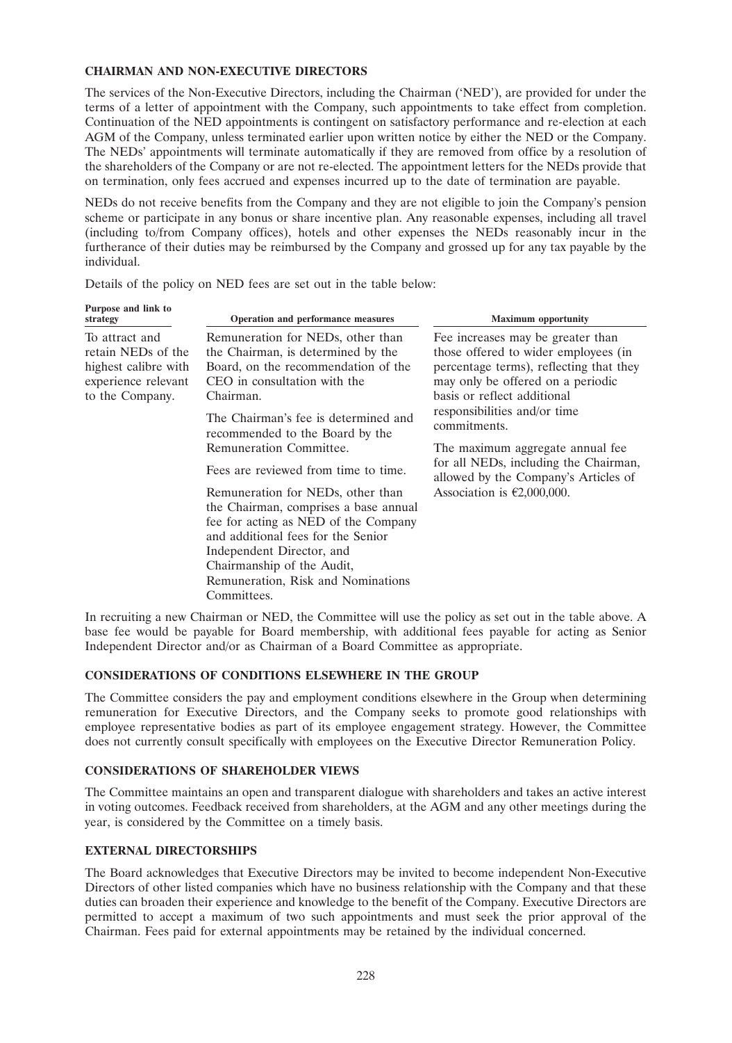## CHAIRMAN AND NON-EXECUTIVE DIRECTORS

The services of the Non-Executive Directors, including the Chairman ('NED'), are provided for under the terms of a letter of appointment with the Company, such appointments to take effect from completion. Continuation of the NED appointments is contingent on satisfactory performance and re-election at each AGM of the Company, unless terminated earlier upon written notice by either the NED or the Company. The NEDs' appointments will terminate automatically if they are removed from office by a resolution of the shareholders of the Company or are not re-elected. The appointment letters for the NEDs provide that on termination, only fees accrued and expenses incurred up to the date of termination are payable.

NEDs do not receive benefits from the Company and they are not eligible to join the Company's pension scheme or participate in any bonus or share incentive plan. Any reasonable expenses, including all travel (including to/from Company offices), hotels and other expenses the NEDs reasonably incur in the furtherance of their duties may be reimbursed by the Company and grossed up for any tax payable by the individual.

Details of the policy on NED fees are set out in the table below:

| Purpose and link to strategy | Operation and performance measures | Maximum opportunity |
| --- | --- | --- |
| To attract and retain NEDs of the highest calibre with experience relevant to the Company. | Remuneration for NEDs, other than the Chairman, is determined by the Board, on the recommendation of the CEO in consultation with the Chairman.<br><br>The Chairman's fee is determined and recommended to the Board by the Remuneration Committee.<br><br>Fees are reviewed from time to time.<br><br>Remuneration for NEDs, other than the Chairman, comprises a base annual fee for acting as NED of the Company and additional fees for the Senior Independent Director, and Chairmanship of the Audit, Remuneration, Risk and Nominations Committees. | Fee increases may be greater than those offered to wider employees (in percentage terms), reflecting that they may only be offered on a periodic basis or reflect additional responsibilities and/or time commitments.<br><br>The maximum aggregate annual fee for all NEDs, including the Chairman, allowed by the Company's Articles of Association is €2,000,000. |

In recruiting a new Chairman or NED, the Committee will use the policy as set out in the table above. A base fee would be payable for Board membership, with additional fees payable for acting as Senior Independent Director and/or as Chairman of a Board Committee as appropriate.

## CONSIDERATIONS OF CONDITIONS ELSEWHERE IN THE GROUP

The Committee considers the pay and employment conditions elsewhere in the Group when determining remuneration for Executive Directors, and the Company seeks to promote good relationships with employee representative bodies as part of its employee engagement strategy. However, the Committee does not currently consult specifically with employees on the Executive Director Remuneration Policy.

## CONSIDERATIONS OF SHAREHOLDER VIEWS

The Committee maintains an open and transparent dialogue with shareholders and takes an active interest in voting outcomes. Feedback received from shareholders, at the AGM and any other meetings during the year, is considered by the Committee on a timely basis.

## EXTERNAL DIRECTORSHIPS

The Board acknowledges that Executive Directors may be invited to become independent Non-Executive Directors of other listed companies which have no business relationship with the Company and that these duties can broaden their experience and knowledge to the benefit of the Company. Executive Directors are permitted to accept a maximum of two such appointments and must seek the prior approval of the Chairman. Fees paid for external appointments may be retained by the individual concerned.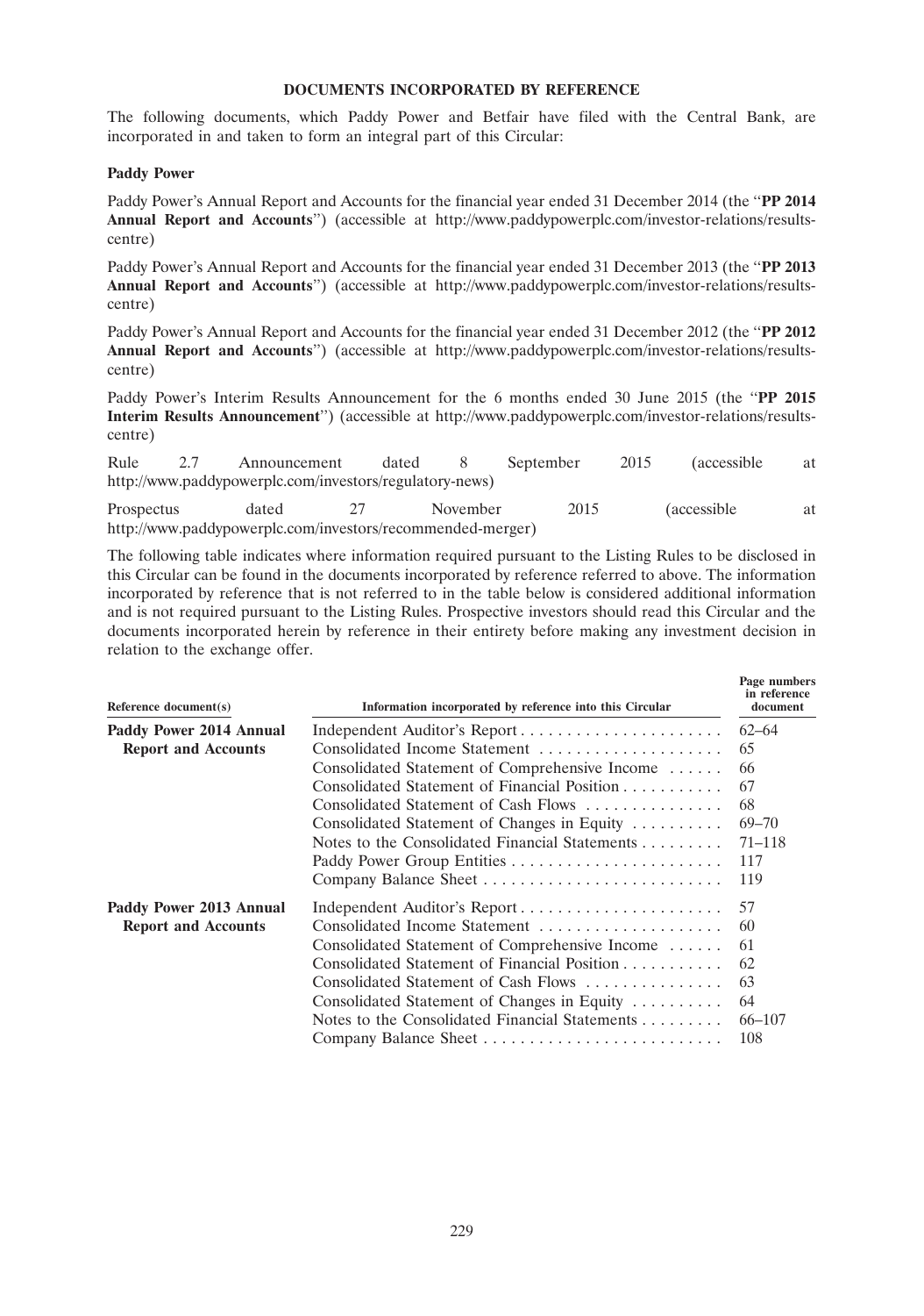## DOCUMENTS INCORPORATED BY REFERENCE

The following documents, which Paddy Power and Betfair have filed with the Central Bank, are incorporated in and taken to form an integral part of this Circular:

### Paddy Power

Paddy Power's Annual Report and Accounts for the financial year ended 31 December 2014 (the "**PP 2014 Annual Report and Accounts**") (accessible at http://www.paddypowerplc.com/investor-relations/results-centre)

Paddy Power's Annual Report and Accounts for the financial year ended 31 December 2013 (the "**PP 2013 Annual Report and Accounts**") (accessible at http://www.paddypowerplc.com/investor-relations/results-centre)

Paddy Power's Annual Report and Accounts for the financial year ended 31 December 2012 (the "**PP 2012 Annual Report and Accounts**") (accessible at http://www.paddypowerplc.com/investor-relations/results-centre)

Paddy Power's Interim Results Announcement for the 6 months ended 30 June 2015 (the "**PP 2015 Interim Results Announcement**") (accessible at http://www.paddypowerplc.com/investor-relations/results-centre)

Rule 2.7 Announcement dated 8 September 2015 (accessible at http://www.paddypowerplc.com/investors/regulatory-news)

Prospectus dated 27 November 2015 (accessible at http://www.paddypowerplc.com/investors/recommended-merger)

The following table indicates where information required pursuant to the Listing Rules to be disclosed in this Circular can be found in the documents incorporated by reference referred to above. The information incorporated by reference that is not referred to in the table below is considered additional information and is not required pursuant to the Listing Rules. Prospective investors should read this Circular and the documents incorporated herein by reference in their entirety before making any investment decision in relation to the exchange offer.

| Reference document(s) | Information incorporated by reference into this Circular | Page numbers in reference document |
|---|---|---|
| **Paddy Power 2014 Annual Report and Accounts** | Independent Auditor's Report | 62–64 |
| | Consolidated Income Statement | 65 |
| | Consolidated Statement of Comprehensive Income | 66 |
| | Consolidated Statement of Financial Position | 67 |
| | Consolidated Statement of Cash Flows | 68 |
| | Consolidated Statement of Changes in Equity | 69–70 |
| | Notes to the Consolidated Financial Statements | 71–118 |
| | Paddy Power Group Entities | 117 |
| | Company Balance Sheet | 119 |
| **Paddy Power 2013 Annual Report and Accounts** | Independent Auditor's Report | 57 |
| | Consolidated Income Statement | 60 |
| | Consolidated Statement of Comprehensive Income | 61 |
| | Consolidated Statement of Financial Position | 62 |
| | Consolidated Statement of Cash Flows | 63 |
| | Consolidated Statement of Changes in Equity | 64 |
| | Notes to the Consolidated Financial Statements | 66–107 |
| | Company Balance Sheet | 108 |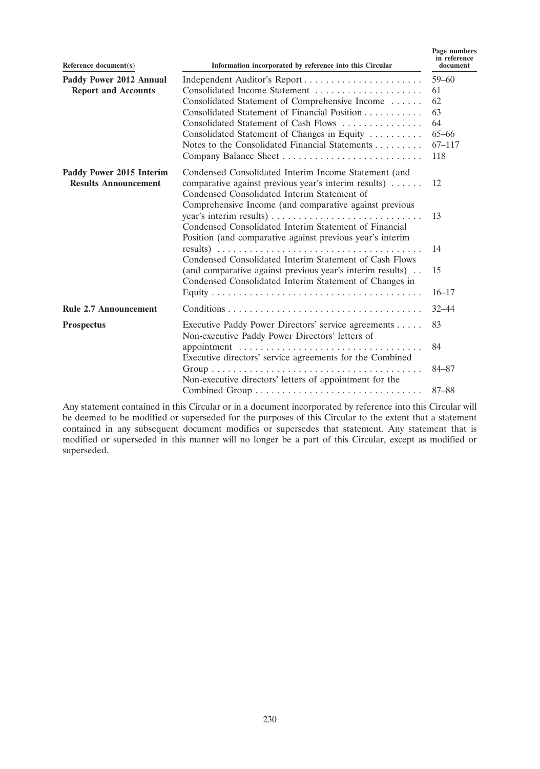| Reference document(s) | Information incorporated by reference into this Circular | Page numbers in reference document |
|---|---|---|
| **Paddy Power 2012 Annual Report and Accounts** | Independent Auditor's Report | 59–60 |
| | Consolidated Income Statement | 61 |
| | Consolidated Statement of Comprehensive Income | 62 |
| | Consolidated Statement of Financial Position | 63 |
| | Consolidated Statement of Cash Flows | 64 |
| | Consolidated Statement of Changes in Equity | 65–66 |
| | Notes to the Consolidated Financial Statements | 67–117 |
| | Company Balance Sheet | 118 |
| **Paddy Power 2015 Interim Results Announcement** | Condensed Consolidated Interim Income Statement (and comparative against previous year's interim results) | 12 |
| | Condensed Consolidated Interim Statement of Comprehensive Income (and comparative against previous year's interim results) | 13 |
| | Condensed Consolidated Interim Statement of Financial Position (and comparative against previous year's interim results) | 14 |
| | Condensed Consolidated Interim Statement of Cash Flows (and comparative against previous year's interim results) | 15 |
| | Condensed Consolidated Interim Statement of Changes in Equity | 16–17 |
| **Rule 2.7 Announcement** | Conditions | 32–44 |
| **Prospectus** | Executive Paddy Power Directors' service agreements | 83 |
| | Non-executive Paddy Power Directors' letters of appointment | 84 |
| | Executive directors' service agreements for the Combined Group | 84–87 |
| | Non-executive directors' letters of appointment for the Combined Group | 87–88 |

Any statement contained in this Circular or in a document incorporated by reference into this Circular will be deemed to be modified or superseded for the purposes of this Circular to the extent that a statement contained in any subsequent document modifies or supersedes that statement. Any statement that is modified or superseded in this manner will no longer be a part of this Circular, except as modified or superseded.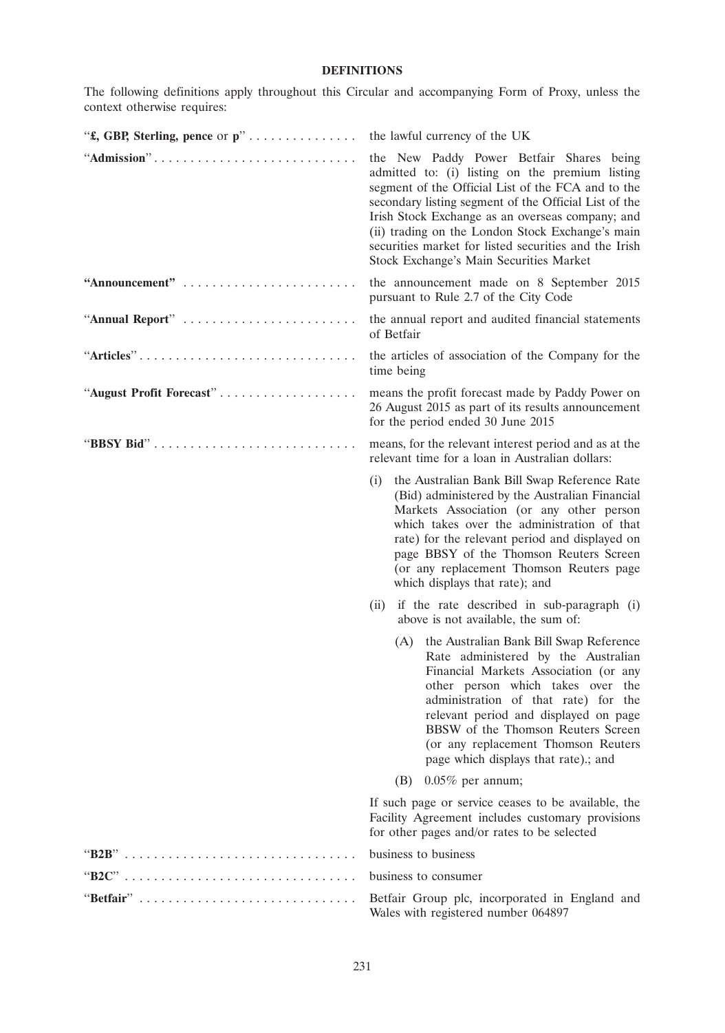## DEFINITIONS

The following definitions apply throughout this Circular and accompanying Form of Proxy, unless the context otherwise requires:

| | |
|---|---|
| "**£, GBP, Sterling, pence** or **p**" | the lawful currency of the UK |
| "**Admission**" | the New Paddy Power Betfair Shares being admitted to: (i) listing on the premium listing segment of the Official List of the FCA and to the secondary listing segment of the Official List of the Irish Stock Exchange as an overseas company; and (ii) trading on the London Stock Exchange's main securities market for listed securities and the Irish Stock Exchange's Main Securities Market |
| "**Announcement**" | the announcement made on 8 September 2015 pursuant to Rule 2.7 of the City Code |
| "**Annual Report**" | the annual report and audited financial statements of Betfair |
| "**Articles**" | the articles of association of the Company for the time being |
| "**August Profit Forecast**" | means the profit forecast made by Paddy Power on 26 August 2015 as part of its results announcement for the period ended 30 June 2015 |
| "**BBSY Bid**" | means, for the relevant interest period and as at the relevant time for a loan in Australian dollars:<br>(i) the Australian Bank Bill Swap Reference Rate (Bid) administered by the Australian Financial Markets Association (or any other person which takes over the administration of that rate) for the relevant period and displayed on page BBSY of the Thomson Reuters Screen (or any replacement Thomson Reuters page which displays that rate); and<br>(ii) if the rate described in sub-paragraph (i) above is not available, the sum of:<br>(A) the Australian Bank Bill Swap Reference Rate administered by the Australian Financial Markets Association (or any other person which takes over the administration of that rate) for the relevant period and displayed on page BBSW of the Thomson Reuters Screen (or any replacement Thomson Reuters page which displays that rate).; and<br>(B) 0.05% per annum;<br>If such page or service ceases to be available, the Facility Agreement includes customary provisions for other pages and/or rates to be selected |
| "**B2B**" | business to business |
| "**B2C**" | business to consumer |
| "**Betfair**" | Betfair Group plc, incorporated in England and Wales with registered number 064897 |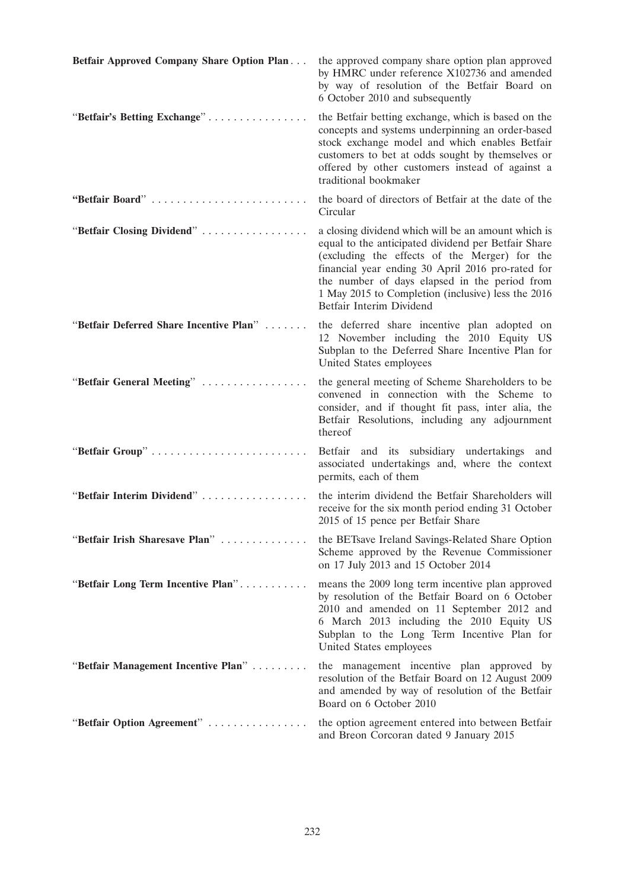| | |
|---|---|
| **Betfair Approved Company Share Option Plan** | the approved company share option plan approved by HMRC under reference X102736 and amended by way of resolution of the Betfair Board on 6 October 2010 and subsequently |
| "**Betfair's Betting Exchange**" | the Betfair betting exchange, which is based on the concepts and systems underpinning an order-based stock exchange model and which enables Betfair customers to bet at odds sought by themselves or offered by other customers instead of against a traditional bookmaker |
| "**Betfair Board**" | the board of directors of Betfair at the date of the Circular |
| "**Betfair Closing Dividend**" | a closing dividend which will be an amount which is equal to the anticipated dividend per Betfair Share (excluding the effects of the Merger) for the financial year ending 30 April 2016 pro-rated for the number of days elapsed in the period from 1 May 2015 to Completion (inclusive) less the 2016 Betfair Interim Dividend |
| "**Betfair Deferred Share Incentive Plan**" | the deferred share incentive plan adopted on 12 November including the 2010 Equity US Subplan to the Deferred Share Incentive Plan for United States employees |
| "**Betfair General Meeting**" | the general meeting of Scheme Shareholders to be convened in connection with the Scheme to consider, and if thought fit pass, inter alia, the Betfair Resolutions, including any adjournment thereof |
| "**Betfair Group**" | Betfair and its subsidiary undertakings and associated undertakings and, where the context permits, each of them |
| "**Betfair Interim Dividend**" | the interim dividend the Betfair Shareholders will receive for the six month period ending 31 October 2015 of 15 pence per Betfair Share |
| "**Betfair Irish Sharesave Plan**" | the BETsave Ireland Savings-Related Share Option Scheme approved by the Revenue Commissioner on 17 July 2013 and 15 October 2014 |
| "**Betfair Long Term Incentive Plan**" | means the 2009 long term incentive plan approved by resolution of the Betfair Board on 6 October 2010 and amended on 11 September 2012 and 6 March 2013 including the 2010 Equity US Subplan to the Long Term Incentive Plan for United States employees |
| "**Betfair Management Incentive Plan**" | the management incentive plan approved by resolution of the Betfair Board on 12 August 2009 and amended by way of resolution of the Betfair Board on 6 October 2010 |
| "**Betfair Option Agreement**" | the option agreement entered into between Betfair and Breon Corcoran dated 9 January 2015 |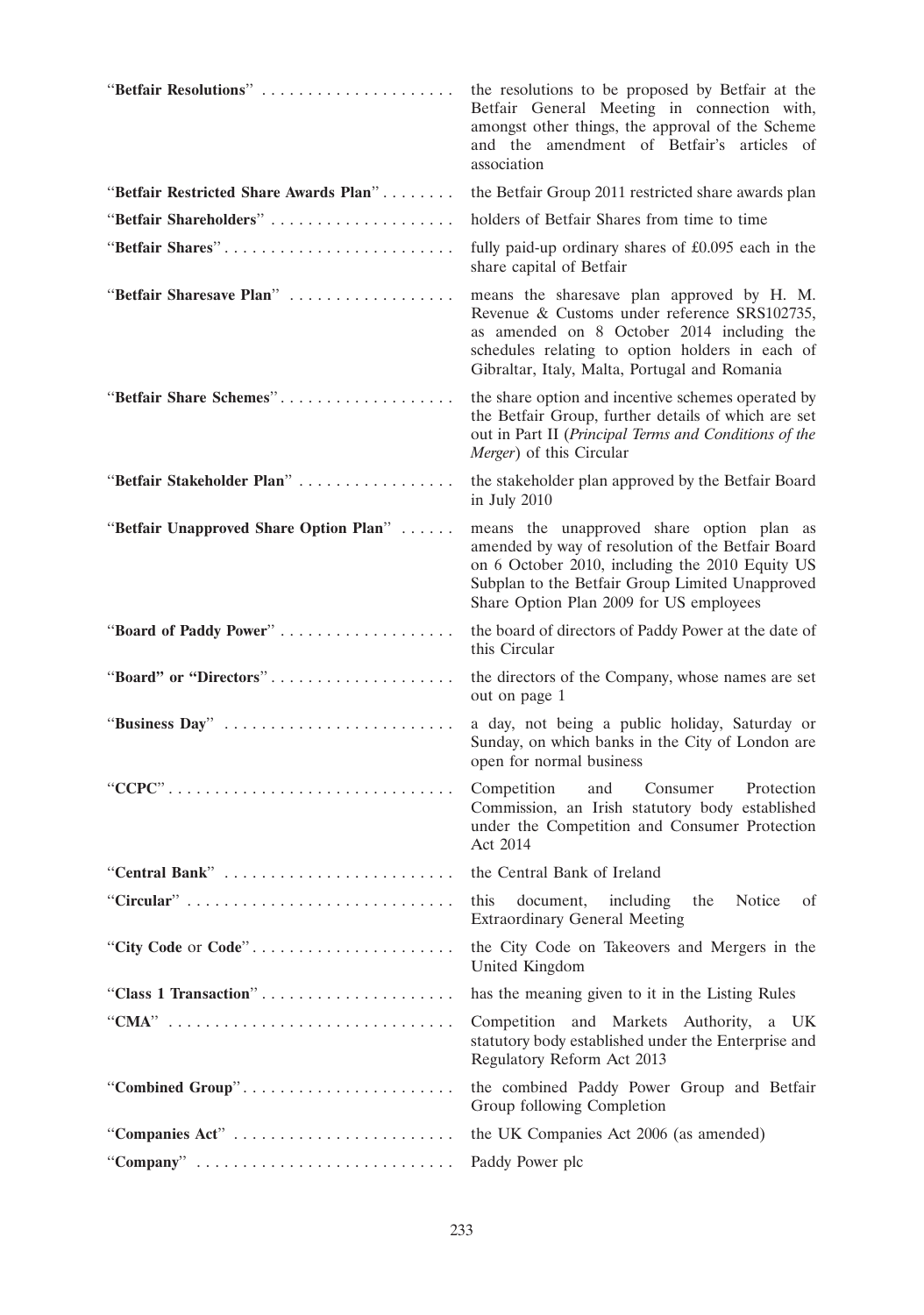| | |
|---|---|
| "**Betfair Resolutions**" | the resolutions to be proposed by Betfair at the Betfair General Meeting in connection with, amongst other things, the approval of the Scheme and the amendment of Betfair's articles of association |
| "**Betfair Restricted Share Awards Plan**" | the Betfair Group 2011 restricted share awards plan |
| "**Betfair Shareholders**" | holders of Betfair Shares from time to time |
| "**Betfair Shares**" | fully paid-up ordinary shares of £0.095 each in the share capital of Betfair |
| "**Betfair Sharesave Plan**" | means the sharesave plan approved by H. M. Revenue & Customs under reference SRS102735, as amended on 8 October 2014 including the schedules relating to option holders in each of Gibraltar, Italy, Malta, Portugal and Romania |
| "**Betfair Share Schemes**" | the share option and incentive schemes operated by the Betfair Group, further details of which are set out in Part II (*Principal Terms and Conditions of the Merger*) of this Circular |
| "**Betfair Stakeholder Plan**" | the stakeholder plan approved by the Betfair Board in July 2010 |
| "**Betfair Unapproved Share Option Plan**" | means the unapproved share option plan as amended by way of resolution of the Betfair Board on 6 October 2010, including the 2010 Equity US Subplan to the Betfair Group Limited Unapproved Share Option Plan 2009 for US employees |
| "**Board of Paddy Power**" | the board of directors of Paddy Power at the date of this Circular |
| "**Board" or "Directors**" | the directors of the Company, whose names are set out on page 1 |
| "**Business Day**" | a day, not being a public holiday, Saturday or Sunday, on which banks in the City of London are open for normal business |
| "**CCPC**" | Competition and Consumer Protection Commission, an Irish statutory body established under the Competition and Consumer Protection Act 2014 |
| "**Central Bank**" | the Central Bank of Ireland |
| "**Circular**" | this document, including the Notice of Extraordinary General Meeting |
| "**City Code** or **Code**" | the City Code on Takeovers and Mergers in the United Kingdom |
| "**Class 1 Transaction**" | has the meaning given to it in the Listing Rules |
| "**CMA**" | Competition and Markets Authority, a UK statutory body established under the Enterprise and Regulatory Reform Act 2013 |
| "**Combined Group**" | the combined Paddy Power Group and Betfair Group following Completion |
| "**Companies Act**" | the UK Companies Act 2006 (as amended) |
| "**Company**" | Paddy Power plc |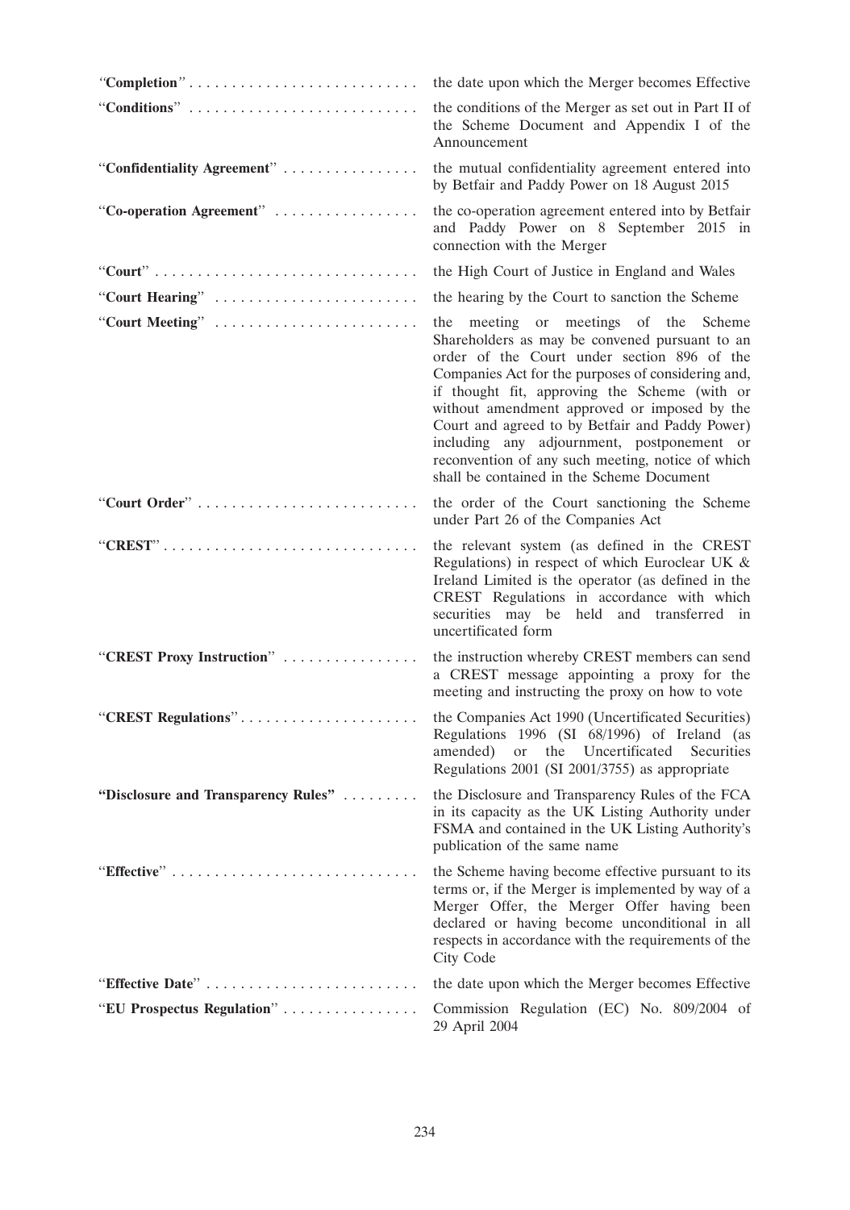| | |
|---|---|
| "**Completion**" | the date upon which the Merger becomes Effective |
| "**Conditions**" | the conditions of the Merger as set out in Part II of the Scheme Document and Appendix I of the Announcement |
| "**Confidentiality Agreement**" | the mutual confidentiality agreement entered into by Betfair and Paddy Power on 18 August 2015 |
| "**Co-operation Agreement**" | the co-operation agreement entered into by Betfair and Paddy Power on 8 September 2015 in connection with the Merger |
| "**Court**" | the High Court of Justice in England and Wales |
| "**Court Hearing**" | the hearing by the Court to sanction the Scheme |
| "**Court Meeting**" | the meeting or meetings of the Scheme Shareholders as may be convened pursuant to an order of the Court under section 896 of the Companies Act for the purposes of considering and, if thought fit, approving the Scheme (with or without amendment approved or imposed by the Court and agreed to by Betfair and Paddy Power) including any adjournment, postponement or reconvention of any such meeting, notice of which shall be contained in the Scheme Document |
| "**Court Order**" | the order of the Court sanctioning the Scheme under Part 26 of the Companies Act |
| "**CREST**" | the relevant system (as defined in the CREST Regulations) in respect of which Euroclear UK & Ireland Limited is the operator (as defined in the CREST Regulations in accordance with which securities may be held and transferred in uncertificated form |
| "**CREST Proxy Instruction**" | the instruction whereby CREST members can send a CREST message appointing a proxy for the meeting and instructing the proxy on how to vote |
| "**CREST Regulations**" | the Companies Act 1990 (Uncertificated Securities) Regulations 1996 (SI 68/1996) of Ireland (as amended) or the Uncertificated Securities Regulations 2001 (SI 2001/3755) as appropriate |
| "**Disclosure and Transparency Rules**" | the Disclosure and Transparency Rules of the FCA in its capacity as the UK Listing Authority under FSMA and contained in the UK Listing Authority's publication of the same name |
| "**Effective**" | the Scheme having become effective pursuant to its terms or, if the Merger is implemented by way of a Merger Offer, the Merger Offer having been declared or having become unconditional in all respects in accordance with the requirements of the City Code |
| "**Effective Date**" | the date upon which the Merger becomes Effective |
| "**EU Prospectus Regulation**" | Commission Regulation (EC) No. 809/2004 of 29 April 2004 |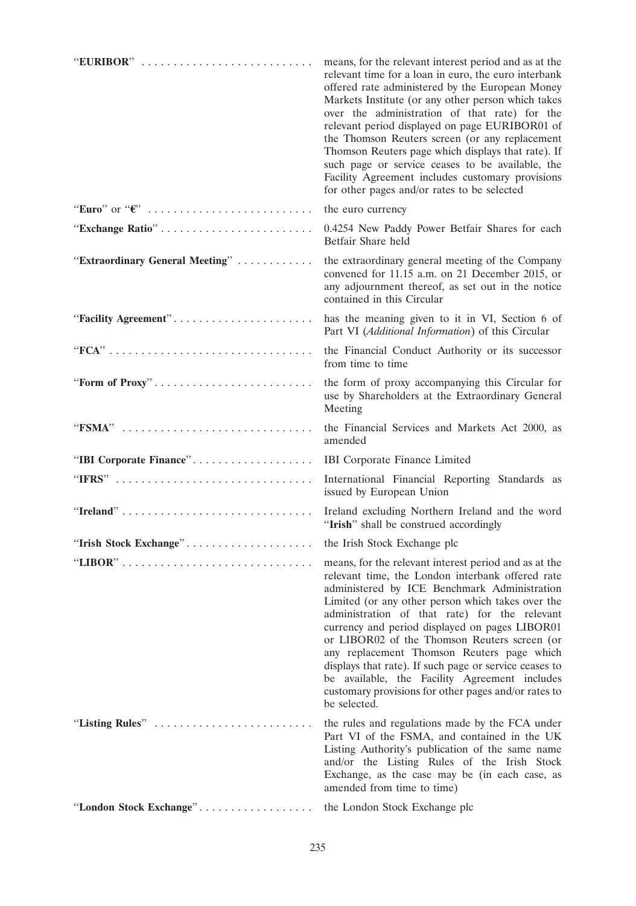| | |
|---|---|
| "**EURIBOR**" | means, for the relevant interest period and as at the relevant time for a loan in euro, the euro interbank offered rate administered by the European Money Markets Institute (or any other person which takes over the administration of that rate) for the relevant period displayed on page EURIBOR01 of the Thomson Reuters screen (or any replacement Thomson Reuters page which displays that rate). If such page or service ceases to be available, the Facility Agreement includes customary provisions for other pages and/or rates to be selected |
| "**Euro**" or "**€**" | the euro currency |
| "**Exchange Ratio**" | 0.4254 New Paddy Power Betfair Shares for each Betfair Share held |
| "**Extraordinary General Meeting**" | the extraordinary general meeting of the Company convened for 11.15 a.m. on 21 December 2015, or any adjournment thereof, as set out in the notice contained in this Circular |
| "**Facility Agreement**" | has the meaning given to it in VI, Section 6 of Part VI (*Additional Information*) of this Circular |
| "**FCA**" | the Financial Conduct Authority or its successor from time to time |
| "**Form of Proxy**" | the form of proxy accompanying this Circular for use by Shareholders at the Extraordinary General Meeting |
| "**FSMA**" | the Financial Services and Markets Act 2000, as amended |
| "**IBI Corporate Finance**" | IBI Corporate Finance Limited |
| "**IFRS**" | International Financial Reporting Standards as issued by European Union |
| "**Ireland**" | Ireland excluding Northern Ireland and the word "**Irish**" shall be construed accordingly |
| "**Irish Stock Exchange**" | the Irish Stock Exchange plc |
| "**LIBOR**" | means, for the relevant interest period and as at the relevant time, the London interbank offered rate administered by ICE Benchmark Administration Limited (or any other person which takes over the administration of that rate) for the relevant currency and period displayed on pages LIBOR01 or LIBOR02 of the Thomson Reuters screen (or any replacement Thomson Reuters page which displays that rate). If such page or service ceases to be available, the Facility Agreement includes customary provisions for other pages and/or rates to be selected. |
| "**Listing Rules**" | the rules and regulations made by the FCA under Part VI of the FSMA, and contained in the UK Listing Authority's publication of the same name and/or the Listing Rules of the Irish Stock Exchange, as the case may be (in each case, as amended from time to time) |
| "**London Stock Exchange**" | the London Stock Exchange plc |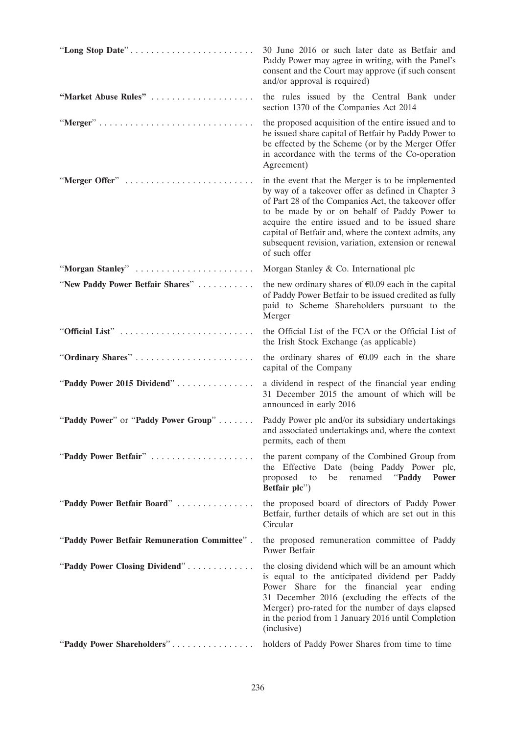| | |
|---|---|
| "**Long Stop Date**" | 30 June 2016 or such later date as Betfair and Paddy Power may agree in writing, with the Panel's consent and the Court may approve (if such consent and/or approval is required) |
| **"Market Abuse Rules"** | the rules issued by the Central Bank under section 1370 of the Companies Act 2014 |
| "**Merger**" | the proposed acquisition of the entire issued and to be issued share capital of Betfair by Paddy Power to be effected by the Scheme (or by the Merger Offer in accordance with the terms of the Co-operation Agreement) |
| "**Merger Offer**" | in the event that the Merger is to be implemented by way of a takeover offer as defined in Chapter 3 of Part 28 of the Companies Act, the takeover offer to be made by or on behalf of Paddy Power to acquire the entire issued and to be issued share capital of Betfair and, where the context admits, any subsequent revision, variation, extension or renewal of such offer |
| "**Morgan Stanley**" | Morgan Stanley & Co. International plc |
| "**New Paddy Power Betfair Shares**" | the new ordinary shares of €0.09 each in the capital of Paddy Power Betfair to be issued credited as fully paid to Scheme Shareholders pursuant to the Merger |
| "**Official List**" | the Official List of the FCA or the Official List of the Irish Stock Exchange (as applicable) |
| "**Ordinary Shares**" | the ordinary shares of €0.09 each in the share capital of the Company |
| "**Paddy Power 2015 Dividend**" | a dividend in respect of the financial year ending 31 December 2015 the amount of which will be announced in early 2016 |
| "**Paddy Power**" or "**Paddy Power Group**" | Paddy Power plc and/or its subsidiary undertakings and associated undertakings and, where the context permits, each of them |
| "**Paddy Power Betfair**" | the parent company of the Combined Group from the Effective Date (being Paddy Power plc, proposed to be renamed "**Paddy Power Betfair plc**") |
| "**Paddy Power Betfair Board**" | the proposed board of directors of Paddy Power Betfair, further details of which are set out in this Circular |
| "**Paddy Power Betfair Remuneration Committee**" | the proposed remuneration committee of Paddy Power Betfair |
| "**Paddy Power Closing Dividend**" | the closing dividend which will be an amount which is equal to the anticipated dividend per Paddy Power Share for the financial year ending 31 December 2016 (excluding the effects of the Merger) pro-rated for the number of days elapsed in the period from 1 January 2016 until Completion (inclusive) |
| "**Paddy Power Shareholders**" | holders of Paddy Power Shares from time to time |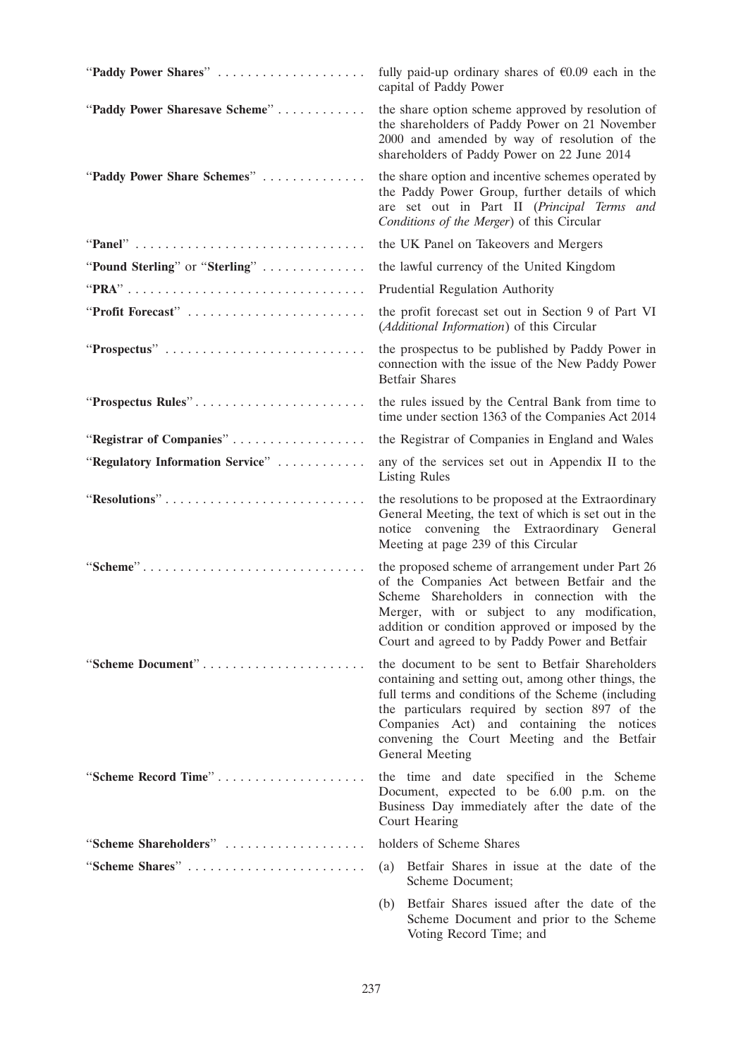| | |
|---|---|
| "**Paddy Power Shares**" | fully paid-up ordinary shares of €0.09 each in the capital of Paddy Power |
| "**Paddy Power Sharesave Scheme**" | the share option scheme approved by resolution of the shareholders of Paddy Power on 21 November 2000 and amended by way of resolution of the shareholders of Paddy Power on 22 June 2014 |
| "**Paddy Power Share Schemes**" | the share option and incentive schemes operated by the Paddy Power Group, further details of which are set out in Part II (*Principal Terms and Conditions of the Merger*) of this Circular |
| "**Panel**" | the UK Panel on Takeovers and Mergers |
| "**Pound Sterling**" or "**Sterling**" | the lawful currency of the United Kingdom |
| "**PRA**" | Prudential Regulation Authority |
| "**Profit Forecast**" | the profit forecast set out in Section 9 of Part VI (*Additional Information*) of this Circular |
| "**Prospectus**" | the prospectus to be published by Paddy Power in connection with the issue of the New Paddy Power Betfair Shares |
| "**Prospectus Rules**" | the rules issued by the Central Bank from time to time under section 1363 of the Companies Act 2014 |
| "**Registrar of Companies**" | the Registrar of Companies in England and Wales |
| "**Regulatory Information Service**" | any of the services set out in Appendix II to the Listing Rules |
| "**Resolutions**" | the resolutions to be proposed at the Extraordinary General Meeting, the text of which is set out in the notice convening the Extraordinary General Meeting at page 239 of this Circular |
| "**Scheme**" | the proposed scheme of arrangement under Part 26 of the Companies Act between Betfair and the Scheme Shareholders in connection with the Merger, with or subject to any modification, addition or condition approved or imposed by the Court and agreed to by Paddy Power and Betfair |
| "**Scheme Document**" | the document to be sent to Betfair Shareholders containing and setting out, among other things, the full terms and conditions of the Scheme (including the particulars required by section 897 of the Companies Act) and containing the notices convening the Court Meeting and the Betfair General Meeting |
| "**Scheme Record Time**" | the time and date specified in the Scheme Document, expected to be 6.00 p.m. on the Business Day immediately after the date of the Court Hearing |
| "**Scheme Shareholders**" | holders of Scheme Shares |
| "**Scheme Shares**" | (a) Betfair Shares in issue at the date of the Scheme Document;<br>(b) Betfair Shares issued after the date of the Scheme Document and prior to the Scheme Voting Record Time; and |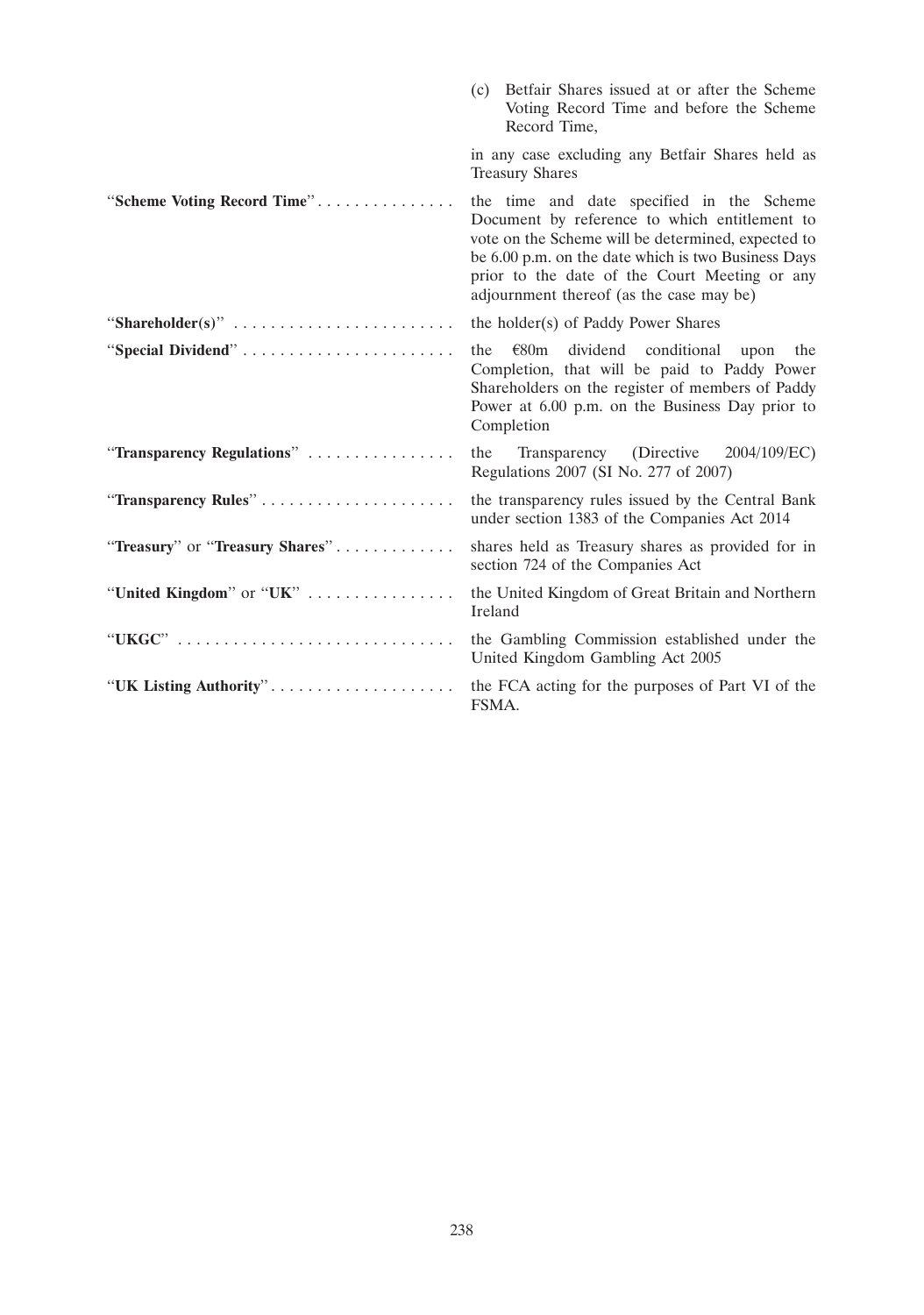| | |
|---|---|
| | (c) Betfair Shares issued at or after the Scheme Voting Record Time and before the Scheme Record Time, |
| | in any case excluding any Betfair Shares held as Treasury Shares |
| "**Scheme Voting Record Time**" | the time and date specified in the Scheme Document by reference to which entitlement to vote on the Scheme will be determined, expected to be 6.00 p.m. on the date which is two Business Days prior to the date of the Court Meeting or any adjournment thereof (as the case may be) |
| "**Shareholder(s)**" | the holder(s) of Paddy Power Shares |
| "**Special Dividend**" | the €80m dividend conditional upon the Completion, that will be paid to Paddy Power Shareholders on the register of members of Paddy Power at 6.00 p.m. on the Business Day prior to Completion |
| "**Transparency Regulations**" | the Transparency (Directive 2004/109/EC) Regulations 2007 (SI No. 277 of 2007) |
| "**Transparency Rules**" | the transparency rules issued by the Central Bank under section 1383 of the Companies Act 2014 |
| "**Treasury**" or "**Treasury Shares**" | shares held as Treasury shares as provided for in section 724 of the Companies Act |
| "**United Kingdom**" or "**UK**" | the United Kingdom of Great Britain and Northern Ireland |
| "**UKGC**" | the Gambling Commission established under the United Kingdom Gambling Act 2005 |
| "**UK Listing Authority**" | the FCA acting for the purposes of Part VI of the FSMA. |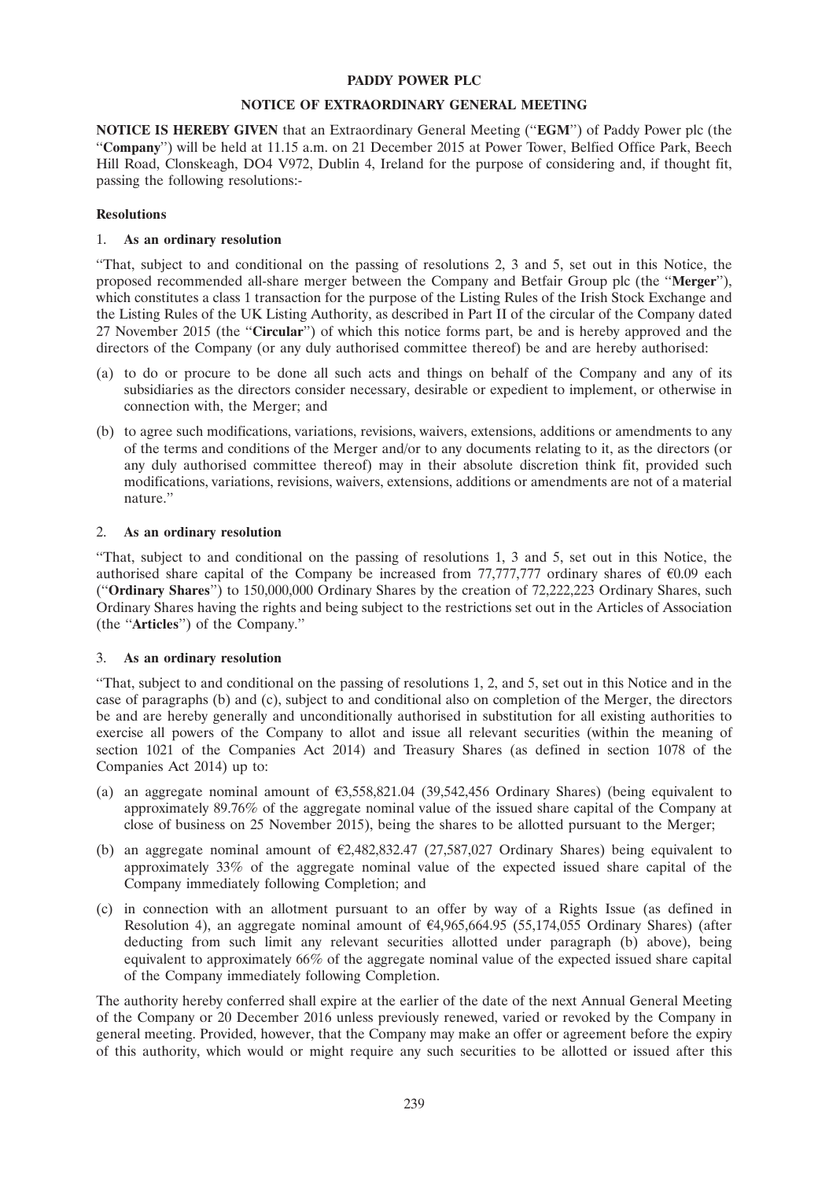**PADDY POWER PLC**

**NOTICE OF EXTRAORDINARY GENERAL MEETING**

**NOTICE IS HEREBY GIVEN** that an Extraordinary General Meeting ("**EGM**") of Paddy Power plc (the "**Company**") will be held at 11.15 a.m. on 21 December 2015 at Power Tower, Belfied Office Park, Beech Hill Road, Clonskeagh, DO4 V972, Dublin 4, Ireland for the purpose of considering and, if thought fit, passing the following resolutions:-

**Resolutions**

1. **As an ordinary resolution**

"That, subject to and conditional on the passing of resolutions 2, 3 and 5, set out in this Notice, the proposed recommended all-share merger between the Company and Betfair Group plc (the "**Merger**"), which constitutes a class 1 transaction for the purpose of the Listing Rules of the Irish Stock Exchange and the Listing Rules of the UK Listing Authority, as described in Part II of the circular of the Company dated 27 November 2015 (the "**Circular**") of which this notice forms part, be and is hereby approved and the directors of the Company (or any duly authorised committee thereof) be and are hereby authorised:

(a) to do or procure to be done all such acts and things on behalf of the Company and any of its subsidiaries as the directors consider necessary, desirable or expedient to implement, or otherwise in connection with, the Merger; and

(b) to agree such modifications, variations, revisions, waivers, extensions, additions or amendments to any of the terms and conditions of the Merger and/or to any documents relating to it, as the directors (or any duly authorised committee thereof) may in their absolute discretion think fit, provided such modifications, variations, revisions, waivers, extensions, additions or amendments are not of a material nature."

2. **As an ordinary resolution**

"That, subject to and conditional on the passing of resolutions 1, 3 and 5, set out in this Notice, the authorised share capital of the Company be increased from 77,777,777 ordinary shares of €0.09 each ("**Ordinary Shares**") to 150,000,000 Ordinary Shares by the creation of 72,222,223 Ordinary Shares, such Ordinary Shares having the rights and being subject to the restrictions set out in the Articles of Association (the "**Articles**") of the Company."

3. **As an ordinary resolution**

"That, subject to and conditional on the passing of resolutions 1, 2, and 5, set out in this Notice and in the case of paragraphs (b) and (c), subject to and conditional also on completion of the Merger, the directors be and are hereby generally and unconditionally authorised in substitution for all existing authorities to exercise all powers of the Company to allot and issue all relevant securities (within the meaning of section 1021 of the Companies Act 2014) and Treasury Shares (as defined in section 1078 of the Companies Act 2014) up to:

(a) an aggregate nominal amount of €3,558,821.04 (39,542,456 Ordinary Shares) (being equivalent to approximately 89.76% of the aggregate nominal value of the issued share capital of the Company at close of business on 25 November 2015), being the shares to be allotted pursuant to the Merger;

(b) an aggregate nominal amount of €2,482,832.47 (27,587,027 Ordinary Shares) being equivalent to approximately 33% of the aggregate nominal value of the expected issued share capital of the Company immediately following Completion; and

(c) in connection with an allotment pursuant to an offer by way of a Rights Issue (as defined in Resolution 4), an aggregate nominal amount of €4,965,664.95 (55,174,055 Ordinary Shares) (after deducting from such limit any relevant securities allotted under paragraph (b) above), being equivalent to approximately 66% of the aggregate nominal value of the expected issued share capital of the Company immediately following Completion.

The authority hereby conferred shall expire at the earlier of the date of the next Annual General Meeting of the Company or 20 December 2016 unless previously renewed, varied or revoked by the Company in general meeting. Provided, however, that the Company may make an offer or agreement before the expiry of this authority, which would or might require any such securities to be allotted or issued after this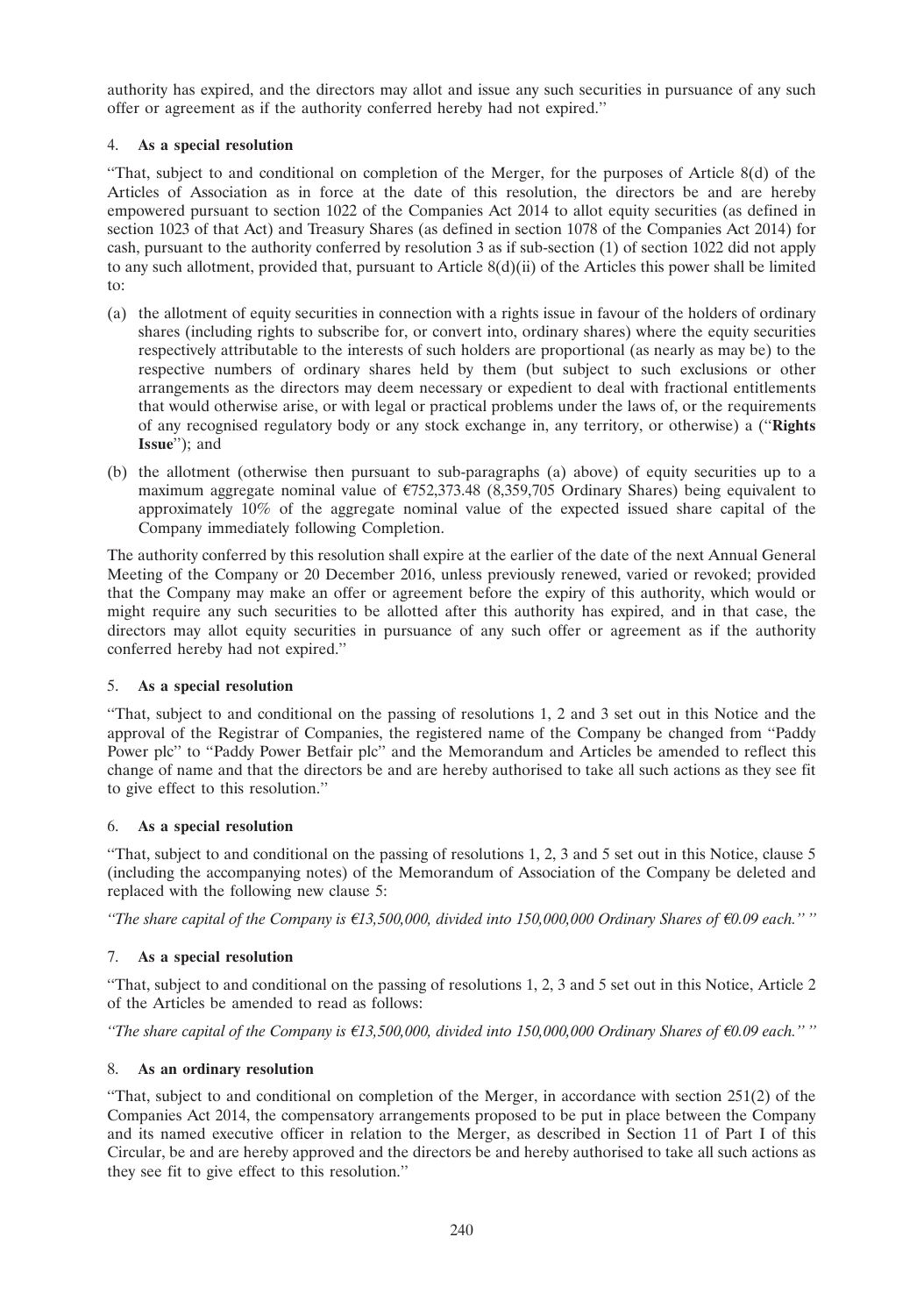authority has expired, and the directors may allot and issue any such securities in pursuance of any such offer or agreement as if the authority conferred hereby had not expired."

4. **As a special resolution**

"That, subject to and conditional on completion of the Merger, for the purposes of Article 8(d) of the Articles of Association as in force at the date of this resolution, the directors be and are hereby empowered pursuant to section 1022 of the Companies Act 2014 to allot equity securities (as defined in section 1023 of that Act) and Treasury Shares (as defined in section 1078 of the Companies Act 2014) for cash, pursuant to the authority conferred by resolution 3 as if sub-section (1) of section 1022 did not apply to any such allotment, provided that, pursuant to Article 8(d)(ii) of the Articles this power shall be limited to:

(a) the allotment of equity securities in connection with a rights issue in favour of the holders of ordinary shares (including rights to subscribe for, or convert into, ordinary shares) where the equity securities respectively attributable to the interests of such holders are proportional (as nearly as may be) to the respective numbers of ordinary shares held by them (but subject to such exclusions or other arrangements as the directors may deem necessary or expedient to deal with fractional entitlements that would otherwise arise, or with legal or practical problems under the laws of, or the requirements of any recognised regulatory body or any stock exchange in, any territory, or otherwise) a ("**Rights Issue**"); and

(b) the allotment (otherwise then pursuant to sub-paragraphs (a) above) of equity securities up to a maximum aggregate nominal value of €752,373.48 (8,359,705 Ordinary Shares) being equivalent to approximately 10% of the aggregate nominal value of the expected issued share capital of the Company immediately following Completion.

The authority conferred by this resolution shall expire at the earlier of the date of the next Annual General Meeting of the Company or 20 December 2016, unless previously renewed, varied or revoked; provided that the Company may make an offer or agreement before the expiry of this authority, which would or might require any such securities to be allotted after this authority has expired, and in that case, the directors may allot equity securities in pursuance of any such offer or agreement as if the authority conferred hereby had not expired."

5. **As a special resolution**

"That, subject to and conditional on the passing of resolutions 1, 2 and 3 set out in this Notice and the approval of the Registrar of Companies, the registered name of the Company be changed from "Paddy Power plc" to "Paddy Power Betfair plc" and the Memorandum and Articles be amended to reflect this change of name and that the directors be and are hereby authorised to take all such actions as they see fit to give effect to this resolution."

6. **As a special resolution**

"That, subject to and conditional on the passing of resolutions 1, 2, 3 and 5 set out in this Notice, clause 5 (including the accompanying notes) of the Memorandum of Association of the Company be deleted and replaced with the following new clause 5:

*"The share capital of the Company is €13,500,000, divided into 150,000,000 Ordinary Shares of €0.09 each." "*

7. **As a special resolution**

"That, subject to and conditional on the passing of resolutions 1, 2, 3 and 5 set out in this Notice, Article 2 of the Articles be amended to read as follows:

*"The share capital of the Company is €13,500,000, divided into 150,000,000 Ordinary Shares of €0.09 each." "*

8. **As an ordinary resolution**

"That, subject to and conditional on completion of the Merger, in accordance with section 251(2) of the Companies Act 2014, the compensatory arrangements proposed to be put in place between the Company and its named executive officer in relation to the Merger, as described in Section 11 of Part I of this Circular, be and are hereby approved and the directors be and hereby authorised to take all such actions as they see fit to give effect to this resolution."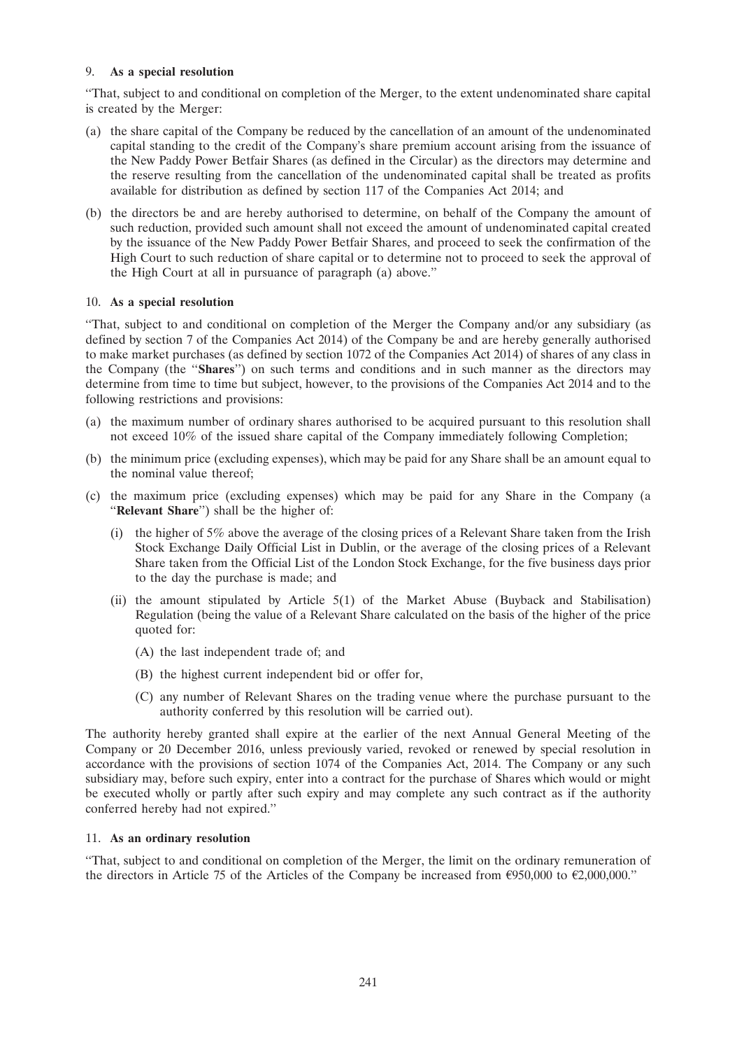9. **As a special resolution**

"That, subject to and conditional on completion of the Merger, to the extent undenominated share capital is created by the Merger:

(a) the share capital of the Company be reduced by the cancellation of an amount of the undenominated capital standing to the credit of the Company's share premium account arising from the issuance of the New Paddy Power Betfair Shares (as defined in the Circular) as the directors may determine and the reserve resulting from the cancellation of the undenominated capital shall be treated as profits available for distribution as defined by section 117 of the Companies Act 2014; and

(b) the directors be and are hereby authorised to determine, on behalf of the Company the amount of such reduction, provided such amount shall not exceed the amount of undenominated capital created by the issuance of the New Paddy Power Betfair Shares, and proceed to seek the confirmation of the High Court to such reduction of share capital or to determine not to proceed to seek the approval of the High Court at all in pursuance of paragraph (a) above."

10. **As a special resolution**

"That, subject to and conditional on completion of the Merger the Company and/or any subsidiary (as defined by section 7 of the Companies Act 2014) of the Company be and are hereby generally authorised to make market purchases (as defined by section 1072 of the Companies Act 2014) of shares of any class in the Company (the "**Shares**") on such terms and conditions and in such manner as the directors may determine from time to time but subject, however, to the provisions of the Companies Act 2014 and to the following restrictions and provisions:

(a) the maximum number of ordinary shares authorised to be acquired pursuant to this resolution shall not exceed 10% of the issued share capital of the Company immediately following Completion;

(b) the minimum price (excluding expenses), which may be paid for any Share shall be an amount equal to the nominal value thereof;

(c) the maximum price (excluding expenses) which may be paid for any Share in the Company (a "**Relevant Share**") shall be the higher of:

   (i) the higher of 5% above the average of the closing prices of a Relevant Share taken from the Irish Stock Exchange Daily Official List in Dublin, or the average of the closing prices of a Relevant Share taken from the Official List of the London Stock Exchange, for the five business days prior to the day the purchase is made; and

   (ii) the amount stipulated by Article 5(1) of the Market Abuse (Buyback and Stabilisation) Regulation (being the value of a Relevant Share calculated on the basis of the higher of the price quoted for:

      (A) the last independent trade of; and

      (B) the highest current independent bid or offer for,

      (C) any number of Relevant Shares on the trading venue where the purchase pursuant to the authority conferred by this resolution will be carried out).

The authority hereby granted shall expire at the earlier of the next Annual General Meeting of the Company or 20 December 2016, unless previously varied, revoked or renewed by special resolution in accordance with the provisions of section 1074 of the Companies Act, 2014. The Company or any such subsidiary may, before such expiry, enter into a contract for the purchase of Shares which would or might be executed wholly or partly after such expiry and may complete any such contract as if the authority conferred hereby had not expired."

11. **As an ordinary resolution**

"That, subject to and conditional on completion of the Merger, the limit on the ordinary remuneration of the directors in Article 75 of the Articles of the Company be increased from €950,000 to €2,000,000."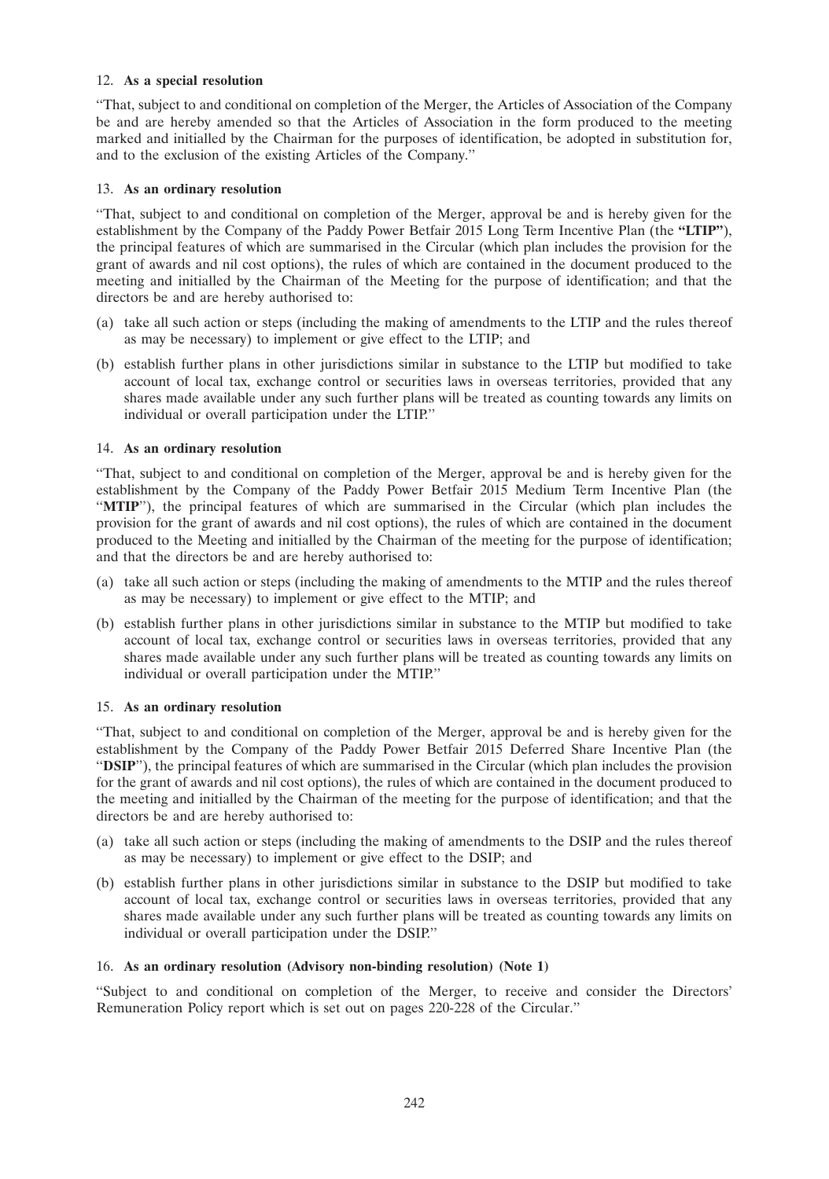12. **As a special resolution**

"That, subject to and conditional on completion of the Merger, the Articles of Association of the Company be and are hereby amended so that the Articles of Association in the form produced to the meeting marked and initialled by the Chairman for the purposes of identification, be adopted in substitution for, and to the exclusion of the existing Articles of the Company."

13. **As an ordinary resolution**

"That, subject to and conditional on completion of the Merger, approval be and is hereby given for the establishment by the Company of the Paddy Power Betfair 2015 Long Term Incentive Plan (the **"LTIP"**), the principal features of which are summarised in the Circular (which plan includes the provision for the grant of awards and nil cost options), the rules of which are contained in the document produced to the meeting and initialled by the Chairman of the Meeting for the purpose of identification; and that the directors be and are hereby authorised to:

(a) take all such action or steps (including the making of amendments to the LTIP and the rules thereof as may be necessary) to implement or give effect to the LTIP; and

(b) establish further plans in other jurisdictions similar in substance to the LTIP but modified to take account of local tax, exchange control or securities laws in overseas territories, provided that any shares made available under any such further plans will be treated as counting towards any limits on individual or overall participation under the LTIP."

14. **As an ordinary resolution**

"That, subject to and conditional on completion of the Merger, approval be and is hereby given for the establishment by the Company of the Paddy Power Betfair 2015 Medium Term Incentive Plan (the "**MTIP**"), the principal features of which are summarised in the Circular (which plan includes the provision for the grant of awards and nil cost options), the rules of which are contained in the document produced to the Meeting and initialled by the Chairman of the meeting for the purpose of identification; and that the directors be and are hereby authorised to:

(a) take all such action or steps (including the making of amendments to the MTIP and the rules thereof as may be necessary) to implement or give effect to the MTIP; and

(b) establish further plans in other jurisdictions similar in substance to the MTIP but modified to take account of local tax, exchange control or securities laws in overseas territories, provided that any shares made available under any such further plans will be treated as counting towards any limits on individual or overall participation under the MTIP."

15. **As an ordinary resolution**

"That, subject to and conditional on completion of the Merger, approval be and is hereby given for the establishment by the Company of the Paddy Power Betfair 2015 Deferred Share Incentive Plan (the "**DSIP**"), the principal features of which are summarised in the Circular (which plan includes the provision for the grant of awards and nil cost options), the rules of which are contained in the document produced to the meeting and initialled by the Chairman of the meeting for the purpose of identification; and that the directors be and are hereby authorised to:

(a) take all such action or steps (including the making of amendments to the DSIP and the rules thereof as may be necessary) to implement or give effect to the DSIP; and

(b) establish further plans in other jurisdictions similar in substance to the DSIP but modified to take account of local tax, exchange control or securities laws in overseas territories, provided that any shares made available under any such further plans will be treated as counting towards any limits on individual or overall participation under the DSIP."

16. **As an ordinary resolution (Advisory non-binding resolution) (Note 1)**

"Subject to and conditional on completion of the Merger, to receive and consider the Directors' Remuneration Policy report which is set out on pages 220-228 of the Circular."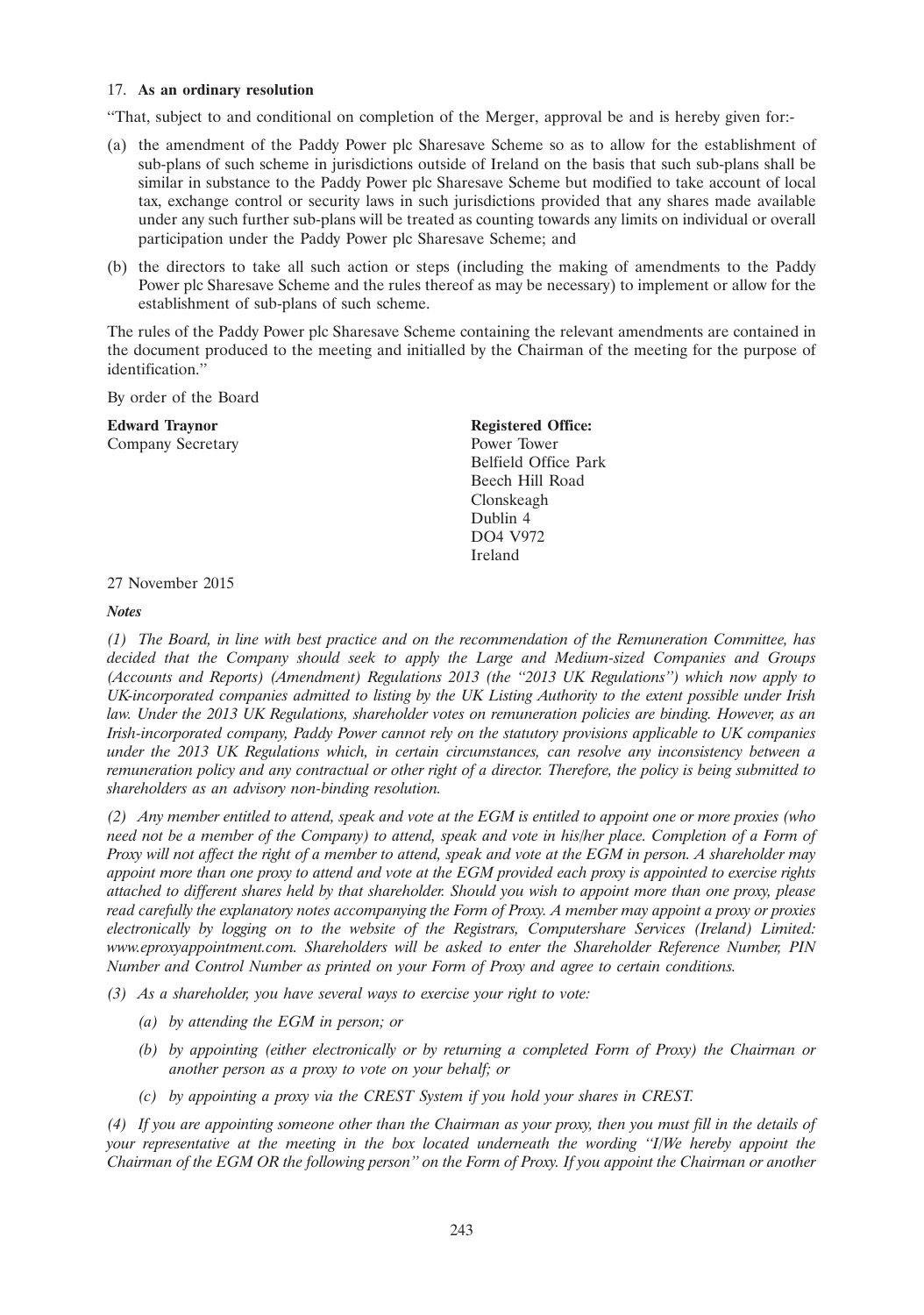17. **As an ordinary resolution**

"That, subject to and conditional on completion of the Merger, approval be and is hereby given for:-

(a) the amendment of the Paddy Power plc Sharesave Scheme so as to allow for the establishment of sub-plans of such scheme in jurisdictions outside of Ireland on the basis that such sub-plans shall be similar in substance to the Paddy Power plc Sharesave Scheme but modified to take account of local tax, exchange control or security laws in such jurisdictions provided that any shares made available under any such further sub-plans will be treated as counting towards any limits on individual or overall participation under the Paddy Power plc Sharesave Scheme; and

(b) the directors to take all such action or steps (including the making of amendments to the Paddy Power plc Sharesave Scheme and the rules thereof as may be necessary) to implement or allow for the establishment of sub-plans of such scheme.

The rules of the Paddy Power plc Sharesave Scheme containing the relevant amendments are contained in the document produced to the meeting and initialled by the Chairman of the meeting for the purpose of identification."

By order of the Board

**Edward Traynor**
Company Secretary

**Registered Office:**
Power Tower
Belfield Office Park
Beech Hill Road
Clonskeagh
Dublin 4
DO4 V972
Ireland

27 November 2015

***Notes***

*(1) The Board, in line with best practice and on the recommendation of the Remuneration Committee, has decided that the Company should seek to apply the Large and Medium-sized Companies and Groups (Accounts and Reports) (Amendment) Regulations 2013 (the "2013 UK Regulations") which now apply to UK-incorporated companies admitted to listing by the UK Listing Authority to the extent possible under Irish law. Under the 2013 UK Regulations, shareholder votes on remuneration policies are binding. However, as an Irish-incorporated company, Paddy Power cannot rely on the statutory provisions applicable to UK companies under the 2013 UK Regulations which, in certain circumstances, can resolve any inconsistency between a remuneration policy and any contractual or other right of a director. Therefore, the policy is being submitted to shareholders as an advisory non-binding resolution.*

*(2) Any member entitled to attend, speak and vote at the EGM is entitled to appoint one or more proxies (who need not be a member of the Company) to attend, speak and vote in his/her place. Completion of a Form of Proxy will not affect the right of a member to attend, speak and vote at the EGM in person. A shareholder may appoint more than one proxy to attend and vote at the EGM provided each proxy is appointed to exercise rights attached to different shares held by that shareholder. Should you wish to appoint more than one proxy, please read carefully the explanatory notes accompanying the Form of Proxy. A member may appoint a proxy or proxies electronically by logging on to the website of the Registrars, Computershare Services (Ireland) Limited: www.eproxyappointment.com. Shareholders will be asked to enter the Shareholder Reference Number, PIN Number and Control Number as printed on your Form of Proxy and agree to certain conditions.*

*(3) As a shareholder, you have several ways to exercise your right to vote:*

*(a) by attending the EGM in person; or*

*(b) by appointing (either electronically or by returning a completed Form of Proxy) the Chairman or another person as a proxy to vote on your behalf; or*

*(c) by appointing a proxy via the CREST System if you hold your shares in CREST.*

*(4) If you are appointing someone other than the Chairman as your proxy, then you must fill in the details of your representative at the meeting in the box located underneath the wording "I/We hereby appoint the Chairman of the EGM OR the following person" on the Form of Proxy. If you appoint the Chairman or another*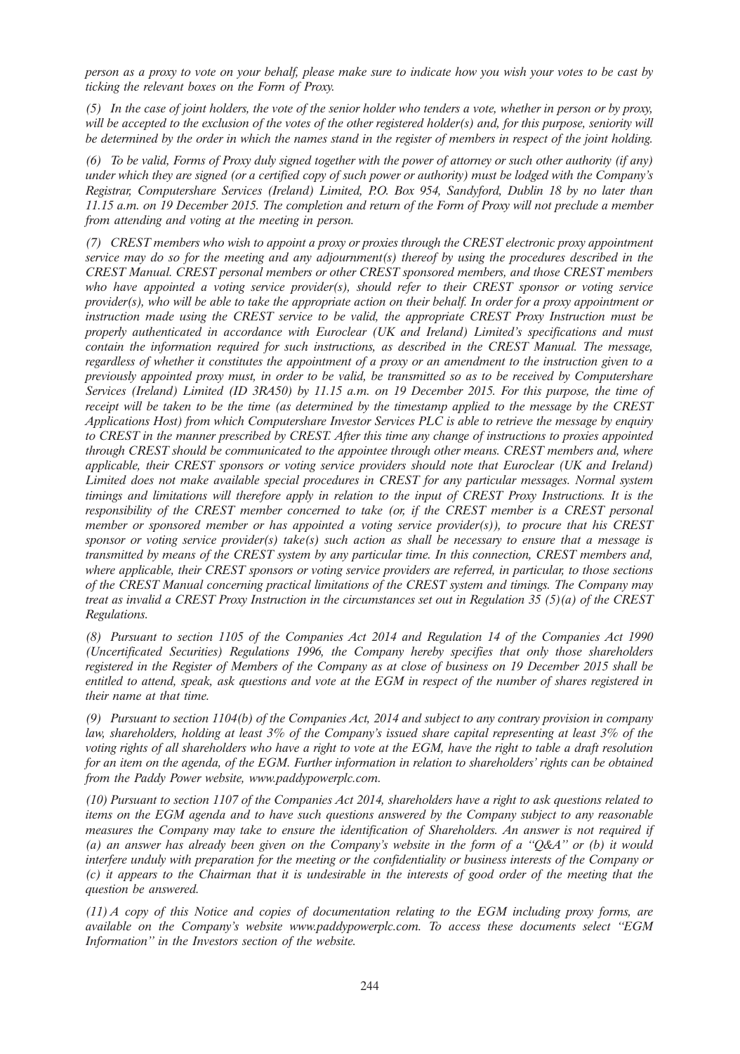*person as a proxy to vote on your behalf, please make sure to indicate how you wish your votes to be cast by ticking the relevant boxes on the Form of Proxy.*

*(5) In the case of joint holders, the vote of the senior holder who tenders a vote, whether in person or by proxy, will be accepted to the exclusion of the votes of the other registered holder(s) and, for this purpose, seniority will be determined by the order in which the names stand in the register of members in respect of the joint holding.*

*(6) To be valid, Forms of Proxy duly signed together with the power of attorney or such other authority (if any) under which they are signed (or a certified copy of such power or authority) must be lodged with the Company's Registrar, Computershare Services (Ireland) Limited, P.O. Box 954, Sandyford, Dublin 18 by no later than 11.15 a.m. on 19 December 2015. The completion and return of the Form of Proxy will not preclude a member from attending and voting at the meeting in person.*

*(7) CREST members who wish to appoint a proxy or proxies through the CREST electronic proxy appointment service may do so for the meeting and any adjournment(s) thereof by using the procedures described in the CREST Manual. CREST personal members or other CREST sponsored members, and those CREST members who have appointed a voting service provider(s), should refer to their CREST sponsor or voting service provider(s), who will be able to take the appropriate action on their behalf. In order for a proxy appointment or instruction made using the CREST service to be valid, the appropriate CREST Proxy Instruction must be properly authenticated in accordance with Euroclear (UK and Ireland) Limited's specifications and must contain the information required for such instructions, as described in the CREST Manual. The message, regardless of whether it constitutes the appointment of a proxy or an amendment to the instruction given to a previously appointed proxy must, in order to be valid, be transmitted so as to be received by Computershare Services (Ireland) Limited (ID 3RA50) by 11.15 a.m. on 19 December 2015. For this purpose, the time of receipt will be taken to be the time (as determined by the timestamp applied to the message by the CREST Applications Host) from which Computershare Investor Services PLC is able to retrieve the message by enquiry to CREST in the manner prescribed by CREST. After this time any change of instructions to proxies appointed through CREST should be communicated to the appointee through other means. CREST members and, where applicable, their CREST sponsors or voting service providers should note that Euroclear (UK and Ireland) Limited does not make available special procedures in CREST for any particular messages. Normal system timings and limitations will therefore apply in relation to the input of CREST Proxy Instructions. It is the responsibility of the CREST member concerned to take (or, if the CREST member is a CREST personal member or sponsored member or has appointed a voting service provider(s)), to procure that his CREST sponsor or voting service provider(s) take(s) such action as shall be necessary to ensure that a message is transmitted by means of the CREST system by any particular time. In this connection, CREST members and, where applicable, their CREST sponsors or voting service providers are referred, in particular, to those sections of the CREST Manual concerning practical limitations of the CREST system and timings. The Company may treat as invalid a CREST Proxy Instruction in the circumstances set out in Regulation 35 (5)(a) of the CREST Regulations.*

*(8) Pursuant to section 1105 of the Companies Act 2014 and Regulation 14 of the Companies Act 1990 (Uncertificated Securities) Regulations 1996, the Company hereby specifies that only those shareholders registered in the Register of Members of the Company as at close of business on 19 December 2015 shall be entitled to attend, speak, ask questions and vote at the EGM in respect of the number of shares registered in their name at that time.*

*(9) Pursuant to section 1104(b) of the Companies Act, 2014 and subject to any contrary provision in company law, shareholders, holding at least 3% of the Company's issued share capital representing at least 3% of the voting rights of all shareholders who have a right to vote at the EGM, have the right to table a draft resolution for an item on the agenda, of the EGM. Further information in relation to shareholders' rights can be obtained from the Paddy Power website, www.paddypowerplc.com.*

*(10) Pursuant to section 1107 of the Companies Act 2014, shareholders have a right to ask questions related to items on the EGM agenda and to have such questions answered by the Company subject to any reasonable measures the Company may take to ensure the identification of Shareholders. An answer is not required if (a) an answer has already been given on the Company's website in the form of a "Q&A" or (b) it would interfere unduly with preparation for the meeting or the confidentiality or business interests of the Company or (c) it appears to the Chairman that it is undesirable in the interests of good order of the meeting that the question be answered.*

*(11) A copy of this Notice and copies of documentation relating to the EGM including proxy forms, are available on the Company's website www.paddypowerplc.com. To access these documents select "EGM Information" in the Investors section of the website.*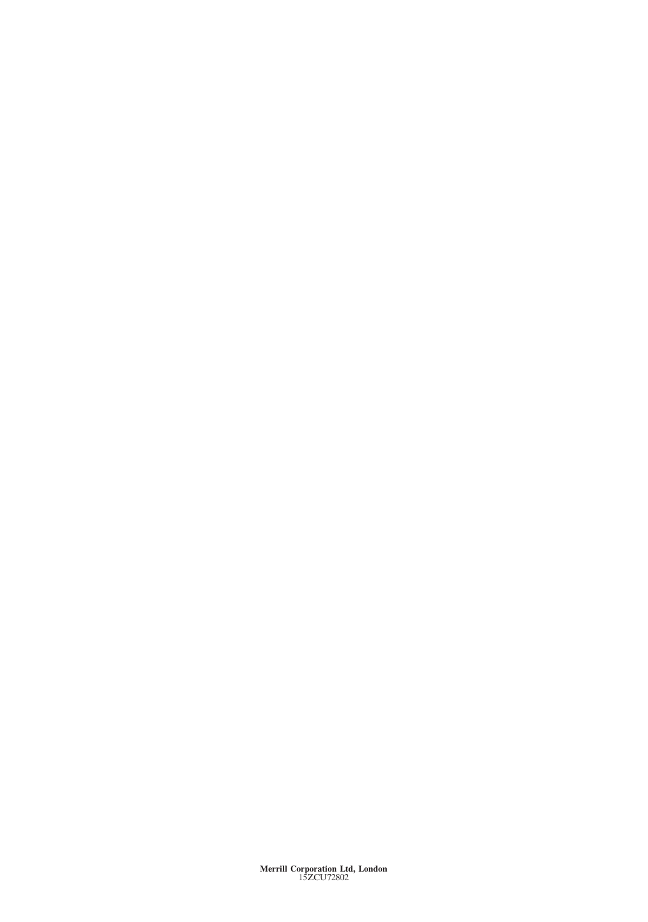**Merrill Corporation Ltd, London**
15ZCU72802